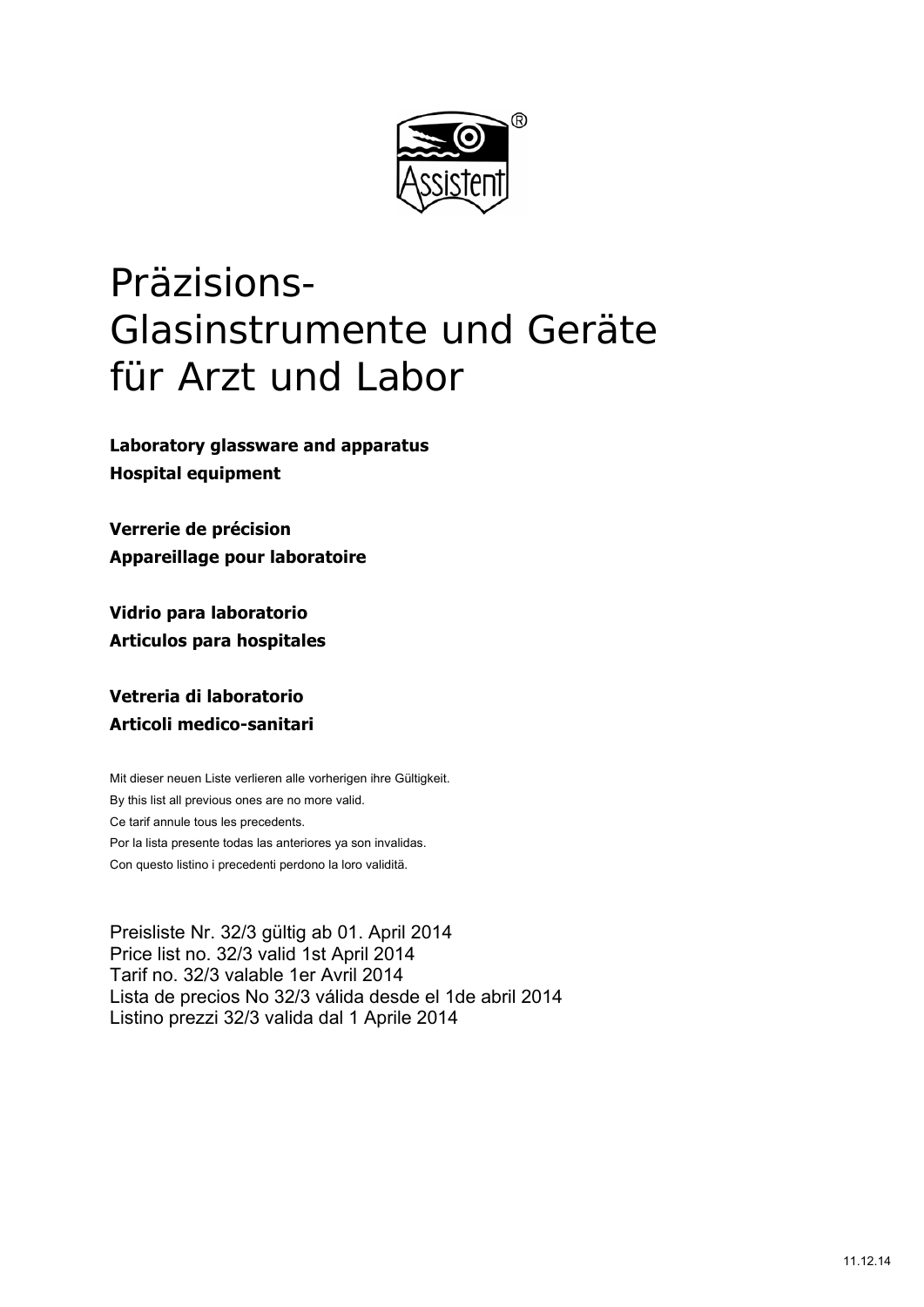# Präzisions-Glasinstrumente und Geräte für Arzt und Labor

**Laboratory glassware and apparatus**
**Hospital equipment**

**Verrerie de précision**
**Appareillage pour laboratoire**

**Vidrio para laboratorio**
**Articulos para hospitales**

**Vetreria di laboratorio**
**Articoli medico-sanitari**

Mit dieser neuen Liste verlieren alle vorherigen ihre Gültigkeit.
By this list all previous ones are no more valid.
Ce tarif annule tous les precedents.
Por la lista presente todas las anteriores ya son invalidas.
Con questo listino i precedenti perdono la loro validitä.

Preisliste Nr. 32/3 gültig ab 01. April 2014
Price list no. 32/3 valid 1st April 2014
Tarif no. 32/3 valable 1er Avril 2014
Lista de precios No 32/3 válida desde el 1de abril 2014
Listino prezzi 32/3 valida dal 1 Aprile 2014

11.12.14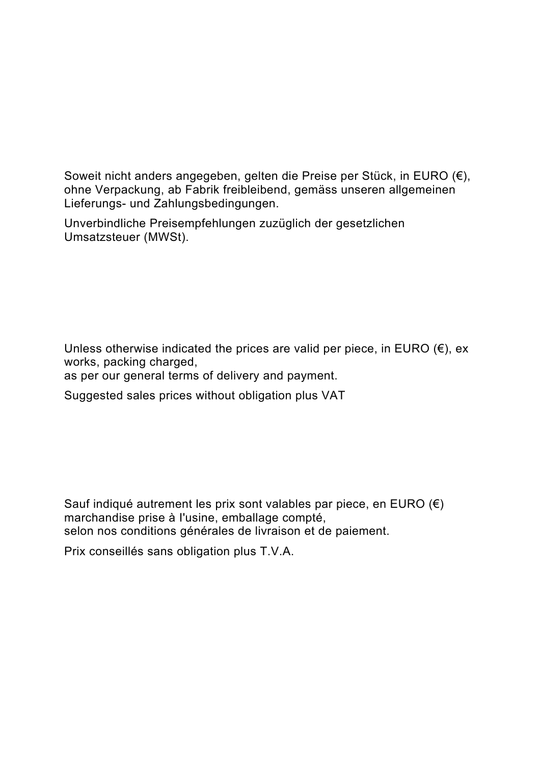Soweit nicht anders angegeben, gelten die Preise per Stück, in EURO (€), ohne Verpackung, ab Fabrik freibleibend, gemäss unseren allgemeinen Lieferungs- und Zahlungsbedingungen.

Unverbindliche Preisempfehlungen zuzüglich der gesetzlichen Umsatzsteuer (MWSt).

Unless otherwise indicated the prices are valid per piece, in EURO (€), ex works, packing charged,
as per our general terms of delivery and payment.

Suggested sales prices without obligation plus VAT

Sauf indiqué autrement les prix sont valables par piece, en EURO (€) marchandise prise à l'usine, emballage compté,
selon nos conditions générales de livraison et de paiement.

Prix conseillés sans obligation plus T.V.A.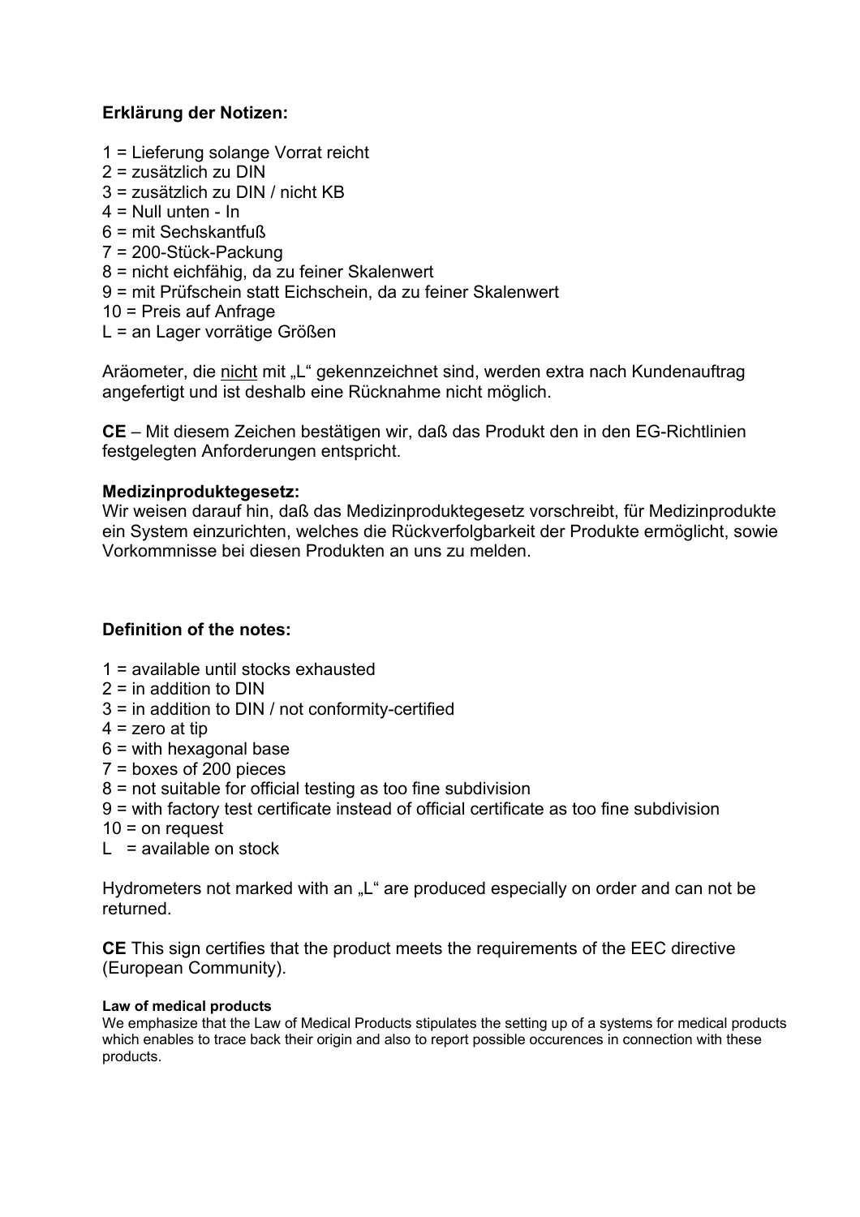**Erklärung der Notizen:**

1 = Lieferung solange Vorrat reicht
2 = zusätzlich zu DIN
3 = zusätzlich zu DIN / nicht KB
4 = Null unten - In
6 = mit Sechskantfuß
7 = 200-Stück-Packung
8 = nicht eichfähig, da zu feiner Skalenwert
9 = mit Prüfschein statt Eichschein, da zu feiner Skalenwert
10 = Preis auf Anfrage
L = an Lager vorrätige Größen

Aräometer, die nicht mit „L" gekennzeichnet sind, werden extra nach Kundenauftrag angefertigt und ist deshalb eine Rücknahme nicht möglich.

**CE** – Mit diesem Zeichen bestätigen wir, daß das Produkt den in den EG-Richtlinien festgelegten Anforderungen entspricht.

**Medizinproduktegesetz:**
Wir weisen darauf hin, daß das Medizinproduktegesetz vorschreibt, für Medizinprodukte ein System einzurichten, welches die Rückverfolgbarkeit der Produkte ermöglicht, sowie Vorkommnisse bei diesen Produkten an uns zu melden.

**Definition of the notes:**

1 = available until stocks exhausted
2 = in addition to DIN
3 = in addition to DIN / not conformity-certified
4 = zero at tip
6 = with hexagonal base
7 = boxes of 200 pieces
8 = not suitable for official testing as too fine subdivision
9 = with factory test certificate instead of official certificate as too fine subdivision
10 = on request
L = available on stock

Hydrometers not marked with an „L" are produced especially on order and can not be returned.

**CE** This sign certifies that the product meets the requirements of the EEC directive (European Community).

**Law of medical products**
We emphasize that the Law of Medical Products stipulates the setting up of a systems for medical products which enables to trace back their origin and also to report possible occurences in connection with these products.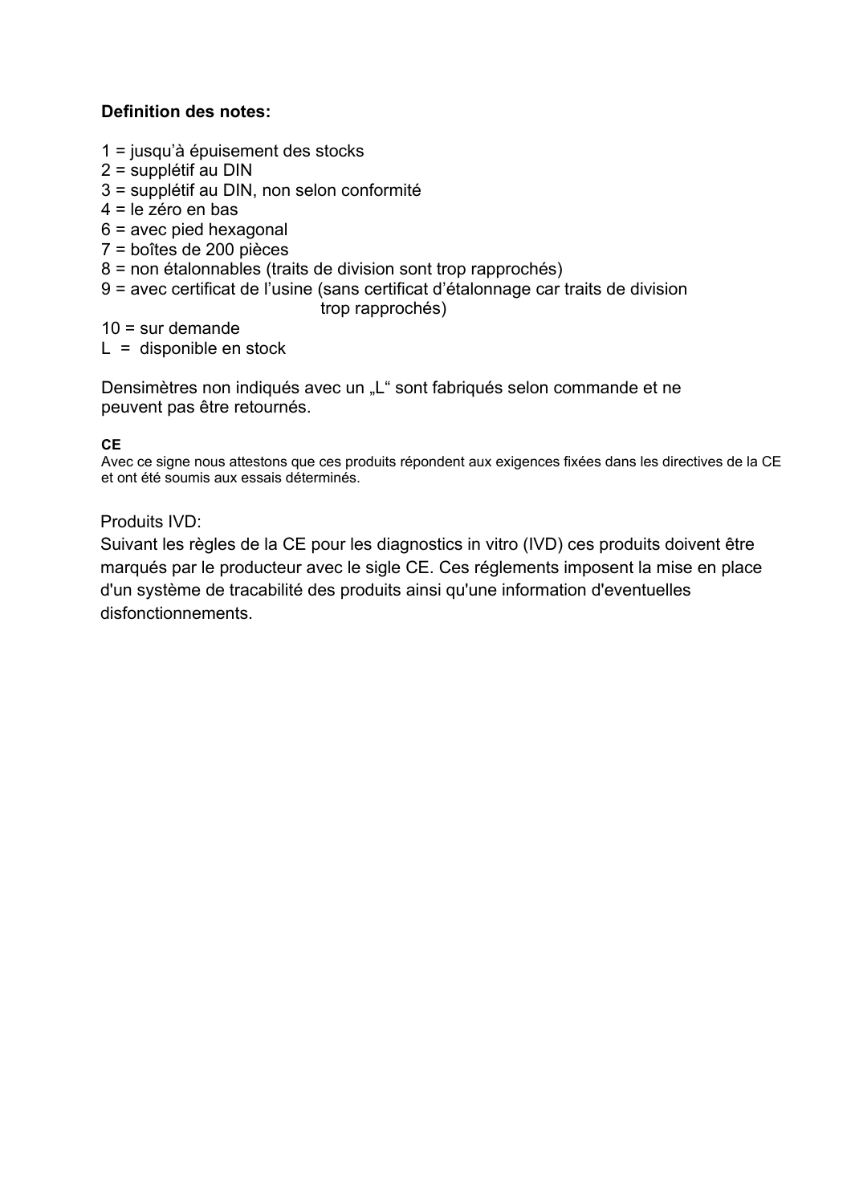**Definition des notes:**

1 = jusqu'à épuisement des stocks
2 = supplétif au DIN
3 = supplétif au DIN, non selon conformité
4 = le zéro en bas
6 = avec pied hexagonal
7 = boîtes de 200 pièces
8 = non étalonnables (traits de division sont trop rapprochés)
9 = avec certificat de l'usine (sans certificat d'étalonnage car traits de division trop rapprochés)
10 = sur demande
L = disponible en stock

Densimètres non indiqués avec un „L" sont fabriqués selon commande et ne peuvent pas être retournés.

**CE**
Avec ce signe nous attestons que ces produits répondent aux exigences fixées dans les directives de la CE et ont été soumis aux essais déterminés.

Produits IVD:
Suivant les règles de la CE pour les diagnostics in vitro (IVD) ces produits doivent être marqués par le producteur avec le sigle CE. Ces réglements imposent la mise en place d'un système de tracabilité des produits ainsi qu'une information d'eventuelles disfonctionnements.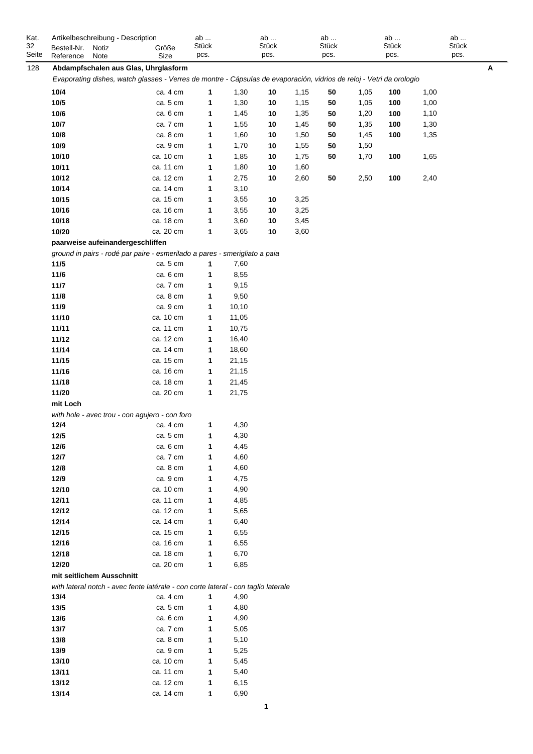| Kat. 32 Seite | Artikelbeschreibung - Description Bestell-Nr. Reference | Notiz Note | Größe Size | ab ... Stück pcs. | | ab ... Stück pcs. | | ab ... Stück pcs. | | ab ... Stück pcs. | | ab ... Stück pcs. | |
|---|---|---|---|---|---|---|---|---|---|---|---|---|---|
| 128 | **Abdampfschalen aus Glas, Uhrglasform** | | | | | | | | | | | | **A** |
| | *Evaporating dishes, watch glasses - Verres de montre - Cápsulas de evaporación, vidrios de reloj - Vetri da orologio* | | | | | | | | | | | | |
| | **10/4** | | ca. 4 cm | **1** | 1,30 | **10** | 1,15 | **50** | 1,05 | **100** | 1,00 | | |
| | **10/5** | | ca. 5 cm | **1** | 1,30 | **10** | 1,15 | **50** | 1,05 | **100** | 1,00 | | |
| | **10/6** | | ca. 6 cm | **1** | 1,45 | **10** | 1,35 | **50** | 1,20 | **100** | 1,10 | | |
| | **10/7** | | ca. 7 cm | **1** | 1,55 | **10** | 1,45 | **50** | 1,35 | **100** | 1,30 | | |
| | **10/8** | | ca. 8 cm | **1** | 1,60 | **10** | 1,50 | **50** | 1,45 | **100** | 1,35 | | |
| | **10/9** | | ca. 9 cm | **1** | 1,70 | **10** | 1,55 | **50** | 1,50 | | | | |
| | **10/10** | | ca. 10 cm | **1** | 1,85 | **10** | 1,75 | **50** | 1,70 | **100** | 1,65 | | |
| | **10/11** | | ca. 11 cm | **1** | 1,80 | **10** | 1,60 | | | | | | |
| | **10/12** | | ca. 12 cm | **1** | 2,75 | **10** | 2,60 | **50** | 2,50 | **100** | 2,40 | | |
| | **10/14** | | ca. 14 cm | **1** | 3,10 | | | | | | | | |
| | **10/15** | | ca. 15 cm | **1** | 3,55 | **10** | 3,25 | | | | | | |
| | **10/16** | | ca. 16 cm | **1** | 3,55 | **10** | 3,25 | | | | | | |
| | **10/18** | | ca. 18 cm | **1** | 3,60 | **10** | 3,45 | | | | | | |
| | **10/20** | | ca. 20 cm | **1** | 3,65 | **10** | 3,60 | | | | | | |
| | **paarweise aufeinandergeschliffen** | | | | | | | | | | | | |
| | *ground in pairs - rodé par paire - esmerilado a pares - smerigliato a paia* | | | | | | | | | | | | |
| | **11/5** | | ca. 5 cm | **1** | 7,60 | | | | | | | | |
| | **11/6** | | ca. 6 cm | **1** | 8,55 | | | | | | | | |
| | **11/7** | | ca. 7 cm | **1** | 9,15 | | | | | | | | |
| | **11/8** | | ca. 8 cm | **1** | 9,50 | | | | | | | | |
| | **11/9** | | ca. 9 cm | **1** | 10,10 | | | | | | | | |
| | **11/10** | | ca. 10 cm | **1** | 11,05 | | | | | | | | |
| | **11/11** | | ca. 11 cm | **1** | 10,75 | | | | | | | | |
| | **11/12** | | ca. 12 cm | **1** | 16,40 | | | | | | | | |
| | **11/14** | | ca. 14 cm | **1** | 18,60 | | | | | | | | |
| | **11/15** | | ca. 15 cm | **1** | 21,15 | | | | | | | | |
| | **11/16** | | ca. 16 cm | **1** | 21,15 | | | | | | | | |
| | **11/18** | | ca. 18 cm | **1** | 21,45 | | | | | | | | |
| | **11/20** | | ca. 20 cm | **1** | 21,75 | | | | | | | | |
| | **mit Loch** | | | | | | | | | | | | |
| | *with hole - avec trou - con agujero - con foro* | | | | | | | | | | | | |
| | **12/4** | | ca. 4 cm | **1** | 4,30 | | | | | | | | |
| | **12/5** | | ca. 5 cm | **1** | 4,30 | | | | | | | | |
| | **12/6** | | ca. 6 cm | **1** | 4,45 | | | | | | | | |
| | **12/7** | | ca. 7 cm | **1** | 4,60 | | | | | | | | |
| | **12/8** | | ca. 8 cm | **1** | 4,60 | | | | | | | | |
| | **12/9** | | ca. 9 cm | **1** | 4,75 | | | | | | | | |
| | **12/10** | | ca. 10 cm | **1** | 4,90 | | | | | | | | |
| | **12/11** | | ca. 11 cm | **1** | 4,85 | | | | | | | | |
| | **12/12** | | ca. 12 cm | **1** | 5,65 | | | | | | | | |
| | **12/14** | | ca. 14 cm | **1** | 6,40 | | | | | | | | |
| | **12/15** | | ca. 15 cm | **1** | 6,55 | | | | | | | | |
| | **12/16** | | ca. 16 cm | **1** | 6,55 | | | | | | | | |
| | **12/18** | | ca. 18 cm | **1** | 6,70 | | | | | | | | |
| | **12/20** | | ca. 20 cm | **1** | 6,85 | | | | | | | | |
| | **mit seitlichem Ausschnitt** | | | | | | | | | | | | |
| | *with lateral notch - avec fente latérale - con corte lateral - con taglio laterale* | | | | | | | | | | | | |
| | **13/4** | | ca. 4 cm | **1** | 4,90 | | | | | | | | |
| | **13/5** | | ca. 5 cm | **1** | 4,80 | | | | | | | | |
| | **13/6** | | ca. 6 cm | **1** | 4,90 | | | | | | | | |
| | **13/7** | | ca. 7 cm | **1** | 5,05 | | | | | | | | |
| | **13/8** | | ca. 8 cm | **1** | 5,10 | | | | | | | | |
| | **13/9** | | ca. 9 cm | **1** | 5,25 | | | | | | | | |
| | **13/10** | | ca. 10 cm | **1** | 5,45 | | | | | | | | |
| | **13/11** | | ca. 11 cm | **1** | 5,40 | | | | | | | | |
| | **13/12** | | ca. 12 cm | **1** | 6,15 | | | | | | | | |
| | **13/14** | | ca. 14 cm | **1** | 6,90 | | | | | | | | |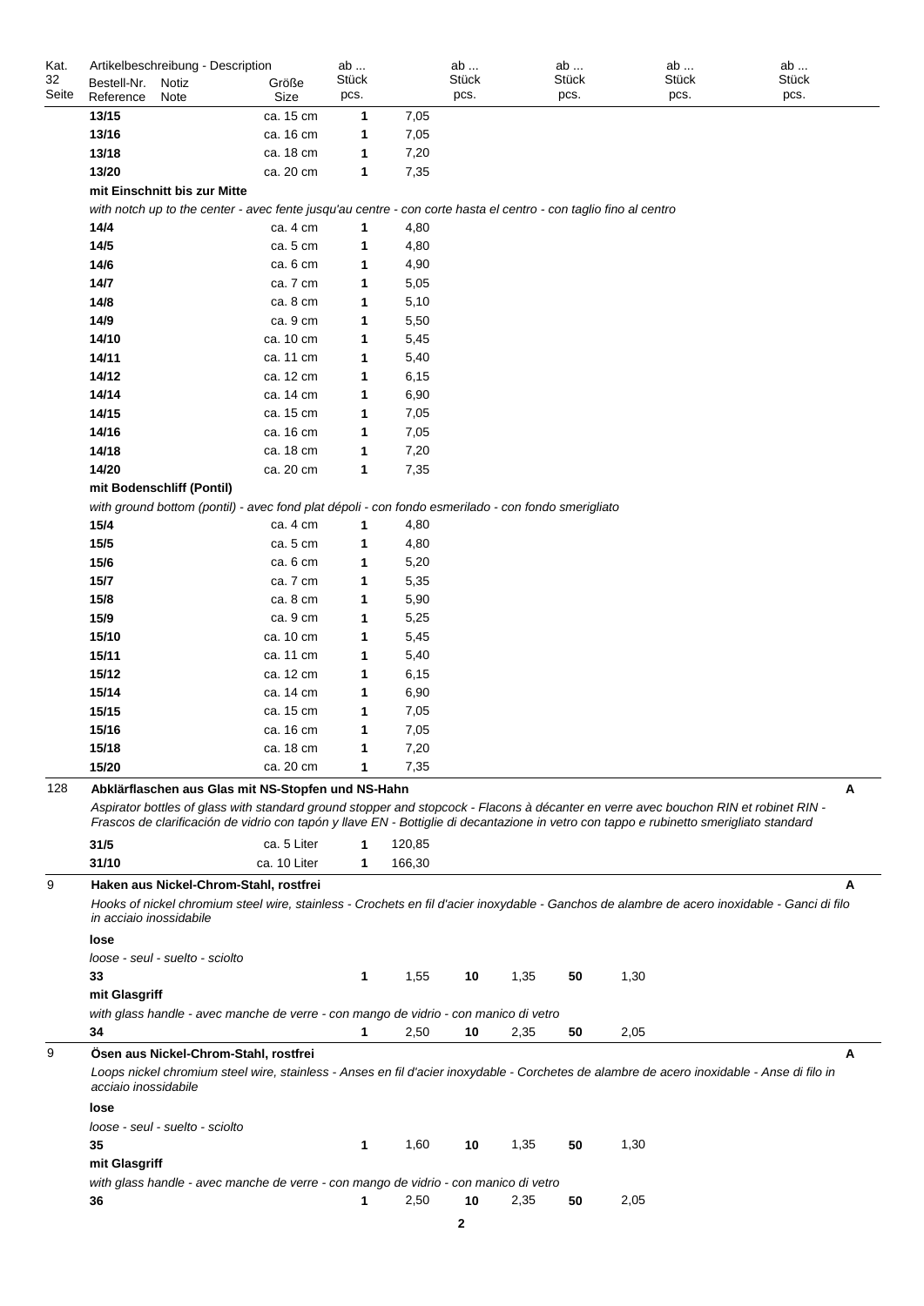| Kat. 32 Seite | Bestell-Nr. Reference | Notiz Note | Größe Size | ab ... Stück pcs. | | ab ... Stück pcs. | | ab ... Stück pcs. | | ab ... Stück pcs. | | ab ... Stück pcs. | |
|---|---|---|---|---|---|---|---|---|---|---|---|---|---|---|
| | 13/15 | | ca. 15 cm | 1 | 7,05 | | | | | | | | | |
| | 13/16 | | ca. 16 cm | 1 | 7,05 | | | | | | | | | |
| | 13/18 | | ca. 18 cm | 1 | 7,20 | | | | | | | | | |
| | 13/20 | | ca. 20 cm | 1 | 7,35 | | | | | | | | | |
| | **mit Einschnitt bis zur Mitte** | | | | | | | | | | | | | |
| | *with notch up to the center - avec fente jusqu'au centre - con corte hasta el centro - con taglio fino al centro* | | | | | | | | | | | | | |
| | 14/4 | | ca. 4 cm | 1 | 4,80 | | | | | | | | | |
| | 14/5 | | ca. 5 cm | 1 | 4,80 | | | | | | | | | |
| | 14/6 | | ca. 6 cm | 1 | 4,90 | | | | | | | | | |
| | 14/7 | | ca. 7 cm | 1 | 5,05 | | | | | | | | | |
| | 14/8 | | ca. 8 cm | 1 | 5,10 | | | | | | | | | |
| | 14/9 | | ca. 9 cm | 1 | 5,50 | | | | | | | | | |
| | 14/10 | | ca. 10 cm | 1 | 5,45 | | | | | | | | | |
| | 14/11 | | ca. 11 cm | 1 | 5,40 | | | | | | | | | |
| | 14/12 | | ca. 12 cm | 1 | 6,15 | | | | | | | | | |
| | 14/14 | | ca. 14 cm | 1 | 6,90 | | | | | | | | | |
| | 14/15 | | ca. 15 cm | 1 | 7,05 | | | | | | | | | |
| | 14/16 | | ca. 16 cm | 1 | 7,05 | | | | | | | | | |
| | 14/18 | | ca. 18 cm | 1 | 7,20 | | | | | | | | | |
| | 14/20 | | ca. 20 cm | 1 | 7,35 | | | | | | | | | |
| | **mit Bodenschliff (Pontil)** | | | | | | | | | | | | | |
| | *with ground bottom (pontil) - avec fond plat dépoli - con fondo esmerilado - con fondo smerigliato* | | | | | | | | | | | | | |
| | 15/4 | | ca. 4 cm | 1 | 4,80 | | | | | | | | | |
| | 15/5 | | ca. 5 cm | 1 | 4,80 | | | | | | | | | |
| | 15/6 | | ca. 6 cm | 1 | 5,20 | | | | | | | | | |
| | 15/7 | | ca. 7 cm | 1 | 5,35 | | | | | | | | | |
| | 15/8 | | ca. 8 cm | 1 | 5,90 | | | | | | | | | |
| | 15/9 | | ca. 9 cm | 1 | 5,25 | | | | | | | | | |
| | 15/10 | | ca. 10 cm | 1 | 5,45 | | | | | | | | | |
| | 15/11 | | ca. 11 cm | 1 | 5,40 | | | | | | | | | |
| | 15/12 | | ca. 12 cm | 1 | 6,15 | | | | | | | | | |
| | 15/14 | | ca. 14 cm | 1 | 6,90 | | | | | | | | | |
| | 15/15 | | ca. 15 cm | 1 | 7,05 | | | | | | | | | |
| | 15/16 | | ca. 16 cm | 1 | 7,05 | | | | | | | | | |
| | 15/18 | | ca. 18 cm | 1 | 7,20 | | | | | | | | | |
| | 15/20 | | ca. 20 cm | 1 | 7,35 | | | | | | | | | |
| 128 | **Abklärflaschen aus Glas mit NS-Stopfen und NS-Hahn** | | | | | | | | | | | | | A |
| | *Aspirator bottles of glass with standard ground stopper and stopcock - Flacons à décanter en verre avec bouchon RIN et robinet RIN - Frascos de clarificación de vidrio con tapón y llave EN - Bottiglie di decantazione in vetro con tappo e rubinetto smerigliato standard* | | | | | | | | | | | | | |
| | 31/5 | | ca. 5 Liter | 1 | 120,85 | | | | | | | | | |
| | 31/10 | | ca. 10 Liter | 1 | 166,30 | | | | | | | | | |
| 9 | **Haken aus Nickel-Chrom-Stahl, rostfrei** | | | | | | | | | | | | | A |
| | *Hooks of nickel chromium steel wire, stainless - Crochets en fil d'acier inoxydable - Ganchos de alambre de acero inoxidable - Ganci di filo in acciaio inossidabile* | | | | | | | | | | | | | |
| | **lose** | | | | | | | | | | | | | |
| | *loose - seul - suelto - sciolto* | | | | | | | | | | | | | |
| | 33 | | | 1 | 1,55 | 10 | 1,35 | 50 | 1,30 | | | | | |
| | **mit Glasgriff** | | | | | | | | | | | | | |
| | *with glass handle - avec manche de verre - con mango de vidrio - con manico di vetro* | | | | | | | | | | | | | |
| | 34 | | | 1 | 2,50 | 10 | 2,35 | 50 | 2,05 | | | | | |
| 9 | **Ösen aus Nickel-Chrom-Stahl, rostfrei** | | | | | | | | | | | | | A |
| | *Loops nickel chromium steel wire, stainless - Anses en fil d'acier inoxydable - Corchetes de alambre de acero inoxidable - Anse di filo in acciaio inossidabile* | | | | | | | | | | | | | |
| | **lose** | | | | | | | | | | | | | |
| | *loose - seul - suelto - sciolto* | | | | | | | | | | | | | |
| | 35 | | | 1 | 1,60 | 10 | 1,35 | 50 | 1,30 | | | | | |
| | **mit Glasgriff** | | | | | | | | | | | | | |
| | *with glass handle - avec manche de verre - con mango de vidrio - con manico di vetro* | | | | | | | | | | | | | |
| | 36 | | | 1 | 2,50 | 10 | 2,35 | 50 | 2,05 | | | | | |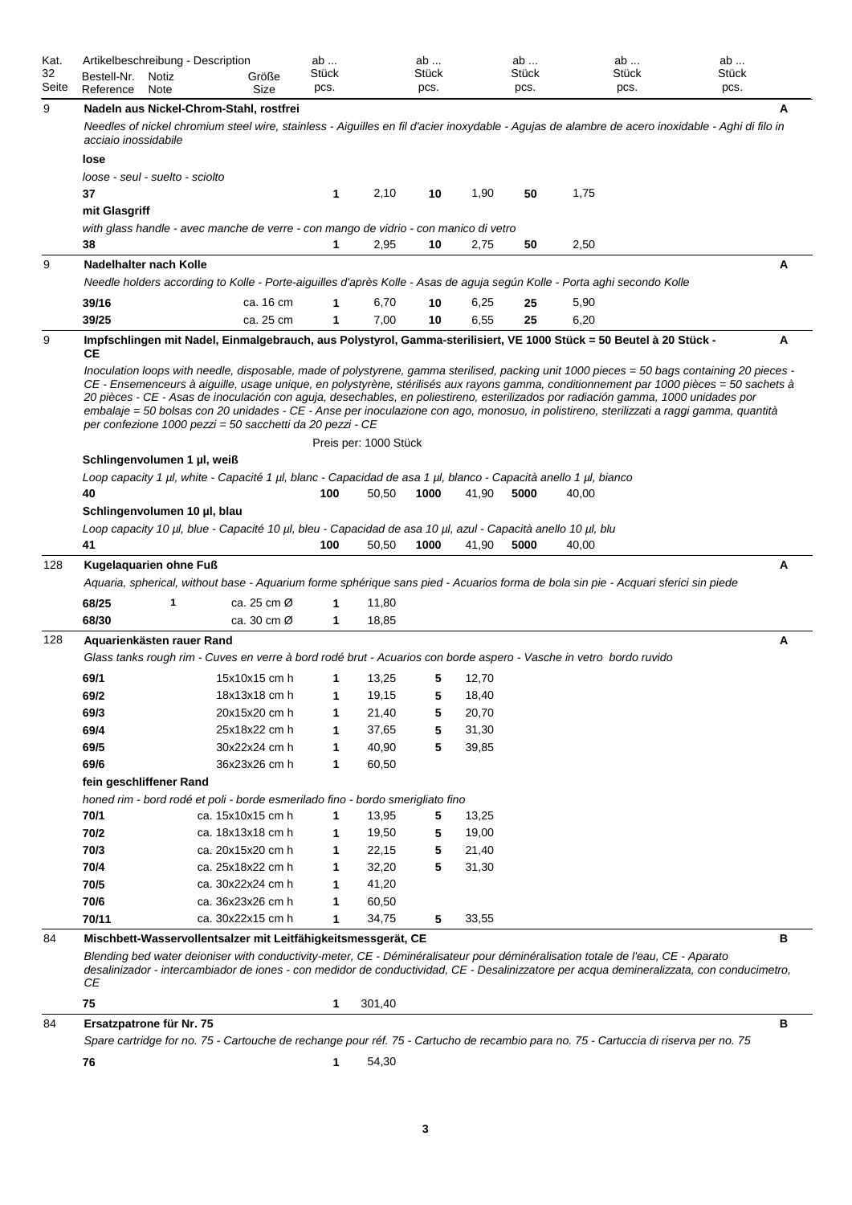| Kat. 32 Seite | Artikelbeschreibung - Description<br>Bestell-Nr. Reference | Notiz Note | Größe Size | ab ... Stück pcs. | | ab ... Stück pcs. | | ab ... Stück pcs. | | ab ... Stück pcs. | | ab ... Stück pcs. | | |
|---|---|---|---|---|---|---|---|---|---|---|---|---|---|---|
| 9 | **Nadeln aus Nickel-Chrom-Stahl, rostfrei** | | | | | | | | | | | | | A |
| | *Needles of nickel chromium steel wire, stainless - Aiguilles en fil d'acier inoxydable - Agujas de alambre de acero inoxidable - Aghi di filo in acciaio inossidabile* | | | | | | | | | | | | | |
| | **lose** | | | | | | | | | | | | | |
| | *loose - seul - suelto - sciolto* | | | | | | | | | | | | | |
| | **37** | | | **1** | 2,10 | **10** | 1,90 | **50** | 1,75 | | | | | |
| | **mit Glasgriff** | | | | | | | | | | | | | |
| | *with glass handle - avec manche de verre - con mango de vidrio - con manico di vetro* | | | | | | | | | | | | | |
| | **38** | | | **1** | 2,95 | **10** | 2,75 | **50** | 2,50 | | | | | |
| 9 | **Nadelhalter nach Kolle** | | | | | | | | | | | | | A |
| | *Needle holders according to Kolle - Porte-aiguilles d'après Kolle - Asas de aguja según Kolle - Porta aghi secondo Kolle* | | | | | | | | | | | | | |
| | **39/16** | | ca. 16 cm | **1** | 6,70 | **10** | 6,25 | **25** | 5,90 | | | | | |
| | **39/25** | | ca. 25 cm | **1** | 7,00 | **10** | 6,55 | **25** | 6,20 | | | | | |
| 9 | **Impfschlingen mit Nadel, Einmalgebrauch, aus Polystyrol, Gamma-sterilisiert, VE 1000 Stück = 50 Beutel à 20 Stück - CE** | | | | | | | | | | | | | A |
| | *Inoculation loops with needle, disposable, made of polystyrene, gamma sterilised, packing unit 1000 pieces = 50 bags containing 20 pieces - CE - Ensemenceurs à aiguille, usage unique, en polystyrène, stérilisés aux rayons gamma, conditionnement par 1000 pièces = 50 sachets à 20 pièces - CE - Asas de inoculación con aguja, desechables, en poliestireno, esterilizados por radiación gamma, 1000 unidades por embalaje = 50 bolsas con 20 unidades - CE - Anse per inoculazione con ago, monosuo, in polistireno, sterilizzati a raggi gamma, quantità per confezione 1000 pezzi = 50 sacchetti da 20 pezzi - CE* | | | | | | | | | | | | | |
| | | | | Preis per: 1000 Stück | | | | | | | | | | |
| | **Schlingenvolumen 1 µl, weiß** | | | | | | | | | | | | | |
| | *Loop capacity 1 µl, white - Capacité 1 µl, blanc - Capacidad de asa 1 µl, blanco - Capacità anello 1 µl, bianco* | | | | | | | | | | | | | |
| | **40** | | | **100** | 50,50 | **1000** | 41,90 | **5000** | 40,00 | | | | | |
| | **Schlingenvolumen 10 µl, blau** | | | | | | | | | | | | | |
| | *Loop capacity 10 µl, blue - Capacité 10 µl, bleu - Capacidad de asa 10 µl, azul - Capacità anello 10 µl, blu* | | | | | | | | | | | | | |
| | **41** | | | **100** | 50,50 | **1000** | 41,90 | **5000** | 40,00 | | | | | |
| 128 | **Kugelaquarien ohne Fuß** | | | | | | | | | | | | | A |
| | *Aquaria, spherical, without base - Aquarium forme sphérique sans pied - Acuarios forma de bola sin pie - Acquari sferici sin piede* | | | | | | | | | | | | | |
| | **68/25** | **1** | ca. 25 cm Ø | **1** | 11,80 | | | | | | | | | |
| | **68/30** | | ca. 30 cm Ø | **1** | 18,85 | | | | | | | | | |
| 128 | **Aquarienkästen rauer Rand** | | | | | | | | | | | | | A |
| | *Glass tanks rough rim - Cuves en verre à bord rodé brut - Acuarios con borde aspero - Vasche in vetro bordo ruvido* | | | | | | | | | | | | | |
| | **69/1** | | 15x10x15 cm h | **1** | 13,25 | **5** | 12,70 | | | | | | | |
| | **69/2** | | 18x13x18 cm h | **1** | 19,15 | **5** | 18,40 | | | | | | | |
| | **69/3** | | 20x15x20 cm h | **1** | 21,40 | **5** | 20,70 | | | | | | | |
| | **69/4** | | 25x18x22 cm h | **1** | 37,65 | **5** | 31,30 | | | | | | | |
| | **69/5** | | 30x22x24 cm h | **1** | 40,90 | **5** | 39,85 | | | | | | | |
| | **69/6** | | 36x23x26 cm h | **1** | 60,50 | | | | | | | | | |
| | **fein geschliffener Rand** | | | | | | | | | | | | | |
| | *honed rim - bord rodé et poli - borde esmerilado fino - bordo smerigliato fino* | | | | | | | | | | | | | |
| | **70/1** | | ca. 15x10x15 cm h | **1** | 13,95 | **5** | 13,25 | | | | | | | |
| | **70/2** | | ca. 18x13x18 cm h | **1** | 19,50 | **5** | 19,00 | | | | | | | |
| | **70/3** | | ca. 20x15x20 cm h | **1** | 22,15 | **5** | 21,40 | | | | | | | |
| | **70/4** | | ca. 25x18x22 cm h | **1** | 32,20 | **5** | 31,30 | | | | | | | |
| | **70/5** | | ca. 30x22x24 cm h | **1** | 41,20 | | | | | | | | | |
| | **70/6** | | ca. 36x23x26 cm h | **1** | 60,50 | | | | | | | | | |
| | **70/11** | | ca. 30x22x15 cm h | **1** | 34,75 | **5** | 33,55 | | | | | | | |
| 84 | **Mischbett-Wasservollentsalzer mit Leitfähigkeitsmessgerät, CE** | | | | | | | | | | | | | B |
| | *Blending bed water deioniser with conductivity-meter, CE - Déminéralisateur pour déminéralisation totale de l'eau, CE - Aparato desalinizador - intercambiador de iones - con medidor de conductividad, CE - Desalinizzatore per acqua demineralizzata, con conducimetro, CE* | | | | | | | | | | | | | |
| | **75** | | | **1** | 301,40 | | | | | | | | | |
| 84 | **Ersatzpatrone für Nr. 75** | | | | | | | | | | | | | B |
| | *Spare cartridge for no. 75 - Cartouche de rechange pour réf. 75 - Cartucho de recambio para no. 75 - Cartuccia di riserva per no. 75* | | | | | | | | | | | | | |
| | **76** | | | **1** | 54,30 | | | | | | | | | |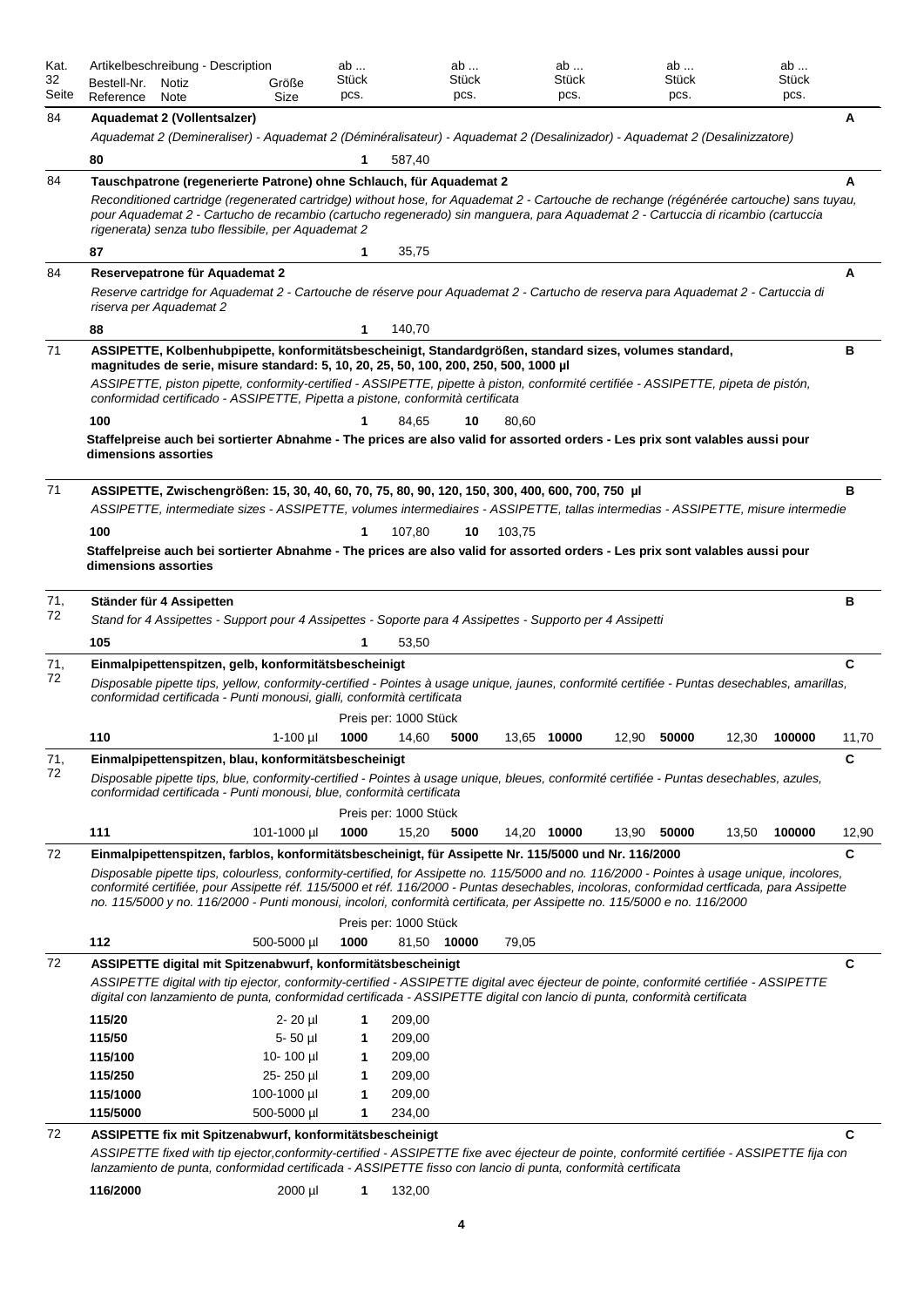| Kat. 32 Seite | Artikelbeschreibung - Description<br>Bestell-Nr. Reference | Notiz Note | Größe Size | ab ... Stück pcs. | | ab ... Stück pcs. | | ab ... Stück pcs. | | ab ... Stück pcs. | | ab ... Stück pcs. | | |
|---|---|---|---|---|---|---|---|---|---|---|---|---|---|---|
| 84 | **Aquademat 2 (Vollentsalzer)** | | | | | | | | | | | | | **A** |
| | *Aquademat 2 (Demineraliser) - Aquademat 2 (Déminéralisateur) - Aquademat 2 (Desalizador) - Aquademat 2 (Desalizzatore)* | | | | | | | | | | | | | |
| | **80** | | | **1** | 587,40 | | | | | | | | | |
| 84 | **Tauschpatrone (regenerierte Patrone) ohne Schlauch, für Aquademat 2** | | | | | | | | | | | | | **A** |
| | *Reconditioned cartridge (regenerated cartridge) without hose, for Aquademat 2 - Cartouche de rechange (régénérée cartouche) sans tuyau, pour Aquademat 2 - Cartucho de recambio (cartucho regenerado) sin manguera, para Aquademat 2 - Cartuccia di ricambio (cartuccia rigenerata) senza tubo flessibile, per Aquademat 2* | | | | | | | | | | | | | |
| | **87** | | | **1** | 35,75 | | | | | | | | | |
| 84 | **Reservepatrone für Aquademat 2** | | | | | | | | | | | | | **A** |
| | *Reserve cartridge for Aquademat 2 - Cartouche de réserve pour Aquademat 2 - Cartucho de reserva para Aquademat 2 - Cartuccia di riserva per Aquademat 2* | | | | | | | | | | | | | |
| | **88** | | | **1** | 140,70 | | | | | | | | | |
| 71 | **ASSIPETTE, Kolbenhubpipette, konformitätsbescheinigt, Standardgrößen, standard sizes, volumes standard, magnitudes de serie, misure standard: 5, 10, 20, 25, 50, 100, 200, 250, 500, 1000 µl** | | | | | | | | | | | | | **B** |
| | *ASSIPETTE, piston pipette, conformity-certified - ASSIPETTE, pipette à piston, conformité certifiée - ASSIPETTE, pipeta de pistón, conformidad certificado - ASSIPETTE, Pipetta a pistone, conformità certificata* | | | | | | | | | | | | | |
| | **100** | | | **1** | 84,65 | **10** | 80,60 | | | | | | | |
| | **Staffelpreise auch bei sortierter Abnahme - The prices are also valid for assorted orders - Les prix sont valables aussi pour dimensions assorties** | | | | | | | | | | | | | |
| 71 | **ASSIPETTE, Zwischengrößen: 15, 30, 40, 60, 70, 75, 80, 90, 120, 150, 300, 400, 600, 700, 750 µl** | | | | | | | | | | | | | **B** |
| | *ASSIPETTE, intermediate sizes - ASSIPETTE, volumes intermediaires - ASSIPETTE, tallas intermedias - ASSIPETTE, misure intermedie* | | | | | | | | | | | | | |
| | **100** | | | **1** | 107,80 | **10** | 103,75 | | | | | | | |
| | **Staffelpreise auch bei sortierter Abnahme - The prices are also valid for assorted orders - Les prix sont valables aussi pour dimensions assorties** | | | | | | | | | | | | | |
| 71, 72 | **Ständer für 4 Assipetten** | | | | | | | | | | | | | **B** |
| | *Stand for 4 Assipettes - Support pour 4 Assipettes - Soporte para 4 Assipettes - Supporto per 4 Assipetti* | | | | | | | | | | | | | |
| | **105** | | | **1** | 53,50 | | | | | | | | | |
| 71, 72 | **Einmalpipettenspitzen, gelb, konformitätsbescheinigt** | | | | | | | | | | | | | **C** |
| | *Disposable pipette tips, yellow, conformity-certified - Pointes à usage unique, jaunes, conformité certifiée - Puntas desechables, amarillas, conformidad certificada - Punti monousi, gialli, conformità certificata* | | | | | | | | | | | | | |
| | | | | Preis per: 1000 Stück | | | | | | | | | | |
| | **110** | | 1-100 µl | **1000** | 14,60 | **5000** | 13,65 | **10000** | 12,90 | **50000** | 12,30 | **100000** | 11,70 | |
| 71, 72 | **Einmalpipettenspitzen, blau, konformitätsbescheinigt** | | | | | | | | | | | | | **C** |
| | *Disposable pipette tips, blue, conformity-certified - Pointes à usage unique, bleues, conformité certifiée - Puntas desechables, azules, conformidad certificada - Punti monousi, blue, conformità certificata* | | | | | | | | | | | | | |
| | | | | Preis per: 1000 Stück | | | | | | | | | | |
| | **111** | | 101-1000 µl | **1000** | 15,20 | **5000** | 14,20 | **10000** | 13,90 | **50000** | 13,50 | **100000** | 12,90 | |
| 72 | **Einmalpipettenspitzen, farblos, konformitätsbescheinigt, für Assipette Nr. 115/5000 und Nr. 116/2000** | | | | | | | | | | | | | **C** |
| | *Disposable pipette tips, colourless, conformity-certified, for Assipette no. 115/5000 and no. 116/2000 - Pointes à usage unique, incolores, conformité certifiée, pour Assipette réf. 115/5000 et réf. 116/2000 - Puntas desechables, incoloras, conformidad certficada, para Assipette no. 115/5000 y no. 116/2000 - Punti monousi, incolori, conformità certificata, per Assipette no. 115/5000 e no. 116/2000* | | | | | | | | | | | | | |
| | | | | Preis per: 1000 Stück | | | | | | | | | | |
| | **112** | | 500-5000 µl | **1000** | 81,50 | **10000** | 79,05 | | | | | | | |
| 72 | **ASSIPETTE digital mit Spitzenabwurf, konformitätsbescheinigt** | | | | | | | | | | | | | **C** |
| | *ASSIPETTE digital with tip ejector, conformity-certified - ASSIPETTE digital avec éjecteur de pointe, conformité certifiée - ASSIPETTE digital con lanzamiento de punta, conformidad certificada - ASSIPETTE digital con lancio di punta, conformità certificata* | | | | | | | | | | | | | |
| | **115/20** | | 2- 20 µl | **1** | 209,00 | | | | | | | | | |
| | **115/50** | | 5- 50 µl | **1** | 209,00 | | | | | | | | | |
| | **115/100** | | 10- 100 µl | **1** | 209,00 | | | | | | | | | |
| | **115/250** | | 25- 250 µl | **1** | 209,00 | | | | | | | | | |
| | **115/1000** | | 100-1000 µl | **1** | 209,00 | | | | | | | | | |
| | **115/5000** | | 500-5000 µl | **1** | 234,00 | | | | | | | | | |
| 72 | **ASSIPETTE fix mit Spitzenabwurf, konformitätsbescheinigt** | | | | | | | | | | | | | **C** |
| | *ASSIPETTE fixed with tip ejector,conformity-certified - ASSIPETTE fixe avec éjecteur de pointe, conformité certifiée - ASSIPETTE fija con lanzamiento de punta, conformidad certificada - ASSIPETTE fisso con lancio di punta, conformità certificata* | | | | | | | | | | | | | |
| | **116/2000** | | 2000 µl | **1** | 132,00 | | | | | | | | | |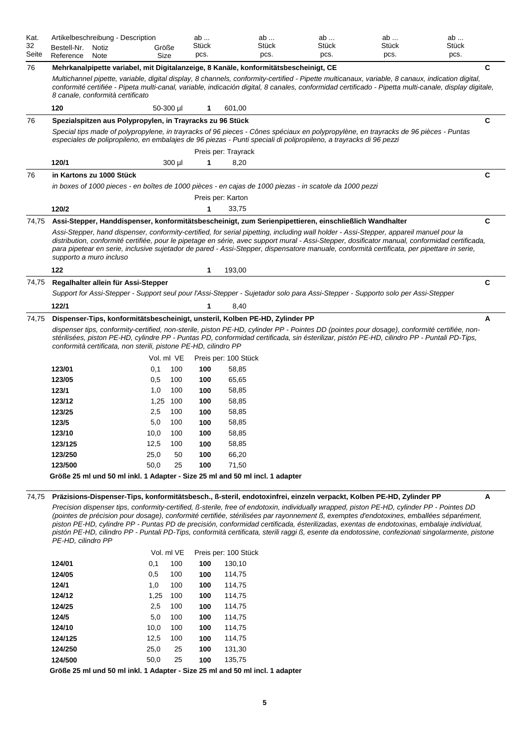| Kat. 32 Seite | Artikelbeschreibung - Description<br>Bestell-Nr. Reference | Notiz Note | Größe Size | ab ... Stück pcs. | | ab ... Stück pcs. | ab ... Stück pcs. | ab ... Stück pcs. | ab ... Stück pcs. | |
|---|---|---|---|---|---|---|---|---|---|---|
| 76 | **Mehrkanalpipette variabel, mit Digitalanzeige, 8 Kanäle, konformitätsbescheinigt, CE** | | | | | | | | | **C** |
| | *Multichannel pipette, variable, digital display, 8 channels, conformity-certified - Pipette multicanaux, variable, 8 canaux, indication digital, conformité certifiée - Pipeta multi-canal, variable, indicación digital, 8 canales, conformidad certificado - Pipetta multi-canale, display digitale, 8 canale, conformità certificato* | | | | | | | | | |
| | **120** | | 50-300 µl | **1** | 601,00 | | | | | |
| 76 | **Spezialspitzen aus Polypropylen, in Trayracks zu 96 Stück** | | | | | | | | | **C** |
| | *Special tips made of polypropylene, in trayracks of 96 pieces - Cônes spéciaux en polypropylène, en trayracks de 96 pièces - Puntas especiales de polipropileno, en embalajes de 96 piezas - Punti speciali di polipropileno, a trayracks di 96 pezzi* | | | | | | | | | |
| | | | | Preis per: Trayrack | | | | | | |
| | **120/1** | | 300 µl | **1** | 8,20 | | | | | |
| 76 | **in Kartons zu 1000 Stück** | | | | | | | | | **C** |
| | *in boxes of 1000 pieces - en boîtes de 1000 pièces - en cajas de 1000 piezas - in scatole da 1000 pezzi* | | | | | | | | | |
| | | | | Preis per: Karton | | | | | | |
| | **120/2** | | | **1** | 33,75 | | | | | |
| 74,75 | **Assi-Stepper, Handdispenser, konformitätsbescheinigt, zum Serienpipettieren, einschließlich Wandhalter** | | | | | | | | | **C** |
| | *Assi-Stepper, hand dispenser, conformity-certified, for serial pipetting, including wall holder - Assi-Stepper, appareil manuel pour la distribution, conformité certifiée, pour le pipetage en série, avec support mural - Assi-Stepper, dosificator manual, conformidad certificada, para pipetear en serie, inclusive sujetador de pared - Assi-Stepper, dispensatore manuale, conformità certificata, per pipettare in serie, supporto a muro incluso* | | | | | | | | | |
| | **122** | | | **1** | 193,00 | | | | | |
| 74,75 | **Regalhalter allein für Assi-Stepper** | | | | | | | | | **C** |
| | *Support for Assi-Stepper - Support seul pour l'Assi-Stepper - Sujetador solo para Assi-Stepper - Supporto solo per Assi-Stepper* | | | | | | | | | |
| | **122/1** | | | **1** | 8,40 | | | | | |

| Kat. 32 Seite | Bestell-Nr. | Vol. ml | VE | ab ... Stück | Preis per: 100 Stück | |
|---|---|---|---|---|---|---|
| 74,75 | **Dispenser-Tips, konformitätsbescheinigt, unsteril, Kolben PE-HD, Zylinder PP** | | | | | **A** |
| | *dispenser tips, conformity-certified, non-sterile, piston PE-HD, cylinder PP - Pointes DD (pointes pour dosage), conformité certifiée, non-stérilisées, piston PE-HD, cylindre PP - Puntas PD, conformidad certificada, sin ésterilizar, pistón PE-HD, cilindro PP - Puntali PD-Tips, conformità certificata, non sterili, pistone PE-HD, cilindro PP* | | | | | |
| | **123/01** | 0,1 | 100 | **100** | 58,85 | |
| | **123/05** | 0,5 | 100 | **100** | 65,65 | |
| | **123/1** | 1,0 | 100 | **100** | 58,85 | |
| | **123/12** | 1,25 | 100 | **100** | 58,85 | |
| | **123/25** | 2,5 | 100 | **100** | 58,85 | |
| | **123/5** | 5,0 | 100 | **100** | 58,85 | |
| | **123/10** | 10,0 | 100 | **100** | 58,85 | |
| | **123/125** | 12,5 | 100 | **100** | 58,85 | |
| | **123/250** | 25,0 | 50 | **100** | 66,20 | |
| | **123/500** | 50,0 | 25 | **100** | 71,50 | |

**Größe 25 ml und 50 ml inkl. 1 Adapter - Size 25 ml and 50 ml incl. 1 adapter**

| Kat. 32 Seite | Bestell-Nr. | Vol. ml | VE | ab ... Stück | Preis per: 100 Stück | |
|---|---|---|---|---|---|---|
| 74,75 | **Präzisions-Dispenser-Tips, konformitätsbesch., ß-steril, endotoxinfrei, einzeln verpackt, Kolben PE-HD, Zylinder PP** | | | | | **A** |
| | *Precision dispenser tips, conformity-certified, ß-sterile, free of endotoxin, individually wrapped, piston PE-HD, cylinder PP - Pointes DD (pointes de précision pour dosage), conformité certifiée, stérilisées par rayonnement ß, exemptes d'endotoxines, emballées séparément, piston PE-HD, cylindre PP - Puntas PD de precisión, conformidad certificada, ésterilizadas, exentas de endotoxinas, embalaje individual, pistón PE-HD, cilindro PP - Puntali PD-Tips, conformità certificata, sterili raggi ß, esente da endotossine, confezionati singolarmente, pistone PE-HD, cilindro PP* | | | | | |
| | **124/01** | 0,1 | 100 | **100** | 130,10 | |
| | **124/05** | 0,5 | 100 | **100** | 114,75 | |
| | **124/1** | 1,0 | 100 | **100** | 114,75 | |
| | **124/12** | 1,25 | 100 | **100** | 114,75 | |
| | **124/25** | 2,5 | 100 | **100** | 114,75 | |
| | **124/5** | 5,0 | 100 | **100** | 114,75 | |
| | **124/10** | 10,0 | 100 | **100** | 114,75 | |
| | **124/125** | 12,5 | 100 | **100** | 114,75 | |
| | **124/250** | 25,0 | 25 | **100** | 131,30 | |
| | **124/500** | 50,0 | 25 | **100** | 135,75 | |

**Größe 25 ml und 50 ml inkl. 1 Adapter - Size 25 ml and 50 ml incl. 1 adapter**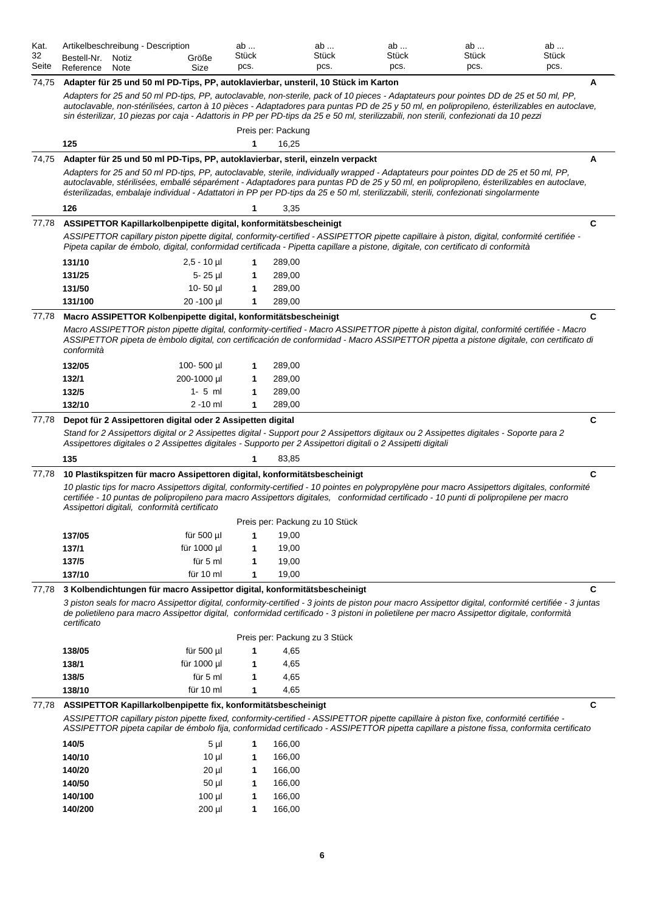| Kat. 32 Seite | Artikelbeschreibung - Description<br>Bestell-Nr. Reference | Notiz Note | Größe Size | ab ... Stück pcs. | | ab ... Stück pcs. | ab ... Stück pcs. | ab ... Stück pcs. | ab ... Stück pcs. | |
|---|---|---|---|---|---|---|---|---|---|---|

74,75 **Adapter für 25 und 50 ml PD-Tips, PP, autoklavierbar, unsteril, 10 Stück im Karton** **A**

*Adapters for 25 and 50 ml PD-tips, PP, autoclavable, non-sterile, pack of 10 pieces - Adaptateurs pour pointes DD de 25 et 50 ml, PP, autoclavable, non-stérilisées, carton à 10 pièces - Adaptadores para puntas PD de 25 y 50 ml, en polipropileno, ésterilizables en autoclave, sin ésterilizar, 10 piezas por caja - Adattoris in PP per PD-tips da 25 e 50 ml, sterilizzabili, non sterili, confezionati da 10 pezzi*

Preis per: Packung

| Bestell-Nr. | Größe | ab Stück | Preis |
|---|---|---|---|
| **125** | | **1** | 16,25 |

74,75 **Adapter für 25 und 50 ml PD-Tips, PP, autoklavierbar, steril, einzeln verpackt** **A**

*Adapters for 25 and 50 ml PD-tips, PP, autoclavable, sterile, individually wrapped - Adaptateurs pour pointes DD de 25 et 50 ml, PP, autoclavable, stérilisées, emballé séparément - Adaptadores para puntas PD de 25 y 50 ml, en polipropileno, ésterilizables en autoclave, ésterilizadas, embalaje individual - Adattatori in PP per PD-tips da 25 e 50 ml, sterilizzabili, sterili, confezionati singolarmente*

| Bestell-Nr. | Größe | ab Stück | Preis |
|---|---|---|---|
| **126** | | **1** | 3,35 |

77,78 **ASSIPETTOR Kapillarkolbenpipette digital, konformitätsbescheinigt** **C**

*ASSIPETTOR capillary piston pipette digital, conformity-certified - ASSIPETTOR pipette capillaire à piston, digital, conformité certifiée - Pipeta capilar de émbolo, digital, conformidad certificada - Pipetta capillare a pistone, digitale, con certificato di conformità*

| Bestell-Nr. | Größe | ab Stück | Preis |
|---|---|---|---|
| **131/10** | 2,5 - 10 µl | **1** | 289,00 |
| **131/25** | 5- 25 µl | **1** | 289,00 |
| **131/50** | 10- 50 µl | **1** | 289,00 |
| **131/100** | 20 -100 µl | **1** | 289,00 |

77,78 **Macro ASSIPETTOR Kolbenpipette digital, konformitätsbescheinigt** **C**

*Macro ASSIPETTOR piston pipette digital, conformity-certified - Macro ASSIPETTOR pipette à piston digital, conformité certifiée - Macro ASSIPETTOR pipeta de èmbolo digital, con certificación de conformidad - Macro ASSIPETTOR pipetta a pistone digitale, con certificato di conformità*

| Bestell-Nr. | Größe | ab Stück | Preis |
|---|---|---|---|
| **132/05** | 100- 500 µl | **1** | 289,00 |
| **132/1** | 200-1000 µl | **1** | 289,00 |
| **132/5** | 1- 5 ml | **1** | 289,00 |
| **132/10** | 2 -10 ml | **1** | 289,00 |

77,78 **Depot für 2 Assipettoren digital oder 2 Assipetten digital** **C**

*Stand for 2 Assipettors digital or 2 Assipettes digital - Support pour 2 Assipettors digitaux ou 2 Assipettes digitales - Soporte para 2 Assipettores digitales o 2 Assipettes digitales - Supporto per 2 Assipettori digitali o 2 Assipetti digitali*

| Bestell-Nr. | Größe | ab Stück | Preis |
|---|---|---|---|
| **135** | | **1** | 83,85 |

77,78 **10 Plastikspitzen für macro Assipettoren digital, konformitätsbescheinigt** **C**

*10 plastic tips for macro Assipettors digital, conformity-certified - 10 pointes en polypropylène pour macro Assipettors digitales, conformité certifiée - 10 puntas de polipropileno para macro Assipettors digitales, conformidad certificado - 10 punti di polipropilene per macro Assipettori digitali, conformità certificato*

Preis per: Packung zu 10 Stück

| Bestell-Nr. | Größe | ab Stück | Preis |
|---|---|---|---|
| **137/05** | für 500 µl | **1** | 19,00 |
| **137/1** | für 1000 µl | **1** | 19,00 |
| **137/5** | für 5 ml | **1** | 19,00 |
| **137/10** | für 10 ml | **1** | 19,00 |

77,78 **3 Kolbendichtungen für macro Assipettor digital, konformitätsbescheinigt** **C**

*3 piston seals for macro Assipettor digital, conformity-certified - 3 joints de piston pour macro Assipettor digital, conformité certifiée - 3 juntas de polietileno para macro Assipettor digital, conformidad certificado - 3 pistoni in polietilene per macro Assipettor digitale, conformità certificato*

Preis per: Packung zu 3 Stück

| Bestell-Nr. | Größe | ab Stück | Preis |
|---|---|---|---|
| **138/05** | für 500 µl | **1** | 4,65 |
| **138/1** | für 1000 µl | **1** | 4,65 |
| **138/5** | für 5 ml | **1** | 4,65 |
| **138/10** | für 10 ml | **1** | 4,65 |

77,78 **ASSIPETTOR Kapillarkolbenpipette fix, konformitätsbescheinigt** **C**

*ASSIPETTOR capillary piston pipette fixed, conformity-certified - ASSIPETTOR pipette capillaire à piston fixe, conformité certifiée - ASSIPETTOR pipeta capilar de émbolo fija, conformidad certificado - ASSIPETTOR pipetta capillare a pistone fissa, conformita certificato*

| Bestell-Nr. | Größe | ab Stück | Preis |
|---|---|---|---|
| **140/5** | 5 µl | **1** | 166,00 |
| **140/10** | 10 µl | **1** | 166,00 |
| **140/20** | 20 µl | **1** | 166,00 |
| **140/50** | 50 µl | **1** | 166,00 |
| **140/100** | 100 µl | **1** | 166,00 |
| **140/200** | 200 µl | **1** | 166,00 |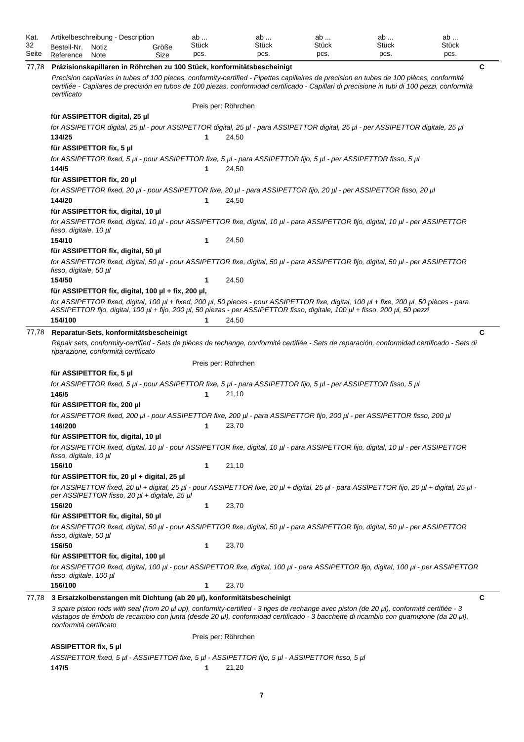| Kat. 32 Seite | Artikelbeschreibung - Description<br>Bestell-Nr. Reference | Notiz Note | Größe Size | ab ... Stück pcs. | ab ... Stück pcs. | ab ... Stück pcs. | ab ... Stück pcs. | ab ... Stück pcs. |
|---|---|---|---|---|---|---|---|---|

77,78 **Präzisionskapillaren in Röhrchen zu 100 Stück, konformitätsbescheinigt** C

*Precision capillaries in tubes of 100 pieces, conformity-certified - Pipettes capillaires de precision en tubes de 100 pièces, conformité certifiée - Capilares de precisión en tubos de 100 piezas, conformidad certificado - Capillari di precisione in tubi di 100 pezzi, conformità certificato*

Preis per: Röhrchen

**für ASSIPETTOR digital, 25 µl**

*for ASSIPETTOR digital, 25 µl - pour ASSIPETTOR digital, 25 µl - para ASSIPETTOR digital, 25 µl - per ASSIPETTOR digitale, 25 µl*

| **134/25** | **1** | 24,50 |
|---|---|---|

**für ASSIPETTOR fix, 5 µl**

*for ASSIPETTOR fixed, 5 µl - pour ASSIPETTOR fixe, 5 µl - para ASSIPETTOR fijo, 5 µl - per ASSIPETTOR fisso, 5 µl*

| **144/5** | **1** | 24,50 |
|---|---|---|

**für ASSIPETTOR fix, 20 µl**

*for ASSIPETTOR fixed, 20 µl - pour ASSIPETTOR fixe, 20 µl - para ASSIPETTOR fijo, 20 µl - per ASSIPETTOR fisso, 20 µl*

| **144/20** | **1** | 24,50 |
|---|---|---|

**für ASSIPETTOR fix, digital, 10 µl**

*for ASSIPETTOR fixed, digital, 10 µl - pour ASSIPETTOR fixe, digital, 10 µl - para ASSIPETTOR fijo, digital, 10 µl - per ASSIPETTOR fisso, digitale, 10 µl*

| **154/10** | **1** | 24,50 |
|---|---|---|

**für ASSIPETTOR fix, digital, 50 µl**

*for ASSIPETTOR fixed, digital, 50 µl - pour ASSIPETTOR fixe, digital, 50 µl - para ASSIPETTOR fijo, digital, 50 µl - per ASSIPETTOR fisso, digitale, 50 µl*

| **154/50** | **1** | 24,50 |
|---|---|---|

**für ASSIPETTOR fix, digital, 100 µl + fix, 200 µl,**

*for ASSIPETTOR fixed, digital, 100 µl + fixed, 200 µl, 50 pieces - pour ASSIPETTOR fixe, digital, 100 µl + fixe, 200 µl, 50 pièces - para ASSIPETTOR fijo, digital, 100 µl + fijo, 200 µl, 50 piezas - per ASSIPETTOR fisso, digitale, 100 µl + fisso, 200 µl, 50 pezzi*

| **154/100** | **1** | 24,50 |
|---|---|---|

77,78 **Reparatur-Sets, konformitätsbescheinigt** C

*Repair sets, conformity-certified - Sets de pièces de rechange, conformité certifiée - Sets de reparación, conformidad certificado - Sets di riparazione, conformità certificato*

Preis per: Röhrchen

**für ASSIPETTOR fix, 5 µl**

*for ASSIPETTOR fixed, 5 µl - pour ASSIPETTOR fixe, 5 µl - para ASSIPETTOR fijo, 5 µl - per ASSIPETTOR fisso, 5 µl*

| **146/5** | **1** | 21,10 |
|---|---|---|

**für ASSIPETTOR fix, 200 µl**

*for ASSIPETTOR fixed, 200 µl - pour ASSIPETTOR fixe, 200 µl - para ASSIPETTOR fijo, 200 µl - per ASSIPETTOR fisso, 200 µl*

| **146/200** | **1** | 23,70 |
|---|---|---|

**für ASSIPETTOR fix, digital, 10 µl**

*for ASSIPETTOR fixed, digital, 10 µl - pour ASSIPETTOR fixe, digital, 10 µl - para ASSIPETTOR fijo, digital, 10 µl - per ASSIPETTOR fisso, digitale, 10 µl*

| **156/10** | **1** | 21,10 |
|---|---|---|

**für ASSIPETTOR fix, 20 µl + digital, 25 µl**

*for ASSIPETTOR fixed, 20 µl + digital, 25 µl - pour ASSIPETTOR fixe, 20 µl + digital, 25 µl - para ASSIPETTOR fijo, 20 µl + digital, 25 µl - per ASSIPETTOR fisso, 20 µl + digitale, 25 µl*

| **156/20** | **1** | 23,70 |
|---|---|---|

**für ASSIPETTOR fix, digital, 50 µl**

*for ASSIPETTOR fixed, digital, 50 µl - pour ASSIPETTOR fixe, digital, 50 µl - para ASSIPETTOR fijo, digital, 50 µl - per ASSIPETTOR fisso, digitale, 50 µl*

| **156/50** | **1** | 23,70 |
|---|---|---|

**für ASSIPETTOR fix, digital, 100 µl**

*for ASSIPETTOR fixed, digital, 100 µl - pour ASSIPETTOR fixe, digital, 100 µl - para ASSIPETTOR fijo, digital, 100 µl - per ASSIPETTOR fisso, digitale, 100 µl*

| **156/100** | **1** | 23,70 |
|---|---|---|

77,78 **3 Ersatzkolbenstangen mit Dichtung (ab 20 µl), konformitätsbescheinigt** C

*3 spare piston rods with seal (from 20 µl up), conformity-certified - 3 tiges de rechange avec piston (de 20 µl), conformité certifiée - 3 vástagos de émbolo de recambio con junta (desde 20 µl), conformidad certificado - 3 bacchette di ricambio con guarnizione (da 20 µl), conformità certificato*

Preis per: Röhrchen

**ASSIPETTOR fix, 5 µl**

*ASSIPETTOR fixed, 5 µl - ASSIPETTOR fixe, 5 µl - ASSIPETTOR fijo, 5 µl - ASSIPETTOR fisso, 5 µl*

| **147/5** | **1** | 21,20 |
|---|---|---|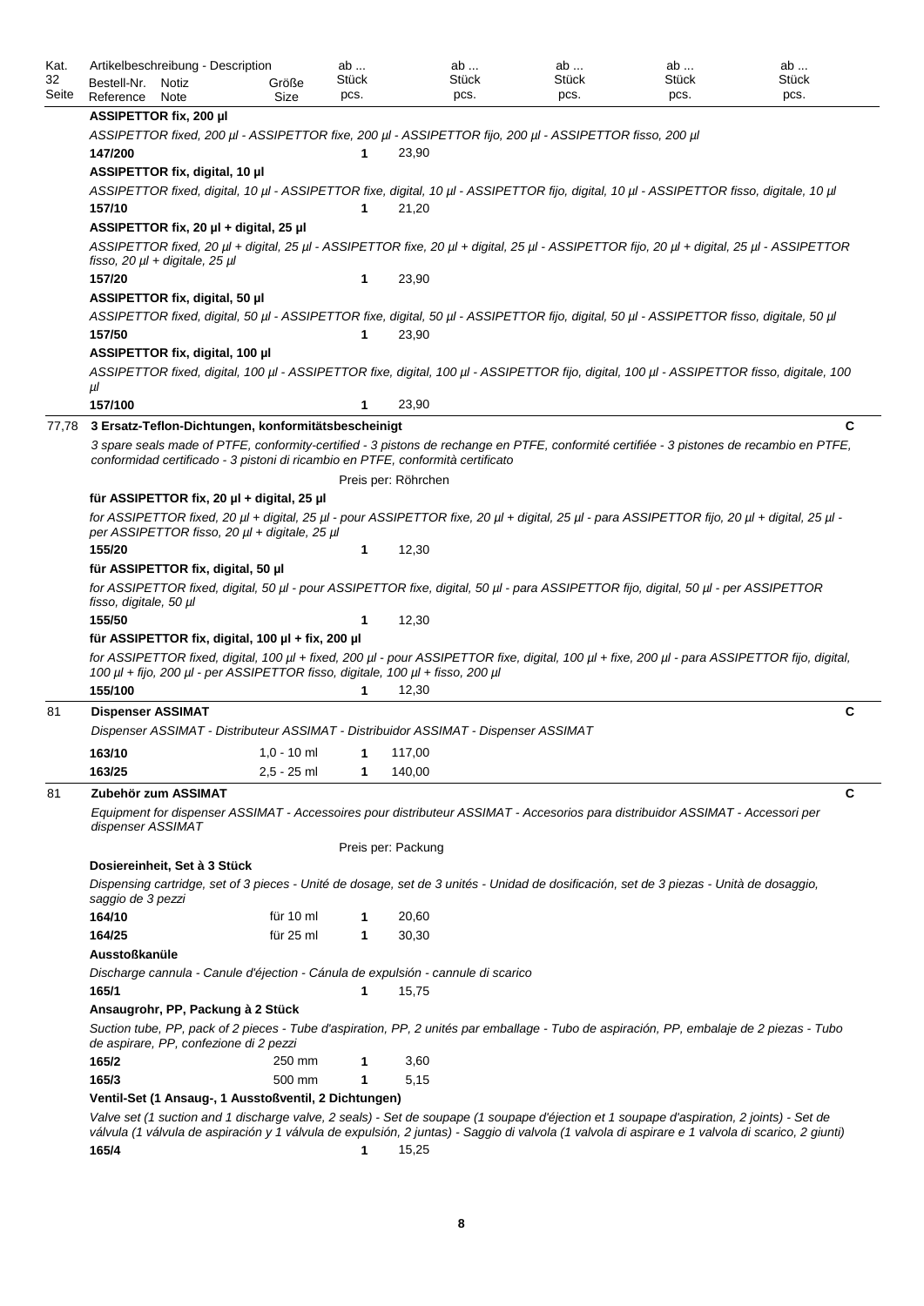| Kat. 32 Seite | Artikelbeschreibung - Description<br>Bestell-Nr. Reference | Notiz Note | Größe Size | ab ... Stück pcs. | | ab ... Stück pcs. | ab ... Stück pcs. | ab ... Stück pcs. | ab ... Stück pcs. |
|---|---|---|---|---|---|---|---|---|---|
| | **ASSIPETTOR fix, 200 µl** | | | | | | | | |
| | *ASSIPETTOR fixed, 200 µl - ASSIPETTOR fixe, 200 µl - ASSIPETTOR fijo, 200 µl - ASSIPETTOR fisso, 200 µl* | | | | | | | | |
| | **147/200** | | | 1 | 23,90 | | | | |
| | **ASSIPETTOR fix, digital, 10 µl** | | | | | | | | |
| | *ASSIPETTOR fixed, digital, 10 µl - ASSIPETTOR fixe, digital, 10 µl - ASSIPETTOR fijo, digital, 10 µl - ASSIPETTOR fisso, digitale, 10 µl* | | | | | | | | |
| | **157/10** | | | 1 | 21,20 | | | | |
| | **ASSIPETTOR fix, 20 µl + digital, 25 µl** | | | | | | | | |
| | *ASSIPETTOR fixed, 20 µl + digital, 25 µl - ASSIPETTOR fixe, 20 µl + digital, 25 µl - ASSIPETTOR fijo, 20 µl + digital, 25 µl - ASSIPETTOR fisso, 20 µl + digitale, 25 µl* | | | | | | | | |
| | **157/20** | | | 1 | 23,90 | | | | |
| | **ASSIPETTOR fix, digital, 50 µl** | | | | | | | | |
| | *ASSIPETTOR fixed, digital, 50 µl - ASSIPETTOR fixe, digital, 50 µl - ASSIPETTOR fijo, digital, 50 µl - ASSIPETTOR fisso, digitale, 50 µl* | | | | | | | | |
| | **157/50** | | | 1 | 23,90 | | | | |
| | **ASSIPETTOR fix, digital, 100 µl** | | | | | | | | |
| | *ASSIPETTOR fixed, digital, 100 µl - ASSIPETTOR fixe, digital, 100 µl - ASSIPETTOR fijo, digital, 100 µl - ASSIPETTOR fisso, digitale, 100 µl* | | | | | | | | |
| | **157/100** | | | 1 | 23,90 | | | | |
| 77,78 | **3 Ersatz-Teflon-Dichtungen, konformitätsbescheinigt** | | | | | | | | **C** |
| | *3 spare seals made of PTFE, conformity-certified - 3 pistons de rechange en PTFE, conformité certifiée - 3 pistones de recambio en PTFE, conformidad certificado - 3 pistoni di ricambio in PTFE, conformità certificato* | | | | | | | | |
| | | | | Preis per: Röhrchen | | | | | |
| | **für ASSIPETTOR fix, 20 µl + digital, 25 µl** | | | | | | | | |
| | *for ASSIPETTOR fixed, 20 µl + digital, 25 µl - pour ASSIPETTOR fixe, 20 µl + digital, 25 µl - para ASSIPETTOR fijo, 20 µl + digital, 25 µl - per ASSIPETTOR fisso, 20 µl + digitale, 25 µl* | | | | | | | | |
| | **155/20** | | | 1 | 12,30 | | | | |
| | **für ASSIPETTOR fix, digital, 50 µl** | | | | | | | | |
| | *for ASSIPETTOR fixed, digital, 50 µl - pour ASSIPETTOR fixe, digital, 50 µl - para ASSIPETTOR fijo, digital, 50 µl - per ASSIPETTOR fisso, digitale, 50 µl* | | | | | | | | |
| | **155/50** | | | 1 | 12,30 | | | | |
| | **für ASSIPETTOR fix, digital, 100 µl + fix, 200 µl** | | | | | | | | |
| | *for ASSIPETTOR fixed, digital, 100 µl + fixed, 200 µl - pour ASSIPETTOR fixe, digital, 100 µl + fixe, 200 µl - para ASSIPETTOR fijo, digital, 100 µl + fijo, 200 µl - per ASSIPETTOR fisso, digitale, 100 µl + fisso, 200 µl* | | | | | | | | |
| | **155/100** | | | 1 | 12,30 | | | | |
| 81 | **Dispenser ASSIMAT** | | | | | | | | **C** |
| | *Dispenser ASSIMAT - Distributeur ASSIMAT - Distribuidor ASSIMAT - Dispenser ASSIMAT* | | | | | | | | |
| | **163/10** | | 1,0 - 10 ml | 1 | 117,00 | | | | |
| | **163/25** | | 2,5 - 25 ml | 1 | 140,00 | | | | |
| 81 | **Zubehör zum ASSIMAT** | | | | | | | | **C** |
| | *Equipment for dispenser ASSIMAT - Accessoires pour distributeur ASSIMAT - Accesorios para distribuidor ASSIMAT - Accessori per dispenser ASSIMAT* | | | | | | | | |
| | | | | Preis per: Packung | | | | | |
| | **Dosiereinheit, Set à 3 Stück** | | | | | | | | |
| | *Dispensing cartridge, set of 3 pieces - Unité de dosage, set de 3 unités - Unidad de dosificación, set de 3 piezas - Unità de dosaggio, saggio de 3 pezzi* | | | | | | | | |
| | **164/10** | | für 10 ml | 1 | 20,60 | | | | |
| | **164/25** | | für 25 ml | 1 | 30,30 | | | | |
| | **Ausstoßkanüle** | | | | | | | | |
| | *Discharge cannula - Canule d'éjection - Cánula de expulsión - cannule di scarico* | | | | | | | | |
| | **165/1** | | | 1 | 15,75 | | | | |
| | **Ansaugrohr, PP, Packung à 2 Stück** | | | | | | | | |
| | *Suction tube, PP, pack of 2 pieces - Tube d'aspiration, PP, 2 unités par emballage - Tubo de aspiración, PP, embalaje de 2 piezas - Tubo de aspirare, PP, confezione di 2 pezzi* | | | | | | | | |
| | **165/2** | | 250 mm | 1 | 3,60 | | | | |
| | **165/3** | | 500 mm | 1 | 5,15 | | | | |
| | **Ventil-Set (1 Ansaug-, 1 Ausstoßventil, 2 Dichtungen)** | | | | | | | | |
| | *Valve set (1 suction and 1 discharge valve, 2 seals) - Set de soupape (1 soupape d'éjection et 1 soupape d'aspiration, 2 joints) - Set de válvula (1 válvula de aspiración y 1 válvula de expulsión, 2 juntas) - Saggio di valvola (1 valvola di aspirare e 1 valvola di scarico, 2 giunti)* | | | | | | | | |
| | **165/4** | | | 1 | 15,25 | | | | |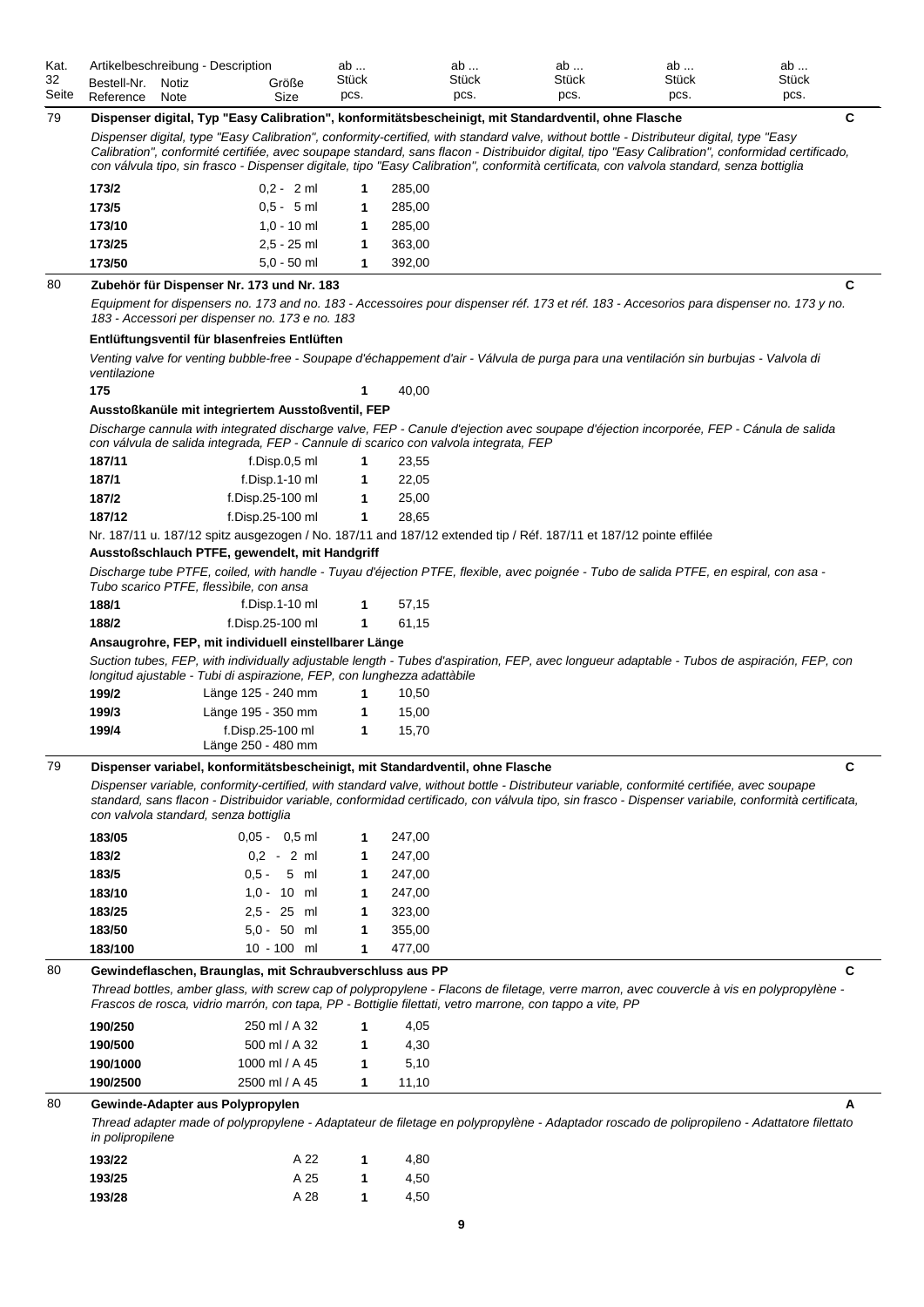| Kat. 32 Seite | Artikelbeschreibung - Description Bestell-Nr. Reference | Notiz Note | Größe Size | ab ... Stück pcs. | | ab ... Stück pcs. | ab ... Stück pcs. | ab ... Stück pcs. | ab ... Stück pcs. |
|---|---|---|---|---|---|---|---|---|---|

## 79 — Dispenser digital, Typ "Easy Calibration", konformitätsbescheinigt, mit Standardventil, ohne Flasche — C

*Dispenser digital, type "Easy Calibration", conformity-certified, with standard valve, without bottle - Distributeur digital, type "Easy Calibration", conformité certifiée, avec soupape standard, sans flacon - Distribuidor digital, tipo "Easy Calibration", conformidad certificado, con válvula tipo, sin frasco - Dispenser digitale, tipo "Easy Calibration", conformità certificata, con valvola standard, senza bottiglia*

| Bestell-Nr. | Größe | ab Stück | Preis |
|---|---|---|---|
| **173/2** | 0,2 - 2 ml | 1 | 285,00 |
| **173/5** | 0,5 - 5 ml | 1 | 285,00 |
| **173/10** | 1,0 - 10 ml | 1 | 285,00 |
| **173/25** | 2,5 - 25 ml | 1 | 363,00 |
| **173/50** | 5,0 - 50 ml | 1 | 392,00 |

## 80 — Zubehör für Dispenser Nr. 173 und Nr. 183 — C

*Equipment for dispensers no. 173 and no. 183 - Accessoires pour dispenser réf. 173 et réf. 183 - Accesorios para dispenser no. 173 y no. 183 - Accessori per dispenser no. 173 e no. 183*

**Entlüftungsventil für blasenfreies Entlüften**

*Venting valve for venting bubble-free - Soupape d'échappement d'air - Válvula de purga para una ventilación sin burbujas - Valvola di ventilazione*

| Bestell-Nr. | Größe | ab Stück | Preis |
|---|---|---|---|
| **175** | | 1 | 40,00 |

**Ausstoßkanüle mit integriertem Ausstoßventil, FEP**

*Discharge cannula with integrated discharge valve, FEP - Canule d'ejection avec soupape d'éjection incorporée, FEP - Cánula de salida con válvula de salida integrada, FEP - Cannule di scarico con valvola integrata, FEP*

| Bestell-Nr. | Größe | ab Stück | Preis |
|---|---|---|---|
| **187/11** | f.Disp.0,5 ml | 1 | 23,55 |
| **187/1** | f.Disp.1-10 ml | 1 | 22,05 |
| **187/2** | f.Disp.25-100 ml | 1 | 25,00 |
| **187/12** | f.Disp.25-100 ml | 1 | 28,65 |

Nr. 187/11 u. 187/12 spitz ausgezogen / No. 187/11 and 187/12 extended tip / Réf. 187/11 et 187/12 pointe effilée

**Ausstoßschlauch PTFE, gewendelt, mit Handgriff**

*Discharge tube PTFE, coiled, with handle - Tuyau d'éjection PTFE, flexible, avec poignée - Tubo de salida PTFE, en espiral, con asa - Tubo scarico PTFE, flessìbile, con ansa*

| Bestell-Nr. | Größe | ab Stück | Preis |
|---|---|---|---|
| **188/1** | f.Disp.1-10 ml | 1 | 57,15 |
| **188/2** | f.Disp.25-100 ml | 1 | 61,15 |

**Ansaugrohre, FEP, mit individuell einstellbarer Länge**

*Suction tubes, FEP, with individually adjustable length - Tubes d'aspiration, FEP, avec longueur adaptable - Tubos de aspiración, FEP, con longitud ajustable - Tubi di aspirazione, FEP, con lunghezza adattàbile*

| Bestell-Nr. | Größe | ab Stück | Preis |
|---|---|---|---|
| **199/2** | Länge 125 - 240 mm | 1 | 10,50 |
| **199/3** | Länge 195 - 350 mm | 1 | 15,00 |
| **199/4** | f.Disp.25-100 ml Länge 250 - 480 mm | 1 | 15,70 |

## 79 — Dispenser variabel, konformitätsbescheinigt, mit Standardventil, ohne Flasche — C

*Dispenser variable, conformity-certified, with standard valve, without bottle - Distributeur variable, conformité certifiée, avec soupape standard, sans flacon - Distribuidor variable, conformidad certificado, con válvula tipo, sin frasco - Dispenser variabile, conformità certificata, con valvola standard, senza bottiglia*

| Bestell-Nr. | Größe | ab Stück | Preis |
|---|---|---|---|
| **183/05** | 0,05 - 0,5 ml | 1 | 247,00 |
| **183/2** | 0,2 - 2 ml | 1 | 247,00 |
| **183/5** | 0,5 - 5 ml | 1 | 247,00 |
| **183/10** | 1,0 - 10 ml | 1 | 247,00 |
| **183/25** | 2,5 - 25 ml | 1 | 323,00 |
| **183/50** | 5,0 - 50 ml | 1 | 355,00 |
| **183/100** | 10 - 100 ml | 1 | 477,00 |

## 80 — Gewindeflaschen, Braunglas, mit Schraubverschluss aus PP — C

*Thread bottles, amber glass, with screw cap of polypropylene - Flacons de filetage, verre marron, avec couvercle à vis en polypropylène - Frascos de rosca, vidrio marrón, con tapa, PP - Bottiglie filettati, vetro marrone, con tappo a vite, PP*

| Bestell-Nr. | Größe | ab Stück | Preis |
|---|---|---|---|
| **190/250** | 250 ml / A 32 | 1 | 4,05 |
| **190/500** | 500 ml / A 32 | 1 | 4,30 |
| **190/1000** | 1000 ml / A 45 | 1 | 5,10 |
| **190/2500** | 2500 ml / A 45 | 1 | 11,10 |

## 80 — Gewinde-Adapter aus Polypropylen — A

*Thread adapter made of polypropylene - Adaptateur de filetage en polypropylène - Adaptador roscado de polipropileno - Adattatore filettato in polipropilene*

| Bestell-Nr. | Größe | ab Stück | Preis |
|---|---|---|---|
| **193/22** | A 22 | 1 | 4,80 |
| **193/25** | A 25 | 1 | 4,50 |
| **193/28** | A 28 | 1 | 4,50 |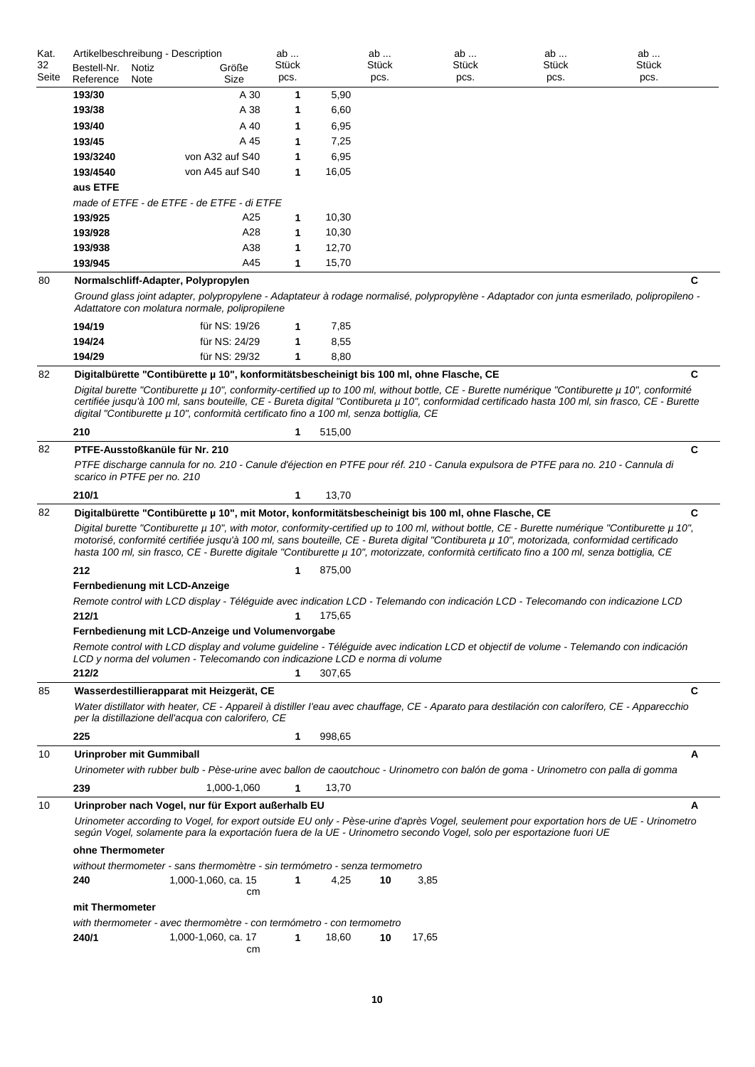| Kat. 32 Seite | Artikelbeschreibung - Description Bestell-Nr. Reference | Notiz Note | Größe Size | ab ... Stück pcs. | | ab ... Stück pcs. | | ab ... Stück pcs. | ab ... Stück pcs. | ab ... Stück pcs. | |
|---|---|---|---|---|---|---|---|---|---|---|---|
| | **193/30** | | A 30 | **1** | 5,90 | | | | | | |
| | **193/38** | | A 38 | **1** | 6,60 | | | | | | |
| | **193/40** | | A 40 | **1** | 6,95 | | | | | | |
| | **193/45** | | A 45 | **1** | 7,25 | | | | | | |
| | **193/3240** | | von A32 auf S40 | **1** | 6,95 | | | | | | |
| | **193/4540** | | von A45 auf S40 | **1** | 16,05 | | | | | | |
| | **aus ETFE** | | | | | | | | | | |
| | *made of ETFE - de ETFE - de ETFE - di ETFE* | | | | | | | | | | |
| | **193/925** | | A25 | **1** | 10,30 | | | | | | |
| | **193/928** | | A28 | **1** | 10,30 | | | | | | |
| | **193/938** | | A38 | **1** | 12,70 | | | | | | |
| | **193/945** | | A45 | **1** | 15,70 | | | | | | |
| 80 | **Normalschliff-Adapter, Polypropylen** | | | | | | | | | | **C** |
| | *Ground glass joint adapter, polypropylene - Adaptateur à rodage normalisé, polypropylène - Adaptador con junta esmerilado, polipropileno - Adattatore con molatura normale, polipropilene* | | | | | | | | | | |
| | **194/19** | | für NS: 19/26 | **1** | 7,85 | | | | | | |
| | **194/24** | | für NS: 24/29 | **1** | 8,55 | | | | | | |
| | **194/29** | | für NS: 29/32 | **1** | 8,80 | | | | | | |
| 82 | **Digitalbürette "Contibürette µ 10", konformitätsbescheinigt bis 100 ml, ohne Flasche, CE** | | | | | | | | | | **C** |
| | *Digital burette "Contiburette µ 10", conformity-certified up to 100 ml, without bottle, CE - Burette numérique "Contiburette µ 10", conformité certifiée jusqu'à 100 ml, sans bouteille, CE - Bureta digital "Contibureta µ 10", conformidad certificado hasta 100 ml, sin frasco, CE - Burette digital "Contiburette µ 10", conformità certificato fino a 100 ml, senza bottiglia, CE* | | | | | | | | | | |
| | **210** | | | **1** | 515,00 | | | | | | |
| 82 | **PTFE-Ausstoßkanüle für Nr. 210** | | | | | | | | | | **C** |
| | *PTFE discharge cannula for no. 210 - Canule d'éjection en PTFE pour réf. 210 - Canula expulsora de PTFE para no. 210 - Cannula di scarico in PTFE per no. 210* | | | | | | | | | | |
| | **210/1** | | | **1** | 13,70 | | | | | | |
| 82 | **Digitalbürette "Contibürette µ 10", mit Motor, konformitätsbescheinigt bis 100 ml, ohne Flasche, CE** | | | | | | | | | | **C** |
| | *Digital burette "Contiburette µ 10", with motor, conformity-certified up to 100 ml, without bottle, CE - Burette numérique "Contiburette µ 10", motorisé, conformité certifiée jusqu'à 100 ml, sans bouteille, CE - Bureta digital "Contibureta µ 10", motorizada, conformidad certificado hasta 100 ml, sin frasco, CE - Burette digitale "Contiburette µ 10", motorizzate, conformità certificato fino a 100 ml, senza bottiglia, CE* | | | | | | | | | | |
| | **212** | | | **1** | 875,00 | | | | | | |
| | **Fernbedienung mit LCD-Anzeige** | | | | | | | | | | |
| | *Remote control with LCD display - Téléguide avec indication LCD - Telemando con indicación LCD - Telecomando con indicazione LCD* | | | | | | | | | | |
| | **212/1** | | | **1** | 175,65 | | | | | | |
| | **Fernbedienung mit LCD-Anzeige und Volumenvorgabe** | | | | | | | | | | |
| | *Remote control with LCD display and volume guideline - Téléguide avec indication LCD et objectif de volume - Telemando con indicación LCD y norma del volumen - Telecomando con indicazione LCD e norma di volume* | | | | | | | | | | |
| | **212/2** | | | **1** | 307,65 | | | | | | |
| 85 | **Wasserdestillierapparat mit Heizgerät, CE** | | | | | | | | | | **C** |
| | *Water distillator with heater, CE - Appareil à distiller l'eau avec chauffage, CE - Aparato para destilación con calorífero, CE - Apparecchio per la distillazione dell'acqua con calorifero, CE* | | | | | | | | | | |
| | **225** | | | **1** | 998,65 | | | | | | |
| 10 | **Urinprober mit Gummiball** | | | | | | | | | | **A** |
| | *Urinometer with rubber bulb - Pèse-urine avec ballon de caoutchouc - Urinometro con balón de goma - Urinometro con palla di gomma* | | | | | | | | | | |
| | **239** | | 1,000-1,060 | **1** | 13,70 | | | | | | |
| 10 | **Urinprober nach Vogel, nur für Export außerhalb EU** | | | | | | | | | | **A** |
| | *Urinometer according to Vogel, for export outside EU only - Pèse-urine d'après Vogel, seulement pour exportation hors de UE - Urinometro según Vogel, solamente para la exportación fuera de la UE - Urinometro secondo Vogel, solo per esportazione fuori UE* | | | | | | | | | | |
| | **ohne Thermometer** | | | | | | | | | | |
| | *without thermometer - sans thermomètre - sin termómetro - senza termometro* | | | | | | | | | | |
| | **240** | | 1,000-1,060, ca. 15 cm | **1** | 4,25 | **10** | 3,85 | | | | |
| | **mit Thermometer** | | | | | | | | | | |
| | *with thermometer - avec thermomètre - con termómetro - con termometro* | | | | | | | | | | |
| | **240/1** | | 1,000-1,060, ca. 17 cm | **1** | 18,60 | **10** | 17,65 | | | | |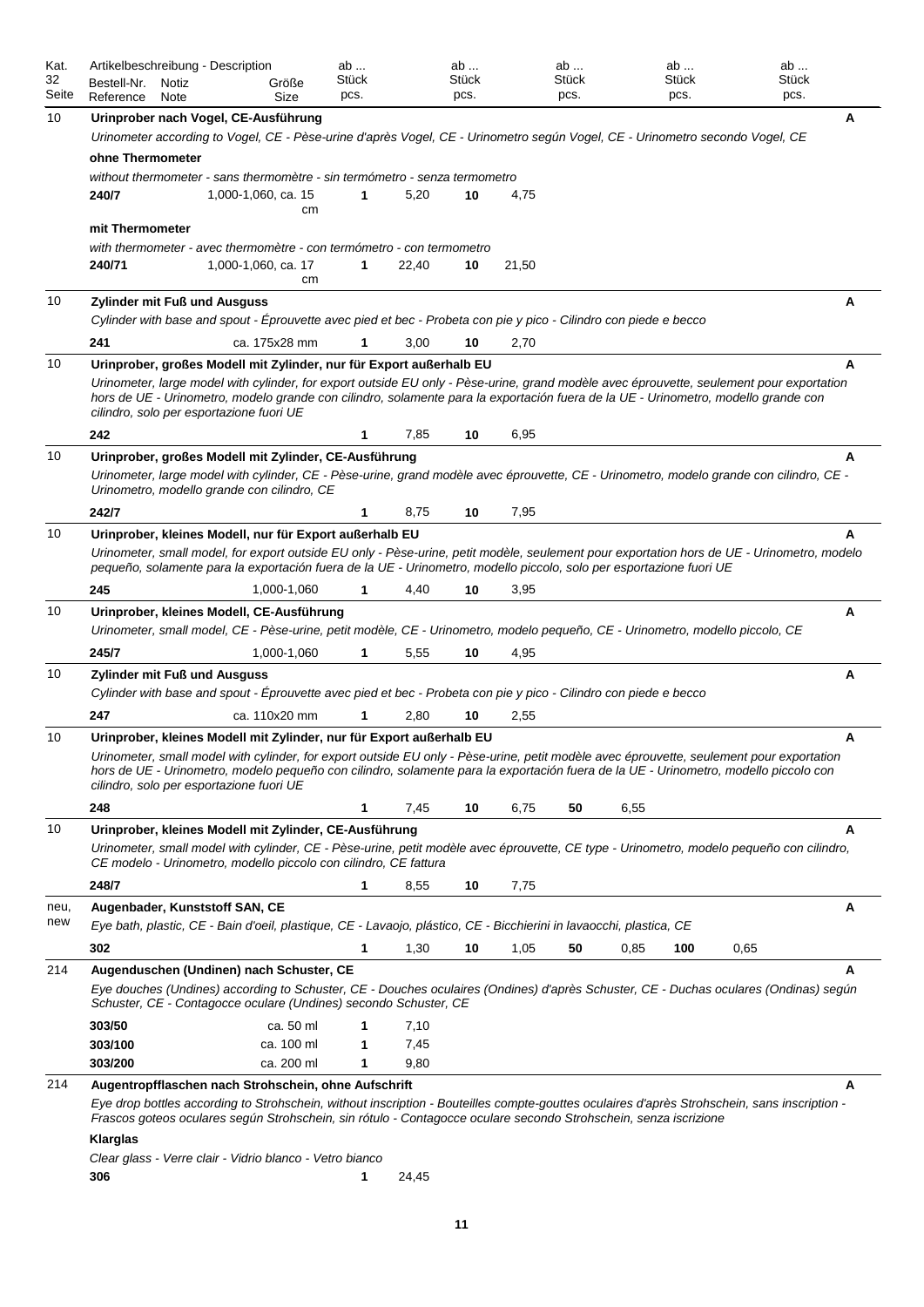| Kat. 32 Seite | Artikelbeschreibung - Description<br>Bestell-Nr. Reference | Notiz Note | Größe Size | ab ... Stück pcs. | | ab ... Stück pcs. | | ab ... Stück pcs. | | ab ... Stück pcs. | | ab ... Stück pcs. | | |
|---|---|---|---|---|---|---|---|---|---|---|---|---|---|---|
| 10 | **Urinprober nach Vogel, CE-Ausführung** | | | | | | | | | | | | | **A** |
| | *Urinometer according to Vogel, CE - Pèse-urine d'après Vogel, CE - Urinometro según Vogel, CE - Urinometro secondo Vogel, CE* | | | | | | | | | | | | | |
| | **ohne Thermometer** | | | | | | | | | | | | | |
| | *without thermometer - sans thermomètre - sin termómetro - senza termometro* | | | | | | | | | | | | | |
| | **240/7** | | 1,000-1,060, ca. 15 cm | **1** | 5,20 | **10** | 4,75 | | | | | | | |
| | **mit Thermometer** | | | | | | | | | | | | | |
| | *with thermometer - avec thermomètre - con termómetro - con termometro* | | | | | | | | | | | | | |
| | **240/71** | | 1,000-1,060, ca. 17 cm | **1** | 22,40 | **10** | 21,50 | | | | | | | |
| 10 | **Zylinder mit Fuß und Ausguss** | | | | | | | | | | | | | **A** |
| | *Cylinder with base and spout - Éprouvette avec pied et bec - Probeta con pie y pico - Cilindro con piede e becco* | | | | | | | | | | | | | |
| | **241** | | ca. 175x28 mm | **1** | 3,00 | **10** | 2,70 | | | | | | | |
| 10 | **Urinprober, großes Modell mit Zylinder, nur für Export außerhalb EU** | | | | | | | | | | | | | **A** |
| | *Urinometer, large model with cylinder, for export outside EU only - Pèse-urine, grand modèle avec éprouvette, seulement pour exportation hors de UE - Urinometro, modelo grande con cilindro, solamente para la exportación fuera de la UE - Urinometro, modello grande con cilindro, solo per esportazione fuori UE* | | | | | | | | | | | | | |
| | **242** | | | **1** | 7,85 | **10** | 6,95 | | | | | | | |
| 10 | **Urinprober, großes Modell mit Zylinder, CE-Ausführung** | | | | | | | | | | | | | **A** |
| | *Urinometer, large model with cylinder, CE - Pèse-urine, grand modèle avec éprouvette, CE - Urinometro, modelo grande con cilindro, CE - Urinometro, modello grande con cilindro, CE* | | | | | | | | | | | | | |
| | **242/7** | | | **1** | 8,75 | **10** | 7,95 | | | | | | | |
| 10 | **Urinprober, kleines Modell, nur für Export außerhalb EU** | | | | | | | | | | | | | **A** |
| | *Urinometer, small model, for export outside EU only - Pèse-urine, petit modèle, seulement pour exportation hors de UE - Urinometro, modelo pequeño, solamente para la exportación fuera de la UE - Urinometro, modello piccolo, solo per esportazione fuori UE* | | | | | | | | | | | | | |
| | **245** | | 1,000-1,060 | **1** | 4,40 | **10** | 3,95 | | | | | | | |
| 10 | **Urinprober, kleines Modell, CE-Ausführung** | | | | | | | | | | | | | **A** |
| | *Urinometer, small model, CE - Pèse-urine, petit modèle, CE - Urinometro, modelo pequeño, CE - Urinometro, modello piccolo, CE* | | | | | | | | | | | | | |
| | **245/7** | | 1,000-1,060 | **1** | 5,55 | **10** | 4,95 | | | | | | | |
| 10 | **Zylinder mit Fuß und Ausguss** | | | | | | | | | | | | | **A** |
| | *Cylinder with base and spout - Éprouvette avec pied et bec - Probeta con pie y pico - Cilindro con piede e becco* | | | | | | | | | | | | | |
| | **247** | | ca. 110x20 mm | **1** | 2,80 | **10** | 2,55 | | | | | | | |
| 10 | **Urinprober, kleines Modell mit Zylinder, nur für Export außerhalb EU** | | | | | | | | | | | | | **A** |
| | *Urinometer, small model with cylinder, for export outside EU only - Pèse-urine, petit modèle avec éprouvette, seulement pour exportation hors de UE - Urinometro, modelo pequeño con cilindro, solamente para la exportación fuera de la UE - Urinometro, modello piccolo con cilindro, solo per esportazione fuori UE* | | | | | | | | | | | | | |
| | **248** | | | **1** | 7,45 | **10** | 6,75 | **50** | 6,55 | | | | | |
| 10 | **Urinprober, kleines Modell mit Zylinder, CE-Ausführung** | | | | | | | | | | | | | **A** |
| | *Urinometer, small model with cylinder, CE - Pèse-urine, petit modèle avec éprouvette, CE type - Urinometro, modelo pequeño con cilindro, CE modelo - Urinometro, modello piccolo con cilindro, CE fattura* | | | | | | | | | | | | | |
| | **248/7** | | | **1** | 8,55 | **10** | 7,75 | | | | | | | |
| neu, new | **Augenbader, Kunststoff SAN, CE** | | | | | | | | | | | | | **A** |
| | *Eye bath, plastic, CE - Bain d'oeil, plastique, CE - Lavaojo, plástico, CE - Bicchierini in lavaocchi, plastica, CE* | | | | | | | | | | | | | |
| | **302** | | | **1** | 1,30 | **10** | 1,05 | **50** | 0,85 | **100** | 0,65 | | | |
| 214 | **Augenduschen (Undinen) nach Schuster, CE** | | | | | | | | | | | | | **A** |
| | *Eye douches (Undines) according to Schuster, CE - Douches oculaires (Ondines) d'après Schuster, CE - Duchas oculares (Ondinas) según Schuster, CE - Contagocce oculare (Undines) secondo Schuster, CE* | | | | | | | | | | | | | |
| | **303/50** | | ca. 50 ml | **1** | 7,10 | | | | | | | | | |
| | **303/100** | | ca. 100 ml | **1** | 7,45 | | | | | | | | | |
| | **303/200** | | ca. 200 ml | **1** | 9,80 | | | | | | | | | |
| 214 | **Augentropfflaschen nach Strohschein, ohne Aufschrift** | | | | | | | | | | | | | **A** |
| | *Eye drop bottles according to Strohschein, without inscription - Bouteilles compte-gouttes oculaires d'après Strohschein, sans inscription - Frascos goteos oculares según Strohschein, sin rótulo - Contagocce oculare secondo Strohschein, senza iscrizione* | | | | | | | | | | | | | |
| | **Klarglas** | | | | | | | | | | | | | |
| | *Clear glass - Verre clair - Vidrio blanco - Vetro bianco* | | | | | | | | | | | | | |
| | **306** | | | **1** | 24,45 | | | | | | | | | |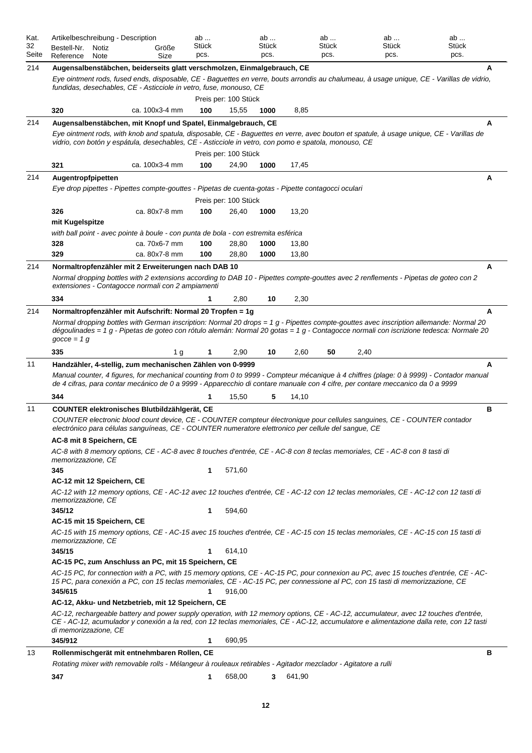| Kat. 32 Seite | Artikelbeschreibung - Description<br>Bestell-Nr. Reference | Notiz Note | Größe Size | ab ... Stück pcs. | | ab ... Stück pcs. | | ab ... Stück pcs. | | ab ... Stück pcs. | | ab ... Stück pcs. | |
|---|---|---|---|---|---|---|---|---|---|---|---|---|---|
| 214 | **Augensalbenstäbchen, beiderseits glatt verschmolzen, Einmalgebrauch, CE** | | | | | | | | | | | | **A** |
| | *Eye ointment rods, fused ends, disposable, CE - Baguettes en verre, bouts arrondis au chalumeau, à usage unique, CE - Varillas de vidrio, fundidas, desechables, CE - Asticciole in vetro, fuse, monouso, CE* | | | | | | | | | | | | |
| | | | | Preis per: 100 Stück | | | | | | | | | |
| | **320** | | ca. 100x3-4 mm | **100** | 15,55 | **1000** | 8,85 | | | | | | |
| 214 | **Augensalbenstäbchen, mit Knopf und Spatel, Einmalgebrauch, CE** | | | | | | | | | | | | **A** |
| | *Eye ointment rods, with knob and spatula, disposable, CE - Baguettes en verre, avec bouton et spatule, à usage unique, CE - Varillas de vidrio, con botón y espátula, desechables, CE - Asticciole in vetro, con pomo e spatola, monouso, CE* | | | | | | | | | | | | |
| | | | | Preis per: 100 Stück | | | | | | | | | |
| | **321** | | ca. 100x3-4 mm | **100** | 24,90 | **1000** | 17,45 | | | | | | |
| 214 | **Augentropfpipetten** | | | | | | | | | | | | **A** |
| | *Eye drop pipettes - Pipettes compte-gouttes - Pipetas de cuenta-gotas - Pipette contagocci oculari* | | | | | | | | | | | | |
| | | | | Preis per: 100 Stück | | | | | | | | | |
| | **326** | | ca. 80x7-8 mm | **100** | 26,40 | **1000** | 13,20 | | | | | | |
| | **mit Kugelspitze** | | | | | | | | | | | | |
| | *with ball point - avec pointe à boule - con punta de bola - con estremita esférica* | | | | | | | | | | | | |
| | **328** | | ca. 70x6-7 mm | **100** | 28,80 | **1000** | 13,80 | | | | | | |
| | **329** | | ca. 80x7-8 mm | **100** | 28,80 | **1000** | 13,80 | | | | | | |
| 214 | **Normaltropfenzähler mit 2 Erweiterungen nach DAB 10** | | | | | | | | | | | | **A** |
| | *Normal dropping bottles with 2 extensions according to DAB 10 - Pipettes compte-gouttes avec 2 renflements - Pipetas de goteo con 2 extensiones - Contagocce normali con 2 ampiamenti* | | | | | | | | | | | | |
| | **334** | | | **1** | 2,80 | **10** | 2,30 | | | | | | |
| 214 | **Normaltropfenzähler mit Aufschrift: Normal 20 Tropfen = 1g** | | | | | | | | | | | | **A** |
| | *Normal dropping bottles with German inscription: Normal 20 drops = 1 g - Pipettes compte-gouttes avec inscription allemande: Normal 20 dégoulinades = 1 g - Pipetas de goteo con rótulo alemán: Normal 20 gotas = 1 g - Contagocce normali con iscrizione tedesca: Normale 20 gocce = 1 g* | | | | | | | | | | | | |
| | **335** | | 1 g | **1** | 2,90 | **10** | 2,60 | **50** | 2,40 | | | | |
| 11 | **Handzähler, 4-stellig, zum mechanischen Zählen von 0-9999** | | | | | | | | | | | | **A** |
| | *Manual counter, 4 figures, for mechanical counting from 0 to 9999 - Compteur mécanique à 4 chiffres (plage: 0 à 9999) - Contador manual de 4 cifras, para contar mecánico de 0 a 9999 - Apparecchio di contare manuale con 4 cifre, per contare meccanico da 0 a 9999* | | | | | | | | | | | | |
| | **344** | | | **1** | 15,50 | **5** | 14,10 | | | | | | |
| 11 | **COUNTER elektronisches Blutbildzählgerät, CE** | | | | | | | | | | | | **B** |
| | *COUNTER electronic blood count device, CE - COUNTER compteur électronique pour cellules sanguines, CE - COUNTER contador electrónico para células sanguíneas, CE - COUNTER numeratore elettronico per cellule del sangue, CE* | | | | | | | | | | | | |
| | **AC-8 mit 8 Speichern, CE** | | | | | | | | | | | | |
| | *AC-8 with 8 memory options, CE - AC-8 avec 8 touches d'entrée, CE - AC-8 con 8 teclas memoriales, CE - AC-8 con 8 tasti di memorizzazione, CE* | | | | | | | | | | | | |
| | **345** | | | **1** | 571,60 | | | | | | | | |
| | **AC-12 mit 12 Speichern, CE** | | | | | | | | | | | | |
| | *AC-12 with 12 memory options, CE - AC-12 avec 12 touches d'entrée, CE - AC-12 con 12 teclas memoriales, CE - AC-12 con 12 tasti di memorizzazione, CE* | | | | | | | | | | | | |
| | **345/12** | | | **1** | 594,60 | | | | | | | | |
| | **AC-15 mit 15 Speichern, CE** | | | | | | | | | | | | |
| | *AC-15 with 15 memory options, CE - AC-15 avec 15 touches d'entrée, CE - AC-15 con 15 teclas memoriales, CE - AC-15 con 15 tasti di memorizzazione, CE* | | | | | | | | | | | | |
| | **345/15** | | | **1** | 614,10 | | | | | | | | |
| | **AC-15 PC, zum Anschluss an PC, mit 15 Speichern, CE** | | | | | | | | | | | | |
| | *AC-15 PC, for connection with a PC, with 15 memory options, CE - AC-15 PC, pour connexion au PC, avec 15 touches d'entrée, CE - AC-15 PC, para conexión a PC, con 15 teclas memoriales, CE - AC-15 PC, per connessione al PC, con 15 tasti di memorizzazione, CE* | | | | | | | | | | | | |
| | **345/615** | | | **1** | 916,00 | | | | | | | | |
| | **AC-12, Akku- und Netzbetrieb, mit 12 Speichern, CE** | | | | | | | | | | | | |
| | *AC-12, rechargeable battery and power supply operation, with 12 memory options, CE - AC-12, accumulateur, avec 12 touches d'entrée, CE - AC-12, acumulador y conexión a la red, con 12 teclas memoriales, CE - AC-12, accumulatore e alimentazione dalla rete, con 12 tasti di memorizzazione, CE* | | | | | | | | | | | | |
| | **345/912** | | | **1** | 690,95 | | | | | | | | |
| 13 | **Rollenmischgerät mit entnehmbaren Rollen, CE** | | | | | | | | | | | | **B** |
| | *Rotating mixer with removable rolls - Mélangeur à rouleaux retirables - Agitador mezclador - Agitatore a rulli* | | | | | | | | | | | | |
| | **347** | | | **1** | 658,00 | **3** | 641,90 | | | | | | |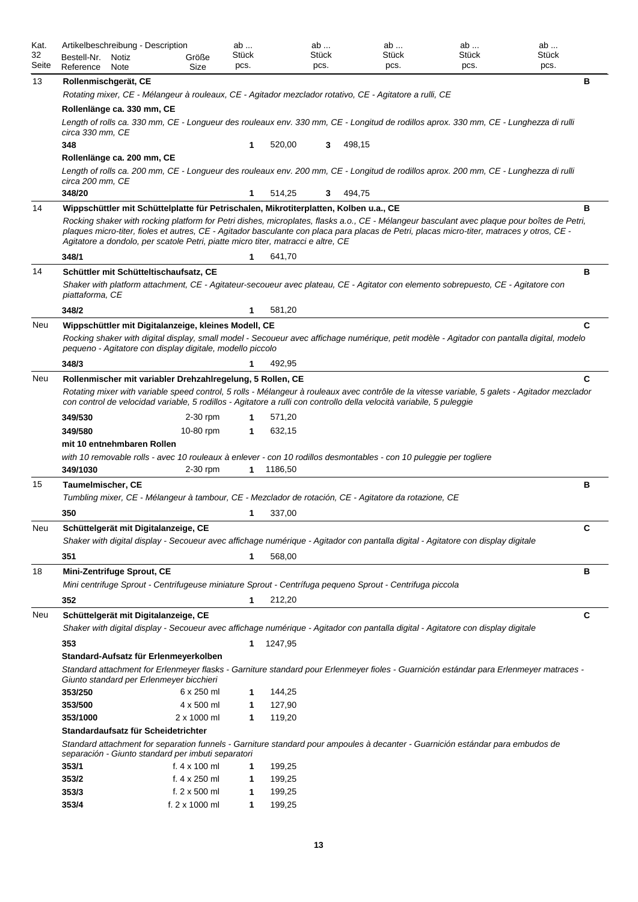| Kat. 32 Seite | Artikelbeschreibung - Description<br>Bestell-Nr. Reference | Notiz Note | Größe Size | ab ... Stück pcs. | | ab ... Stück pcs. | | ab ... Stück pcs. | ab ... Stück pcs. | ab ... Stück pcs. | |
|---|---|---|---|---|---|---|---|---|---|---|---|
| 13 | **Rollenmischgerät, CE** | | | | | | | | | | **B** |
| | *Rotating mixer, CE - Mélangeur à rouleaux, CE - Agitador mezclador rotativo, CE - Agitatore a rulli, CE* | | | | | | | | | | |
| | **Rollenlänge ca. 330 mm, CE** | | | | | | | | | | |
| | *Length of rolls ca. 330 mm, CE - Longueur des rouleaux env. 330 mm, CE - Longitud de rodillos aprox. 330 mm, CE - Lunghezza di rulli circa 330 mm, CE* | | | | | | | | | | |
| | **348** | | | **1** | 520,00 | **3** | 498,15 | | | | |
| | **Rollenlänge ca. 200 mm, CE** | | | | | | | | | | |
| | *Length of rolls ca. 200 mm, CE - Longueur des rouleaux env. 200 mm, CE - Longitud de rodillos aprox. 200 mm, CE - Lunghezza di rulli circa 200 mm, CE* | | | | | | | | | | |
| | **348/20** | | | **1** | 514,25 | **3** | 494,75 | | | | |
| 14 | **Wippschüttler mit Schüttelplatte für Petrischalen, Mikrotiterplatten, Kolben u.a., CE** | | | | | | | | | | **B** |
| | *Rocking shaker with rocking platform for Petri dishes, microplates, flasks a.o., CE - Mélangeur basculant avec plaque pour boîtes de Petri, plaques micro-titer, fioles et autres, CE - Agitador basculante con placa para placas de Petri, placas micro-titer, matraces y otros, CE - Agitatore a dondolo, per scatole Petri, piatte micro titer, matracci e altre, CE* | | | | | | | | | | |
| | **348/1** | | | **1** | 641,70 | | | | | | |
| 14 | **Schüttler mit Schütteltischaufsatz, CE** | | | | | | | | | | **B** |
| | *Shaker with platform attachment, CE - Agitateur-secoueur avec plateau, CE - Agitator con elemento sobrepuesto, CE - Agitatore con piattaforma, CE* | | | | | | | | | | |
| | **348/2** | | | **1** | 581,20 | | | | | | |
| Neu | **Wippschüttler mit Digitalanzeige, kleines Modell, CE** | | | | | | | | | | **C** |
| | *Rocking shaker with digital display, small model - Secoueur avec affichage numérique, petit modèle - Agitador con pantalla digital, modelo pequeno - Agitatore con display digitale, modello piccolo* | | | | | | | | | | |
| | **348/3** | | | **1** | 492,95 | | | | | | |
| Neu | **Rollenmischer mit variabler Drehzahlregelung, 5 Rollen, CE** | | | | | | | | | | **C** |
| | *Rotating mixer with variable speed control, 5 rolls - Mélangeur à rouleaux avec contrôle de la vitesse variable, 5 galets - Agitador mezclador con control de velocidad variable, 5 rodillos - Agitatore a rulli con controllo della velocità variabile, 5 puleggie* | | | | | | | | | | |
| | **349/530** | | 2-30 rpm | **1** | 571,20 | | | | | | |
| | **349/580** | | 10-80 rpm | **1** | 632,15 | | | | | | |
| | **mit 10 entnehmbaren Rollen** | | | | | | | | | | |
| | *with 10 removable rolls - avec 10 rouleaux à enlever - con 10 rodillos desmontables - con 10 puleggie per togliere* | | | | | | | | | | |
| | **349/1030** | | 2-30 rpm | **1** | 1186,50 | | | | | | |
| 15 | **Taumelmischer, CE** | | | | | | | | | | **B** |
| | *Tumbling mixer, CE - Mélangeur à tambour, CE - Mezclador de rotación, CE - Agitatore da rotazione, CE* | | | | | | | | | | |
| | **350** | | | **1** | 337,00 | | | | | | |
| Neu | **Schüttelgerät mit Digitalanzeige, CE** | | | | | | | | | | **C** |
| | *Shaker with digital display - Secoueur avec affichage numérique - Agitador con pantalla digital - Agitatore con display digitale* | | | | | | | | | | |
| | **351** | | | **1** | 568,00 | | | | | | |
| 18 | **Mini-Zentrifuge Sprout, CE** | | | | | | | | | | **B** |
| | *Mini centrifuge Sprout - Centrifugeuse miniature Sprout - Centrífuga pequeno Sprout - Centrifuga piccola* | | | | | | | | | | |
| | **352** | | | **1** | 212,20 | | | | | | |
| Neu | **Schüttelgerät mit Digitalanzeige, CE** | | | | | | | | | | **C** |
| | *Shaker with digital display - Secoueur avec affichage numérique - Agitador con pantalla digital - Agitatore con display digitale* | | | | | | | | | | |
| | **353** | | | **1** | 1247,95 | | | | | | |
| | **Standard-Aufsatz für Erlenmeyerkolben** | | | | | | | | | | |
| | *Standard attachment for Erlenmeyer flasks - Garniture standard pour Erlenmeyer fioles - Guarnición estándar para Erlenmeyer matraces - Giunto standard per Erlenmeyer bicchieri* | | | | | | | | | | |
| | **353/250** | | 6 x 250 ml | **1** | 144,25 | | | | | | |
| | **353/500** | | 4 x 500 ml | **1** | 127,90 | | | | | | |
| | **353/1000** | | 2 x 1000 ml | **1** | 119,20 | | | | | | |
| | **Standardaufsatz für Scheidetrichter** | | | | | | | | | | |
| | *Standard attachment for separation funnels - Garniture standard pour ampoules à decanter - Guarnición estándar para embudos de separación - Giunto standard per imbuti separatori* | | | | | | | | | | |
| | **353/1** | | f. 4 x 100 ml | **1** | 199,25 | | | | | | |
| | **353/2** | | f. 4 x 250 ml | **1** | 199,25 | | | | | | |
| | **353/3** | | f. 2 x 500 ml | **1** | 199,25 | | | | | | |
| | **353/4** | | f. 2 x 1000 ml | **1** | 199,25 | | | | | | |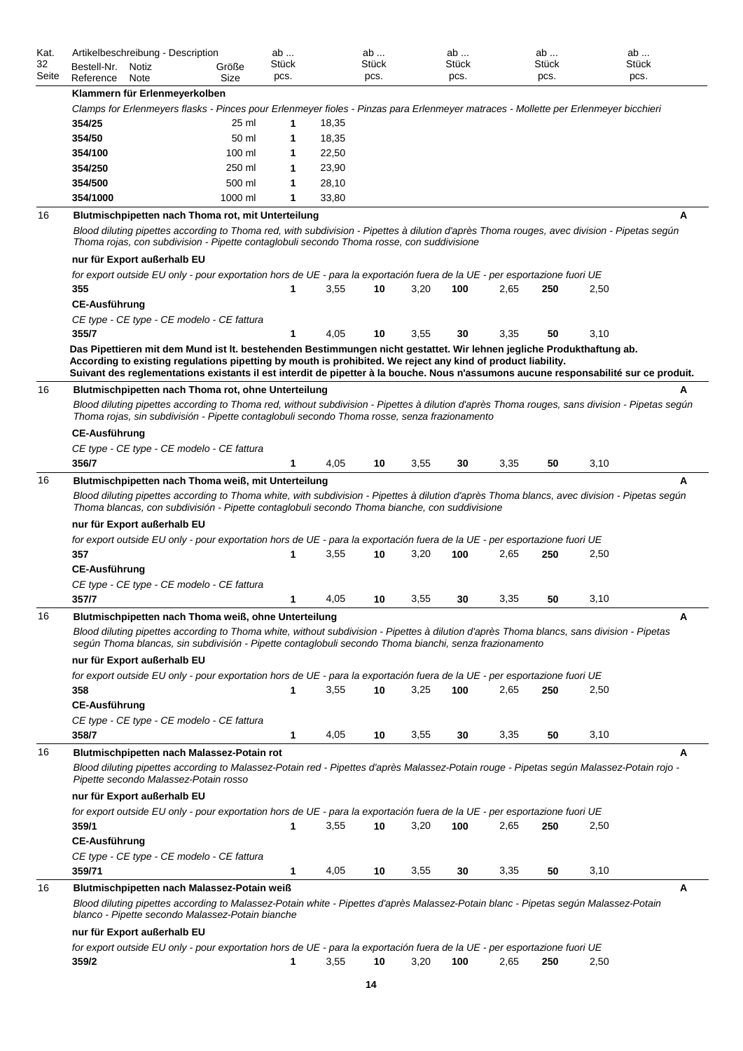| Kat. 32 Seite | Artikelbeschreibung - Description<br>Bestell-Nr. Reference | Notiz Note | Größe Size | ab ... Stück pcs. | | ab ... Stück pcs. | | ab ... Stück pcs. | | ab ... Stück pcs. | | ab ... Stück pcs. | |
|---|---|---|---|---|---|---|---|---|---|---|---|---|---|
| | **Klammern für Erlenmeyerkolben** | | | | | | | | | | | | |
| | *Clamps for Erlenmeyers flasks - Pinces pour Erlenmeyer fioles - Pinzas para Erlenmeyer matraces - Mollette per Erlenmeyer bicchieri* | | | | | | | | | | | | |
| | **354/25** | | 25 ml | **1** | 18,35 | | | | | | | | |
| | **354/50** | | 50 ml | **1** | 18,35 | | | | | | | | |
| | **354/100** | | 100 ml | **1** | 22,50 | | | | | | | | |
| | **354/250** | | 250 ml | **1** | 23,90 | | | | | | | | |
| | **354/500** | | 500 ml | **1** | 28,10 | | | | | | | | |
| | **354/1000** | | 1000 ml | **1** | 33,80 | | | | | | | | |

16 — **Blutmischpipetten nach Thoma rot, mit Unterteilung** — **A**

*Blood diluting pipettes according to Thoma red, with subdivision - Pipettes à dilution d'après Thoma rouges, avec division - Pipetas según Thoma rojas, con subdivision - Pipette contaglobuli secondo Thoma rosse, con suddivisione*

**nur für Export außerhalb EU**

*for export outside EU only - pour exportation hors de UE - para la exportación fuera de la UE - per esportazione fuori UE*

| Bestell-Nr. | ab | | ab | | ab | | ab | |
|---|---|---|---|---|---|---|---|---|
| **355** | **1** | 3,55 | **10** | 3,20 | **100** | 2,65 | **250** | 2,50 |

**CE-Ausführung**

*CE type - CE type - CE modelo - CE fattura*

| Bestell-Nr. | ab | | ab | | ab | | ab | |
|---|---|---|---|---|---|---|---|---|
| **355/7** | **1** | 4,05 | **10** | 3,55 | **30** | 3,35 | **50** | 3,10 |

**Das Pipettieren mit dem Mund ist lt. bestehenden Bestimmungen nicht gestattet. Wir lehnen jegliche Produkthaftung ab.**
**According to existing regulations pipetting by mouth is prohibited. We reject any kind of product liability.**
**Suivant des reglementations existants il est interdit de pipetter à la bouche. Nous n'assumons aucune responsabilité sur ce produit.**

16 — **Blutmischpipetten nach Thoma rot, ohne Unterteilung** — **A**

*Blood diluting pipettes according to Thoma red, without subdivision - Pipettes à dilution d'après Thoma rouges, sans division - Pipetas según Thoma rojas, sin subdivisión - Pipette contaglobuli secondo Thoma rosse, senza frazionamento*

**CE-Ausführung**

*CE type - CE type - CE modelo - CE fattura*

| Bestell-Nr. | ab | | ab | | ab | | ab | |
|---|---|---|---|---|---|---|---|---|
| **356/7** | **1** | 4,05 | **10** | 3,55 | **30** | 3,35 | **50** | 3,10 |

16 — **Blutmischpipetten nach Thoma weiß, mit Unterteilung** — **A**

*Blood diluting pipettes according to Thoma white, with subdivision - Pipettes à dilution d'après Thoma blancs, avec division - Pipetas según Thoma blancas, con subdivisión - Pipette contaglobuli secondo Thoma bianche, con suddivisione*

**nur für Export außerhalb EU**

*for export outside EU only - pour exportation hors de UE - para la exportación fuera de la UE - per esportazione fuori UE*

| Bestell-Nr. | ab | | ab | | ab | | ab | |
|---|---|---|---|---|---|---|---|---|
| **357** | **1** | 3,55 | **10** | 3,20 | **100** | 2,65 | **250** | 2,50 |

**CE-Ausführung**

*CE type - CE type - CE modelo - CE fattura*

| Bestell-Nr. | ab | | ab | | ab | | ab | |
|---|---|---|---|---|---|---|---|---|
| **357/7** | **1** | 4,05 | **10** | 3,55 | **30** | 3,35 | **50** | 3,10 |

16 — **Blutmischpipetten nach Thoma weiß, ohne Unterteilung** — **A**

*Blood diluting pipettes according to Thoma white, without subdivision - Pipettes à dilution d'après Thoma blancs, sans division - Pipetas según Thoma blancas, sin subdivisión - Pipette contaglobuli secondo Thoma bianchi, senza frazionamento*

**nur für Export außerhalb EU**

*for export outside EU only - pour exportation hors de UE - para la exportación fuera de la UE - per esportazione fuori UE*

| Bestell-Nr. | ab | | ab | | ab | | ab | |
|---|---|---|---|---|---|---|---|---|
| **358** | **1** | 3,55 | **10** | 3,25 | **100** | 2,65 | **250** | 2,50 |

**CE-Ausführung**

*CE type - CE type - CE modelo - CE fattura*

| Bestell-Nr. | ab | | ab | | ab | | ab | |
|---|---|---|---|---|---|---|---|---|
| **358/7** | **1** | 4,05 | **10** | 3,55 | **30** | 3,35 | **50** | 3,10 |

16 — **Blutmischpipetten nach Malassez-Potain rot** — **A**

*Blood diluting pipettes according to Malassez-Potain red - Pipettes d'après Malassez-Potain rouge - Pipetas según Malassez-Potain rojo - Pipette secondo Malassez-Potain rosso*

**nur für Export außerhalb EU**

*for export outside EU only - pour exportation hors de UE - para la exportación fuera de la UE - per esportazione fuori UE*

| Bestell-Nr. | ab | | ab | | ab | | ab | |
|---|---|---|---|---|---|---|---|---|
| **359/1** | **1** | 3,55 | **10** | 3,20 | **100** | 2,65 | **250** | 2,50 |

**CE-Ausführung**

*CE type - CE type - CE modelo - CE fattura*

| Bestell-Nr. | ab | | ab | | ab | | ab | |
|---|---|---|---|---|---|---|---|---|
| **359/71** | **1** | 4,05 | **10** | 3,55 | **30** | 3,35 | **50** | 3,10 |

16 — **Blutmischpipetten nach Malassez-Potain weiß** — **A**

*Blood diluting pipettes according to Malassez-Potain white - Pipettes d'après Malassez-Potain blanc - Pipetas según Malassez-Potain blanco - Pipette secondo Malassez-Potain bianche*

**nur für Export außerhalb EU**

*for export outside EU only - pour exportation hors de UE - para la exportación fuera de la UE - per esportazione fuori UE*

| Bestell-Nr. | ab | | ab | | ab | | ab | |
|---|---|---|---|---|---|---|---|---|
| **359/2** | **1** | 3,55 | **10** | 3,20 | **100** | 2,65 | **250** | 2,50 |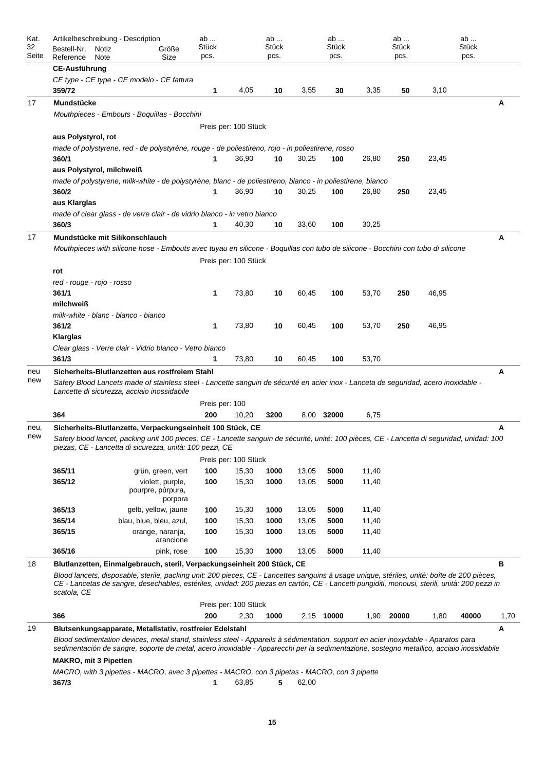| Kat. 32 Seite | Artikelbeschreibung - Description<br>Bestell-Nr. Reference | Notiz Note | Größe Size | ab ... Stück pcs. | | ab ... Stück pcs. | | ab ... Stück pcs. | | ab ... Stück pcs. | | ab ... Stück pcs. | | |
|---|---|---|---|---|---|---|---|---|---|---|---|---|---|---|
| | **CE-Ausführung** | | | | | | | | | | | | | |
| | *CE type - CE type - CE modelo - CE fattura* | | | | | | | | | | | | | |
| | **359/72** | | | **1** | 4,05 | **10** | 3,55 | **30** | 3,35 | **50** | 3,10 | | | |
| 17 | **Mundstücke** | | | | | | | | | | | | | **A** |
| | *Mouthpieces - Embouts - Boquillas - Bocchini* | | | | | | | | | | | | | |
| | | | | Preis per: 100 Stück | | | | | | | | | | |
| | **aus Polystyrol, rot** | | | | | | | | | | | | | |
| | *made of polystyrene, red - de polystyrène, rouge - de poliestireno, rojo - in poliestirene, rosso* | | | | | | | | | | | | | |
| | **360/1** | | | **1** | 36,90 | **10** | 30,25 | **100** | 26,80 | **250** | 23,45 | | | |
| | **aus Polystyrol, milchweiß** | | | | | | | | | | | | | |
| | *made of polystyrene, milk-white - de polystyrène, blanc - de poliestireno, blanco - in poliestirene, bianco* | | | | | | | | | | | | | |
| | **360/2** | | | **1** | 36,90 | **10** | 30,25 | **100** | 26,80 | **250** | 23,45 | | | |
| | **aus Klarglas** | | | | | | | | | | | | | |
| | *made of clear glass - de verre clair - de vidrio blanco - in vetro bianco* | | | | | | | | | | | | | |
| | **360/3** | | | **1** | 40,30 | **10** | 33,60 | **100** | 30,25 | | | | | |
| 17 | **Mundstücke mit Silikonschlauch** | | | | | | | | | | | | | **A** |
| | *Mouthpieces with silicone hose - Embouts avec tuyau en silicone - Boquillas con tubo de silicone - Bocchini con tubo di silicone* | | | | | | | | | | | | | |
| | | | | Preis per: 100 Stück | | | | | | | | | | |
| | **rot** | | | | | | | | | | | | | |
| | *red - rouge - rojo - rosso* | | | | | | | | | | | | | |
| | **361/1** | | | **1** | 73,80 | **10** | 60,45 | **100** | 53,70 | **250** | 46,95 | | | |
| | **milchweiß** | | | | | | | | | | | | | |
| | *milk-white - blanc - blanco - bianco* | | | | | | | | | | | | | |
| | **361/2** | | | **1** | 73,80 | **10** | 60,45 | **100** | 53,70 | **250** | 46,95 | | | |
| | **Klarglas** | | | | | | | | | | | | | |
| | *Clear glass - Verre clair - Vidrio blanco - Vetro bianco* | | | | | | | | | | | | | |
| | **361/3** | | | **1** | 73,80 | **10** | 60,45 | **100** | 53,70 | | | | | |
| neu new | **Sicherheits-Blutlanzetten aus rostfreiem Stahl** | | | | | | | | | | | | | **A** |
| | *Safety Blood Lancets made of stainless steel - Lancette sanguin de sécurité en acier inox - Lanceta de seguridad, acero inoxidable - Lancette di sicurezza, acciaio inossidabile* | | | | | | | | | | | | | |
| | | | | Preis per: 100 | | | | | | | | | | |
| | **364** | | | **200** | 10,20 | **3200** | 8,00 | **32000** | 6,75 | | | | | |
| neu, new | **Sicherheits-Blutlanzette, Verpackungseinheit 100 Stück, CE** | | | | | | | | | | | | | **A** |
| | *Safety blood lancet, packing unit 100 pieces, CE - Lancette sanguin de sécurité, unité: 100 pièces, CE - Lancetta di seguridad, unidad: 100 piezas, CE - Lancetta di sicurezza, unità: 100 pezzi, CE* | | | | | | | | | | | | | |
| | | | | Preis per: 100 Stück | | | | | | | | | | |
| | **365/11** | | grün, green, vert | **100** | 15,30 | **1000** | 13,05 | **5000** | 11,40 | | | | | |
| | **365/12** | | violett, purple, pourpre, púrpura, porpora | **100** | 15,30 | **1000** | 13,05 | **5000** | 11,40 | | | | | |
| | **365/13** | | gelb, yellow, jaune | **100** | 15,30 | **1000** | 13,05 | **5000** | 11,40 | | | | | |
| | **365/14** | | blau, blue, bleu, azul, | **100** | 15,30 | **1000** | 13,05 | **5000** | 11,40 | | | | | |
| | **365/15** | | orange, naranja, arancione | **100** | 15,30 | **1000** | 13,05 | **5000** | 11,40 | | | | | |
| | **365/16** | | pink, rose | **100** | 15,30 | **1000** | 13,05 | **5000** | 11,40 | | | | | |
| 18 | **Blutlanzetten, Einmalgebrauch, steril, Verpackungseinheit 200 Stück, CE** | | | | | | | | | | | | | **B** |
| | *Blood lancets, disposable, sterile, packing unit: 200 pieces, CE - Lancettes sanguins à usage unique, stériles, unité: boîte de 200 pièces, CE - Lancetas de sangre, desechables, estériles, unidad: 200 piezas en cartón, CE - Lancetti pungiditi, monousi, sterili, unità: 200 pezzi in scatola, CE* | | | | | | | | | | | | | |
| | | | | Preis per: 100 Stück | | | | | | | | | | |
| | **366** | | | **200** | 2,30 | **1000** | 2,15 | **10000** | 1,90 | **20000** | 1,80 | **40000** | 1,70 | |
| 19 | **Blutsenkungsapparate, Metallstativ, rostfreier Edelstahl** | | | | | | | | | | | | | **A** |
| | *Blood sedimentation devices, metal stand, stainless steel - Appareils à sédimentation, support en acier inoxydable - Aparatos para sedimentación de sangre, soporte de metal, acero inoxidable - Apparecchi per la sedimentazione, sostegno metallico, acciaio inossidabile* | | | | | | | | | | | | | |
| | **MAKRO, mit 3 Pipetten** | | | | | | | | | | | | | |
| | *MACRO, with 3 pipettes - MACRO, avec 3 pipettes - MACRO, con 3 pipetas - MACRO, con 3 pipette* | | | | | | | | | | | | | |
| | **367/3** | | | **1** | 63,85 | **5** | 62,00 | | | | | | | |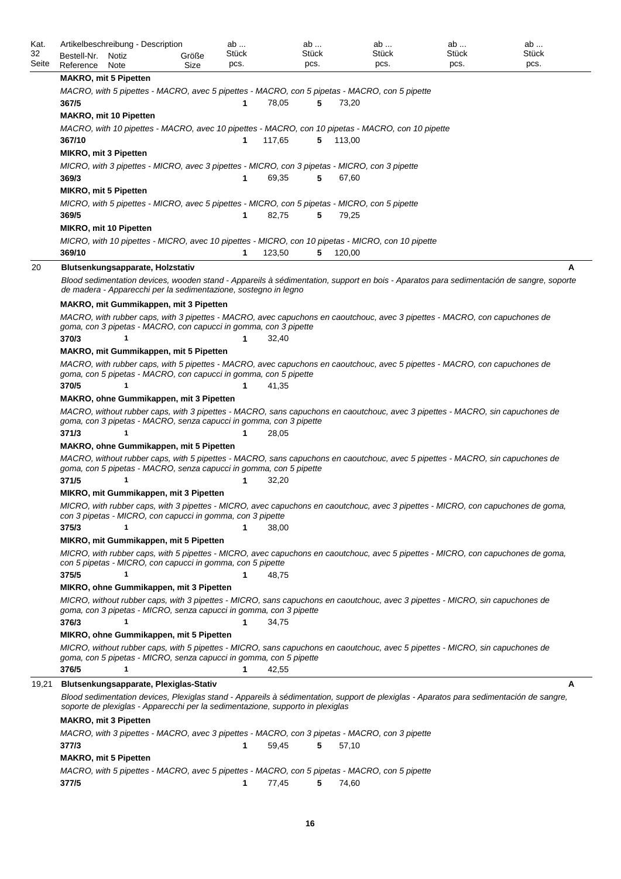| Kat. 32 Seite | Artikelbeschreibung - Description Bestell-Nr. Reference | Notiz Note | Größe Size | ab ... Stück pcs. | | ab ... Stück pcs. | | ab ... Stück pcs. | ab ... Stück pcs. | ab ... Stück pcs. |
|---|---|---|---|---|---|---|---|---|---|---|
| | **MAKRO, mit 5 Pipetten** | | | | | | | | | |
| | *MACRO, with 5 pipettes - MACRO, avec 5 pipettes - MACRO, con 5 pipetas - MACRO, con 5 pipette* | | | | | | | | | |
| | **367/5** | | | **1** | 78,05 | **5** | 73,20 | | | |
| | **MAKRO, mit 10 Pipetten** | | | | | | | | | |
| | *MACRO, with 10 pipettes - MACRO, avec 10 pipettes - MACRO, con 10 pipetas - MACRO, con 10 pipette* | | | | | | | | | |
| | **367/10** | | | **1** | 117,65 | **5** | 113,00 | | | |
| | **MIKRO, mit 3 Pipetten** | | | | | | | | | |
| | *MICRO, with 3 pipettes - MICRO, avec 3 pipettes - MICRO, con 3 pipetas - MICRO, con 3 pipette* | | | | | | | | | |
| | **369/3** | | | **1** | 69,35 | **5** | 67,60 | | | |
| | **MIKRO, mit 5 Pipetten** | | | | | | | | | |
| | *MICRO, with 5 pipettes - MICRO, avec 5 pipettes - MICRO, con 5 pipetas - MICRO, con 5 pipette* | | | | | | | | | |
| | **369/5** | | | **1** | 82,75 | **5** | 79,25 | | | |
| | **MIKRO, mit 10 Pipetten** | | | | | | | | | |
| | *MICRO, with 10 pipettes - MICRO, avec 10 pipettes - MICRO, con 10 pipetas - MICRO, con 10 pipette* | | | | | | | | | |
| | **369/10** | | | **1** | 123,50 | **5** | 120,00 | | | |
| 20 | **Blutsenkungsapparate, Holzstativ** | | | | | | | | | **A** |
| | *Blood sedimentation devices, wooden stand - Appareils à sédimentation, support en bois - Aparatos para sedimentación de sangre, soporte de madera - Apparecchi per la sedimentazione, sostegno in legno* | | | | | | | | | |
| | **MAKRO, mit Gummikappen, mit 3 Pipetten** | | | | | | | | | |
| | *MACRO, with rubber caps, with 3 pipettes - MACRO, avec capuchons en caoutchouc, avec 3 pipettes - MACRO, con capuchones de goma, con 3 pipetas - MACRO, con capucci in gomma, con 3 pipette* | | | | | | | | | |
| | **370/3** | **1** | | **1** | 32,40 | | | | | |
| | **MAKRO, mit Gummikappen, mit 5 Pipetten** | | | | | | | | | |
| | *MACRO, with rubber caps, with 5 pipettes - MACRO, avec capuchons en caoutchouc, avec 5 pipettes - MACRO, con capuchones de goma, con 5 pipetas - MACRO, con capucci in gomma, con 5 pipette* | | | | | | | | | |
| | **370/5** | **1** | | **1** | 41,35 | | | | | |
| | **MAKRO, ohne Gummikappen, mit 3 Pipetten** | | | | | | | | | |
| | *MACRO, without rubber caps, with 3 pipettes - MACRO, sans capuchons en caoutchouc, avec 3 pipettes - MACRO, sin capuchones de goma, con 3 pipetas - MACRO, senza capucci in gomma, con 3 pipette* | | | | | | | | | |
| | **371/3** | **1** | | **1** | 28,05 | | | | | |
| | **MAKRO, ohne Gummikappen, mit 5 Pipetten** | | | | | | | | | |
| | *MACRO, without rubber caps, with 5 pipettes - MACRO, sans capuchons en caoutchouc, avec 5 pipettes - MACRO, sin capuchones de goma, con 5 pipetas - MACRO, senza capucci in gomma, con 5 pipette* | | | | | | | | | |
| | **371/5** | **1** | | **1** | 32,20 | | | | | |
| | **MIKRO, mit Gummikappen, mit 3 Pipetten** | | | | | | | | | |
| | *MICRO, with rubber caps, with 3 pipettes - MICRO, avec capuchons en caoutchouc, avec 3 pipettes - MICRO, con capuchones de goma, con 3 pipetas - MICRO, con capucci in gomma, con 3 pipette* | | | | | | | | | |
| | **375/3** | **1** | | **1** | 38,00 | | | | | |
| | **MIKRO, mit Gummikappen, mit 5 Pipetten** | | | | | | | | | |
| | *MICRO, with rubber caps, with 5 pipettes - MICRO, avec capuchons en caoutchouc, avec 5 pipettes - MICRO, con capuchones de goma, con 5 pipetas - MICRO, con capucci in gomma, con 5 pipette* | | | | | | | | | |
| | **375/5** | **1** | | **1** | 48,75 | | | | | |
| | **MIKRO, ohne Gummikappen, mit 3 Pipetten** | | | | | | | | | |
| | *MICRO, without rubber caps, with 3 pipettes - MICRO, sans capuchons en caoutchouc, avec 3 pipettes - MICRO, sin capuchones de goma, con 3 pipetas - MICRO, senza capucci in gomma, con 3 pipette* | | | | | | | | | |
| | **376/3** | **1** | | **1** | 34,75 | | | | | |
| | **MIKRO, ohne Gummikappen, mit 5 Pipetten** | | | | | | | | | |
| | *MICRO, without rubber caps, with 5 pipettes - MICRO, sans capuchons en caoutchouc, avec 5 pipettes - MICRO, sin capuchones de goma, con 5 pipetas - MICRO, senza capucci in gomma, con 5 pipette* | | | | | | | | | |
| | **376/5** | **1** | | **1** | 42,55 | | | | | |
| 19,21 | **Blutsenkungsapparate, Plexiglas-Stativ** | | | | | | | | | **A** |
| | *Blood sedimentation devices, Plexiglas stand - Appareils à sédimentation, support de plexiglas - Aparatos para sedimentación de sangre, soporte de plexiglas - Apparecchi per la sedimentazione, supporto in plexiglas* | | | | | | | | | |
| | **MAKRO, mit 3 Pipetten** | | | | | | | | | |
| | *MACRO, with 3 pipettes - MACRO, avec 3 pipettes - MACRO, con 3 pipetas - MACRO, con 3 pipette* | | | | | | | | | |
| | **377/3** | | | **1** | 59,45 | **5** | 57,10 | | | |
| | **MAKRO, mit 5 Pipetten** | | | | | | | | | |
| | *MACRO, with 5 pipettes - MACRO, avec 5 pipettes - MACRO, con 5 pipetas - MACRO, con 5 pipette* | | | | | | | | | |
| | **377/5** | | | **1** | 77,45 | **5** | 74,60 | | | |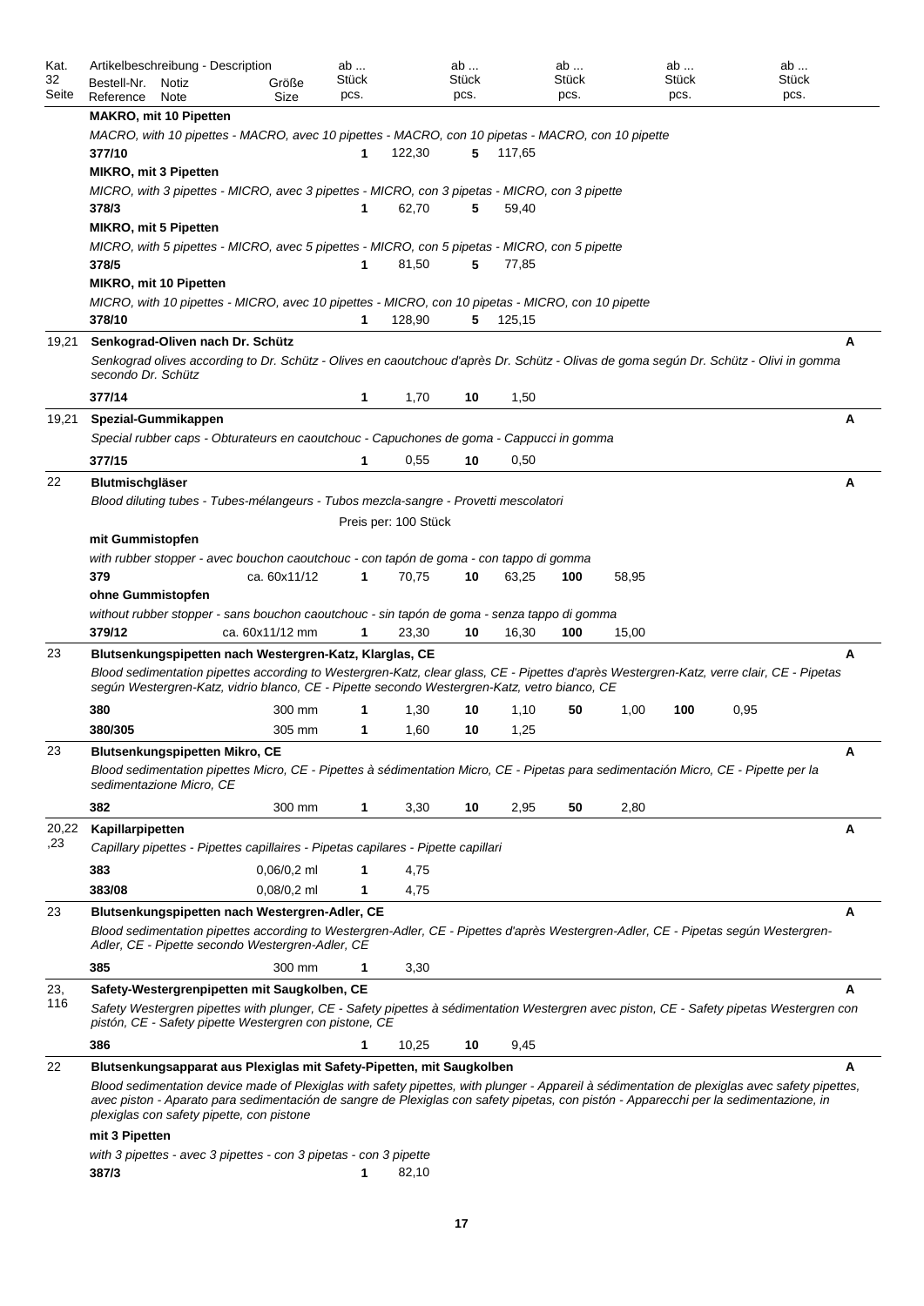| Kat. 32 Seite | Artikelbeschreibung - Description<br>Bestell-Nr. / Reference | Notiz / Note | Größe / Size | ab ... Stück pcs. | | ab ... Stück pcs. | | ab ... Stück pcs. | | ab ... Stück pcs. | | ab ... Stück pcs. | | |
|---|---|---|---|---|---|---|---|---|---|---|---|---|---|---|
| | **MAKRO, mit 10 Pipetten**<br>*MACRO, with 10 pipettes - MACRO, avec 10 pipettes - MACRO, con 10 pipetas - MACRO, con 10 pipette* | | | | | | | | | | | | | |
| | **377/10** | | | **1** | 122,30 | **5** | 117,65 | | | | | | | |
| | **MIKRO, mit 3 Pipetten**<br>*MICRO, with 3 pipettes - MICRO, avec 3 pipettes - MICRO, con 3 pipetas - MICRO, con 3 pipette* | | | | | | | | | | | | | |
| | **378/3** | | | **1** | 62,70 | **5** | 59,40 | | | | | | | |
| | **MIKRO, mit 5 Pipetten**<br>*MICRO, with 5 pipettes - MICRO, avec 5 pipettes - MICRO, con 5 pipetas - MICRO, con 5 pipette* | | | | | | | | | | | | | |
| | **378/5** | | | **1** | 81,50 | **5** | 77,85 | | | | | | | |
| | **MIKRO, mit 10 Pipetten**<br>*MICRO, with 10 pipettes - MICRO, avec 10 pipettes - MICRO, con 10 pipetas - MICRO, con 10 pipette* | | | | | | | | | | | | | |
| | **378/10** | | | **1** | 128,90 | **5** | 125,15 | | | | | | | |
| 19,21 | **Senkograd-Oliven nach Dr. Schütz**<br>*Senkograd olives according to Dr. Schütz - Olives en caoutchouc d'après Dr. Schütz - Olivas de goma según Dr. Schütz - Olivi in gomma secondo Dr. Schütz* | | | | | | | | | | | | | **A** |
| | **377/14** | | | **1** | 1,70 | **10** | 1,50 | | | | | | | |
| 19,21 | **Spezial-Gummikappen**<br>*Special rubber caps - Obturateurs en caoutchouc - Capuchones de goma - Cappucci in gomma* | | | | | | | | | | | | | **A** |
| | **377/15** | | | **1** | 0,55 | **10** | 0,50 | | | | | | | |
| 22 | **Blutmischgläser**<br>*Blood diluting tubes - Tubes-mélangeurs - Tubos mezcla-sangre - Provetti mescolatori*<br>Preis per: 100 Stück | | | | | | | | | | | | | **A** |
| | **mit Gummistopfen**<br>*with rubber stopper - avec bouchon caoutchouc - con tapón de goma - con tappo di gomma* | | | | | | | | | | | | | |
| | **379** | | ca. 60x11/12 | **1** | 70,75 | **10** | 63,25 | **100** | 58,95 | | | | | |
| | **ohne Gummistopfen**<br>*without rubber stopper - sans bouchon caoutchouc - sin tapón de goma - senza tappo di gomma* | | | | | | | | | | | | | |
| | **379/12** | | ca. 60x11/12 mm | **1** | 23,30 | **10** | 16,30 | **100** | 15,00 | | | | | |
| 23 | **Blutsenkungspipetten nach Westergren-Katz, Klarglas, CE**<br>*Blood sedimentation pipettes according to Westergren-Katz, clear glass, CE - Pipettes d'après Westergren-Katz, verre clair, CE - Pipetas según Westergren-Katz, vidrio blanco, CE - Pipette secondo Westergren-Katz, vetro bianco, CE* | | | | | | | | | | | | | **A** |
| | **380** | | 300 mm | **1** | 1,30 | **10** | 1,10 | **50** | 1,00 | **100** | 0,95 | | | |
| | **380/305** | | 305 mm | **1** | 1,60 | **10** | 1,25 | | | | | | | |
| 23 | **Blutsenkungspipetten Mikro, CE**<br>*Blood sedimentation pipettes Micro, CE - Pipettes à sédimentation Micro, CE - Pipetas para sedimentación Micro, CE - Pipette per la sedimentazione Micro, CE* | | | | | | | | | | | | | **A** |
| | **382** | | 300 mm | **1** | 3,30 | **10** | 2,95 | **50** | 2,80 | | | | | |
| 20,22,23 | **Kapillarpipetten**<br>*Capillary pipettes - Pipettes capillaires - Pipetas capilares - Pipette capillari* | | | | | | | | | | | | | **A** |
| | **383** | | 0,06/0,2 ml | **1** | 4,75 | | | | | | | | | |
| | **383/08** | | 0,08/0,2 ml | **1** | 4,75 | | | | | | | | | |
| 23 | **Blutsenkungspipetten nach Westergren-Adler, CE**<br>*Blood sedimentation pipettes according to Westergren-Adler, CE - Pipettes d'après Westergren-Adler, CE - Pipetas según Westergren-Adler, CE - Pipette secondo Westergren-Adler, CE* | | | | | | | | | | | | | **A** |
| | **385** | | 300 mm | **1** | 3,30 | | | | | | | | | |
| 23, 116 | **Safety-Westergrenpipetten mit Saugkolben, CE**<br>*Safety Westergren pipettes with plunger, CE - Safety pipettes à sédimentation Westergren avec piston, CE - Safety pipetas Westergren con pistón, CE - Safety pipette Westergren con pistone, CE* | | | | | | | | | | | | | **A** |
| | **386** | | | **1** | 10,25 | **10** | 9,45 | | | | | | | |
| 22 | **Blutsenkungsapparat aus Plexiglas mit Safety-Pipetten, mit Saugkolben**<br>*Blood sedimentation device made of Plexiglas with safety pipettes, with plunger - Appareil à sédimentation de plexiglas avec safety pipettes, avec piston - Aparato para sedimentación de sangre de Plexiglas con safety pipetas, con pistón - Apparecchi per la sedimentazione, in plexiglas con safety pipette, con pistone* | | | | | | | | | | | | | **A** |
| | **mit 3 Pipetten**<br>*with 3 pipettes - avec 3 pipettes - con 3 pipetas - con 3 pipette* | | | | | | | | | | | | | |
| | **387/3** | | | **1** | 82,10 | | | | | | | | | |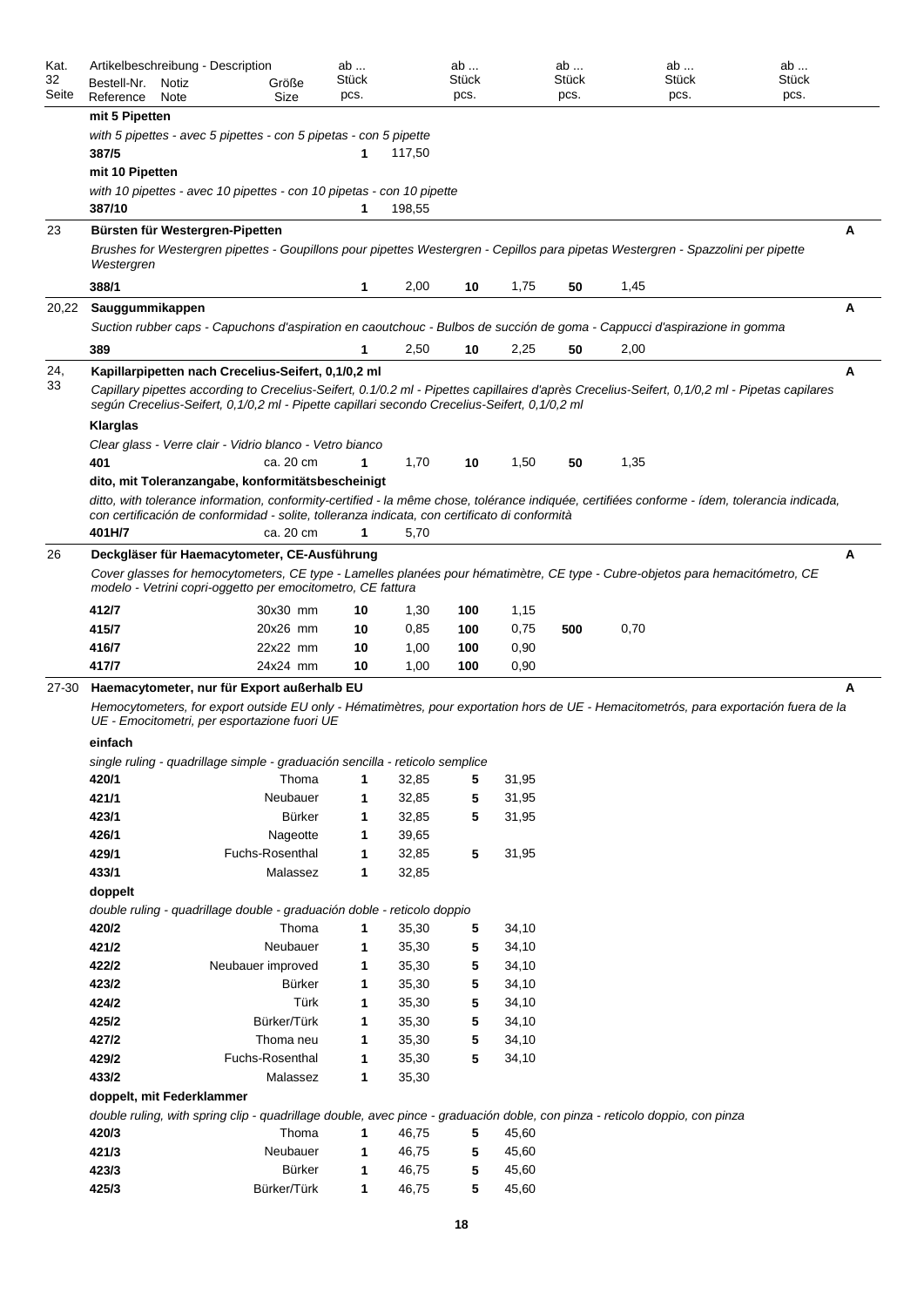| Kat. 32 Seite | Artikelbeschreibung - Description Bestell-Nr. Reference | Notiz Note | Größe Size | ab ... Stück pcs. | | ab ... Stück pcs. | | ab ... Stück pcs. | | ab ... Stück pcs. | | ab ... Stück pcs. | | |
|---|---|---|---|---|---|---|---|---|---|---|---|---|---|---|
| | **mit 5 Pipetten** | | | | | | | | | | | | | |
| | *with 5 pipettes - avec 5 pipettes - con 5 pipetas - con 5 pipette* | | | | | | | | | | | | | |
| | **387/5** | | | **1** | 117,50 | | | | | | | | | |
| | **mit 10 Pipetten** | | | | | | | | | | | | | |
| | *with 10 pipettes - avec 10 pipettes - con 10 pipetas - con 10 pipette* | | | | | | | | | | | | | |
| | **387/10** | | | **1** | 198,55 | | | | | | | | | |
| 23 | **Bürsten für Westergren-Pipetten** | | | | | | | | | | | | | A |
| | *Brushes for Westergren pipettes - Goupillons pour pipettes Westergren - Cepillos para pipetas Westergren - Spazzolini per pipette Westergren* | | | | | | | | | | | | | |
| | **388/1** | | | **1** | 2,00 | **10** | 1,75 | **50** | 1,45 | | | | | |
| 20,22 | **Sauggummikappen** | | | | | | | | | | | | | A |
| | *Suction rubber caps - Capuchons d'aspiration en caoutchouc - Bulbos de succión de goma - Cappucci d'aspirazione in gomma* | | | | | | | | | | | | | |
| | **389** | | | **1** | 2,50 | **10** | 2,25 | **50** | 2,00 | | | | | |
| 24, 33 | **Kapillarpipetten nach Crecelius-Seifert, 0,1/0,2 ml** | | | | | | | | | | | | | A |
| | *Capillary pipettes according to Crecelius-Seifert, 0.1/0.2 ml - Pipettes capillaires d'après Crecelius-Seifert, 0,1/0,2 ml - Pipetas capilares según Crecelius-Seifert, 0,1/0,2 ml - Pipette capillari secondo Crecelius-Seifert, 0,1/0,2 ml* | | | | | | | | | | | | | |
| | **Klarglas** | | | | | | | | | | | | | |
| | *Clear glass - Verre clair - Vidrio blanco - Vetro bianco* | | | | | | | | | | | | | |
| | **401** | | ca. 20 cm | **1** | 1,70 | **10** | 1,50 | **50** | 1,35 | | | | | |
| | **dito, mit Toleranzangabe, konformitätsbescheinigt** | | | | | | | | | | | | | |
| | *ditto, with tolerance information, conformity-certified - la même chose, tolérance indiquée, certifiées conforme - ídem, tolerancia indicada, con certificación de conformidad - solite, tolleranza indicata, con certificato di conformità* | | | | | | | | | | | | | |
| | **401H/7** | | ca. 20 cm | **1** | 5,70 | | | | | | | | | |
| 26 | **Deckgläser für Haemacytometer, CE-Ausführung** | | | | | | | | | | | | | A |
| | *Cover glasses for hemocytometers, CE type - Lamelles planées pour hématimètre, CE type - Cubre-objetos para hemacitómetro, CE modelo - Vetrini copri-oggetto per emocitometro, CE fattura* | | | | | | | | | | | | | |
| | **412/7** | | 30x30 mm | **10** | 1,30 | **100** | 1,15 | | | | | | | |
| | **415/7** | | 20x26 mm | **10** | 0,85 | **100** | 0,75 | **500** | 0,70 | | | | | |
| | **416/7** | | 22x22 mm | **10** | 1,00 | **100** | 0,90 | | | | | | | |
| | **417/7** | | 24x24 mm | **10** | 1,00 | **100** | 0,90 | | | | | | | |
| 27-30 | **Haemacytometer, nur für Export außerhalb EU** | | | | | | | | | | | | | A |
| | *Hemocytometers, for export outside EU only - Hématimètres, pour exportation hors de UE - Hemacitometrós, para exportación fuera de la UE - Emocitometri, per esportazione fuori UE* | | | | | | | | | | | | | |
| | **einfach** | | | | | | | | | | | | | |
| | *single ruling - quadrillage simple - graduación sencilla - reticolo semplice* | | | | | | | | | | | | | |
| | **420/1** | | Thoma | **1** | 32,85 | **5** | 31,95 | | | | | | | |
| | **421/1** | | Neubauer | **1** | 32,85 | **5** | 31,95 | | | | | | | |
| | **423/1** | | Bürker | **1** | 32,85 | **5** | 31,95 | | | | | | | |
| | **426/1** | | Nageotte | **1** | 39,65 | | | | | | | | | |
| | **429/1** | | Fuchs-Rosenthal | **1** | 32,85 | **5** | 31,95 | | | | | | | |
| | **433/1** | | Malassez | **1** | 32,85 | | | | | | | | | |
| | **doppelt** | | | | | | | | | | | | | |
| | *double ruling - quadrillage double - graduación doble - reticolo doppio* | | | | | | | | | | | | | |
| | **420/2** | | Thoma | **1** | 35,30 | **5** | 34,10 | | | | | | | |
| | **421/2** | | Neubauer | **1** | 35,30 | **5** | 34,10 | | | | | | | |
| | **422/2** | | Neubauer improved | **1** | 35,30 | **5** | 34,10 | | | | | | | |
| | **423/2** | | Bürker | **1** | 35,30 | **5** | 34,10 | | | | | | | |
| | **424/2** | | Türk | **1** | 35,30 | **5** | 34,10 | | | | | | | |
| | **425/2** | | Bürker/Türk | **1** | 35,30 | **5** | 34,10 | | | | | | | |
| | **427/2** | | Thoma neu | **1** | 35,30 | **5** | 34,10 | | | | | | | |
| | **429/2** | | Fuchs-Rosenthal | **1** | 35,30 | **5** | 34,10 | | | | | | | |
| | **433/2** | | Malassez | **1** | 35,30 | | | | | | | | | |
| | **doppelt, mit Federklammer** | | | | | | | | | | | | | |
| | *double ruling, with spring clip - quadrillage double, avec pince - graduación doble, con pinza - reticolo doppio, con pinza* | | | | | | | | | | | | | |
| | **420/3** | | Thoma | **1** | 46,75 | **5** | 45,60 | | | | | | | |
| | **421/3** | | Neubauer | **1** | 46,75 | **5** | 45,60 | | | | | | | |
| | **423/3** | | Bürker | **1** | 46,75 | **5** | 45,60 | | | | | | | |
| | **425/3** | | Bürker/Türk | **1** | 46,75 | **5** | 45,60 | | | | | | | |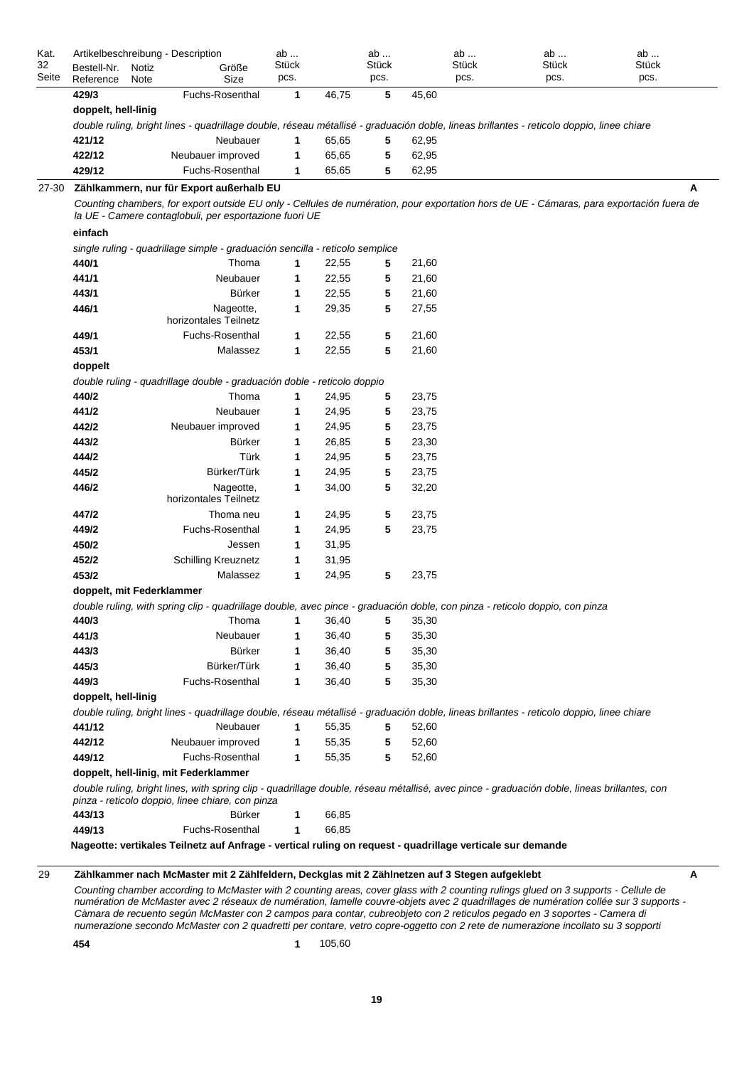| Kat. 32 Seite | Artikelbeschreibung - Description Bestell-Nr. Reference | Notiz Note | Größe Size | ab ... Stück pcs. | | ab ... Stück pcs. | | ab ... Stück pcs. | ab ... Stück pcs. | ab ... Stück pcs. |
|---|---|---|---|---|---|---|---|---|---|---|
| | **429/3** | | Fuchs-Rosenthal | **1** | 46,75 | **5** | 45,60 | | | |
| | **doppelt, hell-linig** | | | | | | | | | |
| | *double ruling, bright lines - quadrillage double, réseau métallisé - graduación doble, lineas brillantes - reticolo doppio, linee chiare* | | | | | | | | | |
| | **421/12** | | Neubauer | **1** | 65,65 | **5** | 62,95 | | | |
| | **422/12** | | Neubauer improved | **1** | 65,65 | **5** | 62,95 | | | |
| | **429/12** | | Fuchs-Rosenthal | **1** | 65,65 | **5** | 62,95 | | | |

27-30 **Zählkammern, nur für Export außerhalb EU** — **A**

*Counting chambers, for export outside EU only - Cellules de numération, pour exportation hors de UE - Cámaras, para exportación fuera de la UE - Camere contaglobuli, per esportazione fuori UE*

**einfach**

*single ruling - quadrillage simple - graduación sencilla - reticolo semplice*

| Bestell-Nr. | Größe | ab ... Stück | | ab ... Stück | |
|---|---|---|---|---|---|
| **440/1** | Thoma | **1** | 22,55 | **5** | 21,60 |
| **441/1** | Neubauer | **1** | 22,55 | **5** | 21,60 |
| **443/1** | Bürker | **1** | 22,55 | **5** | 21,60 |
| **446/1** | Nageotte, horizontales Teilnetz | **1** | 29,35 | **5** | 27,55 |
| **449/1** | Fuchs-Rosenthal | **1** | 22,55 | **5** | 21,60 |
| **453/1** | Malassez | **1** | 22,55 | **5** | 21,60 |

**doppelt**

*double ruling - quadrillage double - graduación doble - reticolo doppio*

| Bestell-Nr. | Größe | ab ... Stück | | ab ... Stück | |
|---|---|---|---|---|---|
| **440/2** | Thoma | **1** | 24,95 | **5** | 23,75 |
| **441/2** | Neubauer | **1** | 24,95 | **5** | 23,75 |
| **442/2** | Neubauer improved | **1** | 24,95 | **5** | 23,75 |
| **443/2** | Bürker | **1** | 26,85 | **5** | 23,30 |
| **444/2** | Türk | **1** | 24,95 | **5** | 23,75 |
| **445/2** | Bürker/Türk | **1** | 24,95 | **5** | 23,75 |
| **446/2** | Nageotte, horizontales Teilnetz | **1** | 34,00 | **5** | 32,20 |
| **447/2** | Thoma neu | **1** | 24,95 | **5** | 23,75 |
| **449/2** | Fuchs-Rosenthal | **1** | 24,95 | **5** | 23,75 |
| **450/2** | Jessen | **1** | 31,95 | | |
| **452/2** | Schilling Kreuznetz | **1** | 31,95 | | |
| **453/2** | Malassez | **1** | 24,95 | **5** | 23,75 |

**doppelt, mit Federklammer**

*double ruling, with spring clip - quadrillage double, avec pince - graduación doble, con pinza - reticolo doppio, con pinza*

| Bestell-Nr. | Größe | ab ... Stück | | ab ... Stück | |
|---|---|---|---|---|---|
| **440/3** | Thoma | **1** | 36,40 | **5** | 35,30 |
| **441/3** | Neubauer | **1** | 36,40 | **5** | 35,30 |
| **443/3** | Bürker | **1** | 36,40 | **5** | 35,30 |
| **445/3** | Bürker/Türk | **1** | 36,40 | **5** | 35,30 |
| **449/3** | Fuchs-Rosenthal | **1** | 36,40 | **5** | 35,30 |

**doppelt, hell-linig**

*double ruling, bright lines - quadrillage double, réseau métallisé - graduación doble, lineas brillantes - reticolo doppio, linee chiare*

| Bestell-Nr. | Größe | ab ... Stück | | ab ... Stück | |
|---|---|---|---|---|---|
| **441/12** | Neubauer | **1** | 55,35 | **5** | 52,60 |
| **442/12** | Neubauer improved | **1** | 55,35 | **5** | 52,60 |
| **449/12** | Fuchs-Rosenthal | **1** | 55,35 | **5** | 52,60 |

**doppelt, hell-linig, mit Federklammer**

*double ruling, bright lines, with spring clip - quadrillage double, réseau métallisé, avec pince - graduación doble, lineas brillantes, con pinza - reticolo doppio, linee chiare, con pinza*

| Bestell-Nr. | Größe | ab ... Stück | |
|---|---|---|---|
| **443/13** | Bürker | **1** | 66,85 |
| **449/13** | Fuchs-Rosenthal | **1** | 66,85 |

**Nageotte: vertikales Teilnetz auf Anfrage - vertical ruling on request - quadrillage verticale sur demande**

29 **Zählkammer nach McMaster mit 2 Zählfeldern, Deckglas mit 2 Zählnetzen auf 3 Stegen aufgeklebt** — **A**

*Counting chamber according to McMaster with 2 counting areas, cover glass with 2 counting rulings glued on 3 supports - Cellule de numération de McMaster avec 2 réseaux de numération, lamelle couvre-objets avec 2 quadrillages de numération collée sur 3 supports - Càmara de recuento según McMaster con 2 campos para contar, cubreobjeto con 2 reticulos pegado en 3 soportes - Camera di numerazione secondo McMaster con 2 quadretti per contare, vetro copre-oggetto con 2 rete de numerazione incollato su 3 sopporti*

| Bestell-Nr. | ab ... Stück | |
|---|---|---|
| **454** | **1** | 105,60 |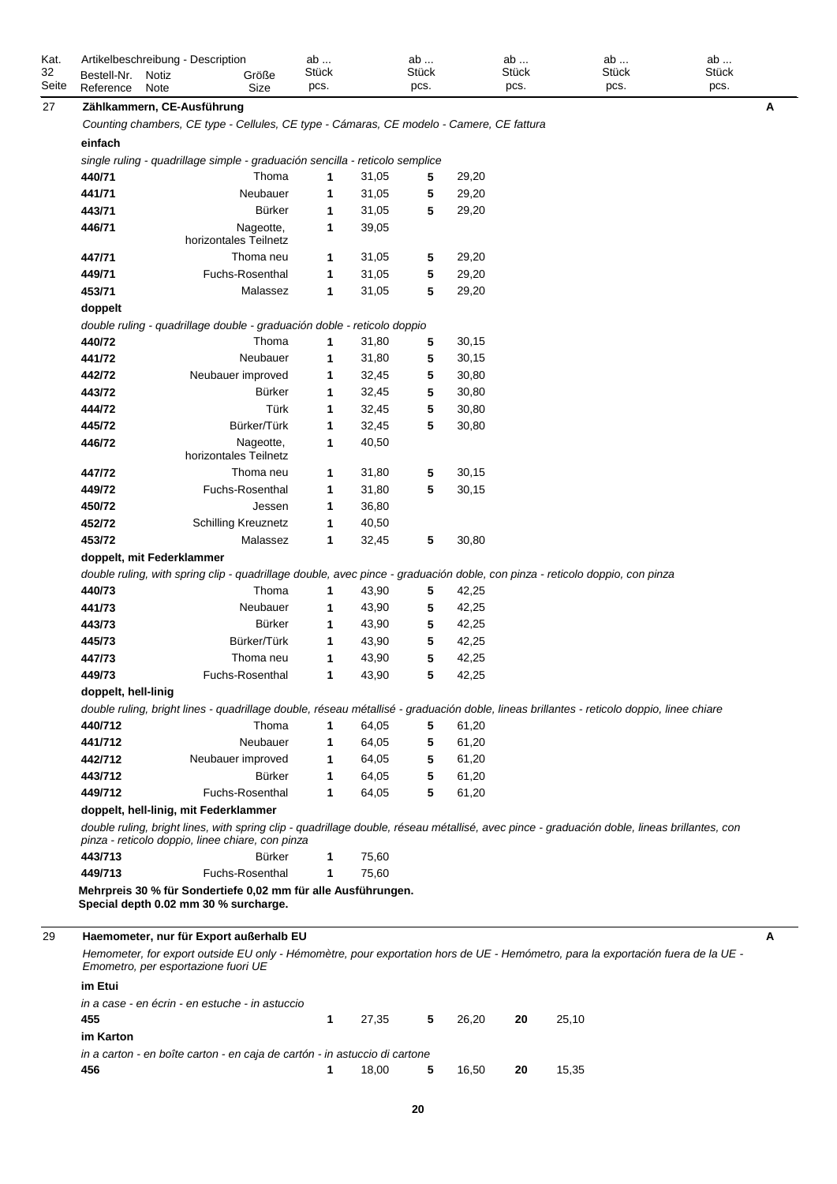| Kat. Seite | Artikelbeschreibung - Description Bestell-Nr. Reference | Notiz Note | Größe Size | ab ... Stück pcs. | | ab ... Stück pcs. | | ab ... Stück pcs. | | ab ... Stück pcs. | | ab ... Stück pcs. | |
|---|---|---|---|---|---|---|---|---|---|---|---|---|---|
| 27 | **Zählkammern, CE-Ausführung** | | | | | | | | | | | | **A** |
| | *Counting chambers, CE type - Cellules, CE type - Cámaras, CE modelo - Camere, CE fattura* | | | | | | | | | | | | |
| | **einfach** | | | | | | | | | | | | |
| | *single ruling - quadrillage simple - graduación sencilla - reticolo semplice* | | | | | | | | | | | | |
| | **440/71** | | Thoma | **1** | 31,05 | **5** | 29,20 | | | | | | |
| | **441/71** | | Neubauer | **1** | 31,05 | **5** | 29,20 | | | | | | |
| | **443/71** | | Bürker | **1** | 31,05 | **5** | 29,20 | | | | | | |
| | **446/71** | | Nageotte, horizontales Teilnetz | **1** | 39,05 | | | | | | | | |
| | **447/71** | | Thoma neu | **1** | 31,05 | **5** | 29,20 | | | | | | |
| | **449/71** | | Fuchs-Rosenthal | **1** | 31,05 | **5** | 29,20 | | | | | | |
| | **453/71** | | Malassez | **1** | 31,05 | **5** | 29,20 | | | | | | |
| | **doppelt** | | | | | | | | | | | | |
| | *double ruling - quadrillage double - graduación doble - reticolo doppio* | | | | | | | | | | | | |
| | **440/72** | | Thoma | **1** | 31,80 | **5** | 30,15 | | | | | | |
| | **441/72** | | Neubauer | **1** | 31,80 | **5** | 30,15 | | | | | | |
| | **442/72** | | Neubauer improved | **1** | 32,45 | **5** | 30,80 | | | | | | |
| | **443/72** | | Bürker | **1** | 32,45 | **5** | 30,80 | | | | | | |
| | **444/72** | | Türk | **1** | 32,45 | **5** | 30,80 | | | | | | |
| | **445/72** | | Bürker/Türk | **1** | 32,45 | **5** | 30,80 | | | | | | |
| | **446/72** | | Nageotte, horizontales Teilnetz | **1** | 40,50 | | | | | | | | |
| | **447/72** | | Thoma neu | **1** | 31,80 | **5** | 30,15 | | | | | | |
| | **449/72** | | Fuchs-Rosenthal | **1** | 31,80 | **5** | 30,15 | | | | | | |
| | **450/72** | | Jessen | **1** | 36,80 | | | | | | | | |
| | **452/72** | | Schilling Kreuznetz | **1** | 40,50 | | | | | | | | |
| | **453/72** | | Malassez | **1** | 32,45 | **5** | 30,80 | | | | | | |
| | **doppelt, mit Federklammer** | | | | | | | | | | | | |
| | *double ruling, with spring clip - quadrillage double, avec pince - graduación doble, con pinza - reticolo doppio, con pinza* | | | | | | | | | | | | |
| | **440/73** | | Thoma | **1** | 43,90 | **5** | 42,25 | | | | | | |
| | **441/73** | | Neubauer | **1** | 43,90 | **5** | 42,25 | | | | | | |
| | **443/73** | | Bürker | **1** | 43,90 | **5** | 42,25 | | | | | | |
| | **445/73** | | Bürker/Türk | **1** | 43,90 | **5** | 42,25 | | | | | | |
| | **447/73** | | Thoma neu | **1** | 43,90 | **5** | 42,25 | | | | | | |
| | **449/73** | | Fuchs-Rosenthal | **1** | 43,90 | **5** | 42,25 | | | | | | |
| | **doppelt, hell-linig** | | | | | | | | | | | | |
| | *double ruling, bright lines - quadrillage double, réseau métallisé - graduación doble, lineas brillantes - reticolo doppio, linee chiare* | | | | | | | | | | | | |
| | **440/712** | | Thoma | **1** | 64,05 | **5** | 61,20 | | | | | | |
| | **441/712** | | Neubauer | **1** | 64,05 | **5** | 61,20 | | | | | | |
| | **442/712** | | Neubauer improved | **1** | 64,05 | **5** | 61,20 | | | | | | |
| | **443/712** | | Bürker | **1** | 64,05 | **5** | 61,20 | | | | | | |
| | **449/712** | | Fuchs-Rosenthal | **1** | 64,05 | **5** | 61,20 | | | | | | |
| | **doppelt, hell-linig, mit Federklammer** | | | | | | | | | | | | |
| | *double ruling, bright lines, with spring clip - quadrillage double, réseau métallisé, avec pince - graduación doble, lineas brillantes, con pinza - reticolo doppio, linee chiare, con pinza* | | | | | | | | | | | | |
| | **443/713** | | Bürker | **1** | 75,60 | | | | | | | | |
| | **449/713** | | Fuchs-Rosenthal | **1** | 75,60 | | | | | | | | |
| | **Mehrpreis 30 % für Sondertiefe 0,02 mm für alle Ausführungen. Special depth 0.02 mm 30 % surcharge.** | | | | | | | | | | | | |
| 29 | **Haemometer, nur für Export außerhalb EU** | | | | | | | | | | | | **A** |
| | *Hemometer, for export outside EU only - Hémomètre, pour exportation hors de UE - Hemómetro, para la exportación fuera de la UE - Emometro, per esportazione fuori UE* | | | | | | | | | | | | |
| | **im Etui** | | | | | | | | | | | | |
| | *in a case - en écrin - en estuche - in astuccio* | | | | | | | | | | | | |
| | **455** | | | **1** | 27,35 | **5** | 26,20 | **20** | 25,10 | | | | |
| | **im Karton** | | | | | | | | | | | | |
| | *in a carton - en boîte carton - en caja de cartón - in astuccio di cartone* | | | | | | | | | | | | |
| | **456** | | | **1** | 18,00 | **5** | 16,50 | **20** | 15,35 | | | | |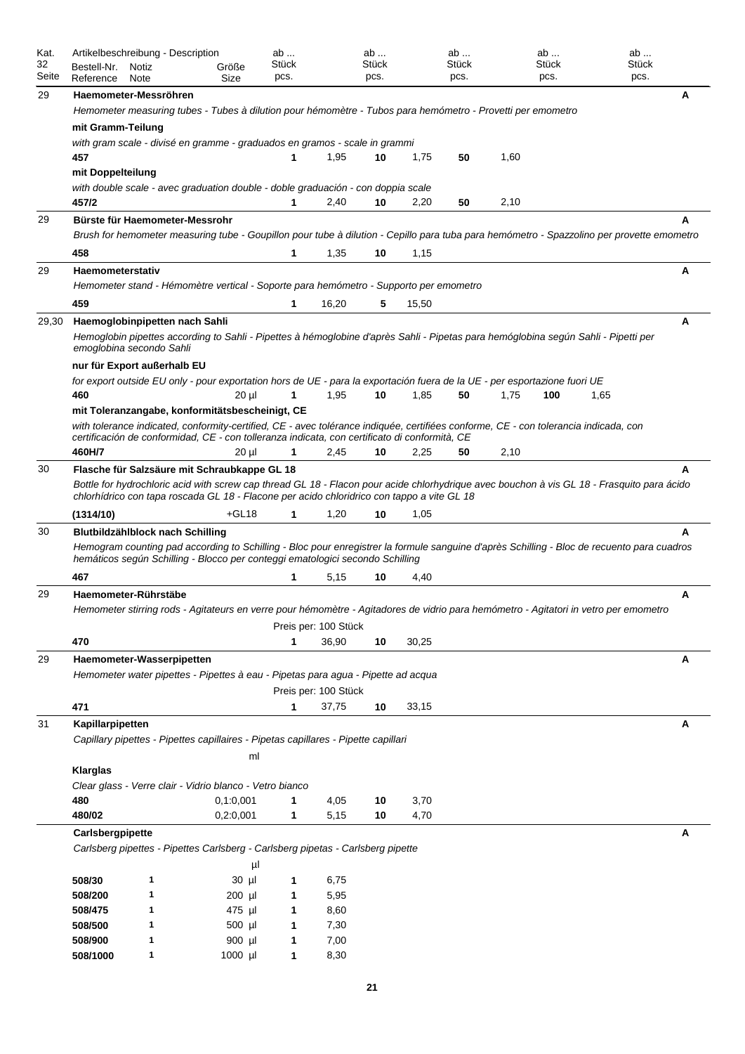| Kat. 32 Seite | Artikelbeschreibung - Description<br>Bestell-Nr. Reference | Notiz Note | Größe Size | ab ... Stück pcs. | | ab ... Stück pcs. | | ab ... Stück pcs. | | ab ... Stück pcs. | | ab ... Stück pcs. | | |
|---|---|---|---|---|---|---|---|---|---|---|---|---|---|---|
| 29 | **Haemometer-Messröhren** | | | | | | | | | | | | | **A** |
| | *Hemometer measuring tubes - Tubes à dilution pour hémomètre - Tubos para hemómetro - Provetti per emometro* | | | | | | | | | | | | | |
| | **mit Gramm-Teilung** | | | | | | | | | | | | | |
| | *with gram scale - divisé en gramme - graduados en gramos - scale in grammi* | | | | | | | | | | | | | |
| | **457** | | | **1** | 1,95 | **10** | 1,75 | **50** | 1,60 | | | | | |
| | **mit Doppelteilung** | | | | | | | | | | | | | |
| | *with double scale - avec graduation double - doble graduación - con doppia scale* | | | | | | | | | | | | | |
| | **457/2** | | | **1** | 2,40 | **10** | 2,20 | **50** | 2,10 | | | | | |
| 29 | **Bürste für Haemometer-Messrohr** | | | | | | | | | | | | | **A** |
| | *Brush for hemometer measuring tube - Goupillon pour tube à dilution - Cepillo para tuba para hemómetro - Spazzolino per provette emometro* | | | | | | | | | | | | | |
| | **458** | | | **1** | 1,35 | **10** | 1,15 | | | | | | | |
| 29 | **Haemometerstativ** | | | | | | | | | | | | | **A** |
| | *Hemometer stand - Hémomètre vertical - Soporte para hemómetro - Supporto per emometro* | | | | | | | | | | | | | |
| | **459** | | | **1** | 16,20 | **5** | 15,50 | | | | | | | |
| 29,30 | **Haemoglobinpipetten nach Sahli** | | | | | | | | | | | | | **A** |
| | *Hemoglobin pipettes according to Sahli - Pipettes à hémoglobine d'après Sahli - Pipetas para hemóglobina según Sahli - Pipetti per emoglobina secondo Sahli* | | | | | | | | | | | | | |
| | **nur für Export außerhalb EU** | | | | | | | | | | | | | |
| | *for export outside EU only - pour exportation hors de UE - para la exportación fuera de la UE - per esportazione fuori UE* | | | | | | | | | | | | | |
| | **460** | | 20 µl | **1** | 1,95 | **10** | 1,85 | **50** | 1,75 | **100** | 1,65 | | | |
| | **mit Toleranzangabe, konformitätsbescheinigt, CE** | | | | | | | | | | | | | |
| | *with tolerance indicated, conformity-certified, CE - avec tolérance indiquée, certifiées conforme, CE - con tolerancia indicada, con certificación de conformidad, CE - con tolleranza indicata, con certificato di conformità, CE* | | | | | | | | | | | | | |
| | **460H/7** | | 20 µl | **1** | 2,45 | **10** | 2,25 | **50** | 2,10 | | | | | |
| 30 | **Flasche für Salzsäure mit Schraubkappe GL 18** | | | | | | | | | | | | | **A** |
| | *Bottle for hydrochloric acid with screw cap thread GL 18 - Flacon pour acide chlorhydrique avec bouchon à vis GL 18 - Frasquito para ácido chlorhídrico con tapa roscada GL 18 - Flacone per acido chloridrico con tappo a vite GL 18* | | | | | | | | | | | | | |
| | **(1314/10)** | | +GL18 | **1** | 1,20 | **10** | 1,05 | | | | | | | |
| 30 | **Blutbildzählblock nach Schilling** | | | | | | | | | | | | | **A** |
| | *Hemogram counting pad according to Schilling - Bloc pour enregistrer la formule sanguine d'après Schilling - Bloc de recuento para cuadros hemáticos según Schilling - Blocco per conteggi ematologici secondo Schilling* | | | | | | | | | | | | | |
| | **467** | | | **1** | 5,15 | **10** | 4,40 | | | | | | | |
| 29 | **Haemometer-Rührstäbe** | | | | | | | | | | | | | **A** |
| | *Hemometer stirring rods - Agitateurs en verre pour hémomètre - Agitadores de vidrio para hemómetro - Agitatori in vetro per emometro* | | | | | | | | | | | | | |
| | | | | Preis per: 100 Stück | | | | | | | | | | |
| | **470** | | | **1** | 36,90 | **10** | 30,25 | | | | | | | |
| 29 | **Haemometer-Wasserpipetten** | | | | | | | | | | | | | **A** |
| | *Hemometer water pipettes - Pipettes à eau - Pipetas para agua - Pipette ad acqua* | | | | | | | | | | | | | |
| | | | | Preis per: 100 Stück | | | | | | | | | | |
| | **471** | | | **1** | 37,75 | **10** | 33,15 | | | | | | | |
| 31 | **Kapillarpipetten** | | | | | | | | | | | | | **A** |
| | *Capillary pipettes - Pipettes capillaires - Pipetas capillares - Pipette capillari* | | | | | | | | | | | | | |
| | | | ml | | | | | | | | | | | |
| | **Klarglas** | | | | | | | | | | | | | |
| | *Clear glass - Verre clair - Vidrio blanco - Vetro bianco* | | | | | | | | | | | | | |
| | **480** | | 0,1:0,001 | **1** | 4,05 | **10** | 3,70 | | | | | | | |
| | **480/02** | | 0,2:0,001 | **1** | 5,15 | **10** | 4,70 | | | | | | | |
| | **Carlsbergpipette** | | | | | | | | | | | | | **A** |
| | *Carlsberg pipettes - Pipettes Carlsberg - Carlsberg pipetas - Carlsberg pipette* | | | | | | | | | | | | | |
| | | | µl | | | | | | | | | | | |
| | **508/30** | 1 | 30 µl | **1** | 6,75 | | | | | | | | | |
| | **508/200** | 1 | 200 µl | **1** | 5,95 | | | | | | | | | |
| | **508/475** | 1 | 475 µl | **1** | 8,60 | | | | | | | | | |
| | **508/500** | 1 | 500 µl | **1** | 7,30 | | | | | | | | | |
| | **508/900** | 1 | 900 µl | **1** | 7,00 | | | | | | | | | |
| | **508/1000** | 1 | 1000 µl | **1** | 8,30 | | | | | | | | | |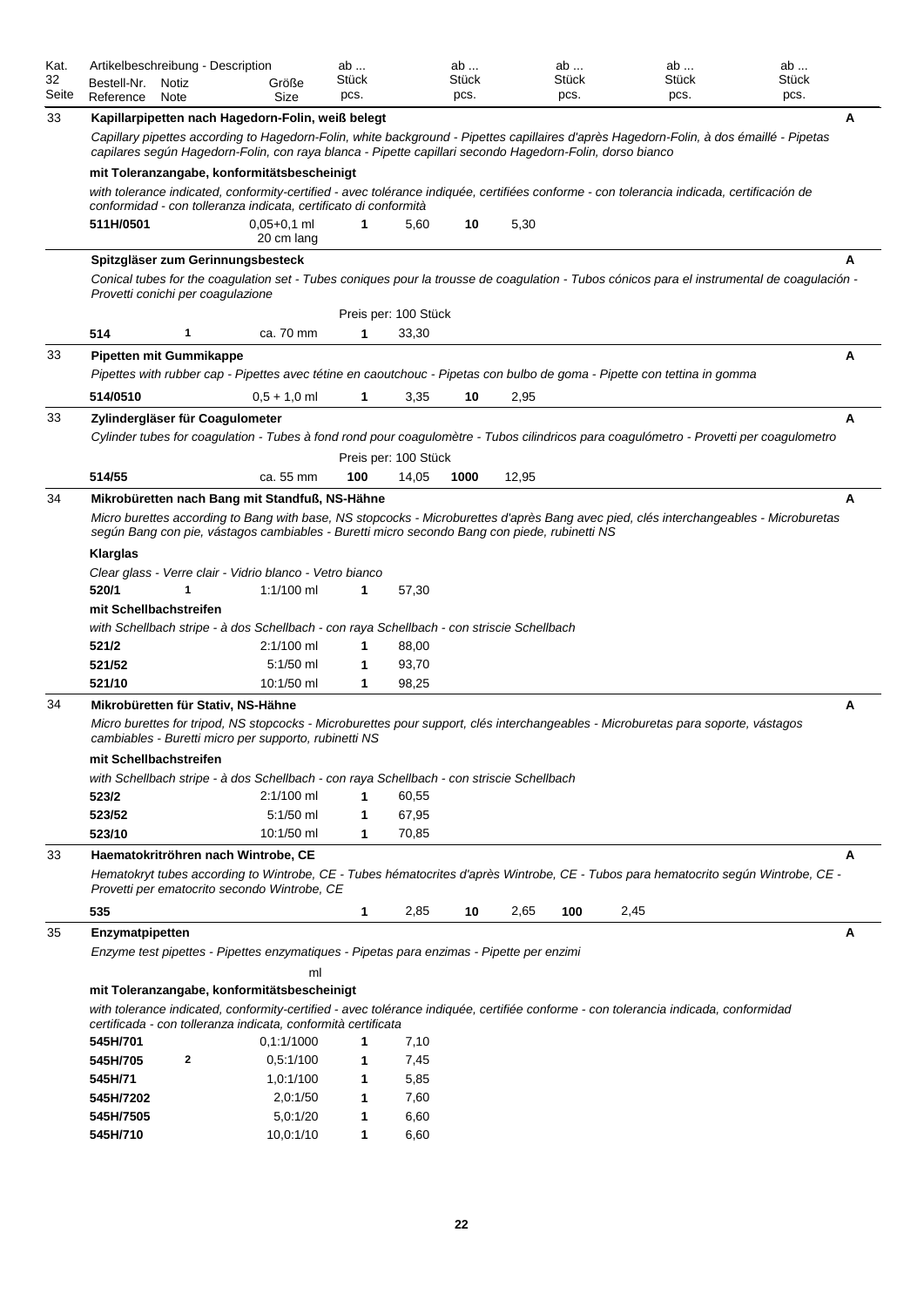| Kat. 32 Seite | Artikelbeschreibung - Description<br>Bestell-Nr. Reference | Notiz Note | Größe Size | ab ... Stück pcs. | | ab ... Stück pcs. | | ab ... Stück pcs. | | ab ... Stück pcs. | | ab ... Stück pcs. | |
|---|---|---|---|---|---|---|---|---|---|---|---|---|---|
| 33 | **Kapillarpipetten nach Hagedorn-Folin, weiß belegt** | | | | | | | | | | | | **A** |
| | *Capillary pipettes according to Hagedorn-Folin, white background - Pipettes capillaires d'après Hagedorn-Folin, à dos émaillé - Pipetas capilares según Hagedorn-Folin, con raya blanca - Pipette capillari secondo Hagedorn-Folin, dorso bianco* | | | | | | | | | | | | |
| | **mit Toleranzangabe, konformitätsbescheinigt** | | | | | | | | | | | | |
| | *with tolerance indicated, conformity-certified - avec tolérance indiquée, certifiées conforme - con tolerancia indicada, certificación de conformidad - con tolleranza indicata, certificato di conformità* | | | | | | | | | | | | |
| | **511H/0501** | | 0,05+0,1 ml 20 cm lang | **1** | 5,60 | **10** | 5,30 | | | | | | |
| | **Spitzgläser zum Gerinnungsbesteck** | | | | | | | | | | | | **A** |
| | *Conical tubes for the coagulation set - Tubes coniques pour la trousse de coagulation - Tubos cónicos para el instrumental de coagulación - Provetti conichi per coagulazione* | | | | | | | | | | | | |
| | | | | Preis per: 100 Stück | | | | | | | | | |
| | **514** | 1 | ca. 70 mm | **1** | 33,30 | | | | | | | | |
| 33 | **Pipetten mit Gummikappe** | | | | | | | | | | | | **A** |
| | *Pipettes with rubber cap - Pipettes avec tétine en caoutchouc - Pipetas con bulbo de goma - Pipette con tettina in gomma* | | | | | | | | | | | | |
| | **514/0510** | | 0,5 + 1,0 ml | **1** | 3,35 | **10** | 2,95 | | | | | | |
| 33 | **Zylindergläser für Coagulometer** | | | | | | | | | | | | **A** |
| | *Cylinder tubes for coagulation - Tubes à fond rond pour coagulomètre - Tubos cilindricos para coagulómetro - Provetti per coagulometro* | | | | | | | | | | | | |
| | | | | Preis per: 100 Stück | | | | | | | | | |
| | **514/55** | | ca. 55 mm | **100** | 14,05 | **1000** | 12,95 | | | | | | |
| 34 | **Mikrobüretten nach Bang mit Standfuß, NS-Hähne** | | | | | | | | | | | | **A** |
| | *Micro burettes according to Bang with base, NS stopcocks - Microburettes d'après Bang avec pied, clés interchangeables - Microburetas según Bang con pie, vástagos cambiables - Buretti micro secondo Bang con piede, rubinetti NS* | | | | | | | | | | | | |
| | **Klarglas** | | | | | | | | | | | | |
| | *Clear glass - Verre clair - Vidrio blanco - Vetro bianco* | | | | | | | | | | | | |
| | **520/1** | 1 | 1:1/100 ml | **1** | 57,30 | | | | | | | | |
| | **mit Schellbachstreifen** | | | | | | | | | | | | |
| | *with Schellbach stripe - à dos Schellbach - con raya Schellbach - con striscie Schellbach* | | | | | | | | | | | | |
| | **521/2** | | 2:1/100 ml | **1** | 88,00 | | | | | | | | |
| | **521/52** | | 5:1/50 ml | **1** | 93,70 | | | | | | | | |
| | **521/10** | | 10:1/50 ml | **1** | 98,25 | | | | | | | | |
| 34 | **Mikrobüretten für Stativ, NS-Hähne** | | | | | | | | | | | | **A** |
| | *Micro burettes for tripod, NS stopcocks - Microburettes pour support, clés interchangeables - Microburetas para soporte, vástagos cambiables - Buretti micro per supporto, rubinetti NS* | | | | | | | | | | | | |
| | **mit Schellbachstreifen** | | | | | | | | | | | | |
| | *with Schellbach stripe - à dos Schellbach - con raya Schellbach - con striscie Schellbach* | | | | | | | | | | | | |
| | **523/2** | | 2:1/100 ml | **1** | 60,55 | | | | | | | | |
| | **523/52** | | 5:1/50 ml | **1** | 67,95 | | | | | | | | |
| | **523/10** | | 10:1/50 ml | **1** | 70,85 | | | | | | | | |
| 33 | **Haematokritröhren nach Wintrobe, CE** | | | | | | | | | | | | **A** |
| | *Hematokryt tubes according to Wintrobe, CE - Tubes hématocrites d'après Wintrobe, CE - Tubos para hematocrito según Wintrobe, CE - Provetti per ematocrito secondo Wintrobe, CE* | | | | | | | | | | | | |
| | **535** | | | **1** | 2,85 | **10** | 2,65 | **100** | 2,45 | | | | |
| 35 | **Enzymatpipetten** | | | | | | | | | | | | **A** |
| | *Enzyme test pipettes - Pipettes enzymatiques - Pipetas para enzimas - Pipette per enzimi* | | | | | | | | | | | | |
| | | | ml | | | | | | | | | | |
| | **mit Toleranzangabe, konformitätsbescheinigt** | | | | | | | | | | | | |
| | *with tolerance indicated, conformity-certified - avec tolérance indiquée, certifiée conforme - con tolerancia indicada, conformidad certificada - con tolleranza indicata, conformità certificata* | | | | | | | | | | | | |
| | **545H/701** | | 0,1:1/1000 | **1** | 7,10 | | | | | | | | |
| | **545H/705** | 2 | 0,5:1/100 | **1** | 7,45 | | | | | | | | |
| | **545H/71** | | 1,0:1/100 | **1** | 5,85 | | | | | | | | |
| | **545H/7202** | | 2,0:1/50 | **1** | 7,60 | | | | | | | | |
| | **545H/7505** | | 5,0:1/20 | **1** | 6,60 | | | | | | | | |
| | **545H/710** | | 10,0:1/10 | **1** | 6,60 | | | | | | | | |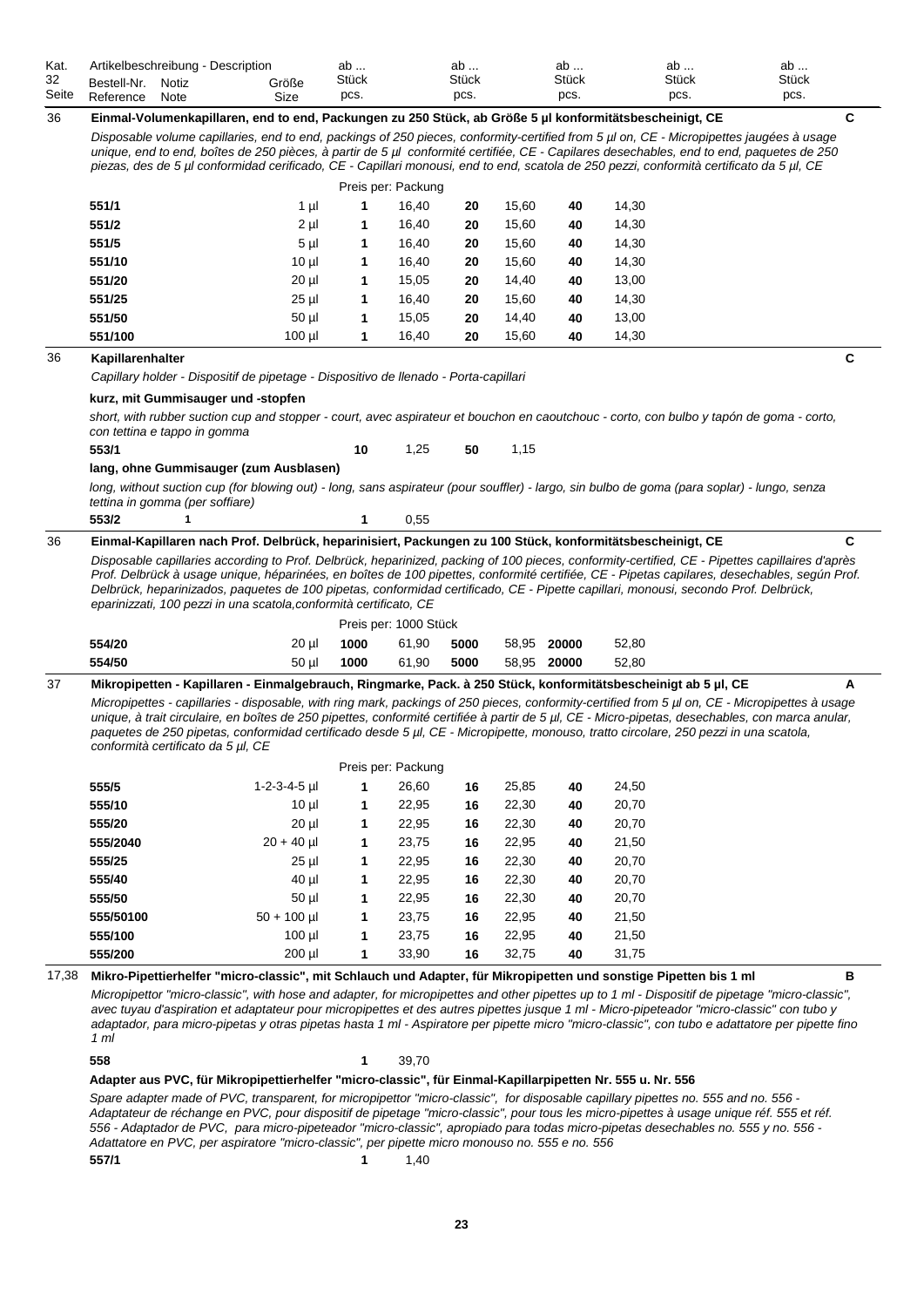| Kat. 32 Seite | Artikelbeschreibung - Description<br>Bestell-Nr. Reference | Notiz Note | Größe Size | ab ... Stück pcs. | | ab ... Stück pcs. | | ab ... Stück pcs. | | ab ... Stück pcs. | | ab ... Stück pcs. |
|---|---|---|---|---|---|---|---|---|---|---|---|---|

**36** **Einmal-Volumenkapillaren, end to end, Packungen zu 250 Stück, ab Größe 5 µl konformitätsbescheinigt, CE** **C**

*Disposable volume capillaries, end to end, packings of 250 pieces, conformity-certified from 5 µl on, CE - Micropipettes jaugées à usage unique, end to end, boîtes de 250 pièces, à partir de 5 µl conformité certifiée, CE - Capilares desechables, end to end, paquetes de 250 piezas, des de 5 µl conformidad cerificado, CE - Capillari monousi, end to end, scatola de 250 pezzi, conformità certificato da 5 µl, CE*

Preis per: Packung

| Bestell-Nr. | Größe | ab | Preis | ab | Preis | ab | Preis |
|---|---|---|---|---|---|---|---|
| **551/1** | 1 µl | **1** | 16,40 | **20** | 15,60 | **40** | 14,30 |
| **551/2** | 2 µl | **1** | 16,40 | **20** | 15,60 | **40** | 14,30 |
| **551/5** | 5 µl | **1** | 16,40 | **20** | 15,60 | **40** | 14,30 |
| **551/10** | 10 µl | **1** | 16,40 | **20** | 15,60 | **40** | 14,30 |
| **551/20** | 20 µl | **1** | 15,05 | **20** | 14,40 | **40** | 13,00 |
| **551/25** | 25 µl | **1** | 16,40 | **20** | 15,60 | **40** | 14,30 |
| **551/50** | 50 µl | **1** | 15,05 | **20** | 14,40 | **40** | 13,00 |
| **551/100** | 100 µl | **1** | 16,40 | **20** | 15,60 | **40** | 14,30 |

**36** **Kapillarenhalter** **C**

*Capillary holder - Dispositif de pipetage - Dispositivo de llenado - Porta-capillari*

**kurz, mit Gummisauger und -stopfen**

*short, with rubber suction cup and stopper - court, avec aspirateur et bouchon en caoutchouc - corto, con bulbo y tapón de goma - corto, con tettina e tappo in gomma*

| Bestell-Nr. | Notiz | ab | Preis | ab | Preis |
|---|---|---|---|---|---|
| **553/1** | | **10** | 1,25 | **50** | 1,15 |

**lang, ohne Gummisauger (zum Ausblasen)**

*long, without suction cup (for blowing out) - long, sans aspirateur (pour souffler) - largo, sin bulbo de goma (para soplar) - lungo, senza tettina in gomma (per soffiare)*

| Bestell-Nr. | Notiz | ab | Preis |
|---|---|---|---|
| **553/2** | **1** | **1** | 0,55 |

**36** **Einmal-Kapillaren nach Prof. Delbrück, heparinisiert, Packungen zu 100 Stück, konformitätsbescheinigt, CE** **C**

*Disposable capillaries according to Prof. Delbrück, heparinized, packing of 100 pieces, conformity-certified, CE - Pipettes capillaires d'après Prof. Delbrück à usage unique, héparinées, en boîtes de 100 pipettes, conformité certifiée, CE - Pipetas capilares, desechables, según Prof. Delbrück, heparinizados, paquetes de 100 pipetas, conformidad certificado, CE - Pipette capillari, monousi, secondo Prof. Delbrück, eparinizzati, 100 pezzi in una scatola,conformità certificato, CE*

Preis per: 1000 Stück

| Bestell-Nr. | Größe | ab | Preis | ab | Preis | ab | Preis |
|---|---|---|---|---|---|---|---|
| **554/20** | 20 µl | **1000** | 61,90 | **5000** | 58,95 | **20000** | 52,80 |
| **554/50** | 50 µl | **1000** | 61,90 | **5000** | 58,95 | **20000** | 52,80 |

**37** **Mikropipetten - Kapillaren - Einmalgebrauch, Ringmarke, Pack. à 250 Stück, konformitätsbescheinigt ab 5 µl, CE** **A**

*Micropipettes - capillaries - disposable, with ring mark, packings of 250 pieces, conformity-certified from 5 µl on, CE - Micropipettes à usage unique, à trait circulaire, en boîtes de 250 pipettes, conformité certifiée à partir de 5 µl, CE - Micro-pipetas, desechables, con marca anular, paquetes de 250 pipetas, conformidad certificado desde 5 µl, CE - Micropipette, monouso, tratto circolare, 250 pezzi in una scatola, conformità certificato da 5 µl, CE*

Preis per: Packung

| Bestell-Nr. | Größe | ab | Preis | ab | Preis | ab | Preis |
|---|---|---|---|---|---|---|---|
| **555/5** | 1-2-3-4-5 µl | **1** | 26,60 | **16** | 25,85 | **40** | 24,50 |
| **555/10** | 10 µl | **1** | 22,95 | **16** | 22,30 | **40** | 20,70 |
| **555/20** | 20 µl | **1** | 22,95 | **16** | 22,30 | **40** | 20,70 |
| **555/2040** | 20 + 40 µl | **1** | 23,75 | **16** | 22,95 | **40** | 21,50 |
| **555/25** | 25 µl | **1** | 22,95 | **16** | 22,30 | **40** | 20,70 |
| **555/40** | 40 µl | **1** | 22,95 | **16** | 22,30 | **40** | 20,70 |
| **555/50** | 50 µl | **1** | 22,95 | **16** | 22,30 | **40** | 20,70 |
| **555/50100** | 50 + 100 µl | **1** | 23,75 | **16** | 22,95 | **40** | 21,50 |
| **555/100** | 100 µl | **1** | 23,75 | **16** | 22,95 | **40** | 21,50 |
| **555/200** | 200 µl | **1** | 33,90 | **16** | 32,75 | **40** | 31,75 |

**17,38** **Mikro-Pipettierhelfer "micro-classic", mit Schlauch und Adapter, für Mikropipetten und sonstige Pipetten bis 1 ml** **B**

*Micropipettor "micro-classic", with hose and adapter, for micropipettes and other pipettes up to 1 ml - Dispositif de pipetage "micro-classic", avec tuyau d'aspiration et adaptateur pour micropipettes et des autres pipettes jusque 1 ml - Micro-pipeteador "micro-classic" con tubo y adaptador, para micro-pipetas y otras pipetas hasta 1 ml - Aspiratore per pipette micro "micro-classic", con tubo e adattatore per pipette fino 1 ml*

| Bestell-Nr. | ab | Preis |
|---|---|---|
| **558** | **1** | 39,70 |

**Adapter aus PVC, für Mikropipettierhelfer "micro-classic", für Einmal-Kapillarpipetten Nr. 555 u. Nr. 556**

*Spare adapter made of PVC, transparent, for micropipettor "micro-classic", for disposable capillary pipettes no. 555 and no. 556 - Adaptateur de réchange en PVC, pour dispositif de pipetage "micro-classic", pour tous les micro-pipettes à usage unique réf. 555 et réf. 556 - Adaptador de PVC, para micro-pipeteador "micro-classic", apropiado para todas micro-pipetas desechables no. 555 y no. 556 - Adattatore en PVC, per aspiratore "micro-classic", per pipette micro monouso no. 555 e no. 556*

| Bestell-Nr. | ab | Preis |
|---|---|---|
| **557/1** | **1** | 1,40 |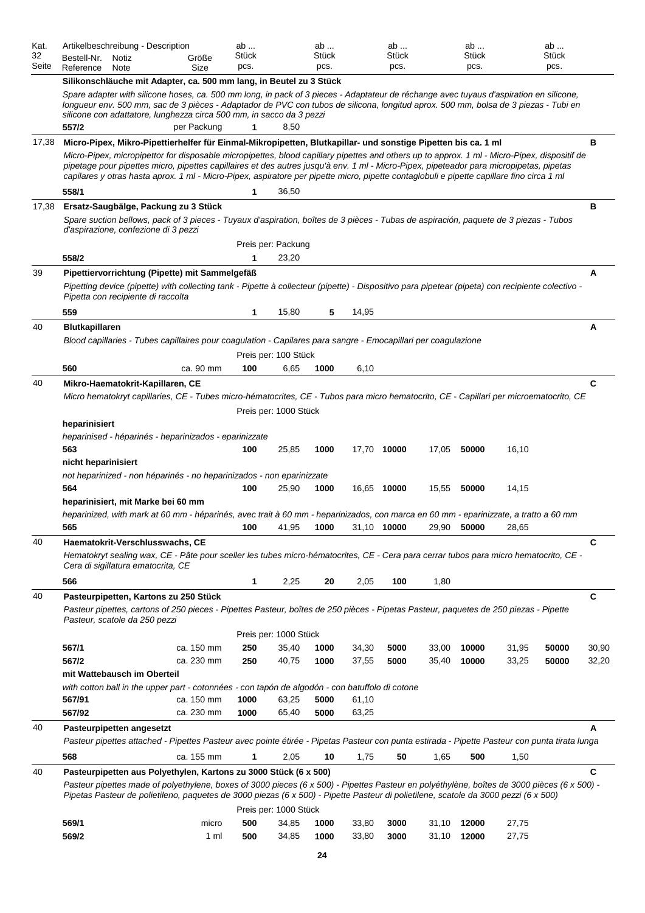| Kat. 32 Seite | Artikelbeschreibung - Description<br>Bestell-Nr. Reference | Notiz Note | Größe Size | ab ... Stück pcs. | | ab ... Stück pcs. | | ab ... Stück pcs. | | ab ... Stück pcs. | | ab ... Stück pcs. | | |
|---|---|---|---|---|---|---|---|---|---|---|---|---|---|---|
| | **Silikonschläuche mit Adapter, ca. 500 mm lang, in Beutel zu 3 Stück** | | | | | | | | | | | | | |
| | *Spare adapter with silicone hoses, ca. 500 mm long, in pack of 3 pieces - Adaptateur de réchange avec tuyaux d'aspiration en silicone, longueur env. 500 mm, sac de 3 pièces - Adaptador de PVC con tubos de silicona, longitud aprox. 500 mm, bolsa de 3 piezas - Tubi en silicone con adattatore, lunghezza circa 500 mm, in sacco da 3 pezzi* | | | | | | | | | | | | | |
| | **557/2** | | per Packung | **1** | 8,50 | | | | | | | | | |
| 17,38 | **Micro-Pipex, Mikro-Pipettierhelfer für Einmal-Mikropipetten, Blutkapillar- und sonstige Pipetten bis ca. 1 ml** | | | | | | | | | | | | | **B** |
| | *Micro-Pipex, micropipettor for disposable micropipettes, blood capillary pipettes and others up to approx. 1 ml - Micro-Pipex, dispositif de pipetage pour pipettes micro, pipettes capillaires et des autres jusqu'à env. 1 ml - Micro-Pipex, pipeteador para micropipetas, pipetas capilares y otras hasta aprox. 1 ml - Micro-Pipex, aspiratore per pipette micro, pipette contaglobuli e pipette capillare fino circa 1 ml* | | | | | | | | | | | | | |
| | **558/1** | | | **1** | 36,50 | | | | | | | | | |
| 17,38 | **Ersatz-Saugbälge, Packung zu 3 Stück** | | | | | | | | | | | | | **B** |
| | *Spare suction bellows, pack of 3 pieces - Tuyaux d'aspiration, boîtes de 3 pièces - Tubas de aspiración, paquete de 3 piezas - Tubos d'aspirazione, confezione di 3 pezzi* | | | | | | | | | | | | | |
| | | | | Preis per: Packung | | | | | | | | | | |
| | **558/2** | | | **1** | 23,20 | | | | | | | | | |
| 39 | **Pipettiervorrichtung (Pipette) mit Sammelgefäß** | | | | | | | | | | | | | **A** |
| | *Pipetting device (pipette) with collecting tank - Pipette à collecteur (pipette) - Dispositivo para pipetear (pipeta) con recipiente colectivo - Pipetta con recipiente di raccolta* | | | | | | | | | | | | | |
| | **559** | | | **1** | 15,80 | **5** | 14,95 | | | | | | | |
| 40 | **Blutkapillaren** | | | | | | | | | | | | | **A** |
| | *Blood capillaries - Tubes capillaires pour coagulation - Capilares para sangre - Emocapillari per coagulazione* | | | | | | | | | | | | | |
| | | | | Preis per: 100 Stück | | | | | | | | | | |
| | **560** | | ca. 90 mm | **100** | 6,65 | **1000** | 6,10 | | | | | | | |
| 40 | **Mikro-Haematokrit-Kapillaren, CE** | | | | | | | | | | | | | **C** |
| | *Micro hematokryt capillaries, CE - Tubes micro-hématocrites, CE - Tubos para micro hematocrito, CE - Capillari per microematocrito, CE* | | | | | | | | | | | | | |
| | | | | Preis per: 1000 Stück | | | | | | | | | | |
| | **heparinisiert** | | | | | | | | | | | | | |
| | *heparinised - héparinés - heparinizados - eparinizzate* | | | | | | | | | | | | | |
| | **563** | | | **100** | 25,85 | **1000** | 17,70 | **10000** | 17,05 | **50000** | 16,10 | | | |
| | **nicht heparinisiert** | | | | | | | | | | | | | |
| | *not heparinized - non héparinés - no heparinizados - non eparinizzate* | | | | | | | | | | | | | |
| | **564** | | | **100** | 25,90 | **1000** | 16,65 | **10000** | 15,55 | **50000** | 14,15 | | | |
| | **heparinisiert, mit Marke bei 60 mm** | | | | | | | | | | | | | |
| | *heparinized, with mark at 60 mm - héparinés, avec trait à 60 mm - heparinizados, con marca en 60 mm - eparinizzate, a tratto a 60 mm* | | | | | | | | | | | | | |
| | **565** | | | **100** | 41,95 | **1000** | 31,10 | **10000** | 29,90 | **50000** | 28,65 | | | |
| 40 | **Haematokrit-Verschlusswachs, CE** | | | | | | | | | | | | | **C** |
| | *Hematokryt sealing wax, CE - Pâte pour sceller les tubes micro-hématocrites, CE - Cera para cerrar tubos para micro hematocrito, CE - Cera di sigillatura ematocrita, CE* | | | | | | | | | | | | | |
| | **566** | | | **1** | 2,25 | **20** | 2,05 | **100** | 1,80 | | | | | |
| 40 | **Pasteurpipetten, Kartons zu 250 Stück** | | | | | | | | | | | | | **C** |
| | *Pasteur pipettes, cartons of 250 pieces - Pipettes Pasteur, boîtes de 250 pièces - Pipetas Pasteur, paquetes de 250 piezas - Pipette Pasteur, scatole da 250 pezzi* | | | | | | | | | | | | | |
| | | | | Preis per: 1000 Stück | | | | | | | | | | |
| | **567/1** | | ca. 150 mm | **250** | 35,40 | **1000** | 34,30 | **5000** | 33,00 | **10000** | 31,95 | **50000** | 30,90 | |
| | **567/2** | | ca. 230 mm | **250** | 40,75 | **1000** | 37,55 | **5000** | 35,40 | **10000** | 33,25 | **50000** | 32,20 | |
| | **mit Wattebausch im Oberteil** | | | | | | | | | | | | | |
| | *with cotton ball in the upper part - cotonnées - con tapón de algodón - con batuffolo di cotone* | | | | | | | | | | | | | |
| | **567/91** | | ca. 150 mm | **1000** | 63,25 | **5000** | 61,10 | | | | | | | |
| | **567/92** | | ca. 230 mm | **1000** | 65,40 | **5000** | 63,25 | | | | | | | |
| 40 | **Pasteurpipetten angesetzt** | | | | | | | | | | | | | **A** |
| | *Pasteur pipettes attached - Pipettes Pasteur avec pointe étirée - Pipetas Pasteur con punta estirada - Pipette Pasteur con punta tirata lunga* | | | | | | | | | | | | | |
| | **568** | | ca. 155 mm | **1** | 2,05 | **10** | 1,75 | **50** | 1,65 | **500** | 1,50 | | | |
| 40 | **Pasteurpipetten aus Polyethylen, Kartons zu 3000 Stück (6 x 500)** | | | | | | | | | | | | | **C** |
| | *Pasteur pipettes made of polyethylene, boxes of 3000 pieces (6 x 500) - Pipettes Pasteur en polyéthylène, boîtes de 3000 pièces (6 x 500) - Pipetas Pasteur de polietileno, paquetes de 3000 piezas (6 x 500) - Pipette Pasteur di polietilene, scatole da 3000 pezzi (6 x 500)* | | | | | | | | | | | | | |
| | | | | Preis per: 1000 Stück | | | | | | | | | | |
| | **569/1** | | micro | **500** | 34,85 | **1000** | 33,80 | **3000** | 31,10 | **12000** | 27,75 | | | |
| | **569/2** | | 1 ml | **500** | 34,85 | **1000** | 33,80 | **3000** | 31,10 | **12000** | 27,75 | | | |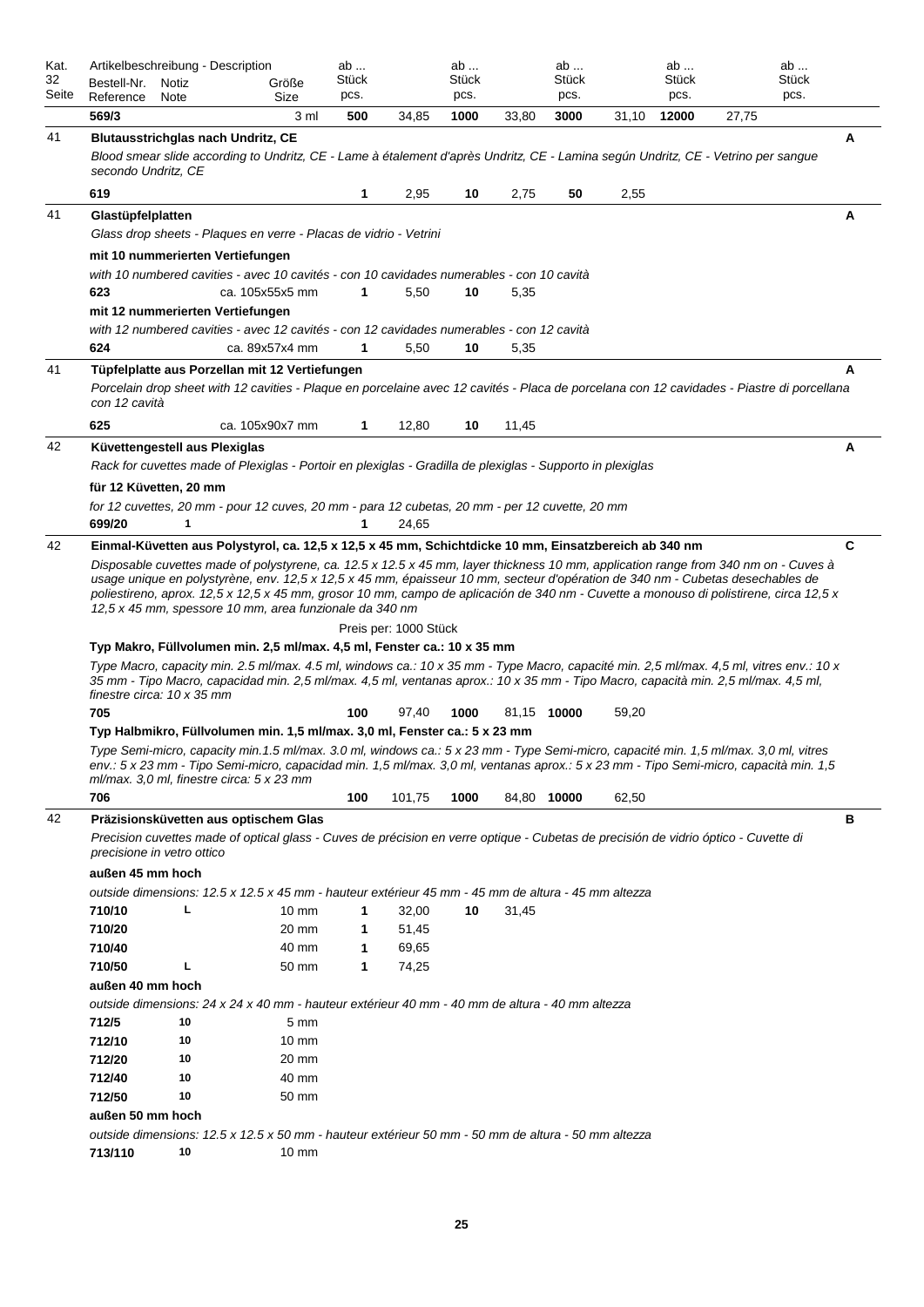| Kat. 32 Seite | Artikelbeschreibung - Description Bestell-Nr. Reference | Notiz Note | Größe Size | ab ... Stück pcs. | | ab ... Stück pcs. | | ab ... Stück pcs. | | ab ... Stück pcs. | | ab ... Stück pcs. | |
|---|---|---|---|---|---|---|---|---|---|---|---|---|---|
| | **569/3** | | 3 ml | **500** | 34,85 | **1000** | 33,80 | **3000** | 31,10 | **12000** | 27,75 | | |
| 41 | **Blutausstrichglas nach Undritz, CE** | | | | | | | | | | | | A |
| | *Blood smear slide according to Undritz, CE - Lame à étalement d'après Undritz, CE - Lamina según Undritz, CE - Vetrino per sangue secondo Undritz, CE* | | | | | | | | | | | | |
| | **619** | | | **1** | 2,95 | **10** | 2,75 | **50** | 2,55 | | | | |
| 41 | **Glastüpfelplatten** | | | | | | | | | | | | A |
| | *Glass drop sheets - Plaques en verre - Placas de vidrio - Vetrini* | | | | | | | | | | | | |
| | **mit 10 nummerierten Vertiefungen** | | | | | | | | | | | | |
| | *with 10 numbered cavities - avec 10 cavités - con 10 cavidades numerables - con 10 cavità* | | | | | | | | | | | | |
| | **623** | | ca. 105x55x5 mm | **1** | 5,50 | **10** | 5,35 | | | | | | |
| | **mit 12 nummerierten Vertiefungen** | | | | | | | | | | | | |
| | *with 12 numbered cavities - avec 12 cavités - con 12 cavidades numerables - con 12 cavità* | | | | | | | | | | | | |
| | **624** | | ca. 89x57x4 mm | **1** | 5,50 | **10** | 5,35 | | | | | | |
| 41 | **Tüpfelplatte aus Porzellan mit 12 Vertiefungen** | | | | | | | | | | | | A |
| | *Porcelain drop sheet with 12 cavities - Plaque en porcelaine avec 12 cavités - Placa de porcelana con 12 cavidades - Piastre di porcellana con 12 cavità* | | | | | | | | | | | | |
| | **625** | | ca. 105x90x7 mm | **1** | 12,80 | **10** | 11,45 | | | | | | |
| 42 | **Küvettengestell aus Plexiglas** | | | | | | | | | | | | A |
| | *Rack for cuvettes made of Plexiglas - Portoir en plexiglas - Gradilla de plexiglas - Supporto in plexiglas* | | | | | | | | | | | | |
| | **für 12 Küvetten, 20 mm** | | | | | | | | | | | | |
| | *for 12 cuvettes, 20 mm - pour 12 cuves, 20 mm - para 12 cubetas, 20 mm - per 12 cuvette, 20 mm* | | | | | | | | | | | | |
| | **699/20** | 1 | | **1** | 24,65 | | | | | | | | |
| 42 | **Einmal-Küvetten aus Polystyrol, ca. 12,5 x 12,5 x 45 mm, Schichtdicke 10 mm, Einsatzbereich ab 340 nm** | | | | | | | | | | | | C |
| | *Disposable cuvettes made of polystyrene, ca. 12.5 x 12.5 x 45 mm, layer thickness 10 mm, application range from 340 nm on - Cuves à usage unique en polystyrène, env. 12,5 x 12,5 x 45 mm, épaisseur 10 mm, secteur d'opération de 340 nm - Cubetas desechables de poliestireno, aprox. 12,5 x 12,5 x 45 mm, grosor 10 mm, campo de aplicación de 340 nm - Cuvette a monouso di polistirene, circa 12,5 x 12,5 x 45 mm, spessore 10 mm, area funzionale da 340 nm* | | | | | | | | | | | | |
| | | | | Preis per: 1000 Stück | | | | | | | | | |
| | **Typ Makro, Füllvolumen min. 2,5 ml/max. 4,5 ml, Fenster ca.: 10 x 35 mm** | | | | | | | | | | | | |
| | *Type Macro, capacity min. 2.5 ml/max. 4.5 ml, windows ca.: 10 x 35 mm - Type Macro, capacité min. 2,5 ml/max. 4,5 ml, vitres env.: 10 x 35 mm - Tipo Macro, capacidad min. 2,5 ml/max. 4,5 ml, ventanas aprox.: 10 x 35 mm - Tipo Macro, capacità min. 2,5 ml/max. 4,5 ml, finestre circa: 10 x 35 mm* | | | | | | | | | | | | |
| | **705** | | | **100** | 97,40 | **1000** | 81,15 | **10000** | 59,20 | | | | |
| | **Typ Halbmikro, Füllvolumen min. 1,5 ml/max. 3,0 ml, Fenster ca.: 5 x 23 mm** | | | | | | | | | | | | |
| | *Type Semi-micro, capacity min.1.5 ml/max. 3.0 ml, windows ca.: 5 x 23 mm - Type Semi-micro, capacité min. 1,5 ml/max. 3,0 ml, vitres env.: 5 x 23 mm - Tipo Semi-micro, capacidad min. 1,5 ml/max. 3,0 ml, ventanas aprox.: 5 x 23 mm - Tipo Semi-micro, capacità min. 1,5 ml/max. 3,0 ml, finestre circa: 5 x 23 mm* | | | | | | | | | | | | |
| | **706** | | | **100** | 101,75 | **1000** | 84,80 | **10000** | 62,50 | | | | |
| 42 | **Präzisionsküvetten aus optischem Glas** | | | | | | | | | | | | B |
| | *Precision cuvettes made of optical glass - Cuves de précision en verre optique - Cubetas de precisión de vidrio óptico - Cuvette di precisione in vetro ottico* | | | | | | | | | | | | |
| | **außen 45 mm hoch** | | | | | | | | | | | | |
| | *outside dimensions: 12.5 x 12.5 x 45 mm - hauteur extérieur 45 mm - 45 mm de altura - 45 mm altezza* | | | | | | | | | | | | |
| | **710/10** | L | 10 mm | **1** | 32,00 | **10** | 31,45 | | | | | | |
| | **710/20** | | 20 mm | **1** | 51,45 | | | | | | | | |
| | **710/40** | | 40 mm | **1** | 69,65 | | | | | | | | |
| | **710/50** | L | 50 mm | **1** | 74,25 | | | | | | | | |
| | **außen 40 mm hoch** | | | | | | | | | | | | |
| | *outside dimensions: 24 x 24 x 40 mm - hauteur extérieur 40 mm - 40 mm de altura - 40 mm altezza* | | | | | | | | | | | | |
| | **712/5** | 10 | 5 mm | | | | | | | | | | |
| | **712/10** | 10 | 10 mm | | | | | | | | | | |
| | **712/20** | 10 | 20 mm | | | | | | | | | | |
| | **712/40** | 10 | 40 mm | | | | | | | | | | |
| | **712/50** | 10 | 50 mm | | | | | | | | | | |
| | **außen 50 mm hoch** | | | | | | | | | | | | |
| | *outside dimensions: 12.5 x 12.5 x 50 mm - hauteur extérieur 50 mm - 50 mm de altura - 50 mm altezza* | | | | | | | | | | | | |
| | **713/110** | 10 | 10 mm | | | | | | | | | | |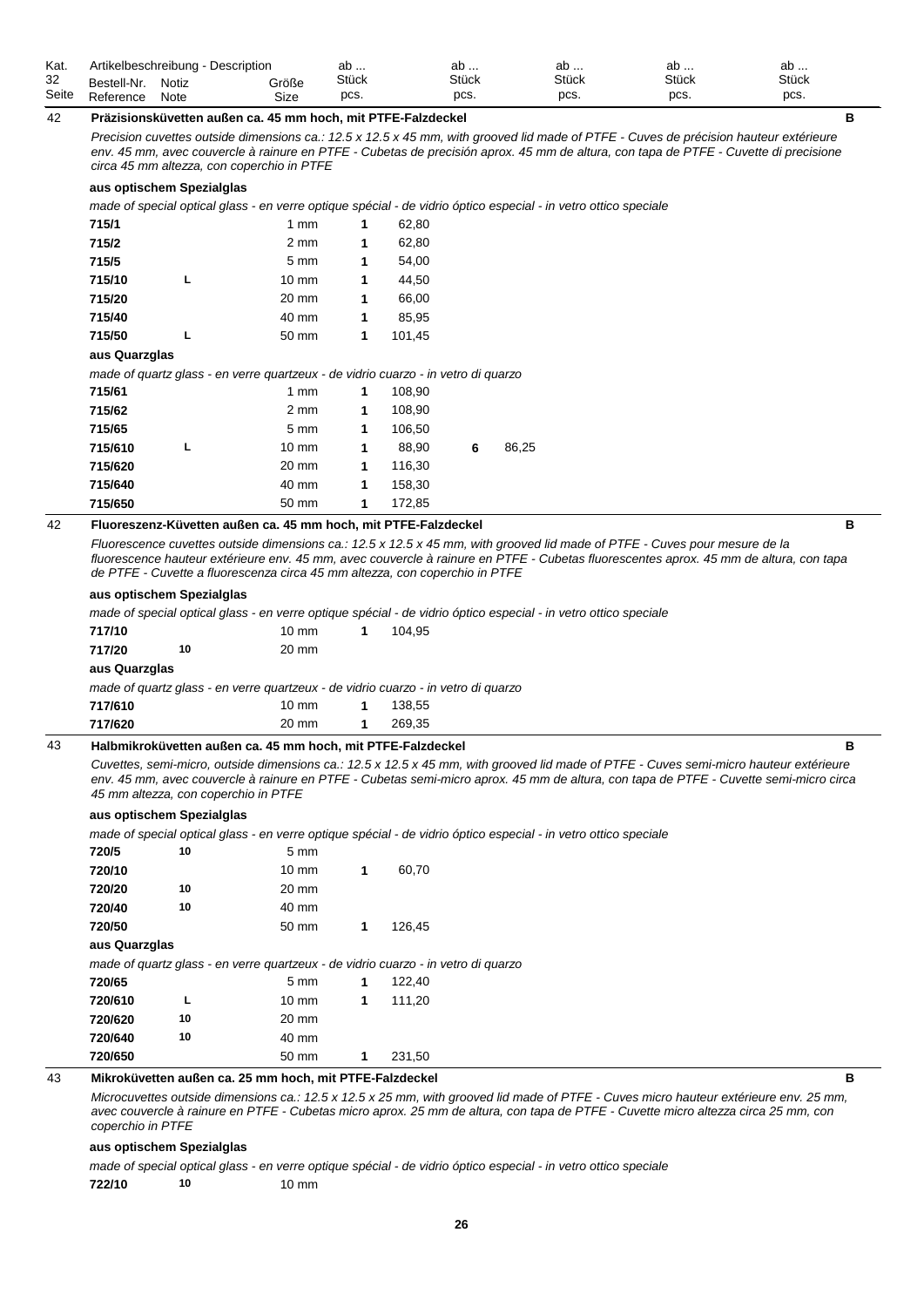| Kat. 32 Seite | Artikelbeschreibung - Description Bestell-Nr. Reference | Notiz Note | Größe Size | ab ... Stück pcs. | | ab ... Stück pcs. | | ab ... Stück pcs. | ab ... Stück pcs. | ab ... Stück pcs. |
|---|---|---|---|---|---|---|---|---|---|---|
| 42 | **Präzisionsküvetten außen ca. 45 mm hoch, mit PTFE-Falzdeckel** | | | | | | | | | **B** |
| | *Precision cuvettes outside dimensions ca.: 12.5 x 12.5 x 45 mm, with grooved lid made of PTFE - Cuves de précision hauteur extérieure env. 45 mm, avec couvercle à rainure en PTFE - Cubetas de precisión aprox. 45 mm de altura, con tapa de PTFE - Cuvette di precisione circa 45 mm altezza, con coperchio in PTFE* | | | | | | | | | |
| | **aus optischem Spezialglas** | | | | | | | | | |
| | *made of special optical glass - en verre optique spécial - de vidrio óptico especial - in vetro ottico speciale* | | | | | | | | | |
| | **715/1** | | 1 mm | **1** | 62,80 | | | | | |
| | **715/2** | | 2 mm | **1** | 62,80 | | | | | |
| | **715/5** | | 5 mm | **1** | 54,00 | | | | | |
| | **715/10** | L | 10 mm | **1** | 44,50 | | | | | |
| | **715/20** | | 20 mm | **1** | 66,00 | | | | | |
| | **715/40** | | 40 mm | **1** | 85,95 | | | | | |
| | **715/50** | L | 50 mm | **1** | 101,45 | | | | | |
| | **aus Quarzglas** | | | | | | | | | |
| | *made of quartz glass - en verre quartzeux - de vidrio cuarzo - in vetro di quarzo* | | | | | | | | | |
| | **715/61** | | 1 mm | **1** | 108,90 | | | | | |
| | **715/62** | | 2 mm | **1** | 108,90 | | | | | |
| | **715/65** | | 5 mm | **1** | 106,50 | | | | | |
| | **715/610** | L | 10 mm | **1** | 88,90 | **6** | 86,25 | | | |
| | **715/620** | | 20 mm | **1** | 116,30 | | | | | |
| | **715/640** | | 40 mm | **1** | 158,30 | | | | | |
| | **715/650** | | 50 mm | **1** | 172,85 | | | | | |
| 42 | **Fluoreszenz-Küvetten außen ca. 45 mm hoch, mit PTFE-Falzdeckel** | | | | | | | | | **B** |
| | *Fluorescence cuvettes outside dimensions ca.: 12.5 x 12.5 x 45 mm, with grooved lid made of PTFE - Cuves pour mesure de la fluorescence hauteur extérieure env. 45 mm, avec couvercle à rainure en PTFE - Cubetas fluorescentes aprox. 45 mm de altura, con tapa de PTFE - Cuvette a fluorescenza circa 45 mm altezza, con coperchio in PTFE* | | | | | | | | | |
| | **aus optischem Spezialglas** | | | | | | | | | |
| | *made of special optical glass - en verre optique spécial - de vidrio óptico especial - in vetro ottico speciale* | | | | | | | | | |
| | **717/10** | | 10 mm | **1** | 104,95 | | | | | |
| | **717/20** | 10 | 20 mm | | | | | | | |
| | **aus Quarzglas** | | | | | | | | | |
| | *made of quartz glass - en verre quartzeux - de vidrio cuarzo - in vetro di quarzo* | | | | | | | | | |
| | **717/610** | | 10 mm | **1** | 138,55 | | | | | |
| | **717/620** | | 20 mm | **1** | 269,35 | | | | | |
| 43 | **Halbmikroküvetten außen ca. 45 mm hoch, mit PTFE-Falzdeckel** | | | | | | | | | **B** |
| | *Cuvettes, semi-micro, outside dimensions ca.: 12.5 x 12.5 x 45 mm, with grooved lid made of PTFE - Cuves semi-micro hauteur extérieure env. 45 mm, avec couvercle à rainure en PTFE - Cubetas semi-micro aprox. 45 mm de altura, con tapa de PTFE - Cuvette semi-micro circa 45 mm altezza, con coperchio in PTFE* | | | | | | | | | |
| | **aus optischem Spezialglas** | | | | | | | | | |
| | *made of special optical glass - en verre optique spécial - de vidrio óptico especial - in vetro ottico speciale* | | | | | | | | | |
| | **720/5** | 10 | 5 mm | | | | | | | |
| | **720/10** | | 10 mm | **1** | 60,70 | | | | | |
| | **720/20** | 10 | 20 mm | | | | | | | |
| | **720/40** | 10 | 40 mm | | | | | | | |
| | **720/50** | | 50 mm | **1** | 126,45 | | | | | |
| | **aus Quarzglas** | | | | | | | | | |
| | *made of quartz glass - en verre quartzeux - de vidrio cuarzo - in vetro di quarzo* | | | | | | | | | |
| | **720/65** | | 5 mm | **1** | 122,40 | | | | | |
| | **720/610** | L | 10 mm | **1** | 111,20 | | | | | |
| | **720/620** | 10 | 20 mm | | | | | | | |
| | **720/640** | 10 | 40 mm | | | | | | | |
| | **720/650** | | 50 mm | **1** | 231,50 | | | | | |
| 43 | **Mikroküvetten außen ca. 25 mm hoch, mit PTFE-Falzdeckel** | | | | | | | | | **B** |
| | *Microcuvettes outside dimensions ca.: 12.5 x 12.5 x 25 mm, with grooved lid made of PTFE - Cuves micro hauteur extérieure env. 25 mm, avec couvercle à rainure en PTFE - Cubetas micro aprox. 25 mm de altura, con tapa de PTFE - Cuvette micro altezza circa 25 mm, con coperchio in PTFE* | | | | | | | | | |
| | **aus optischem Spezialglas** | | | | | | | | | |
| | *made of special optical glass - en verre optique spécial - de vidrio óptico especial - in vetro ottico speciale* | | | | | | | | | |
| | **722/10** | 10 | 10 mm | | | | | | | |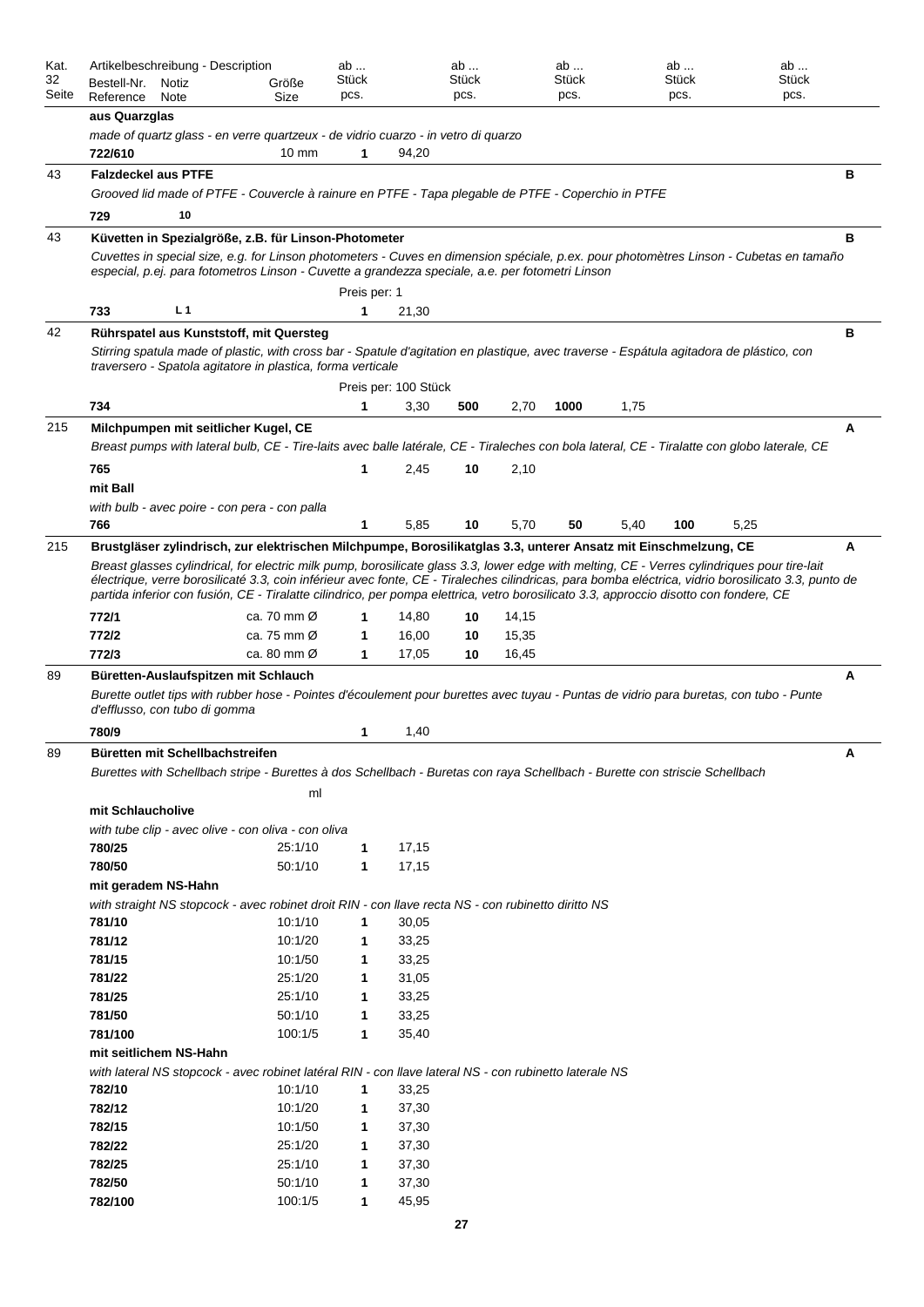| Kat. 32 Seite | Artikelbeschreibung - Description<br>Bestell-Nr. Reference | Notiz Note | Größe Size | ab ... Stück pcs. | | ab ... Stück pcs. | | ab ... Stück pcs. | | ab ... Stück pcs. | | ab ... Stück pcs. | |
|---|---|---|---|---|---|---|---|---|---|---|---|---|---|
| | **aus Quarzglas** | | | | | | | | | | | | |
| | *made of quartz glass - en verre quartzeux - de vidrio cuarzo - in vetro di quarzo* | | | | | | | | | | | | |
| | **722/610** | | 10 mm | **1** | 94,20 | | | | | | | | |
| 43 | **Falzdeckel aus PTFE** | | | | | | | | | | | | **B** |
| | *Grooved lid made of PTFE - Couvercle à rainure en PTFE - Tapa plegable de PTFE - Coperchio in PTFE* | | | | | | | | | | | | |
| | **729** | **10** | | | | | | | | | | | |
| 43 | **Küvetten in Spezialgröße, z.B. für Linson-Photometer** | | | | | | | | | | | | **B** |
| | *Cuvettes in special size, e.g. for Linson photometers - Cuves en dimension spéciale, p.ex. pour photomètres Linson - Cubetas en tamaño especial, p.ej. para fotometros Linson - Cuvette a grandezza speciale, a.e. per fotometri Linson* | | | | | | | | | | | | |
| | | | | Preis per: 1 | | | | | | | | | |
| | **733** | **L 1** | | **1** | 21,30 | | | | | | | | |
| 42 | **Rührspatel aus Kunststoff, mit Quersteg** | | | | | | | | | | | | **B** |
| | *Stirring spatula made of plastic, with cross bar - Spatule d'agitation en plastique, avec traverse - Espátula agitadora de plástico, con traversero - Spatola agitatore in plastica, forma verticale* | | | | | | | | | | | | |
| | | | | Preis per: 100 Stück | | | | | | | | | |
| | **734** | | | **1** | 3,30 | **500** | 2,70 | **1000** | 1,75 | | | | |
| 215 | **Milchpumpen mit seitlicher Kugel, CE** | | | | | | | | | | | | **A** |
| | *Breast pumps with lateral bulb, CE - Tire-laits avec balle latérale, CE - Tiraleches con bola lateral, CE - Tiralatte con globo laterale, CE* | | | | | | | | | | | | |
| | **765** | | | **1** | 2,45 | **10** | 2,10 | | | | | | |
| | **mit Ball** | | | | | | | | | | | | |
| | *with bulb - avec poire - con pera - con palla* | | | | | | | | | | | | |
| | **766** | | | **1** | 5,85 | **10** | 5,70 | **50** | 5,40 | **100** | 5,25 | | |
| 215 | **Brustgläser zylindrisch, zur elektrischen Milchpumpe, Borosilikatglas 3.3, unterer Ansatz mit Einschmelzung, CE** | | | | | | | | | | | | **A** |
| | *Breast glasses cylindrical, for electric milk pump, borosilicate glass 3.3, lower edge with melting, CE - Verres cylindriques pour tire-lait électrique, verre borosilicaté 3.3, coin inférieur avec fonte, CE - Tiraleches cilindricas, para bomba eléctrica, vidrio borosilicato 3.3, punto de partida inferior con fusión, CE - Tiralatte cilindrico, per pompa elettrica, vetro borosilicato 3.3, approccio disotto con fondere, CE* | | | | | | | | | | | | |
| | **772/1** | | ca. 70 mm Ø | **1** | 14,80 | **10** | 14,15 | | | | | | |
| | **772/2** | | ca. 75 mm Ø | **1** | 16,00 | **10** | 15,35 | | | | | | |
| | **772/3** | | ca. 80 mm Ø | **1** | 17,05 | **10** | 16,45 | | | | | | |
| 89 | **Büretten-Auslaufspitzen mit Schlauch** | | | | | | | | | | | | **A** |
| | *Burette outlet tips with rubber hose - Pointes d'écoulement pour burettes avec tuyau - Puntas de vidrio para buretas, con tubo - Punte d'efflusso, con tubo di gomma* | | | | | | | | | | | | |
| | **780/9** | | | **1** | 1,40 | | | | | | | | |
| 89 | **Büretten mit Schellbachstreifen** | | | | | | | | | | | | **A** |
| | *Burettes with Schellbach stripe - Burettes à dos Schellbach - Buretas con raya Schellbach - Burette con striscie Schellbach* | | | | | | | | | | | | |
| | | | ml | | | | | | | | | | |
| | **mit Schlaucholive** | | | | | | | | | | | | |
| | *with tube clip - avec olive - con oliva - con oliva* | | | | | | | | | | | | |
| | **780/25** | | 25:1/10 | **1** | 17,15 | | | | | | | | |
| | **780/50** | | 50:1/10 | **1** | 17,15 | | | | | | | | |
| | **mit geradem NS-Hahn** | | | | | | | | | | | | |
| | *with straight NS stopcock - avec robinet droit RIN - con llave recta NS - con rubinetto diritto NS* | | | | | | | | | | | | |
| | **781/10** | | 10:1/10 | **1** | 30,05 | | | | | | | | |
| | **781/12** | | 10:1/20 | **1** | 33,25 | | | | | | | | |
| | **781/15** | | 10:1/50 | **1** | 33,25 | | | | | | | | |
| | **781/22** | | 25:1/20 | **1** | 31,05 | | | | | | | | |
| | **781/25** | | 25:1/10 | **1** | 33,25 | | | | | | | | |
| | **781/50** | | 50:1/10 | **1** | 33,25 | | | | | | | | |
| | **781/100** | | 100:1/5 | **1** | 35,40 | | | | | | | | |
| | **mit seitlichem NS-Hahn** | | | | | | | | | | | | |
| | *with lateral NS stopcock - avec robinet latéral RIN - con llave lateral NS - con rubinetto laterale NS* | | | | | | | | | | | | |
| | **782/10** | | 10:1/10 | **1** | 33,25 | | | | | | | | |
| | **782/12** | | 10:1/20 | **1** | 37,30 | | | | | | | | |
| | **782/15** | | 10:1/50 | **1** | 37,30 | | | | | | | | |
| | **782/22** | | 25:1/20 | **1** | 37,30 | | | | | | | | |
| | **782/25** | | 25:1/10 | **1** | 37,30 | | | | | | | | |
| | **782/50** | | 50:1/10 | **1** | 37,30 | | | | | | | | |
| | **782/100** | | 100:1/5 | **1** | 45,95 | | | | | | | | |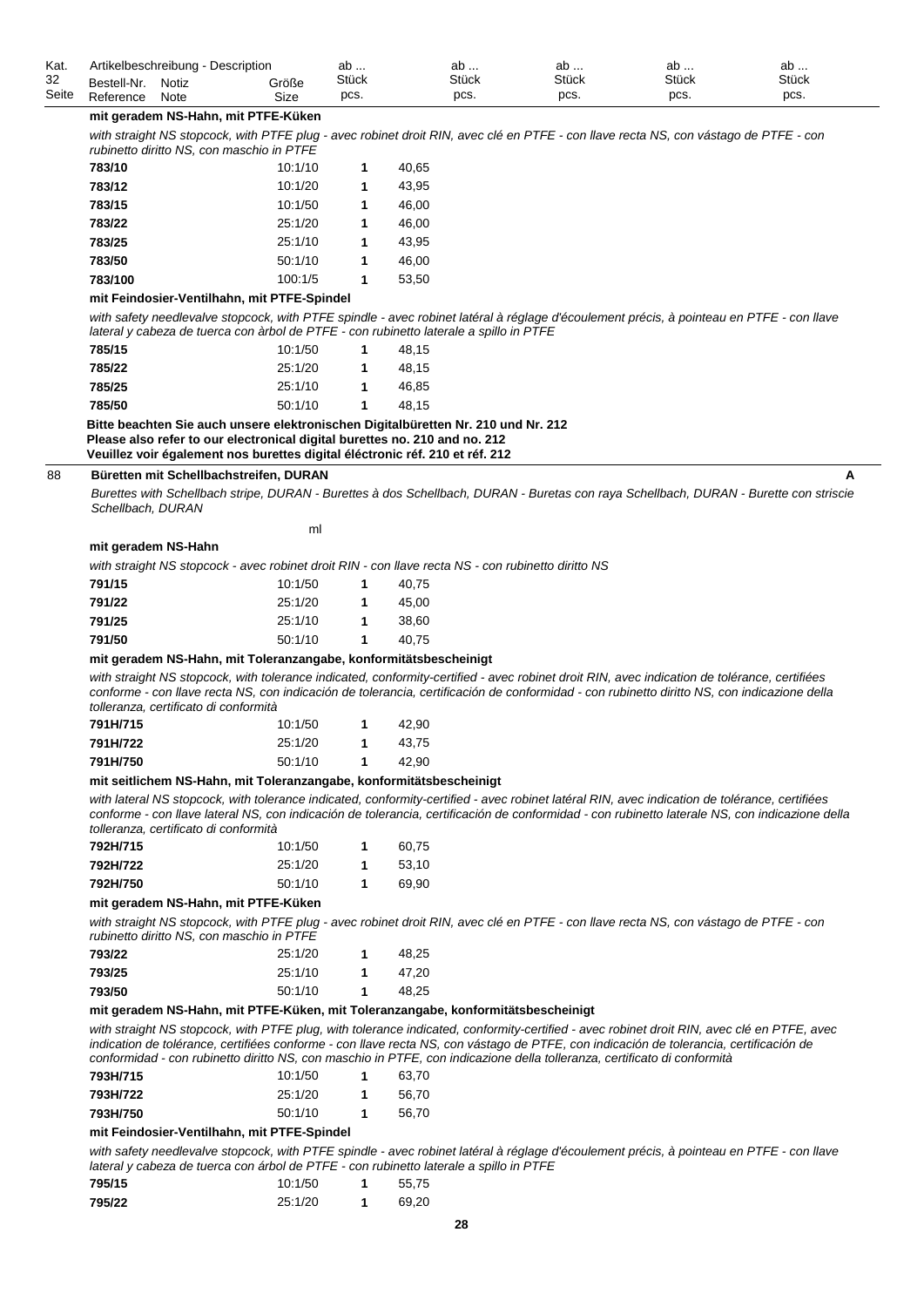| Kat. Seite | Bestell-Nr. Reference | Notiz Note | Größe Size | ab ... Stück pcs. | ab ... Stück pcs. | ab ... Stück pcs. | ab ... Stück pcs. | ab ... Stück pcs. |
|---|---|---|---|---|---|---|---|---|

**mit geradem NS-Hahn, mit PTFE-Küken**

*with straight NS stopcock, with PTFE plug - avec robinet droit RIN, avec clé en PTFE - con llave recta NS, con vástago de PTFE - con rubinetto diritto NS, con maschio in PTFE*

| Bestell-Nr. | Größe | ab Stück | Preis |
|---|---|---|---|
| **783/10** | 10:1/10 | **1** | 40,65 |
| **783/12** | 10:1/20 | **1** | 43,95 |
| **783/15** | 10:1/50 | **1** | 46,00 |
| **783/22** | 25:1/20 | **1** | 46,00 |
| **783/25** | 25:1/10 | **1** | 43,95 |
| **783/50** | 50:1/10 | **1** | 46,00 |
| **783/100** | 100:1/5 | **1** | 53,50 |

**mit Feindosier-Ventilhahn, mit PTFE-Spindel**

*with safety needlevalve stopcock, with PTFE spindle - avec robinet latéral à réglage d'écoulement précis, à pointeau en PTFE - con llave lateral y cabeza de tuerca con àrbol de PTFE - con rubinetto laterale a spillo in PTFE*

| Bestell-Nr. | Größe | ab Stück | Preis |
|---|---|---|---|
| **785/15** | 10:1/50 | **1** | 48,15 |
| **785/22** | 25:1/20 | **1** | 48,15 |
| **785/25** | 25:1/10 | **1** | 46,85 |
| **785/50** | 50:1/10 | **1** | 48,15 |

**Bitte beachten Sie auch unsere elektronischen Digitalbüretten Nr. 210 und Nr. 212**
**Please also refer to our electronical digital burettes no. 210 and no. 212**
**Veuillez voir également nos burettes digital éléctronic réf. 210 et réf. 212**

## 88 Büretten mit Schellbachstreifen, DURAN — A

*Burettes with Schellbach stripe, DURAN - Burettes à dos Schellbach, DURAN - Buretas con raya Schellbach, DURAN - Burette con striscie Schellbach, DURAN*

ml

**mit geradem NS-Hahn**

*with straight NS stopcock - avec robinet droit RIN - con llave recta NS - con rubinetto diritto NS*

| Bestell-Nr. | Größe | ab Stück | Preis |
|---|---|---|---|
| **791/15** | 10:1/50 | **1** | 40,75 |
| **791/22** | 25:1/20 | **1** | 45,00 |
| **791/25** | 25:1/10 | **1** | 38,60 |
| **791/50** | 50:1/10 | **1** | 40,75 |

**mit geradem NS-Hahn, mit Toleranzangabe, konformitätsbescheinigt**

*with straight NS stopcock, with tolerance indicated, conformity-certified - avec robinet droit RIN, avec indication de tolérance, certifiées conforme - con llave recta NS, con indicación de tolerancia, certificación de conformidad - con rubinetto diritto NS, con indicazione della tolleranza, certificato di conformità*

| Bestell-Nr. | Größe | ab Stück | Preis |
|---|---|---|---|
| **791H/715** | 10:1/50 | **1** | 42,90 |
| **791H/722** | 25:1/20 | **1** | 43,75 |
| **791H/750** | 50:1/10 | **1** | 42,90 |

**mit seitlichem NS-Hahn, mit Toleranzangabe, konformitätsbescheinigt**

*with lateral NS stopcock, with tolerance indicated, conformity-certified - avec robinet latéral RIN, avec indication de tolérance, certifiées conforme - con llave lateral NS, con indicación de tolerancia, certificación de conformidad - con rubinetto laterale NS, con indicazione della tolleranza, certificato di conformità*

| Bestell-Nr. | Größe | ab Stück | Preis |
|---|---|---|---|
| **792H/715** | 10:1/50 | **1** | 60,75 |
| **792H/722** | 25:1/20 | **1** | 53,10 |
| **792H/750** | 50:1/10 | **1** | 69,90 |

**mit geradem NS-Hahn, mit PTFE-Küken**

*with straight NS stopcock, with PTFE plug - avec robinet droit RIN, avec clé en PTFE - con llave recta NS, con vástago de PTFE - con rubinetto diritto NS, con maschio in PTFE*

| Bestell-Nr. | Größe | ab Stück | Preis |
|---|---|---|---|
| **793/22** | 25:1/20 | **1** | 48,25 |
| **793/25** | 25:1/10 | **1** | 47,20 |
| **793/50** | 50:1/10 | **1** | 48,25 |

**mit geradem NS-Hahn, mit PTFE-Küken, mit Toleranzangabe, konformitätsbescheinigt**

*with straight NS stopcock, with PTFE plug, with tolerance indicated, conformity-certified - avec robinet droit RIN, avec clé en PTFE, avec indication de tolérance, certifiées conforme - con llave recta NS, con vástago de PTFE, con indicación de tolerancia, certificación de conformidad - con rubinetto diritto NS, con maschio in PTFE, con indicazione della tolleranza, certificato di conformità*

| Bestell-Nr. | Größe | ab Stück | Preis |
|---|---|---|---|
| **793H/715** | 10:1/50 | **1** | 63,70 |
| **793H/722** | 25:1/20 | **1** | 56,70 |
| **793H/750** | 50:1/10 | **1** | 56,70 |

**mit Feindosier-Ventilhahn, mit PTFE-Spindel**

*with safety needlevalve stopcock, with PTFE spindle - avec robinet latéral à réglage d'écoulement précis, à pointeau en PTFE - con llave lateral y cabeza de tuerca con árbol de PTFE - con rubinetto laterale a spillo in PTFE*

| Bestell-Nr. | Größe | ab Stück | Preis |
|---|---|---|---|
| **795/15** | 10:1/50 | **1** | 55,75 |
| **795/22** | 25:1/20 | **1** | 69,20 |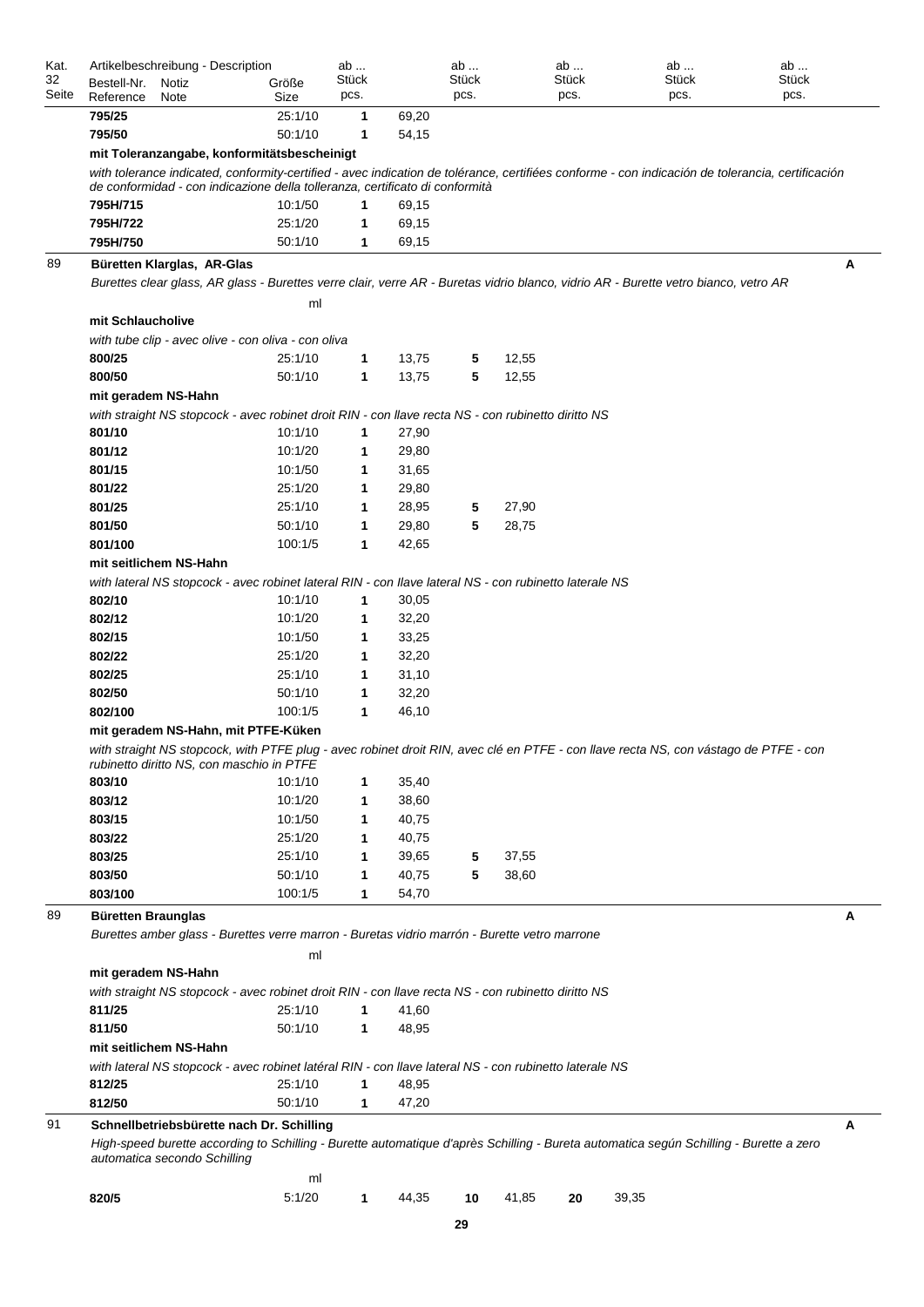| Kat. Seite | Bestell-Nr. Reference | Notiz Note | Größe Size | ab ... Stück pcs. | | ab ... Stück pcs. | | ab ... Stück pcs. | | ab ... Stück pcs. | | ab ... Stück pcs. | | |
|---|---|---|---|---|---|---|---|---|---|---|---|---|---|---|
| | **795/25** | | 25:1/10 | **1** | 69,20 | | | | | | | | | |
| | **795/50** | | 50:1/10 | **1** | 54,15 | | | | | | | | | |
| | **mit Toleranzangabe, konformitätsbescheinigt** | | | | | | | | | | | | | |
| | *with tolerance indicated, conformity-certified - avec indication de tolérance, certifiées conforme - con indicación de tolerancia, certificación de conformidad - con indicazione della tolleranza, certificato di conformità* | | | | | | | | | | | | | |
| | **795H/715** | | 10:1/50 | **1** | 69,15 | | | | | | | | | |
| | **795H/722** | | 25:1/20 | **1** | 69,15 | | | | | | | | | |
| | **795H/750** | | 50:1/10 | **1** | 69,15 | | | | | | | | | |
| 89 | **Büretten Klarglas, AR-Glas** | | | | | | | | | | | | | A |
| | *Burettes clear glass, AR glass - Burettes verre clair, verre AR - Buretas vidrio blanco, vidrio AR - Burette vetro bianco, vetro AR* | | | | | | | | | | | | | |
| | | | ml | | | | | | | | | | | |
| | **mit Schlaucholive** | | | | | | | | | | | | | |
| | *with tube clip - avec olive - con oliva - con oliva* | | | | | | | | | | | | | |
| | **800/25** | | 25:1/10 | **1** | 13,75 | **5** | 12,55 | | | | | | | |
| | **800/50** | | 50:1/10 | **1** | 13,75 | **5** | 12,55 | | | | | | | |
| | **mit geradem NS-Hahn** | | | | | | | | | | | | | |
| | *with straight NS stopcock - avec robinet droit RIN - con llave recta NS - con rubinetto diritto NS* | | | | | | | | | | | | | |
| | **801/10** | | 10:1/10 | **1** | 27,90 | | | | | | | | | |
| | **801/12** | | 10:1/20 | **1** | 29,80 | | | | | | | | | |
| | **801/15** | | 10:1/50 | **1** | 31,65 | | | | | | | | | |
| | **801/22** | | 25:1/20 | **1** | 29,80 | | | | | | | | | |
| | **801/25** | | 25:1/10 | **1** | 28,95 | **5** | 27,90 | | | | | | | |
| | **801/50** | | 50:1/10 | **1** | 29,80 | **5** | 28,75 | | | | | | | |
| | **801/100** | | 100:1/5 | **1** | 42,65 | | | | | | | | | |
| | **mit seitlichem NS-Hahn** | | | | | | | | | | | | | |
| | *with lateral NS stopcock - avec robinet lateral RIN - con llave lateral NS - con rubinetto laterale NS* | | | | | | | | | | | | | |
| | **802/10** | | 10:1/10 | **1** | 30,05 | | | | | | | | | |
| | **802/12** | | 10:1/20 | **1** | 32,20 | | | | | | | | | |
| | **802/15** | | 10:1/50 | **1** | 33,25 | | | | | | | | | |
| | **802/22** | | 25:1/20 | **1** | 32,20 | | | | | | | | | |
| | **802/25** | | 25:1/10 | **1** | 31,10 | | | | | | | | | |
| | **802/50** | | 50:1/10 | **1** | 32,20 | | | | | | | | | |
| | **802/100** | | 100:1/5 | **1** | 46,10 | | | | | | | | | |
| | **mit geradem NS-Hahn, mit PTFE-Küken** | | | | | | | | | | | | | |
| | *with straight NS stopcock, with PTFE plug - avec robinet droit RIN, avec clé en PTFE - con llave recta NS, con vástago de PTFE - con rubinetto diritto NS, con maschio in PTFE* | | | | | | | | | | | | | |
| | **803/10** | | 10:1/10 | **1** | 35,40 | | | | | | | | | |
| | **803/12** | | 10:1/20 | **1** | 38,60 | | | | | | | | | |
| | **803/15** | | 10:1/50 | **1** | 40,75 | | | | | | | | | |
| | **803/22** | | 25:1/20 | **1** | 40,75 | | | | | | | | | |
| | **803/25** | | 25:1/10 | **1** | 39,65 | **5** | 37,55 | | | | | | | |
| | **803/50** | | 50:1/10 | **1** | 40,75 | **5** | 38,60 | | | | | | | |
| | **803/100** | | 100:1/5 | **1** | 54,70 | | | | | | | | | |
| 89 | **Büretten Braunglas** | | | | | | | | | | | | | A |
| | *Burettes amber glass - Burettes verre marron - Buretas vidrio marrón - Burette vetro marrone* | | | | | | | | | | | | | |
| | | | ml | | | | | | | | | | | |
| | **mit geradem NS-Hahn** | | | | | | | | | | | | | |
| | *with straight NS stopcock - avec robinet droit RIN - con llave recta NS - con rubinetto diritto NS* | | | | | | | | | | | | | |
| | **811/25** | | 25:1/10 | **1** | 41,60 | | | | | | | | | |
| | **811/50** | | 50:1/10 | **1** | 48,95 | | | | | | | | | |
| | **mit seitlichem NS-Hahn** | | | | | | | | | | | | | |
| | *with lateral NS stopcock - avec robinet latéral RIN - con llave lateral NS - con rubinetto laterale NS* | | | | | | | | | | | | | |
| | **812/25** | | 25:1/10 | **1** | 48,95 | | | | | | | | | |
| | **812/50** | | 50:1/10 | **1** | 47,20 | | | | | | | | | |
| 91 | **Schnellbetriebsbürette nach Dr. Schilling** | | | | | | | | | | | | | A |
| | *High-speed burette according to Schilling - Burette automatique d'après Schilling - Bureta automatica según Schilling - Burette a zero automatica secondo Schilling* | | | | | | | | | | | | | |
| | | | ml | | | | | | | | | | | |
| | **820/5** | | 5:1/20 | **1** | 44,35 | **10** | 41,85 | **20** | 39,35 | | | | | |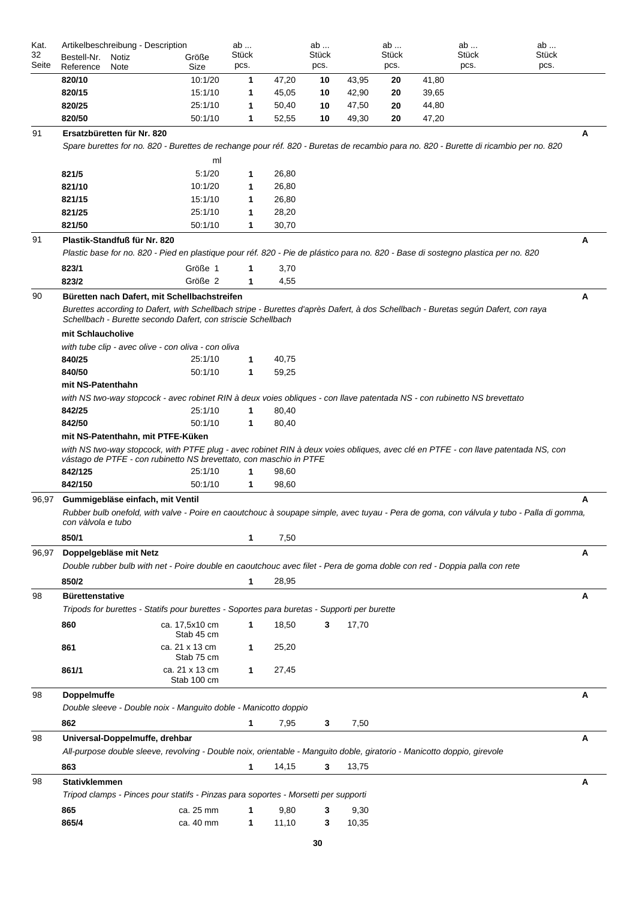| Kat. 32 Seite | Artikelbeschreibung - Description<br>Bestell-Nr. Reference | Notiz Note | Größe Size | ab ... Stück pcs. | | ab ... Stück pcs. | | ab ... Stück pcs. | | ab ... Stück pcs. | | ab ... Stück pcs. | | |
|---|---|---|---|---|---|---|---|---|---|---|---|---|---|---|
| | **820/10** | | 10:1/20 | **1** | 47,20 | **10** | 43,95 | **20** | 41,80 | | | | | |
| | **820/15** | | 15:1/10 | **1** | 45,05 | **10** | 42,90 | **20** | 39,65 | | | | | |
| | **820/25** | | 25:1/10 | **1** | 50,40 | **10** | 47,50 | **20** | 44,80 | | | | | |
| | **820/50** | | 50:1/10 | **1** | 52,55 | **10** | 49,30 | **20** | 47,20 | | | | | |

**91 — Ersatzbüretten für Nr. 820** — **A**

*Spare burettes for no. 820 - Burettes de rechange pour réf. 820 - Buretas de recambio para no. 820 - Burette di ricambio per no. 820*

| Bestell-Nr. | Größe (ml) | ab Stück | Preis |
|---|---|---|---|
| **821/5** | 5:1/20 | **1** | 26,80 |
| **821/10** | 10:1/20 | **1** | 26,80 |
| **821/15** | 15:1/10 | **1** | 26,80 |
| **821/25** | 25:1/10 | **1** | 28,20 |
| **821/50** | 50:1/10 | **1** | 30,70 |

**91 — Plastik-Standfuß für Nr. 820** — **A**

*Plastic base for no. 820 - Pied en plastique pour réf. 820 - Pie de plástico para no. 820 - Base di sostegno plastica per no. 820*

| Bestell-Nr. | Größe | ab Stück | Preis |
|---|---|---|---|
| **823/1** | Größe 1 | **1** | 3,70 |
| **823/2** | Größe 2 | **1** | 4,55 |

**90 — Büretten nach Dafert, mit Schellbachstreifen** — **A**

*Burettes according to Dafert, with Schellbach stripe - Burettes d'après Dafert, à dos Schellbach - Buretas según Dafert, con raya Schellbach - Burette secondo Dafert, con striscie Schellbach*

**mit Schlaucholive**

*with tube clip - avec olive - con oliva - con oliva*

| Bestell-Nr. | Größe | ab Stück | Preis |
|---|---|---|---|
| **840/25** | 25:1/10 | **1** | 40,75 |
| **840/50** | 50:1/10 | **1** | 59,25 |

**mit NS-Patenthahn**

*with NS two-way stopcock - avec robinet RIN à deux voies obliques - con llave patentada NS - con rubinetto NS brevettato*

| Bestell-Nr. | Größe | ab Stück | Preis |
|---|---|---|---|
| **842/25** | 25:1/10 | **1** | 80,40 |
| **842/50** | 50:1/10 | **1** | 80,40 |

**mit NS-Patenthahn, mit PTFE-Küken**

*with NS two-way stopcock, with PTFE plug - avec robinet RIN à deux voies obliques, avec clé en PTFE - con llave patentada NS, con vástago de PTFE - con rubinetto NS brevettato, con maschio in PTFE*

| Bestell-Nr. | Größe | ab Stück | Preis |
|---|---|---|---|
| **842/125** | 25:1/10 | **1** | 98,60 |
| **842/150** | 50:1/10 | **1** | 98,60 |

**96,97 — Gummigebläse einfach, mit Ventil** — **A**

*Rubber bulb onefold, with valve - Poire en caoutchouc à soupape simple, avec tuyau - Pera de goma, con válvula y tubo - Palla di gomma, con vàlvola e tubo*

| Bestell-Nr. | ab Stück | Preis |
|---|---|---|
| **850/1** | **1** | 7,50 |

**96,97 — Doppelgebläse mit Netz** — **A**

*Double rubber bulb with net - Poire double en caoutchouc avec filet - Pera de goma doble con red - Doppia palla con rete*

| Bestell-Nr. | ab Stück | Preis |
|---|---|---|
| **850/2** | **1** | 28,95 |

**98 — Bürettenstative** — **A**

*Tripods for burettes - Statifs pour burettes - Soportes para buretas - Supporti per burette*

| Bestell-Nr. | Größe | ab Stück | Preis | ab Stück | Preis |
|---|---|---|---|---|---|
| **860** | ca. 17,5x10 cm Stab 45 cm | **1** | 18,50 | **3** | 17,70 |
| **861** | ca. 21 x 13 cm Stab 75 cm | **1** | 25,20 | | |
| **861/1** | ca. 21 x 13 cm Stab 100 cm | **1** | 27,45 | | |

**98 — Doppelmuffe** — **A**

*Double sleeve - Double noix - Manguito doble - Manicotto doppio*

| Bestell-Nr. | ab Stück | Preis | ab Stück | Preis |
|---|---|---|---|---|
| **862** | **1** | 7,95 | **3** | 7,50 |

**98 — Universal-Doppelmuffe, drehbar** — **A**

*All-purpose double sleeve, revolving - Double noix, orientable - Manguito doble, giratorio - Manicotto doppio, girevole*

| Bestell-Nr. | ab Stück | Preis | ab Stück | Preis |
|---|---|---|---|---|
| **863** | **1** | 14,15 | **3** | 13,75 |

**98 — Stativklemmen** — **A**

*Tripod clamps - Pinces pour statifs - Pinzas para soportes - Morsetti per supporti*

| Bestell-Nr. | Größe | ab Stück | Preis | ab Stück | Preis |
|---|---|---|---|---|---|
| **865** | ca. 25 mm | **1** | 9,80 | **3** | 9,30 |
| **865/4** | ca. 40 mm | **1** | 11,10 | **3** | 10,35 |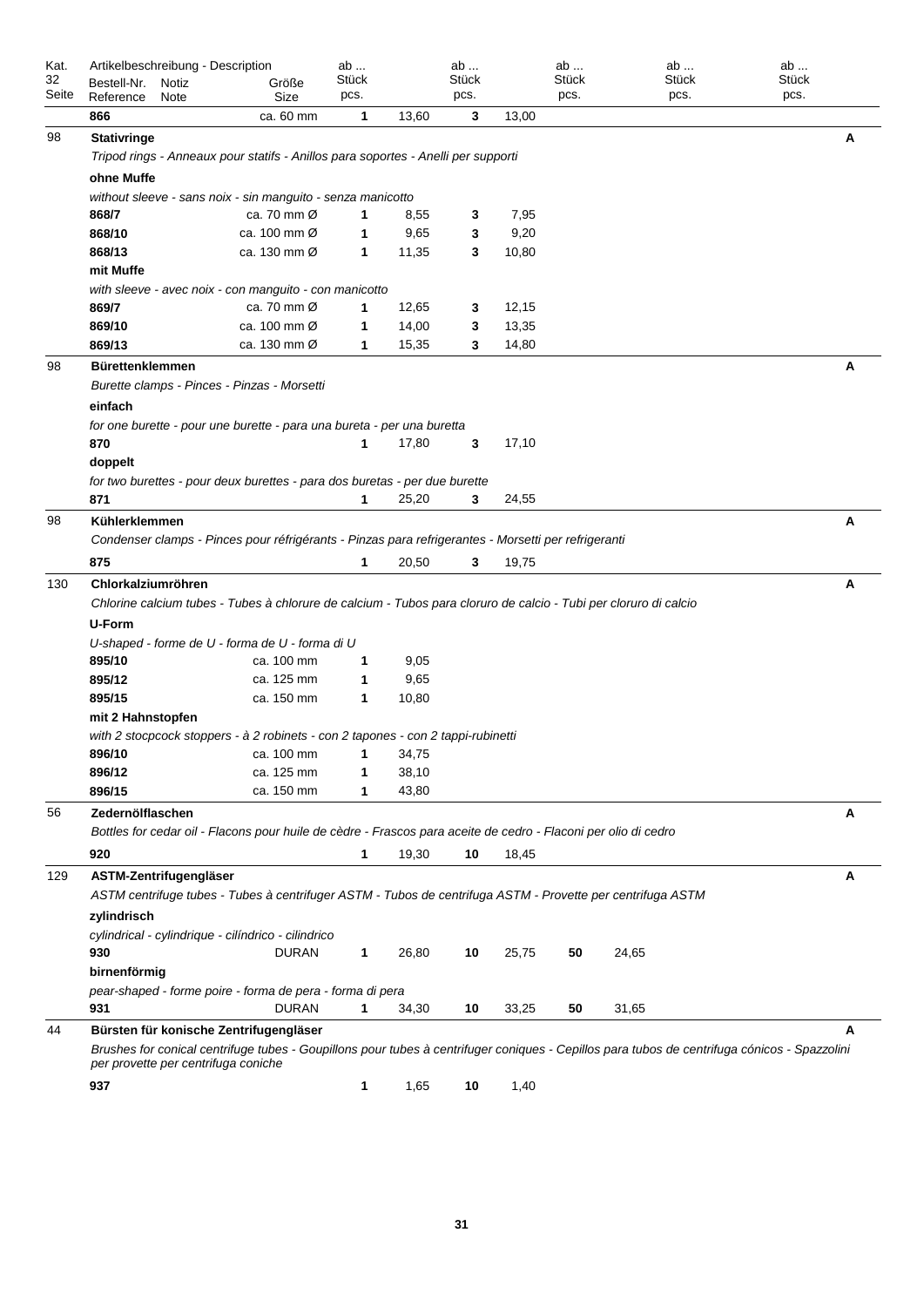| Kat. 32 Seite | Artikelbeschreibung - Description Bestell-Nr. Reference | Notiz Note | Größe Size | ab ... Stück pcs. | | ab ... Stück pcs. | | ab ... Stück pcs. | | ab ... Stück pcs. | | ab ... Stück pcs. | | |
|---|---|---|---|---|---|---|---|---|---|---|---|---|---|---|
| | **866** | | ca. 60 mm | **1** | 13,60 | **3** | 13,00 | | | | | | | |
| 98 | **Stativringe** | | | | | | | | | | | | | **A** |
| | *Tripod rings - Anneaux pour statifs - Anillos para soportes - Anelli per supporti* | | | | | | | | | | | | | |
| | **ohne Muffe** | | | | | | | | | | | | | |
| | *without sleeve - sans noix - sin manguito - senza manicotto* | | | | | | | | | | | | | |
| | **868/7** | | ca. 70 mm Ø | **1** | 8,55 | **3** | 7,95 | | | | | | | |
| | **868/10** | | ca. 100 mm Ø | **1** | 9,65 | **3** | 9,20 | | | | | | | |
| | **868/13** | | ca. 130 mm Ø | **1** | 11,35 | **3** | 10,80 | | | | | | | |
| | **mit Muffe** | | | | | | | | | | | | | |
| | *with sleeve - avec noix - con manguito - con manicotto* | | | | | | | | | | | | | |
| | **869/7** | | ca. 70 mm Ø | **1** | 12,65 | **3** | 12,15 | | | | | | | |
| | **869/10** | | ca. 100 mm Ø | **1** | 14,00 | **3** | 13,35 | | | | | | | |
| | **869/13** | | ca. 130 mm Ø | **1** | 15,35 | **3** | 14,80 | | | | | | | |
| 98 | **Bürettenklemmen** | | | | | | | | | | | | | **A** |
| | *Burette clamps - Pinces - Pinzas - Morsetti* | | | | | | | | | | | | | |
| | **einfach** | | | | | | | | | | | | | |
| | *for one burette - pour une burette - para una bureta - per una buretta* | | | | | | | | | | | | | |
| | **870** | | | **1** | 17,80 | **3** | 17,10 | | | | | | | |
| | **doppelt** | | | | | | | | | | | | | |
| | *for two burettes - pour deux burettes - para dos buretas - per due burette* | | | | | | | | | | | | | |
| | **871** | | | **1** | 25,20 | **3** | 24,55 | | | | | | | |
| 98 | **Kühlerklemmen** | | | | | | | | | | | | | **A** |
| | *Condenser clamps - Pinces pour réfrigérants - Pinzas para refrigerantes - Morsetti per refrigeranti* | | | | | | | | | | | | | |
| | **875** | | | **1** | 20,50 | **3** | 19,75 | | | | | | | |
| 130 | **Chlorkalziumröhren** | | | | | | | | | | | | | **A** |
| | *Chlorine calcium tubes - Tubes à chlorure de calcium - Tubos para cloruro de calcio - Tubi per cloruro di calcio* | | | | | | | | | | | | | |
| | **U-Form** | | | | | | | | | | | | | |
| | *U-shaped - forme de U - forma de U - forma di U* | | | | | | | | | | | | | |
| | **895/10** | | ca. 100 mm | **1** | 9,05 | | | | | | | | | |
| | **895/12** | | ca. 125 mm | **1** | 9,65 | | | | | | | | | |
| | **895/15** | | ca. 150 mm | **1** | 10,80 | | | | | | | | | |
| | **mit 2 Hahnstopfen** | | | | | | | | | | | | | |
| | *with 2 stocpcock stoppers - à 2 robinets - con 2 tapones - con 2 tappi-rubinetti* | | | | | | | | | | | | | |
| | **896/10** | | ca. 100 mm | **1** | 34,75 | | | | | | | | | |
| | **896/12** | | ca. 125 mm | **1** | 38,10 | | | | | | | | | |
| | **896/15** | | ca. 150 mm | **1** | 43,80 | | | | | | | | | |
| 56 | **Zedernölflaschen** | | | | | | | | | | | | | **A** |
| | *Bottles for cedar oil - Flacons pour huile de cèdre - Frascos para aceite de cedro - Flaconi per olio di cedro* | | | | | | | | | | | | | |
| | **920** | | | **1** | 19,30 | **10** | 18,45 | | | | | | | |
| 129 | **ASTM-Zentrifugengläser** | | | | | | | | | | | | | **A** |
| | *ASTM centrifuge tubes - Tubes à centrifuger ASTM - Tubos de centrifuga ASTM - Provette per centrifuga ASTM* | | | | | | | | | | | | | |
| | **zylindrisch** | | | | | | | | | | | | | |
| | *cylindrical - cylindrique - cilíndrico - cilindrico* | | | | | | | | | | | | | |
| | **930** | | DURAN | **1** | 26,80 | **10** | 25,75 | **50** | 24,65 | | | | | |
| | **birnenförmig** | | | | | | | | | | | | | |
| | *pear-shaped - forme poire - forma de pera - forma di pera* | | | | | | | | | | | | | |
| | **931** | | DURAN | **1** | 34,30 | **10** | 33,25 | **50** | 31,65 | | | | | |
| 44 | **Bürsten für konische Zentrifugengläser** | | | | | | | | | | | | | **A** |
| | *Brushes for conical centrifuge tubes - Goupillons pour tubes à centrifuger coniques - Cepillos para tubos de centrifuga cónicos - Spazzolini per provette per centrifuga coniche* | | | | | | | | | | | | | |
| | **937** | | | **1** | 1,65 | **10** | 1,40 | | | | | | | |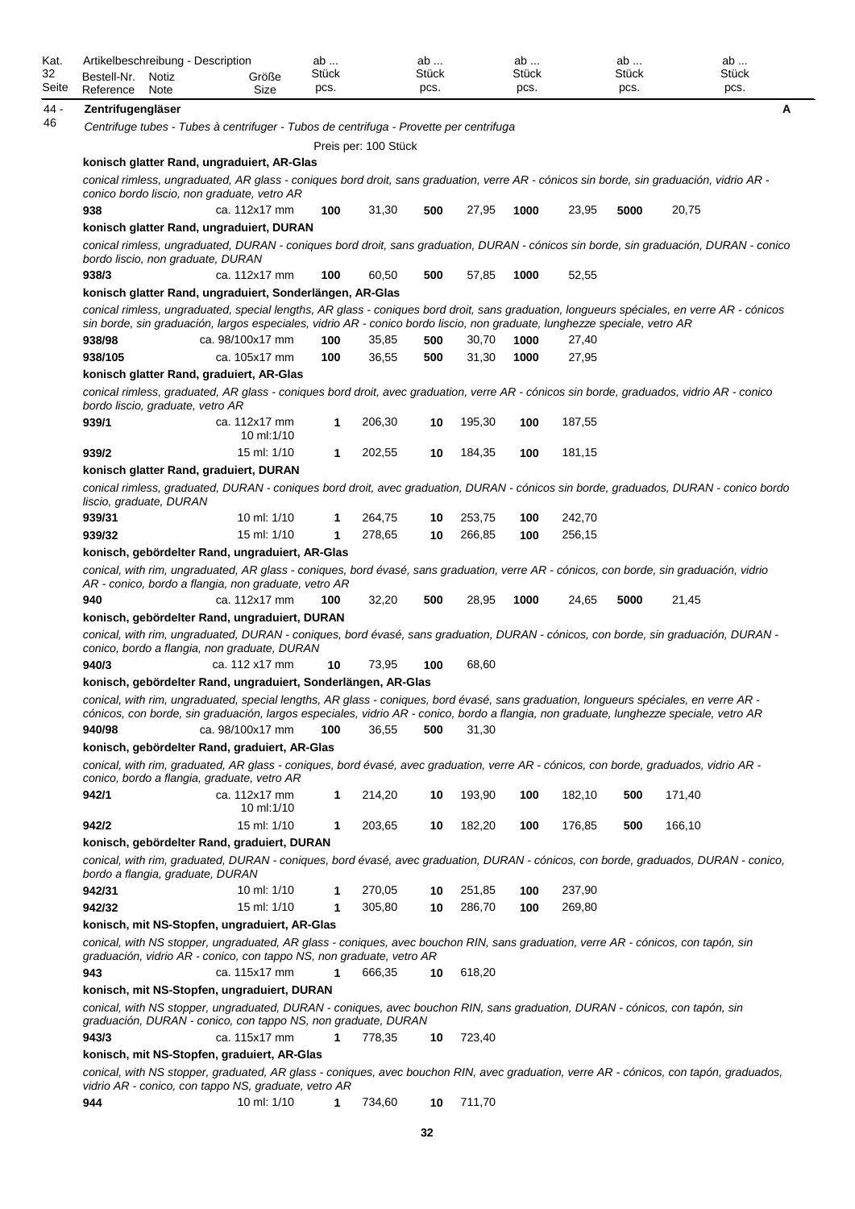| Kat. 32 Seite | Artikelbeschreibung - Description Bestell-Nr. Reference | Notiz Note | Größe Size | ab ... Stück pcs. | | ab ... Stück pcs. | | ab ... Stück pcs. | | ab ... Stück pcs. | | ab ... Stück pcs. |
|---|---|---|---|---|---|---|---|---|---|---|---|---|
| 44 - 46 | **Zentrifugengläser** | | | | | | | | | | | **A** |

*Centrifuge tubes - Tubes à centrifuger - Tubos de centrifuga - Provette per centrifuga*

Preis per: 100 Stück

**konisch glatter Rand, ungraduiert, AR-Glas**

*conical rimless, ungraduated, AR glass - coniques bord droit, sans graduation, verre AR - cónicos sin borde, sin graduación, vidrio AR - conico bordo liscio, non graduate, vetro AR*

| Bestell-Nr. | Größe | ab | Preis | ab | Preis | ab | Preis | ab | Preis |
|---|---|---|---|---|---|---|---|---|---|
| **938** | ca. 112x17 mm | **100** | 31,30 | **500** | 27,95 | **1000** | 23,95 | **5000** | 20,75 |

**konisch glatter Rand, ungraduiert, DURAN**

*conical rimless, ungraduated, DURAN - coniques bord droit, sans graduation, DURAN - cónicos sin borde, sin graduación, DURAN - conico bordo liscio, non graduate, DURAN*

| Bestell-Nr. | Größe | ab | Preis | ab | Preis | ab | Preis |
|---|---|---|---|---|---|---|---|
| **938/3** | ca. 112x17 mm | **100** | 60,50 | **500** | 57,85 | **1000** | 52,55 |

**konisch glatter Rand, ungraduiert, Sonderlängen, AR-Glas**

*conical rimless, ungraduated, special lengths, AR glass - coniques bord droit, sans graduation, longueurs spéciales, en verre AR - cónicos sin borde, sin graduación, largos especiales, vidrio AR - conico bordo liscio, non graduate, lunghezze speciale, vetro AR*

| Bestell-Nr. | Größe | ab | Preis | ab | Preis | ab | Preis |
|---|---|---|---|---|---|---|---|
| **938/98** | ca. 98/100x17 mm | **100** | 35,85 | **500** | 30,70 | **1000** | 27,40 |
| **938/105** | ca. 105x17 mm | **100** | 36,55 | **500** | 31,30 | **1000** | 27,95 |

**konisch glatter Rand, graduiert, AR-Glas**

*conical rimless, graduated, AR glass - coniques bord droit, avec graduation, verre AR - cónicos sin borde, graduados, vidrio AR - conico bordo liscio, graduate, vetro AR*

| Bestell-Nr. | Größe | ab | Preis | ab | Preis | ab | Preis |
|---|---|---|---|---|---|---|---|
| **939/1** | ca. 112x17 mm 10 ml:1/10 | **1** | 206,30 | **10** | 195,30 | **100** | 187,55 |
| **939/2** | 15 ml: 1/10 | **1** | 202,55 | **10** | 184,35 | **100** | 181,15 |

**konisch glatter Rand, graduiert, DURAN**

*conical rimless, graduated, DURAN - coniques bord droit, avec graduation, DURAN - cónicos sin borde, graduados, DURAN - conico bordo liscio, graduate, DURAN*

| Bestell-Nr. | Größe | ab | Preis | ab | Preis | ab | Preis |
|---|---|---|---|---|---|---|---|
| **939/31** | 10 ml: 1/10 | **1** | 264,75 | **10** | 253,75 | **100** | 242,70 |
| **939/32** | 15 ml: 1/10 | **1** | 278,65 | **10** | 266,85 | **100** | 256,15 |

**konisch, gebördelter Rand, ungraduiert, AR-Glas**

*conical, with rim, ungraduated, AR glass - coniques, bord évasé, sans graduation, verre AR - cónicos, con borde, sin graduación, vidrio AR - conico, bordo a flangia, non graduate, vetro AR*

| Bestell-Nr. | Größe | ab | Preis | ab | Preis | ab | Preis | ab | Preis |
|---|---|---|---|---|---|---|---|---|---|
| **940** | ca. 112x17 mm | **100** | 32,20 | **500** | 28,95 | **1000** | 24,65 | **5000** | 21,45 |

**konisch, gebördelter Rand, ungraduiert, DURAN**

*conical, with rim, ungraduated, DURAN - coniques, bord évasé, sans graduation, DURAN - cónicos, con borde, sin graduación, DURAN - conico, bordo a flangia, non graduate, DURAN*

| Bestell-Nr. | Größe | ab | Preis | ab | Preis |
|---|---|---|---|---|---|
| **940/3** | ca. 112 x17 mm | **10** | 73,95 | **100** | 68,60 |

**konisch, gebördelter Rand, ungraduiert, Sonderlängen, AR-Glas**

*conical, with rim, ungraduated, special lengths, AR glass - coniques, bord évasé, sans graduation, longueurs spéciales, en verre AR - cónicos, con borde, sin graduación, largos especiales, vidrio AR - conico, bordo a flangia, non graduate, lunghezze speciale, vetro AR*

| Bestell-Nr. | Größe | ab | Preis | ab | Preis |
|---|---|---|---|---|---|
| **940/98** | ca. 98/100x17 mm | **100** | 36,55 | **500** | 31,30 |

**konisch, gebördelter Rand, graduiert, AR-Glas**

*conical, with rim, graduated, AR glass - coniques, bord évasé, avec graduation, verre AR - cónicos, con borde, graduados, vidrio AR - conico, bordo a flangia, graduate, vetro AR*

| Bestell-Nr. | Größe | ab | Preis | ab | Preis | ab | Preis | ab | Preis |
|---|---|---|---|---|---|---|---|---|---|
| **942/1** | ca. 112x17 mm 10 ml:1/10 | **1** | 214,20 | **10** | 193,90 | **100** | 182,10 | **500** | 171,40 |
| **942/2** | 15 ml: 1/10 | **1** | 203,65 | **10** | 182,20 | **100** | 176,85 | **500** | 166,10 |

**konisch, gebördelter Rand, graduiert, DURAN**

*conical, with rim, graduated, DURAN - coniques, bord évasé, avec graduation, DURAN - cónicos, con borde, graduados, DURAN - conico, bordo a flangia, graduate, DURAN*

| Bestell-Nr. | Größe | ab | Preis | ab | Preis | ab | Preis |
|---|---|---|---|---|---|---|---|
| **942/31** | 10 ml: 1/10 | **1** | 270,05 | **10** | 251,85 | **100** | 237,90 |
| **942/32** | 15 ml: 1/10 | **1** | 305,80 | **10** | 286,70 | **100** | 269,80 |

**konisch, mit NS-Stopfen, ungraduiert, AR-Glas**

*conical, with NS stopper, ungraduated, AR glass - coniques, avec bouchon RIN, sans graduation, verre AR - cónicos, con tapón, sin graduación, vidrio AR - conico, con tappo NS, non graduate, vetro AR*

| Bestell-Nr. | Größe | ab | Preis | ab | Preis |
|---|---|---|---|---|---|
| **943** | ca. 115x17 mm | **1** | 666,35 | **10** | 618,20 |

**konisch, mit NS-Stopfen, ungraduiert, DURAN**

*conical, with NS stopper, ungraduated, DURAN - coniques, avec bouchon RIN, sans graduation, DURAN - cónicos, con tapón, sin graduación, DURAN - conico, con tappo NS, non graduate, DURAN*

| Bestell-Nr. | Größe | ab | Preis | ab | Preis |
|---|---|---|---|---|---|
| **943/3** | ca. 115x17 mm | **1** | 778,35 | **10** | 723,40 |

**konisch, mit NS-Stopfen, graduiert, AR-Glas**

*conical, with NS stopper, graduated, AR glass - coniques, avec bouchon RIN, avec graduation, verre AR - cónicos, con tapón, graduados, vidrio AR - conico, con tappo NS, graduate, vetro AR*

| Bestell-Nr. | Größe | ab | Preis | ab | Preis |
|---|---|---|---|---|---|
| **944** | 10 ml: 1/10 | **1** | 734,60 | **10** | 711,70 |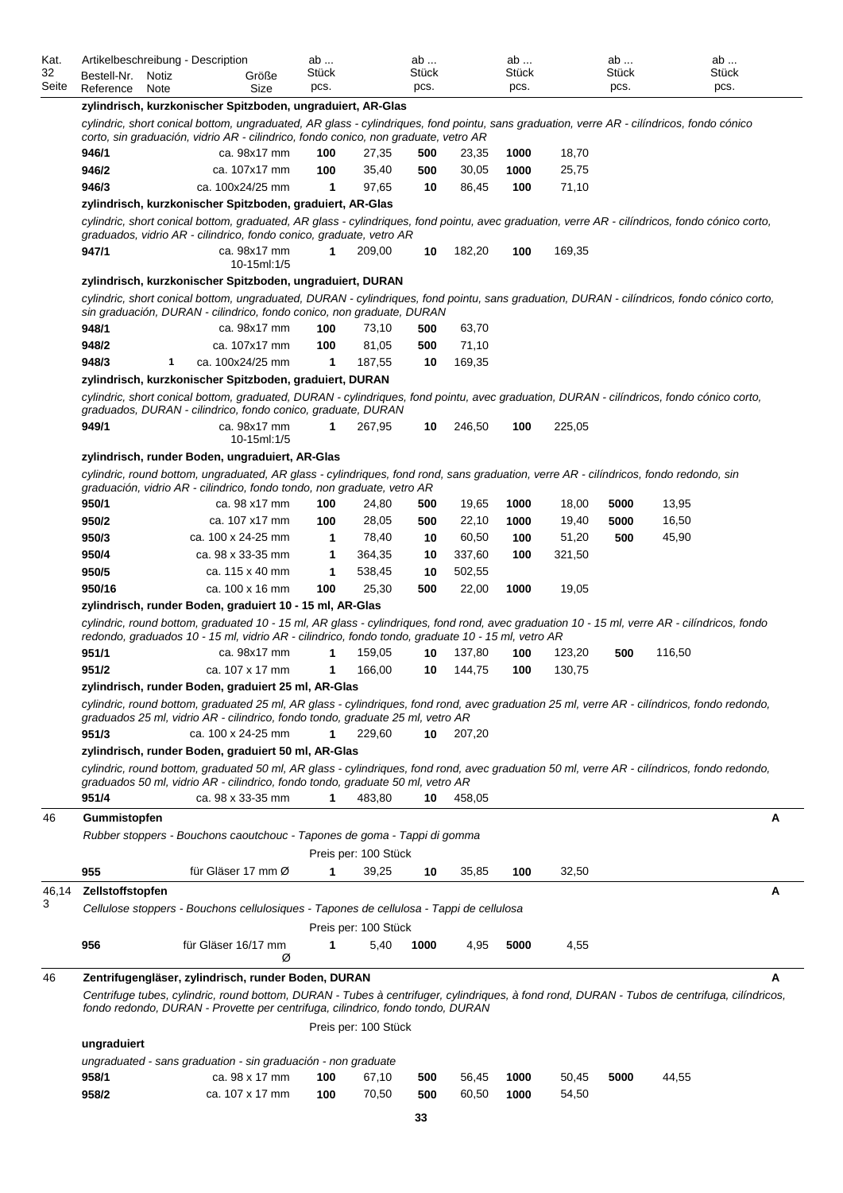| Kat. 32 Seite | Bestell-Nr. Reference | Notiz Note | Größe Size | ab ... Stück pcs. | | ab ... Stück pcs. | | ab ... Stück pcs. | | ab ... Stück pcs. | | ab ... Stück pcs. |
|---|---|---|---|---|---|---|---|---|---|---|---|---|

**zylindrisch, kurzkonischer Spitzboden, ungraduiert, AR-Glas**

*cylindric, short conical bottom, ungraduated, AR glass - cylindriques, fond pointu, sans graduation, verre AR - cilíndricos, fondo cónico corto, sin graduación, vidrio AR - cilindrico, fondo conico, non graduate, vetro AR*

| Bestell-Nr. | Notiz | Größe | ab | Preis | ab | Preis | ab | Preis | ab | Preis |
|---|---|---|---|---|---|---|---|---|---|---|
| **946/1** | | ca. 98x17 mm | **100** | 27,35 | **500** | 23,35 | **1000** | 18,70 | | |
| **946/2** | | ca. 107x17 mm | **100** | 35,40 | **500** | 30,05 | **1000** | 25,75 | | |
| **946/3** | | ca. 100x24/25 mm | **1** | 97,65 | **10** | 86,45 | **100** | 71,10 | | |

**zylindrisch, kurzkonischer Spitzboden, graduiert, AR-Glas**

*cylindric, short conical bottom, graduated, AR glass - cylindriques, fond pointu, avec graduation, verre AR - cilíndricos, fondo cónico corto, graduados, vidrio AR - cilindrico, fondo conico, graduate, vetro AR*

| Bestell-Nr. | Notiz | Größe | ab | Preis | ab | Preis | ab | Preis | ab | Preis |
|---|---|---|---|---|---|---|---|---|---|---|
| **947/1** | | ca. 98x17 mm 10-15ml:1/5 | **1** | 209,00 | **10** | 182,20 | **100** | 169,35 | | |

**zylindrisch, kurzkonischer Spitzboden, ungraduiert, DURAN**

*cylindric, short conical bottom, ungraduated, DURAN - cylindriques, fond pointu, sans graduation, DURAN - cilíndricos, fondo cónico corto, sin graduación, DURAN - cilindrico, fondo conico, non graduate, DURAN*

| Bestell-Nr. | Notiz | Größe | ab | Preis | ab | Preis | ab | Preis | ab | Preis |
|---|---|---|---|---|---|---|---|---|---|---|
| **948/1** | | ca. 98x17 mm | **100** | 73,10 | **500** | 63,70 | | | | |
| **948/2** | | ca. 107x17 mm | **100** | 81,05 | **500** | 71,10 | | | | |
| **948/3** | **1** | ca. 100x24/25 mm | **1** | 187,55 | **10** | 169,35 | | | | |

**zylindrisch, kurzkonischer Spitzboden, graduiert, DURAN**

*cylindric, short conical bottom, graduated, DURAN - cylindriques, fond pointu, avec graduation, DURAN - cilíndricos, fondo cónico corto, graduados, DURAN - cilindrico, fondo conico, graduate, DURAN*

| Bestell-Nr. | Notiz | Größe | ab | Preis | ab | Preis | ab | Preis | ab | Preis |
|---|---|---|---|---|---|---|---|---|---|---|
| **949/1** | | ca. 98x17 mm 10-15ml:1/5 | **1** | 267,95 | **10** | 246,50 | **100** | 225,05 | | |

**zylindrisch, runder Boden, ungraduiert, AR-Glas**

*cylindric, round bottom, ungraduated, AR glass - cylindriques, fond rond, sans graduation, verre AR - cilíndricos, fondo redondo, sin graduación, vidrio AR - cilindrico, fondo tondo, non graduate, vetro AR*

| Bestell-Nr. | Notiz | Größe | ab | Preis | ab | Preis | ab | Preis | ab | Preis |
|---|---|---|---|---|---|---|---|---|---|---|
| **950/1** | | ca. 98 x17 mm | **100** | 24,80 | **500** | 19,65 | **1000** | 18,00 | **5000** | 13,95 |
| **950/2** | | ca. 107 x17 mm | **100** | 28,05 | **500** | 22,10 | **1000** | 19,40 | **5000** | 16,50 |
| **950/3** | | ca. 100 x 24-25 mm | **1** | 78,40 | **10** | 60,50 | **100** | 51,20 | **500** | 45,90 |
| **950/4** | | ca. 98 x 33-35 mm | **1** | 364,35 | **10** | 337,60 | **100** | 321,50 | | |
| **950/5** | | ca. 115 x 40 mm | **1** | 538,45 | **10** | 502,55 | | | | |
| **950/16** | | ca. 100 x 16 mm | **100** | 25,30 | **500** | 22,00 | **1000** | 19,05 | | |

**zylindrisch, runder Boden, graduiert 10 - 15 ml, AR-Glas**

*cylindric, round bottom, graduated 10 - 15 ml, AR glass - cylindriques, fond rond, avec graduation 10 - 15 ml, verre AR - cilíndricos, fondo redondo, graduados 10 - 15 ml, vidrio AR - cilindrico, fondo tondo, graduate 10 - 15 ml, vetro AR*

| Bestell-Nr. | Notiz | Größe | ab | Preis | ab | Preis | ab | Preis | ab | Preis |
|---|---|---|---|---|---|---|---|---|---|---|
| **951/1** | | ca. 98x17 mm | **1** | 159,05 | **10** | 137,80 | **100** | 123,20 | **500** | 116,50 |
| **951/2** | | ca. 107 x 17 mm | **1** | 166,00 | **10** | 144,75 | **100** | 130,75 | | |

**zylindrisch, runder Boden, graduiert 25 ml, AR-Glas**

*cylindric, round bottom, graduated 25 ml, AR glass - cylindriques, fond rond, avec graduation 25 ml, verre AR - cilíndricos, fondo redondo, graduados 25 ml, vidrio AR - cilindrico, fondo tondo, graduate 25 ml, vetro AR*

| Bestell-Nr. | Notiz | Größe | ab | Preis | ab | Preis | ab | Preis | ab | Preis |
|---|---|---|---|---|---|---|---|---|---|---|
| **951/3** | | ca. 100 x 24-25 mm | **1** | 229,60 | **10** | 207,20 | | | | |

**zylindrisch, runder Boden, graduiert 50 ml, AR-Glas**

*cylindric, round bottom, graduated 50 ml, AR glass - cylindriques, fond rond, avec graduation 50 ml, verre AR - cilíndricos, fondo redondo, graduados 50 ml, vidrio AR - cilindrico, fondo tondo, graduate 50 ml, vetro AR*

| Bestell-Nr. | Notiz | Größe | ab | Preis | ab | Preis | ab | Preis | ab | Preis |
|---|---|---|---|---|---|---|---|---|---|---|
| **951/4** | | ca. 98 x 33-35 mm | **1** | 483,80 | **10** | 458,05 | | | | |

## Gummistopfen (Kat. 46) — A

*Rubber stoppers - Bouchons caoutchouc - Tapones de goma - Tappi di gomma*

Preis per: 100 Stück

| Bestell-Nr. | Notiz | Größe | ab | Preis | ab | Preis | ab | Preis |
|---|---|---|---|---|---|---|---|---|
| **955** | | für Gläser 17 mm Ø | **1** | 39,25 | **10** | 35,85 | **100** | 32,50 |

## Zellstoffstopfen (Kat. 46,143) — A

*Cellulose stoppers - Bouchons cellulosiques - Tapones de cellulosa - Tappi di cellulosa*

Preis per: 100 Stück

| Bestell-Nr. | Notiz | Größe | ab | Preis | ab | Preis | ab | Preis |
|---|---|---|---|---|---|---|---|---|
| **956** | | für Gläser 16/17 mm Ø | **1** | 5,40 | **1000** | 4,95 | **5000** | 4,55 |

## Zentrifugengläser, zylindrisch, runder Boden, DURAN (Kat. 46) — A

*Centrifuge tubes, cylindric, round bottom, DURAN - Tubes à centrifuger, cylindriques, à fond rond, DURAN - Tubos de centrifuga, cilíndricos, fondo redondo, DURAN - Provette per centrifuga, cilindrico, fondo tondo, DURAN*

Preis per: 100 Stück

**ungraduiert**

*ungraduated - sans graduation - sin graduación - non graduate*

| Bestell-Nr. | Notiz | Größe | ab | Preis | ab | Preis | ab | Preis | ab | Preis |
|---|---|---|---|---|---|---|---|---|---|---|
| **958/1** | | ca. 98 x 17 mm | **100** | 67,10 | **500** | 56,45 | **1000** | 50,45 | **5000** | 44,55 |
| **958/2** | | ca. 107 x 17 mm | **100** | 70,50 | **500** | 60,50 | **1000** | 54,50 | | |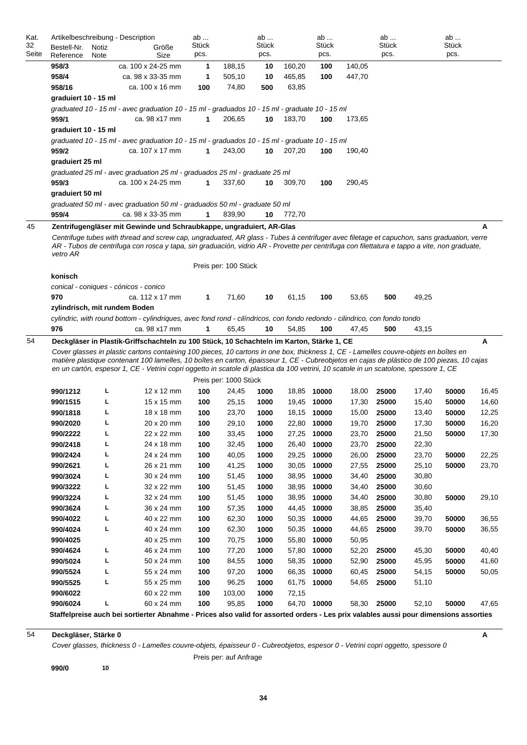| Kat. 32 Seite | Bestell-Nr. Reference | Notiz Note | Größe Size | ab ... Stück pcs. | | ab ... Stück pcs. | | ab ... Stück pcs. | | ab ... Stück pcs. | | ab ... Stück pcs. | |
|---|---|---|---|---|---|---|---|---|---|---|---|---|---|
| | **958/3** | | ca. 100 x 24-25 mm | **1** | 188,15 | **10** | 160,20 | **100** | 140,05 | | | | |
| | **958/4** | | ca. 98 x 33-35 mm | **1** | 505,10 | **10** | 465,85 | **100** | 447,70 | | | | |
| | **958/16** | | ca. 100 x 16 mm | **100** | 74,80 | **500** | 63,85 | | | | | | |

**graduiert 10 - 15 ml**

*graduated 10 - 15 ml - avec graduation 10 - 15 ml - graduados 10 - 15 ml - graduate 10 - 15 ml*

| Bestell-Nr. | Größe | ab | | ab | | ab | |
|---|---|---|---|---|---|---|---|
| **959/1** | ca. 98 x17 mm | **1** | 206,65 | **10** | 183,70 | **100** | 173,65 |

**graduiert 10 - 15 ml**

*graduated 10 - 15 ml - avec graduation 10 - 15 ml - graduados 10 - 15 ml - graduate 10 - 15 ml*

| Bestell-Nr. | Größe | ab | | ab | | ab | |
|---|---|---|---|---|---|---|---|
| **959/2** | ca. 107 x 17 mm | **1** | 243,00 | **10** | 207,20 | **100** | 190,40 |

**graduiert 25 ml**

*graduated 25 ml - avec graduation 25 ml - graduados 25 ml - graduate 25 ml*

| Bestell-Nr. | Größe | ab | | ab | | ab | |
|---|---|---|---|---|---|---|---|
| **959/3** | ca. 100 x 24-25 mm | **1** | 337,60 | **10** | 309,70 | **100** | 290,45 |

**graduiert 50 ml**

*graduated 50 ml - avec graduation 50 ml - graduados 50 ml - graduate 50 ml*

| Bestell-Nr. | Größe | ab | | ab | |
|---|---|---|---|---|---|
| **959/4** | ca. 98 x 33-35 mm | **1** | 839,90 | **10** | 772,70 |

---

45 **Zentrifugengläser mit Gewinde und Schraubkappe, ungraduiert, AR-Glas** **A**

*Centrifuge tubes with thread and screw cap, ungraduated, AR glass - Tubes à centrifuger avec filetage et capuchon, sans graduation, verre AR - Tubos de centrifuga con rosca y tapa, sin graduación, vidrio AR - Provette per centrifuga con filettatura e tappo a vite, non graduate, vetro AR*

Preis per: 100 Stück

**konisch**

*conical - coniques - cónicos - conico*

| Bestell-Nr. | Größe | ab | | ab | | ab | | ab | |
|---|---|---|---|---|---|---|---|---|---|
| **970** | ca. 112 x 17 mm | **1** | 71,60 | **10** | 61,15 | **100** | 53,65 | **500** | 49,25 |

**zylindrisch, mit rundem Boden**

*cylindric, with round bottom - cylindriques, avec fond rond - cilíndricos, con fondo redondo - cilindrico, con fondo tondo*

| Bestell-Nr. | Größe | ab | | ab | | ab | | ab | |
|---|---|---|---|---|---|---|---|---|---|
| **976** | ca. 98 x17 mm | **1** | 65,45 | **10** | 54,85 | **100** | 47,45 | **500** | 43,15 |

---

54 **Deckgläser in Plastik-Griffschachteln zu 100 Stück, 10 Schachteln im Karton, Stärke 1, CE** **A**

*Cover glasses in plastic cartons containing 100 pieces, 10 cartons in one box, thickness 1, CE - Lamelles couvre-objets en boîtes en matière plastique contenant 100 lamelles, 10 boîtes en carton, épaisseur 1, CE - Cubreobjetos en cajas de plástico de 100 piezas, 10 cajas en un cartón, espesor 1, CE - Vetrini copri oggetto in scatole di plastica da 100 vetrini, 10 scatole in un scatolone, spessore 1, CE*

Preis per: 1000 Stück

| Bestell-Nr. | Notiz | Größe | ab | | ab | | ab | | ab | | ab | |
|---|---|---|---|---|---|---|---|---|---|---|---|---|
| **990/1212** | L | 12 x 12 mm | **100** | 24,45 | **1000** | 18,85 | **10000** | 18,00 | **25000** | 17,40 | **50000** | 16,45 |
| **990/1515** | L | 15 x 15 mm | **100** | 25,15 | **1000** | 19,45 | **10000** | 17,30 | **25000** | 15,40 | **50000** | 14,60 |
| **990/1818** | L | 18 x 18 mm | **100** | 23,70 | **1000** | 18,15 | **10000** | 15,00 | **25000** | 13,40 | **50000** | 12,25 |
| **990/2020** | L | 20 x 20 mm | **100** | 29,10 | **1000** | 22,80 | **10000** | 19,70 | **25000** | 17,30 | **50000** | 16,20 |
| **990/2222** | L | 22 x 22 mm | **100** | 33,45 | **1000** | 27,25 | **10000** | 23,70 | **25000** | 21,50 | **50000** | 17,30 |
| **990/2418** | L | 24 x 18 mm | **100** | 32,45 | **1000** | 26,40 | **10000** | 23,70 | **25000** | 22,30 | | |
| **990/2424** | L | 24 x 24 mm | **100** | 40,05 | **1000** | 29,25 | **10000** | 26,00 | **25000** | 23,70 | **50000** | 22,25 |
| **990/2621** | L | 26 x 21 mm | **100** | 41,25 | **1000** | 30,05 | **10000** | 27,55 | **25000** | 25,10 | **50000** | 23,70 |
| **990/3024** | L | 30 x 24 mm | **100** | 51,45 | **1000** | 38,95 | **10000** | 34,40 | **25000** | 30,80 | | |
| **990/3222** | L | 32 x 22 mm | **100** | 51,45 | **1000** | 38,95 | **10000** | 34,40 | **25000** | 30,60 | | |
| **990/3224** | L | 32 x 24 mm | **100** | 51,45 | **1000** | 38,95 | **10000** | 34,40 | **25000** | 30,80 | **50000** | 29,10 |
| **990/3624** | L | 36 x 24 mm | **100** | 57,35 | **1000** | 44,45 | **10000** | 38,85 | **25000** | 35,40 | | |
| **990/4022** | L | 40 x 22 mm | **100** | 62,30 | **1000** | 50,35 | **10000** | 44,65 | **25000** | 39,70 | **50000** | 36,55 |
| **990/4024** | L | 40 x 24 mm | **100** | 62,30 | **1000** | 50,35 | **10000** | 44,65 | **25000** | 39,70 | **50000** | 36,55 |
| **990/4025** | | 40 x 25 mm | **100** | 70,75 | **1000** | 55,80 | **10000** | 50,95 | | | | |
| **990/4624** | L | 46 x 24 mm | **100** | 77,20 | **1000** | 57,80 | **10000** | 52,20 | **25000** | 45,30 | **50000** | 40,40 |
| **990/5024** | L | 50 x 24 mm | **100** | 84,55 | **1000** | 58,35 | **10000** | 52,90 | **25000** | 45,95 | **50000** | 41,60 |
| **990/5524** | L | 55 x 24 mm | **100** | 97,20 | **1000** | 66,35 | **10000** | 60,45 | **25000** | 54,15 | **50000** | 50,05 |
| **990/5525** | L | 55 x 25 mm | **100** | 96,25 | **1000** | 61,75 | **10000** | 54,65 | **25000** | 51,10 | | |
| **990/6022** | | 60 x 22 mm | **100** | 103,00 | **1000** | 72,15 | | | | | | |
| **990/6024** | L | 60 x 24 mm | **100** | 95,85 | **1000** | 64,70 | **10000** | 58,30 | **25000** | 52,10 | **50000** | 47,65 |

**Staffelpreise auch bei sortierter Abnahme - Prices also valid for assorted orders - Les prix valables aussi pour dimensions assorties**

---

54 **Deckgläser, Stärke 0** **A**

*Cover glasses, thickness 0 - Lamelles couvre-objets, épaisseur 0 - Cubreobjetos, espesor 0 - Vetrini copri oggetto, spessore 0*

Preis per: auf Anfrage

**990/0** **10**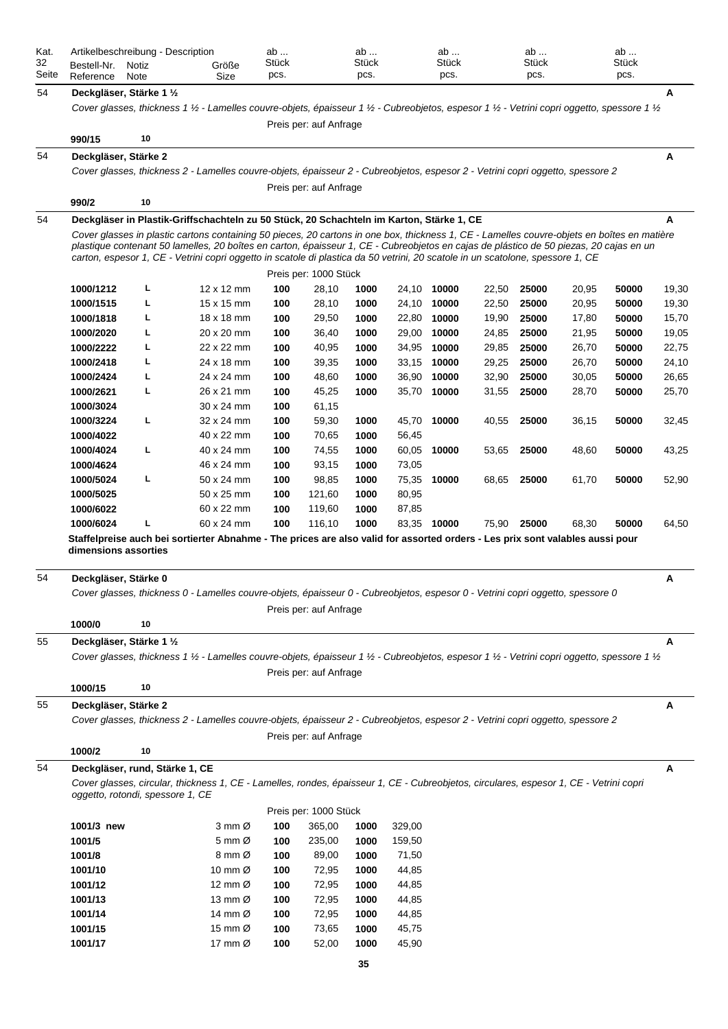| Kat. 32 Seite | Artikelbeschreibung - Description Bestell-Nr. Reference | Notiz Note | Größe Size | ab ... Stück pcs. | | ab ... Stück pcs. | | ab ... Stück pcs. | | ab ... Stück pcs. | | ab ... Stück pcs. | |
|---|---|---|---|---|---|---|---|---|---|---|---|---|---|
| 54 | **Deckgläser, Stärke 1 ½** | | | | | | | | | | | | **A** |
| | *Cover glasses, thickness 1 ½ - Lamelles couvre-objets, épaisseur 1 ½ - Cubreobjetos, espesor 1 ½ - Vetrini copri oggetto, spessore 1 ½* | | | | | | | | | | | | |
| | | | | Preis per: auf Anfrage | | | | | | | | | |
| | **990/15** | 10 | | | | | | | | | | | |
| 54 | **Deckgläser, Stärke 2** | | | | | | | | | | | | **A** |
| | *Cover glasses, thickness 2 - Lamelles couvre-objets, épaisseur 2 - Cubreobjetos, espesor 2 - Vetrini copri oggetto, spessore 2* | | | | | | | | | | | | |
| | | | | Preis per: auf Anfrage | | | | | | | | | |
| | **990/2** | 10 | | | | | | | | | | | |
| 54 | **Deckgläser in Plastik-Griffschachteln zu 50 Stück, 20 Schachteln im Karton, Stärke 1, CE** | | | | | | | | | | | | **A** |
| | *Cover glasses in plastic cartons containing 50 pieces, 20 cartons in one box, thickness 1, CE - Lamelles couvre-objets en boîtes en matière plastique contenant 50 lamelles, 20 boîtes en carton, épaisseur 1, CE - Cubreobjetos en cajas de plástico de 50 piezas, 20 cajas en un carton, espesor 1, CE - Vetrini copri oggetto in scatole di plastica da 50 vetrini, 20 scatole in un scatolone, spessore 1, CE* | | | | | | | | | | | | |
| | | | | Preis per: 1000 Stück | | | | | | | | | |
| | **1000/1212** | L | 12 x 12 mm | **100** | 28,10 | **1000** | 24,10 | **10000** | 22,50 | **25000** | 20,95 | **50000** | 19,30 |
| | **1000/1515** | L | 15 x 15 mm | **100** | 28,10 | **1000** | 24,10 | **10000** | 22,50 | **25000** | 20,95 | **50000** | 19,30 |
| | **1000/1818** | L | 18 x 18 mm | **100** | 29,50 | **1000** | 22,80 | **10000** | 19,90 | **25000** | 17,80 | **50000** | 15,70 |
| | **1000/2020** | L | 20 x 20 mm | **100** | 36,40 | **1000** | 29,00 | **10000** | 24,85 | **25000** | 21,95 | **50000** | 19,05 |
| | **1000/2222** | L | 22 x 22 mm | **100** | 40,95 | **1000** | 34,95 | **10000** | 29,85 | **25000** | 26,70 | **50000** | 22,75 |
| | **1000/2418** | L | 24 x 18 mm | **100** | 39,35 | **1000** | 33,15 | **10000** | 29,25 | **25000** | 26,70 | **50000** | 24,10 |
| | **1000/2424** | L | 24 x 24 mm | **100** | 48,60 | **1000** | 36,90 | **10000** | 32,90 | **25000** | 30,05 | **50000** | 26,65 |
| | **1000/2621** | L | 26 x 21 mm | **100** | 45,25 | **1000** | 35,70 | **10000** | 31,55 | **25000** | 28,70 | **50000** | 25,70 |
| | **1000/3024** | | 30 x 24 mm | **100** | 61,15 | | | | | | | | |
| | **1000/3224** | L | 32 x 24 mm | **100** | 59,30 | **1000** | 45,70 | **10000** | 40,55 | **25000** | 36,15 | **50000** | 32,45 |
| | **1000/4022** | | 40 x 22 mm | **100** | 70,65 | **1000** | 56,45 | | | | | | |
| | **1000/4024** | L | 40 x 24 mm | **100** | 74,55 | **1000** | 60,05 | **10000** | 53,65 | **25000** | 48,60 | **50000** | 43,25 |
| | **1000/4624** | | 46 x 24 mm | **100** | 93,15 | **1000** | 73,05 | | | | | | |
| | **1000/5024** | L | 50 x 24 mm | **100** | 98,85 | **1000** | 75,35 | **10000** | 68,65 | **25000** | 61,70 | **50000** | 52,90 |
| | **1000/5025** | | 50 x 25 mm | **100** | 121,60 | **1000** | 80,95 | | | | | | |
| | **1000/6022** | | 60 x 22 mm | **100** | 119,60 | **1000** | 87,85 | | | | | | |
| | **1000/6024** | L | 60 x 24 mm | **100** | 116,10 | **1000** | 83,35 | **10000** | 75,90 | **25000** | 68,30 | **50000** | 64,50 |
| | **Staffelpreise auch bei sortierter Abnahme - The prices are also valid for assorted orders - Les prix sont valables aussi pour dimensions assorties** | | | | | | | | | | | | |
| 54 | **Deckgläser, Stärke 0** | | | | | | | | | | | | **A** |
| | *Cover glasses, thickness 0 - Lamelles couvre-objets, épaisseur 0 - Cubreobjetos, espesor 0 - Vetrini copri oggetto, spessore 0* | | | | | | | | | | | | |
| | | | | Preis per: auf Anfrage | | | | | | | | | |
| | **1000/0** | 10 | | | | | | | | | | | |
| 55 | **Deckgläser, Stärke 1 ½** | | | | | | | | | | | | **A** |
| | *Cover glasses, thickness 1 ½ - Lamelles couvre-objets, épaisseur 1 ½ - Cubreobjetos, espesor 1 ½ - Vetrini copri oggetto, spessore 1 ½* | | | | | | | | | | | | |
| | | | | Preis per: auf Anfrage | | | | | | | | | |
| | **1000/15** | 10 | | | | | | | | | | | |
| 55 | **Deckgläser, Stärke 2** | | | | | | | | | | | | **A** |
| | *Cover glasses, thickness 2 - Lamelles couvre-objets, épaisseur 2 - Cubreobjetos, espesor 2 - Vetrini copri oggetto, spessore 2* | | | | | | | | | | | | |
| | | | | Preis per: auf Anfrage | | | | | | | | | |
| | **1000/2** | 10 | | | | | | | | | | | |
| 54 | **Deckgläser, rund, Stärke 1, CE** | | | | | | | | | | | | **A** |
| | *Cover glasses, circular, thickness 1, CE - Lamelles, rondes, épaisseur 1, CE - Cubreobjetos, circulares, espesor 1, CE - Vetrini copri oggetto, rotondi, spessore 1, CE* | | | | | | | | | | | | |
| | | | | Preis per: 1000 Stück | | | | | | | | | |
| | **1001/3 new** | | 3 mm Ø | **100** | 365,00 | **1000** | 329,00 | | | | | | |
| | **1001/5** | | 5 mm Ø | **100** | 235,00 | **1000** | 159,50 | | | | | | |
| | **1001/8** | | 8 mm Ø | **100** | 89,00 | **1000** | 71,50 | | | | | | |
| | **1001/10** | | 10 mm Ø | **100** | 72,95 | **1000** | 44,85 | | | | | | |
| | **1001/12** | | 12 mm Ø | **100** | 72,95 | **1000** | 44,85 | | | | | | |
| | **1001/13** | | 13 mm Ø | **100** | 72,95 | **1000** | 44,85 | | | | | | |
| | **1001/14** | | 14 mm Ø | **100** | 72,95 | **1000** | 44,85 | | | | | | |
| | **1001/15** | | 15 mm Ø | **100** | 73,65 | **1000** | 45,75 | | | | | | |
| | **1001/17** | | 17 mm Ø | **100** | 52,00 | **1000** | 45,90 | | | | | | |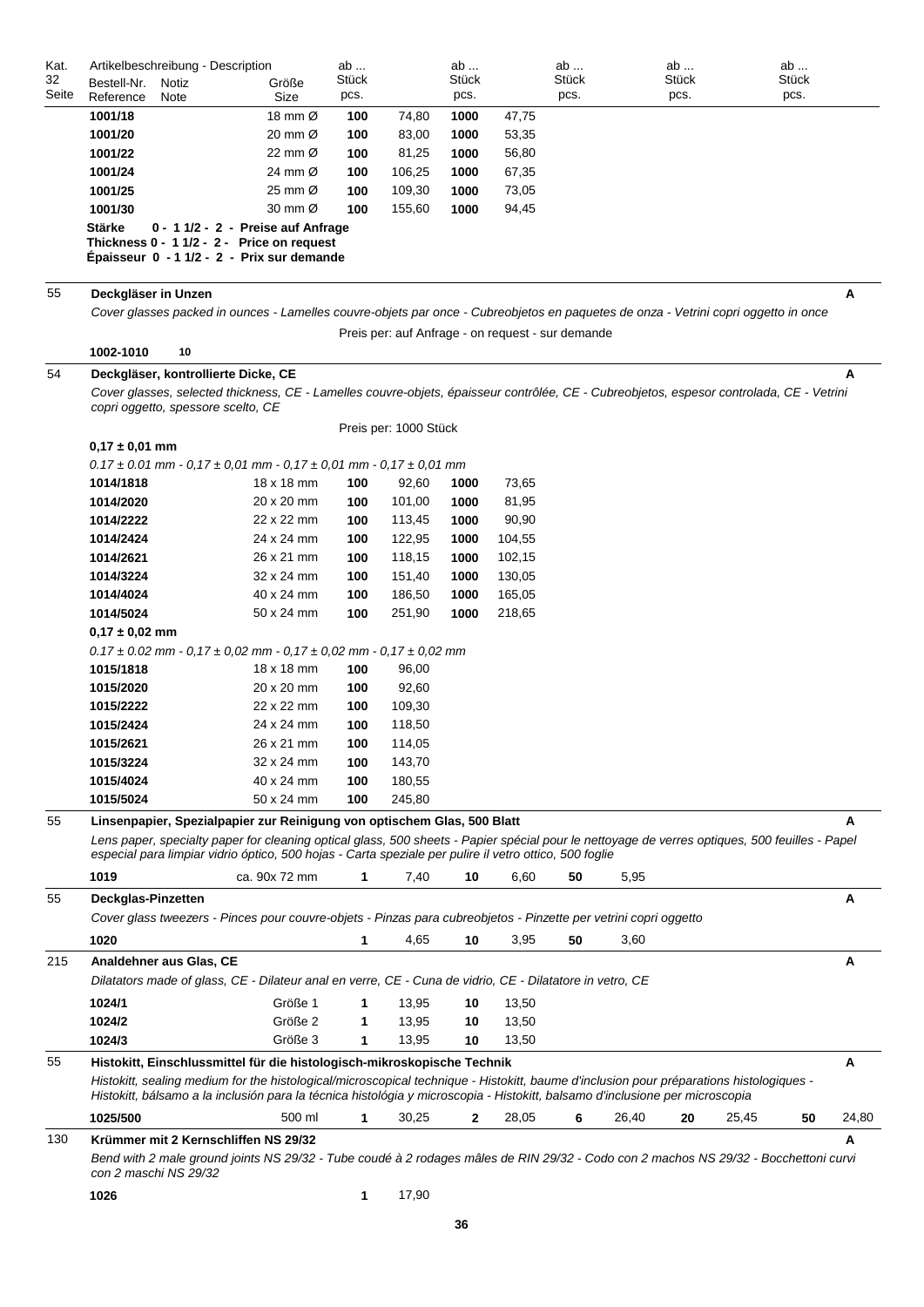| Kat. 32 Seite | Artikelbeschreibung - Description Bestell-Nr. Reference | Notiz Note | Größe Size | ab ... Stück pcs. | | ab ... Stück pcs. | | ab ... Stück pcs. | | ab ... Stück pcs. | | ab ... Stück pcs. | | |
|---|---|---|---|---|---|---|---|---|---|---|---|---|---|---|
| | **1001/18** | | 18 mm Ø | **100** | 74,80 | **1000** | 47,75 | | | | | | | |
| | **1001/20** | | 20 mm Ø | **100** | 83,00 | **1000** | 53,35 | | | | | | | |
| | **1001/22** | | 22 mm Ø | **100** | 81,25 | **1000** | 56,80 | | | | | | | |
| | **1001/24** | | 24 mm Ø | **100** | 106,25 | **1000** | 67,35 | | | | | | | |
| | **1001/25** | | 25 mm Ø | **100** | 109,30 | **1000** | 73,05 | | | | | | | |
| | **1001/30** | | 30 mm Ø | **100** | 155,60 | **1000** | 94,45 | | | | | | | |

**Stärke 0 - 1 1/2 - 2 - Preise auf Anfrage**
**Thickness 0 - 1 1/2 - 2 - Price on request**
**Épaisseur 0 - 1 1/2 - 2 - Prix sur demande**

---

55 — **Deckgläser in Unzen** — **A**

*Cover glasses packed in ounces - Lamelles couvre-objets par once - Cubreobjetos en paquetes de onza - Vetrini copri oggetto in once*

Preis per: auf Anfrage - on request - sur demande

| Bestell-Nr. | Notiz |
|---|---|
| **1002-1010** | **10** |

---

54 — **Deckgläser, kontrollierte Dicke, CE** — **A**

*Cover glasses, selected thickness, CE - Lamelles couvre-objets, épaisseur contrôlée, CE - Cubreobjetos, espesor controlada, CE - Vetrini copri oggetto, spessore scelto, CE*

Preis per: 1000 Stück

**0,17 ± 0,01 mm**

*0.17 ± 0.01 mm - 0,17 ± 0,01 mm - 0,17 ± 0,01 mm - 0,17 ± 0,01 mm*

| Bestell-Nr. | Größe | ab Stück | | ab Stück | |
|---|---|---|---|---|---|
| **1014/1818** | 18 x 18 mm | **100** | 92,60 | **1000** | 73,65 |
| **1014/2020** | 20 x 20 mm | **100** | 101,00 | **1000** | 81,95 |
| **1014/2222** | 22 x 22 mm | **100** | 113,45 | **1000** | 90,90 |
| **1014/2424** | 24 x 24 mm | **100** | 122,95 | **1000** | 104,55 |
| **1014/2621** | 26 x 21 mm | **100** | 118,15 | **1000** | 102,15 |
| **1014/3224** | 32 x 24 mm | **100** | 151,40 | **1000** | 130,05 |
| **1014/4024** | 40 x 24 mm | **100** | 186,50 | **1000** | 165,05 |
| **1014/5024** | 50 x 24 mm | **100** | 251,90 | **1000** | 218,65 |

**0,17 ± 0,02 mm**

*0.17 ± 0.02 mm - 0,17 ± 0,02 mm - 0,17 ± 0,02 mm - 0,17 ± 0,02 mm*

| Bestell-Nr. | Größe | ab Stück | |
|---|---|---|---|
| **1015/1818** | 18 x 18 mm | **100** | 96,00 |
| **1015/2020** | 20 x 20 mm | **100** | 92,60 |
| **1015/2222** | 22 x 22 mm | **100** | 109,30 |
| **1015/2424** | 24 x 24 mm | **100** | 118,50 |
| **1015/2621** | 26 x 21 mm | **100** | 114,05 |
| **1015/3224** | 32 x 24 mm | **100** | 143,70 |
| **1015/4024** | 40 x 24 mm | **100** | 180,55 |
| **1015/5024** | 50 x 24 mm | **100** | 245,80 |

---

55 — **Linsenpapier, Spezialpapier zur Reinigung von optischem Glas, 500 Blatt** — **A**

*Lens paper, specialty paper for cleaning optical glass, 500 sheets - Papier spécial pour le nettoyage de verres optiques, 500 feuilles - Papel especial para limpiar vidrio óptico, 500 hojas - Carta speziale per pulire il vetro ottico, 500 foglie*

| Bestell-Nr. | Größe | ab Stück | | ab Stück | | ab Stück | |
|---|---|---|---|---|---|---|---|
| **1019** | ca. 90x 72 mm | **1** | 7,40 | **10** | 6,60 | **50** | 5,95 |

---

55 — **Deckglas-Pinzetten** — **A**

*Cover glass tweezers - Pinces pour couvre-objets - Pinzas para cubreobjetos - Pinzette per vetrini copri oggetto*

| Bestell-Nr. | Größe | ab Stück | | ab Stück | | ab Stück | |
|---|---|---|---|---|---|---|---|
| **1020** | | **1** | 4,65 | **10** | 3,95 | **50** | 3,60 |

---

215 — **Analdehner aus Glas, CE** — **A**

*Dilatators made of glass, CE - Dilateur anal en verre, CE - Cuna de vidrio, CE - Dilatatore in vetro, CE*

| Bestell-Nr. | Größe | ab Stück | | ab Stück | |
|---|---|---|---|---|---|
| **1024/1** | Größe 1 | **1** | 13,95 | **10** | 13,50 |
| **1024/2** | Größe 2 | **1** | 13,95 | **10** | 13,50 |
| **1024/3** | Größe 3 | **1** | 13,95 | **10** | 13,50 |

---

55 — **Histokitt, Einschlussmittel für die histologisch-mikroskopische Technik** — **A**

*Histokitt, sealing medium for the histological/microscopical technique - Histokitt, baume d'inclusion pour préparations histologiques - Histokitt, bálsamo a la inclusión para la técnica histológia y microscopia - Histokitt, balsamo d'inclusione per microscopia*

| Bestell-Nr. | Größe | ab Stück | | ab Stück | | ab Stück | | ab Stück | | ab Stück | |
|---|---|---|---|---|---|---|---|---|---|---|---|
| **1025/500** | 500 ml | **1** | 30,25 | **2** | 28,05 | **6** | 26,40 | **20** | 25,45 | **50** | 24,80 |

---

130 — **Krümmer mit 2 Kernschliffen NS 29/32** — **A**

*Bend with 2 male ground joints NS 29/32 - Tube coudé à 2 rodages mâles de RIN 29/32 - Codo con 2 machos NS 29/32 - Bocchettoni curvi con 2 maschi NS 29/32*

| Bestell-Nr. | Größe | ab Stück | |
|---|---|---|---|
| **1026** | | **1** | 17,90 |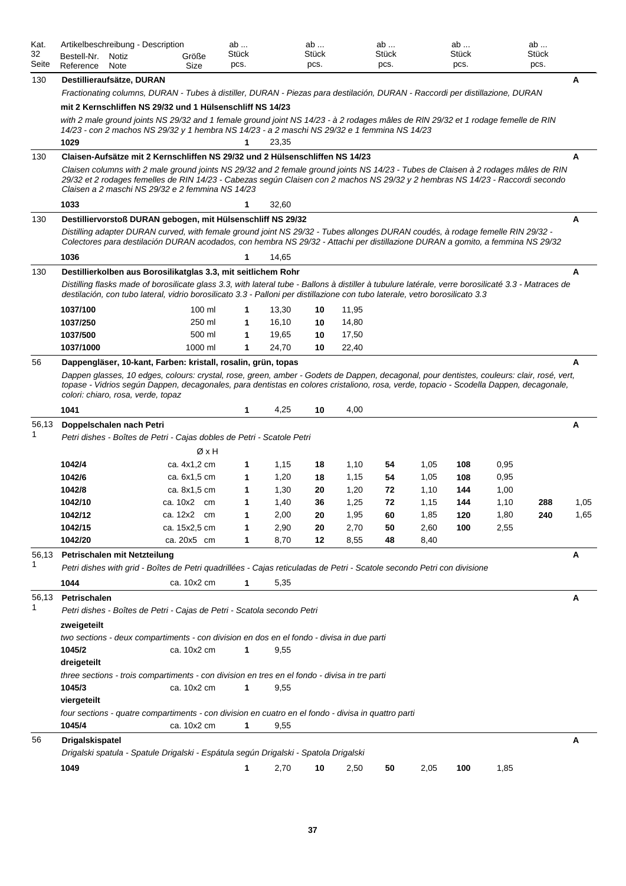| Kat. 32 Seite | Artikelbeschreibung - Description<br>Bestell-Nr. Reference | Notiz Note | Größe Size | ab ... Stück pcs. | | ab ... Stück pcs. | | ab ... Stück pcs. | | ab ... Stück pcs. | | ab ... Stück pcs. | | |
|---|---|---|---|---|---|---|---|---|---|---|---|---|---|---|
| 130 | **Destillieraufsätze, DURAN** | | | | | | | | | | | | | A |
| | *Fractionating columns, DURAN - Tubes à distiller, DURAN - Piezas para destilación, DURAN - Raccordi per distillazione, DURAN* | | | | | | | | | | | | | |
| | **mit 2 Kernschliffen NS 29/32 und 1 Hülsenschliff NS 14/23** | | | | | | | | | | | | | |
| | *with 2 male ground joints NS 29/32 and 1 female ground joint NS 14/23 - à 2 rodages mâles de RIN 29/32 et 1 rodage femelle de RIN 14/23 - con 2 machos NS 29/32 y 1 hembra NS 14/23 - a 2 maschi NS 29/32 e 1 femmina NS 14/23* | | | | | | | | | | | | | |
| | **1029** | | | **1** | 23,35 | | | | | | | | | |
| 130 | **Claisen-Aufsätze mit 2 Kernschliffen NS 29/32 und 2 Hülsenschliffen NS 14/23** | | | | | | | | | | | | | A |
| | *Claisen columns with 2 male ground joints NS 29/32 and 2 female ground joints NS 14/23 - Tubes de Claisen à 2 rodages mâles de RIN 29/32 et 2 rodages femelles de RIN 14/23 - Cabezas según Claisen con 2 machos NS 29/32 y 2 hembras NS 14/23 - Raccordi secondo Claisen a 2 maschi NS 29/32 e 2 femmina NS 14/23* | | | | | | | | | | | | | |
| | **1033** | | | **1** | 32,60 | | | | | | | | | |
| 130 | **Destilliervorstoß DURAN gebogen, mit Hülsenschliff NS 29/32** | | | | | | | | | | | | | A |
| | *Distilling adapter DURAN curved, with female ground joint NS 29/32 - Tubes allonges DURAN coudés, à rodage femelle RIN 29/32 - Colectores para destilación DURAN acodados, con hembra NS 29/32 - Attachi per distillazione DURAN a gomito, a femmina NS 29/32* | | | | | | | | | | | | | |
| | **1036** | | | **1** | 14,65 | | | | | | | | | |
| 130 | **Destillierkolben aus Borosilikatglas 3.3, mit seitlichem Rohr** | | | | | | | | | | | | | A |
| | *Distilling flasks made of borosilicate glass 3.3, with lateral tube - Ballons à distiller à tubulure latérale, verre borosilicaté 3.3 - Matraces de destilación, con tubo lateral, vidrio borosilicato 3.3 - Palloni per distillazione con tubo laterale, vetro borosilicato 3.3* | | | | | | | | | | | | | |
| | **1037/100** | | 100 ml | **1** | 13,30 | **10** | 11,95 | | | | | | | |
| | **1037/250** | | 250 ml | **1** | 16,10 | **10** | 14,80 | | | | | | | |
| | **1037/500** | | 500 ml | **1** | 19,65 | **10** | 17,50 | | | | | | | |
| | **1037/1000** | | 1000 ml | **1** | 24,70 | **10** | 22,40 | | | | | | | |
| 56 | **Dappengläser, 10-kant, Farben: kristall, rosalin, grün, topas** | | | | | | | | | | | | | A |
| | *Dappen glasses, 10 edges, colours: crystal, rose, green, amber - Godets de Dappen, decagonal, pour dentistes, couleurs: clair, rosé, vert, topase - Vidrios según Dappen, decagonales, para dentistas en colores cristaliono, rosa, verde, topacio - Scodella Dappen, decagonale, colori: chiaro, rosa, verde, topaz* | | | | | | | | | | | | | |
| | **1041** | | | **1** | 4,25 | **10** | 4,00 | | | | | | | |
| 56,131 | **Doppelschalen nach Petri** | | | | | | | | | | | | | A |
| | *Petri dishes - Boîtes de Petri - Cajas dobles de Petri - Scatole Petri* | | | | | | | | | | | | | |
| | | | Ø x H | | | | | | | | | | | |
| | **1042/4** | | ca. 4x1,2 cm | **1** | 1,15 | **18** | 1,10 | **54** | 1,05 | **108** | 0,95 | | | |
| | **1042/6** | | ca. 6x1,5 cm | **1** | 1,20 | **18** | 1,15 | **54** | 1,05 | **108** | 0,95 | | | |
| | **1042/8** | | ca. 8x1,5 cm | **1** | 1,30 | **20** | 1,20 | **72** | 1,10 | **144** | 1,00 | | | |
| | **1042/10** | | ca. 10x2 cm | **1** | 1,40 | **36** | 1,25 | **72** | 1,15 | **144** | 1,10 | **288** | 1,05 | |
| | **1042/12** | | ca. 12x2 cm | **1** | 2,00 | **20** | 1,95 | **60** | 1,85 | **120** | 1,80 | **240** | 1,65 | |
| | **1042/15** | | ca. 15x2,5 cm | **1** | 2,90 | **20** | 2,70 | **50** | 2,60 | **100** | 2,55 | | | |
| | **1042/20** | | ca. 20x5 cm | **1** | 8,70 | **12** | 8,55 | **48** | 8,40 | | | | | |
| 56,131 | **Petrischalen mit Netzteilung** | | | | | | | | | | | | | A |
| | *Petri dishes with grid - Boîtes de Petri quadrillées - Cajas reticuladas de Petri - Scatole secondo Petri con divisione* | | | | | | | | | | | | | |
| | **1044** | | ca. 10x2 cm | **1** | 5,35 | | | | | | | | | |
| 56,131 | **Petrischalen** | | | | | | | | | | | | | A |
| | *Petri dishes - Boîtes de Petri - Cajas de Petri - Scatola secondo Petri* | | | | | | | | | | | | | |
| | **zweigeteilt** | | | | | | | | | | | | | |
| | *two sections - deux compartiments - con division en dos en el fondo - divisa in due parti* | | | | | | | | | | | | | |
| | **1045/2** | | ca. 10x2 cm | **1** | 9,55 | | | | | | | | | |
| | **dreigeteilt** | | | | | | | | | | | | | |
| | *three sections - trois compartiments - con division en tres en el fondo - divisa in tre parti* | | | | | | | | | | | | | |
| | **1045/3** | | ca. 10x2 cm | **1** | 9,55 | | | | | | | | | |
| | **viergeteilt** | | | | | | | | | | | | | |
| | *four sections - quatre compartiments - con division en cuatro en el fondo - divisa in quattro parti* | | | | | | | | | | | | | |
| | **1045/4** | | ca. 10x2 cm | **1** | 9,55 | | | | | | | | | |
| 56 | **Drigalskispatel** | | | | | | | | | | | | | A |
| | *Drigalski spatula - Spatule Drigalski - Espátula según Drigalski - Spatola Drigalski* | | | | | | | | | | | | | |
| | **1049** | | | **1** | 2,70 | **10** | 2,50 | **50** | 2,05 | **100** | 1,85 | | | |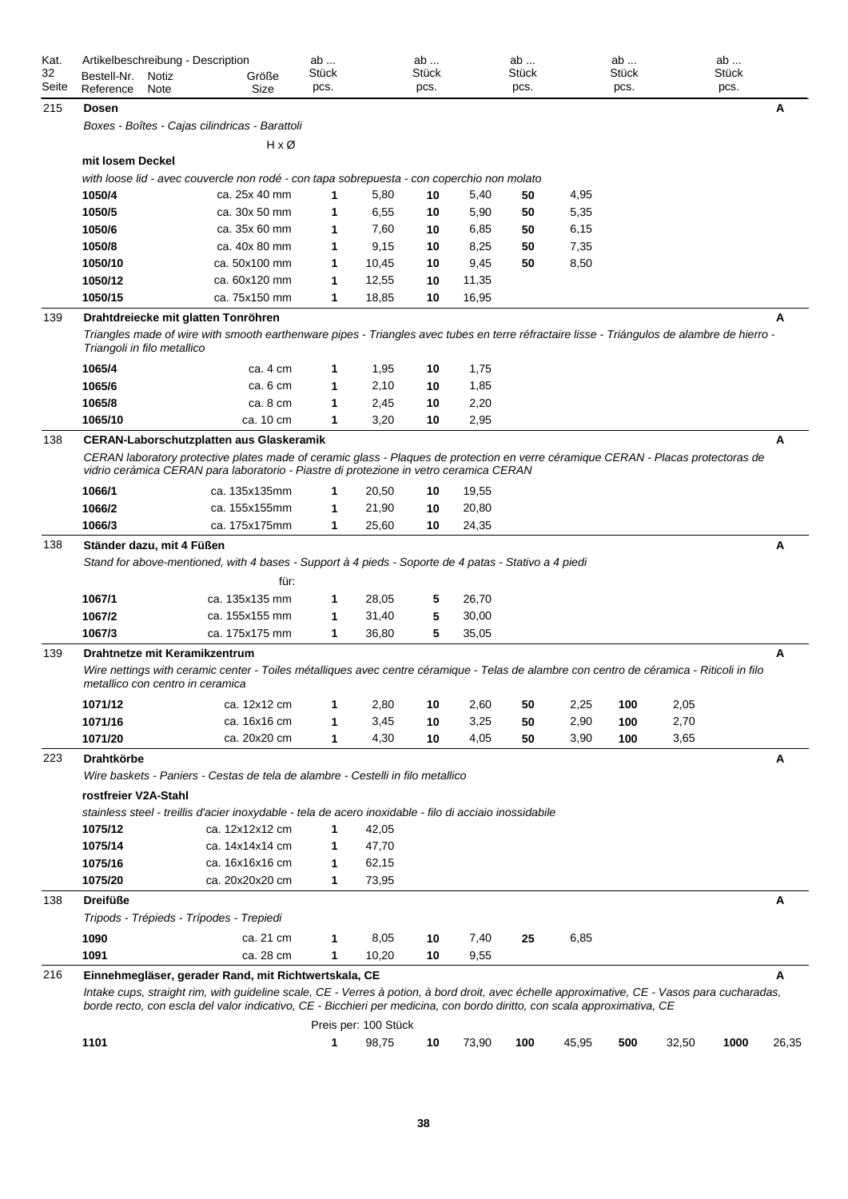| Kat. 32 Seite | Artikelbeschreibung - Description Bestell-Nr. Reference | Notiz Note | Größe Size | ab ... Stück pcs. | | ab ... Stück pcs. | | ab ... Stück pcs. | | ab ... Stück pcs. | | ab ... Stück pcs. | | |
|---|---|---|---|---|---|---|---|---|---|---|---|---|---|---|
| 215 | **Dosen** | | | | | | | | | | | | | **A** |
| | *Boxes - Boîtes - Cajas cilindricas - Barattoli* | | | | | | | | | | | | | |
| | | | H x Ø | | | | | | | | | | | |
| | **mit losem Deckel** | | | | | | | | | | | | | |
| | *with loose lid - avec couvercle non rodé - con tapa sobrepuesta - con coperchio non molato* | | | | | | | | | | | | | |
| | **1050/4** | | ca. 25x 40 mm | **1** | 5,80 | **10** | 5,40 | **50** | 4,95 | | | | | |
| | **1050/5** | | ca. 30x 50 mm | **1** | 6,55 | **10** | 5,90 | **50** | 5,35 | | | | | |
| | **1050/6** | | ca. 35x 60 mm | **1** | 7,60 | **10** | 6,85 | **50** | 6,15 | | | | | |
| | **1050/8** | | ca. 40x 80 mm | **1** | 9,15 | **10** | 8,25 | **50** | 7,35 | | | | | |
| | **1050/10** | | ca. 50x100 mm | **1** | 10,45 | **10** | 9,45 | **50** | 8,50 | | | | | |
| | **1050/12** | | ca. 60x120 mm | **1** | 12,55 | **10** | 11,35 | | | | | | | |
| | **1050/15** | | ca. 75x150 mm | **1** | 18,85 | **10** | 16,95 | | | | | | | |
| 139 | **Drahtdreiecke mit glatten Tonröhren** | | | | | | | | | | | | | **A** |
| | *Triangles made of wire with smooth earthenware pipes - Triangles avec tubes en terre réfractaire lisse - Triángulos de alambre de hierro - Triangoli in filo metallico* | | | | | | | | | | | | | |
| | **1065/4** | | ca. 4 cm | **1** | 1,95 | **10** | 1,75 | | | | | | | |
| | **1065/6** | | ca. 6 cm | **1** | 2,10 | **10** | 1,85 | | | | | | | |
| | **1065/8** | | ca. 8 cm | **1** | 2,45 | **10** | 2,20 | | | | | | | |
| | **1065/10** | | ca. 10 cm | **1** | 3,20 | **10** | 2,95 | | | | | | | |
| 138 | **CERAN-Laborschutzplatten aus Glaskeramik** | | | | | | | | | | | | | **A** |
| | *CERAN laboratory protective plates made of ceramic glass - Plaques de protection en verre céramique CERAN - Placas protectoras de vidrio cerámica CERAN para laboratorio - Piastre di protezione in vetro ceramica CERAN* | | | | | | | | | | | | | |
| | **1066/1** | | ca. 135x135mm | **1** | 20,50 | **10** | 19,55 | | | | | | | |
| | **1066/2** | | ca. 155x155mm | **1** | 21,90 | **10** | 20,80 | | | | | | | |
| | **1066/3** | | ca. 175x175mm | **1** | 25,60 | **10** | 24,35 | | | | | | | |
| 138 | **Ständer dazu, mit 4 Füßen** | | | | | | | | | | | | | **A** |
| | *Stand for above-mentioned, with 4 bases - Support à 4 pieds - Soporte de 4 patas - Stativo a 4 piedi* | | | | | | | | | | | | | |
| | | | für: | | | | | | | | | | | |
| | **1067/1** | | ca. 135x135 mm | **1** | 28,05 | **5** | 26,70 | | | | | | | |
| | **1067/2** | | ca. 155x155 mm | **1** | 31,40 | **5** | 30,00 | | | | | | | |
| | **1067/3** | | ca. 175x175 mm | **1** | 36,80 | **5** | 35,05 | | | | | | | |
| 139 | **Drahtnetze mit Keramikzentrum** | | | | | | | | | | | | | **A** |
| | *Wire nettings with ceramic center - Toiles métalliques avec centre céramique - Telas de alambre con centro de céramica - Riticoli in filo metallico con centro in ceramica* | | | | | | | | | | | | | |
| | **1071/12** | | ca. 12x12 cm | **1** | 2,80 | **10** | 2,60 | **50** | 2,25 | **100** | 2,05 | | | |
| | **1071/16** | | ca. 16x16 cm | **1** | 3,45 | **10** | 3,25 | **50** | 2,90 | **100** | 2,70 | | | |
| | **1071/20** | | ca. 20x20 cm | **1** | 4,30 | **10** | 4,05 | **50** | 3,90 | **100** | 3,65 | | | |
| 223 | **Drahtkörbe** | | | | | | | | | | | | | **A** |
| | *Wire baskets - Paniers - Cestas de tela de alambre - Cestelli in filo metallico* | | | | | | | | | | | | | |
| | **rostfreier V2A-Stahl** | | | | | | | | | | | | | |
| | *stainless steel - treillis d'acier inoxydable - tela de acero inoxidable - filo di acciaio inossidabile* | | | | | | | | | | | | | |
| | **1075/12** | | ca. 12x12x12 cm | **1** | 42,05 | | | | | | | | | |
| | **1075/14** | | ca. 14x14x14 cm | **1** | 47,70 | | | | | | | | | |
| | **1075/16** | | ca. 16x16x16 cm | **1** | 62,15 | | | | | | | | | |
| | **1075/20** | | ca. 20x20x20 cm | **1** | 73,95 | | | | | | | | | |
| 138 | **Dreifüße** | | | | | | | | | | | | | **A** |
| | *Tripods - Trépieds - Trípodes - Trepiedi* | | | | | | | | | | | | | |
| | **1090** | | ca. 21 cm | **1** | 8,05 | **10** | 7,40 | **25** | 6,85 | | | | | |
| | **1091** | | ca. 28 cm | **1** | 10,20 | **10** | 9,55 | | | | | | | |
| 216 | **Einnehmegläser, gerader Rand, mit Richtwertskala, CE** | | | | | | | | | | | | | **A** |
| | *Intake cups, straight rim, with guideline scale, CE - Verres à potion, à bord droit, avec échelle approximative, CE - Vasos para cucharadas, borde recto, con escla del valor indicativo, CE - Bicchieri per medicina, con bordo diritto, con scala approximativa, CE* | | | | | | | | | | | | | |
| | | | | Preis per: 100 Stück | | | | | | | | | | |
| | **1101** | | | **1** | 98,75 | **10** | 73,90 | **100** | 45,95 | **500** | 32,50 | **1000** | 26,35 | |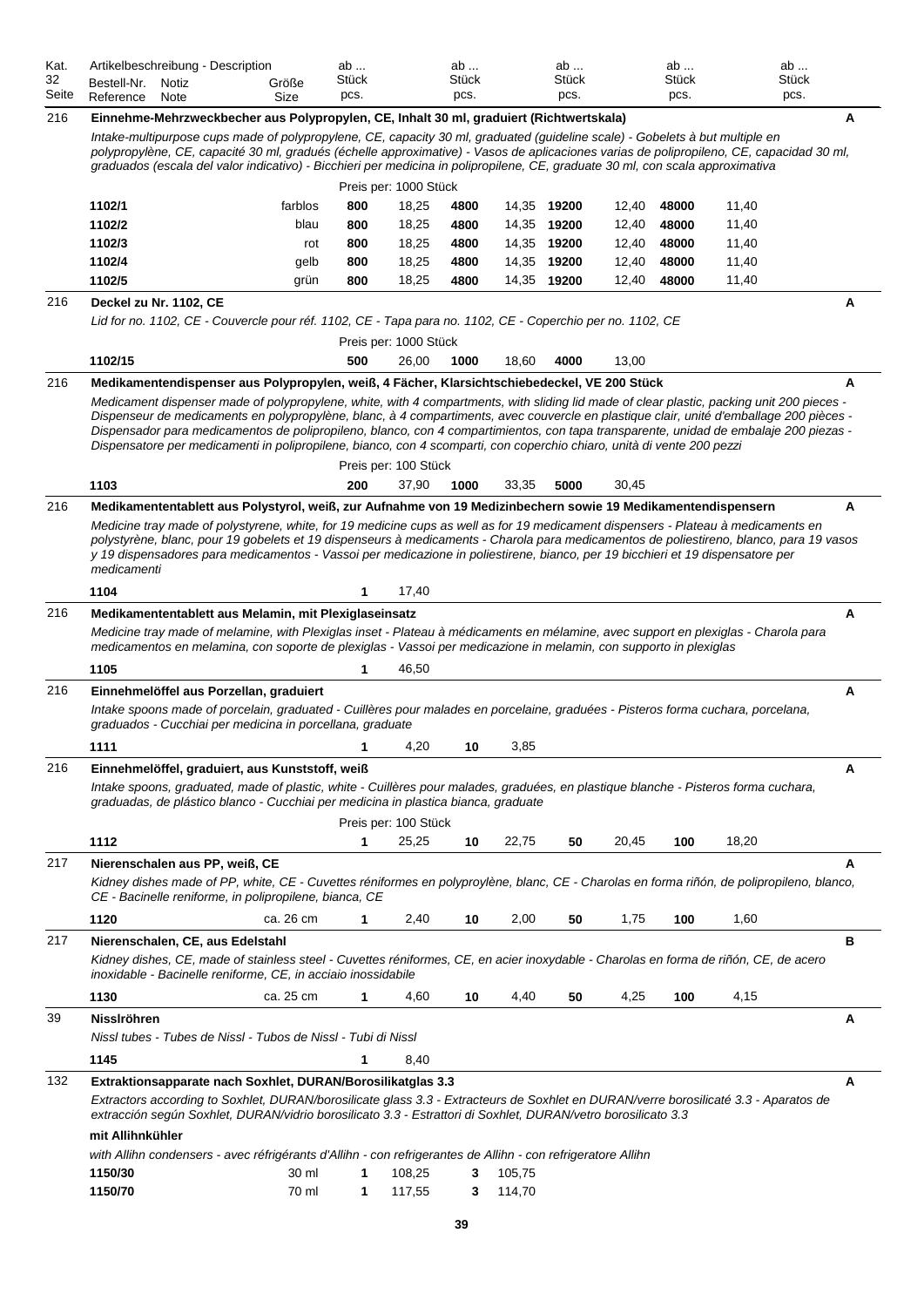| Kat. 32 Seite | Artikelbeschreibung - Description Bestell-Nr. Reference | Notiz Note | Größe Size | ab ... Stück pcs. | | ab ... Stück pcs. | | ab ... Stück pcs. | | ab ... Stück pcs. | | ab ... Stück pcs. | | |
|---|---|---|---|---|---|---|---|---|---|---|---|---|---|---|

**216 — Einnehme-Mehrzweckbecher aus Polypropylen, CE, Inhalt 30 ml, graduiert (Richtwertskala)** — A

*Intake-multipurpose cups made of polypropylene, CE, capacity 30 ml, graduated (guideline scale) - Gobelets à but multiple en polypropylène, CE, capacité 30 ml, gradués (échelle approximative) - Vasos de aplicaciones varias de polipropileno, CE, capacidad 30 ml, graduados (escala del valor indicativo) - Bicchieri per medicina in polipropilene, CE, graduate 30 ml, con scala approximativa*

Preis per: 1000 Stück

| Bestell-Nr. | Größe | ab | Preis | ab | Preis | ab | Preis | ab | Preis |
|---|---|---|---|---|---|---|---|---|---|
| **1102/1** | farblos | **800** | 18,25 | **4800** | 14,35 | **19200** | 12,40 | **48000** | 11,40 |
| **1102/2** | blau | **800** | 18,25 | **4800** | 14,35 | **19200** | 12,40 | **48000** | 11,40 |
| **1102/3** | rot | **800** | 18,25 | **4800** | 14,35 | **19200** | 12,40 | **48000** | 11,40 |
| **1102/4** | gelb | **800** | 18,25 | **4800** | 14,35 | **19200** | 12,40 | **48000** | 11,40 |
| **1102/5** | grün | **800** | 18,25 | **4800** | 14,35 | **19200** | 12,40 | **48000** | 11,40 |

**216 — Deckel zu Nr. 1102, CE** — A

*Lid for no. 1102, CE - Couvercle pour réf. 1102, CE - Tapa para no. 1102, CE - Coperchio per no. 1102, CE*

Preis per: 1000 Stück

| Bestell-Nr. | ab | Preis | ab | Preis | ab | Preis |
|---|---|---|---|---|---|---|
| **1102/15** | **500** | 26,00 | **1000** | 18,60 | **4000** | 13,00 |

**216 — Medikamentendispenser aus Polypropylen, weiß, 4 Fächer, Klarsichtschiebedeckel, VE 200 Stück** — A

*Medicament dispenser made of polypropylene, white, with 4 compartments, with sliding lid made of clear plastic, packing unit 200 pieces - Dispenseur de medicaments en polypropylène, blanc, à 4 compartiments, avec couvercle en plastique clair, unité d'emballage 200 pièces - Dispensador para medicamentos de polipropileno, blanco, con 4 compartimientos, con tapa transparente, unidad de embalaje 200 piezas - Dispensatore per medicamenti in polipropilene, bianco, con 4 scomparti, con coperchio chiaro, unità di vente 200 pezzi*

Preis per: 100 Stück

| Bestell-Nr. | ab | Preis | ab | Preis | ab | Preis |
|---|---|---|---|---|---|---|
| **1103** | **200** | 37,90 | **1000** | 33,35 | **5000** | 30,45 |

**216 — Medikamententablett aus Polystyrol, weiß, zur Aufnahme von 19 Medizinbechern sowie 19 Medikamentendispensern** — A

*Medicine tray made of polystyrene, white, for 19 medicine cups as well as for 19 medicament dispensers - Plateau à medicaments en polystyrène, blanc, pour 19 gobelets et 19 dispenseurs à medicaments - Charola para medicamentos de poliestireno, blanco, para 19 vasos y 19 dispensadores para medicamentos - Vassoi per medicazione in poliestirene, bianco, per 19 bicchieri et 19 dispensatore per medicamenti*

| Bestell-Nr. | ab | Preis |
|---|---|---|
| **1104** | **1** | 17,40 |

**216 — Medikamententablett aus Melamin, mit Plexiglaseinsatz** — A

*Medicine tray made of melamine, with Plexiglas inset - Plateau à médicaments en mélamine, avec support en plexiglas - Charola para medicamentos en melamina, con soporte de plexiglas - Vassoi per medicazione in melamin, con supporto in plexiglas*

| Bestell-Nr. | ab | Preis |
|---|---|---|
| **1105** | **1** | 46,50 |

**216 — Einnehmelöffel aus Porzellan, graduiert** — A

*Intake spoons made of porcelain, graduated - Cuillères pour malades en porcelaine, graduées - Pisteros forma cuchara, porcelana, graduados - Cucchiai per medicina in porcellana, graduate*

| Bestell-Nr. | ab | Preis | ab | Preis |
|---|---|---|---|---|
| **1111** | **1** | 4,20 | **10** | 3,85 |

**216 — Einnehmelöffel, graduiert, aus Kunststoff, weiß** — A

*Intake spoons, graduated, made of plastic, white - Cuillères pour malades, graduées, en plastique blanche - Pisteros forma cuchara, graduadas, de plástico blanco - Cucchiai per medicina in plastica bianca, graduate*

Preis per: 100 Stück

| Bestell-Nr. | ab | Preis | ab | Preis | ab | Preis | ab | Preis |
|---|---|---|---|---|---|---|---|---|
| **1112** | **1** | 25,25 | **10** | 22,75 | **50** | 20,45 | **100** | 18,20 |

**217 — Nierenschalen aus PP, weiß, CE** — A

*Kidney dishes made of PP, white, CE - Cuvettes réniformes en polyproylène, blanc, CE - Charolas en forma riñón, de polipropileno, blanco, CE - Bacinelle reniforme, in polipropilene, bianca, CE*

| Bestell-Nr. | Größe | ab | Preis | ab | Preis | ab | Preis | ab | Preis |
|---|---|---|---|---|---|---|---|---|---|
| **1120** | ca. 26 cm | **1** | 2,40 | **10** | 2,00 | **50** | 1,75 | **100** | 1,60 |

**217 — Nierenschalen, CE, aus Edelstahl** — B

*Kidney dishes, CE, made of stainless steel - Cuvettes réniformes, CE, en acier inoxydable - Charolas en forma de riñón, CE, de acero inoxidable - Bacinelle reniforme, CE, in acciaio inossidabile*

| Bestell-Nr. | Größe | ab | Preis | ab | Preis | ab | Preis | ab | Preis |
|---|---|---|---|---|---|---|---|---|---|
| **1130** | ca. 25 cm | **1** | 4,60 | **10** | 4,40 | **50** | 4,25 | **100** | 4,15 |

**39 — Nisslröhren** — A

*Nissl tubes - Tubes de Nissl - Tubos de Nissl - Tubi di Nissl*

| Bestell-Nr. | ab | Preis |
|---|---|---|
| **1145** | **1** | 8,40 |

**132 — Extraktionsapparate nach Soxhlet, DURAN/Borosilikatglas 3.3** — A

*Extractors according to Soxhlet, DURAN/borosilicate glass 3.3 - Extracteurs de Soxhlet en DURAN/verre borosilicaté 3.3 - Aparatos de extracción según Soxhlet, DURAN/vidrio borosilicato 3.3 - Estrattori di Soxhlet, DURAN/vetro borosilicato 3.3*

**mit Allihnkühler**

*with Allihn condensers - avec réfrigérants d'Allihn - con refrigerantes de Allihn - con refrigeratore Allihn*

| Bestell-Nr. | Größe | ab | Preis | ab | Preis |
|---|---|---|---|---|---|
| **1150/30** | 30 ml | **1** | 108,25 | **3** | 105,75 |
| **1150/70** | 70 ml | **1** | 117,55 | **3** | 114,70 |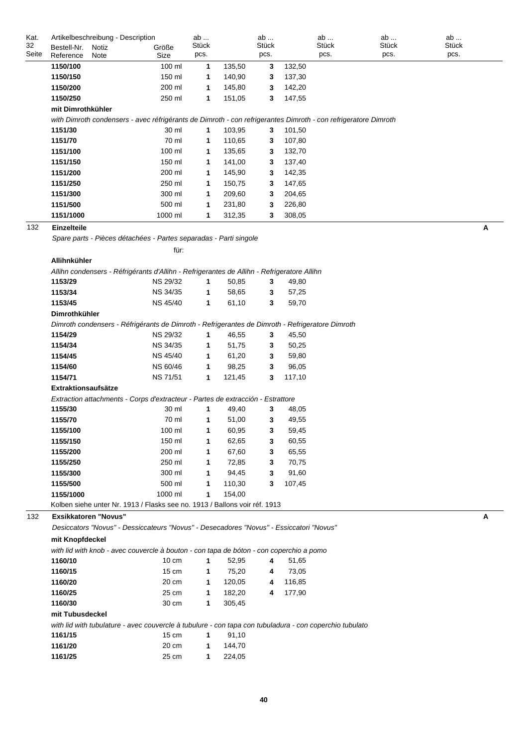| Kat. 32 Seite | Artikelbeschreibung - Description Bestell-Nr. Reference | Notiz Note | Größe Size | ab ... Stück pcs. | | ab ... Stück pcs. | | ab ... Stück pcs. | ab ... Stück pcs. | ab ... Stück pcs. | |
|---|---|---|---|---|---|---|---|---|---|---|---|
| | **1150/100** | | 100 ml | **1** | 135,50 | **3** | 132,50 | | | | |
| | **1150/150** | | 150 ml | **1** | 140,90 | **3** | 137,30 | | | | |
| | **1150/200** | | 200 ml | **1** | 145,80 | **3** | 142,20 | | | | |
| | **1150/250** | | 250 ml | **1** | 151,05 | **3** | 147,55 | | | | |
| | **mit Dimrothkühler** | | | | | | | | | | |
| | *with Dimroth condensers - avec réfrigérants de Dimroth - con refrigerantes Dimroth - con refrigeratore Dimroth* | | | | | | | | | | |
| | **1151/30** | | 30 ml | **1** | 103,95 | **3** | 101,50 | | | | |
| | **1151/70** | | 70 ml | **1** | 110,65 | **3** | 107,80 | | | | |
| | **1151/100** | | 100 ml | **1** | 135,65 | **3** | 132,70 | | | | |
| | **1151/150** | | 150 ml | **1** | 141,00 | **3** | 137,40 | | | | |
| | **1151/200** | | 200 ml | **1** | 145,90 | **3** | 142,35 | | | | |
| | **1151/250** | | 250 ml | **1** | 150,75 | **3** | 147,65 | | | | |
| | **1151/300** | | 300 ml | **1** | 209,60 | **3** | 204,65 | | | | |
| | **1151/500** | | 500 ml | **1** | 231,80 | **3** | 226,80 | | | | |
| | **1151/1000** | | 1000 ml | **1** | 312,35 | **3** | 308,05 | | | | |
| 132 | **Einzelteile** | | | | | | | | | | **A** |
| | *Spare parts - Pièces détachées - Partes separadas - Parti singole* | | | | | | | | | | |
| | | | für: | | | | | | | | |
| | **Allihnkühler** | | | | | | | | | | |
| | *Allihn condensers - Réfrigérants d'Allihn - Refrigerantes de Allihn - Refrigeratore Allihn* | | | | | | | | | | |
| | **1153/29** | | NS 29/32 | **1** | 50,85 | **3** | 49,80 | | | | |
| | **1153/34** | | NS 34/35 | **1** | 58,65 | **3** | 57,25 | | | | |
| | **1153/45** | | NS 45/40 | **1** | 61,10 | **3** | 59,70 | | | | |
| | **Dimrothkühler** | | | | | | | | | | |
| | *Dimroth condensers - Réfrigérants de Dimroth - Refrigerantes de Dimroth - Refrigeratore Dimroth* | | | | | | | | | | |
| | **1154/29** | | NS 29/32 | **1** | 46,55 | **3** | 45,50 | | | | |
| | **1154/34** | | NS 34/35 | **1** | 51,75 | **3** | 50,25 | | | | |
| | **1154/45** | | NS 45/40 | **1** | 61,20 | **3** | 59,80 | | | | |
| | **1154/60** | | NS 60/46 | **1** | 98,25 | **3** | 96,05 | | | | |
| | **1154/71** | | NS 71/51 | **1** | 121,45 | **3** | 117,10 | | | | |
| | **Extraktionsaufsätze** | | | | | | | | | | |
| | *Extraction attachments - Corps d'extracteur - Partes de extracción - Estrattore* | | | | | | | | | | |
| | **1155/30** | | 30 ml | **1** | 49,40 | **3** | 48,05 | | | | |
| | **1155/70** | | 70 ml | **1** | 51,00 | **3** | 49,55 | | | | |
| | **1155/100** | | 100 ml | **1** | 60,95 | **3** | 59,45 | | | | |
| | **1155/150** | | 150 ml | **1** | 62,65 | **3** | 60,55 | | | | |
| | **1155/200** | | 200 ml | **1** | 67,60 | **3** | 65,55 | | | | |
| | **1155/250** | | 250 ml | **1** | 72,85 | **3** | 70,75 | | | | |
| | **1155/300** | | 300 ml | **1** | 94,45 | **3** | 91,60 | | | | |
| | **1155/500** | | 500 ml | **1** | 110,30 | **3** | 107,45 | | | | |
| | **1155/1000** | | 1000 ml | **1** | 154,00 | | | | | | |
| | Kolben siehe unter Nr. 1913 / Flasks see no. 1913 / Ballons voir réf. 1913 | | | | | | | | | | |
| 132 | **Exsikkatoren "Novus"** | | | | | | | | | | **A** |
| | *Desiccators "Novus" - Dessiccateurs "Novus" - Desecadores "Novus" - Essiccatori "Novus"* | | | | | | | | | | |
| | **mit Knopfdeckel** | | | | | | | | | | |
| | *with lid with knob - avec couvercle à bouton - con tapa de bóton - con coperchio a pomo* | | | | | | | | | | |
| | **1160/10** | | 10 cm | **1** | 52,95 | **4** | 51,65 | | | | |
| | **1160/15** | | 15 cm | **1** | 75,20 | **4** | 73,05 | | | | |
| | **1160/20** | | 20 cm | **1** | 120,05 | **4** | 116,85 | | | | |
| | **1160/25** | | 25 cm | **1** | 182,20 | **4** | 177,90 | | | | |
| | **1160/30** | | 30 cm | **1** | 305,45 | | | | | | |
| | **mit Tubusdeckel** | | | | | | | | | | |
| | *with lid with tubulature - avec couvercle à tubulure - con tapa con tubuladura - con coperchio tubulato* | | | | | | | | | | |
| | **1161/15** | | 15 cm | **1** | 91,10 | | | | | | |
| | **1161/20** | | 20 cm | **1** | 144,70 | | | | | | |
| | **1161/25** | | 25 cm | **1** | 224,05 | | | | | | |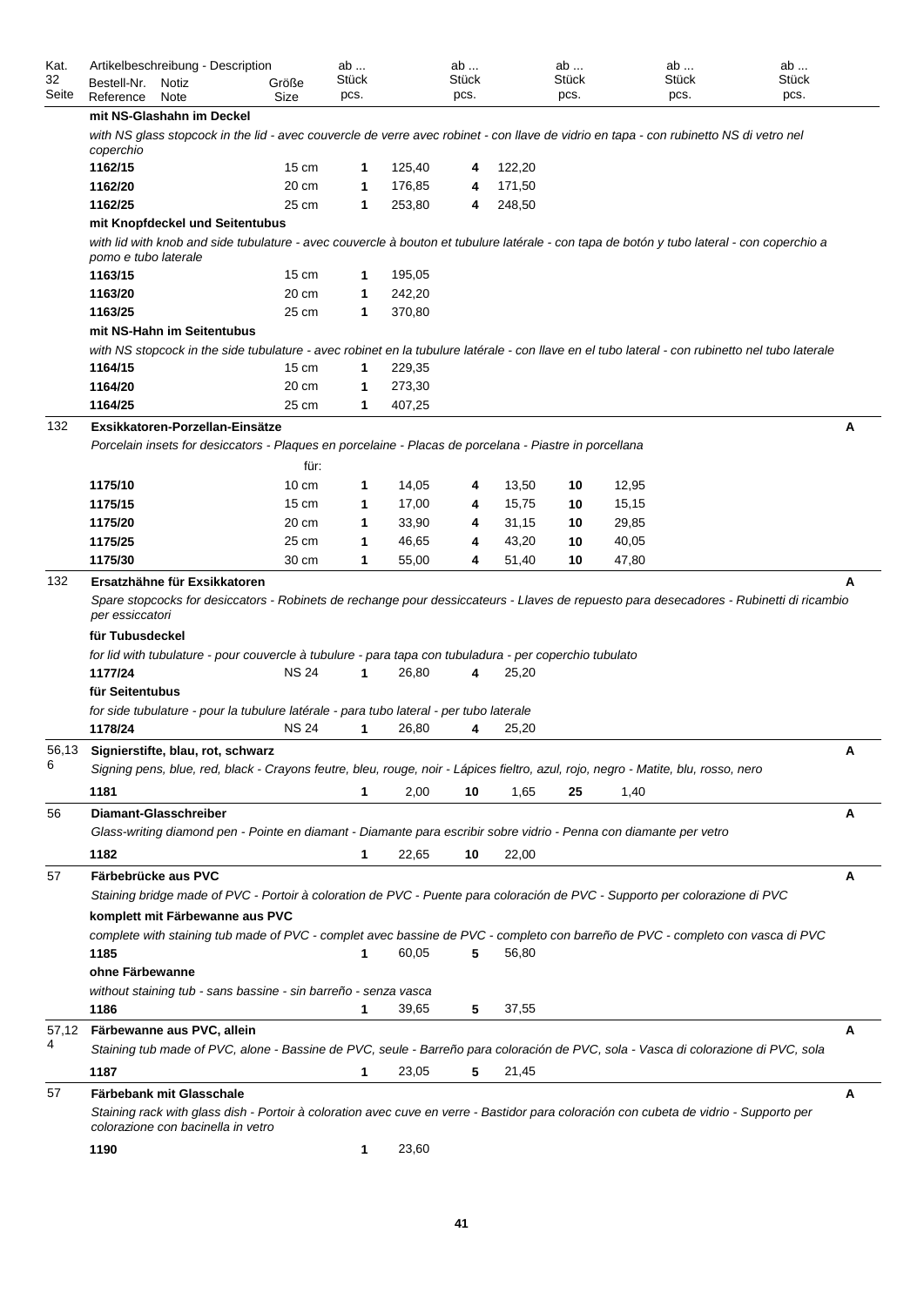| Kat. 32 Seite | Artikelbeschreibung - Description Bestell-Nr. Reference | Notiz Note | Größe Size | ab ... Stück pcs. | | ab ... Stück pcs. | | ab ... Stück pcs. | | ab ... Stück pcs. | | ab ... Stück pcs. | | |
|---|---|---|---|---|---|---|---|---|---|---|---|---|---|---|
| | **mit NS-Glashahn im Deckel** | | | | | | | | | | | | | |
| | *with NS glass stopcock in the lid - avec couvercle de verre avec robinet - con llave de vidrio en tapa - con rubinetto NS di vetro nel coperchio* | | | | | | | | | | | | | |
| | **1162/15** | | 15 cm | **1** | 125,40 | **4** | 122,20 | | | | | | | |
| | **1162/20** | | 20 cm | **1** | 176,85 | **4** | 171,50 | | | | | | | |
| | **1162/25** | | 25 cm | **1** | 253,80 | **4** | 248,50 | | | | | | | |
| | **mit Knopfdeckel und Seitentubus** | | | | | | | | | | | | | |
| | *with lid with knob and side tubulature - avec couvercle à bouton et tubulure latérale - con tapa de botón y tubo lateral - con coperchio a pomo e tubo laterale* | | | | | | | | | | | | | |
| | **1163/15** | | 15 cm | **1** | 195,05 | | | | | | | | | |
| | **1163/20** | | 20 cm | **1** | 242,20 | | | | | | | | | |
| | **1163/25** | | 25 cm | **1** | 370,80 | | | | | | | | | |
| | **mit NS-Hahn im Seitentubus** | | | | | | | | | | | | | |
| | *with NS stopcock in the side tubulature - avec robinet en la tubulure latérale - con llave en el tubo lateral - con rubinetto nel tubo laterale* | | | | | | | | | | | | | |
| | **1164/15** | | 15 cm | **1** | 229,35 | | | | | | | | | |
| | **1164/20** | | 20 cm | **1** | 273,30 | | | | | | | | | |
| | **1164/25** | | 25 cm | **1** | 407,25 | | | | | | | | | |
| 132 | **Exsikkatoren-Porzellan-Einsätze** | | | | | | | | | | | | | **A** |
| | *Porcelain insets for desiccators - Plaques en porcelaine - Placas de porcelana - Piastre in porcellana* | | | | | | | | | | | | | |
| | | | für: | | | | | | | | | | | |
| | **1175/10** | | 10 cm | **1** | 14,05 | **4** | 13,50 | **10** | 12,95 | | | | | |
| | **1175/15** | | 15 cm | **1** | 17,00 | **4** | 15,75 | **10** | 15,15 | | | | | |
| | **1175/20** | | 20 cm | **1** | 33,90 | **4** | 31,15 | **10** | 29,85 | | | | | |
| | **1175/25** | | 25 cm | **1** | 46,65 | **4** | 43,20 | **10** | 40,05 | | | | | |
| | **1175/30** | | 30 cm | **1** | 55,00 | **4** | 51,40 | **10** | 47,80 | | | | | |
| 132 | **Ersatzhähne für Exsikkatoren** | | | | | | | | | | | | | **A** |
| | *Spare stopcocks for desiccators - Robinets de rechange pour dessiccateurs - Llaves de repuesto para desecadores - Rubinetti di ricambio per essiccatori* | | | | | | | | | | | | | |
| | **für Tubusdeckel** | | | | | | | | | | | | | |
| | *for lid with tubulature - pour couvercle à tubulure - para tapa con tubuladura - per coperchio tubulato* | | | | | | | | | | | | | |
| | **1177/24** | | NS 24 | **1** | 26,80 | **4** | 25,20 | | | | | | | |
| | **für Seitentubus** | | | | | | | | | | | | | |
| | *for side tubulature - pour la tubulure latérale - para tubo lateral - per tubo laterale* | | | | | | | | | | | | | |
| | **1178/24** | | NS 24 | **1** | 26,80 | **4** | 25,20 | | | | | | | |
| 56,13 6 | **Signierstifte, blau, rot, schwarz** | | | | | | | | | | | | | **A** |
| | *Signing pens, blue, red, black - Crayons feutre, bleu, rouge, noir - Lápices fieltro, azul, rojo, negro - Matite, blu, rosso, nero* | | | | | | | | | | | | | |
| | **1181** | | | **1** | 2,00 | **10** | 1,65 | **25** | 1,40 | | | | | |
| 56 | **Diamant-Glasschreiber** | | | | | | | | | | | | | **A** |
| | *Glass-writing diamond pen - Pointe en diamant - Diamante para escribir sobre vidrio - Penna con diamante per vetro* | | | | | | | | | | | | | |
| | **1182** | | | **1** | 22,65 | **10** | 22,00 | | | | | | | |
| 57 | **Färbebrücke aus PVC** | | | | | | | | | | | | | **A** |
| | *Staining bridge made of PVC - Portoir à coloration de PVC - Puente para coloración de PVC - Supporto per colorazione di PVC* | | | | | | | | | | | | | |
| | **komplett mit Färbewanne aus PVC** | | | | | | | | | | | | | |
| | *complete with staining tub made of PVC - complet avec bassine de PVC - completo con barreño de PVC - completo con vasca di PVC* | | | | | | | | | | | | | |
| | **1185** | | | **1** | 60,05 | **5** | 56,80 | | | | | | | |
| | **ohne Färbewanne** | | | | | | | | | | | | | |
| | *without staining tub - sans bassine - sin barreño - senza vasca* | | | | | | | | | | | | | |
| | **1186** | | | **1** | 39,65 | **5** | 37,55 | | | | | | | |
| 57,12 4 | **Färbewanne aus PVC, allein** | | | | | | | | | | | | | **A** |
| | *Staining tub made of PVC, alone - Bassine de PVC, seule - Barreño para coloración de PVC, sola - Vasca di colorazione di PVC, sola* | | | | | | | | | | | | | |
| | **1187** | | | **1** | 23,05 | **5** | 21,45 | | | | | | | |
| 57 | **Färbebank mit Glasschale** | | | | | | | | | | | | | **A** |
| | *Staining rack with glass dish - Portoir à coloration avec cuve en verre - Bastidor para coloración con cubeta de vidrio - Supporto per colorazione con bacinella in vetro* | | | | | | | | | | | | | |
| | **1190** | | | **1** | 23,60 | | | | | | | | | |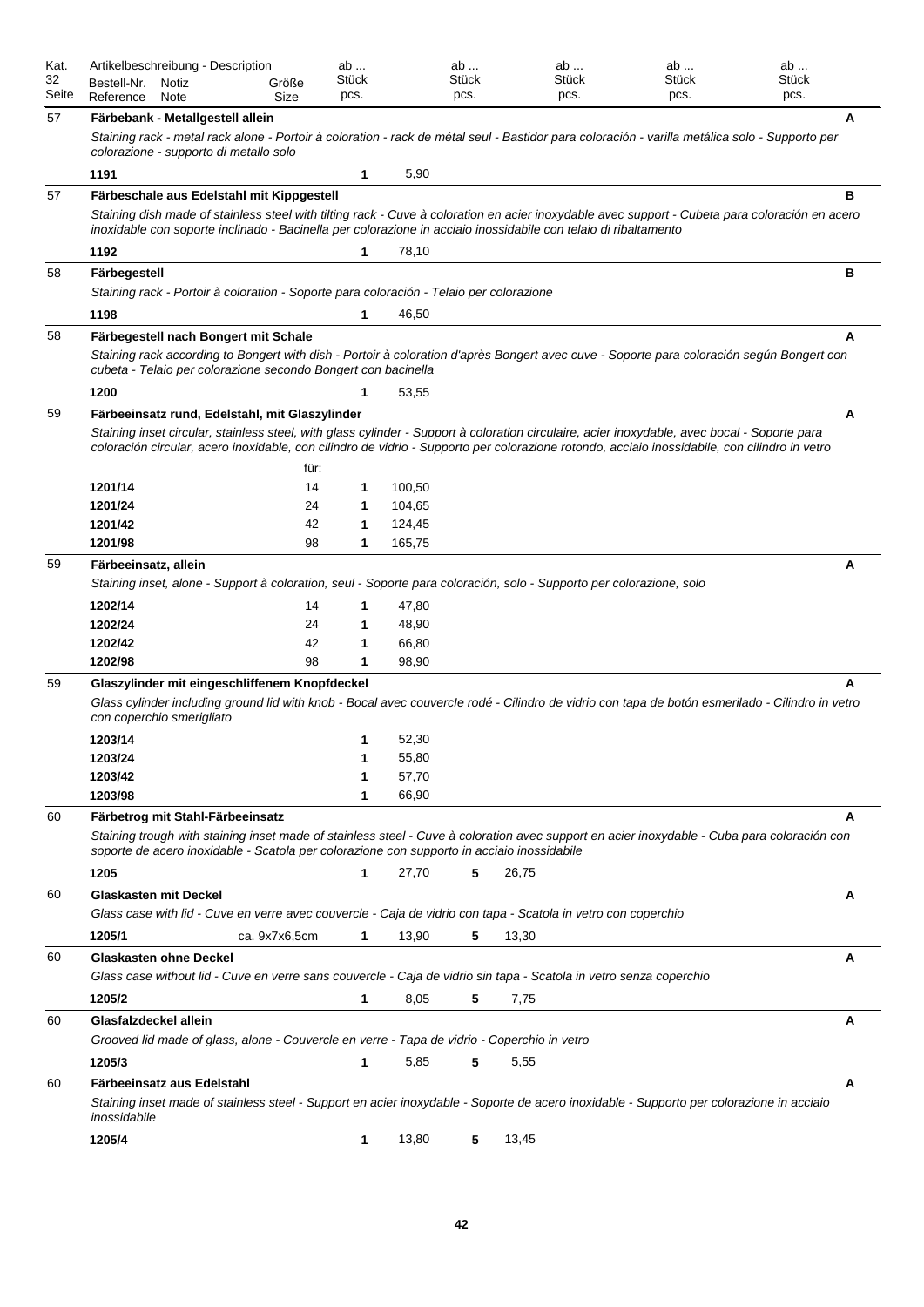| Kat. 32 Seite | Bestell-Nr. Reference | Notiz Note | Größe Size | ab ... Stück pcs. | | ab ... Stück pcs. | | ab ... Stück pcs. | ab ... Stück pcs. | ab ... Stück pcs. | |
|---|---|---|---|---|---|---|---|---|---|---|---|
| 57 | **Färbebank - Metallgestell allein** | | | | | | | | | | **A** |
| | *Staining rack - metal rack alone - Portoir à coloration - rack de métal seul - Bastidor para coloración - varilla metálica solo - Supporto per colorazione - supporto di metallo solo* | | | | | | | | | | |
| | **1191** | | | **1** | 5,90 | | | | | | |
| 57 | **Färbeschale aus Edelstahl mit Kippgestell** | | | | | | | | | | **B** |
| | *Staining dish made of stainless steel with tilting rack - Cuve à coloration en acier inoxydable avec support - Cubeta para coloración en acero inoxidable con soporte inclinado - Bacinella per colorazione in acciaio inossidabile con telaio di ribaltamento* | | | | | | | | | | |
| | **1192** | | | **1** | 78,10 | | | | | | |
| 58 | **Färbegestell** | | | | | | | | | | **B** |
| | *Staining rack - Portoir à coloration - Soporte para coloración - Telaio per colorazione* | | | | | | | | | | |
| | **1198** | | | **1** | 46,50 | | | | | | |
| 58 | **Färbegestell nach Bongert mit Schale** | | | | | | | | | | **A** |
| | *Staining rack according to Bongert with dish - Portoir à coloration d'après Bongert avec cuve - Soporte para coloración según Bongert con cubeta - Telaio per colorazione secondo Bongert con bacinella* | | | | | | | | | | |
| | **1200** | | | **1** | 53,55 | | | | | | |
| 59 | **Färbeeinsatz rund, Edelstahl, mit Glaszylinder** | | | | | | | | | | **A** |
| | *Staining inset circular, stainless steel, with glass cylinder - Support à coloration circulaire, acier inoxydable, avec bocal - Soporte para coloración circular, acero inoxidable, con cilindro de vidrio - Supporto per colorazione rotondo, acciaio inossidabile, con cilindro in vetro* | | | | | | | | | | |
| | | | für: | | | | | | | | |
| | **1201/14** | | 14 | **1** | 100,50 | | | | | | |
| | **1201/24** | | 24 | **1** | 104,65 | | | | | | |
| | **1201/42** | | 42 | **1** | 124,45 | | | | | | |
| | **1201/98** | | 98 | **1** | 165,75 | | | | | | |
| 59 | **Färbeeinsatz, allein** | | | | | | | | | | **A** |
| | *Staining inset, alone - Support à coloration, seul - Soporte para coloración, solo - Supporto per colorazione, solo* | | | | | | | | | | |
| | **1202/14** | | 14 | **1** | 47,80 | | | | | | |
| | **1202/24** | | 24 | **1** | 48,90 | | | | | | |
| | **1202/42** | | 42 | **1** | 66,80 | | | | | | |
| | **1202/98** | | 98 | **1** | 98,90 | | | | | | |
| 59 | **Glaszylinder mit eingeschliffenem Knopfdeckel** | | | | | | | | | | **A** |
| | *Glass cylinder including ground lid with knob - Bocal avec couvercle rodé - Cilindro de vidrio con tapa de botón esmerilado - Cilindro in vetro con coperchio smerigliato* | | | | | | | | | | |
| | **1203/14** | | | **1** | 52,30 | | | | | | |
| | **1203/24** | | | **1** | 55,80 | | | | | | |
| | **1203/42** | | | **1** | 57,70 | | | | | | |
| | **1203/98** | | | **1** | 66,90 | | | | | | |
| 60 | **Färbetrog mit Stahl-Färbeeinsatz** | | | | | | | | | | **A** |
| | *Staining trough with staining inset made of stainless steel - Cuve à coloration avec support en acier inoxydable - Cuba para coloración con soporte de acero inoxidable - Scatola per colorazione con supporto in acciaio inossidabile* | | | | | | | | | | |
| | **1205** | | | **1** | 27,70 | **5** | 26,75 | | | | |
| 60 | **Glaskasten mit Deckel** | | | | | | | | | | **A** |
| | *Glass case with lid - Cuve en verre avec couvercle - Caja de vidrio con tapa - Scatola in vetro con coperchio* | | | | | | | | | | |
| | **1205/1** | | ca. 9x7x6,5cm | **1** | 13,90 | **5** | 13,30 | | | | |
| 60 | **Glaskasten ohne Deckel** | | | | | | | | | | **A** |
| | *Glass case without lid - Cuve en verre sans couvercle - Caja de vidrio sin tapa - Scatola in vetro senza coperchio* | | | | | | | | | | |
| | **1205/2** | | | **1** | 8,05 | **5** | 7,75 | | | | |
| 60 | **Glasfalzdeckel allein** | | | | | | | | | | **A** |
| | *Grooved lid made of glass, alone - Couvercle en verre - Tapa de vidrio - Coperchio in vetro* | | | | | | | | | | |
| | **1205/3** | | | **1** | 5,85 | **5** | 5,55 | | | | |
| 60 | **Färbeeinsatz aus Edelstahl** | | | | | | | | | | **A** |
| | *Staining inset made of stainless steel - Support en acier inoxydable - Soporte de acero inoxidable - Supporto per colorazione in acciaio inossidabile* | | | | | | | | | | |
| | **1205/4** | | | **1** | 13,80 | **5** | 13,45 | | | | |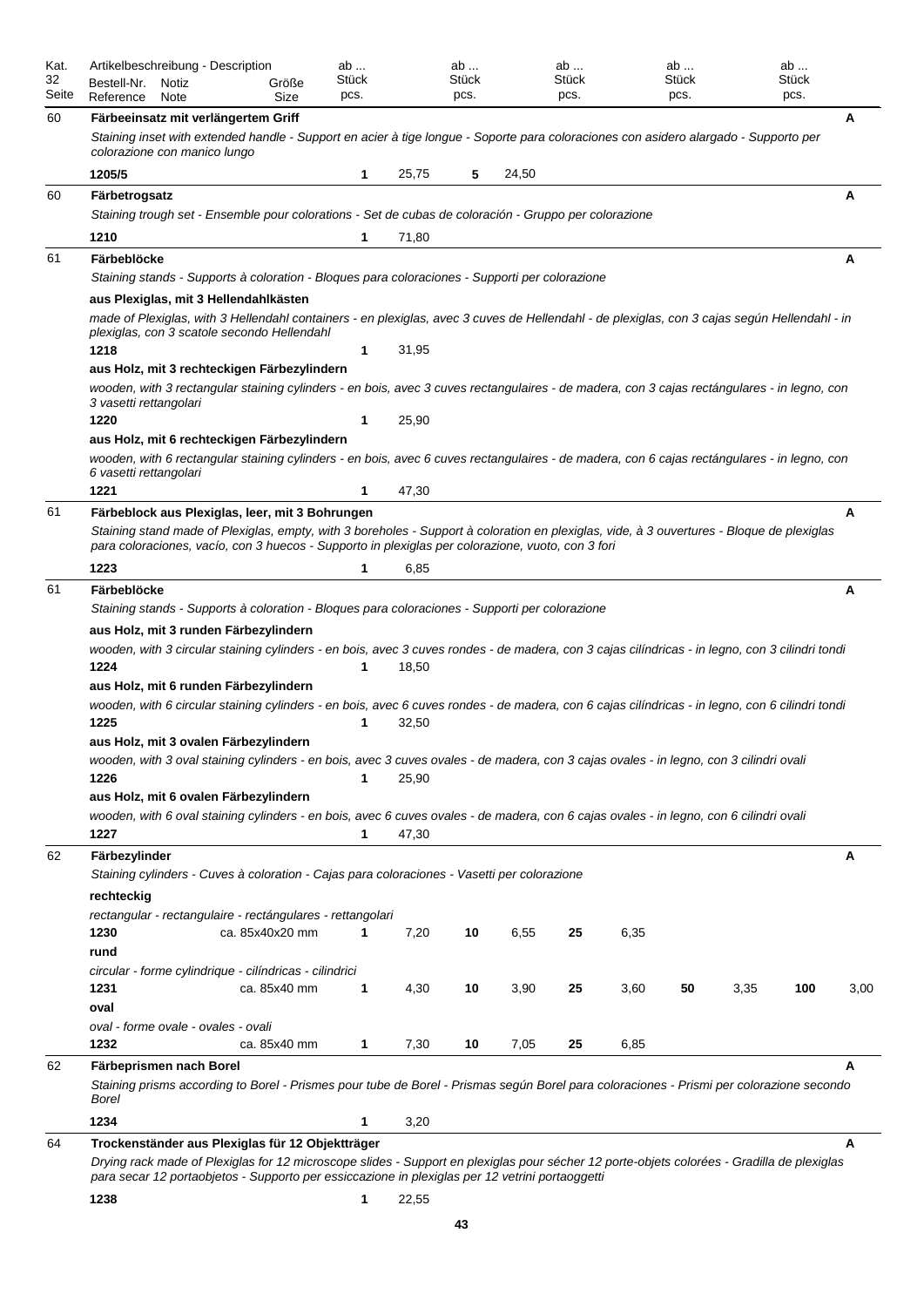| Kat. 32 Seite | Artikelbeschreibung - Description<br>Bestell-Nr. Reference | Notiz Note | Größe Size | ab ... Stück pcs. | | ab ... Stück pcs. | | ab ... Stück pcs. | | ab ... Stück pcs. | | ab ... Stück pcs. | | |
|---|---|---|---|---|---|---|---|---|---|---|---|---|---|---|
| 60 | **Färbeeinsatz mit verlängertem Griff** | | | | | | | | | | | | | **A** |
| | *Staining inset with extended handle - Support en acier à tige longue - Soporte para coloraciones con asidero alargado - Supporto per colorazione con manico lungo* | | | | | | | | | | | | | |
| | **1205/5** | | | **1** | 25,75 | **5** | 24,50 | | | | | | | |
| 60 | **Färbetrogsatz** | | | | | | | | | | | | | **A** |
| | *Staining trough set - Ensemble pour colorations - Set de cubas de coloración - Gruppo per colorazione* | | | | | | | | | | | | | |
| | **1210** | | | **1** | 71,80 | | | | | | | | | |
| 61 | **Färbeblöcke** | | | | | | | | | | | | | **A** |
| | *Staining stands - Supports à coloration - Bloques para coloraciones - Supporti per colorazione* | | | | | | | | | | | | | |
| | **aus Plexiglas, mit 3 Hellendahlkästen** | | | | | | | | | | | | | |
| | *made of Plexiglas, with 3 Hellendahl containers - en plexiglas, avec 3 cuves de Hellendahl - de plexiglas, con 3 cajas según Hellendahl - in plexiglas, con 3 scatole secondo Hellendahl* | | | | | | | | | | | | | |
| | **1218** | | | **1** | 31,95 | | | | | | | | | |
| | **aus Holz, mit 3 rechteckigen Färbezylindern** | | | | | | | | | | | | | |
| | *wooden, with 3 rectangular staining cylinders - en bois, avec 3 cuves rectangulaires - de madera, con 3 cajas rectángulares - in legno, con 3 vasetti rettangolari* | | | | | | | | | | | | | |
| | **1220** | | | **1** | 25,90 | | | | | | | | | |
| | **aus Holz, mit 6 rechteckigen Färbezylindern** | | | | | | | | | | | | | |
| | *wooden, with 6 rectangular staining cylinders - en bois, avec 6 cuves rectangulaires - de madera, con 6 cajas rectángulares - in legno, con 6 vasetti rettangolari* | | | | | | | | | | | | | |
| | **1221** | | | **1** | 47,30 | | | | | | | | | |
| 61 | **Färbeblock aus Plexiglas, leer, mit 3 Bohrungen** | | | | | | | | | | | | | **A** |
| | *Staining stand made of Plexiglas, empty, with 3 boreholes - Support à coloration en plexiglas, vide, à 3 ouvertures - Bloque de plexiglas para coloraciones, vacío, con 3 huecos - Supporto in plexiglas per colorazione, vuoto, con 3 fori* | | | | | | | | | | | | | |
| | **1223** | | | **1** | 6,85 | | | | | | | | | |
| 61 | **Färbeblöcke** | | | | | | | | | | | | | **A** |
| | *Staining stands - Supports à coloration - Bloques para coloraciones - Supporti per colorazione* | | | | | | | | | | | | | |
| | **aus Holz, mit 3 runden Färbezylindern** | | | | | | | | | | | | | |
| | *wooden, with 3 circular staining cylinders - en bois, avec 3 cuves rondes - de madera, con 3 cajas cilíndricas - in legno, con 3 cilindri tondi* | | | | | | | | | | | | | |
| | **1224** | | | **1** | 18,50 | | | | | | | | | |
| | **aus Holz, mit 6 runden Färbezylindern** | | | | | | | | | | | | | |
| | *wooden, with 6 circular staining cylinders - en bois, avec 6 cuves rondes - de madera, con 6 cajas cilíndricas - in legno, con 6 cilindri tondi* | | | | | | | | | | | | | |
| | **1225** | | | **1** | 32,50 | | | | | | | | | |
| | **aus Holz, mit 3 ovalen Färbezylindern** | | | | | | | | | | | | | |
| | *wooden, with 3 oval staining cylinders - en bois, avec 3 cuves ovales - de madera, con 3 cajas ovales - in legno, con 3 cilindri ovali* | | | | | | | | | | | | | |
| | **1226** | | | **1** | 25,90 | | | | | | | | | |
| | **aus Holz, mit 6 ovalen Färbezylindern** | | | | | | | | | | | | | |
| | *wooden, with 6 oval staining cylinders - en bois, avec 6 cuves ovales - de madera, con 6 cajas ovales - in legno, con 6 cilindri ovali* | | | | | | | | | | | | | |
| | **1227** | | | **1** | 47,30 | | | | | | | | | |
| 62 | **Färbezylinder** | | | | | | | | | | | | | **A** |
| | *Staining cylinders - Cuves à coloration - Cajas para coloraciones - Vasetti per colorazione* | | | | | | | | | | | | | |
| | **rechteckig** | | | | | | | | | | | | | |
| | *rectangular - rectangulaire - rectángulares - rettangolari* | | | | | | | | | | | | | |
| | **1230** | | ca. 85x40x20 mm | **1** | 7,20 | **10** | 6,55 | **25** | 6,35 | | | | | |
| | **rund** | | | | | | | | | | | | | |
| | *circular - forme cylindrique - cilíndricas - cilindrici* | | | | | | | | | | | | | |
| | **1231** | | ca. 85x40 mm | **1** | 4,30 | **10** | 3,90 | **25** | 3,60 | **50** | 3,35 | **100** | 3,00 | |
| | **oval** | | | | | | | | | | | | | |
| | *oval - forme ovale - ovales - ovali* | | | | | | | | | | | | | |
| | **1232** | | ca. 85x40 mm | **1** | 7,30 | **10** | 7,05 | **25** | 6,85 | | | | | |
| 62 | **Färbeprismen nach Borel** | | | | | | | | | | | | | **A** |
| | *Staining prisms according to Borel - Prismes pour tube de Borel - Prismas según Borel para coloraciones - Prismi per colorazione secondo Borel* | | | | | | | | | | | | | |
| | **1234** | | | **1** | 3,20 | | | | | | | | | |
| 64 | **Trockenständer aus Plexiglas für 12 Objektträger** | | | | | | | | | | | | | **A** |
| | *Drying rack made of Plexiglas for 12 microscope slides - Support en plexiglas pour sécher 12 porte-objets colorées - Gradilla de plexiglas para secar 12 portaobjetos - Supporto per essiccazione in plexiglas per 12 vetrini portaoggetti* | | | | | | | | | | | | | |
| | **1238** | | | **1** | 22,55 | | | | | | | | | |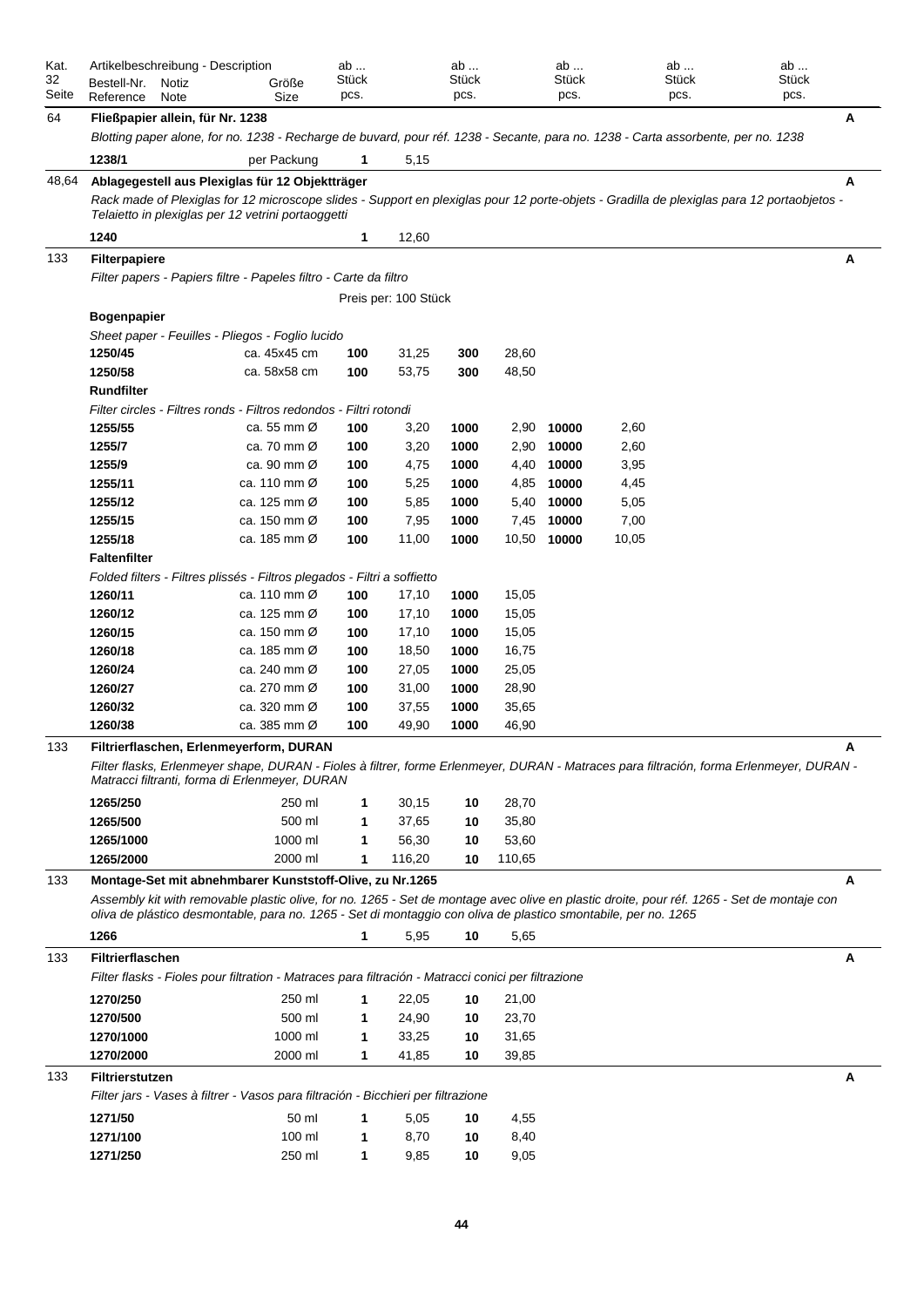| Kat. 32 Seite | Artikelbeschreibung - Description<br>Bestell-Nr. Reference | Notiz Note | Größe Size | ab ... Stück pcs. | | ab ... Stück pcs. | | ab ... Stück pcs. | | ab ... Stück pcs. | | ab ... Stück pcs. | | |
|---|---|---|---|---|---|---|---|---|---|---|---|---|---|---|
| 64 | **Fließpapier allein, für Nr. 1238** | | | | | | | | | | | | | A |
| | *Blotting paper alone, for no. 1238 - Recharge de buvard, pour réf. 1238 - Secante, para no. 1238 - Carta assorbente, per no. 1238* | | | | | | | | | | | | | |
| | **1238/1** | | per Packung | **1** | 5,15 | | | | | | | | | |
| 48,64 | **Ablagegestell aus Plexiglas für 12 Objektträger** | | | | | | | | | | | | | A |
| | *Rack made of Plexiglas for 12 microscope slides - Support en plexiglas pour 12 porte-objets - Gradilla de plexiglas para 12 portaobjetos - Telaietto in plexiglas per 12 vetrini portaoggetti* | | | | | | | | | | | | | |
| | **1240** | | | **1** | 12,60 | | | | | | | | | |
| 133 | **Filterpapiere** | | | | | | | | | | | | | A |
| | *Filter papers - Papiers filtre - Papeles filtro - Carte da filtro* | | | | | | | | | | | | | |
| | | | | Preis per: 100 Stück | | | | | | | | | | |
| | **Bogenpapier** | | | | | | | | | | | | | |
| | *Sheet paper - Feuilles - Pliegos - Foglio lucido* | | | | | | | | | | | | | |
| | **1250/45** | | ca. 45x45 cm | **100** | 31,25 | **300** | 28,60 | | | | | | | |
| | **1250/58** | | ca. 58x58 cm | **100** | 53,75 | **300** | 48,50 | | | | | | | |
| | **Rundfilter** | | | | | | | | | | | | | |
| | *Filter circles - Filtres ronds - Filtros redondos - Filtri rotondi* | | | | | | | | | | | | | |
| | **1255/55** | | ca. 55 mm Ø | **100** | 3,20 | **1000** | 2,90 | **10000** | 2,60 | | | | | |
| | **1255/7** | | ca. 70 mm Ø | **100** | 3,20 | **1000** | 2,90 | **10000** | 2,60 | | | | | |
| | **1255/9** | | ca. 90 mm Ø | **100** | 4,75 | **1000** | 4,40 | **10000** | 3,95 | | | | | |
| | **1255/11** | | ca. 110 mm Ø | **100** | 5,25 | **1000** | 4,85 | **10000** | 4,45 | | | | | |
| | **1255/12** | | ca. 125 mm Ø | **100** | 5,85 | **1000** | 5,40 | **10000** | 5,05 | | | | | |
| | **1255/15** | | ca. 150 mm Ø | **100** | 7,95 | **1000** | 7,45 | **10000** | 7,00 | | | | | |
| | **1255/18** | | ca. 185 mm Ø | **100** | 11,00 | **1000** | 10,50 | **10000** | 10,05 | | | | | |
| | **Faltenfilter** | | | | | | | | | | | | | |
| | *Folded filters - Filtres plissés - Filtros plegados - Filtri a soffietto* | | | | | | | | | | | | | |
| | **1260/11** | | ca. 110 mm Ø | **100** | 17,10 | **1000** | 15,05 | | | | | | | |
| | **1260/12** | | ca. 125 mm Ø | **100** | 17,10 | **1000** | 15,05 | | | | | | | |
| | **1260/15** | | ca. 150 mm Ø | **100** | 17,10 | **1000** | 15,05 | | | | | | | |
| | **1260/18** | | ca. 185 mm Ø | **100** | 18,50 | **1000** | 16,75 | | | | | | | |
| | **1260/24** | | ca. 240 mm Ø | **100** | 27,05 | **1000** | 25,05 | | | | | | | |
| | **1260/27** | | ca. 270 mm Ø | **100** | 31,00 | **1000** | 28,90 | | | | | | | |
| | **1260/32** | | ca. 320 mm Ø | **100** | 37,55 | **1000** | 35,65 | | | | | | | |
| | **1260/38** | | ca. 385 mm Ø | **100** | 49,90 | **1000** | 46,90 | | | | | | | |
| 133 | **Filtrierflaschen, Erlenmeyerform, DURAN** | | | | | | | | | | | | | A |
| | *Filter flasks, Erlenmeyer shape, DURAN - Fioles à filtrer, forme Erlenmeyer, DURAN - Matraces para filtración, forma Erlenmeyer, DURAN - Matracci filtranti, forma di Erlenmeyer, DURAN* | | | | | | | | | | | | | |
| | **1265/250** | | 250 ml | **1** | 30,15 | **10** | 28,70 | | | | | | | |
| | **1265/500** | | 500 ml | **1** | 37,65 | **10** | 35,80 | | | | | | | |
| | **1265/1000** | | 1000 ml | **1** | 56,30 | **10** | 53,60 | | | | | | | |
| | **1265/2000** | | 2000 ml | **1** | 116,20 | **10** | 110,65 | | | | | | | |
| 133 | **Montage-Set mit abnehmbarer Kunststoff-Olive, zu Nr.1265** | | | | | | | | | | | | | A |
| | *Assembly kit with removable plastic olive, for no. 1265 - Set de montage avec olive en plastic droite, pour réf. 1265 - Set de montaje con oliva de plástico desmontable, para no. 1265 - Set di montaggio con oliva de plastico smontabile, per no. 1265* | | | | | | | | | | | | | |
| | **1266** | | | **1** | 5,95 | **10** | 5,65 | | | | | | | |
| 133 | **Filtrierflaschen** | | | | | | | | | | | | | A |
| | *Filter flasks - Fioles pour filtration - Matraces para filtración - Matracci conici per filtrazione* | | | | | | | | | | | | | |
| | **1270/250** | | 250 ml | **1** | 22,05 | **10** | 21,00 | | | | | | | |
| | **1270/500** | | 500 ml | **1** | 24,90 | **10** | 23,70 | | | | | | | |
| | **1270/1000** | | 1000 ml | **1** | 33,25 | **10** | 31,65 | | | | | | | |
| | **1270/2000** | | 2000 ml | **1** | 41,85 | **10** | 39,85 | | | | | | | |
| 133 | **Filtrierstutzen** | | | | | | | | | | | | | A |
| | *Filter jars - Vases à filtrer - Vasos para filtración - Bicchieri per filtrazione* | | | | | | | | | | | | | |
| | **1271/50** | | 50 ml | **1** | 5,05 | **10** | 4,55 | | | | | | | |
| | **1271/100** | | 100 ml | **1** | 8,70 | **10** | 8,40 | | | | | | | |
| | **1271/250** | | 250 ml | **1** | 9,85 | **10** | 9,05 | | | | | | | |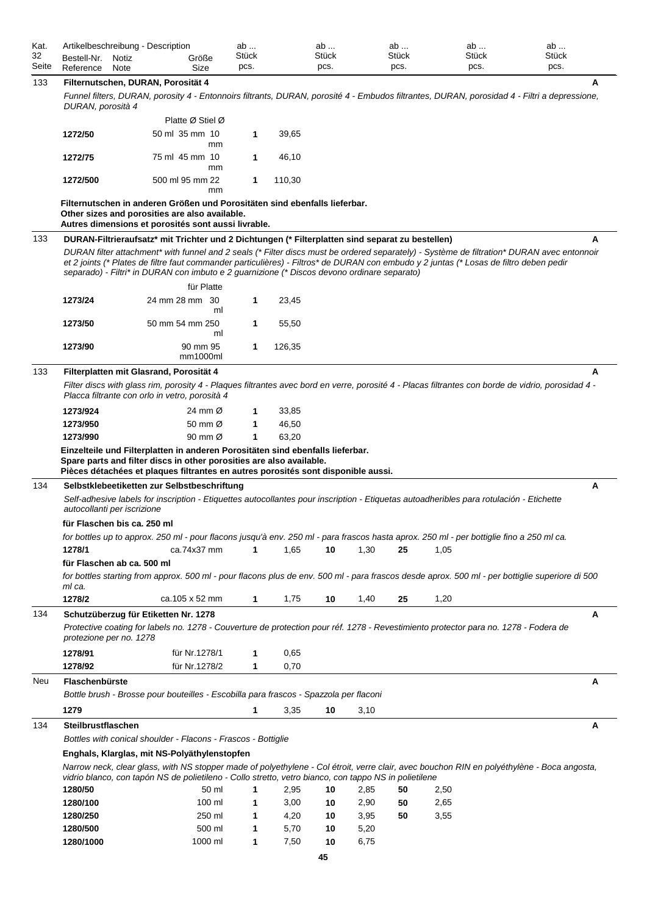| Kat. 32 Seite | Artikelbeschreibung - Description Bestell-Nr. Reference | Notiz Note | Größe Size | ab ... Stück pcs. | | ab ... Stück pcs. | | ab ... Stück pcs. | | ab ... Stück pcs. | | ab ... Stück pcs. | |
|---|---|---|---|---|---|---|---|---|---|---|---|---|---|
| 133 | **Filternutschen, DURAN, Porosität 4** | | | | | | | | | | | | **A** |
| | *Funnel filters, DURAN, porosity 4 - Entonnoirs filtrants, DURAN, porosité 4 - Embudos filtrantes, DURAN, porosidad 4 - Filtri a depressione, DURAN, porosità 4* | | | | | | | | | | | | |
| | | | Platte Ø Stiel Ø | | | | | | | | | | |
| | **1272/50** | | 50 ml 35 mm 10 mm | **1** | 39,65 | | | | | | | | |
| | **1272/75** | | 75 ml 45 mm 10 mm | **1** | 46,10 | | | | | | | | |
| | **1272/500** | | 500 ml 95 mm 22 mm | **1** | 110,30 | | | | | | | | |
| | **Filternutschen in anderen Größen und Porositäten sind ebenfalls lieferbar. Other sizes and porosities are also available. Autres dimensions et porosités sont aussi livrable.** | | | | | | | | | | | | |
| 133 | **DURAN-Filtrieraufsatz* mit Trichter und 2 Dichtungen (* Filterplatten sind separat zu bestellen)** | | | | | | | | | | | | **A** |
| | *DURAN filter attachment* with funnel and 2 seals (* Filter discs must be ordered separately) - Système de filtration* DURAN avec entonnoir et 2 joints (* Plates de filtre faut commander particulières) - Filtros* de DURAN con embudo y 2 juntas (* Losas de filtro deben pedir separado) - Filtri* in DURAN con imbuto e 2 guarnizione (* Discos devono ordinare separato)* | | | | | | | | | | | | |
| | | | für Platte | | | | | | | | | | |
| | **1273/24** | | 24 mm 28 mm 30 ml | **1** | 23,45 | | | | | | | | |
| | **1273/50** | | 50 mm 54 mm 250 ml | **1** | 55,50 | | | | | | | | |
| | **1273/90** | | 90 mm 95 mm1000ml | **1** | 126,35 | | | | | | | | |
| 133 | **Filterplatten mit Glasrand, Porosität 4** | | | | | | | | | | | | **A** |
| | *Filter discs with glass rim, porosity 4 - Plaques filtrantes avec bord en verre, porosité 4 - Placas filtrantes con borde de vidrio, porosidad 4 - Placca filtrante con orlo in vetro, porosità 4* | | | | | | | | | | | | |
| | **1273/924** | | 24 mm Ø | **1** | 33,85 | | | | | | | | |
| | **1273/950** | | 50 mm Ø | **1** | 46,50 | | | | | | | | |
| | **1273/990** | | 90 mm Ø | **1** | 63,20 | | | | | | | | |
| | **Einzelteile und Filterplatten in anderen Porositäten sind ebenfalls lieferbar. Spare parts and filter discs in other porosities are also available. Pièces détachées et plaques filtrantes en autres porosités sont disponible aussi.** | | | | | | | | | | | | |
| 134 | **Selbstklebeetiketten zur Selbstbeschriftung** | | | | | | | | | | | | **A** |
| | *Self-adhesive labels for inscription - Etiquettes autocollantes pour inscription - Etiquetas autoadheribles para rotulación - Etichette autocollanti per iscrizione* | | | | | | | | | | | | |
| | **für Flaschen bis ca. 250 ml** | | | | | | | | | | | | |
| | *for bottles up to approx. 250 ml - pour flacons jusqu'à env. 250 ml - para frascos hasta aprox. 250 ml - per bottiglie fino a 250 ml ca.* | | | | | | | | | | | | |
| | **1278/1** | | ca.74x37 mm | **1** | 1,65 | **10** | 1,30 | **25** | 1,05 | | | | |
| | **für Flaschen ab ca. 500 ml** | | | | | | | | | | | | |
| | *for bottles starting from approx. 500 ml - pour flacons plus de env. 500 ml - para frascos desde aprox. 500 ml - per bottiglie superiore di 500 ml ca.* | | | | | | | | | | | | |
| | **1278/2** | | ca.105 x 52 mm | **1** | 1,75 | **10** | 1,40 | **25** | 1,20 | | | | |
| 134 | **Schutzüberzug für Etiketten Nr. 1278** | | | | | | | | | | | | **A** |
| | *Protective coating for labels no. 1278 - Couverture de protection pour réf. 1278 - Revestimiento protector para no. 1278 - Fodera de protezione per no. 1278* | | | | | | | | | | | | |
| | **1278/91** | | für Nr.1278/1 | **1** | 0,65 | | | | | | | | |
| | **1278/92** | | für Nr.1278/2 | **1** | 0,70 | | | | | | | | |
| Neu | **Flaschenbürste** | | | | | | | | | | | | **A** |
| | *Bottle brush - Brosse pour bouteilles - Escobilla para frascos - Spazzola per flaconi* | | | | | | | | | | | | |
| | **1279** | | | **1** | 3,35 | **10** | 3,10 | | | | | | |
| 134 | **Steilbrustflaschen** | | | | | | | | | | | | **A** |
| | *Bottles with conical shoulder - Flacons - Frascos - Bottiglie* | | | | | | | | | | | | |
| | **Enghals, Klarglas, mit NS-Polyäthylenstopfen** | | | | | | | | | | | | |
| | *Narrow neck, clear glass, with NS stopper made of polyethylene - Col étroit, verre clair, avec bouchon RIN en polyéthylène - Boca angosta, vidrio blanco, con tapón NS de polietileno - Collo stretto, vetro bianco, con tappo NS in polietilene* | | | | | | | | | | | | |
| | **1280/50** | | 50 ml | **1** | 2,95 | **10** | 2,85 | **50** | 2,50 | | | | |
| | **1280/100** | | 100 ml | **1** | 3,00 | **10** | 2,90 | **50** | 2,65 | | | | |
| | **1280/250** | | 250 ml | **1** | 4,20 | **10** | 3,95 | **50** | 3,55 | | | | |
| | **1280/500** | | 500 ml | **1** | 5,70 | **10** | 5,20 | | | | | | |
| | **1280/1000** | | 1000 ml | **1** | 7,50 | **10** | 6,75 | | | | | | |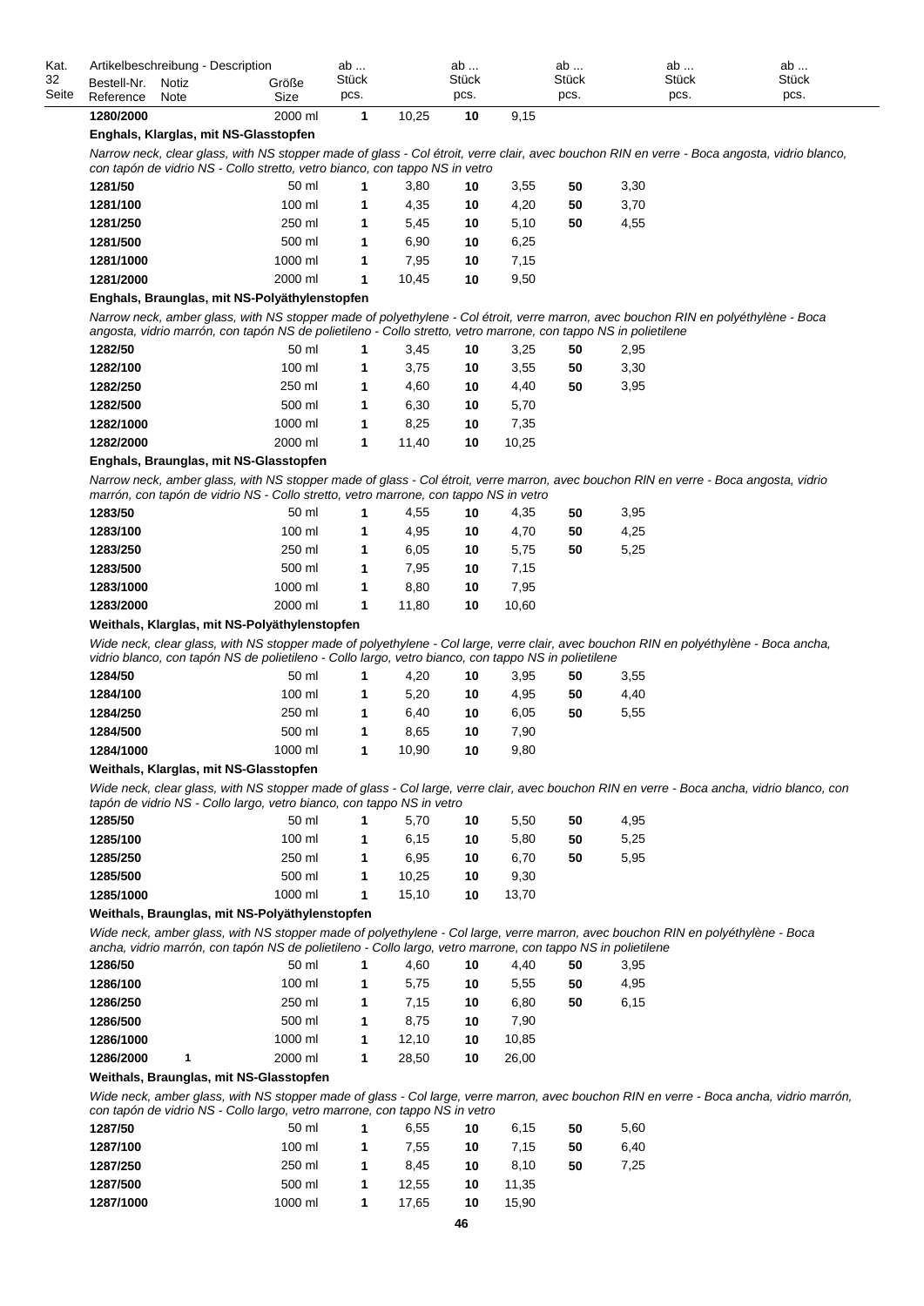| Kat. 32 Seite | Bestell-Nr. Reference | Notiz Note | Größe Size | ab ... Stück pcs. | | ab ... Stück pcs. | | ab ... Stück pcs. | | ab ... Stück pcs. | | ab ... Stück pcs. |
|---|---|---|---|---|---|---|---|---|---|---|---|---|
| | **1280/2000** | | 2000 ml | **1** | 10,25 | **10** | 9,15 | | | | | |

**Enghals, Klarglas, mit NS-Glasstopfen**

*Narrow neck, clear glass, with NS stopper made of glass - Col étroit, verre clair, avec bouchon RIN en verre - Boca angosta, vidrio blanco, con tapón de vidrio NS - Collo stretto, vetro bianco, con tappo NS in vetro*

| Bestell-Nr. | Notiz | Größe | ab | | ab | | ab | |
|---|---|---|---|---|---|---|---|---|
| **1281/50** | | 50 ml | **1** | 3,80 | **10** | 3,55 | **50** | 3,30 |
| **1281/100** | | 100 ml | **1** | 4,35 | **10** | 4,20 | **50** | 3,70 |
| **1281/250** | | 250 ml | **1** | 5,45 | **10** | 5,10 | **50** | 4,55 |
| **1281/500** | | 500 ml | **1** | 6,90 | **10** | 6,25 | | |
| **1281/1000** | | 1000 ml | **1** | 7,95 | **10** | 7,15 | | |
| **1281/2000** | | 2000 ml | **1** | 10,45 | **10** | 9,50 | | |

**Enghals, Braunglas, mit NS-Polyäthylenstopfen**

*Narrow neck, amber glass, with NS stopper made of polyethylene - Col étroit, verre marron, avec bouchon RIN en polyéthylène - Boca angosta, vidrio marrón, con tapón NS de polietileno - Collo stretto, vetro marrone, con tappo NS in polietilene*

| Bestell-Nr. | Notiz | Größe | ab | | ab | | ab | |
|---|---|---|---|---|---|---|---|---|
| **1282/50** | | 50 ml | **1** | 3,45 | **10** | 3,25 | **50** | 2,95 |
| **1282/100** | | 100 ml | **1** | 3,75 | **10** | 3,55 | **50** | 3,30 |
| **1282/250** | | 250 ml | **1** | 4,60 | **10** | 4,40 | **50** | 3,95 |
| **1282/500** | | 500 ml | **1** | 6,30 | **10** | 5,70 | | |
| **1282/1000** | | 1000 ml | **1** | 8,25 | **10** | 7,35 | | |
| **1282/2000** | | 2000 ml | **1** | 11,40 | **10** | 10,25 | | |

**Enghals, Braunglas, mit NS-Glasstopfen**

*Narrow neck, amber glass, with NS stopper made of glass - Col étroit, verre marron, avec bouchon RIN en verre - Boca angosta, vidrio marrón, con tapón de vidrio NS - Collo stretto, vetro marrone, con tappo NS in vetro*

| Bestell-Nr. | Notiz | Größe | ab | | ab | | ab | |
|---|---|---|---|---|---|---|---|---|
| **1283/50** | | 50 ml | **1** | 4,55 | **10** | 4,35 | **50** | 3,95 |
| **1283/100** | | 100 ml | **1** | 4,95 | **10** | 4,70 | **50** | 4,25 |
| **1283/250** | | 250 ml | **1** | 6,05 | **10** | 5,75 | **50** | 5,25 |
| **1283/500** | | 500 ml | **1** | 7,95 | **10** | 7,15 | | |
| **1283/1000** | | 1000 ml | **1** | 8,80 | **10** | 7,95 | | |
| **1283/2000** | | 2000 ml | **1** | 11,80 | **10** | 10,60 | | |

**Weithals, Klarglas, mit NS-Polyäthylenstopfen**

*Wide neck, clear glass, with NS stopper made of polyethylene - Col large, verre clair, avec bouchon RIN en polyéthylène - Boca ancha, vidrio blanco, con tapón NS de polietileno - Collo largo, vetro bianco, con tappo NS in polietilene*

| Bestell-Nr. | Notiz | Größe | ab | | ab | | ab | |
|---|---|---|---|---|---|---|---|---|
| **1284/50** | | 50 ml | **1** | 4,20 | **10** | 3,95 | **50** | 3,55 |
| **1284/100** | | 100 ml | **1** | 5,20 | **10** | 4,95 | **50** | 4,40 |
| **1284/250** | | 250 ml | **1** | 6,40 | **10** | 6,05 | **50** | 5,55 |
| **1284/500** | | 500 ml | **1** | 8,65 | **10** | 7,90 | | |
| **1284/1000** | | 1000 ml | **1** | 10,90 | **10** | 9,80 | | |

**Weithals, Klarglas, mit NS-Glasstopfen**

*Wide neck, clear glass, with NS stopper made of glass - Col large, verre clair, avec bouchon RIN en verre - Boca ancha, vidrio blanco, con tapón de vidrio NS - Collo largo, vetro bianco, con tappo NS in vetro*

| Bestell-Nr. | Notiz | Größe | ab | | ab | | ab | |
|---|---|---|---|---|---|---|---|---|
| **1285/50** | | 50 ml | **1** | 5,70 | **10** | 5,50 | **50** | 4,95 |
| **1285/100** | | 100 ml | **1** | 6,15 | **10** | 5,80 | **50** | 5,25 |
| **1285/250** | | 250 ml | **1** | 6,95 | **10** | 6,70 | **50** | 5,95 |
| **1285/500** | | 500 ml | **1** | 10,25 | **10** | 9,30 | | |
| **1285/1000** | | 1000 ml | **1** | 15,10 | **10** | 13,70 | | |

**Weithals, Braunglas, mit NS-Polyäthylenstopfen**

*Wide neck, amber glass, with NS stopper made of polyethylene - Col large, verre marron, avec bouchon RIN en polyéthylène - Boca ancha, vidrio marrón, con tapón NS de polietileno - Collo largo, vetro marrone, con tappo NS in polietilene*

| Bestell-Nr. | Notiz | Größe | ab | | ab | | ab | |
|---|---|---|---|---|---|---|---|---|
| **1286/50** | | 50 ml | **1** | 4,60 | **10** | 4,40 | **50** | 3,95 |
| **1286/100** | | 100 ml | **1** | 5,75 | **10** | 5,55 | **50** | 4,95 |
| **1286/250** | | 250 ml | **1** | 7,15 | **10** | 6,80 | **50** | 6,15 |
| **1286/500** | | 500 ml | **1** | 8,75 | **10** | 7,90 | | |
| **1286/1000** | | 1000 ml | **1** | 12,10 | **10** | 10,85 | | |
| **1286/2000** | **1** | 2000 ml | **1** | 28,50 | **10** | 26,00 | | |

**Weithals, Braunglas, mit NS-Glasstopfen**

*Wide neck, amber glass, with NS stopper made of glass - Col large, verre marron, avec bouchon RIN en verre - Boca ancha, vidrio marrón, con tapón de vidrio NS - Collo largo, vetro marrone, con tappo NS in vetro*

| Bestell-Nr. | Notiz | Größe | ab | | ab | | ab | |
|---|---|---|---|---|---|---|---|---|
| **1287/50** | | 50 ml | **1** | 6,55 | **10** | 6,15 | **50** | 5,60 |
| **1287/100** | | 100 ml | **1** | 7,55 | **10** | 7,15 | **50** | 6,40 |
| **1287/250** | | 250 ml | **1** | 8,45 | **10** | 8,10 | **50** | 7,25 |
| **1287/500** | | 500 ml | **1** | 12,55 | **10** | 11,35 | | |
| **1287/1000** | | 1000 ml | **1** | 17,65 | **10** | 15,90 | | |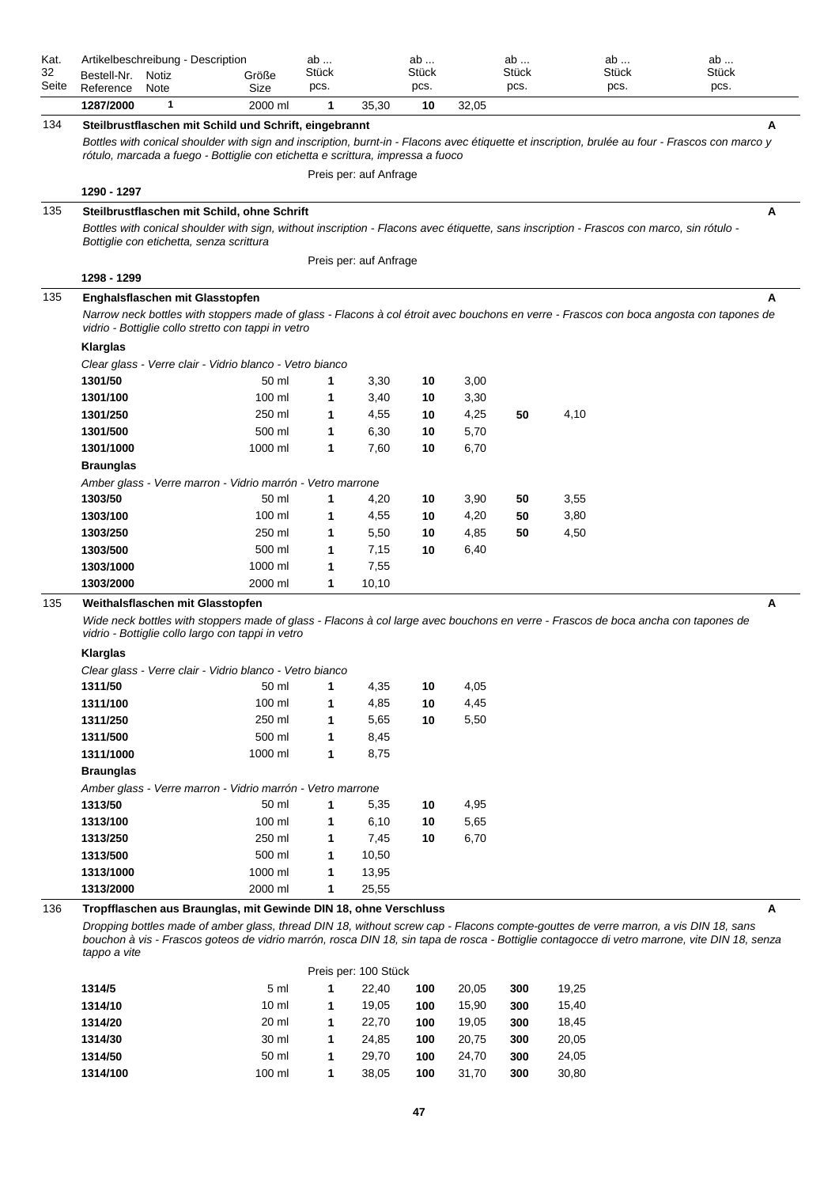| Kat. 32 Seite | Bestell-Nr. Reference | Notiz Note | Größe Size | ab ... Stück pcs. | | ab ... Stück pcs. | | ab ... Stück pcs. | | ab ... Stück pcs. | ab ... Stück pcs. |
|---|---|---|---|---|---|---|---|---|---|---|---|
| | **1287/2000** | 1 | 2000 ml | **1** | 35,30 | **10** | 32,05 | | | | |

**134 — Steilbrustflaschen mit Schild und Schrift, eingebrannt** — A

*Bottles with conical shoulder with sign and inscription, burnt-in - Flacons avec étiquette et inscription, brulée au four - Frascos con marco y rótulo, marcada a fuego - Bottiglie con etichetta e scrittura, impressa a fuoco*

Preis per: auf Anfrage

**1290 - 1297**

**135 — Steilbrustflaschen mit Schild, ohne Schrift** — A

*Bottles with conical shoulder with sign, without inscription - Flacons avec étiquette, sans inscription - Frascos con marco, sin rótulo - Bottiglie con etichetta, senza scrittura*

Preis per: auf Anfrage

**1298 - 1299**

**135 — Enghalsflaschen mit Glasstopfen** — A

*Narrow neck bottles with stoppers made of glass - Flacons à col étroit avec bouchons en verre - Frascos con boca angosta con tapones de vidrio - Bottiglie collo stretto con tappi in vetro*

**Klarglas**

*Clear glass - Verre clair - Vidrio blanco - Vetro bianco*

| Bestell-Nr. | Größe | ab | | ab | | ab | |
|---|---|---|---|---|---|---|---|
| **1301/50** | 50 ml | **1** | 3,30 | **10** | 3,00 | | |
| **1301/100** | 100 ml | **1** | 3,40 | **10** | 3,30 | | |
| **1301/250** | 250 ml | **1** | 4,55 | **10** | 4,25 | **50** | 4,10 |
| **1301/500** | 500 ml | **1** | 6,30 | **10** | 5,70 | | |
| **1301/1000** | 1000 ml | **1** | 7,60 | **10** | 6,70 | | |

**Braunglas**

*Amber glass - Verre marron - Vidrio marrón - Vetro marrone*

| Bestell-Nr. | Größe | ab | | ab | | ab | |
|---|---|---|---|---|---|---|---|
| **1303/50** | 50 ml | **1** | 4,20 | **10** | 3,90 | **50** | 3,55 |
| **1303/100** | 100 ml | **1** | 4,55 | **10** | 4,20 | **50** | 3,80 |
| **1303/250** | 250 ml | **1** | 5,50 | **10** | 4,85 | **50** | 4,50 |
| **1303/500** | 500 ml | **1** | 7,15 | **10** | 6,40 | | |
| **1303/1000** | 1000 ml | **1** | 7,55 | | | | |
| **1303/2000** | 2000 ml | **1** | 10,10 | | | | |

**135 — Weithalsflaschen mit Glasstopfen** — A

*Wide neck bottles with stoppers made of glass - Flacons à col large avec bouchons en verre - Frascos de boca ancha con tapones de vidrio - Bottiglie collo largo con tappi in vetro*

**Klarglas**

*Clear glass - Verre clair - Vidrio blanco - Vetro bianco*

| Bestell-Nr. | Größe | ab | | ab | |
|---|---|---|---|---|---|
| **1311/50** | 50 ml | **1** | 4,35 | **10** | 4,05 |
| **1311/100** | 100 ml | **1** | 4,85 | **10** | 4,45 |
| **1311/250** | 250 ml | **1** | 5,65 | **10** | 5,50 |
| **1311/500** | 500 ml | **1** | 8,45 | | |
| **1311/1000** | 1000 ml | **1** | 8,75 | | |

**Braunglas**

*Amber glass - Verre marron - Vidrio marrón - Vetro marrone*

| Bestell-Nr. | Größe | ab | | ab | |
|---|---|---|---|---|---|
| **1313/50** | 50 ml | **1** | 5,35 | **10** | 4,95 |
| **1313/100** | 100 ml | **1** | 6,10 | **10** | 5,65 |
| **1313/250** | 250 ml | **1** | 7,45 | **10** | 6,70 |
| **1313/500** | 500 ml | **1** | 10,50 | | |
| **1313/1000** | 1000 ml | **1** | 13,95 | | |
| **1313/2000** | 2000 ml | **1** | 25,55 | | |

**136 — Tropfflaschen aus Braunglas, mit Gewinde DIN 18, ohne Verschluss** — A

*Dropping bottles made of amber glass, thread DIN 18, without screw cap - Flacons compte-gouttes de verre marron, a vis DIN 18, sans bouchon à vis - Frascos goteos de vidrio marrón, rosca DIN 18, sin tapa de rosca - Bottiglie contagocce di vetro marrone, vite DIN 18, senza tappo a vite*

Preis per: 100 Stück

| Bestell-Nr. | Größe | ab | | ab | | ab | |
|---|---|---|---|---|---|---|---|
| **1314/5** | 5 ml | **1** | 22,40 | **100** | 20,05 | **300** | 19,25 |
| **1314/10** | 10 ml | **1** | 19,05 | **100** | 15,90 | **300** | 15,40 |
| **1314/20** | 20 ml | **1** | 22,70 | **100** | 19,05 | **300** | 18,45 |
| **1314/30** | 30 ml | **1** | 24,85 | **100** | 20,75 | **300** | 20,05 |
| **1314/50** | 50 ml | **1** | 29,70 | **100** | 24,70 | **300** | 24,05 |
| **1314/100** | 100 ml | **1** | 38,05 | **100** | 31,70 | **300** | 30,80 |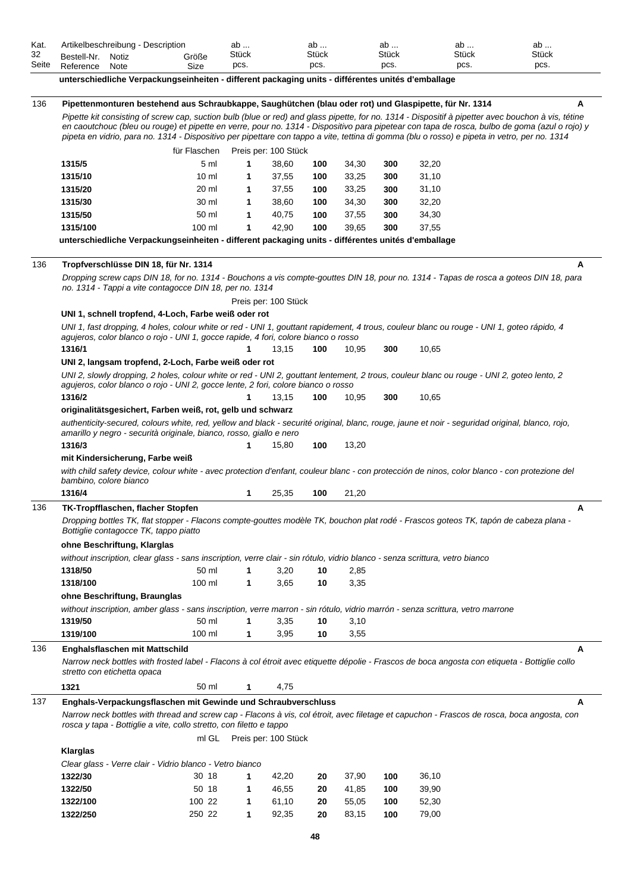| Kat. 32 Seite | Artikelbeschreibung - Description Bestell-Nr. Reference | Notiz Note | Größe Size | ab ... Stück pcs. | | ab ... Stück pcs. | | ab ... Stück pcs. | | ab ... Stück pcs. | | ab ... Stück pcs. | |
|---|---|---|---|---|---|---|---|---|---|---|---|---|---|

**unterschiedliche Verpackungseinheiten - different packaging units - différentes unités d'emballage**

---

136 **Pipettenmonturen bestehend aus Schraubkappe, Saughütchen (blau oder rot) und Glaspipette, für Nr. 1314** A

*Pipette kit consisting of screw cap, suction bulb (blue or red) and glass pipette, for no. 1314 - Dispositif à pipetter avec bouchon à vis, tétine en caoutchouc (bleu ou rouge) et pipette en verre, pour no. 1314 - Dispositivo para pipetear con tapa de rosca, bulbo de goma (azul o rojo) y pipeta en vidrio, para no. 1314 - Dispositivo per pipettare con tappo a vite, tettina di gomma (blu o rosso) e pipetta in vetro, per no. 1314*

Preis per: 100 Stück

| Bestell-Nr. | für Flaschen | ab | Preis | ab | Preis | ab | Preis |
|---|---|---|---|---|---|---|---|
| **1315/5** | 5 ml | **1** | 38,60 | **100** | 34,30 | **300** | 32,20 |
| **1315/10** | 10 ml | **1** | 37,55 | **100** | 33,25 | **300** | 31,10 |
| **1315/20** | 20 ml | **1** | 37,55 | **100** | 33,25 | **300** | 31,10 |
| **1315/30** | 30 ml | **1** | 38,60 | **100** | 34,30 | **300** | 32,20 |
| **1315/50** | 50 ml | **1** | 40,75 | **100** | 37,55 | **300** | 34,30 |
| **1315/100** | 100 ml | **1** | 42,90 | **100** | 39,65 | **300** | 37,55 |

**unterschiedliche Verpackungseinheiten - different packaging units - différentes unités d'emballage**

---

136 **Tropfverschlüsse DIN 18, für Nr. 1314** A

*Dropping screw caps DIN 18, for no. 1314 - Bouchons a vis compte-gouttes DIN 18, pour no. 1314 - Tapas de rosca a goteos DIN 18, para no. 1314 - Tappi a vite contagocce DIN 18, per no. 1314*

Preis per: 100 Stück

**UNI 1, schnell tropfend, 4-Loch, Farbe weiß oder rot**

*UNI 1, fast dropping, 4 holes, colour white or red - UNI 1, gouttant rapidement, 4 trous, couleur blanc ou rouge - UNI 1, goteo rápido, 4 agujeros, color blanco o rojo - UNI 1, gocce rapide, 4 fori, colore bianco o rosso*

| **1316/1** | | **1** | 13,15 | **100** | 10,95 | **300** | 10,65 |
|---|---|---|---|---|---|---|---|

**UNI 2, langsam tropfend, 2-Loch, Farbe weiß oder rot**

*UNI 2, slowly dropping, 2 holes, colour white or red - UNI 2, gouttant lentement, 2 trous, couleur blanc ou rouge - UNI 2, goteo lento, 2 agujeros, color blanco o rojo - UNI 2, gocce lente, 2 fori, colore bianco o rosso*

| **1316/2** | | **1** | 13,15 | **100** | 10,95 | **300** | 10,65 |
|---|---|---|---|---|---|---|---|

**originalitätsgesichert, Farben weiß, rot, gelb und schwarz**

*authenticity-secured, colours white, red, yellow and black - securité original, blanc, rouge, jaune et noir - seguridad original, blanco, rojo, amarillo y negro - securità originale, bianco, rosso, giallo e nero*

| **1316/3** | | **1** | 15,80 | **100** | 13,20 |
|---|---|---|---|---|---|

**mit Kindersicherung, Farbe weiß**

*with child safety device, colour white - avec protection d'enfant, couleur blanc - con protección de ninos, color blanco - con protezione del bambino, colore bianco*

| **1316/4** | | **1** | 25,35 | **100** | 21,20 |
|---|---|---|---|---|---|

---

136 **TK-Tropfflaschen, flacher Stopfen** A

*Dropping bottles TK, flat stopper - Flacons compte-gouttes modèle TK, bouchon plat rodé - Frascos goteos TK, tapón de cabeza plana - Bottiglie contagocce TK, tappo piatto*

**ohne Beschriftung, Klarglas**

*without inscription, clear glass - sans inscription, verre clair - sin rótulo, vidrio blanco - senza scrittura, vetro bianco*

| **1318/50** | 50 ml | **1** | 3,20 | **10** | 2,85 |
|---|---|---|---|---|---|
| **1318/100** | 100 ml | **1** | 3,65 | **10** | 3,35 |

**ohne Beschriftung, Braunglas**

*without inscription, amber glass - sans inscription, verre marron - sin rótulo, vidrio marrón - senza scrittura, vetro marrone*

| **1319/50** | 50 ml | **1** | 3,35 | **10** | 3,10 |
|---|---|---|---|---|---|
| **1319/100** | 100 ml | **1** | 3,95 | **10** | 3,55 |

---

136 **Enghalsflaschen mit Mattschild** A

*Narrow neck bottles with frosted label - Flacons à col étroit avec etiquette dépolie - Frascos de boca angosta con etiqueta - Bottiglie collo stretto con etichetta opaca*

| **1321** | 50 ml | **1** | 4,75 |
|---|---|---|---|

---

137 **Enghals-Verpackungsflaschen mit Gewinde und Schraubverschluss** A

*Narrow neck bottles with thread and screw cap - Flacons à vis, col étroit, avec filetage et capuchon - Frascos de rosca, boca angosta, con rosca y tapa - Bottiglie a vite, collo stretto, con filetto e tappo*

Preis per: 100 Stück

**Klarglas**

*Clear glass - Verre clair - Vidrio blanco - Vetro bianco*

| Bestell-Nr. | ml | GL | ab | Preis | ab | Preis | ab | Preis |
|---|---|---|---|---|---|---|---|---|
| **1322/30** | 30 | 18 | **1** | 42,20 | **20** | 37,90 | **100** | 36,10 |
| **1322/50** | 50 | 18 | **1** | 46,55 | **20** | 41,85 | **100** | 39,90 |
| **1322/100** | 100 | 22 | **1** | 61,10 | **20** | 55,05 | **100** | 52,30 |
| **1322/250** | 250 | 22 | **1** | 92,35 | **20** | 83,15 | **100** | 79,00 |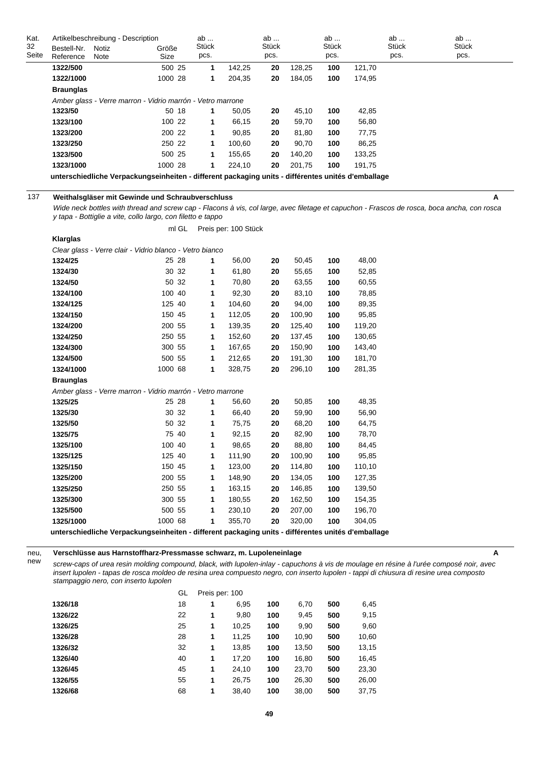| Kat. 32 Seite | Artikelbeschreibung - Description Bestell-Nr. Reference | Notiz Note | Größe Size | | ab ... Stück pcs. | | ab ... Stück pcs. | | ab ... Stück pcs. | | ab ... Stück pcs. | ab ... Stück pcs. |
|---|---|---|---|---|---|---|---|---|---|---|---|---|
| | **1322/500** | | 500 | 25 | **1** | 142,25 | **20** | 128,25 | **100** | 121,70 | | |
| | **1322/1000** | | 1000 | 28 | **1** | 204,35 | **20** | 184,05 | **100** | 174,95 | | |
| | **Braunglas** | | | | | | | | | | | |
| | *Amber glass - Verre marron - Vidrio marrón - Vetro marrone* | | | | | | | | | | | |
| | **1323/50** | | 50 | 18 | **1** | 50,05 | **20** | 45,10 | **100** | 42,85 | | |
| | **1323/100** | | 100 | 22 | **1** | 66,15 | **20** | 59,70 | **100** | 56,80 | | |
| | **1323/200** | | 200 | 22 | **1** | 90,85 | **20** | 81,80 | **100** | 77,75 | | |
| | **1323/250** | | 250 | 22 | **1** | 100,60 | **20** | 90,70 | **100** | 86,25 | | |
| | **1323/500** | | 500 | 25 | **1** | 155,65 | **20** | 140,20 | **100** | 133,25 | | |
| | **1323/1000** | | 1000 | 28 | **1** | 224,10 | **20** | 201,75 | **100** | 191,75 | | |

**unterschiedliche Verpackungseinheiten - different packaging units - différentes unités d'emballage**

137 **Weithalsgläser mit Gewinde und Schraubverschluss** **A**

*Wide neck bottles with thread and screw cap - Flacons à vis, col large, avec filetage et capuchon - Frascos de rosca, boca ancha, con rosca y tapa - Bottiglie a vite, collo largo, con filetto e tappo*

| | ml | GL | Preis per: 100 Stück | | | | | |
|---|---|---|---|---|---|---|---|---|
| **Klarglas** | | | | | | | | |
| *Clear glass - Verre clair - Vidrio blanco - Vetro bianco* | | | | | | | | |
| **1324/25** | 25 | 28 | **1** | 56,00 | **20** | 50,45 | **100** | 48,00 |
| **1324/30** | 30 | 32 | **1** | 61,80 | **20** | 55,65 | **100** | 52,85 |
| **1324/50** | 50 | 32 | **1** | 70,80 | **20** | 63,55 | **100** | 60,55 |
| **1324/100** | 100 | 40 | **1** | 92,30 | **20** | 83,10 | **100** | 78,85 |
| **1324/125** | 125 | 40 | **1** | 104,60 | **20** | 94,00 | **100** | 89,35 |
| **1324/150** | 150 | 45 | **1** | 112,05 | **20** | 100,90 | **100** | 95,85 |
| **1324/200** | 200 | 55 | **1** | 139,35 | **20** | 125,40 | **100** | 119,20 |
| **1324/250** | 250 | 55 | **1** | 152,60 | **20** | 137,45 | **100** | 130,65 |
| **1324/300** | 300 | 55 | **1** | 167,65 | **20** | 150,90 | **100** | 143,40 |
| **1324/500** | 500 | 55 | **1** | 212,65 | **20** | 191,30 | **100** | 181,70 |
| **1324/1000** | 1000 | 68 | **1** | 328,75 | **20** | 296,10 | **100** | 281,35 |
| **Braunglas** | | | | | | | | |
| *Amber glass - Verre marron - Vidrio marrón - Vetro marrone* | | | | | | | | |
| **1325/25** | 25 | 28 | **1** | 56,60 | **20** | 50,85 | **100** | 48,35 |
| **1325/30** | 30 | 32 | **1** | 66,40 | **20** | 59,90 | **100** | 56,90 |
| **1325/50** | 50 | 32 | **1** | 75,75 | **20** | 68,20 | **100** | 64,75 |
| **1325/75** | 75 | 40 | **1** | 92,15 | **20** | 82,90 | **100** | 78,70 |
| **1325/100** | 100 | 40 | **1** | 98,65 | **20** | 88,80 | **100** | 84,45 |
| **1325/125** | 125 | 40 | **1** | 111,90 | **20** | 100,90 | **100** | 95,85 |
| **1325/150** | 150 | 45 | **1** | 123,00 | **20** | 114,80 | **100** | 110,10 |
| **1325/200** | 200 | 55 | **1** | 148,90 | **20** | 134,05 | **100** | 127,35 |
| **1325/250** | 250 | 55 | **1** | 163,15 | **20** | 146,85 | **100** | 139,50 |
| **1325/300** | 300 | 55 | **1** | 180,55 | **20** | 162,50 | **100** | 154,35 |
| **1325/500** | 500 | 55 | **1** | 230,10 | **20** | 207,00 | **100** | 196,70 |
| **1325/1000** | 1000 | 68 | **1** | 355,70 | **20** | 320,00 | **100** | 304,05 |

**unterschiedliche Verpackungseinheiten - different packaging units - différentes unités d'emballage**

neu, new **Verschlüsse aus Harnstoffharz-Pressmasse schwarz, m. Lupoleneinlage** **A**

*screw-caps of urea resin molding compound, black, with lupolen-inlay - capuchons à vis de moulage en résine à l'urée composé noir, avec insert lupolen - tapas de rosca moldeo de resina urea compuesto negro, con inserto lupolen - tappi di chiusura di resine urea composto stampaggio nero, con inserto lupolen*

| | GL | Preis per: 100 | | | | | |
|---|---|---|---|---|---|---|---|
| **1326/18** | 18 | **1** | 6,95 | **100** | 6,70 | **500** | 6,45 |
| **1326/22** | 22 | **1** | 9,80 | **100** | 9,45 | **500** | 9,15 |
| **1326/25** | 25 | **1** | 10,25 | **100** | 9,90 | **500** | 9,60 |
| **1326/28** | 28 | **1** | 11,25 | **100** | 10,90 | **500** | 10,60 |
| **1326/32** | 32 | **1** | 13,85 | **100** | 13,50 | **500** | 13,15 |
| **1326/40** | 40 | **1** | 17,20 | **100** | 16,80 | **500** | 16,45 |
| **1326/45** | 45 | **1** | 24,10 | **100** | 23,70 | **500** | 23,30 |
| **1326/55** | 55 | **1** | 26,75 | **100** | 26,30 | **500** | 26,00 |
| **1326/68** | 68 | **1** | 38,40 | **100** | 38,00 | **500** | 37,75 |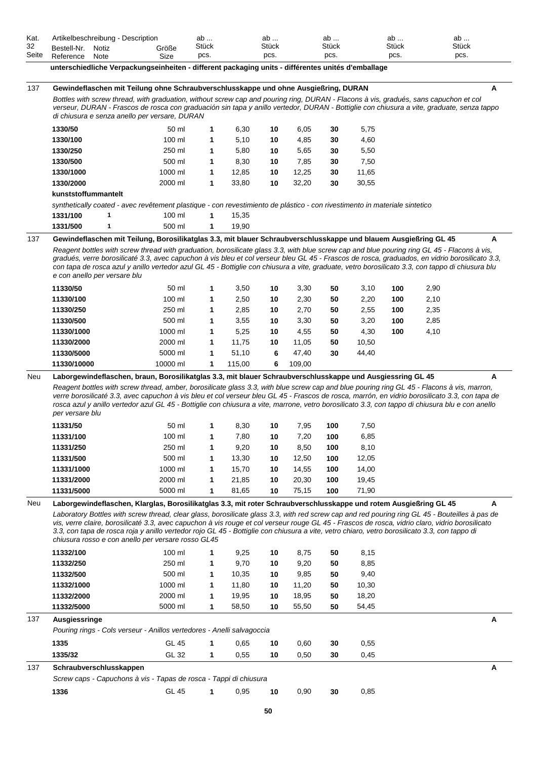| Kat. 32 Seite | Artikelbeschreibung - Description<br>Bestell-Nr. Reference | Notiz Note | Größe Size | ab ... Stück pcs. | | ab ... Stück pcs. | | ab ... Stück pcs. | | ab ... Stück pcs. | | ab ... Stück pcs. |
|---|---|---|---|---|---|---|---|---|---|---|---|---|

**unterschiedliche Verpackungseinheiten - different packaging units - différentes unités d'emballage**

---

137 — **Gewindeflaschen mit Teilung ohne Schraubverschlusskappe und ohne Ausgießring, DURAN** — **A**

*Bottles with screw thread, with graduation, without screw cap and pouring ring, DURAN - Flacons à vis, gradués, sans capuchon et col verseur, DURAN - Frascos de rosca con graduación sin tapa y anillo vertedor, DURAN - Bottiglie con chiusura a vite, graduate, senza tappo di chiusura e senza anello per versare, DURAN*

| Bestell-Nr. | Notiz | Größe | ab | | ab | | ab | |
|---|---|---|---|---|---|---|---|---|
| **1330/50** | | 50 ml | **1** | 6,30 | **10** | 6,05 | **30** | 5,75 |
| **1330/100** | | 100 ml | **1** | 5,10 | **10** | 4,85 | **30** | 4,60 |
| **1330/250** | | 250 ml | **1** | 5,80 | **10** | 5,65 | **30** | 5,50 |
| **1330/500** | | 500 ml | **1** | 8,30 | **10** | 7,85 | **30** | 7,50 |
| **1330/1000** | | 1000 ml | **1** | 12,85 | **10** | 12,25 | **30** | 11,65 |
| **1330/2000** | | 2000 ml | **1** | 33,80 | **10** | 32,20 | **30** | 30,55 |

**kunststoffummantelt**

*synthetically coated - avec revêtement plastique - con revestimiento de plástico - con rivestimento in materiale sintetico*

| Bestell-Nr. | Notiz | Größe | ab | |
|---|---|---|---|---|
| **1331/100** | 1 | 100 ml | **1** | 15,35 |
| **1331/500** | 1 | 500 ml | **1** | 19,90 |

---

137 — **Gewindeflaschen mit Teilung, Borosilikatglas 3.3, mit blauer Schraubverschlusskappe und blauem Ausgießring GL 45** — **A**

*Reagent bottles with screw thread with graduation, borosilicate glass 3.3, with blue screw cap and blue pouring ring GL 45 - Flacons à vis, gradués, verre borosilicaté 3.3, avec capuchon à vis bleu et col verseur bleu GL 45 - Frascos de rosca, graduados, en vidrio borosilicato 3.3, con tapa de rosca azul y anillo vertedor azul GL 45 - Bottiglie con chiusura a vite, graduate, vetro borosilicato 3.3, con tappo di chiusura blu e con anello per versare blu*

| Bestell-Nr. | Größe | ab | | ab | | ab | | ab | |
|---|---|---|---|---|---|---|---|---|---|
| **11330/50** | 50 ml | **1** | 3,50 | **10** | 3,30 | **50** | 3,10 | **100** | 2,90 |
| **11330/100** | 100 ml | **1** | 2,50 | **10** | 2,30 | **50** | 2,20 | **100** | 2,10 |
| **11330/250** | 250 ml | **1** | 2,85 | **10** | 2,70 | **50** | 2,55 | **100** | 2,35 |
| **11330/500** | 500 ml | **1** | 3,55 | **10** | 3,30 | **50** | 3,20 | **100** | 2,85 |
| **11330/1000** | 1000 ml | **1** | 5,25 | **10** | 4,55 | **50** | 4,30 | **100** | 4,10 |
| **11330/2000** | 2000 ml | **1** | 11,75 | **10** | 11,05 | **50** | 10,50 | | |
| **11330/5000** | 5000 ml | **1** | 51,10 | **6** | 47,40 | **30** | 44,40 | | |
| **11330/10000** | 10000 ml | **1** | 115,00 | **6** | 109,00 | | | | |

---

Neu — **Laborgewindeflaschen, braun, Borosilikatglas 3.3, mit blauer Schraubverschlusskappe und Ausgiessring GL 45** — **A**

*Reagent bottles with screw thread, amber, borosilicate glass 3.3, with blue screw cap and blue pouring ring GL 45 - Flacons à vis, marron, verre borosilicaté 3.3, avec capuchon à vis bleu et col verseur bleu GL 45 - Frascos de rosca, marrón, en vidrio borosilicato 3.3, con tapa de rosca azul y anillo vertedor azul GL 45 - Bottiglie con chiusura a vite, marrone, vetro borosilicato 3.3, con tappo di chiusura blu e con anello per versare blu*

| Bestell-Nr. | Größe | ab | | ab | | ab | |
|---|---|---|---|---|---|---|---|
| **11331/50** | 50 ml | **1** | 8,30 | **10** | 7,95 | **100** | 7,50 |
| **11331/100** | 100 ml | **1** | 7,80 | **10** | 7,20 | **100** | 6,85 |
| **11331/250** | 250 ml | **1** | 9,20 | **10** | 8,50 | **100** | 8,10 |
| **11331/500** | 500 ml | **1** | 13,30 | **10** | 12,50 | **100** | 12,05 |
| **11331/1000** | 1000 ml | **1** | 15,70 | **10** | 14,55 | **100** | 14,00 |
| **11331/2000** | 2000 ml | **1** | 21,85 | **10** | 20,30 | **100** | 19,45 |
| **11331/5000** | 5000 ml | **1** | 81,65 | **10** | 75,15 | **100** | 71,90 |

---

Neu — **Laborgewindeflaschen, Klarglas, Borosilikatglas 3.3, mit roter Schraubverschlusskappe und rotem Ausgießring GL 45** — **A**

*Laboratory Bottles with screw thread, clear glass, borosilicate glass 3.3, with red screw cap and red pouring ring GL 45 - Bouteilles à pas de vis, verre claire, borosilicaté 3.3, avec capuchon à vis rouge et col verseur rouge GL 45 - Frascos de rosca, vidrio claro, vidrio borosilicato 3.3, con tapa de rosca roja y anillo vertedor rojo GL 45 - Bottiglie con chiusura a vite, vetro chiaro, vetro borosilicato 3.3, con tappo di chiusura rosso e con anello per versare rosso GL45*

| Bestell-Nr. | Größe | ab | | ab | | ab | |
|---|---|---|---|---|---|---|---|
| **11332/100** | 100 ml | **1** | 9,25 | **10** | 8,75 | **50** | 8,15 |
| **11332/250** | 250 ml | **1** | 9,70 | **10** | 9,20 | **50** | 8,85 |
| **11332/500** | 500 ml | **1** | 10,35 | **10** | 9,85 | **50** | 9,40 |
| **11332/1000** | 1000 ml | **1** | 11,80 | **10** | 11,20 | **50** | 10,30 |
| **11332/2000** | 2000 ml | **1** | 19,95 | **10** | 18,95 | **50** | 18,20 |
| **11332/5000** | 5000 ml | **1** | 58,50 | **10** | 55,50 | **50** | 54,45 |

---

137 — **Ausgiessringe** — **A**

*Pouring rings - Cols verseur - Anillos vertedores - Anelli salvagoccia*

| Bestell-Nr. | Größe | ab | | ab | | ab | |
|---|---|---|---|---|---|---|---|
| **1335** | GL 45 | **1** | 0,65 | **10** | 0,60 | **30** | 0,55 |
| **1335/32** | GL 32 | **1** | 0,55 | **10** | 0,50 | **30** | 0,45 |

---

137 — **Schraubverschlusskappen** — **A**

*Screw caps - Capuchons à vis - Tapas de rosca - Tappi di chiusura*

| Bestell-Nr. | Größe | ab | | ab | | ab | |
|---|---|---|---|---|---|---|---|
| **1336** | GL 45 | **1** | 0,95 | **10** | 0,90 | **30** | 0,85 |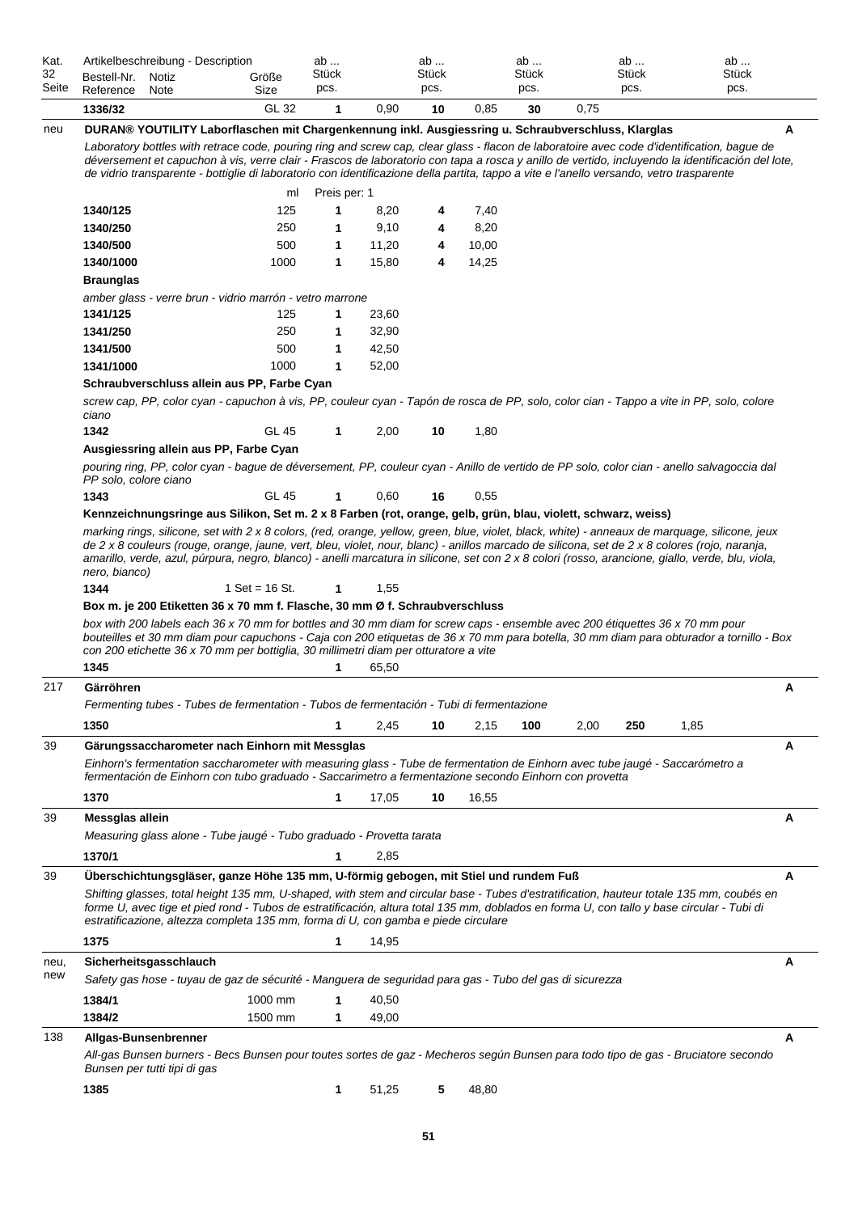| Kat. 32 Seite | Artikelbeschreibung - Description Bestell-Nr. Reference | Notiz Note | Größe Size | ab ... Stück pcs. | | ab ... Stück pcs. | | ab ... Stück pcs. | | ab ... Stück pcs. | | ab ... Stück pcs. | | |
|---|---|---|---|---|---|---|---|---|---|---|---|---|---|---|
| | **1336/32** | | GL 32 | **1** | 0,90 | **10** | 0,85 | **30** | 0,75 | | | | | |
| neu | **DURAN® YOUTILITY Laborflaschen mit Chargenkennung inkl. Ausgiessring u. Schraubverschluss, Klarglas** | | | | | | | | | | | | | **A** |
| | *Laboratory bottles with retrace code, pouring ring and screw cap, clear glass - flacon de laboratoire avec code d'identification, bague de déversement et capuchon à vis, verre clair - Frascos de laboratorio con tapa a rosca y anillo de vertido, incluyendo la identificación del lote, de vidrio transparente - bottiglie di laboratorio con identificazione della partita, tappo a vite e l'anello versando, vetro trasparente* | | | | | | | | | | | | | |
| | | | ml | Preis per: 1 | | | | | | | | | | |
| | **1340/125** | | 125 | **1** | 8,20 | **4** | 7,40 | | | | | | | |
| | **1340/250** | | 250 | **1** | 9,10 | **4** | 8,20 | | | | | | | |
| | **1340/500** | | 500 | **1** | 11,20 | **4** | 10,00 | | | | | | | |
| | **1340/1000** | | 1000 | **1** | 15,80 | **4** | 14,25 | | | | | | | |
| | **Braunglas** | | | | | | | | | | | | | |
| | *amber glass - verre brun - vidrio marrón - vetro marrone* | | | | | | | | | | | | | |
| | **1341/125** | | 125 | **1** | 23,60 | | | | | | | | | |
| | **1341/250** | | 250 | **1** | 32,90 | | | | | | | | | |
| | **1341/500** | | 500 | **1** | 42,50 | | | | | | | | | |
| | **1341/1000** | | 1000 | **1** | 52,00 | | | | | | | | | |
| | **Schraubverschluss allein aus PP, Farbe Cyan** | | | | | | | | | | | | | |
| | *screw cap, PP, color cyan - capuchon à vis, PP, couleur cyan - Tapón de rosca de PP, solo, color cian - Tappo a vite in PP, solo, colore ciano* | | | | | | | | | | | | | |
| | **1342** | | GL 45 | **1** | 2,00 | **10** | 1,80 | | | | | | | |
| | **Ausgiessring allein aus PP, Farbe Cyan** | | | | | | | | | | | | | |
| | *pouring ring, PP, color cyan - bague de déversement, PP, couleur cyan - Anillo de vertido de PP solo, color cian - anello salvagoccia dal PP solo, colore ciano* | | | | | | | | | | | | | |
| | **1343** | | GL 45 | **1** | 0,60 | **16** | 0,55 | | | | | | | |
| | **Kennzeichnungsringe aus Silikon, Set m. 2 x 8 Farben (rot, orange, gelb, grün, blau, violett, schwarz, weiss)** | | | | | | | | | | | | | |
| | *marking rings, silicone, set with 2 x 8 colors, (red, orange, yellow, green, blue, violet, black, white) - anneaux de marquage, silicone, jeux de 2 x 8 couleurs (rouge, orange, jaune, vert, bleu, violet, nour, blanc) - anillos marcado de silicona, set de 2 x 8 colores (rojo, naranja, amarillo, verde, azul, púrpura, negro, blanco) - anelli marcatura in silicone, set con 2 x 8 colori (rosso, arancione, giallo, verde, blu, viola, nero, bianco)* | | | | | | | | | | | | | |
| | **1344** | | 1 Set = 16 St. | **1** | 1,55 | | | | | | | | | |
| | **Box m. je 200 Etiketten 36 x 70 mm f. Flasche, 30 mm Ø f. Schraubverschluss** | | | | | | | | | | | | | |
| | *box with 200 labels each 36 x 70 mm for bottles and 30 mm diam for screw caps - ensemble avec 200 étiquettes 36 x 70 mm pour bouteilles et 30 mm diam pour capuchons - Caja con 200 etiquetas de 36 x 70 mm para botella, 30 mm diam para obturador a tornillo - Box con 200 etichette 36 x 70 mm per bottiglia, 30 millimetri diam per otturatore a vite* | | | | | | | | | | | | | |
| | **1345** | | | **1** | 65,50 | | | | | | | | | |
| 217 | **Gärröhren** | | | | | | | | | | | | | **A** |
| | *Fermenting tubes - Tubes de fermentation - Tubos de fermentación - Tubi di fermentazione* | | | | | | | | | | | | | |
| | **1350** | | | **1** | 2,45 | **10** | 2,15 | **100** | 2,00 | **250** | 1,85 | | | |
| 39 | **Gärungssaccharometer nach Einhorn mit Messglas** | | | | | | | | | | | | | **A** |
| | *Einhorn's fermentation saccharometer with measuring glass - Tube de fermentation de Einhorn avec tube jaugé - Saccarómetro a fermentación de Einhorn con tubo graduado - Saccarimetro a fermentazione secondo Einhorn con provetta* | | | | | | | | | | | | | |
| | **1370** | | | **1** | 17,05 | **10** | 16,55 | | | | | | | |
| 39 | **Messglas allein** | | | | | | | | | | | | | **A** |
| | *Measuring glass alone - Tube jaugé - Tubo graduado - Provetta tarata* | | | | | | | | | | | | | |
| | **1370/1** | | | **1** | 2,85 | | | | | | | | | |
| 39 | **Überschichtungsgläser, ganze Höhe 135 mm, U-förmig gebogen, mit Stiel und rundem Fuß** | | | | | | | | | | | | | **A** |
| | *Shifting glasses, total height 135 mm, U-shaped, with stem and circular base - Tubes d'estratification, hauteur totale 135 mm, coubés en forme U, avec tige et pied rond - Tubos de estratificación, altura total 135 mm, doblados en forma U, con tallo y base circular - Tubi di estratificazione, altezza completa 135 mm, forma di U, con gamba e piede circulare* | | | | | | | | | | | | | |
| | **1375** | | | **1** | 14,95 | | | | | | | | | |
| neu, new | **Sicherheitsgasschlauch** | | | | | | | | | | | | | **A** |
| | *Safety gas hose - tuyau de gaz de sécurité - Manguera de seguridad para gas - Tubo del gas di sicurezza* | | | | | | | | | | | | | |
| | **1384/1** | | 1000 mm | **1** | 40,50 | | | | | | | | | |
| | **1384/2** | | 1500 mm | **1** | 49,00 | | | | | | | | | |
| 138 | **Allgas-Bunsenbrenner** | | | | | | | | | | | | | **A** |
| | *All-gas Bunsen burners - Becs Bunsen pour toutes sortes de gaz - Mecheros según Bunsen para todo tipo de gas - Bruciatore secondo Bunsen per tutti tipi di gas* | | | | | | | | | | | | | |
| | **1385** | | | **1** | 51,25 | **5** | 48,80 | | | | | | | |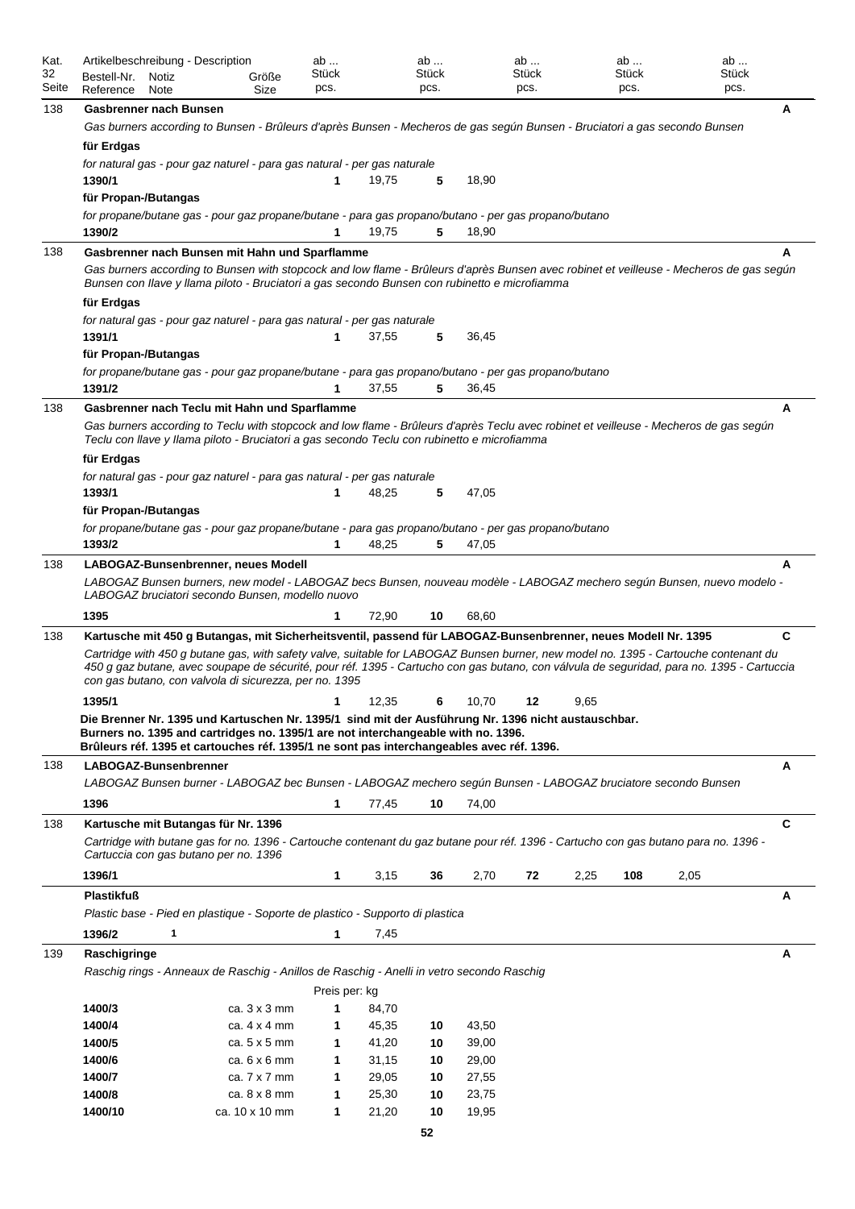| Kat. 32 Seite | Artikelbeschreibung - Description<br>Bestell-Nr. Reference | Notiz Note | Größe Size | ab ... Stück pcs. | | ab ... Stück pcs. | | ab ... Stück pcs. | | ab ... Stück pcs. | | ab ... Stück pcs. | | |
|---|---|---|---|---|---|---|---|---|---|---|---|---|---|---|
| 138 | **Gasbrenner nach Bunsen** | | | | | | | | | | | | | **A** |
| | *Gas burners according to Bunsen - Brûleurs d'après Bunsen - Mecheros de gas según Bunsen - Bruciatori a gas secondo Bunsen* | | | | | | | | | | | | | |
| | **für Erdgas** | | | | | | | | | | | | | |
| | *for natural gas - pour gaz naturel - para gas natural - per gas naturale* | | | | | | | | | | | | | |
| | **1390/1** | | | **1** | 19,75 | **5** | 18,90 | | | | | | | |
| | **für Propan-/Butangas** | | | | | | | | | | | | | |
| | *for propane/butane gas - pour gaz propane/butane - para gas propano/butano - per gas propano/butano* | | | | | | | | | | | | | |
| | **1390/2** | | | **1** | 19,75 | **5** | 18,90 | | | | | | | |
| 138 | **Gasbrenner nach Bunsen mit Hahn und Sparflamme** | | | | | | | | | | | | | **A** |
| | *Gas burners according to Bunsen with stopcock and low flame - Brûleurs d'après Bunsen avec robinet et veilleuse - Mecheros de gas según Bunsen con llave y llama piloto - Bruciatori a gas secondo Bunsen con rubinetto e microfiamma* | | | | | | | | | | | | | |
| | **für Erdgas** | | | | | | | | | | | | | |
| | *for natural gas - pour gaz naturel - para gas natural - per gas naturale* | | | | | | | | | | | | | |
| | **1391/1** | | | **1** | 37,55 | **5** | 36,45 | | | | | | | |
| | **für Propan-/Butangas** | | | | | | | | | | | | | |
| | *for propane/butane gas - pour gaz propane/butane - para gas propano/butano - per gas propano/butano* | | | | | | | | | | | | | |
| | **1391/2** | | | **1** | 37,55 | **5** | 36,45 | | | | | | | |
| 138 | **Gasbrenner nach Teclu mit Hahn und Sparflamme** | | | | | | | | | | | | | **A** |
| | *Gas burners according to Teclu with stopcock and low flame - Brûleurs d'après Teclu avec robinet et veilleuse - Mecheros de gas según Teclu con llave y llama piloto - Bruciatori a gas secondo Teclu con rubinetto e microfiamma* | | | | | | | | | | | | | |
| | **für Erdgas** | | | | | | | | | | | | | |
| | *for natural gas - pour gaz naturel - para gas natural - per gas naturale* | | | | | | | | | | | | | |
| | **1393/1** | | | **1** | 48,25 | **5** | 47,05 | | | | | | | |
| | **für Propan-/Butangas** | | | | | | | | | | | | | |
| | *for propane/butane gas - pour gaz propane/butane - para gas propano/butano - per gas propano/butano* | | | | | | | | | | | | | |
| | **1393/2** | | | **1** | 48,25 | **5** | 47,05 | | | | | | | |
| 138 | **LABOGAZ-Bunsenbrenner, neues Modell** | | | | | | | | | | | | | **A** |
| | *LABOGAZ Bunsen burners, new model - LABOGAZ becs Bunsen, nouveau modèle - LABOGAZ mechero según Bunsen, nuevo modelo - LABOGAZ bruciatori secondo Bunsen, modello nuovo* | | | | | | | | | | | | | |
| | **1395** | | | **1** | 72,90 | **10** | 68,60 | | | | | | | |
| 138 | **Kartusche mit 450 g Butangas, mit Sicherheitsventil, passend für LABOGAZ-Bunsenbrenner, neues Modell Nr. 1395** | | | | | | | | | | | | | **C** |
| | *Cartridge with 450 g butane gas, with safety valve, suitable for LABOGAZ Bunsen burner, new model no. 1395 - Cartouche contenant du 450 g gaz butane, avec soupape de sécurité, pour réf. 1395 - Cartucho con gas butano, con válvula de seguridad, para no. 1395 - Cartuccia con gas butano, con valvola di sicurezza, per no. 1395* | | | | | | | | | | | | | |
| | **1395/1** | | | **1** | 12,35 | **6** | 10,70 | **12** | 9,65 | | | | | |
| | **Die Brenner Nr. 1395 und Kartuschen Nr. 1395/1 sind mit der Ausführung Nr. 1396 nicht austauschbar.**<br>**Burners no. 1395 and cartridges no. 1395/1 are not interchangeable with no. 1396.**<br>**Brûleurs réf. 1395 et cartouches réf. 1395/1 ne sont pas interchangeables avec réf. 1396.** | | | | | | | | | | | | | |
| 138 | **LABOGAZ-Bunsenbrenner** | | | | | | | | | | | | | **A** |
| | *LABOGAZ Bunsen burner - LABOGAZ bec Bunsen - LABOGAZ mechero según Bunsen - LABOGAZ bruciatore secondo Bunsen* | | | | | | | | | | | | | |
| | **1396** | | | **1** | 77,45 | **10** | 74,00 | | | | | | | |
| 138 | **Kartusche mit Butangas für Nr. 1396** | | | | | | | | | | | | | **C** |
| | *Cartridge with butane gas for no. 1396 - Cartouche contenant du gaz butane pour réf. 1396 - Cartucho con gas butano para no. 1396 - Cartuccia con gas butano per no. 1396* | | | | | | | | | | | | | |
| | **1396/1** | | | **1** | 3,15 | **36** | 2,70 | **72** | 2,25 | **108** | 2,05 | | | |
| | **Plastikfuß** | | | | | | | | | | | | | **A** |
| | *Plastic base - Pied en plastique - Soporte de plastico - Supporto di plastica* | | | | | | | | | | | | | |
| | **1396/2** | **1** | | **1** | 7,45 | | | | | | | | | |
| 139 | **Raschigringe** | | | | | | | | | | | | | **A** |
| | *Raschig rings - Anneaux de Raschig - Anillos de Raschig - Anelli in vetro secondo Raschig* | | | | | | | | | | | | | |
| | | | | Preis per: kg | | | | | | | | | | |
| | **1400/3** | | ca. 3 x 3 mm | **1** | 84,70 | | | | | | | | | |
| | **1400/4** | | ca. 4 x 4 mm | **1** | 45,35 | **10** | 43,50 | | | | | | | |
| | **1400/5** | | ca. 5 x 5 mm | **1** | 41,20 | **10** | 39,00 | | | | | | | |
| | **1400/6** | | ca. 6 x 6 mm | **1** | 31,15 | **10** | 29,00 | | | | | | | |
| | **1400/7** | | ca. 7 x 7 mm | **1** | 29,05 | **10** | 27,55 | | | | | | | |
| | **1400/8** | | ca. 8 x 8 mm | **1** | 25,30 | **10** | 23,75 | | | | | | | |
| | **1400/10** | | ca. 10 x 10 mm | **1** | 21,20 | **10** | 19,95 | | | | | | | |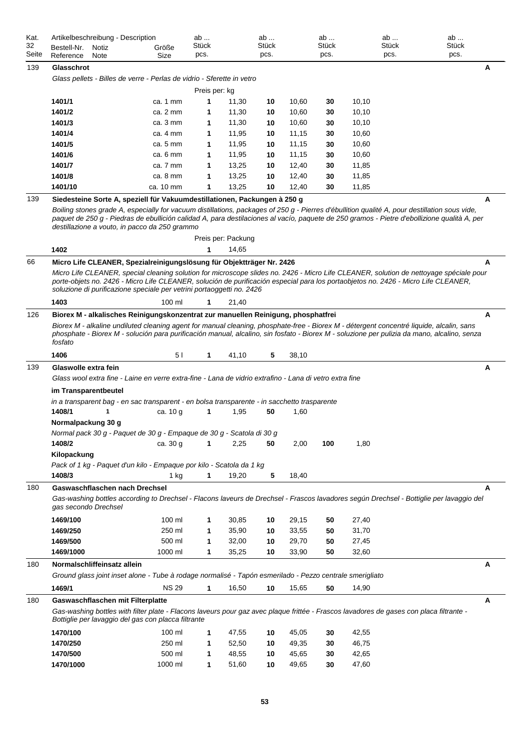| Kat. 32 Seite | Artikelbeschreibung - Description | | | ab ... Stück pcs. | | ab ... Stück pcs. | | ab ... Stück pcs. | | ab ... Stück pcs. | ab ... Stück pcs. | |
|---|---|---|---|---|---|---|---|---|---|---|---|---|
| | Bestell-Nr. Reference | Notiz Note | Größe Size | | | | | | | | | |

**139 — Glasschrot** — A

*Glass pellets - Billes de verre - Perlas de vidrio - Sferette in vetro*

Preis per: kg

| Bestell-Nr. | Notiz | Größe | ab | Preis | ab | Preis | ab | Preis |
|---|---|---|---|---|---|---|---|---|
| **1401/1** | | ca. 1 mm | **1** | 11,30 | **10** | 10,60 | **30** | 10,10 |
| **1401/2** | | ca. 2 mm | **1** | 11,30 | **10** | 10,60 | **30** | 10,10 |
| **1401/3** | | ca. 3 mm | **1** | 11,30 | **10** | 10,60 | **30** | 10,10 |
| **1401/4** | | ca. 4 mm | **1** | 11,95 | **10** | 11,15 | **30** | 10,60 |
| **1401/5** | | ca. 5 mm | **1** | 11,95 | **10** | 11,15 | **30** | 10,60 |
| **1401/6** | | ca. 6 mm | **1** | 11,95 | **10** | 11,15 | **30** | 10,60 |
| **1401/7** | | ca. 7 mm | **1** | 13,25 | **10** | 12,40 | **30** | 11,85 |
| **1401/8** | | ca. 8 mm | **1** | 13,25 | **10** | 12,40 | **30** | 11,85 |
| **1401/10** | | ca. 10 mm | **1** | 13,25 | **10** | 12,40 | **30** | 11,85 |

**139 — Siedesteine Sorte A, speziell für Vakuumdestillationen, Packungen à 250 g** — A

*Boiling stones grade A, especially for vacuum distillations, packages of 250 g - Pierres d'ébullition qualité A, pour destillation sous vide, paquet de 250 g - Piedras de ebullición calidad A, para destilaciones al vacío, paquete de 250 gramos - Pietre d'ebollizione qualità A, per destillazione a vouto, in pacco da 250 grammo*

Preis per: Packung

| Bestell-Nr. | Notiz | Größe | ab | Preis |
|---|---|---|---|---|
| **1402** | | | **1** | 14,65 |

**66 — Micro Life CLEANER, Spezialreinigungslösung für Objektträger Nr. 2426** — A

*Micro Life CLEANER, special cleaning solution for microscope slides no. 2426 - Micro Life CLEANER, solution de nettoyage spéciale pour porte-objets no. 2426 - Micro Life CLEANER, solución de purificación especial para los portaobjetos no. 2426 - Micro Life CLEANER, soluzione di purificazione speciale per vetrini portaoggetti no. 2426*

| Bestell-Nr. | Notiz | Größe | ab | Preis |
|---|---|---|---|---|
| **1403** | | 100 ml | **1** | 21,40 |

**126 — Biorex M - alkalisches Reinigungskonzentrat zur manuellen Reinigung, phosphatfrei** — A

*Biorex M - alkaline undiluted cleaning agent for manual cleaning, phosphate-free - Biorex M - détergent concentré liquide, alcalin, sans phosphate - Biorex M - solución para purificación manual, alcalino, sin fosfato - Biorex M - soluzione per pulizia da mano, alcalino, senza fosfato*

| Bestell-Nr. | Notiz | Größe | ab | Preis | ab | Preis |
|---|---|---|---|---|---|---|
| **1406** | | 5 l | **1** | 41,10 | **5** | 38,10 |

**139 — Glaswolle extra fein** — A

*Glass wool extra fine - Laine en verre extra-fine - Lana de vidrio extrafino - Lana di vetro extra fine*

**im Transparentbeutel**

*in a transparent bag - en sac transparent - en bolsa transparente - in sacchetto trasparente*

| Bestell-Nr. | Notiz | Größe | ab | Preis | ab | Preis |
|---|---|---|---|---|---|---|
| **1408/1** | **1** | ca. 10 g | **1** | 1,95 | **50** | 1,60 |

**Normalpackung 30 g**

*Normal pack 30 g - Paquet de 30 g - Empaque de 30 g - Scatola di 30 g*

| Bestell-Nr. | Notiz | Größe | ab | Preis | ab | Preis | ab | Preis |
|---|---|---|---|---|---|---|---|---|
| **1408/2** | | ca. 30 g | **1** | 2,25 | **50** | 2,00 | **100** | 1,80 |

**Kilopackung**

*Pack of 1 kg - Paquet d'un kilo - Empaque por kilo - Scatola da 1 kg*

| Bestell-Nr. | Notiz | Größe | ab | Preis | ab | Preis |
|---|---|---|---|---|---|---|
| **1408/3** | | 1 kg | **1** | 19,20 | **5** | 18,40 |

**180 — Gaswaschflaschen nach Drechsel** — A

*Gas-washing bottles according to Drechsel - Flacons laveurs de Drechsel - Frascos lavadores según Drechsel - Bottiglie per lavaggio del gas secondo Drechsel*

| Bestell-Nr. | Notiz | Größe | ab | Preis | ab | Preis | ab | Preis |
|---|---|---|---|---|---|---|---|---|
| **1469/100** | | 100 ml | **1** | 30,85 | **10** | 29,15 | **50** | 27,40 |
| **1469/250** | | 250 ml | **1** | 35,90 | **10** | 33,55 | **50** | 31,70 |
| **1469/500** | | 500 ml | **1** | 32,00 | **10** | 29,70 | **50** | 27,45 |
| **1469/1000** | | 1000 ml | **1** | 35,25 | **10** | 33,90 | **50** | 32,60 |

**180 — Normalschliffeinsatz allein** — A

*Ground glass joint inset alone - Tube à rodage normalisé - Tapón esmerilado - Pezzo centrale smerigliato*

| Bestell-Nr. | Notiz | Größe | ab | Preis | ab | Preis | ab | Preis |
|---|---|---|---|---|---|---|---|---|
| **1469/1** | | NS 29 | **1** | 16,50 | **10** | 15,65 | **50** | 14,90 |

**180 — Gaswaschflaschen mit Filterplatte** — A

*Gas-washing bottles with filter plate - Flacons laveurs pour gaz avec plaque frittée - Frascos lavadores de gases con placa filtrante - Bottiglie per lavaggio del gas con placca filtrante*

| Bestell-Nr. | Notiz | Größe | ab | Preis | ab | Preis | ab | Preis |
|---|---|---|---|---|---|---|---|---|
| **1470/100** | | 100 ml | **1** | 47,55 | **10** | 45,05 | **30** | 42,55 |
| **1470/250** | | 250 ml | **1** | 52,50 | **10** | 49,35 | **30** | 46,75 |
| **1470/500** | | 500 ml | **1** | 48,55 | **10** | 45,65 | **30** | 42,65 |
| **1470/1000** | | 1000 ml | **1** | 51,60 | **10** | 49,65 | **30** | 47,60 |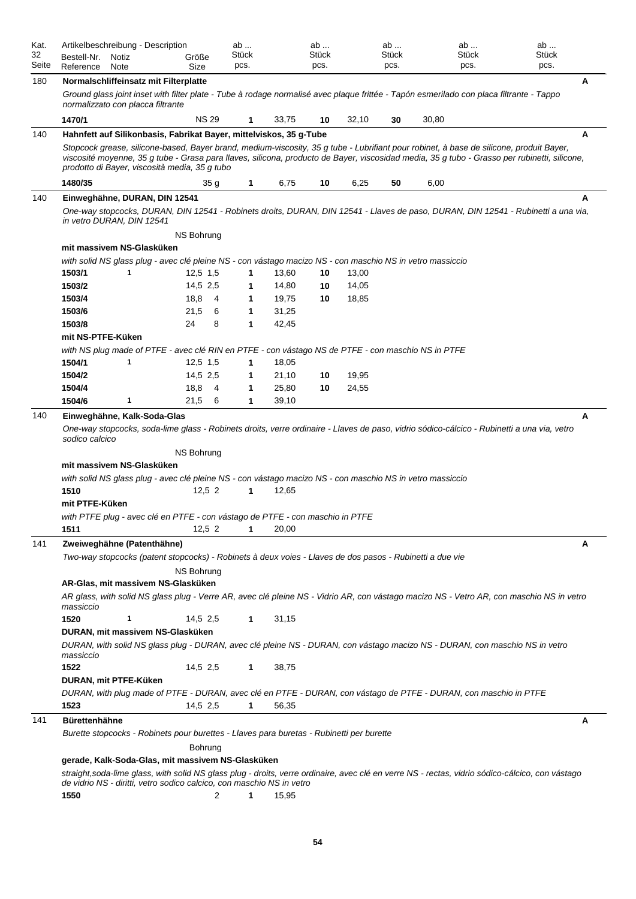| Kat. 32 Seite | Artikelbeschreibung - Description Bestell-Nr. Reference | Notiz Note | Größe Size | ab ... Stück pcs. | | ab ... Stück pcs. | | ab ... Stück pcs. | | ab ... Stück pcs. | | ab ... Stück pcs. | |
|---|---|---|---|---|---|---|---|---|---|---|---|---|---|
| 180 | **Normalschliffeinsatz mit Filterplatte** | | | | | | | | | | | | **A** |
| | *Ground glass joint inset with filter plate - Tube à rodage normalisé avec plaque frittée - Tapón esmerilado con placa filtrante - Tappo normalizzato con placca filtrante* | | | | | | | | | | | | |
| | **1470/1** | | NS 29 | **1** | 33,75 | **10** | 32,10 | **30** | 30,80 | | | | |
| 140 | **Hahnfett auf Silikonbasis, Fabrikat Bayer, mittelviskos, 35 g-Tube** | | | | | | | | | | | | **A** |
| | *Stopcock grease, silicone-based, Bayer brand, medium-viscosity, 35 g tube - Lubrifiant pour robinet, à base de silicone, produit Bayer, viscosité moyenne, 35 g tube - Grasa para llaves, silicona, producto de Bayer, viscosidad media, 35 g tubo - Grasso per rubinetti, silicone, prodotto di Bayer, viscosità media, 35 g tubo* | | | | | | | | | | | | |
| | **1480/35** | | 35 g | **1** | 6,75 | **10** | 6,25 | **50** | 6,00 | | | | |
| 140 | **Einweghähne, DURAN, DIN 12541** | | | | | | | | | | | | **A** |
| | *One-way stopcocks, DURAN, DIN 12541 - Robinets droits, DURAN, DIN 12541 - Llaves de paso, DURAN, DIN 12541 - Rubinetti a una via, in vetro DURAN, DIN 12541* | | | | | | | | | | | | |
| | | | NS Bohrung | | | | | | | | | | |
| | **mit massivem NS-Glasküken** | | | | | | | | | | | | |
| | *with solid NS glass plug - avec clé pleine NS - con vástago macizo NS - con maschio NS in vetro massiccio* | | | | | | | | | | | | |
| | **1503/1** | **1** | 12,5 1,5 | **1** | 13,60 | **10** | 13,00 | | | | | | |
| | **1503/2** | | 14,5 2,5 | **1** | 14,80 | **10** | 14,05 | | | | | | |
| | **1503/4** | | 18,8 4 | **1** | 19,75 | **10** | 18,85 | | | | | | |
| | **1503/6** | | 21,5 6 | **1** | 31,25 | | | | | | | | |
| | **1503/8** | | 24 8 | **1** | 42,45 | | | | | | | | |
| | **mit NS-PTFE-Küken** | | | | | | | | | | | | |
| | *with NS plug made of PTFE - avec clé RIN en PTFE - con vástago NS de PTFE - con maschio NS in PTFE* | | | | | | | | | | | | |
| | **1504/1** | **1** | 12,5 1,5 | **1** | 18,05 | | | | | | | | |
| | **1504/2** | | 14,5 2,5 | **1** | 21,10 | **10** | 19,95 | | | | | | |
| | **1504/4** | | 18,8 4 | **1** | 25,80 | **10** | 24,55 | | | | | | |
| | **1504/6** | **1** | 21,5 6 | **1** | 39,10 | | | | | | | | |
| 140 | **Einweghähne, Kalk-Soda-Glas** | | | | | | | | | | | | **A** |
| | *One-way stopcocks, soda-lime glass - Robinets droits, verre ordinaire - Llaves de paso, vidrio sódico-cálcico - Rubinetti a una via, vetro sodico calcico* | | | | | | | | | | | | |
| | | | NS Bohrung | | | | | | | | | | |
| | **mit massivem NS-Glasküken** | | | | | | | | | | | | |
| | *with solid NS glass plug - avec clé pleine NS - con vástago macizo NS - con maschio NS in vetro massiccio* | | | | | | | | | | | | |
| | **1510** | | 12,5 2 | **1** | 12,65 | | | | | | | | |
| | **mit PTFE-Küken** | | | | | | | | | | | | |
| | *with PTFE plug - avec clé en PTFE - con vástago de PTFE - con maschio in PTFE* | | | | | | | | | | | | |
| | **1511** | | 12,5 2 | **1** | 20,00 | | | | | | | | |
| 141 | **Zweiweghähne (Patenthähne)** | | | | | | | | | | | | **A** |
| | *Two-way stopcocks (patent stopcocks) - Robinets à deux voies - Llaves de dos pasos - Rubinetti a due vie* | | | | | | | | | | | | |
| | | | NS Bohrung | | | | | | | | | | |
| | **AR-Glas, mit massivem NS-Glasküken** | | | | | | | | | | | | |
| | *AR glass, with solid NS glass plug - Verre AR, avec clé pleine NS - Vidrio AR, con vástago macizo NS - Vetro AR, con maschio NS in vetro massiccio* | | | | | | | | | | | | |
| | **1520** | **1** | 14,5 2,5 | **1** | 31,15 | | | | | | | | |
| | **DURAN, mit massivem NS-Glasküken** | | | | | | | | | | | | |
| | *DURAN, with solid NS glass plug - DURAN, avec clé pleine NS - DURAN, con vástago macizo NS - DURAN, con maschio NS in vetro massiccio* | | | | | | | | | | | | |
| | **1522** | | 14,5 2,5 | **1** | 38,75 | | | | | | | | |
| | **DURAN, mit PTFE-Küken** | | | | | | | | | | | | |
| | *DURAN, with plug made of PTFE - DURAN, avec clé en PTFE - DURAN, con vástago de PTFE - DURAN, con maschio in PTFE* | | | | | | | | | | | | |
| | **1523** | | 14,5 2,5 | **1** | 56,35 | | | | | | | | |
| 141 | **Bürettenhähne** | | | | | | | | | | | | **A** |
| | *Burette stopcocks - Robinets pour burettes - Llaves para buretas - Rubinetti per burette* | | | | | | | | | | | | |
| | | | Bohrung | | | | | | | | | | |
| | **gerade, Kalk-Soda-Glas, mit massivem NS-Glasküken** | | | | | | | | | | | | |
| | *straight,soda-lime glass, with solid NS glass plug - droits, verre ordinaire, avec clé en verre NS - rectas, vidrio sódico-cálcico, con vástago de vidrio NS - diritti, vetro sodico calcico, con maschio NS in vetro* | | | | | | | | | | | | |
| | **1550** | | 2 | **1** | 15,95 | | | | | | | | |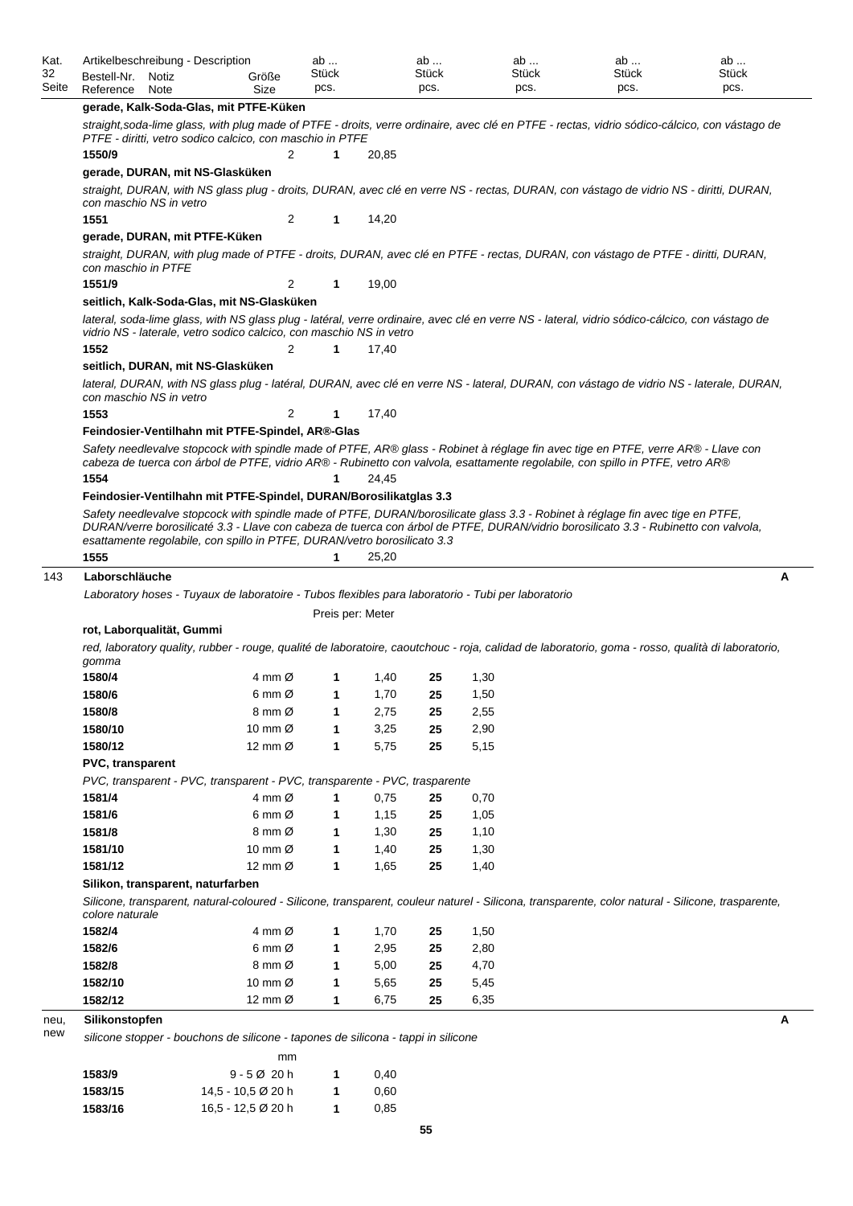| Kat. 32 Seite | Artikelbeschreibung - Description<br>Bestell-Nr. Reference | Notiz Note | Größe Size | ab ... Stück pcs. | | ab ... Stück pcs. | | ab ... Stück pcs. | ab ... Stück pcs. | ab ... Stück pcs. |
|---|---|---|---|---|---|---|---|---|---|---|
| | **gerade, Kalk-Soda-Glas, mit PTFE-Küken** | | | | | | | | | |
| | *straight,soda-lime glass, with plug made of PTFE - droits, verre ordinaire, avec clé en PTFE - rectas, vidrio sódico-cálcico, con vástago de PTFE - diritti, vetro sodico calcico, con maschio in PTFE* | | | | | | | | | |
| | **1550/9** | | 2 | **1** | 20,85 | | | | | |
| | **gerade, DURAN, mit NS-Glasküken** | | | | | | | | | |
| | *straight, DURAN, with NS glass plug - droits, DURAN, avec clé en verre NS - rectas, DURAN, con vástago de vidrio NS - diritti, DURAN, con maschio NS in vetro* | | | | | | | | | |
| | **1551** | | 2 | **1** | 14,20 | | | | | |
| | **gerade, DURAN, mit PTFE-Küken** | | | | | | | | | |
| | *straight, DURAN, with plug made of PTFE - droits, DURAN, avec clé en PTFE - rectas, DURAN, con vástago de PTFE - diritti, DURAN, con maschio in PTFE* | | | | | | | | | |
| | **1551/9** | | 2 | **1** | 19,00 | | | | | |
| | **seitlich, Kalk-Soda-Glas, mit NS-Glasküken** | | | | | | | | | |
| | *lateral, soda-lime glass, with NS glass plug - latéral, verre ordinaire, avec clé en verre NS - lateral, vidrio sódico-cálcico, con vástago de vidrio NS - laterale, vetro sodico calcico, con maschio NS in vetro* | | | | | | | | | |
| | **1552** | | 2 | **1** | 17,40 | | | | | |
| | **seitlich, DURAN, mit NS-Glasküken** | | | | | | | | | |
| | *lateral, DURAN, with NS glass plug - latéral, DURAN, avec clé en verre NS - lateral, DURAN, con vástago de vidrio NS - laterale, DURAN, con maschio NS in vetro* | | | | | | | | | |
| | **1553** | | 2 | **1** | 17,40 | | | | | |
| | **Feindosier-Ventilhahn mit PTFE-Spindel, AR®-Glas** | | | | | | | | | |
| | *Safety needlevalve stopcock with spindle made of PTFE, AR® glass - Robinet à réglage fin avec tige en PTFE, verre AR® - Llave con cabeza de tuerca con árbol de PTFE, vidrio AR® - Rubinetto con valvola, esattamente regolabile, con spillo in PTFE, vetro AR®* | | | | | | | | | |
| | **1554** | | | **1** | 24,45 | | | | | |
| | **Feindosier-Ventilhahn mit PTFE-Spindel, DURAN/Borosilikatglas 3.3** | | | | | | | | | |
| | *Safety needlevalve stopcock with spindle made of PTFE, DURAN/borosilicate glass 3.3 - Robinet à réglage fin avec tige en PTFE, DURAN/verre borosilicaté 3.3 - Llave con cabeza de tuerca con árbol de PTFE, DURAN/vidrio borosilicato 3.3 - Rubinetto con valvola, esattamente regolabile, con spillo in PTFE, DURAN/vetro borosilicato 3.3* | | | | | | | | | |
| | **1555** | | | **1** | 25,20 | | | | | |
| 143 | **Laborschläuche** | | | | | | | | | **A** |
| | *Laboratory hoses - Tuyaux de laboratoire - Tubos flexibles para laboratorio - Tubi per laboratorio* | | | | | | | | | |
| | | | | Preis per: Meter | | | | | | |
| | **rot, Laborqualität, Gummi** | | | | | | | | | |
| | *red, laboratory quality, rubber - rouge, qualité de laboratoire, caoutchouc - roja, calidad de laboratorio, goma - rosso, qualità di laboratorio, gomma* | | | | | | | | | |
| | **1580/4** | | 4 mm Ø | **1** | 1,40 | **25** | 1,30 | | | |
| | **1580/6** | | 6 mm Ø | **1** | 1,70 | **25** | 1,50 | | | |
| | **1580/8** | | 8 mm Ø | **1** | 2,75 | **25** | 2,55 | | | |
| | **1580/10** | | 10 mm Ø | **1** | 3,25 | **25** | 2,90 | | | |
| | **1580/12** | | 12 mm Ø | **1** | 5,75 | **25** | 5,15 | | | |
| | **PVC, transparent** | | | | | | | | | |
| | *PVC, transparent - PVC, transparent - PVC, transparente - PVC, trasparente* | | | | | | | | | |
| | **1581/4** | | 4 mm Ø | **1** | 0,75 | **25** | 0,70 | | | |
| | **1581/6** | | 6 mm Ø | **1** | 1,15 | **25** | 1,05 | | | |
| | **1581/8** | | 8 mm Ø | **1** | 1,30 | **25** | 1,10 | | | |
| | **1581/10** | | 10 mm Ø | **1** | 1,40 | **25** | 1,30 | | | |
| | **1581/12** | | 12 mm Ø | **1** | 1,65 | **25** | 1,40 | | | |
| | **Silikon, transparent, naturfarben** | | | | | | | | | |
| | *Silicone, transparent, natural-coloured - Silicone, transparent, couleur naturel - Silicona, transparente, color natural - Silicone, trasparente, colore naturale* | | | | | | | | | |
| | **1582/4** | | 4 mm Ø | **1** | 1,70 | **25** | 1,50 | | | |
| | **1582/6** | | 6 mm Ø | **1** | 2,95 | **25** | 2,80 | | | |
| | **1582/8** | | 8 mm Ø | **1** | 5,00 | **25** | 4,70 | | | |
| | **1582/10** | | 10 mm Ø | **1** | 5,65 | **25** | 5,45 | | | |
| | **1582/12** | | 12 mm Ø | **1** | 6,75 | **25** | 6,35 | | | |
| neu, new | **Silikonstopfen** | | | | | | | | | **A** |
| | *silicone stopper - bouchons de silicone - tapones de silicona - tappi in silicone* | | | | | | | | | |
| | | | mm | | | | | | | |
| | **1583/9** | | 9 - 5 Ø 20 h | **1** | 0,40 | | | | | |
| | **1583/15** | | 14,5 - 10,5 Ø 20 h | **1** | 0,60 | | | | | |
| | **1583/16** | | 16,5 - 12,5 Ø 20 h | **1** | 0,85 | | | | | |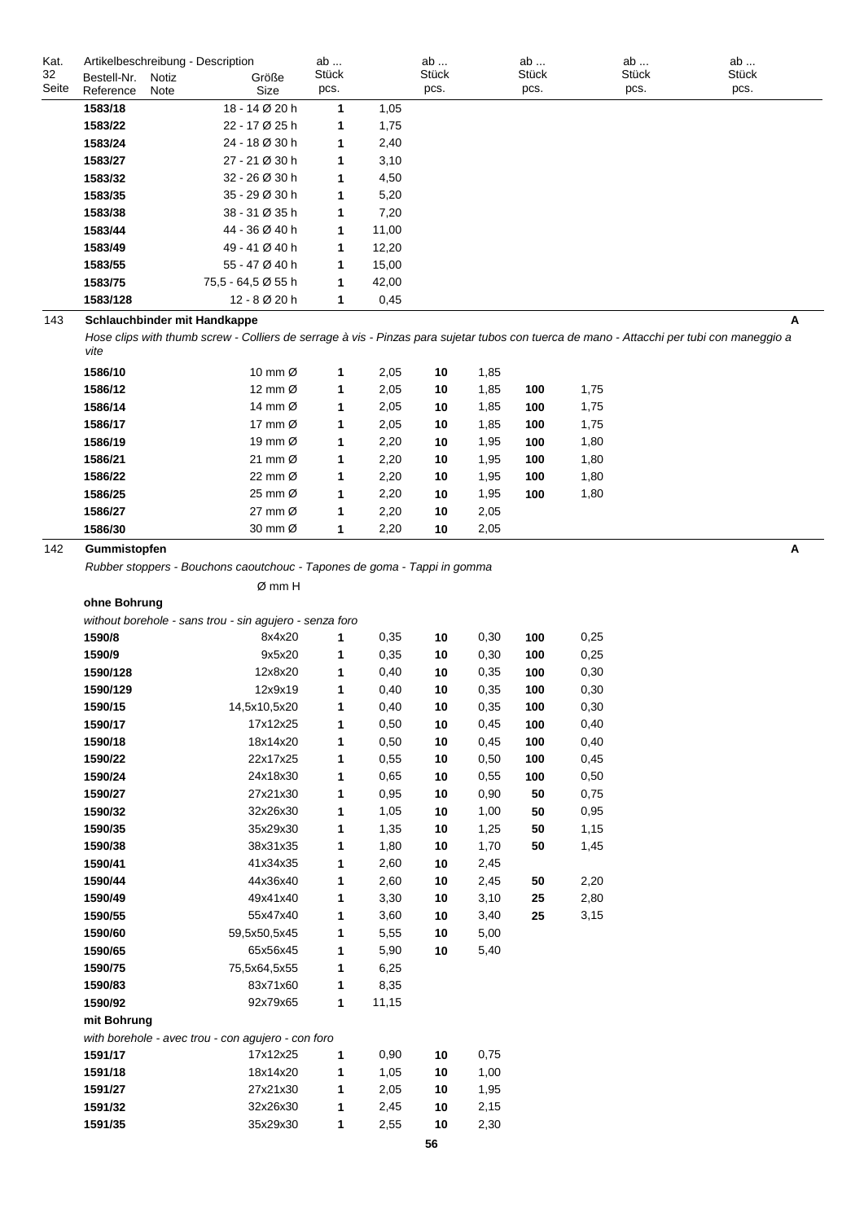| Kat. 32 Seite | Artikelbeschreibung - Description Bestell-Nr. Reference | Notiz Note | Größe Size | ab ... Stück pcs. | | ab ... Stück pcs. | | ab ... Stück pcs. | | ab ... Stück pcs. | | ab ... Stück pcs. | |
|---|---|---|---|---|---|---|---|---|---|---|---|---|---|
| | **1583/18** | | 18 - 14 Ø 20 h | **1** | 1,05 | | | | | | | | |
| | **1583/22** | | 22 - 17 Ø 25 h | **1** | 1,75 | | | | | | | | |
| | **1583/24** | | 24 - 18 Ø 30 h | **1** | 2,40 | | | | | | | | |
| | **1583/27** | | 27 - 21 Ø 30 h | **1** | 3,10 | | | | | | | | |
| | **1583/32** | | 32 - 26 Ø 30 h | **1** | 4,50 | | | | | | | | |
| | **1583/35** | | 35 - 29 Ø 30 h | **1** | 5,20 | | | | | | | | |
| | **1583/38** | | 38 - 31 Ø 35 h | **1** | 7,20 | | | | | | | | |
| | **1583/44** | | 44 - 36 Ø 40 h | **1** | 11,00 | | | | | | | | |
| | **1583/49** | | 49 - 41 Ø 40 h | **1** | 12,20 | | | | | | | | |
| | **1583/55** | | 55 - 47 Ø 40 h | **1** | 15,00 | | | | | | | | |
| | **1583/75** | | 75,5 - 64,5 Ø 55 h | **1** | 42,00 | | | | | | | | |
| | **1583/128** | | 12 - 8 Ø 20 h | **1** | 0,45 | | | | | | | | |

143 **Schlauchbinder mit Handkappe** **A**

*Hose clips with thumb screw - Colliers de serrage à vis - Pinzas para sujetar tubos con tuerca de mano - Attacchi per tubi con maneggio a vite*

| Bestell-Nr. | Größe | ab Stück | | ab Stück | | ab Stück | |
|---|---|---|---|---|---|---|---|
| **1586/10** | 10 mm Ø | **1** | 2,05 | **10** | 1,85 | | |
| **1586/12** | 12 mm Ø | **1** | 2,05 | **10** | 1,85 | **100** | 1,75 |
| **1586/14** | 14 mm Ø | **1** | 2,05 | **10** | 1,85 | **100** | 1,75 |
| **1586/17** | 17 mm Ø | **1** | 2,05 | **10** | 1,85 | **100** | 1,75 |
| **1586/19** | 19 mm Ø | **1** | 2,20 | **10** | 1,95 | **100** | 1,80 |
| **1586/21** | 21 mm Ø | **1** | 2,20 | **10** | 1,95 | **100** | 1,80 |
| **1586/22** | 22 mm Ø | **1** | 2,20 | **10** | 1,95 | **100** | 1,80 |
| **1586/25** | 25 mm Ø | **1** | 2,20 | **10** | 1,95 | **100** | 1,80 |
| **1586/27** | 27 mm Ø | **1** | 2,20 | **10** | 2,05 | | |
| **1586/30** | 30 mm Ø | **1** | 2,20 | **10** | 2,05 | | |

142 **Gummistopfen** **A**

*Rubber stoppers - Bouchons caoutchouc - Tapones de goma - Tappi in gomma*

Ø mm H

**ohne Bohrung**

*without borehole - sans trou - sin agujero - senza foro*

| Bestell-Nr. | Größe | ab Stück | | ab Stück | | ab Stück | |
|---|---|---|---|---|---|---|---|
| **1590/8** | 8x4x20 | **1** | 0,35 | **10** | 0,30 | **100** | 0,25 |
| **1590/9** | 9x5x20 | **1** | 0,35 | **10** | 0,30 | **100** | 0,25 |
| **1590/128** | 12x8x20 | **1** | 0,40 | **10** | 0,35 | **100** | 0,30 |
| **1590/129** | 12x9x19 | **1** | 0,40 | **10** | 0,35 | **100** | 0,30 |
| **1590/15** | 14,5x10,5x20 | **1** | 0,40 | **10** | 0,35 | **100** | 0,30 |
| **1590/17** | 17x12x25 | **1** | 0,50 | **10** | 0,45 | **100** | 0,40 |
| **1590/18** | 18x14x20 | **1** | 0,50 | **10** | 0,45 | **100** | 0,40 |
| **1590/22** | 22x17x25 | **1** | 0,55 | **10** | 0,50 | **100** | 0,45 |
| **1590/24** | 24x18x30 | **1** | 0,65 | **10** | 0,55 | **100** | 0,50 |
| **1590/27** | 27x21x30 | **1** | 0,95 | **10** | 0,90 | **50** | 0,75 |
| **1590/32** | 32x26x30 | **1** | 1,05 | **10** | 1,00 | **50** | 0,95 |
| **1590/35** | 35x29x30 | **1** | 1,35 | **10** | 1,25 | **50** | 1,15 |
| **1590/38** | 38x31x35 | **1** | 1,80 | **10** | 1,70 | **50** | 1,45 |
| **1590/41** | 41x34x35 | **1** | 2,60 | **10** | 2,45 | | |
| **1590/44** | 44x36x40 | **1** | 2,60 | **10** | 2,45 | **50** | 2,20 |
| **1590/49** | 49x41x40 | **1** | 3,30 | **10** | 3,10 | **25** | 2,80 |
| **1590/55** | 55x47x40 | **1** | 3,60 | **10** | 3,40 | **25** | 3,15 |
| **1590/60** | 59,5x50,5x45 | **1** | 5,55 | **10** | 5,00 | | |
| **1590/65** | 65x56x45 | **1** | 5,90 | **10** | 5,40 | | |
| **1590/75** | 75,5x64,5x55 | **1** | 6,25 | | | | |
| **1590/83** | 83x71x60 | **1** | 8,35 | | | | |
| **1590/92** | 92x79x65 | **1** | 11,15 | | | | |

**mit Bohrung**

*with borehole - avec trou - con agujero - con foro*

| Bestell-Nr. | Größe | ab Stück | | ab Stück | |
|---|---|---|---|---|---|
| **1591/17** | 17x12x25 | **1** | 0,90 | **10** | 0,75 |
| **1591/18** | 18x14x20 | **1** | 1,05 | **10** | 1,00 |
| **1591/27** | 27x21x30 | **1** | 2,05 | **10** | 1,95 |
| **1591/32** | 32x26x30 | **1** | 2,45 | **10** | 2,15 |
| **1591/35** | 35x29x30 | **1** | 2,55 | **10** | 2,30 |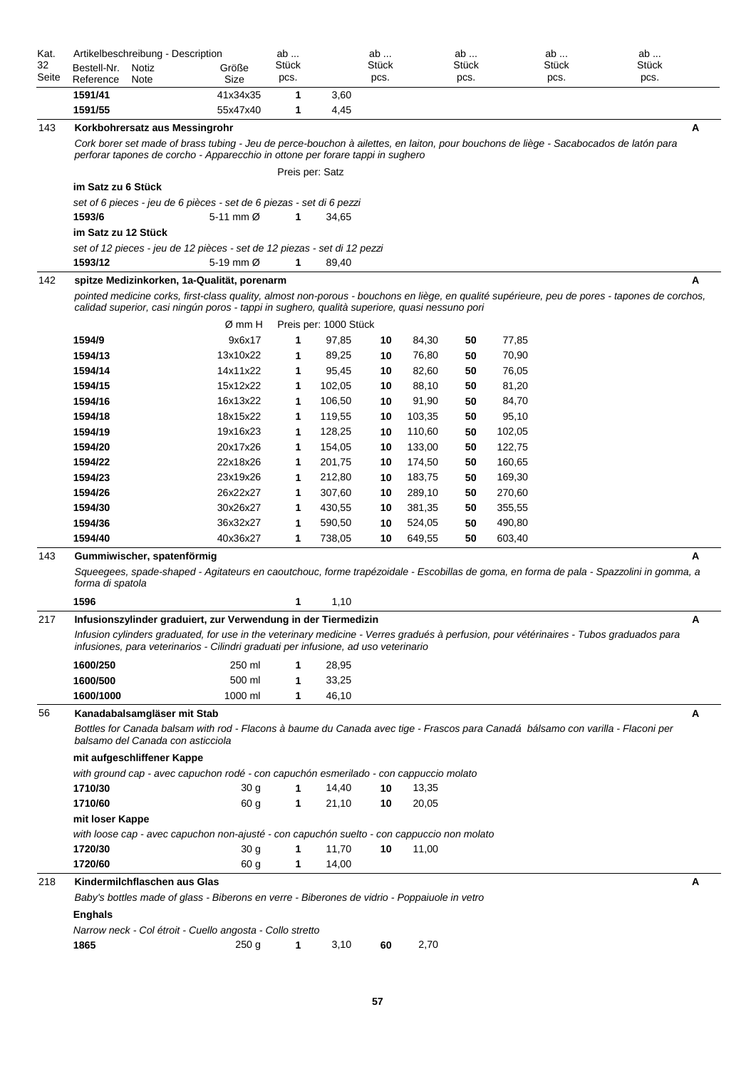| Kat. 32 Seite | Artikelbeschreibung - Description Bestell-Nr. Reference | Notiz Note | Größe Size | ab ... Stück pcs. | | ab ... Stück pcs. | | ab ... Stück pcs. | | ab ... Stück pcs. | ab ... Stück pcs. |
|---|---|---|---|---|---|---|---|---|---|---|---|
| | **1591/41** | | 41x34x35 | **1** | 3,60 | | | | | | |
| | **1591/55** | | 55x47x40 | **1** | 4,45 | | | | | | |

---

143 **Korkbohrersatz aus Messingrohr** **A**

*Cork borer set made of brass tubing - Jeu de perce-bouchon à ailettes, en laiton, pour bouchons de liège - Sacabocados de latón para perforar tapones de corcho - Apparecchio in ottone per forare tappi in sughero*

Preis per: Satz

**im Satz zu 6 Stück**

*set of 6 pieces - jeu de 6 pièces - set de 6 piezas - set di 6 pezzi*

| | | | |
|---|---|---|---|
| **1593/6** | 5-11 mm Ø | **1** | 34,65 |

**im Satz zu 12 Stück**

*set of 12 pieces - jeu de 12 pièces - set de 12 piezas - set di 12 pezzi*

| | | | |
|---|---|---|---|
| **1593/12** | 5-19 mm Ø | **1** | 89,40 |

---

142 **spitze Medizinkorken, 1a-Qualität, porenarm** **A**

*pointed medicine corks, first-class quality, almost non-porous - bouchons en liège, en qualité supérieure, peu de pores - tapones de corchos, calidad superior, casi ningún poros - tappi in sughero, qualità superiore, quasi nessuno pori*

Preis per: 1000 Stück

| Bestell-Nr. | Ø mm H | ab | | ab | | ab | |
|---|---|---|---|---|---|---|---|
| **1594/9** | 9x6x17 | **1** | 97,85 | **10** | 84,30 | **50** | 77,85 |
| **1594/13** | 13x10x22 | **1** | 89,25 | **10** | 76,80 | **50** | 70,90 |
| **1594/14** | 14x11x22 | **1** | 95,45 | **10** | 82,60 | **50** | 76,05 |
| **1594/15** | 15x12x22 | **1** | 102,05 | **10** | 88,10 | **50** | 81,20 |
| **1594/16** | 16x13x22 | **1** | 106,50 | **10** | 91,90 | **50** | 84,70 |
| **1594/18** | 18x15x22 | **1** | 119,55 | **10** | 103,35 | **50** | 95,10 |
| **1594/19** | 19x16x23 | **1** | 128,25 | **10** | 110,60 | **50** | 102,05 |
| **1594/20** | 20x17x26 | **1** | 154,05 | **10** | 133,00 | **50** | 122,75 |
| **1594/22** | 22x18x26 | **1** | 201,75 | **10** | 174,50 | **50** | 160,65 |
| **1594/23** | 23x19x26 | **1** | 212,80 | **10** | 183,75 | **50** | 169,30 |
| **1594/26** | 26x22x27 | **1** | 307,60 | **10** | 289,10 | **50** | 270,60 |
| **1594/30** | 30x26x27 | **1** | 430,55 | **10** | 381,35 | **50** | 355,55 |
| **1594/36** | 36x32x27 | **1** | 590,50 | **10** | 524,05 | **50** | 490,80 |
| **1594/40** | 40x36x27 | **1** | 738,05 | **10** | 649,55 | **50** | 603,40 |

---

143 **Gummiwischer, spatenförmig** **A**

*Squeegees, spade-shaped - Agitateurs en caoutchouc, forme trapézoidale - Escobillas de goma, en forma de pala - Spazzolini in gomma, a forma di spatola*

| | | |
|---|---|---|
| **1596** | **1** | 1,10 |

---

217 **Infusionszylinder graduiert, zur Verwendung in der Tiermedizin** **A**

*Infusion cylinders graduated, for use in the veterinary medicine - Verres gradués à perfusion, pour vétérinaires - Tubos graduados para infusiones, para veterinarios - Cilindri graduati per infusione, ad uso veterinario*

| | | | |
|---|---|---|---|
| **1600/250** | 250 ml | **1** | 28,95 |
| **1600/500** | 500 ml | **1** | 33,25 |
| **1600/1000** | 1000 ml | **1** | 46,10 |

---

56 **Kanadabalsamgläser mit Stab** **A**

*Bottles for Canada balsam with rod - Flacons à baume du Canada avec tige - Frascos para Canadá bálsamo con varilla - Flaconi per balsamo del Canada con asticciola*

**mit aufgeschliffener Kappe**

*with ground cap - avec capuchon rodé - con capuchón esmerilado - con cappuccio molato*

| | | | | | |
|---|---|---|---|---|---|
| **1710/30** | 30 g | **1** | 14,40 | **10** | 13,35 |
| **1710/60** | 60 g | **1** | 21,10 | **10** | 20,05 |

**mit loser Kappe**

*with loose cap - avec capuchon non-ajusté - con capuchón suelto - con cappuccio non molato*

| | | | | | |
|---|---|---|---|---|---|
| **1720/30** | 30 g | **1** | 11,70 | **10** | 11,00 |
| **1720/60** | 60 g | **1** | 14,00 | | |

---

218 **Kindermilchflaschen aus Glas** **A**

*Baby's bottles made of glass - Biberons en verre - Biberones de vidrio - Poppaiuole in vetro*

**Enghals**

*Narrow neck - Col étroit - Cuello angosta - Collo stretto*

| | | | | | |
|---|---|---|---|---|---|
| **1865** | 250 g | **1** | 3,10 | **60** | 2,70 |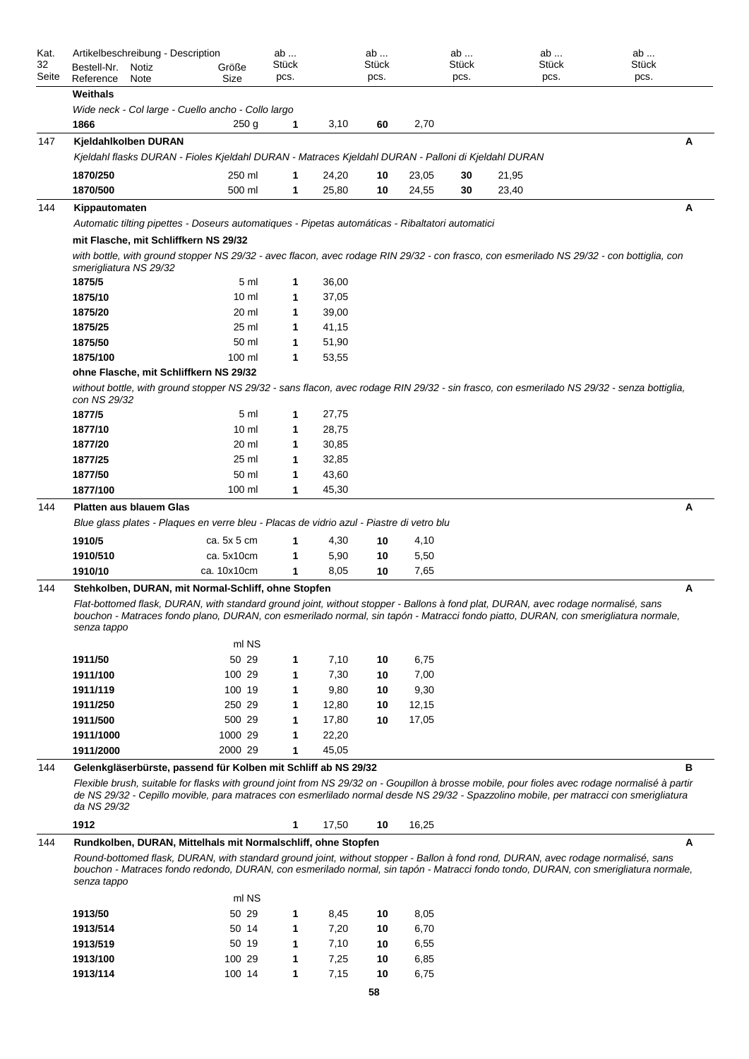| Kat. 32 Seite | Artikelbeschreibung - Description<br>Bestell-Nr. Reference | Notiz Note | Größe Size | ab ... Stück pcs. | | ab ... Stück pcs. | | ab ... Stück pcs. | | ab ... Stück pcs. | | ab ... Stück pcs. | | |
|---|---|---|---|---|---|---|---|---|---|---|---|---|---|---|
| | **Weithals** | | | | | | | | | | | | | |
| | *Wide neck - Col large - Cuello ancho - Collo largo* | | | | | | | | | | | | | |
| | **1866** | | 250 g | **1** | 3,10 | **60** | 2,70 | | | | | | | |
| 147 | **Kjeldahlkolben DURAN** | | | | | | | | | | | | | **A** |
| | *Kjeldahl flasks DURAN - Fioles Kjeldahl DURAN - Matraces Kjeldahl DURAN - Palloni di Kjeldahl DURAN* | | | | | | | | | | | | | |
| | **1870/250** | | 250 ml | **1** | 24,20 | **10** | 23,05 | **30** | 21,95 | | | | | |
| | **1870/500** | | 500 ml | **1** | 25,80 | **10** | 24,55 | **30** | 23,40 | | | | | |
| 144 | **Kippautomaten** | | | | | | | | | | | | | **A** |
| | *Automatic tilting pipettes - Doseurs automatiques - Pipetas automáticas - Ribaltatori automatici* | | | | | | | | | | | | | |
| | **mit Flasche, mit Schliffkern NS 29/32** | | | | | | | | | | | | | |
| | *with bottle, with ground stopper NS 29/32 - avec flacon, avec rodage RIN 29/32 - con frasco, con esmerilado NS 29/32 - con bottiglia, con smerigliatura NS 29/32* | | | | | | | | | | | | | |
| | **1875/5** | | 5 ml | **1** | 36,00 | | | | | | | | | |
| | **1875/10** | | 10 ml | **1** | 37,05 | | | | | | | | | |
| | **1875/20** | | 20 ml | **1** | 39,00 | | | | | | | | | |
| | **1875/25** | | 25 ml | **1** | 41,15 | | | | | | | | | |
| | **1875/50** | | 50 ml | **1** | 51,90 | | | | | | | | | |
| | **1875/100** | | 100 ml | **1** | 53,55 | | | | | | | | | |
| | **ohne Flasche, mit Schliffkern NS 29/32** | | | | | | | | | | | | | |
| | *without bottle, with ground stopper NS 29/32 - sans flacon, avec rodage RIN 29/32 - sin frasco, con esmerilado NS 29/32 - senza bottiglia, con NS 29/32* | | | | | | | | | | | | | |
| | **1877/5** | | 5 ml | **1** | 27,75 | | | | | | | | | |
| | **1877/10** | | 10 ml | **1** | 28,75 | | | | | | | | | |
| | **1877/20** | | 20 ml | **1** | 30,85 | | | | | | | | | |
| | **1877/25** | | 25 ml | **1** | 32,85 | | | | | | | | | |
| | **1877/50** | | 50 ml | **1** | 43,60 | | | | | | | | | |
| | **1877/100** | | 100 ml | **1** | 45,30 | | | | | | | | | |
| 144 | **Platten aus blauem Glas** | | | | | | | | | | | | | **A** |
| | *Blue glass plates - Plaques en verre bleu - Placas de vidrio azul - Piastre di vetro blu* | | | | | | | | | | | | | |
| | **1910/5** | | ca. 5x 5 cm | **1** | 4,30 | **10** | 4,10 | | | | | | | |
| | **1910/510** | | ca. 5x10cm | **1** | 5,90 | **10** | 5,50 | | | | | | | |
| | **1910/10** | | ca. 10x10cm | **1** | 8,05 | **10** | 7,65 | | | | | | | |
| 144 | **Stehkolben, DURAN, mit Normal-Schliff, ohne Stopfen** | | | | | | | | | | | | | **A** |
| | *Flat-bottomed flask, DURAN, with standard ground joint, without stopper - Ballons à fond plat, DURAN, avec rodage normalisé, sans bouchon - Matraces fondo plano, DURAN, con esmerilado normal, sin tapón - Matracci fondo piatto, DURAN, con smerigliatura normale, senza tappo* | | | | | | | | | | | | | |
| | | | ml NS | | | | | | | | | | | |
| | **1911/50** | | 50 29 | **1** | 7,10 | **10** | 6,75 | | | | | | | |
| | **1911/100** | | 100 29 | **1** | 7,30 | **10** | 7,00 | | | | | | | |
| | **1911/119** | | 100 19 | **1** | 9,80 | **10** | 9,30 | | | | | | | |
| | **1911/250** | | 250 29 | **1** | 12,80 | **10** | 12,15 | | | | | | | |
| | **1911/500** | | 500 29 | **1** | 17,80 | **10** | 17,05 | | | | | | | |
| | **1911/1000** | | 1000 29 | **1** | 22,20 | | | | | | | | | |
| | **1911/2000** | | 2000 29 | **1** | 45,05 | | | | | | | | | |
| 144 | **Gelenkgläserbürste, passend für Kolben mit Schliff ab NS 29/32** | | | | | | | | | | | | | **B** |
| | *Flexible brush, suitable for flasks with ground joint from NS 29/32 on - Goupillon à brosse mobile, pour fioles avec rodage normalisé à partir de NS 29/32 - Cepillo movible, para matraces con esmerlilado normal desde NS 29/32 - Spazzolino mobile, per matracci con smerigliatura da NS 29/32* | | | | | | | | | | | | | |
| | **1912** | | | **1** | 17,50 | **10** | 16,25 | | | | | | | |
| 144 | **Rundkolben, DURAN, Mittelhals mit Normalschliff, ohne Stopfen** | | | | | | | | | | | | | **A** |
| | *Round-bottomed flask, DURAN, with standard ground joint, without stopper - Ballon à fond rond, DURAN, avec rodage normalisé, sans bouchon - Matraces fondo redondo, DURAN, con esmerilado normal, sin tapón - Matracci fondo tondo, DURAN, con smerigliatura normale, senza tappo* | | | | | | | | | | | | | |
| | | | ml NS | | | | | | | | | | | |
| | **1913/50** | | 50 29 | **1** | 8,45 | **10** | 8,05 | | | | | | | |
| | **1913/514** | | 50 14 | **1** | 7,20 | **10** | 6,70 | | | | | | | |
| | **1913/519** | | 50 19 | **1** | 7,10 | **10** | 6,55 | | | | | | | |
| | **1913/100** | | 100 29 | **1** | 7,25 | **10** | 6,85 | | | | | | | |
| | **1913/114** | | 100 14 | **1** | 7,15 | **10** | 6,75 | | | | | | | |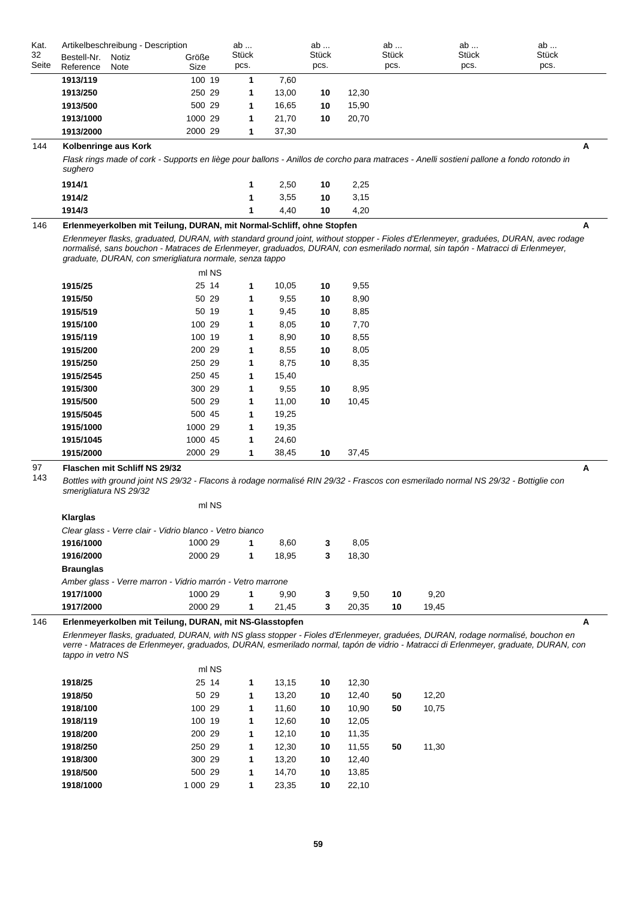| Kat. 32 Seite | Artikelbeschreibung - Description Bestell-Nr. Reference | Notiz Note | Größe Size | | ab ... Stück pcs. | | ab ... Stück pcs. | | ab ... Stück pcs. | | ab ... Stück pcs. | | ab ... Stück pcs. | |
|---|---|---|---|---|---|---|---|---|---|---|---|---|---|---|
| | **1913/119** | | 100 | 19 | **1** | 7,60 | | | | | | | | |
| | **1913/250** | | 250 | 29 | **1** | 13,00 | **10** | 12,30 | | | | | | |
| | **1913/500** | | 500 | 29 | **1** | 16,65 | **10** | 15,90 | | | | | | |
| | **1913/1000** | | 1000 | 29 | **1** | 21,70 | **10** | 20,70 | | | | | | |
| | **1913/2000** | | 2000 | 29 | **1** | 37,30 | | | | | | | | |

144 **Kolbenringe aus Kork** **A**

*Flask rings made of cork - Supports en liège pour ballons - Anillos de corcho para matraces - Anelli sostieni pallone a fondo rotondo in sughero*

| Bestell-Nr. | ab ... Stück | | ab ... Stück | |
|---|---|---|---|---|
| **1914/1** | **1** | 2,50 | **10** | 2,25 |
| **1914/2** | **1** | 3,55 | **10** | 3,15 |
| **1914/3** | **1** | 4,40 | **10** | 4,20 |

146 **Erlenmeyerkolben mit Teilung, DURAN, mit Normal-Schliff, ohne Stopfen** **A**

*Erlenmeyer flasks, graduated, DURAN, with standard ground joint, without stopper - Fioles d'Erlenmeyer, graduées, DURAN, avec rodage normalisé, sans bouchon - Matraces de Erlenmeyer, graduados, DURAN, con esmerilado normal, sin tapón - Matracci di Erlenmeyer, graduate, DURAN, con smerigliatura normale, senza tappo*

| Bestell-Nr. | ml | NS | ab ... Stück | | ab ... Stück | |
|---|---|---|---|---|---|---|
| **1915/25** | 25 | 14 | **1** | 10,05 | **10** | 9,55 |
| **1915/50** | 50 | 29 | **1** | 9,55 | **10** | 8,90 |
| **1915/519** | 50 | 19 | **1** | 9,45 | **10** | 8,85 |
| **1915/100** | 100 | 29 | **1** | 8,05 | **10** | 7,70 |
| **1915/119** | 100 | 19 | **1** | 8,90 | **10** | 8,55 |
| **1915/200** | 200 | 29 | **1** | 8,55 | **10** | 8,05 |
| **1915/250** | 250 | 29 | **1** | 8,75 | **10** | 8,35 |
| **1915/2545** | 250 | 45 | **1** | 15,40 | | |
| **1915/300** | 300 | 29 | **1** | 9,55 | **10** | 8,95 |
| **1915/500** | 500 | 29 | **1** | 11,00 | **10** | 10,45 |
| **1915/5045** | 500 | 45 | **1** | 19,25 | | |
| **1915/1000** | 1000 | 29 | **1** | 19,35 | | |
| **1915/1045** | 1000 | 45 | **1** | 24,60 | | |
| **1915/2000** | 2000 | 29 | **1** | 38,45 | **10** | 37,45 |

97 143 **Flaschen mit Schliff NS 29/32** **A**

*Bottles with ground joint NS 29/32 - Flacons à rodage normalisé RIN 29/32 - Frascos con esmerilado normal NS 29/32 - Bottiglie con smerigliatura NS 29/32*

**Klarglas**

*Clear glass - Verre clair - Vidrio blanco - Vetro bianco*

| Bestell-Nr. | ml | NS | ab ... Stück | | ab ... Stück | | ab ... Stück | |
|---|---|---|---|---|---|---|---|---|
| **1916/1000** | 1000 | 29 | **1** | 8,60 | **3** | 8,05 | | |
| **1916/2000** | 2000 | 29 | **1** | 18,95 | **3** | 18,30 | | |

**Braunglas**

*Amber glass - Verre marron - Vidrio marrón - Vetro marrone*

| Bestell-Nr. | ml | NS | ab ... Stück | | ab ... Stück | | ab ... Stück | |
|---|---|---|---|---|---|---|---|---|
| **1917/1000** | 1000 | 29 | **1** | 9,90 | **3** | 9,50 | **10** | 9,20 |
| **1917/2000** | 2000 | 29 | **1** | 21,45 | **3** | 20,35 | **10** | 19,45 |

146 **Erlenmeyerkolben mit Teilung, DURAN, mit NS-Glasstopfen** **A**

*Erlenmeyer flasks, graduated, DURAN, with NS glass stopper - Fioles d'Erlenmeyer, graduées, DURAN, rodage normalisé, bouchon en verre - Matraces de Erlenmeyer, graduados, DURAN, esmerilado normal, tapón de vidrio - Matracci di Erlenmeyer, graduate, DURAN, con tappo in vetro NS*

| Bestell-Nr. | ml | NS | ab ... Stück | | ab ... Stück | | ab ... Stück | |
|---|---|---|---|---|---|---|---|---|
| **1918/25** | 25 | 14 | **1** | 13,15 | **10** | 12,30 | | |
| **1918/50** | 50 | 29 | **1** | 13,20 | **10** | 12,40 | **50** | 12,20 |
| **1918/100** | 100 | 29 | **1** | 11,60 | **10** | 10,90 | **50** | 10,75 |
| **1918/119** | 100 | 19 | **1** | 12,60 | **10** | 12,05 | | |
| **1918/200** | 200 | 29 | **1** | 12,10 | **10** | 11,35 | | |
| **1918/250** | 250 | 29 | **1** | 12,30 | **10** | 11,55 | **50** | 11,30 |
| **1918/300** | 300 | 29 | **1** | 13,20 | **10** | 12,40 | | |
| **1918/500** | 500 | 29 | **1** | 14,70 | **10** | 13,85 | | |
| **1918/1000** | 1 000 | 29 | **1** | 23,35 | **10** | 22,10 | | |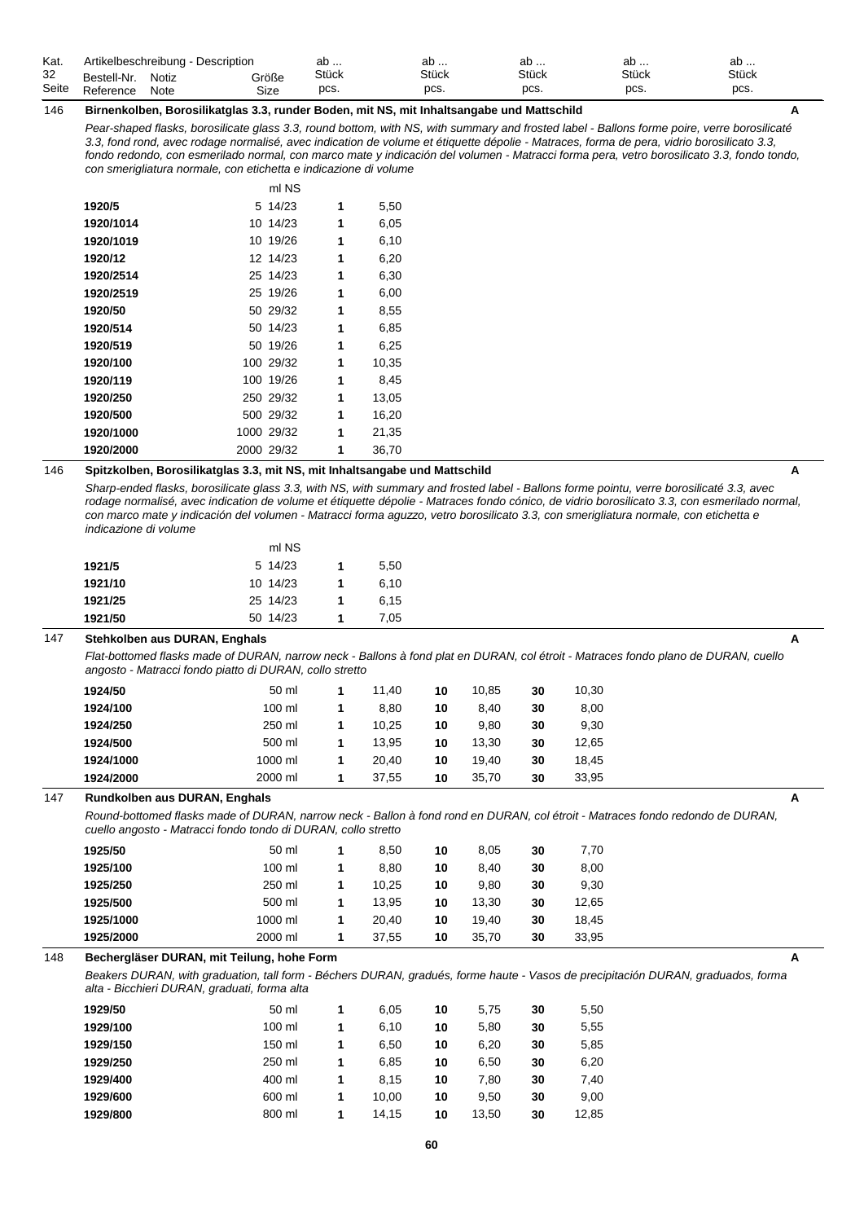| Kat. 32 Seite | Artikelbeschreibung - Description Bestell-Nr. Reference | Notiz Note | Größe Size | ab ... Stück pcs. | | ab ... Stück pcs. | | ab ... Stück pcs. | | ab ... Stück pcs. | | ab ... Stück pcs. |
|---|---|---|---|---|---|---|---|---|---|---|---|---|

### 146 Birnenkolben, Borosilikatglas 3.3, runder Boden, mit NS, mit Inhaltsangabe und Mattschild — A

*Pear-shaped flasks, borosilicate glass 3.3, round bottom, with NS, with summary and frosted label - Ballons forme poire, verre borosilicaté 3.3, fond rond, avec rodage normalisé, avec indication de volume et étiquette dépolie - Matraces, forma de pera, vidrio borosilicato 3.3, fondo redondo, con esmerilado normal, con marco mate y indicación del volumen - Matracci forma pera, vetro borosilicato 3.3, fondo tondo, con smerigliatura normale, con etichetta e indicazione di volume*

| Bestell-Nr. | ml | NS | ab Stück | Preis |
|---|---|---|---|---|
| **1920/5** | 5 | 14/23 | **1** | 5,50 |
| **1920/1014** | 10 | 14/23 | **1** | 6,05 |
| **1920/1019** | 10 | 19/26 | **1** | 6,10 |
| **1920/12** | 12 | 14/23 | **1** | 6,20 |
| **1920/2514** | 25 | 14/23 | **1** | 6,30 |
| **1920/2519** | 25 | 19/26 | **1** | 6,00 |
| **1920/50** | 50 | 29/32 | **1** | 8,55 |
| **1920/514** | 50 | 14/23 | **1** | 6,85 |
| **1920/519** | 50 | 19/26 | **1** | 6,25 |
| **1920/100** | 100 | 29/32 | **1** | 10,35 |
| **1920/119** | 100 | 19/26 | **1** | 8,45 |
| **1920/250** | 250 | 29/32 | **1** | 13,05 |
| **1920/500** | 500 | 29/32 | **1** | 16,20 |
| **1920/1000** | 1000 | 29/32 | **1** | 21,35 |
| **1920/2000** | 2000 | 29/32 | **1** | 36,70 |

### 146 Spitzkolben, Borosilikatglas 3.3, mit NS, mit Inhaltsangabe und Mattschild — A

*Sharp-ended flasks, borosilicate glass 3.3, with NS, with summary and frosted label - Ballons forme pointu, verre borosilicaté 3.3, avec rodage normalisé, avec indication de volume et étiquette dépolie - Matraces fondo cónico, de vidrio borosilicato 3.3, con esmerilado normal, con marco mate y indicación del volumen - Matracci forma aguzzo, vetro borosilicato 3.3, con smerigliatura normale, con etichetta e indicazione di volume*

| Bestell-Nr. | ml | NS | ab Stück | Preis |
|---|---|---|---|---|
| **1921/5** | 5 | 14/23 | **1** | 5,50 |
| **1921/10** | 10 | 14/23 | **1** | 6,10 |
| **1921/25** | 25 | 14/23 | **1** | 6,15 |
| **1921/50** | 50 | 14/23 | **1** | 7,05 |

### 147 Stehkolben aus DURAN, Enghals — A

*Flat-bottomed flasks made of DURAN, narrow neck - Ballons à fond plat en DURAN, col étroit - Matraces fondo plano de DURAN, cuello angosto - Matracci fondo piatto di DURAN, collo stretto*

| Bestell-Nr. | Größe | ab Stück | Preis | ab Stück | Preis | ab Stück | Preis |
|---|---|---|---|---|---|---|---|
| **1924/50** | 50 ml | **1** | 11,40 | **10** | 10,85 | **30** | 10,30 |
| **1924/100** | 100 ml | **1** | 8,80 | **10** | 8,40 | **30** | 8,00 |
| **1924/250** | 250 ml | **1** | 10,25 | **10** | 9,80 | **30** | 9,30 |
| **1924/500** | 500 ml | **1** | 13,95 | **10** | 13,30 | **30** | 12,65 |
| **1924/1000** | 1000 ml | **1** | 20,40 | **10** | 19,40 | **30** | 18,45 |
| **1924/2000** | 2000 ml | **1** | 37,55 | **10** | 35,70 | **30** | 33,95 |

### 147 Rundkolben aus DURAN, Enghals — A

*Round-bottomed flasks made of DURAN, narrow neck - Ballon à fond rond en DURAN, col étroit - Matraces fondo redondo de DURAN, cuello angosto - Matracci fondo tondo di DURAN, collo stretto*

| Bestell-Nr. | Größe | ab Stück | Preis | ab Stück | Preis | ab Stück | Preis |
|---|---|---|---|---|---|---|---|
| **1925/50** | 50 ml | **1** | 8,50 | **10** | 8,05 | **30** | 7,70 |
| **1925/100** | 100 ml | **1** | 8,80 | **10** | 8,40 | **30** | 8,00 |
| **1925/250** | 250 ml | **1** | 10,25 | **10** | 9,80 | **30** | 9,30 |
| **1925/500** | 500 ml | **1** | 13,95 | **10** | 13,30 | **30** | 12,65 |
| **1925/1000** | 1000 ml | **1** | 20,40 | **10** | 19,40 | **30** | 18,45 |
| **1925/2000** | 2000 ml | **1** | 37,55 | **10** | 35,70 | **30** | 33,95 |

### 148 Bechergläser DURAN, mit Teilung, hohe Form — A

*Beakers DURAN, with graduation, tall form - Béchers DURAN, gradués, forme haute - Vasos de precipitación DURAN, graduados, forma alta - Bicchieri DURAN, graduati, forma alta*

| Bestell-Nr. | Größe | ab Stück | Preis | ab Stück | Preis | ab Stück | Preis |
|---|---|---|---|---|---|---|---|
| **1929/50** | 50 ml | **1** | 6,05 | **10** | 5,75 | **30** | 5,50 |
| **1929/100** | 100 ml | **1** | 6,10 | **10** | 5,80 | **30** | 5,55 |
| **1929/150** | 150 ml | **1** | 6,50 | **10** | 6,20 | **30** | 5,85 |
| **1929/250** | 250 ml | **1** | 6,85 | **10** | 6,50 | **30** | 6,20 |
| **1929/400** | 400 ml | **1** | 8,15 | **10** | 7,80 | **30** | 7,40 |
| **1929/600** | 600 ml | **1** | 10,00 | **10** | 9,50 | **30** | 9,00 |
| **1929/800** | 800 ml | **1** | 14,15 | **10** | 13,50 | **30** | 12,85 |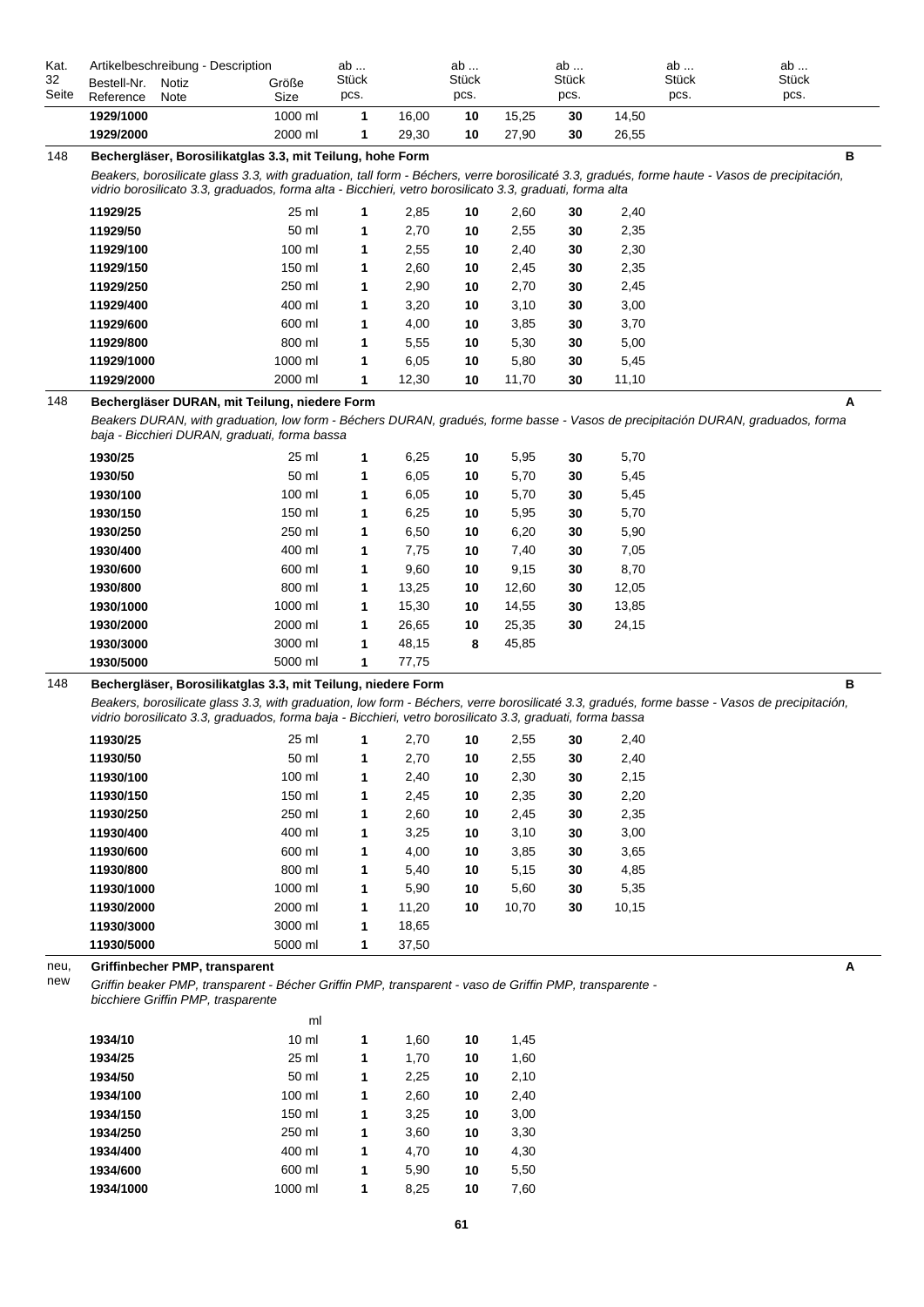| Kat. 32 Seite | Artikelbeschreibung - Description Bestell-Nr. Reference | Notiz Note | Größe Size | ab ... Stück pcs. | | ab ... Stück pcs. | | ab ... Stück pcs. | | ab ... Stück pcs. | ab ... Stück pcs. |
|---|---|---|---|---|---|---|---|---|---|---|---|
| | **1929/1000** | | 1000 ml | **1** | 16,00 | **10** | 15,25 | **30** | 14,50 | | |
| | **1929/2000** | | 2000 ml | **1** | 29,30 | **10** | 27,90 | **30** | 26,55 | | |

148 **Bechergläser, Borosilikatglas 3.3, mit Teilung, hohe Form** **B**

*Beakers, borosilicate glass 3.3, with graduation, tall form - Béchers, verre borosilicaté 3.3, gradués, forme haute - Vasos de precipitación, vidrio borosilicato 3.3, graduados, forma alta - Bicchieri, vetro borosilicato 3.3, graduati, forma alta*

| Bestell-Nr. | Größe | ab | | ab | | ab | |
|---|---|---|---|---|---|---|---|
| **11929/25** | 25 ml | **1** | 2,85 | **10** | 2,60 | **30** | 2,40 |
| **11929/50** | 50 ml | **1** | 2,70 | **10** | 2,55 | **30** | 2,35 |
| **11929/100** | 100 ml | **1** | 2,55 | **10** | 2,40 | **30** | 2,30 |
| **11929/150** | 150 ml | **1** | 2,60 | **10** | 2,45 | **30** | 2,35 |
| **11929/250** | 250 ml | **1** | 2,90 | **10** | 2,70 | **30** | 2,45 |
| **11929/400** | 400 ml | **1** | 3,20 | **10** | 3,10 | **30** | 3,00 |
| **11929/600** | 600 ml | **1** | 4,00 | **10** | 3,85 | **30** | 3,70 |
| **11929/800** | 800 ml | **1** | 5,55 | **10** | 5,30 | **30** | 5,00 |
| **11929/1000** | 1000 ml | **1** | 6,05 | **10** | 5,80 | **30** | 5,45 |
| **11929/2000** | 2000 ml | **1** | 12,30 | **10** | 11,70 | **30** | 11,10 |

148 **Bechergläser DURAN, mit Teilung, niedere Form** **A**

*Beakers DURAN, with graduation, low form - Béchers DURAN, gradués, forme basse - Vasos de precipitación DURAN, graduados, forma baja - Bicchieri DURAN, graduati, forma bassa*

| Bestell-Nr. | Größe | ab | | ab | | ab | |
|---|---|---|---|---|---|---|---|
| **1930/25** | 25 ml | **1** | 6,25 | **10** | 5,95 | **30** | 5,70 |
| **1930/50** | 50 ml | **1** | 6,05 | **10** | 5,70 | **30** | 5,45 |
| **1930/100** | 100 ml | **1** | 6,05 | **10** | 5,70 | **30** | 5,45 |
| **1930/150** | 150 ml | **1** | 6,25 | **10** | 5,95 | **30** | 5,70 |
| **1930/250** | 250 ml | **1** | 6,50 | **10** | 6,20 | **30** | 5,90 |
| **1930/400** | 400 ml | **1** | 7,75 | **10** | 7,40 | **30** | 7,05 |
| **1930/600** | 600 ml | **1** | 9,60 | **10** | 9,15 | **30** | 8,70 |
| **1930/800** | 800 ml | **1** | 13,25 | **10** | 12,60 | **30** | 12,05 |
| **1930/1000** | 1000 ml | **1** | 15,30 | **10** | 14,55 | **30** | 13,85 |
| **1930/2000** | 2000 ml | **1** | 26,65 | **10** | 25,35 | **30** | 24,15 |
| **1930/3000** | 3000 ml | **1** | 48,15 | **8** | 45,85 | | |
| **1930/5000** | 5000 ml | **1** | 77,75 | | | | |

148 **Bechergläser, Borosilikatglas 3.3, mit Teilung, niedere Form** **B**

*Beakers, borosilicate glass 3.3, with graduation, low form - Béchers, verre borosilicaté 3.3, gradués, forme basse - Vasos de precipitación, vidrio borosilicato 3.3, graduados, forma baja - Bicchieri, vetro borosilicato 3.3, graduati, forma bassa*

| Bestell-Nr. | Größe | ab | | ab | | ab | |
|---|---|---|---|---|---|---|---|
| **11930/25** | 25 ml | **1** | 2,70 | **10** | 2,55 | **30** | 2,40 |
| **11930/50** | 50 ml | **1** | 2,70 | **10** | 2,55 | **30** | 2,40 |
| **11930/100** | 100 ml | **1** | 2,40 | **10** | 2,30 | **30** | 2,15 |
| **11930/150** | 150 ml | **1** | 2,45 | **10** | 2,35 | **30** | 2,20 |
| **11930/250** | 250 ml | **1** | 2,60 | **10** | 2,45 | **30** | 2,35 |
| **11930/400** | 400 ml | **1** | 3,25 | **10** | 3,10 | **30** | 3,00 |
| **11930/600** | 600 ml | **1** | 4,00 | **10** | 3,85 | **30** | 3,65 |
| **11930/800** | 800 ml | **1** | 5,40 | **10** | 5,15 | **30** | 4,85 |
| **11930/1000** | 1000 ml | **1** | 5,90 | **10** | 5,60 | **30** | 5,35 |
| **11930/2000** | 2000 ml | **1** | 11,20 | **10** | 10,70 | **30** | 10,15 |
| **11930/3000** | 3000 ml | **1** | 18,65 | | | | |
| **11930/5000** | 5000 ml | **1** | 37,50 | | | | |

neu, new **Griffinbecher PMP, transparent** **A**

*Griffin beaker PMP, transparent - Bécher Griffin PMP, transparent - vaso de Griffin PMP, transparente - bicchiere Griffin PMP, trasparente*

| Bestell-Nr. | ml | ab | | ab | |
|---|---|---|---|---|---|
| **1934/10** | 10 ml | **1** | 1,60 | **10** | 1,45 |
| **1934/25** | 25 ml | **1** | 1,70 | **10** | 1,60 |
| **1934/50** | 50 ml | **1** | 2,25 | **10** | 2,10 |
| **1934/100** | 100 ml | **1** | 2,60 | **10** | 2,40 |
| **1934/150** | 150 ml | **1** | 3,25 | **10** | 3,00 |
| **1934/250** | 250 ml | **1** | 3,60 | **10** | 3,30 |
| **1934/400** | 400 ml | **1** | 4,70 | **10** | 4,30 |
| **1934/600** | 600 ml | **1** | 5,90 | **10** | 5,50 |
| **1934/1000** | 1000 ml | **1** | 8,25 | **10** | 7,60 |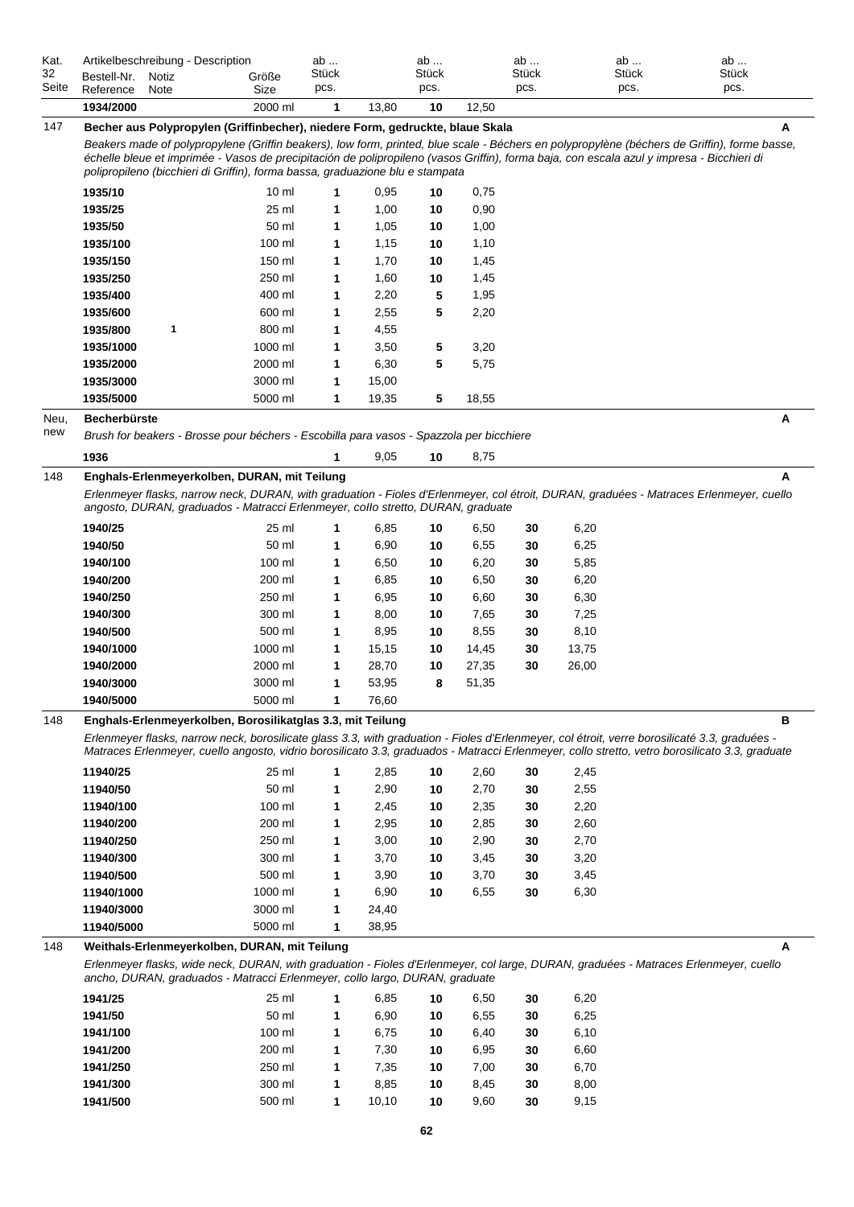| Kat. 32 Seite | Artikelbeschreibung - Description Bestell-Nr. Reference | Notiz Note | Größe Size | ab ... Stück pcs. | | ab ... Stück pcs. | | ab ... Stück pcs. | | ab ... Stück pcs. | ab ... Stück pcs. |
|---|---|---|---|---|---|---|---|---|---|---|---|
| | **1934/2000** | | 2000 ml | **1** | 13,80 | **10** | 12,50 | | | | |

**147 Becher aus Polypropylen (Griffinbecher), niedere Form, gedruckte, blaue Skala** — **A**

*Beakers made of polypropylene (Griffin beakers), low form, printed, blue scale - Béchers en polypropylène (béchers de Griffin), forme basse, échelle bleue et imprimée - Vasos de precipitación de polipropileno (vasos Griffin), forma baja, con escala azul y impresa - Bicchieri di polipropileno (bicchieri di Griffin), forma bassa, graduazione blu e stampata*

| Bestell-Nr. | Notiz | Größe | ab | | ab | |
|---|---|---|---|---|---|---|
| **1935/10** | | 10 ml | **1** | 0,95 | **10** | 0,75 |
| **1935/25** | | 25 ml | **1** | 1,00 | **10** | 0,90 |
| **1935/50** | | 50 ml | **1** | 1,05 | **10** | 1,00 |
| **1935/100** | | 100 ml | **1** | 1,15 | **10** | 1,10 |
| **1935/150** | | 150 ml | **1** | 1,70 | **10** | 1,45 |
| **1935/250** | | 250 ml | **1** | 1,60 | **10** | 1,45 |
| **1935/400** | | 400 ml | **1** | 2,20 | **5** | 1,95 |
| **1935/600** | | 600 ml | **1** | 2,55 | **5** | 2,20 |
| **1935/800** | **1** | 800 ml | **1** | 4,55 | | |
| **1935/1000** | | 1000 ml | **1** | 3,50 | **5** | 3,20 |
| **1935/2000** | | 2000 ml | **1** | 6,30 | **5** | 5,75 |
| **1935/3000** | | 3000 ml | **1** | 15,00 | | |
| **1935/5000** | | 5000 ml | **1** | 19,35 | **5** | 18,55 |

**Neu, new — Becherbürste** — **A**

*Brush for beakers - Brosse pour béchers - Escobilla para vasos - Spazzola per bicchiere*

| Bestell-Nr. | ab | | ab | |
|---|---|---|---|---|
| **1936** | **1** | 9,05 | **10** | 8,75 |

**148 Enghals-Erlenmeyerkolben, DURAN, mit Teilung** — **A**

*Erlenmeyer flasks, narrow neck, DURAN, with graduation - Fioles d'Erlenmeyer, col étroit, DURAN, graduées - Matraces Erlenmeyer, cuello angosto, DURAN, graduados - Matracci Erlenmeyer, collo stretto, DURAN, graduate*

| Bestell-Nr. | Größe | ab | | ab | | ab | |
|---|---|---|---|---|---|---|---|
| **1940/25** | 25 ml | **1** | 6,85 | **10** | 6,50 | **30** | 6,20 |
| **1940/50** | 50 ml | **1** | 6,90 | **10** | 6,55 | **30** | 6,25 |
| **1940/100** | 100 ml | **1** | 6,50 | **10** | 6,20 | **30** | 5,85 |
| **1940/200** | 200 ml | **1** | 6,85 | **10** | 6,50 | **30** | 6,20 |
| **1940/250** | 250 ml | **1** | 6,95 | **10** | 6,60 | **30** | 6,30 |
| **1940/300** | 300 ml | **1** | 8,00 | **10** | 7,65 | **30** | 7,25 |
| **1940/500** | 500 ml | **1** | 8,95 | **10** | 8,55 | **30** | 8,10 |
| **1940/1000** | 1000 ml | **1** | 15,15 | **10** | 14,45 | **30** | 13,75 |
| **1940/2000** | 2000 ml | **1** | 28,70 | **10** | 27,35 | **30** | 26,00 |
| **1940/3000** | 3000 ml | **1** | 53,95 | **8** | 51,35 | | |
| **1940/5000** | 5000 ml | **1** | 76,60 | | | | |

**148 Enghals-Erlenmeyerkolben, Borosilikatglas 3.3, mit Teilung** — **B**

*Erlenmeyer flasks, narrow neck, borosilicate glass 3.3, with graduation - Fioles d'Erlenmeyer, col étroit, verre borosilicaté 3.3, graduées - Matraces Erlenmeyer, cuello angosto, vidrio borosilicato 3.3, graduados - Matracci Erlenmeyer, collo stretto, vetro borosilicato 3.3, graduate*

| Bestell-Nr. | Größe | ab | | ab | | ab | |
|---|---|---|---|---|---|---|---|
| **11940/25** | 25 ml | **1** | 2,85 | **10** | 2,60 | **30** | 2,45 |
| **11940/50** | 50 ml | **1** | 2,90 | **10** | 2,70 | **30** | 2,55 |
| **11940/100** | 100 ml | **1** | 2,45 | **10** | 2,35 | **30** | 2,20 |
| **11940/200** | 200 ml | **1** | 2,95 | **10** | 2,85 | **30** | 2,60 |
| **11940/250** | 250 ml | **1** | 3,00 | **10** | 2,90 | **30** | 2,70 |
| **11940/300** | 300 ml | **1** | 3,70 | **10** | 3,45 | **30** | 3,20 |
| **11940/500** | 500 ml | **1** | 3,90 | **10** | 3,70 | **30** | 3,45 |
| **11940/1000** | 1000 ml | **1** | 6,90 | **10** | 6,55 | **30** | 6,30 |
| **11940/3000** | 3000 ml | **1** | 24,40 | | | | |
| **11940/5000** | 5000 ml | **1** | 38,95 | | | | |

**148 Weithals-Erlenmeyerkolben, DURAN, mit Teilung** — **A**

*Erlenmeyer flasks, wide neck, DURAN, with graduation - Fioles d'Erlenmeyer, col large, DURAN, graduées - Matraces Erlenmeyer, cuello ancho, DURAN, graduados - Matracci Erlenmeyer, collo largo, DURAN, graduate*

| Bestell-Nr. | Größe | ab | | ab | | ab | |
|---|---|---|---|---|---|---|---|
| **1941/25** | 25 ml | **1** | 6,85 | **10** | 6,50 | **30** | 6,20 |
| **1941/50** | 50 ml | **1** | 6,90 | **10** | 6,55 | **30** | 6,25 |
| **1941/100** | 100 ml | **1** | 6,75 | **10** | 6,40 | **30** | 6,10 |
| **1941/200** | 200 ml | **1** | 7,30 | **10** | 6,95 | **30** | 6,60 |
| **1941/250** | 250 ml | **1** | 7,35 | **10** | 7,00 | **30** | 6,70 |
| **1941/300** | 300 ml | **1** | 8,85 | **10** | 8,45 | **30** | 8,00 |
| **1941/500** | 500 ml | **1** | 10,10 | **10** | 9,60 | **30** | 9,15 |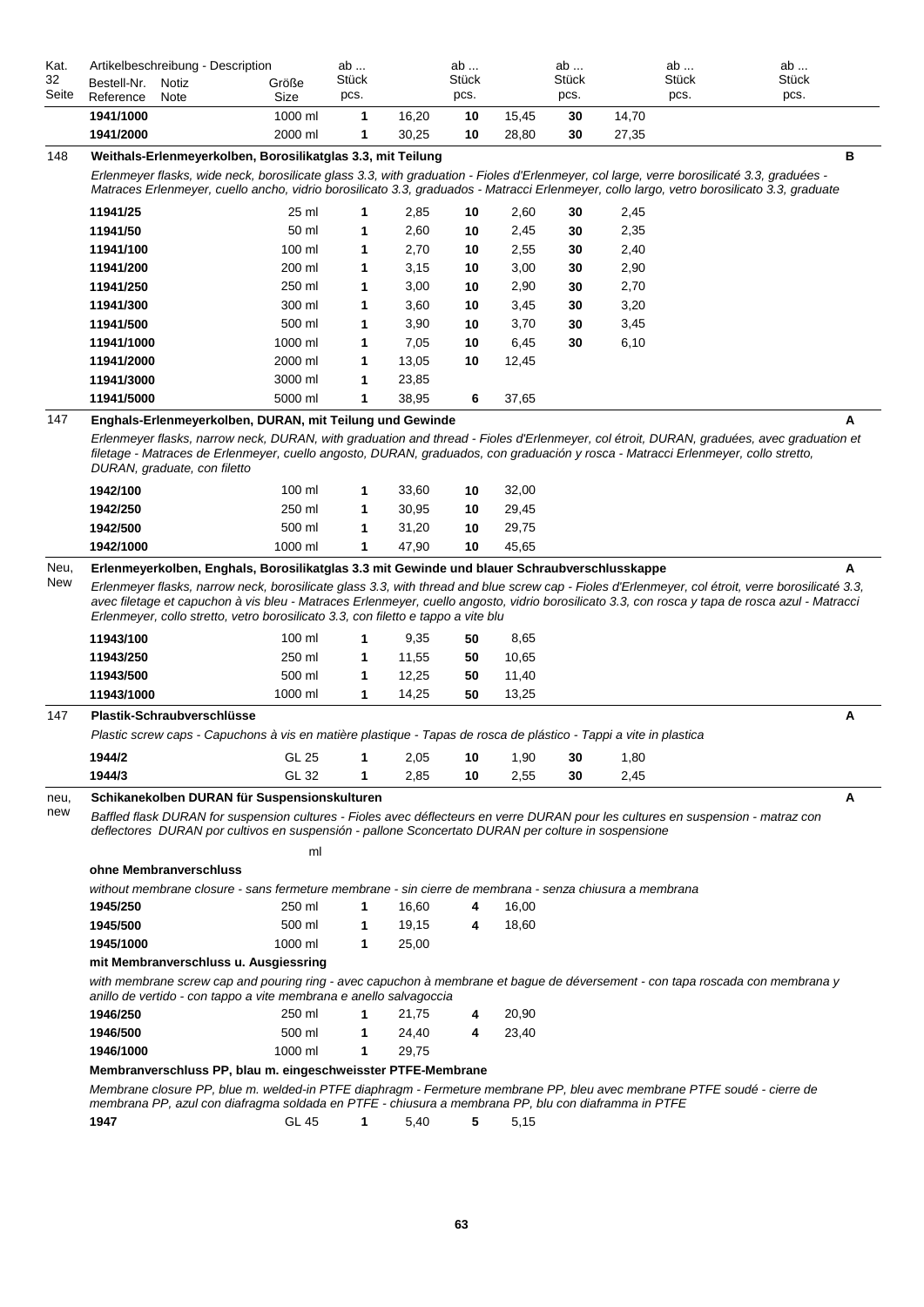| Kat. 32 Seite | Artikelbeschreibung - Description Bestell-Nr. Reference | Notiz Note | Größe Size | ab ... Stück pcs. | | ab ... Stück pcs. | | ab ... Stück pcs. | | ab ... Stück pcs. | ab ... Stück pcs. | |
|---|---|---|---|---|---|---|---|---|---|---|---|---|
| | **1941/1000** | | 1000 ml | **1** | 16,20 | **10** | 15,45 | **30** | 14,70 | | | |
| | **1941/2000** | | 2000 ml | **1** | 30,25 | **10** | 28,80 | **30** | 27,35 | | | |

148 **Weithals-Erlenmeyerkolben, Borosilikatglas 3.3, mit Teilung** **B**

*Erlenmeyer flasks, wide neck, borosilicate glass 3.3, with graduation - Fioles d'Erlenmeyer, col large, verre borosilicaté 3.3, graduées - Matraces Erlenmeyer, cuello ancho, vidrio borosilicato 3.3, graduados - Matracci Erlenmeyer, collo largo, vetro borosilicato 3.3, graduate*

| Bestell-Nr. | Größe | ab | | ab | | ab | |
|---|---|---|---|---|---|---|---|
| **11941/25** | 25 ml | **1** | 2,85 | **10** | 2,60 | **30** | 2,45 |
| **11941/50** | 50 ml | **1** | 2,60 | **10** | 2,45 | **30** | 2,35 |
| **11941/100** | 100 ml | **1** | 2,70 | **10** | 2,55 | **30** | 2,40 |
| **11941/200** | 200 ml | **1** | 3,15 | **10** | 3,00 | **30** | 2,90 |
| **11941/250** | 250 ml | **1** | 3,00 | **10** | 2,90 | **30** | 2,70 |
| **11941/300** | 300 ml | **1** | 3,60 | **10** | 3,45 | **30** | 3,20 |
| **11941/500** | 500 ml | **1** | 3,90 | **10** | 3,70 | **30** | 3,45 |
| **11941/1000** | 1000 ml | **1** | 7,05 | **10** | 6,45 | **30** | 6,10 |
| **11941/2000** | 2000 ml | **1** | 13,05 | **10** | 12,45 | | |
| **11941/3000** | 3000 ml | **1** | 23,85 | | | | |
| **11941/5000** | 5000 ml | **1** | 38,95 | **6** | 37,65 | | |

147 **Enghals-Erlenmeyerkolben, DURAN, mit Teilung und Gewinde** **A**

*Erlenmeyer flasks, narrow neck, DURAN, with graduation and thread - Fioles d'Erlenmeyer, col étroit, DURAN, graduées, avec graduation et filetage - Matraces de Erlenmeyer, cuello angosto, DURAN, graduados, con graduación y rosca - Matracci Erlenmeyer, collo stretto, DURAN, graduate, con filetto*

| Bestell-Nr. | Größe | ab | | ab | |
|---|---|---|---|---|---|
| **1942/100** | 100 ml | **1** | 33,60 | **10** | 32,00 |
| **1942/250** | 250 ml | **1** | 30,95 | **10** | 29,45 |
| **1942/500** | 500 ml | **1** | 31,20 | **10** | 29,75 |
| **1942/1000** | 1000 ml | **1** | 47,90 | **10** | 45,65 |

Neu, New **Erlenmeyerkolben, Enghals, Borosilikatglas 3.3 mit Gewinde und blauer Schraubverschlusskappe** **A**

*Erlenmeyer flasks, narrow neck, borosilicate glass 3.3, with thread and blue screw cap - Fioles d'Erlenmeyer, col étroit, verre borosilicaté 3.3, avec filetage et capuchon à vis bleu - Matraces Erlenmeyer, cuello angosto, vidrio borosilicato 3.3, con rosca y tapa de rosca azul - Matracci Erlenmeyer, collo stretto, vetro borosilicato 3.3, con filetto e tappo a vite blu*

| Bestell-Nr. | Größe | ab | | ab | |
|---|---|---|---|---|---|
| **11943/100** | 100 ml | **1** | 9,35 | **50** | 8,65 |
| **11943/250** | 250 ml | **1** | 11,55 | **50** | 10,65 |
| **11943/500** | 500 ml | **1** | 12,25 | **50** | 11,40 |
| **11943/1000** | 1000 ml | **1** | 14,25 | **50** | 13,25 |

147 **Plastik-Schraubverschlüsse** **A**

*Plastic screw caps - Capuchons à vis en matière plastique - Tapas de rosca de plástico - Tappi a vite in plastica*

| Bestell-Nr. | Größe | ab | | ab | | ab | |
|---|---|---|---|---|---|---|---|
| **1944/2** | GL 25 | **1** | 2,05 | **10** | 1,90 | **30** | 1,80 |
| **1944/3** | GL 32 | **1** | 2,85 | **10** | 2,55 | **30** | 2,45 |

neu, new **Schikanekolben DURAN für Suspensionskulturen** **A**

*Baffled flask DURAN for suspension cultures - Fioles avec déflecteurs en verre DURAN pour les cultures en suspension - matraz con deflectores DURAN por cultivos en suspensión - pallone Sconcertato DURAN per colture in sospensione*

ml

**ohne Membranverschluss**

*without membrane closure - sans fermeture membrane - sin cierre de membrana - senza chiusura a membrana*

| Bestell-Nr. | Größe | ab | | ab | |
|---|---|---|---|---|---|
| **1945/250** | 250 ml | **1** | 16,60 | **4** | 16,00 |
| **1945/500** | 500 ml | **1** | 19,15 | **4** | 18,60 |
| **1945/1000** | 1000 ml | **1** | 25,00 | | |

**mit Membranverschluss u. Ausgiessring**

*with membrane screw cap and pouring ring - avec capuchon à membrane et bague de déversement - con tapa roscada con membrana y anillo de vertido - con tappo a vite membrana e anello salvagoccia*

| Bestell-Nr. | Größe | ab | | ab | |
|---|---|---|---|---|---|
| **1946/250** | 250 ml | **1** | 21,75 | **4** | 20,90 |
| **1946/500** | 500 ml | **1** | 24,40 | **4** | 23,40 |
| **1946/1000** | 1000 ml | **1** | 29,75 | | |

**Membranverschluss PP, blau m. eingeschweisster PTFE-Membrane**

*Membrane closure PP, blue m. welded-in PTFE diaphragm - Fermeture membrane PP, bleu avec membrane PTFE soudé - cierre de membrana PP, azul con diafragma soldada en PTFE - chiusura a membrana PP, blu con diaframma in PTFE*

| Bestell-Nr. | Größe | ab | | ab | |
|---|---|---|---|---|---|
| **1947** | GL 45 | **1** | 5,40 | **5** | 5,15 |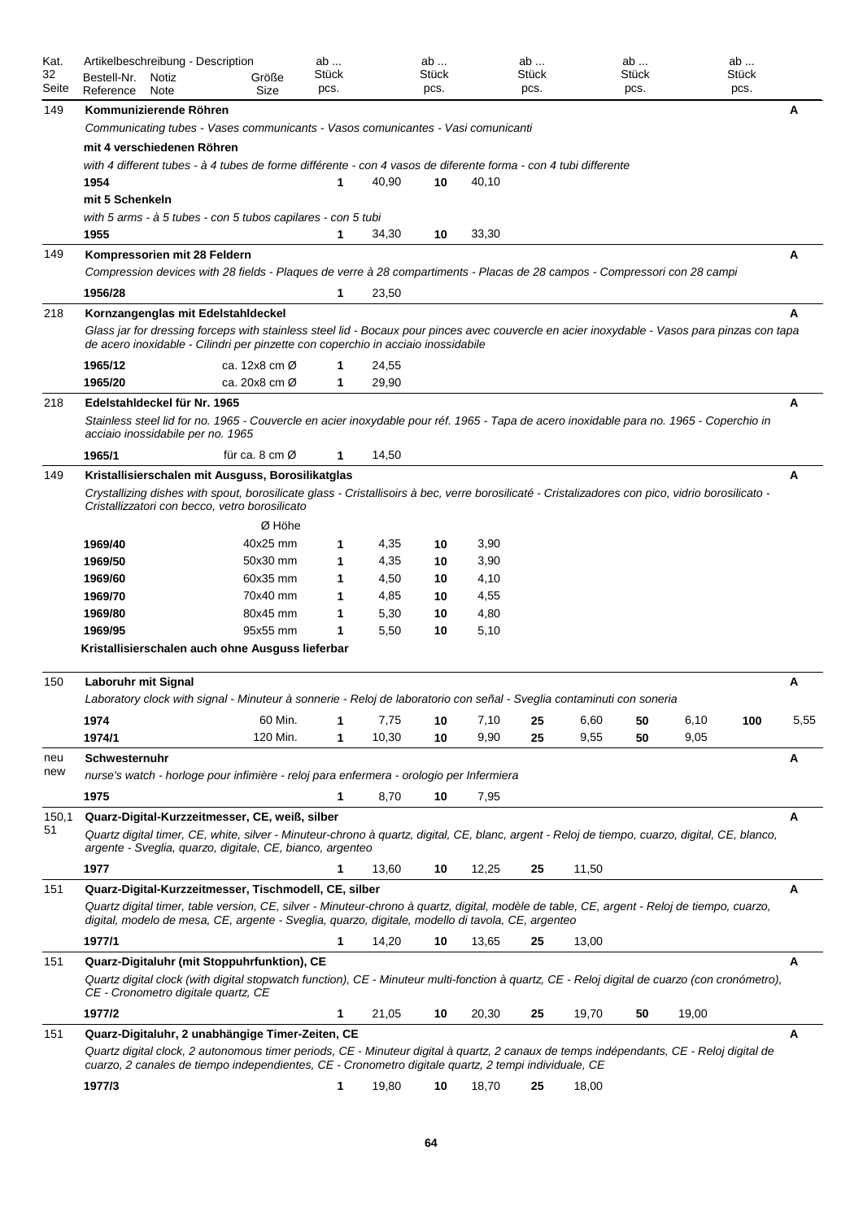| Kat. 32 Seite | Artikelbeschreibung - Description<br>Bestell-Nr. Reference | Notiz Note | Größe Size | ab ... Stück pcs. | | ab ... Stück pcs. | | ab ... Stück pcs. | | ab ... Stück pcs. | | ab ... Stück pcs. | | |
|---|---|---|---|---|---|---|---|---|---|---|---|---|---|---|
| 149 | **Kommunizierende Röhren** | | | | | | | | | | | | | A |
| | *Communicating tubes - Vases communicants - Vasos comunicantes - Vasi comunicanti* | | | | | | | | | | | | | |
| | **mit 4 verschiedenen Röhren** | | | | | | | | | | | | | |
| | *with 4 different tubes - à 4 tubes de forme différente - con 4 vasos de diferente forma - con 4 tubi differente* | | | | | | | | | | | | | |
| | **1954** | | | **1** | 40,90 | **10** | 40,10 | | | | | | | |
| | **mit 5 Schenkeln** | | | | | | | | | | | | | |
| | *with 5 arms - à 5 tubes - con 5 tubos capilares - con 5 tubi* | | | | | | | | | | | | | |
| | **1955** | | | **1** | 34,30 | **10** | 33,30 | | | | | | | |
| 149 | **Kompressorien mit 28 Feldern** | | | | | | | | | | | | | A |
| | *Compression devices with 28 fields - Plaques de verre à 28 compartiments - Placas de 28 campos - Compressori con 28 campi* | | | | | | | | | | | | | |
| | **1956/28** | | | **1** | 23,50 | | | | | | | | | |
| 218 | **Kornzangenglas mit Edelstahldeckel** | | | | | | | | | | | | | A |
| | *Glass jar for dressing forceps with stainless steel lid - Bocaux pour pinces avec couvercle en acier inoxydable - Vasos para pinzas con tapa de acero inoxidable - Cilindri per pinzette con coperchio in acciaio inossidabile* | | | | | | | | | | | | | |
| | **1965/12** | | ca. 12x8 cm Ø | **1** | 24,55 | | | | | | | | | |
| | **1965/20** | | ca. 20x8 cm Ø | **1** | 29,90 | | | | | | | | | |
| 218 | **Edelstahldeckel für Nr. 1965** | | | | | | | | | | | | | A |
| | *Stainless steel lid for no. 1965 - Couvercle en acier inoxydable pour réf. 1965 - Tapa de acero inoxidable para no. 1965 - Coperchio in acciaio inossidabile per no. 1965* | | | | | | | | | | | | | |
| | **1965/1** | | für ca. 8 cm Ø | **1** | 14,50 | | | | | | | | | |
| 149 | **Kristallisierschalen mit Ausguss, Borosilikatglas** | | | | | | | | | | | | | A |
| | *Crystallizing dishes with spout, borosilicate glass - Cristallisoirs à bec, verre borosilicaté - Cristalizadores con pico, vidrio borosilicato - Cristallizzatori con becco, vetro borosilicato* | | | | | | | | | | | | | |
| | | | Ø Höhe | | | | | | | | | | | |
| | **1969/40** | | 40x25 mm | **1** | 4,35 | **10** | 3,90 | | | | | | | |
| | **1969/50** | | 50x30 mm | **1** | 4,35 | **10** | 3,90 | | | | | | | |
| | **1969/60** | | 60x35 mm | **1** | 4,50 | **10** | 4,10 | | | | | | | |
| | **1969/70** | | 70x40 mm | **1** | 4,85 | **10** | 4,55 | | | | | | | |
| | **1969/80** | | 80x45 mm | **1** | 5,30 | **10** | 4,80 | | | | | | | |
| | **1969/95** | | 95x55 mm | **1** | 5,50 | **10** | 5,10 | | | | | | | |
| | **Kristallisierschalen auch ohne Ausguss lieferbar** | | | | | | | | | | | | | |
| 150 | **Laboruhr mit Signal** | | | | | | | | | | | | | A |
| | *Laboratory clock with signal - Minuteur à sonnerie - Reloj de laboratorio con señal - Sveglia contaminuti con soneria* | | | | | | | | | | | | | |
| | **1974** | | 60 Min. | **1** | 7,75 | **10** | 7,10 | **25** | 6,60 | **50** | 6,10 | **100** | 5,55 | |
| | **1974/1** | | 120 Min. | **1** | 10,30 | **10** | 9,90 | **25** | 9,55 | **50** | 9,05 | | | |
| neu new | **Schwesternuhr** | | | | | | | | | | | | | A |
| | *nurse's watch - horloge pour infimière - reloj para enfermera - orologio per Infermiera* | | | | | | | | | | | | | |
| | **1975** | | | **1** | 8,70 | **10** | 7,95 | | | | | | | |
| 150,1 51 | **Quarz-Digital-Kurzzeitmesser, CE, weiß, silber** | | | | | | | | | | | | | A |
| | *Quartz digital timer, CE, white, silver - Minuteur-chrono à quartz, digital, CE, blanc, argent - Reloj de tiempo, cuarzo, digital, CE, blanco, argente - Sveglia, quarzo, digitale, CE, bianco, argenteo* | | | | | | | | | | | | | |
| | **1977** | | | **1** | 13,60 | **10** | 12,25 | **25** | 11,50 | | | | | |
| 151 | **Quarz-Digital-Kurzzeitmesser, Tischmodell, CE, silber** | | | | | | | | | | | | | A |
| | *Quartz digital timer, table version, CE, silver - Minuteur-chrono à quartz, digital, modèle de table, CE, argent - Reloj de tiempo, cuarzo, digital, modelo de mesa, CE, argente - Sveglia, quarzo, digitale, modello di tavola, CE, argenteo* | | | | | | | | | | | | | |
| | **1977/1** | | | **1** | 14,20 | **10** | 13,65 | **25** | 13,00 | | | | | |
| 151 | **Quarz-Digitaluhr (mit Stoppuhrfunktion), CE** | | | | | | | | | | | | | A |
| | *Quartz digital clock (with digital stopwatch function), CE - Minuteur multi-fonction à quartz, CE - Reloj digital de cuarzo (con cronómetro), CE - Cronometro digitale quartz, CE* | | | | | | | | | | | | | |
| | **1977/2** | | | **1** | 21,05 | **10** | 20,30 | **25** | 19,70 | **50** | 19,00 | | | |
| 151 | **Quarz-Digitaluhr, 2 unabhängige Timer-Zeiten, CE** | | | | | | | | | | | | | A |
| | *Quartz digital clock, 2 autonomous timer periods, CE - Minuteur digital à quartz, 2 canaux de temps indépendants, CE - Reloj digital de cuarzo, 2 canales de tiempo independientes, CE - Cronometro digitale quartz, 2 tempi individuale, CE* | | | | | | | | | | | | | |
| | **1977/3** | | | **1** | 19,80 | **10** | 18,70 | **25** | 18,00 | | | | | |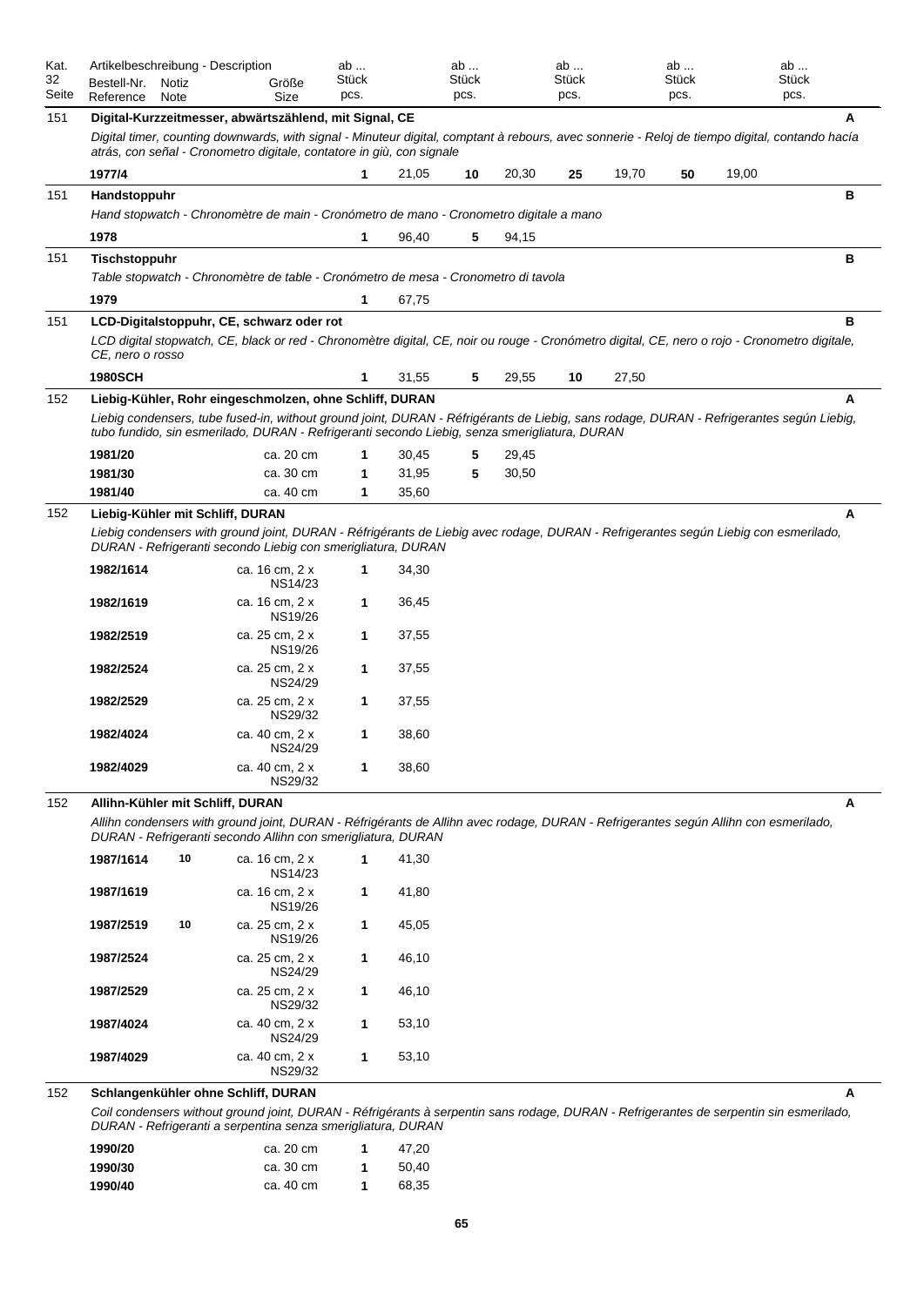| Kat. 32 Seite | Artikelbeschreibung - Description<br>Bestell-Nr. Reference | Notiz Note | Größe Size | ab ... Stück pcs. | | ab ... Stück pcs. | | ab ... Stück pcs. | | ab ... Stück pcs. | | ab ... Stück pcs. | |
|---|---|---|---|---|---|---|---|---|---|---|---|---|---|
| 151 | **Digital-Kurzzeitmesser, abwärtszählend, mit Signal, CE** | | | | | | | | | | | | **A** |
| | *Digital timer, counting downwards, with signal - Minuteur digital, comptant à rebours, avec sonnerie - Reloj de tiempo digital, contando hacía atrás, con señal - Cronometro digitale, contatore in giù, con signale* | | | | | | | | | | | | |
| | **1977/4** | | | **1** | 21,05 | **10** | 20,30 | **25** | 19,70 | **50** | 19,00 | | |
| 151 | **Handstoppuhr** | | | | | | | | | | | | **B** |
| | *Hand stopwatch - Chronomètre de main - Cronómetro de mano - Cronometro digitale a mano* | | | | | | | | | | | | |
| | **1978** | | | **1** | 96,40 | **5** | 94,15 | | | | | | |
| 151 | **Tischstoppuhr** | | | | | | | | | | | | **B** |
| | *Table stopwatch - Chronomètre de table - Cronómetro de mesa - Cronometro di tavola* | | | | | | | | | | | | |
| | **1979** | | | **1** | 67,75 | | | | | | | | |
| 151 | **LCD-Digitalstoppuhr, CE, schwarz oder rot** | | | | | | | | | | | | **B** |
| | *LCD digital stopwatch, CE, black or red - Chronomètre digital, CE, noir ou rouge - Cronómetro digital, CE, nero o rojo - Cronometro digitale, CE, nero o rosso* | | | | | | | | | | | | |
| | **1980SCH** | | | **1** | 31,55 | **5** | 29,55 | **10** | 27,50 | | | | |
| 152 | **Liebig-Kühler, Rohr eingeschmolzen, ohne Schliff, DURAN** | | | | | | | | | | | | **A** |
| | *Liebig condensers, tube fused-in, without ground joint, DURAN - Réfrigérants de Liebig, sans rodage, DURAN - Refrigerantes según Liebig, tubo fundido, sin esmerilado, DURAN - Refrigeranti secondo Liebig, senza smerigliatura, DURAN* | | | | | | | | | | | | |
| | **1981/20** | | ca. 20 cm | **1** | 30,45 | **5** | 29,45 | | | | | | |
| | **1981/30** | | ca. 30 cm | **1** | 31,95 | **5** | 30,50 | | | | | | |
| | **1981/40** | | ca. 40 cm | **1** | 35,60 | | | | | | | | |
| 152 | **Liebig-Kühler mit Schliff, DURAN** | | | | | | | | | | | | **A** |
| | *Liebig condensers with ground joint, DURAN - Réfrigérants de Liebig avec rodage, DURAN - Refrigerantes según Liebig con esmerilado, DURAN - Refrigeranti secondo Liebig con smerigliatura, DURAN* | | | | | | | | | | | | |
| | **1982/1614** | | ca. 16 cm, 2 x NS14/23 | **1** | 34,30 | | | | | | | | |
| | **1982/1619** | | ca. 16 cm, 2 x NS19/26 | **1** | 36,45 | | | | | | | | |
| | **1982/2519** | | ca. 25 cm, 2 x NS19/26 | **1** | 37,55 | | | | | | | | |
| | **1982/2524** | | ca. 25 cm, 2 x NS24/29 | **1** | 37,55 | | | | | | | | |
| | **1982/2529** | | ca. 25 cm, 2 x NS29/32 | **1** | 37,55 | | | | | | | | |
| | **1982/4024** | | ca. 40 cm, 2 x NS24/29 | **1** | 38,60 | | | | | | | | |
| | **1982/4029** | | ca. 40 cm, 2 x NS29/32 | **1** | 38,60 | | | | | | | | |
| 152 | **Allihn-Kühler mit Schliff, DURAN** | | | | | | | | | | | | **A** |
| | *Allihn condensers with ground joint, DURAN - Réfrigérants de Allihn avec rodage, DURAN - Refrigerantes según Allihn con esmerilado, DURAN - Refrigeranti secondo Allihn con smerigliatura, DURAN* | | | | | | | | | | | | |
| | **1987/1614** | **10** | ca. 16 cm, 2 x NS14/23 | **1** | 41,30 | | | | | | | | |
| | **1987/1619** | | ca. 16 cm, 2 x NS19/26 | **1** | 41,80 | | | | | | | | |
| | **1987/2519** | **10** | ca. 25 cm, 2 x NS19/26 | **1** | 45,05 | | | | | | | | |
| | **1987/2524** | | ca. 25 cm, 2 x NS24/29 | **1** | 46,10 | | | | | | | | |
| | **1987/2529** | | ca. 25 cm, 2 x NS29/32 | **1** | 46,10 | | | | | | | | |
| | **1987/4024** | | ca. 40 cm, 2 x NS24/29 | **1** | 53,10 | | | | | | | | |
| | **1987/4029** | | ca. 40 cm, 2 x NS29/32 | **1** | 53,10 | | | | | | | | |
| 152 | **Schlangenkühler ohne Schliff, DURAN** | | | | | | | | | | | | **A** |
| | *Coil condensers without ground joint, DURAN - Réfrigérants à serpentin sans rodage, DURAN - Refrigerantes de serpentin sin esmerilado, DURAN - Refrigeranti a serpentina senza smerigliatura, DURAN* | | | | | | | | | | | | |
| | **1990/20** | | ca. 20 cm | **1** | 47,20 | | | | | | | | |
| | **1990/30** | | ca. 30 cm | **1** | 50,40 | | | | | | | | |
| | **1990/40** | | ca. 40 cm | **1** | 68,35 | | | | | | | | |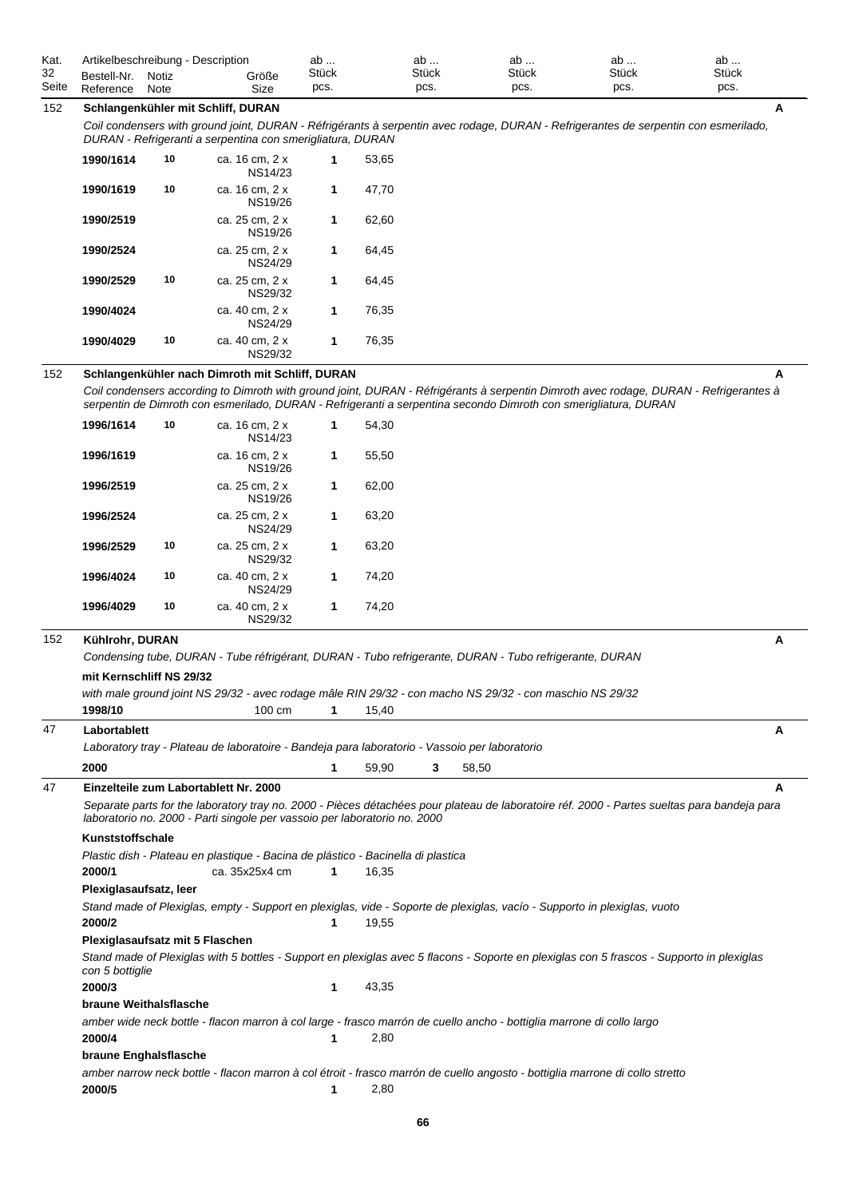| Kat. 32 Seite | Artikelbeschreibung - Description Bestell-Nr. Reference | Notiz Note | Größe Size | ab ... Stück pcs. | | ab ... Stück pcs. | | ab ... Stück pcs. | ab ... Stück pcs. | ab ... Stück pcs. |
|---|---|---|---|---|---|---|---|---|---|---|

## 152 Schlangenkühler mit Schliff, DURAN — A

*Coil condensers with ground joint, DURAN - Réfrigérants à serpentin avec rodage, DURAN - Refrigerantes de serpentin con esmerilado, DURAN - Refrigeranti a serpentina con smerigliatura, DURAN*

| Bestell-Nr. | Notiz | Größe | ab Stück | Preis |
|---|---|---|---|---|
| **1990/1614** | 10 | ca. 16 cm, 2 x NS14/23 | 1 | 53,65 |
| **1990/1619** | 10 | ca. 16 cm, 2 x NS19/26 | 1 | 47,70 |
| **1990/2519** | | ca. 25 cm, 2 x NS19/26 | 1 | 62,60 |
| **1990/2524** | | ca. 25 cm, 2 x NS24/29 | 1 | 64,45 |
| **1990/2529** | 10 | ca. 25 cm, 2 x NS29/32 | 1 | 64,45 |
| **1990/4024** | | ca. 40 cm, 2 x NS24/29 | 1 | 76,35 |
| **1990/4029** | 10 | ca. 40 cm, 2 x NS29/32 | 1 | 76,35 |

## 152 Schlangenkühler nach Dimroth mit Schliff, DURAN — A

*Coil condensers according to Dimroth with ground joint, DURAN - Réfrigérants à serpentin Dimroth avec rodage, DURAN - Refrigerantes à serpentin de Dimroth con esmerilado, DURAN - Refrigeranti a serpentina secondo Dimroth con smerigliatura, DURAN*

| Bestell-Nr. | Notiz | Größe | ab Stück | Preis |
|---|---|---|---|---|
| **1996/1614** | 10 | ca. 16 cm, 2 x NS14/23 | 1 | 54,30 |
| **1996/1619** | | ca. 16 cm, 2 x NS19/26 | 1 | 55,50 |
| **1996/2519** | | ca. 25 cm, 2 x NS19/26 | 1 | 62,00 |
| **1996/2524** | | ca. 25 cm, 2 x NS24/29 | 1 | 63,20 |
| **1996/2529** | 10 | ca. 25 cm, 2 x NS29/32 | 1 | 63,20 |
| **1996/4024** | 10 | ca. 40 cm, 2 x NS24/29 | 1 | 74,20 |
| **1996/4029** | 10 | ca. 40 cm, 2 x NS29/32 | 1 | 74,20 |

## 152 Kühlrohr, DURAN — A

*Condensing tube, DURAN - Tube réfrigérant, DURAN - Tubo refrigerante, DURAN - Tubo refrigerante, DURAN*

**mit Kernschliff NS 29/32**

*with male ground joint NS 29/32 - avec rodage mâle RIN 29/32 - con macho NS 29/32 - con maschio NS 29/32*

| Bestell-Nr. | Notiz | Größe | ab Stück | Preis |
|---|---|---|---|---|
| **1998/10** | | 100 cm | 1 | 15,40 |

## 47 Labortablett — A

*Laboratory tray - Plateau de laboratoire - Bandeja para laboratorio - Vassoio per laboratorio*

| Bestell-Nr. | Notiz | Größe | ab Stück | Preis | ab Stück | Preis |
|---|---|---|---|---|---|---|
| **2000** | | | 1 | 59,90 | 3 | 58,50 |

## 47 Einzelteile zum Labortablett Nr. 2000 — A

*Separate parts for the laboratory tray no. 2000 - Pièces détachées pour plateau de laboratoire réf. 2000 - Partes sueltas para bandeja para laboratorio no. 2000 - Parti singole per vassoio per laboratorio no. 2000*

**Kunststoffschale**

*Plastic dish - Plateau en plastique - Bacina de plástico - Bacinella di plastica*

| Bestell-Nr. | Notiz | Größe | ab Stück | Preis |
|---|---|---|---|---|
| **2000/1** | | ca. 35x25x4 cm | 1 | 16,35 |

**Plexiglasaufsatz, leer**

*Stand made of Plexiglas, empty - Support en plexiglas, vide - Soporte de plexiglas, vacío - Supporto in plexiglas, vuoto*

| Bestell-Nr. | Notiz | Größe | ab Stück | Preis |
|---|---|---|---|---|
| **2000/2** | | | 1 | 19,55 |

**Plexiglasaufsatz mit 5 Flaschen**

*Stand made of Plexiglas with 5 bottles - Support en plexiglas avec 5 flacons - Soporte de plexiglas con 5 frascos - Supporto in plexiglas con 5 bottiglie*

| Bestell-Nr. | Notiz | Größe | ab Stück | Preis |
|---|---|---|---|---|
| **2000/3** | | | 1 | 43,35 |

**braune Weithalsflasche**

*amber wide neck bottle - flacon marron à col large - frasco marrón de cuello ancho - bottiglia marrone di collo largo*

| Bestell-Nr. | Notiz | Größe | ab Stück | Preis |
|---|---|---|---|---|
| **2000/4** | | | 1 | 2,80 |

**braune Enghalsflasche**

*amber narrow neck bottle - flacon marron à col étroit - frasco marrón de cuello angosto - bottiglia marrone di collo stretto*

| Bestell-Nr. | Notiz | Größe | ab Stück | Preis |
|---|---|---|---|---|
| **2000/5** | | | 1 | 2,80 |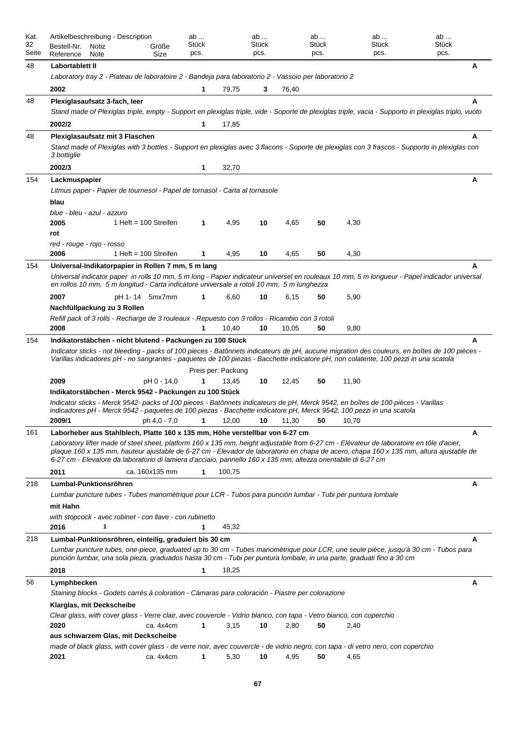| Kat. 32 Seite | Artikelbeschreibung - Description<br>Bestell-Nr. Reference | Notiz Note | Größe Size | ab ... Stück pcs. | | ab ... Stück pcs. | | ab ... Stück pcs. | | ab ... Stück pcs. | | ab ... Stück pcs. | | |
|---|---|---|---|---|---|---|---|---|---|---|---|---|---|---|
| 48 | **Labortablett II** | | | | | | | | | | | | | **A** |
| | *Laboratory tray 2 - Plateau de laboratoire 2 - Bandeja para laboratorio 2 - Vassoio per laboratorio 2* | | | | | | | | | | | | | |
| | **2002** | | | **1** | 79,75 | **3** | 76,40 | | | | | | | |
| 48 | **Plexiglasaufsatz 3-fach, leer** | | | | | | | | | | | | | **A** |
| | *Stand made of Plexiglas triple, empty - Support en plexiglas triple, vide - Soporte de plexiglas triple, vacia - Supporto in plexiglas triplo, vuoto* | | | | | | | | | | | | | |
| | **2002/2** | | | **1** | 17,85 | | | | | | | | | |
| 48 | **Plexiglasaufsatz mit 3 Flaschen** | | | | | | | | | | | | | **A** |
| | *Stand made of Plexiglas with 3 bottles - Support en plexiglas avec 3 flacons - Soporte de plexiglas con 3 frascos - Supporto in plexiglas con 3 bottiglie* | | | | | | | | | | | | | |
| | **2002/3** | | | **1** | 32,70 | | | | | | | | | |
| 154 | **Lackmuspapier** | | | | | | | | | | | | | **A** |
| | *Litmus paper - Papier de tournesol - Papel de tornasol - Carta al tornasole* | | | | | | | | | | | | | |
| | **blau** | | | | | | | | | | | | | |
| | *blue - bleu - azul - azzuro* | | | | | | | | | | | | | |
| | **2005** | | 1 Heft = 100 Streifen | **1** | 4,95 | **10** | 4,65 | **50** | 4,30 | | | | | |
| | **rot** | | | | | | | | | | | | | |
| | *red - rouge - rojo - rosso* | | | | | | | | | | | | | |
| | **2006** | | 1 Heft = 100 Streifen | **1** | 4,95 | **10** | 4,65 | **50** | 4,30 | | | | | |
| 154 | **Universal-Indikatorpapier in Rollen 7 mm, 5 m lang** | | | | | | | | | | | | | **A** |
| | *Universal indicator paper in rolls 10 mm, 5 m long - Papier indicateur universel en rouleaux 10 mm, 5 m longueur - Papel indicador universal en rollos 10 mm, 5 m longitud - Carta indicatore universale a rotoli 10 mm, 5 m lunghezza* | | | | | | | | | | | | | |
| | **2007** | | pH 1- 14 5mx7mm | **1** | 6,60 | **10** | 6,15 | **50** | 5,90 | | | | | |
| | **Nachfüllpackung zu 3 Rollen** | | | | | | | | | | | | | |
| | *Refill pack of 3 rolls - Recharge de 3 rouleaux - Repuesto con 3 rollos - Ricambio con 3 rotoli* | | | | | | | | | | | | | |
| | **2008** | | | **1** | 10,40 | **10** | 10,05 | **50** | 9,80 | | | | | |
| 154 | **Indikatorstäbchen - nicht blutend - Packungen zu 100 Stück** | | | | | | | | | | | | | **A** |
| | *Indicator sticks - not bleeding - packs of 100 pieces - Batônnets indicateurs de pH, aucune migration des couleurs, en boîtes de 100 pièces - Varillas indicadores pH - no sangrantes - paquetes de 100 piezas - Bacchette indicatore pH, non colatente, 100 pezzi in una scatola* | | | | | | | | | | | | | |
| | | | | Preis per: Packung | | | | | | | | | | |
| | **2009** | | pH 0 - 14,0 | **1** | 13,45 | **10** | 12,45 | **50** | 11,90 | | | | | |
| | **Indikatorstäbchen - Merck 9542 - Packungen zu 100 Stück** | | | | | | | | | | | | | |
| | *Indicator sticks - Merck 9542- packs of 100 pieces - Batônnets indicateurs de pH, Merck 9542, en boîtes de 100 pièces - Varillas indicadores pH - Merck 9542 - paquetes de 100 piezas - Bacchette indicatore pH, Merck 9542, 100 pezzi in una scatola* | | | | | | | | | | | | | |
| | **2009/1** | | ph 4,0 - 7,0 | **1** | 12,00 | **10** | 11,30 | **50** | 10,70 | | | | | |
| 161 | **Laborheber aus Stahlblech, Platte 160 x 135 mm, Höhe verstellbar von 6-27 cm** | | | | | | | | | | | | | **A** |
| | *Laboratory lifter made of steel sheet, platform 160 x 135 mm, height adjustable from 6-27 cm - Elévateur de laboratoire en tôle d'acier, plaque 160 x 135 mm, hauteur ajustable de 6-27 cm - Elevador de laboratorio en chapa de acero, chapa 160 x 135 mm, altura ajustable de 6-27 cm - Elevatore da laboratorio di lamiera d'acciaio, pannello 160 x 135 mm, altezza orientabile di 6-27 cm* | | | | | | | | | | | | | |
| | **2011** | | ca. 160x135 mm | **1** | 100,75 | | | | | | | | | |
| 218 | **Lumbal-Punktionsröhren** | | | | | | | | | | | | | **A** |
| | *Lumbar puncture tubes - Tubes manomètrique pour LCR - Tubos para punción lumbar - Tubi per puntura lombale* | | | | | | | | | | | | | |
| | **mit Hahn** | | | | | | | | | | | | | |
| | *with stopcock - avec robinet - con llave - con rubinetto* | | | | | | | | | | | | | |
| | **2016** | 1 | | **1** | 45,32 | | | | | | | | | |
| 218 | **Lumbal-Punktionsröhren, einteilig, graduiert bis 30 cm** | | | | | | | | | | | | | **A** |
| | *Lumbar puncture tubes, one-piece, graduated up to 30 cm - Tubes manomètrique pour LCR, une seule pièce, jusqu'à 30 cm - Tubos para punción lumbar, una sola pieza, graduados hasta 30 cm - Tubi per puntura lombale, in una parte, graduati fino a 30 cm* | | | | | | | | | | | | | |
| | **2018** | | | **1** | 18,25 | | | | | | | | | |
| 56 | **Lymphbecken** | | | | | | | | | | | | | **A** |
| | *Staining blocks - Godets carrés à coloration - Cámaras para coloración - Piastre per colorazione* | | | | | | | | | | | | | |
| | **Klarglas, mit Deckscheibe** | | | | | | | | | | | | | |
| | *Clear glass, with cover glass - Verre clair, avec couvercle - Vidrio blanco, con tapa - Vetro bianco, con coperchio* | | | | | | | | | | | | | |
| | **2020** | | ca. 4x4cm | **1** | 3,15 | **10** | 2,80 | **50** | 2,40 | | | | | |
| | **aus schwarzem Glas, mit Deckscheibe** | | | | | | | | | | | | | |
| | *made of black glass, with cover glass - de verre noir, avec couvercle - de vidrio negro, con tapa - di vetro nero, con coperchio* | | | | | | | | | | | | | |
| | **2021** | | ca. 4x4cm | **1** | 5,30 | **10** | 4,95 | **50** | 4,65 | | | | | |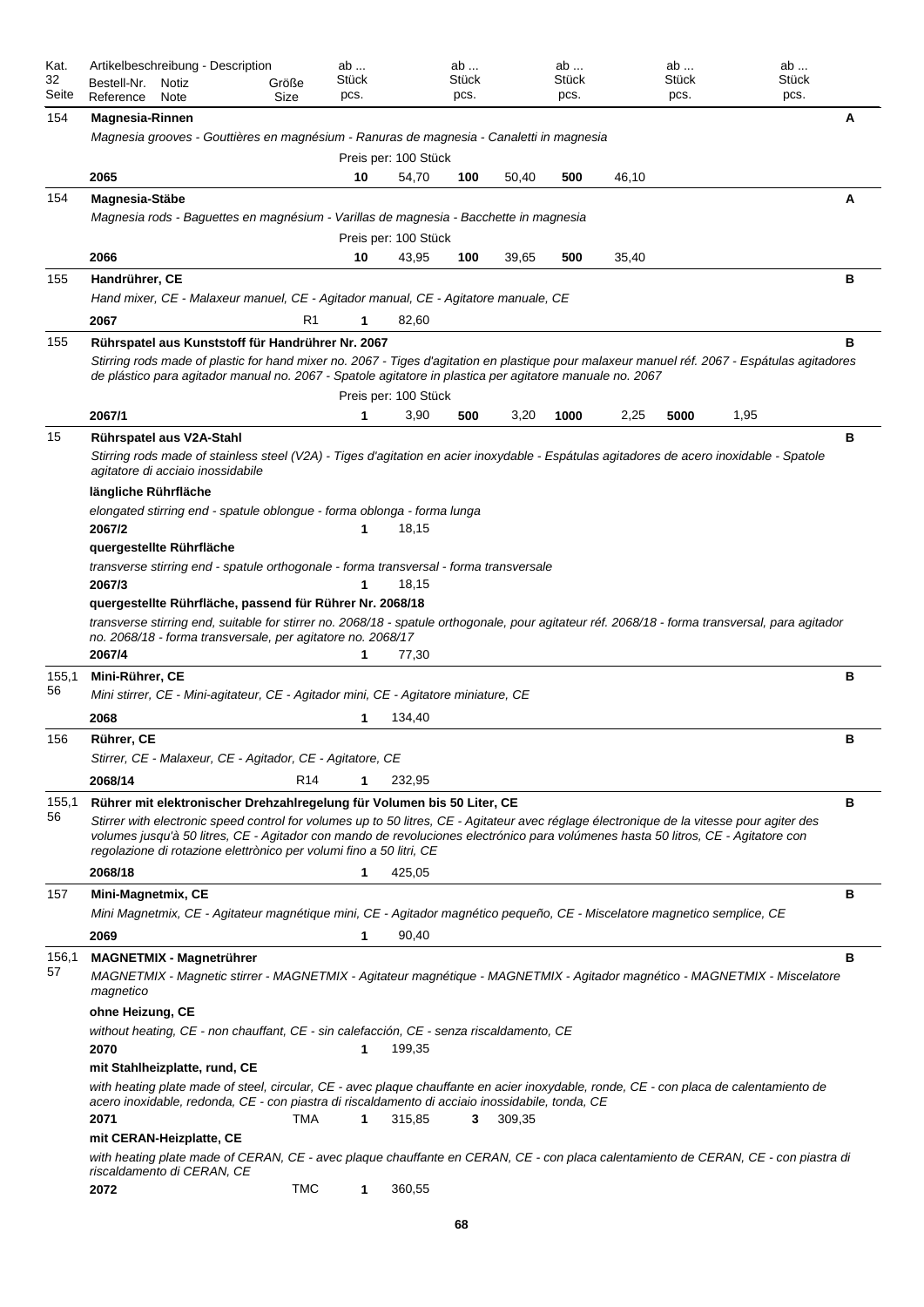| Kat. 32 Seite | Artikelbeschreibung - Description<br>Bestell-Nr. Reference | Notiz Note | Größe Size | ab ... Stück pcs. | | ab ... Stück pcs. | | ab ... Stück pcs. | | ab ... Stück pcs. | | ab ... Stück pcs. | |
|---|---|---|---|---|---|---|---|---|---|---|---|---|---|---|
| 154 | **Magnesia-Rinnen**<br>*Magnesia grooves - Gouttières en magnésium - Ranuras de magnesia - Canaletti in magnesia*<br>Preis per: 100 Stück | | | | | | | | | | | | | A |
| | **2065** | | | **10** | 54,70 | **100** | 50,40 | **500** | 46,10 | | | | | |
| 154 | **Magnesia-Stäbe**<br>*Magnesia rods - Baguettes en magnésium - Varillas de magnesia - Bacchette in magnesia*<br>Preis per: 100 Stück | | | | | | | | | | | | | A |
| | **2066** | | | **10** | 43,95 | **100** | 39,65 | **500** | 35,40 | | | | | |
| 155 | **Handrührer, CE**<br>*Hand mixer, CE - Malaxeur manuel, CE - Agitador manual, CE - Agitatore manuale, CE* | | | | | | | | | | | | | B |
| | **2067** | | R1 | **1** | 82,60 | | | | | | | | | |
| 155 | **Rührspatel aus Kunststoff für Handrührer Nr. 2067**<br>*Stirring rods made of plastic for hand mixer no. 2067 - Tiges d'agitation en plastique pour malaxeur manuel réf. 2067 - Espátulas agitadores de plástico para agitador manual no. 2067 - Spatole agitatore in plastica per agitatore manuale no. 2067*<br>Preis per: 100 Stück | | | | | | | | | | | | | B |
| | **2067/1** | | | **1** | 3,90 | **500** | 3,20 | **1000** | 2,25 | **5000** | 1,95 | | | |
| 15 | **Rührspatel aus V2A-Stahl**<br>*Stirring rods made of stainless steel (V2A) - Tiges d'agitation en acier inoxydable - Espátulas agitadores de acero inoxidable - Spatole agitatore di acciaio inossidabile* | | | | | | | | | | | | | B |
| | **längliche Rührfläche**<br>*elongated stirring end - spatule oblongue - forma oblonga - forma lunga* | | | | | | | | | | | | | |
| | **2067/2** | | | **1** | 18,15 | | | | | | | | | |
| | **quergestellte Rührfläche**<br>*transverse stirring end - spatule orthogonale - forma transversal - forma transversale* | | | | | | | | | | | | | |
| | **2067/3** | | | **1** | 18,15 | | | | | | | | | |
| | **quergestellte Rührfläche, passend für Rührer Nr. 2068/18**<br>*transverse stirring end, suitable for stirrer no. 2068/18 - spatule orthogonale, pour agitateur réf. 2068/18 - forma transversal, para agitador no. 2068/18 - forma transversale, per agitatore no. 2068/17* | | | | | | | | | | | | | |
| | **2067/4** | | | **1** | 77,30 | | | | | | | | | |
| 155,1 56 | **Mini-Rührer, CE**<br>*Mini stirrer, CE - Mini-agitateur, CE - Agitador mini, CE - Agitatore miniature, CE* | | | | | | | | | | | | | B |
| | **2068** | | | **1** | 134,40 | | | | | | | | | |
| 156 | **Rührer, CE**<br>*Stirrer, CE - Malaxeur, CE - Agitador, CE - Agitatore, CE* | | | | | | | | | | | | | B |
| | **2068/14** | | R14 | **1** | 232,95 | | | | | | | | | |
| 155,1 56 | **Rührer mit elektronischer Drehzahlregelung für Volumen bis 50 Liter, CE**<br>*Stirrer with electronic speed control for volumes up to 50 litres, CE - Agitateur avec réglage électronique de la vitesse pour agiter des volumes jusqu'à 50 litres, CE - Agitador con mando de revoluciones electrónico para volúmenes hasta 50 litros, CE - Agitatore con regolazione di rotazione elettrònico per volumi fino a 50 litri, CE* | | | | | | | | | | | | | B |
| | **2068/18** | | | **1** | 425,05 | | | | | | | | | |
| 157 | **Mini-Magnetmix, CE**<br>*Mini Magnetmix, CE - Agitateur magnétique mini, CE - Agitador magnético pequeño, CE - Miscelatore magnetico semplice, CE* | | | | | | | | | | | | | B |
| | **2069** | | | **1** | 90,40 | | | | | | | | | |
| 156,1 57 | **MAGNETMIX - Magnetrührer**<br>*MAGNETMIX - Magnetic stirrer - MAGNETMIX - Agitateur magnétique - MAGNETMIX - Agitador magnético - MAGNETMIX - Miscelatore magnetico* | | | | | | | | | | | | | B |
| | **ohne Heizung, CE**<br>*without heating, CE - non chauffant, CE - sin calefacción, CE - senza riscaldamento, CE* | | | | | | | | | | | | | |
| | **2070** | | | **1** | 199,35 | | | | | | | | | |
| | **mit Stahlheizplatte, rund, CE**<br>*with heating plate made of steel, circular, CE - avec plaque chauffante en acier inoxydable, ronde, CE - con placa de calentamiento de acero inoxidable, redonda, CE - con piastra di riscaldamento di acciaio inossidabile, tonda, CE* | | | | | | | | | | | | | |
| | **2071** | | TMA | **1** | 315,85 | **3** | 309,35 | | | | | | | |
| | **mit CERAN-Heizplatte, CE**<br>*with heating plate made of CERAN, CE - avec plaque chauffante en CERAN, CE - con placa calentamiento de CERAN, CE - con piastra di riscaldamento di CERAN, CE* | | | | | | | | | | | | | |
| | **2072** | | TMC | **1** | 360,55 | | | | | | | | | |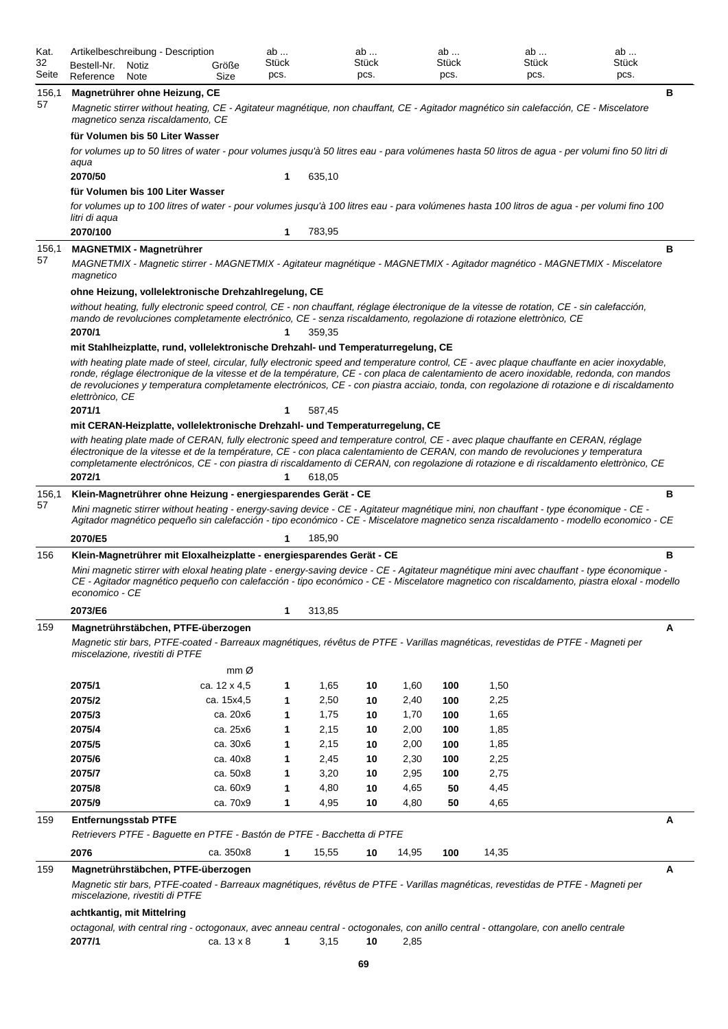| Kat. 32 Seite | Artikelbeschreibung - Description | | | ab ... Stück pcs. | | ab ... Stück pcs. | | ab ... Stück pcs. | | ab ... Stück pcs. | ab ... Stück pcs. | |
|---|---|---|---|---|---|---|---|---|---|---|---|---|
| | Bestell-Nr. Reference | Notiz Note | Größe Size | | | | | | | | | |

**156,1 / 57 — Magnetrührer ohne Heizung, CE** — B

*Magnetic stirrer without heating, CE - Agitateur magnétique, non chauffant, CE - Agitador magnético sin calefacción, CE - Miscelatore magnetico senza riscaldamento, CE*

**für Volumen bis 50 Liter Wasser**

*for volumes up to 50 litres of water - pour volumes jusqu'à 50 litres eau - para volúmenes hasta 50 litros de agua - per volumi fino 50 litri di aqua*

| Bestell-Nr. | Größe | ab Stück | Preis |
|---|---|---|---|
| **2070/50** | | **1** | 635,10 |

**für Volumen bis 100 Liter Wasser**

*for volumes up to 100 litres of water - pour volumes jusqu'à 100 litres eau - para volúmenes hasta 100 litros de agua - per volumi fino 100 litri di aqua*

| Bestell-Nr. | Größe | ab Stück | Preis |
|---|---|---|---|
| **2070/100** | | **1** | 783,95 |

**156,1 / 57 — MAGNETMIX - Magnetrührer** — B

*MAGNETMIX - Magnetic stirrer - MAGNETMIX - Agitateur magnétique - MAGNETMIX - Agitador magnético - MAGNETMIX - Miscelatore magnetico*

**ohne Heizung, vollelektronische Drehzahlregelung, CE**

*without heating, fully electronic speed control, CE - non chauffant, réglage électronique de la vitesse de rotation, CE - sin calefacción, mando de revoluciones completamente electrónico, CE - senza riscaldamento, regolazione di rotazione elettrònico, CE*

| Bestell-Nr. | Größe | ab Stück | Preis |
|---|---|---|---|
| **2070/1** | | **1** | 359,35 |

**mit Stahlheizplatte, rund, vollelektronische Drehzahl- und Temperaturregelung, CE**

*with heating plate made of steel, circular, fully electronic speed and temperature control, CE - avec plaque chauffante en acier inoxydable, ronde, réglage électronique de la vitesse et de la température, CE - con placa de calentamiento de acero inoxidable, redonda, con mandos de revoluciones y temperatura completamente electrónicos, CE - con piastra acciaio, tonda, con regolazione di rotazione e di riscaldamento elettrònico, CE*

| Bestell-Nr. | Größe | ab Stück | Preis |
|---|---|---|---|
| **2071/1** | | **1** | 587,45 |

**mit CERAN-Heizplatte, vollelektronische Drehzahl- und Temperaturregelung, CE**

*with heating plate made of CERAN, fully electronic speed and temperature control, CE - avec plaque chauffante en CERAN, réglage électronique de la vitesse et de la température, CE - con placa calentamiento de CERAN, con mando de revoluciones y temperatura completamente electrónicos, CE - con piastra di riscaldamento di CERAN, con regolazione di rotazione e di riscaldamento elettrònico, CE*

| Bestell-Nr. | Größe | ab Stück | Preis |
|---|---|---|---|
| **2072/1** | | **1** | 618,05 |

**156,1 / 57 — Klein-Magnetrührer ohne Heizung - energiesparendes Gerät - CE** — B

*Mini magnetic stirrer without heating - energy-saving device - CE - Agitateur magnétique mini, non chauffant - type économique - CE - Agitador magnético pequeño sin calefacción - tipo económico - CE - Miscelatore magnetico senza riscaldamento - modello economico - CE*

| Bestell-Nr. | Größe | ab Stück | Preis |
|---|---|---|---|
| **2070/E5** | | **1** | 185,90 |

**156 — Klein-Magnetrührer mit Eloxalheizplatte - energiesparendes Gerät - CE** — B

*Mini magnetic stirrer with eloxal heating plate - energy-saving device - CE - Agitateur magnétique mini avec chauffant - type économique - CE - Agitador magnético pequeño con calefacción - tipo económico - CE - Miscelatore magnetico con riscaldamento, piastra eloxal - modello economico - CE*

| Bestell-Nr. | Größe | ab Stück | Preis |
|---|---|---|---|
| **2073/E6** | | **1** | 313,85 |

**159 — Magnetrührstäbchen, PTFE-überzogen** — A

*Magnetic stir bars, PTFE-coated - Barreaux magnétiques, révêtus de PTFE - Varillas magnéticas, revestidas de PTFE - Magneti per miscelazione, rivestiti di PTFE*

| Bestell-Nr. | Größe mm Ø | ab Stück | Preis | ab Stück | Preis | ab Stück | Preis |
|---|---|---|---|---|---|---|---|
| **2075/1** | ca. 12 x 4,5 | **1** | 1,65 | **10** | 1,60 | **100** | 1,50 |
| **2075/2** | ca. 15x4,5 | **1** | 2,50 | **10** | 2,40 | **100** | 2,25 |
| **2075/3** | ca. 20x6 | **1** | 1,75 | **10** | 1,70 | **100** | 1,65 |
| **2075/4** | ca. 25x6 | **1** | 2,15 | **10** | 2,00 | **100** | 1,85 |
| **2075/5** | ca. 30x6 | **1** | 2,15 | **10** | 2,00 | **100** | 1,85 |
| **2075/6** | ca. 40x8 | **1** | 2,45 | **10** | 2,30 | **100** | 2,25 |
| **2075/7** | ca. 50x8 | **1** | 3,20 | **10** | 2,95 | **100** | 2,75 |
| **2075/8** | ca. 60x9 | **1** | 4,80 | **10** | 4,65 | **50** | 4,45 |
| **2075/9** | ca. 70x9 | **1** | 4,95 | **10** | 4,80 | **50** | 4,65 |

**159 — Entfernungsstab PTFE** — A

*Retrievers PTFE - Baguette en PTFE - Bastón de PTFE - Bacchetta di PTFE*

| Bestell-Nr. | Größe | ab Stück | Preis | ab Stück | Preis | ab Stück | Preis |
|---|---|---|---|---|---|---|---|
| **2076** | ca. 350x8 | **1** | 15,55 | **10** | 14,95 | **100** | 14,35 |

**159 — Magnetrührstäbchen, PTFE-überzogen** — A

*Magnetic stir bars, PTFE-coated - Barreaux magnétiques, révêtus de PTFE - Varillas magnéticas, revestidas de PTFE - Magneti per miscelazione, rivestiti di PTFE*

**achtkantig, mit Mittelring**

*octagonal, with central ring - octogonaux, avec anneau central - octogonales, con anillo central - ottangolare, con anello centrale*

| Bestell-Nr. | Größe | ab Stück | Preis | ab Stück | Preis |
|---|---|---|---|---|---|
| **2077/1** | ca. 13 x 8 | **1** | 3,15 | **10** | 2,85 |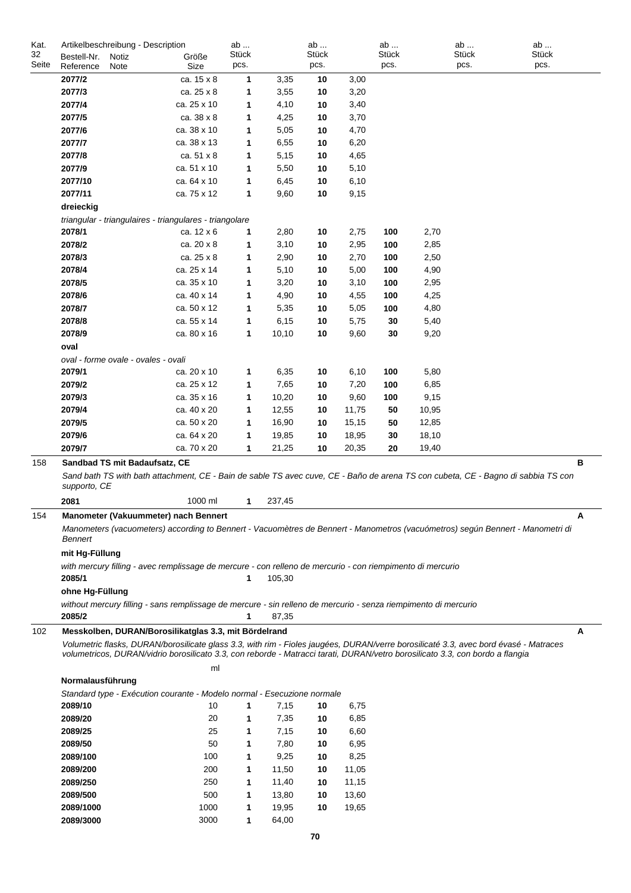| Kat. 32 Seite | Artikelbeschreibung - Description | | | ab ... Stück pcs. | | ab ... Stück pcs. | | ab ... Stück pcs. | | ab ... Stück pcs. | | ab ... Stück pcs. | | |
|---|---|---|---|---|---|---|---|---|---|---|---|---|---|---|
| | Bestell-Nr. Reference | Notiz Note | Größe Size | | | | | | | | | | | |
| | **2077/2** | | ca. 15 x 8 | **1** | 3,35 | **10** | 3,00 | | | | | | | |
| | **2077/3** | | ca. 25 x 8 | **1** | 3,55 | **10** | 3,20 | | | | | | | |
| | **2077/4** | | ca. 25 x 10 | **1** | 4,10 | **10** | 3,40 | | | | | | | |
| | **2077/5** | | ca. 38 x 8 | **1** | 4,25 | **10** | 3,70 | | | | | | | |
| | **2077/6** | | ca. 38 x 10 | **1** | 5,05 | **10** | 4,70 | | | | | | | |
| | **2077/7** | | ca. 38 x 13 | **1** | 6,55 | **10** | 6,20 | | | | | | | |
| | **2077/8** | | ca. 51 x 8 | **1** | 5,15 | **10** | 4,65 | | | | | | | |
| | **2077/9** | | ca. 51 x 10 | **1** | 5,50 | **10** | 5,10 | | | | | | | |
| | **2077/10** | | ca. 64 x 10 | **1** | 6,45 | **10** | 6,10 | | | | | | | |
| | **2077/11** | | ca. 75 x 12 | **1** | 9,60 | **10** | 9,15 | | | | | | | |
| | **dreieckig** | | | | | | | | | | | | | |
| | *triangular - triangulaires - triangulares - triangolare* | | | | | | | | | | | | | |
| | **2078/1** | | ca. 12 x 6 | **1** | 2,80 | **10** | 2,75 | **100** | 2,70 | | | | | |
| | **2078/2** | | ca. 20 x 8 | **1** | 3,10 | **10** | 2,95 | **100** | 2,85 | | | | | |
| | **2078/3** | | ca. 25 x 8 | **1** | 2,90 | **10** | 2,70 | **100** | 2,50 | | | | | |
| | **2078/4** | | ca. 25 x 14 | **1** | 5,10 | **10** | 5,00 | **100** | 4,90 | | | | | |
| | **2078/5** | | ca. 35 x 10 | **1** | 3,20 | **10** | 3,10 | **100** | 2,95 | | | | | |
| | **2078/6** | | ca. 40 x 14 | **1** | 4,90 | **10** | 4,55 | **100** | 4,25 | | | | | |
| | **2078/7** | | ca. 50 x 12 | **1** | 5,35 | **10** | 5,05 | **100** | 4,80 | | | | | |
| | **2078/8** | | ca. 55 x 14 | **1** | 6,15 | **10** | 5,75 | **30** | 5,40 | | | | | |
| | **2078/9** | | ca. 80 x 16 | **1** | 10,10 | **10** | 9,60 | **30** | 9,20 | | | | | |
| | **oval** | | | | | | | | | | | | | |
| | *oval - forme ovale - ovales - ovali* | | | | | | | | | | | | | |
| | **2079/1** | | ca. 20 x 10 | **1** | 6,35 | **10** | 6,10 | **100** | 5,80 | | | | | |
| | **2079/2** | | ca. 25 x 12 | **1** | 7,65 | **10** | 7,20 | **100** | 6,85 | | | | | |
| | **2079/3** | | ca. 35 x 16 | **1** | 10,20 | **10** | 9,60 | **100** | 9,15 | | | | | |
| | **2079/4** | | ca. 40 x 20 | **1** | 12,55 | **10** | 11,75 | **50** | 10,95 | | | | | |
| | **2079/5** | | ca. 50 x 20 | **1** | 16,90 | **10** | 15,15 | **50** | 12,85 | | | | | |
| | **2079/6** | | ca. 64 x 20 | **1** | 19,85 | **10** | 18,95 | **30** | 18,10 | | | | | |
| | **2079/7** | | ca. 70 x 20 | **1** | 21,25 | **10** | 20,35 | **20** | 19,40 | | | | | |
| 158 | **Sandbad TS mit Badaufsatz, CE** | | | | | | | | | | | | | **B** |
| | *Sand bath TS with bath attachment, CE - Bain de sable TS avec cuve, CE - Baño de arena TS con cubeta, CE - Bagno di sabbia TS con supporto, CE* | | | | | | | | | | | | | |
| | **2081** | | 1000 ml | **1** | 237,45 | | | | | | | | | |
| 154 | **Manometer (Vakuummeter) nach Bennert** | | | | | | | | | | | | | **A** |
| | *Manometers (vacuometers) according to Bennert - Vacuomètres de Bennert - Manometros (vacuómetros) según Bennert - Manometri di Bennert* | | | | | | | | | | | | | |
| | **mit Hg-Füllung** | | | | | | | | | | | | | |
| | *with mercury filling - avec remplissage de mercure - con relleno de mercurio - con riempimento di mercurio* | | | | | | | | | | | | | |
| | **2085/1** | | | **1** | 105,30 | | | | | | | | | |
| | **ohne Hg-Füllung** | | | | | | | | | | | | | |
| | *without mercury filling - sans remplissage de mercure - sin relleno de mercurio - senza riempimento di mercurio* | | | | | | | | | | | | | |
| | **2085/2** | | | **1** | 87,35 | | | | | | | | | |
| 102 | **Messkolben, DURAN/Borosilikatglas 3.3, mit Bördelrand** | | | | | | | | | | | | | **A** |
| | *Volumetric flasks, DURAN/borosilicate glass 3.3, with rim - Fioles jaugées, DURAN/verre borosilicaté 3.3, avec bord évasé - Matraces volumetricos, DURAN/vidrio borosilicato 3.3, con reborde - Matracci tarati, DURAN/vetro borosilicato 3.3, con bordo a flangia* | | | | | | | | | | | | | |
| | | | ml | | | | | | | | | | | |
| | **Normalausführung** | | | | | | | | | | | | | |
| | *Standard type - Exécution courante - Modelo normal - Esecuzione normale* | | | | | | | | | | | | | |
| | **2089/10** | | 10 | **1** | 7,15 | **10** | 6,75 | | | | | | | |
| | **2089/20** | | 20 | **1** | 7,35 | **10** | 6,85 | | | | | | | |
| | **2089/25** | | 25 | **1** | 7,15 | **10** | 6,60 | | | | | | | |
| | **2089/50** | | 50 | **1** | 7,80 | **10** | 6,95 | | | | | | | |
| | **2089/100** | | 100 | **1** | 9,25 | **10** | 8,25 | | | | | | | |
| | **2089/200** | | 200 | **1** | 11,50 | **10** | 11,05 | | | | | | | |
| | **2089/250** | | 250 | **1** | 11,40 | **10** | 11,15 | | | | | | | |
| | **2089/500** | | 500 | **1** | 13,80 | **10** | 13,60 | | | | | | | |
| | **2089/1000** | | 1000 | **1** | 19,95 | **10** | 19,65 | | | | | | | |
| | **2089/3000** | | 3000 | **1** | 64,00 | | | | | | | | | |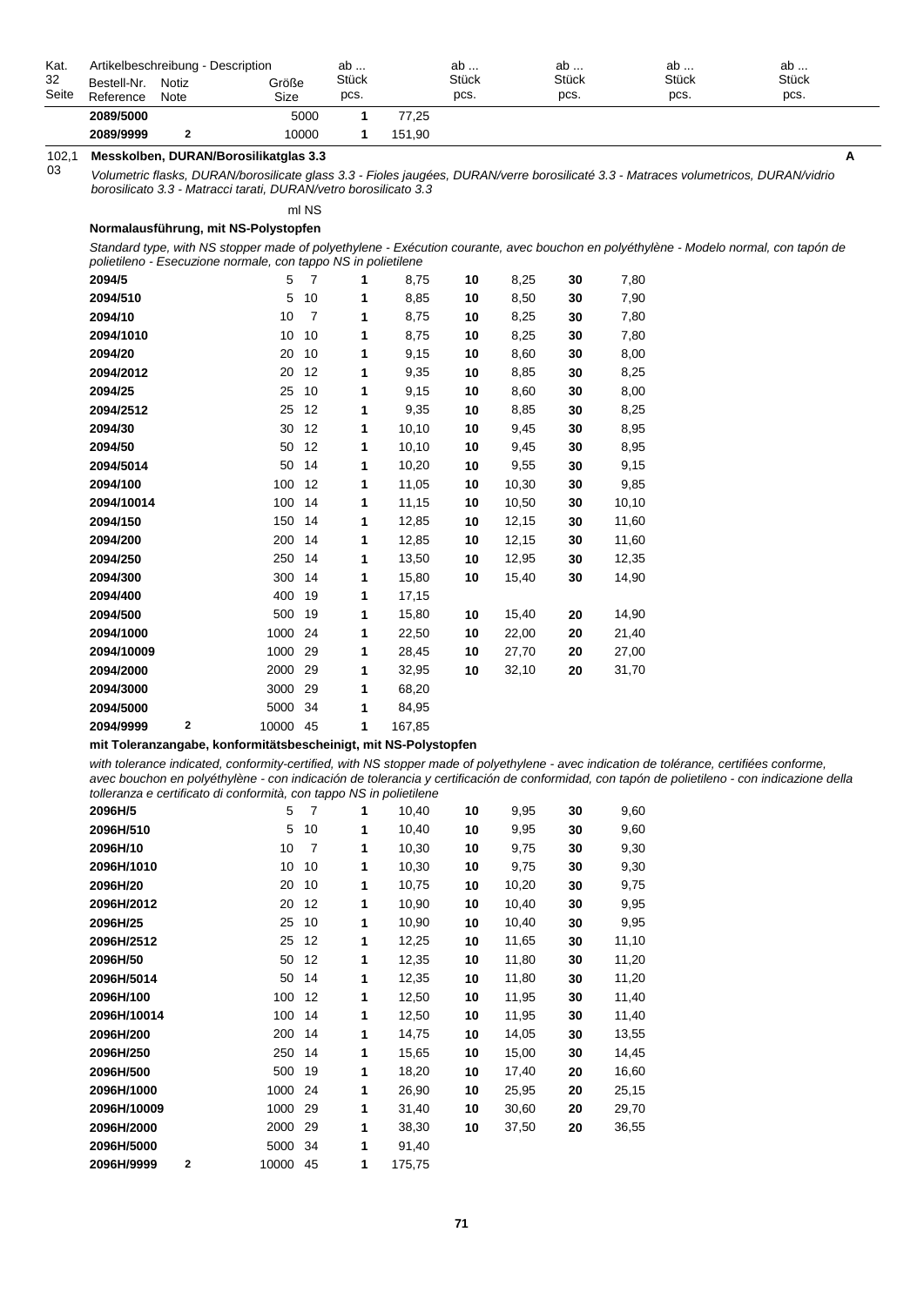| Kat. 32 Seite | Artikelbeschreibung - Description Bestell-Nr. Reference | Notiz Note | Größe Size | | ab ... Stück pcs. | | ab ... Stück pcs. | | ab ... Stück pcs. | | ab ... Stück pcs. | ab ... Stück pcs. |
|---|---|---|---|---|---|---|---|---|---|---|---|---|
| | **2089/5000** | | 5000 | | **1** | 77,25 | | | | | | |
| | **2089/9999** | **2** | 10000 | | **1** | 151,90 | | | | | | |

102,1 03 **Messkolben, DURAN/Borosilikatglas 3.3** **A**

*Volumetric flasks, DURAN/borosilicate glass 3.3 - Fioles jaugées, DURAN/verre borosilicaté 3.3 - Matraces volumetricos, DURAN/vidrio borosilicato 3.3 - Matracci tarati, DURAN/vetro borosilicato 3.3*

**Normalausführung, mit NS-Polystopfen**

*Standard type, with NS stopper made of polyethylene - Exécution courante, avec bouchon en polyéthylène - Modelo normal, con tapón de polietileno - Esecuzione normale, con tappo NS in polietilene*

| Bestell-Nr. | Notiz | ml | NS | ab Stück | | ab Stück | | ab Stück | |
|---|---|---|---|---|---|---|---|---|---|
| **2094/5** | | 5 | 7 | **1** | 8,75 | **10** | 8,25 | **30** | 7,80 |
| **2094/510** | | 5 | 10 | **1** | 8,85 | **10** | 8,50 | **30** | 7,90 |
| **2094/10** | | 10 | 7 | **1** | 8,75 | **10** | 8,25 | **30** | 7,80 |
| **2094/1010** | | 10 | 10 | **1** | 8,75 | **10** | 8,25 | **30** | 7,80 |
| **2094/20** | | 20 | 10 | **1** | 9,15 | **10** | 8,60 | **30** | 8,00 |
| **2094/2012** | | 20 | 12 | **1** | 9,35 | **10** | 8,85 | **30** | 8,25 |
| **2094/25** | | 25 | 10 | **1** | 9,15 | **10** | 8,60 | **30** | 8,00 |
| **2094/2512** | | 25 | 12 | **1** | 9,35 | **10** | 8,85 | **30** | 8,25 |
| **2094/30** | | 30 | 12 | **1** | 10,10 | **10** | 9,45 | **30** | 8,95 |
| **2094/50** | | 50 | 12 | **1** | 10,10 | **10** | 9,45 | **30** | 8,95 |
| **2094/5014** | | 50 | 14 | **1** | 10,20 | **10** | 9,55 | **30** | 9,15 |
| **2094/100** | | 100 | 12 | **1** | 11,05 | **10** | 10,30 | **30** | 9,85 |
| **2094/10014** | | 100 | 14 | **1** | 11,15 | **10** | 10,50 | **30** | 10,10 |
| **2094/150** | | 150 | 14 | **1** | 12,85 | **10** | 12,15 | **30** | 11,60 |
| **2094/200** | | 200 | 14 | **1** | 12,85 | **10** | 12,15 | **30** | 11,60 |
| **2094/250** | | 250 | 14 | **1** | 13,50 | **10** | 12,95 | **30** | 12,35 |
| **2094/300** | | 300 | 14 | **1** | 15,80 | **10** | 15,40 | **30** | 14,90 |
| **2094/400** | | 400 | 19 | **1** | 17,15 | | | | |
| **2094/500** | | 500 | 19 | **1** | 15,80 | **10** | 15,40 | **20** | 14,90 |
| **2094/1000** | | 1000 | 24 | **1** | 22,50 | **10** | 22,00 | **20** | 21,40 |
| **2094/10009** | | 1000 | 29 | **1** | 28,45 | **10** | 27,70 | **20** | 27,00 |
| **2094/2000** | | 2000 | 29 | **1** | 32,95 | **10** | 32,10 | **20** | 31,70 |
| **2094/3000** | | 3000 | 29 | **1** | 68,20 | | | | |
| **2094/5000** | | 5000 | 34 | **1** | 84,95 | | | | |
| **2094/9999** | **2** | 10000 | 45 | **1** | 167,85 | | | | |

**mit Toleranzangabe, konformitätsbescheinigt, mit NS-Polystopfen**

*with tolerance indicated, conformity-certified, with NS stopper made of polyethylene - avec indication de tolérance, certifiées conforme, avec bouchon en polyéthylène - con indicación de tolerancia y certificación de conformidad, con tapón de polietileno - con indicazione della tolleranza e certificato di conformità, con tappo NS in polietilene*

| Bestell-Nr. | Notiz | ml | NS | ab Stück | | ab Stück | | ab Stück | |
|---|---|---|---|---|---|---|---|---|---|
| **2096H/5** | | 5 | 7 | **1** | 10,40 | **10** | 9,95 | **30** | 9,60 |
| **2096H/510** | | 5 | 10 | **1** | 10,40 | **10** | 9,95 | **30** | 9,60 |
| **2096H/10** | | 10 | 7 | **1** | 10,30 | **10** | 9,75 | **30** | 9,30 |
| **2096H/1010** | | 10 | 10 | **1** | 10,30 | **10** | 9,75 | **30** | 9,30 |
| **2096H/20** | | 20 | 10 | **1** | 10,75 | **10** | 10,20 | **30** | 9,75 |
| **2096H/2012** | | 20 | 12 | **1** | 10,90 | **10** | 10,40 | **30** | 9,95 |
| **2096H/25** | | 25 | 10 | **1** | 10,90 | **10** | 10,40 | **30** | 9,95 |
| **2096H/2512** | | 25 | 12 | **1** | 12,25 | **10** | 11,65 | **30** | 11,10 |
| **2096H/50** | | 50 | 12 | **1** | 12,35 | **10** | 11,80 | **30** | 11,20 |
| **2096H/5014** | | 50 | 14 | **1** | 12,35 | **10** | 11,80 | **30** | 11,20 |
| **2096H/100** | | 100 | 12 | **1** | 12,50 | **10** | 11,95 | **30** | 11,40 |
| **2096H/10014** | | 100 | 14 | **1** | 12,50 | **10** | 11,95 | **30** | 11,40 |
| **2096H/200** | | 200 | 14 | **1** | 14,75 | **10** | 14,05 | **30** | 13,55 |
| **2096H/250** | | 250 | 14 | **1** | 15,65 | **10** | 15,00 | **30** | 14,45 |
| **2096H/500** | | 500 | 19 | **1** | 18,20 | **10** | 17,40 | **20** | 16,60 |
| **2096H/1000** | | 1000 | 24 | **1** | 26,90 | **10** | 25,95 | **20** | 25,15 |
| **2096H/10009** | | 1000 | 29 | **1** | 31,40 | **10** | 30,60 | **20** | 29,70 |
| **2096H/2000** | | 2000 | 29 | **1** | 38,30 | **10** | 37,50 | **20** | 36,55 |
| **2096H/5000** | | 5000 | 34 | **1** | 91,40 | | | | |
| **2096H/9999** | **2** | 10000 | 45 | **1** | 175,75 | | | | |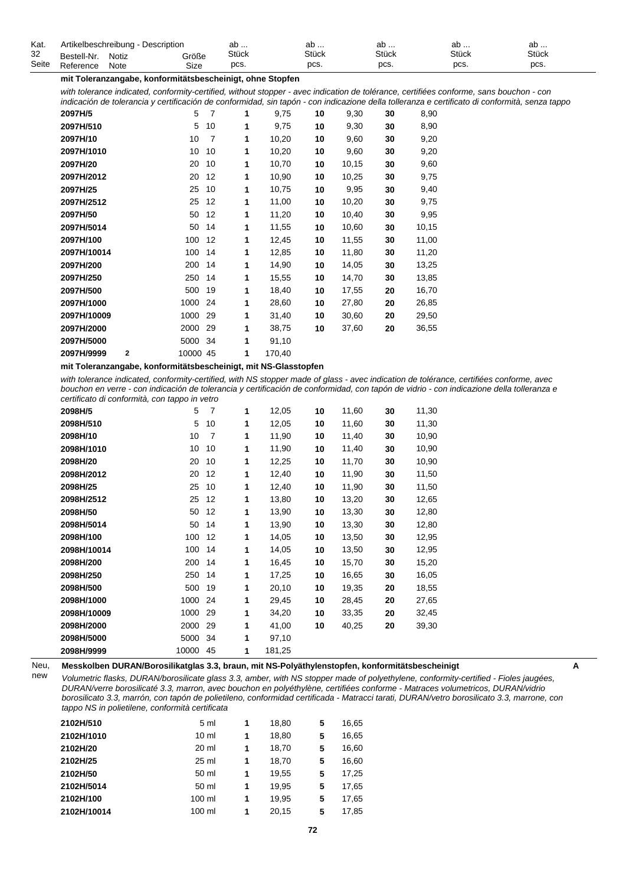| Kat. 32 Seite | Artikelbeschreibung - Description Bestell-Nr. Reference | Notiz Note | Größe Size | | ab ... Stück pcs. | | ab ... Stück pcs. | | ab ... Stück pcs. | | ab ... Stück pcs. | ab ... Stück pcs. |
|---|---|---|---|---|---|---|---|---|---|---|---|---|

**mit Toleranzangabe, konformitätsbescheinigt, ohne Stopfen**

*with tolerance indicated, conformity-certified, without stopper - avec indication de tolérance, certifiées conforme, sans bouchon - con indicación de tolerancia y certificación de conformidad, sin tapón - con indicazione della tolleranza e certificato di conformità, senza tappo*

| Bestell-Nr. | Notiz | Größe | | ab Stück | | ab Stück | | ab Stück | |
|---|---|---|---|---|---|---|---|---|---|
| 2097H/5 | | 5 | 7 | 1 | 9,75 | 10 | 9,30 | 30 | 8,90 |
| 2097H/510 | | 5 | 10 | 1 | 9,75 | 10 | 9,30 | 30 | 8,90 |
| 2097H/10 | | 10 | 7 | 1 | 10,20 | 10 | 9,60 | 30 | 9,20 |
| 2097H/1010 | | 10 | 10 | 1 | 10,20 | 10 | 9,60 | 30 | 9,20 |
| 2097H/20 | | 20 | 10 | 1 | 10,70 | 10 | 10,15 | 30 | 9,60 |
| 2097H/2012 | | 20 | 12 | 1 | 10,90 | 10 | 10,25 | 30 | 9,75 |
| 2097H/25 | | 25 | 10 | 1 | 10,75 | 10 | 9,95 | 30 | 9,40 |
| 2097H/2512 | | 25 | 12 | 1 | 11,00 | 10 | 10,20 | 30 | 9,75 |
| 2097H/50 | | 50 | 12 | 1 | 11,20 | 10 | 10,40 | 30 | 9,95 |
| 2097H/5014 | | 50 | 14 | 1 | 11,55 | 10 | 10,60 | 30 | 10,15 |
| 2097H/100 | | 100 | 12 | 1 | 12,45 | 10 | 11,55 | 30 | 11,00 |
| 2097H/10014 | | 100 | 14 | 1 | 12,85 | 10 | 11,80 | 30 | 11,20 |
| 2097H/200 | | 200 | 14 | 1 | 14,90 | 10 | 14,05 | 30 | 13,25 |
| 2097H/250 | | 250 | 14 | 1 | 15,55 | 10 | 14,70 | 30 | 13,85 |
| 2097H/500 | | 500 | 19 | 1 | 18,40 | 10 | 17,55 | 20 | 16,70 |
| 2097H/1000 | | 1000 | 24 | 1 | 28,60 | 10 | 27,80 | 20 | 26,85 |
| 2097H/10009 | | 1000 | 29 | 1 | 31,40 | 10 | 30,60 | 20 | 29,50 |
| 2097H/2000 | | 2000 | 29 | 1 | 38,75 | 10 | 37,60 | 20 | 36,55 |
| 2097H/5000 | | 5000 | 34 | 1 | 91,10 | | | | |
| 2097H/9999 | 2 | 10000 | 45 | 1 | 170,40 | | | | |

**mit Toleranzangabe, konformitätsbescheinigt, mit NS-Glasstopfen**

*with tolerance indicated, conformity-certified, with NS stopper made of glass - avec indication de tolérance, certifiées conforme, avec bouchon en verre - con indicación de tolerancia y certificación de conformidad, con tapón de vidrio - con indicazione della tolleranza e certificato di conformità, con tappo in vetro*

| Bestell-Nr. | Notiz | Größe | | ab Stück | | ab Stück | | ab Stück | |
|---|---|---|---|---|---|---|---|---|---|
| 2098H/5 | | 5 | 7 | 1 | 12,05 | 10 | 11,60 | 30 | 11,30 |
| 2098H/510 | | 5 | 10 | 1 | 12,05 | 10 | 11,60 | 30 | 11,30 |
| 2098H/10 | | 10 | 7 | 1 | 11,90 | 10 | 11,40 | 30 | 10,90 |
| 2098H/1010 | | 10 | 10 | 1 | 11,90 | 10 | 11,40 | 30 | 10,90 |
| 2098H/20 | | 20 | 10 | 1 | 12,25 | 10 | 11,70 | 30 | 10,90 |
| 2098H/2012 | | 20 | 12 | 1 | 12,40 | 10 | 11,90 | 30 | 11,50 |
| 2098H/25 | | 25 | 10 | 1 | 12,40 | 10 | 11,90 | 30 | 11,50 |
| 2098H/2512 | | 25 | 12 | 1 | 13,80 | 10 | 13,20 | 30 | 12,65 |
| 2098H/50 | | 50 | 12 | 1 | 13,90 | 10 | 13,30 | 30 | 12,80 |
| 2098H/5014 | | 50 | 14 | 1 | 13,90 | 10 | 13,30 | 30 | 12,80 |
| 2098H/100 | | 100 | 12 | 1 | 14,05 | 10 | 13,50 | 30 | 12,95 |
| 2098H/10014 | | 100 | 14 | 1 | 14,05 | 10 | 13,50 | 30 | 12,95 |
| 2098H/200 | | 200 | 14 | 1 | 16,45 | 10 | 15,70 | 30 | 15,20 |
| 2098H/250 | | 250 | 14 | 1 | 17,25 | 10 | 16,65 | 30 | 16,05 |
| 2098H/500 | | 500 | 19 | 1 | 20,10 | 10 | 19,35 | 20 | 18,55 |
| 2098H/1000 | | 1000 | 24 | 1 | 29,45 | 10 | 28,45 | 20 | 27,65 |
| 2098H/10009 | | 1000 | 29 | 1 | 34,20 | 10 | 33,35 | 20 | 32,45 |
| 2098H/2000 | | 2000 | 29 | 1 | 41,00 | 10 | 40,25 | 20 | 39,30 |
| 2098H/5000 | | 5000 | 34 | 1 | 97,10 | | | | |
| 2098H/9999 | | 10000 | 45 | 1 | 181,25 | | | | |

Neu, new

**Messkolben DURAN/Borosilikatglas 3.3, braun, mit NS-Polyäthylenstopfen, konformitätsbescheinigt** **A**

*Volumetric flasks, DURAN/borosilicate glass 3.3, amber, with NS stopper made of polyethylene, conformity-certified - Fioles jaugées, DURAN/verre borosilicaté 3.3, marron, avec bouchon en polyéthylène, certifiées conforme - Matraces volumetricos, DURAN/vidrio borosilicato 3.3, marrón, con tapón de polietileno, conformidad certificada - Matracci tarati, DURAN/vetro borosilicato 3.3, marrone, con tappo NS in polietilene, conformità certificata*

| Bestell-Nr. | Größe | ab Stück | | ab Stück | |
|---|---|---|---|---|---|
| 2102H/510 | 5 ml | 1 | 18,80 | 5 | 16,65 |
| 2102H/1010 | 10 ml | 1 | 18,80 | 5 | 16,65 |
| 2102H/20 | 20 ml | 1 | 18,70 | 5 | 16,60 |
| 2102H/25 | 25 ml | 1 | 18,70 | 5 | 16,60 |
| 2102H/50 | 50 ml | 1 | 19,55 | 5 | 17,25 |
| 2102H/5014 | 50 ml | 1 | 19,95 | 5 | 17,65 |
| 2102H/100 | 100 ml | 1 | 19,95 | 5 | 17,65 |
| 2102H/10014 | 100 ml | 1 | 20,15 | 5 | 17,85 |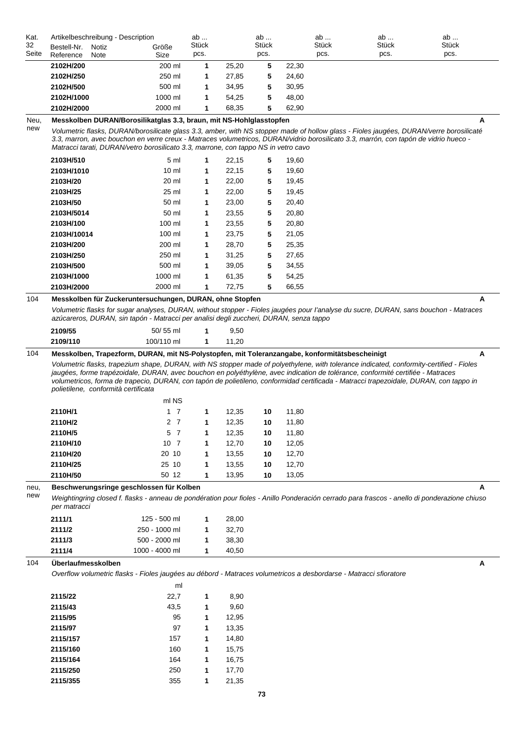| Kat. Seite | Artikelbeschreibung - Description Bestell-Nr. Reference | Notiz Note | Größe Size | ab ... Stück pcs. | | ab ... Stück pcs. | | ab ... Stück pcs. | ab ... Stück pcs. | ab ... Stück pcs. |
|---|---|---|---|---|---|---|---|---|---|---|
| 32 | **2102H/200** | | 200 ml | **1** | 25,20 | **5** | 22,30 | | | |
| | **2102H/250** | | 250 ml | **1** | 27,85 | **5** | 24,60 | | | |
| | **2102H/500** | | 500 ml | **1** | 34,95 | **5** | 30,95 | | | |
| | **2102H/1000** | | 1000 ml | **1** | 54,25 | **5** | 48,00 | | | |
| | **2102H/2000** | | 2000 ml | **1** | 68,35 | **5** | 62,90 | | | |

Neu, new — **Messkolben DURAN/Borosilikatglas 3.3, braun, mit NS-Hohlglasstopfen** — **A**

*Volumetric flasks, DURAN/borosilicate glass 3.3, amber, with NS stopper made of hollow glass - Fioles jaugées, DURAN/verre borosilicaté 3.3, marron, avec bouchon en verre creux - Matraces volumetricos, DURAN/vidrio borosilicato 3.3, marrón, con tapón de vidrio hueco - Matracci tarati, DURAN/vetro borosilicato 3.3, marrone, con tappo NS in vetro cavo*

| Bestell-Nr. | Größe | ab Stück | | ab Stück | |
|---|---|---|---|---|---|
| **2103H/510** | 5 ml | **1** | 22,15 | **5** | 19,60 |
| **2103H/1010** | 10 ml | **1** | 22,15 | **5** | 19,60 |
| **2103H/20** | 20 ml | **1** | 22,00 | **5** | 19,45 |
| **2103H/25** | 25 ml | **1** | 22,00 | **5** | 19,45 |
| **2103H/50** | 50 ml | **1** | 23,00 | **5** | 20,40 |
| **2103H/5014** | 50 ml | **1** | 23,55 | **5** | 20,80 |
| **2103H/100** | 100 ml | **1** | 23,55 | **5** | 20,80 |
| **2103H/10014** | 100 ml | **1** | 23,75 | **5** | 21,05 |
| **2103H/200** | 200 ml | **1** | 28,70 | **5** | 25,35 |
| **2103H/250** | 250 ml | **1** | 31,25 | **5** | 27,65 |
| **2103H/500** | 500 ml | **1** | 39,05 | **5** | 34,55 |
| **2103H/1000** | 1000 ml | **1** | 61,35 | **5** | 54,25 |
| **2103H/2000** | 2000 ml | **1** | 72,75 | **5** | 66,55 |

104 — **Messkolben für Zuckeruntersuchungen, DURAN, ohne Stopfen** — **A**

*Volumetric flasks for sugar analyses, DURAN, without stopper - Fioles jaugées pour l'analyse du sucre, DURAN, sans bouchon - Matraces azúcareros, DURAN, sin tapón - Matracci per analisi degli zuccheri, DURAN, senza tappo*

| Bestell-Nr. | Größe | ab Stück | |
|---|---|---|---|
| **2109/55** | 50/ 55 ml | **1** | 9,50 |
| **2109/110** | 100/110 ml | **1** | 11,20 |

104 — **Messkolben, Trapezform, DURAN, mit NS-Polystopfen, mit Toleranzangabe, konformitätsbescheinigt** — **A**

*Volumetric flasks, trapezium shape, DURAN, with NS stopper made of polyethylene, with tolerance indicated, conformity-certified - Fioles jaugées, forme trapézoidale, DURAN, avec bouchon en polyéthylène, avec indication de tolérance, conformité certifiée - Matraces volumetricos, forma de trapecio, DURAN, con tapón de polietileno, conformidad certificada - Matracci trapezoidale, DURAN, con tappo in polietilene, conformità certificata*

| Bestell-Nr. | ml | NS | ab Stück | | ab Stück | |
|---|---|---|---|---|---|---|
| **2110H/1** | 1 | 7 | **1** | 12,35 | **10** | 11,80 |
| **2110H/2** | 2 | 7 | **1** | 12,35 | **10** | 11,80 |
| **2110H/5** | 5 | 7 | **1** | 12,35 | **10** | 11,80 |
| **2110H/10** | 10 | 7 | **1** | 12,70 | **10** | 12,05 |
| **2110H/20** | 20 | 10 | **1** | 13,55 | **10** | 12,70 |
| **2110H/25** | 25 | 10 | **1** | 13,55 | **10** | 12,70 |
| **2110H/50** | 50 | 12 | **1** | 13,95 | **10** | 13,05 |

neu, new — **Beschwerungsringe geschlossen für Kolben** — **A**

*Weightingring closed f. flasks - anneau de pondération pour fioles - Anillo Ponderación cerrado para frascos - anello di ponderazione chiuso per matracci*

| Bestell-Nr. | Größe | ab Stück | |
|---|---|---|---|
| **2111/1** | 125 - 500 ml | **1** | 28,00 |
| **2111/2** | 250 - 1000 ml | **1** | 32,70 |
| **2111/3** | 500 - 2000 ml | **1** | 38,30 |
| **2111/4** | 1000 - 4000 ml | **1** | 40,50 |

104 — **Überlaufmesskolben** — **A**

*Overflow volumetric flasks - Fioles jaugées au débord - Matraces volumetricos a desbordarse - Matracci sfioratore*

| Bestell-Nr. | ml | ab Stück | |
|---|---|---|---|
| **2115/22** | 22,7 | **1** | 8,90 |
| **2115/43** | 43,5 | **1** | 9,60 |
| **2115/95** | 95 | **1** | 12,95 |
| **2115/97** | 97 | **1** | 13,35 |
| **2115/157** | 157 | **1** | 14,80 |
| **2115/160** | 160 | **1** | 15,75 |
| **2115/164** | 164 | **1** | 16,75 |
| **2115/250** | 250 | **1** | 17,70 |
| **2115/355** | 355 | **1** | 21,35 |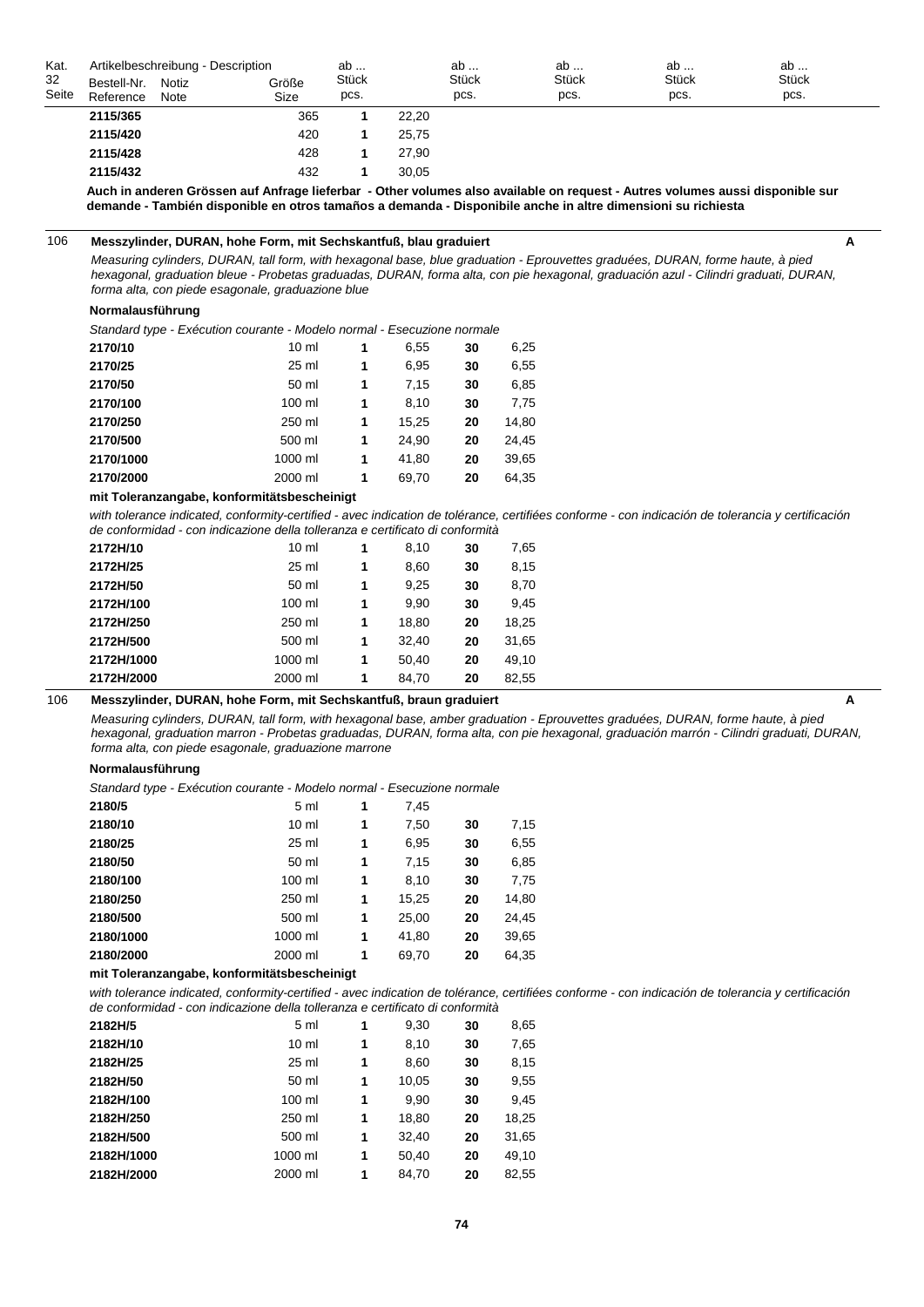| Kat. 32 Seite | Bestell-Nr. Reference | Notiz Note | Größe Size | ab ... Stück pcs. | | ab ... Stück pcs. | | ab ... Stück pcs. | ab ... Stück pcs. | ab ... Stück pcs. |
|---|---|---|---|---|---|---|---|---|---|---|
| | **2115/365** | | 365 | **1** | 22,20 | | | | | |
| | **2115/420** | | 420 | **1** | 25,75 | | | | | |
| | **2115/428** | | 428 | **1** | 27,90 | | | | | |
| | **2115/432** | | 432 | **1** | 30,05 | | | | | |

**Auch in anderen Grössen auf Anfrage lieferbar - Other volumes also available on request - Autres volumes aussi disponible sur demande - También disponible en otros tamaños a demanda - Disponibile anche in altre dimensioni su richiesta**

## 106 Messzylinder, DURAN, hohe Form, mit Sechskantfuß, blau graduiert — A

*Measuring cylinders, DURAN, tall form, with hexagonal base, blue graduation - Eprouvettes graduées, DURAN, forme haute, à pied hexagonal, graduation bleue - Probetas graduadas, DURAN, forma alta, con pie hexagonal, graduación azul - Cilindri graduati, DURAN, forma alta, con piede esagonale, graduazione blue*

**Normalausführung**

*Standard type - Exécution courante - Modelo normal - Esecuzione normale*

| Bestell-Nr. | Größe | ab Stück | | ab Stück | |
|---|---|---|---|---|---|
| **2170/10** | 10 ml | **1** | 6,55 | **30** | 6,25 |
| **2170/25** | 25 ml | **1** | 6,95 | **30** | 6,55 |
| **2170/50** | 50 ml | **1** | 7,15 | **30** | 6,85 |
| **2170/100** | 100 ml | **1** | 8,10 | **30** | 7,75 |
| **2170/250** | 250 ml | **1** | 15,25 | **20** | 14,80 |
| **2170/500** | 500 ml | **1** | 24,90 | **20** | 24,45 |
| **2170/1000** | 1000 ml | **1** | 41,80 | **20** | 39,65 |
| **2170/2000** | 2000 ml | **1** | 69,70 | **20** | 64,35 |

**mit Toleranzangabe, konformitätsbescheinigt**

*with tolerance indicated, conformity-certified - avec indication de tolérance, certifiées conforme - con indicación de tolerancia y certificación de conformidad - con indicazione della tolleranza e certificato di conformità*

| Bestell-Nr. | Größe | ab Stück | | ab Stück | |
|---|---|---|---|---|---|
| **2172H/10** | 10 ml | **1** | 8,10 | **30** | 7,65 |
| **2172H/25** | 25 ml | **1** | 8,60 | **30** | 8,15 |
| **2172H/50** | 50 ml | **1** | 9,25 | **30** | 8,70 |
| **2172H/100** | 100 ml | **1** | 9,90 | **30** | 9,45 |
| **2172H/250** | 250 ml | **1** | 18,80 | **20** | 18,25 |
| **2172H/500** | 500 ml | **1** | 32,40 | **20** | 31,65 |
| **2172H/1000** | 1000 ml | **1** | 50,40 | **20** | 49,10 |
| **2172H/2000** | 2000 ml | **1** | 84,70 | **20** | 82,55 |

## 106 Messzylinder, DURAN, hohe Form, mit Sechskantfuß, braun graduiert — A

*Measuring cylinders, DURAN, tall form, with hexagonal base, amber graduation - Eprouvettes graduées, DURAN, forme haute, à pied hexagonal, graduation marron - Probetas graduadas, DURAN, forma alta, con pie hexagonal, graduación marrón - Cilindri graduati, DURAN, forma alta, con piede esagonale, graduazione marrone*

**Normalausführung**

*Standard type - Exécution courante - Modelo normal - Esecuzione normale*

| Bestell-Nr. | Größe | ab Stück | | ab Stück | |
|---|---|---|---|---|---|
| **2180/5** | 5 ml | **1** | 7,45 | | |
| **2180/10** | 10 ml | **1** | 7,50 | **30** | 7,15 |
| **2180/25** | 25 ml | **1** | 6,95 | **30** | 6,55 |
| **2180/50** | 50 ml | **1** | 7,15 | **30** | 6,85 |
| **2180/100** | 100 ml | **1** | 8,10 | **30** | 7,75 |
| **2180/250** | 250 ml | **1** | 15,25 | **20** | 14,80 |
| **2180/500** | 500 ml | **1** | 25,00 | **20** | 24,45 |
| **2180/1000** | 1000 ml | **1** | 41,80 | **20** | 39,65 |
| **2180/2000** | 2000 ml | **1** | 69,70 | **20** | 64,35 |

**mit Toleranzangabe, konformitätsbescheinigt**

*with tolerance indicated, conformity-certified - avec indication de tolérance, certifiées conforme - con indicación de tolerancia y certificación de conformidad - con indicazione della tolleranza e certificato di conformità*

| Bestell-Nr. | Größe | ab Stück | | ab Stück | |
|---|---|---|---|---|---|
| **2182H/5** | 5 ml | **1** | 9,30 | **30** | 8,65 |
| **2182H/10** | 10 ml | **1** | 8,10 | **30** | 7,65 |
| **2182H/25** | 25 ml | **1** | 8,60 | **30** | 8,15 |
| **2182H/50** | 50 ml | **1** | 10,05 | **30** | 9,55 |
| **2182H/100** | 100 ml | **1** | 9,90 | **30** | 9,45 |
| **2182H/250** | 250 ml | **1** | 18,80 | **20** | 18,25 |
| **2182H/500** | 500 ml | **1** | 32,40 | **20** | 31,65 |
| **2182H/1000** | 1000 ml | **1** | 50,40 | **20** | 49,10 |
| **2182H/2000** | 2000 ml | **1** | 84,70 | **20** | 82,55 |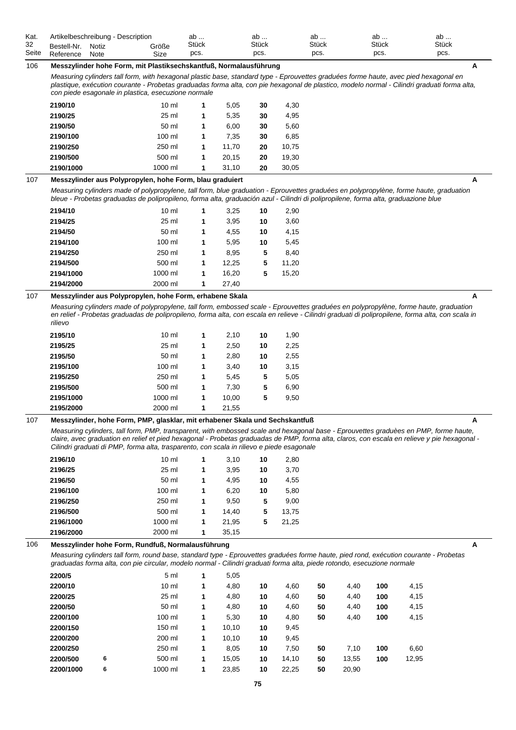| Kat. Seite | Bestell-Nr. Reference | Notiz Note | Größe Size | ab ... Stück pcs. | | ab ... Stück pcs. | | ab ... Stück pcs. | | ab ... Stück pcs. | | ab ... Stück pcs. |
|---|---|---|---|---|---|---|---|---|---|---|---|---|

## 106 Messzylinder hohe Form, mit Plastiksechskantfuß, Normalausführung — A

*Measuring cylinders tall form, with hexagonal plastic base, standard type - Eprouvettes graduées forme haute, avec pied hexagonal en plastique, exécution courante - Probetas graduadas forma alta, con pie hexagonal de plastico, modelo normal - Cilindri graduati forma alta, con piede esagonale in plastica, esecuzione normale*

| Bestell-Nr. | Notiz | Größe | ab Stück | | ab Stück | |
|---|---|---|---|---|---|---|
| **2190/10** | | 10 ml | **1** | 5,05 | **30** | 4,30 |
| **2190/25** | | 25 ml | **1** | 5,35 | **30** | 4,95 |
| **2190/50** | | 50 ml | **1** | 6,00 | **30** | 5,60 |
| **2190/100** | | 100 ml | **1** | 7,35 | **30** | 6,85 |
| **2190/250** | | 250 ml | **1** | 11,70 | **20** | 10,75 |
| **2190/500** | | 500 ml | **1** | 20,15 | **20** | 19,30 |
| **2190/1000** | | 1000 ml | **1** | 31,10 | **20** | 30,05 |

## 107 Messzylinder aus Polypropylen, hohe Form, blau graduiert — A

*Measuring cylinders made of polypropylene, tall form, blue graduation - Eprouvettes graduées en polypropylène, forme haute, graduation bleue - Probetas graduadas de polipropileno, forma alta, graduación azul - Cilindri di polipropilene, forma alta, graduazione blue*

| Bestell-Nr. | Notiz | Größe | ab Stück | | ab Stück | |
|---|---|---|---|---|---|---|
| **2194/10** | | 10 ml | **1** | 3,25 | **10** | 2,90 |
| **2194/25** | | 25 ml | **1** | 3,95 | **10** | 3,60 |
| **2194/50** | | 50 ml | **1** | 4,55 | **10** | 4,15 |
| **2194/100** | | 100 ml | **1** | 5,95 | **10** | 5,45 |
| **2194/250** | | 250 ml | **1** | 8,95 | **5** | 8,40 |
| **2194/500** | | 500 ml | **1** | 12,25 | **5** | 11,20 |
| **2194/1000** | | 1000 ml | **1** | 16,20 | **5** | 15,20 |
| **2194/2000** | | 2000 ml | **1** | 27,40 | | |

## 107 Messzylinder aus Polypropylen, hohe Form, erhabene Skala — A

*Measuring cylinders made of polypropylene, tall form, embossed scale - Eprouvettes graduées en polypropylène, forme haute, graduation en relief - Probetas graduadas de polipropileno, forma alta, con escala en relieve - Cilindri graduati di polipropilene, forma alta, con scala in rilievo*

| Bestell-Nr. | Notiz | Größe | ab Stück | | ab Stück | |
|---|---|---|---|---|---|---|
| **2195/10** | | 10 ml | **1** | 2,10 | **10** | 1,90 |
| **2195/25** | | 25 ml | **1** | 2,50 | **10** | 2,25 |
| **2195/50** | | 50 ml | **1** | 2,80 | **10** | 2,55 |
| **2195/100** | | 100 ml | **1** | 3,40 | **10** | 3,15 |
| **2195/250** | | 250 ml | **1** | 5,45 | **5** | 5,05 |
| **2195/500** | | 500 ml | **1** | 7,30 | **5** | 6,90 |
| **2195/1000** | | 1000 ml | **1** | 10,00 | **5** | 9,50 |
| **2195/2000** | | 2000 ml | **1** | 21,55 | | |

## 107 Messzylinder, hohe Form, PMP, glasklar, mit erhabener Skala und Sechskantfuß — A

*Measuring cylinders, tall form, PMP, transparent, with embossed scale and hexagonal base - Eprouvettes graduèes en PMP, forme haute, claire, avec graduation en relief et pied hexagonal - Probetas graduadas de PMP, forma alta, claros, con escala en relieve y pie hexagonal - Cilindri graduati di PMP, forma alta, trasparento, con scala in rilievo e piede esagonale*

| Bestell-Nr. | Notiz | Größe | ab Stück | | ab Stück | |
|---|---|---|---|---|---|---|
| **2196/10** | | 10 ml | **1** | 3,10 | **10** | 2,80 |
| **2196/25** | | 25 ml | **1** | 3,95 | **10** | 3,70 |
| **2196/50** | | 50 ml | **1** | 4,95 | **10** | 4,55 |
| **2196/100** | | 100 ml | **1** | 6,20 | **10** | 5,80 |
| **2196/250** | | 250 ml | **1** | 9,50 | **5** | 9,00 |
| **2196/500** | | 500 ml | **1** | 14,40 | **5** | 13,75 |
| **2196/1000** | | 1000 ml | **1** | 21,95 | **5** | 21,25 |
| **2196/2000** | | 2000 ml | **1** | 35,15 | | |

## 106 Messzylinder hohe Form, Rundfuß, Normalausführung — A

*Measuring cylinders tall form, round base, standard type - Eprouvettes graduées forme haute, pied rond, exécution courante - Probetas graduadas forma alta, con pie circular, modelo normal - Cilindri graduati forma alta, piede rotondo, esecuzione normale*

| Bestell-Nr. | Notiz | Größe | ab Stück | | ab Stück | | ab Stück | | ab Stück | |
|---|---|---|---|---|---|---|---|---|---|---|
| **2200/5** | | 5 ml | **1** | 5,05 | | | | | | |
| **2200/10** | | 10 ml | **1** | 4,80 | **10** | 4,60 | **50** | 4,40 | **100** | 4,15 |
| **2200/25** | | 25 ml | **1** | 4,80 | **10** | 4,60 | **50** | 4,40 | **100** | 4,15 |
| **2200/50** | | 50 ml | **1** | 4,80 | **10** | 4,60 | **50** | 4,40 | **100** | 4,15 |
| **2200/100** | | 100 ml | **1** | 5,30 | **10** | 4,80 | **50** | 4,40 | **100** | 4,15 |
| **2200/150** | | 150 ml | **1** | 10,10 | **10** | 9,45 | | | | |
| **2200/200** | | 200 ml | **1** | 10,10 | **10** | 9,45 | | | | |
| **2200/250** | | 250 ml | **1** | 8,05 | **10** | 7,50 | **50** | 7,10 | **100** | 6,60 |
| **2200/500** | 6 | 500 ml | **1** | 15,05 | **10** | 14,10 | **50** | 13,55 | **100** | 12,95 |
| **2200/1000** | 6 | 1000 ml | **1** | 23,85 | **10** | 22,25 | **50** | 20,90 | | |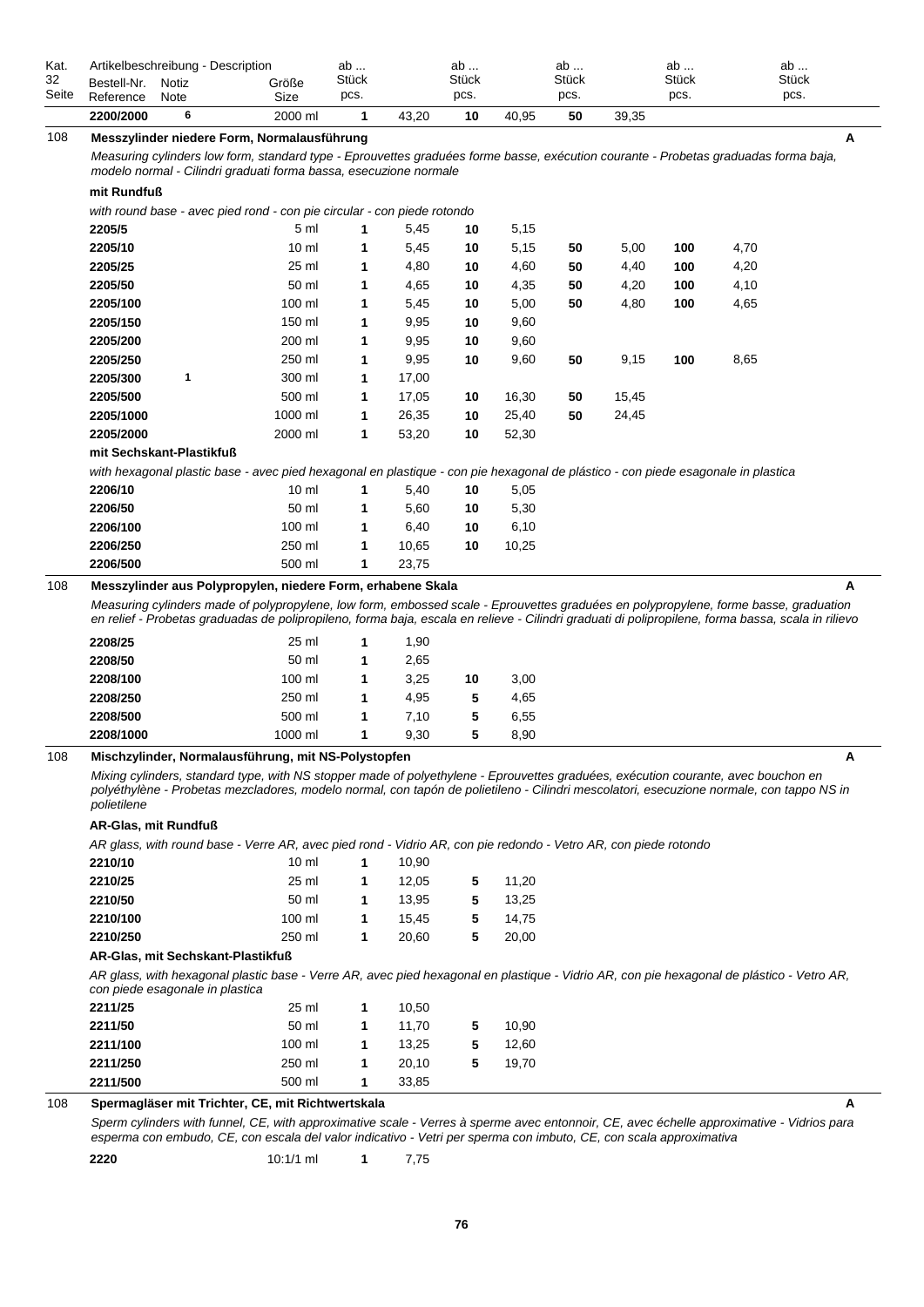| Kat. 32 Seite | Artikelbeschreibung - Description Bestell-Nr. Reference | Notiz Note | Größe Size | ab ... Stück pcs. | | ab ... Stück pcs. | | ab ... Stück pcs. | | ab ... Stück pcs. | | ab ... Stück pcs. | |
|---|---|---|---|---|---|---|---|---|---|---|---|---|---|
| | **2200/2000** | 6 | 2000 ml | **1** | 43,20 | **10** | 40,95 | **50** | 39,35 | | | | |

108 **Messzylinder niedere Form, Normalausführung** **A**

*Measuring cylinders low form, standard type - Eprouvettes graduées forme basse, exécution courante - Probetas graduadas forma baja, modelo normal - Cilindri graduati forma bassa, esecuzione normale*

**mit Rundfuß**

*with round base - avec pied rond - con pie circular - con piede rotondo*

| Bestell-Nr. | Notiz | Größe | ab | | ab | | ab | | ab | |
|---|---|---|---|---|---|---|---|---|---|---|
| **2205/5** | | 5 ml | **1** | 5,45 | **10** | 5,15 | | | | |
| **2205/10** | | 10 ml | **1** | 5,45 | **10** | 5,15 | **50** | 5,00 | **100** | 4,70 |
| **2205/25** | | 25 ml | **1** | 4,80 | **10** | 4,60 | **50** | 4,40 | **100** | 4,20 |
| **2205/50** | | 50 ml | **1** | 4,65 | **10** | 4,35 | **50** | 4,20 | **100** | 4,10 |
| **2205/100** | | 100 ml | **1** | 5,45 | **10** | 5,00 | **50** | 4,80 | **100** | 4,65 |
| **2205/150** | | 150 ml | **1** | 9,95 | **10** | 9,60 | | | | |
| **2205/200** | | 200 ml | **1** | 9,95 | **10** | 9,60 | | | | |
| **2205/250** | | 250 ml | **1** | 9,95 | **10** | 9,60 | **50** | 9,15 | **100** | 8,65 |
| **2205/300** | 1 | 300 ml | **1** | 17,00 | | | | | | |
| **2205/500** | | 500 ml | **1** | 17,05 | **10** | 16,30 | **50** | 15,45 | | |
| **2205/1000** | | 1000 ml | **1** | 26,35 | **10** | 25,40 | **50** | 24,45 | | |
| **2205/2000** | | 2000 ml | **1** | 53,20 | **10** | 52,30 | | | | |

**mit Sechskant-Plastikfuß**

*with hexagonal plastic base - avec pied hexagonal en plastique - con pie hexagonal de plástico - con piede esagonale in plastica*

| Bestell-Nr. | Größe | ab | | ab | |
|---|---|---|---|---|---|
| **2206/10** | 10 ml | **1** | 5,40 | **10** | 5,05 |
| **2206/50** | 50 ml | **1** | 5,60 | **10** | 5,30 |
| **2206/100** | 100 ml | **1** | 6,40 | **10** | 6,10 |
| **2206/250** | 250 ml | **1** | 10,65 | **10** | 10,25 |
| **2206/500** | 500 ml | **1** | 23,75 | | |

108 **Messzylinder aus Polypropylen, niedere Form, erhabene Skala** **A**

*Measuring cylinders made of polypropylene, low form, embossed scale - Eprouvettes graduées en polypropylene, forme basse, graduation en relief - Probetas graduadas de polipropileno, forma baja, escala en relieve - Cilindri graduati di polipropilene, forma bassa, scala in rilievo*

| Bestell-Nr. | Größe | ab | | ab | |
|---|---|---|---|---|---|
| **2208/25** | 25 ml | **1** | 1,90 | | |
| **2208/50** | 50 ml | **1** | 2,65 | | |
| **2208/100** | 100 ml | **1** | 3,25 | **10** | 3,00 |
| **2208/250** | 250 ml | **1** | 4,95 | **5** | 4,65 |
| **2208/500** | 500 ml | **1** | 7,10 | **5** | 6,55 |
| **2208/1000** | 1000 ml | **1** | 9,30 | **5** | 8,90 |

108 **Mischzylinder, Normalausführung, mit NS-Polystopfen** **A**

*Mixing cylinders, standard type, with NS stopper made of polyethylene - Eprouvettes graduées, exécution courante, avec bouchon en polyéthylène - Probetas mezcladores, modelo normal, con tapón de polietileno - Cilindri mescolatori, esecuzione normale, con tappo NS in polietilene*

**AR-Glas, mit Rundfuß**

*AR glass, with round base - Verre AR, avec pied rond - Vidrio AR, con pie redondo - Vetro AR, con piede rotondo*

| Bestell-Nr. | Größe | ab | | ab | |
|---|---|---|---|---|---|
| **2210/10** | 10 ml | **1** | 10,90 | | |
| **2210/25** | 25 ml | **1** | 12,05 | **5** | 11,20 |
| **2210/50** | 50 ml | **1** | 13,95 | **5** | 13,25 |
| **2210/100** | 100 ml | **1** | 15,45 | **5** | 14,75 |
| **2210/250** | 250 ml | **1** | 20,60 | **5** | 20,00 |

**AR-Glas, mit Sechskant-Plastikfuß**

*AR glass, with hexagonal plastic base - Verre AR, avec pied hexagonal en plastique - Vidrio AR, con pie hexagonal de plástico - Vetro AR, con piede esagonale in plastica*

| Bestell-Nr. | Größe | ab | | ab | |
|---|---|---|---|---|---|
| **2211/25** | 25 ml | **1** | 10,50 | | |
| **2211/50** | 50 ml | **1** | 11,70 | **5** | 10,90 |
| **2211/100** | 100 ml | **1** | 13,25 | **5** | 12,60 |
| **2211/250** | 250 ml | **1** | 20,10 | **5** | 19,70 |
| **2211/500** | 500 ml | **1** | 33,85 | | |

108 **Spermagläser mit Trichter, CE, mit Richtwertskala** **A**

*Sperm cylinders with funnel, CE, with approximative scale - Verres à sperme avec entonnoir, CE, avec échelle approximative - Vidrios para esperma con embudo, CE, con escala del valor indicativo - Vetri per sperma con imbuto, CE, con scala approximativa*

| Bestell-Nr. | Größe | ab | |
|---|---|---|---|
| **2220** | 10:1/1 ml | **1** | 7,75 |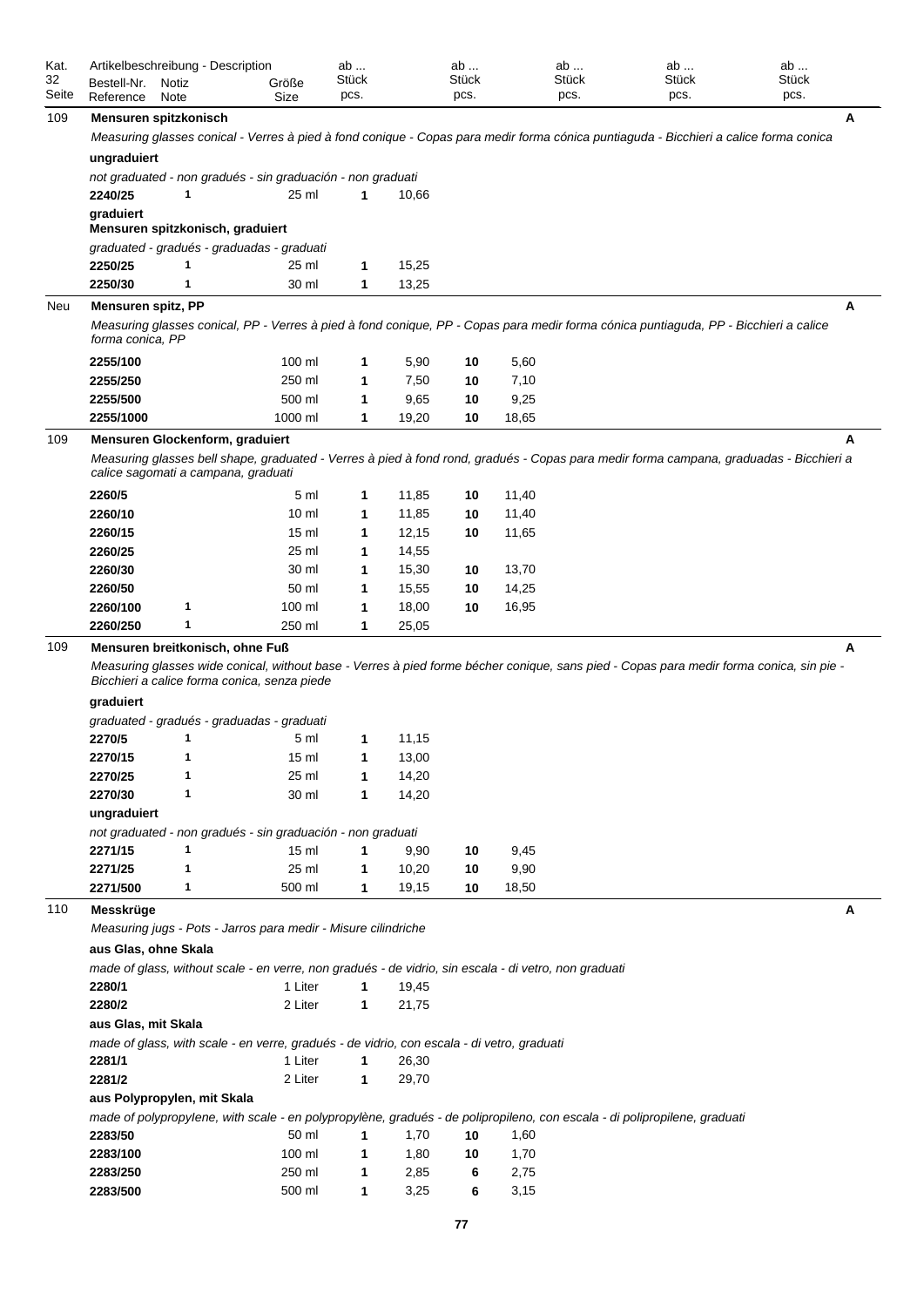| Kat. 32 Seite | Artikelbeschreibung - Description<br>Bestell-Nr. Reference | Notiz Note | Größe Size | ab ... Stück pcs. | | ab ... Stück pcs. | | ab ... Stück pcs. | ab ... Stück pcs. | ab ... Stück pcs. |
|---|---|---|---|---|---|---|---|---|---|---|

## 109 Mensuren spitzkonisch — A

*Measuring glasses conical - Verres à pied à fond conique - Copas para medir forma cónica puntiaguda - Bicchieri a calice forma conica*

**ungraduiert**

*not graduated - non gradués - sin graduación - non graduati*

| Bestell-Nr. | Notiz | Größe | ab Stück | Preis |
|---|---|---|---|---|
| **2240/25** | 1 | 25 ml | **1** | 10,66 |

**graduiert**
**Mensuren spitzkonisch, graduiert**

*graduated - gradués - graduadas - graduati*

| Bestell-Nr. | Notiz | Größe | ab Stück | Preis |
|---|---|---|---|---|
| **2250/25** | 1 | 25 ml | **1** | 15,25 |
| **2250/30** | 1 | 30 ml | **1** | 13,25 |

## Neu Mensuren spitz, PP — A

*Measuring glasses conical, PP - Verres à pied à fond conique, PP - Copas para medir forma cónica puntiaguda, PP - Bicchieri a calice forma conica, PP*

| Bestell-Nr. | Notiz | Größe | ab Stück | Preis | ab Stück | Preis |
|---|---|---|---|---|---|---|
| **2255/100** | | 100 ml | **1** | 5,90 | **10** | 5,60 |
| **2255/250** | | 250 ml | **1** | 7,50 | **10** | 7,10 |
| **2255/500** | | 500 ml | **1** | 9,65 | **10** | 9,25 |
| **2255/1000** | | 1000 ml | **1** | 19,20 | **10** | 18,65 |

## 109 Mensuren Glockenform, graduiert — A

*Measuring glasses bell shape, graduated - Verres à pied à fond rond, gradués - Copas para medir forma campana, graduadas - Bicchieri a calice sagomati a campana, graduati*

| Bestell-Nr. | Notiz | Größe | ab Stück | Preis | ab Stück | Preis |
|---|---|---|---|---|---|---|
| **2260/5** | | 5 ml | **1** | 11,85 | **10** | 11,40 |
| **2260/10** | | 10 ml | **1** | 11,85 | **10** | 11,40 |
| **2260/15** | | 15 ml | **1** | 12,15 | **10** | 11,65 |
| **2260/25** | | 25 ml | **1** | 14,55 | | |
| **2260/30** | | 30 ml | **1** | 15,30 | **10** | 13,70 |
| **2260/50** | | 50 ml | **1** | 15,55 | **10** | 14,25 |
| **2260/100** | 1 | 100 ml | **1** | 18,00 | **10** | 16,95 |
| **2260/250** | 1 | 250 ml | **1** | 25,05 | | |

## 109 Mensuren breitkonisch, ohne Fuß — A

*Measuring glasses wide conical, without base - Verres à pied forme bécher conique, sans pied - Copas para medir forma conica, sin pie - Bicchieri a calice forma conica, senza piede*

**graduiert**

*graduated - gradués - graduadas - graduati*

| Bestell-Nr. | Notiz | Größe | ab Stück | Preis |
|---|---|---|---|---|
| **2270/5** | 1 | 5 ml | **1** | 11,15 |
| **2270/15** | 1 | 15 ml | **1** | 13,00 |
| **2270/25** | 1 | 25 ml | **1** | 14,20 |
| **2270/30** | 1 | 30 ml | **1** | 14,20 |

**ungraduiert**

*not graduated - non gradués - sin graduación - non graduati*

| Bestell-Nr. | Notiz | Größe | ab Stück | Preis | ab Stück | Preis |
|---|---|---|---|---|---|---|
| **2271/15** | 1 | 15 ml | **1** | 9,90 | **10** | 9,45 |
| **2271/25** | 1 | 25 ml | **1** | 10,20 | **10** | 9,90 |
| **2271/500** | 1 | 500 ml | **1** | 19,15 | **10** | 18,50 |

## 110 Messkrüge — A

*Measuring jugs - Pots - Jarros para medir - Misure cilindriche*

**aus Glas, ohne Skala**

*made of glass, without scale - en verre, non gradués - de vidrio, sin escala - di vetro, non graduati*

| Bestell-Nr. | Notiz | Größe | ab Stück | Preis |
|---|---|---|---|---|
| **2280/1** | | 1 Liter | **1** | 19,45 |
| **2280/2** | | 2 Liter | **1** | 21,75 |

**aus Glas, mit Skala**

*made of glass, with scale - en verre, gradués - de vidrio, con escala - di vetro, graduati*

| Bestell-Nr. | Notiz | Größe | ab Stück | Preis |
|---|---|---|---|---|
| **2281/1** | | 1 Liter | **1** | 26,30 |
| **2281/2** | | 2 Liter | **1** | 29,70 |

**aus Polypropylen, mit Skala**

*made of polypropylene, with scale - en polypropylène, gradués - de polipropileno, con escala - di polipropilene, graduati*

| Bestell-Nr. | Notiz | Größe | ab Stück | Preis | ab Stück | Preis |
|---|---|---|---|---|---|---|
| **2283/50** | | 50 ml | **1** | 1,70 | **10** | 1,60 |
| **2283/100** | | 100 ml | **1** | 1,80 | **10** | 1,70 |
| **2283/250** | | 250 ml | **1** | 2,85 | **6** | 2,75 |
| **2283/500** | | 500 ml | **1** | 3,25 | **6** | 3,15 |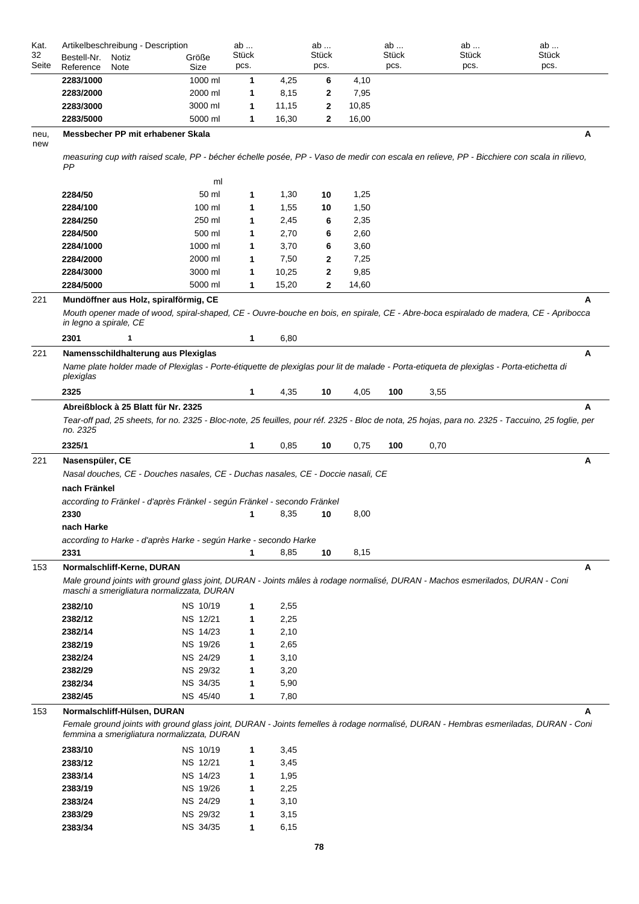| Kat. 32 Seite | Artikelbeschreibung - Description Bestell-Nr. Reference | Notiz Note | Größe Size | ab ... Stück pcs. | | ab ... Stück pcs. | | ab ... Stück pcs. | | ab ... Stück pcs. | ab ... Stück pcs. | |
|---|---|---|---|---|---|---|---|---|---|---|---|---|
| | **2283/1000** | | 1000 ml | **1** | 4,25 | **6** | 4,10 | | | | | |
| | **2283/2000** | | 2000 ml | **1** | 8,15 | **2** | 7,95 | | | | | |
| | **2283/3000** | | 3000 ml | **1** | 11,15 | **2** | 10,85 | | | | | |
| | **2283/5000** | | 5000 ml | **1** | 16,30 | **2** | 16,00 | | | | | |
| neu, new | **Messbecher PP mit erhabener Skala** | | | | | | | | | | | **A** |
| | *measuring cup with raised scale, PP - bécher échelle posée, PP - Vaso de medir con escala en relieve, PP - Bicchiere con scala in rilievo, PP* | | | | | | | | | | | |
| | | | ml | | | | | | | | | |
| | **2284/50** | | 50 ml | **1** | 1,30 | **10** | 1,25 | | | | | |
| | **2284/100** | | 100 ml | **1** | 1,55 | **10** | 1,50 | | | | | |
| | **2284/250** | | 250 ml | **1** | 2,45 | **6** | 2,35 | | | | | |
| | **2284/500** | | 500 ml | **1** | 2,70 | **6** | 2,60 | | | | | |
| | **2284/1000** | | 1000 ml | **1** | 3,70 | **6** | 3,60 | | | | | |
| | **2284/2000** | | 2000 ml | **1** | 7,50 | **2** | 7,25 | | | | | |
| | **2284/3000** | | 3000 ml | **1** | 10,25 | **2** | 9,85 | | | | | |
| | **2284/5000** | | 5000 ml | **1** | 15,20 | **2** | 14,60 | | | | | |
| 221 | **Mundöffner aus Holz, spiralförmig, CE** | | | | | | | | | | | **A** |
| | *Mouth opener made of wood, spiral-shaped, CE - Ouvre-bouche en bois, en spirale, CE - Abre-boca espiralado de madera, CE - Apribocca in legno a spirale, CE* | | | | | | | | | | | |
| | **2301** | **1** | | **1** | 6,80 | | | | | | | |
| 221 | **Namensschildhalterung aus Plexiglas** | | | | | | | | | | | **A** |
| | *Name plate holder made of Plexiglas - Porte-étiquette de plexiglas pour lit de malade - Porta-etiqueta de plexiglas - Porta-etichetta di plexiglas* | | | | | | | | | | | |
| | **2325** | | | **1** | 4,35 | **10** | 4,05 | **100** | 3,55 | | | |
| | **Abreißblock à 25 Blatt für Nr. 2325** | | | | | | | | | | | **A** |
| | *Tear-off pad, 25 sheets, for no. 2325 - Bloc-note, 25 feuilles, pour réf. 2325 - Bloc de nota, 25 hojas, para no. 2325 - Taccuino, 25 foglie, per no. 2325* | | | | | | | | | | | |
| | **2325/1** | | | **1** | 0,85 | **10** | 0,75 | **100** | 0,70 | | | |
| 221 | **Nasenspüler, CE** | | | | | | | | | | | **A** |
| | *Nasal douches, CE - Douches nasales, CE - Duchas nasales, CE - Doccie nasali, CE* | | | | | | | | | | | |
| | **nach Fränkel** | | | | | | | | | | | |
| | *according to Fränkel - d'après Fränkel - según Fränkel - secondo Fränkel* | | | | | | | | | | | |
| | **2330** | | | **1** | 8,35 | **10** | 8,00 | | | | | |
| | **nach Harke** | | | | | | | | | | | |
| | *according to Harke - d'après Harke - según Harke - secondo Harke* | | | | | | | | | | | |
| | **2331** | | | **1** | 8,85 | **10** | 8,15 | | | | | |
| 153 | **Normalschliff-Kerne, DURAN** | | | | | | | | | | | **A** |
| | *Male ground joints with ground glass joint, DURAN - Joints mâles à rodage normalisé, DURAN - Machos esmerilados, DURAN - Coni maschi a smerigliatura normalizzata, DURAN* | | | | | | | | | | | |
| | **2382/10** | | NS 10/19 | **1** | 2,55 | | | | | | | |
| | **2382/12** | | NS 12/21 | **1** | 2,25 | | | | | | | |
| | **2382/14** | | NS 14/23 | **1** | 2,10 | | | | | | | |
| | **2382/19** | | NS 19/26 | **1** | 2,65 | | | | | | | |
| | **2382/24** | | NS 24/29 | **1** | 3,10 | | | | | | | |
| | **2382/29** | | NS 29/32 | **1** | 3,20 | | | | | | | |
| | **2382/34** | | NS 34/35 | **1** | 5,90 | | | | | | | |
| | **2382/45** | | NS 45/40 | **1** | 7,80 | | | | | | | |
| 153 | **Normalschliff-Hülsen, DURAN** | | | | | | | | | | | **A** |
| | *Female ground joints with ground glass joint, DURAN - Joints femelles à rodage normalisé, DURAN - Hembras esmeriladas, DURAN - Coni femmina a smerigliatura normalizzata, DURAN* | | | | | | | | | | | |
| | **2383/10** | | NS 10/19 | **1** | 3,45 | | | | | | | |
| | **2383/12** | | NS 12/21 | **1** | 3,45 | | | | | | | |
| | **2383/14** | | NS 14/23 | **1** | 1,95 | | | | | | | |
| | **2383/19** | | NS 19/26 | **1** | 2,25 | | | | | | | |
| | **2383/24** | | NS 24/29 | **1** | 3,10 | | | | | | | |
| | **2383/29** | | NS 29/32 | **1** | 3,15 | | | | | | | |
| | **2383/34** | | NS 34/35 | **1** | 6,15 | | | | | | | |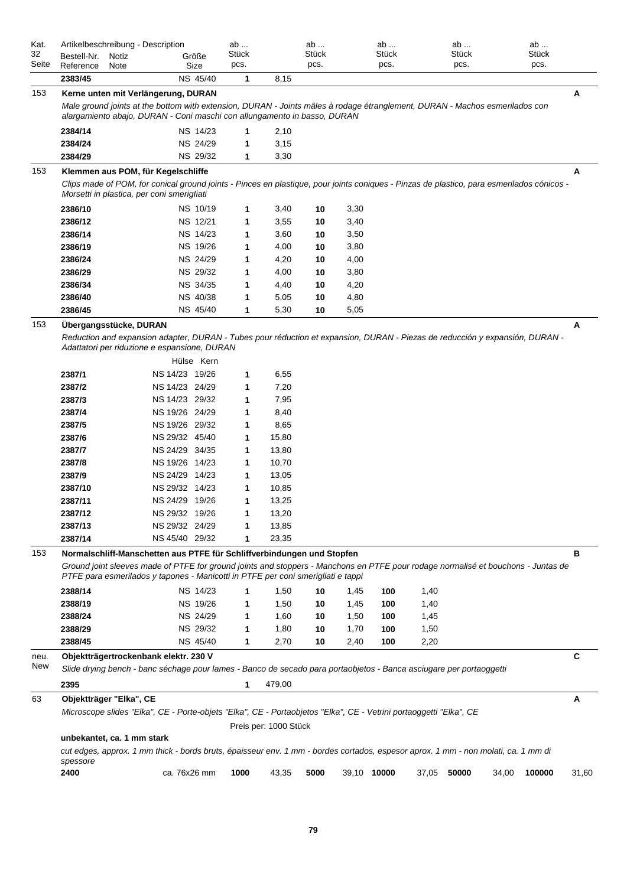| Kat. 32 Seite | Artikelbeschreibung - Description Bestell-Nr. Reference | Notiz Note | Größe Size | ab ... Stück pcs. | | ab ... Stück pcs. | | ab ... Stück pcs. | | ab ... Stück pcs. | | ab ... Stück pcs. | | |
|---|---|---|---|---|---|---|---|---|---|---|---|---|---|---|
| | **2383/45** | | NS 45/40 | **1** | 8,15 | | | | | | | | | |
| 153 | **Kerne unten mit Verlängerung, DURAN** | | | | | | | | | | | | | **A** |
| | *Male ground joints at the bottom with extension, DURAN - Joints mâles à rodage étranglement, DURAN - Machos esmerilados con alargamiento abajo, DURAN - Coni maschi con allungamento in basso, DURAN* | | | | | | | | | | | | | |
| | **2384/14** | | NS 14/23 | **1** | 2,10 | | | | | | | | | |
| | **2384/24** | | NS 24/29 | **1** | 3,15 | | | | | | | | | |
| | **2384/29** | | NS 29/32 | **1** | 3,30 | | | | | | | | | |
| 153 | **Klemmen aus POM, für Kegelschliffe** | | | | | | | | | | | | | **A** |
| | *Clips made of POM, for conical ground joints - Pinces en plastique, pour joints coniques - Pinzas de plastico, para esmerilados cónicos - Morsetti in plastica, per coni smerigliati* | | | | | | | | | | | | | |
| | **2386/10** | | NS 10/19 | **1** | 3,40 | **10** | 3,30 | | | | | | | |
| | **2386/12** | | NS 12/21 | **1** | 3,55 | **10** | 3,40 | | | | | | | |
| | **2386/14** | | NS 14/23 | **1** | 3,60 | **10** | 3,50 | | | | | | | |
| | **2386/19** | | NS 19/26 | **1** | 4,00 | **10** | 3,80 | | | | | | | |
| | **2386/24** | | NS 24/29 | **1** | 4,20 | **10** | 4,00 | | | | | | | |
| | **2386/29** | | NS 29/32 | **1** | 4,00 | **10** | 3,80 | | | | | | | |
| | **2386/34** | | NS 34/35 | **1** | 4,40 | **10** | 4,20 | | | | | | | |
| | **2386/40** | | NS 40/38 | **1** | 5,05 | **10** | 4,80 | | | | | | | |
| | **2386/45** | | NS 45/40 | **1** | 5,30 | **10** | 5,05 | | | | | | | |
| 153 | **Übergangsstücke, DURAN** | | | | | | | | | | | | | **A** |
| | *Reduction and expansion adapter, DURAN - Tubes pour réduction et expansion, DURAN - Piezas de reducción y expansión, DURAN - Adattatori per riduzione e espansione, DURAN* | | | | | | | | | | | | | |
| | | | Hülse Kern | | | | | | | | | | | |
| | **2387/1** | | NS 14/23 19/26 | **1** | 6,55 | | | | | | | | | |
| | **2387/2** | | NS 14/23 24/29 | **1** | 7,20 | | | | | | | | | |
| | **2387/3** | | NS 14/23 29/32 | **1** | 7,95 | | | | | | | | | |
| | **2387/4** | | NS 19/26 24/29 | **1** | 8,40 | | | | | | | | | |
| | **2387/5** | | NS 19/26 29/32 | **1** | 8,65 | | | | | | | | | |
| | **2387/6** | | NS 29/32 45/40 | **1** | 15,80 | | | | | | | | | |
| | **2387/7** | | NS 24/29 34/35 | **1** | 13,80 | | | | | | | | | |
| | **2387/8** | | NS 19/26 14/23 | **1** | 10,70 | | | | | | | | | |
| | **2387/9** | | NS 24/29 14/23 | **1** | 13,05 | | | | | | | | | |
| | **2387/10** | | NS 29/32 14/23 | **1** | 10,85 | | | | | | | | | |
| | **2387/11** | | NS 24/29 19/26 | **1** | 13,25 | | | | | | | | | |
| | **2387/12** | | NS 29/32 19/26 | **1** | 13,20 | | | | | | | | | |
| | **2387/13** | | NS 29/32 24/29 | **1** | 13,85 | | | | | | | | | |
| | **2387/14** | | NS 45/40 29/32 | **1** | 23,35 | | | | | | | | | |
| 153 | **Normalschliff-Manschetten aus PTFE für Schliffverbindungen und Stopfen** | | | | | | | | | | | | | **B** |
| | *Ground joint sleeves made of PTFE for ground joints and stoppers - Manchons en PTFE pour rodage normalisé et bouchons - Juntas de PTFE para esmerilados y tapones - Manicotti in PTFE per coni smerigliati e tappi* | | | | | | | | | | | | | |
| | **2388/14** | | NS 14/23 | **1** | 1,50 | **10** | 1,45 | **100** | 1,40 | | | | | |
| | **2388/19** | | NS 19/26 | **1** | 1,50 | **10** | 1,45 | **100** | 1,40 | | | | | |
| | **2388/24** | | NS 24/29 | **1** | 1,60 | **10** | 1,50 | **100** | 1,45 | | | | | |
| | **2388/29** | | NS 29/32 | **1** | 1,80 | **10** | 1,70 | **100** | 1,50 | | | | | |
| | **2388/45** | | NS 45/40 | **1** | 2,70 | **10** | 2,40 | **100** | 2,20 | | | | | |
| neu. New | **Objektträgertrockenbank elektr. 230 V** | | | | | | | | | | | | | **C** |
| | *Slide drying bench - banc séchage pour lames - Banco de secado para portaobjetos - Banca asciugare per portaoggetti* | | | | | | | | | | | | | |
| | **2395** | | | **1** | 479,00 | | | | | | | | | |
| 63 | **Objektträger "Elka", CE** | | | | | | | | | | | | | **A** |
| | *Microscope slides "Elka", CE - Porte-objets "Elka", CE - Portaobjetos "Elka", CE - Vetrini portaoggetti "Elka", CE* | | | | | | | | | | | | | |
| | | | | Preis per: 1000 Stück | | | | | | | | | | |
| | **unbekantet, ca. 1 mm stark** | | | | | | | | | | | | | |
| | *cut edges, approx. 1 mm thick - bords bruts, épaisseur env. 1 mm - bordes cortados, espesor aprox. 1 mm - non molati, ca. 1 mm di spessore* | | | | | | | | | | | | | |
| | **2400** | | ca. 76x26 mm | **1000** | 43,35 | **5000** | 39,10 | **10000** | 37,05 | **50000** | 34,00 | **100000** | 31,60 | |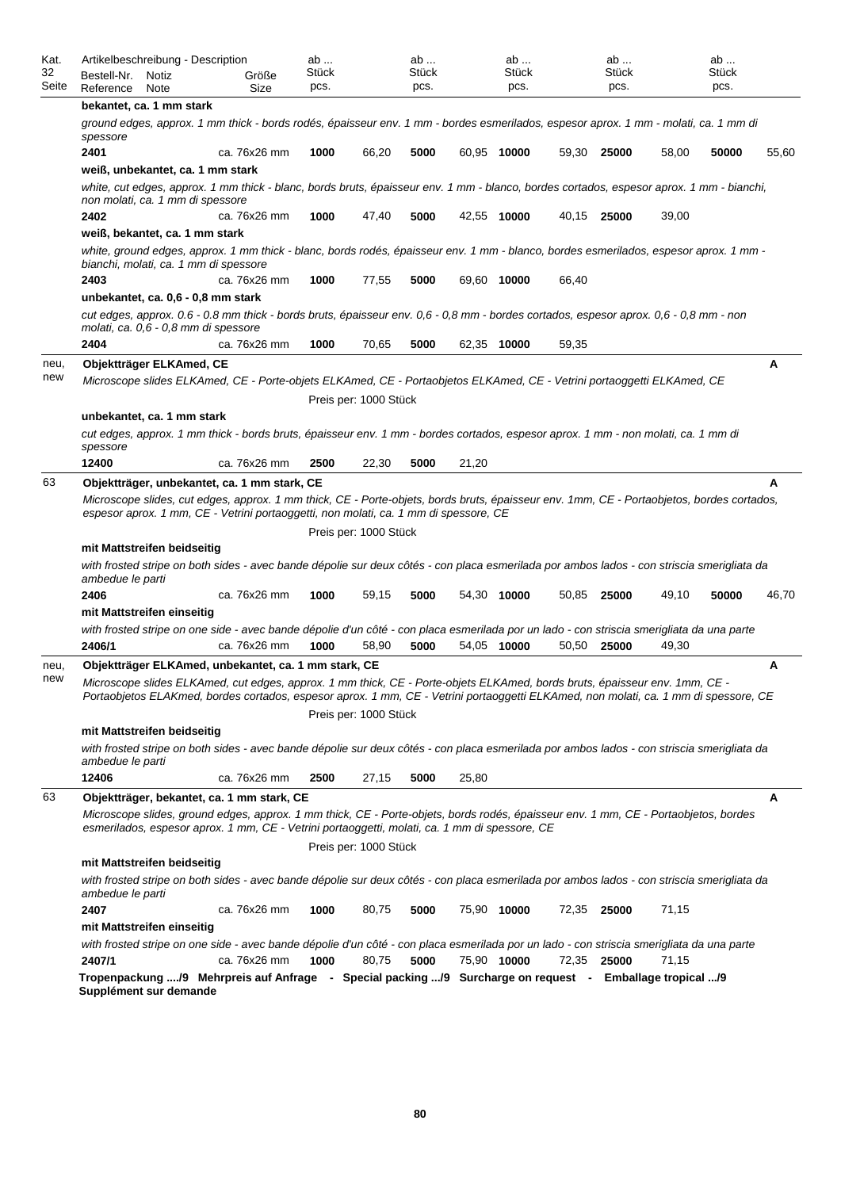| Kat. 32 Seite | Artikelbeschreibung - Description<br>Bestell-Nr. Reference | Notiz Note | Größe Size | ab ... Stück pcs. | | ab ... Stück pcs. | | ab ... Stück pcs. | | ab ... Stück pcs. | | ab ... Stück pcs. | |
|---|---|---|---|---|---|---|---|---|---|---|---|---|---|
| | **bekantet, ca. 1 mm stark** | | | | | | | | | | | | |
| | *ground edges, approx. 1 mm thick - bords rodés, épaisseur env. 1 mm - bordes esmerilados, espesor aprox. 1 mm - molati, ca. 1 mm di spessore* | | | | | | | | | | | | |
| | **2401** | | ca. 76x26 mm | **1000** | 66,20 | **5000** | 60,95 | **10000** | 59,30 | **25000** | 58,00 | **50000** | 55,60 |
| | **weiß, unbekantet, ca. 1 mm stark** | | | | | | | | | | | | |
| | *white, cut edges, approx. 1 mm thick - blanc, bords bruts, épaisseur env. 1 mm - blanco, bordes cortados, espesor aprox. 1 mm - bianchi, non molati, ca. 1 mm di spessore* | | | | | | | | | | | | |
| | **2402** | | ca. 76x26 mm | **1000** | 47,40 | **5000** | 42,55 | **10000** | 40,15 | **25000** | 39,00 | | |
| | **weiß, bekantet, ca. 1 mm stark** | | | | | | | | | | | | |
| | *white, ground edges, approx. 1 mm thick - blanc, bords rodés, épaisseur env. 1 mm - blanco, bordes esmerilados, espesor aprox. 1 mm - bianchi, molati, ca. 1 mm di spessore* | | | | | | | | | | | | |
| | **2403** | | ca. 76x26 mm | **1000** | 77,55 | **5000** | 69,60 | **10000** | 66,40 | | | | |
| | **unbekantet, ca. 0,6 - 0,8 mm stark** | | | | | | | | | | | | |
| | *cut edges, approx. 0.6 - 0.8 mm thick - bords bruts, épaisseur env. 0,6 - 0,8 mm - bordes cortados, espesor aprox. 0,6 - 0,8 mm - non molati, ca. 0,6 - 0,8 mm di spessore* | | | | | | | | | | | | |
| | **2404** | | ca. 76x26 mm | **1000** | 70,65 | **5000** | 62,35 | **10000** | 59,35 | | | | |
| neu, new | **Objektträger ELKAmed, CE** | | | | | | | | | | | | **A** |
| | *Microscope slides ELKAmed, CE - Porte-objets ELKAmed, CE - Portaobjetos ELKAmed, CE - Vetrini portaoggetti ELKAmed, CE* | | | | | | | | | | | | |
| | | | | Preis per: 1000 Stück | | | | | | | | | |
| | **unbekantet, ca. 1 mm stark** | | | | | | | | | | | | |
| | *cut edges, approx. 1 mm thick - bords bruts, épaisseur env. 1 mm - bordes cortados, espesor aprox. 1 mm - non molati, ca. 1 mm di spessore* | | | | | | | | | | | | |
| | **12400** | | ca. 76x26 mm | **2500** | 22,30 | **5000** | 21,20 | | | | | | |
| 63 | **Objektträger, unbekantet, ca. 1 mm stark, CE** | | | | | | | | | | | | **A** |
| | *Microscope slides, cut edges, approx. 1 mm thick, CE - Porte-objets, bords bruts, épaisseur env. 1mm, CE - Portaobjetos, bordes cortados, espesor aprox. 1 mm, CE - Vetrini portaoggetti, non molati, ca. 1 mm di spessore, CE* | | | | | | | | | | | | |
| | | | | Preis per: 1000 Stück | | | | | | | | | |
| | **mit Mattstreifen beidseitig** | | | | | | | | | | | | |
| | *with frosted stripe on both sides - avec bande dépolie sur deux côtés - con placa esmerilada por ambos lados - con striscia smerigliata da ambedue le parti* | | | | | | | | | | | | |
| | **2406** | | ca. 76x26 mm | **1000** | 59,15 | **5000** | 54,30 | **10000** | 50,85 | **25000** | 49,10 | **50000** | 46,70 |
| | **mit Mattstreifen einseitig** | | | | | | | | | | | | |
| | *with frosted stripe on one side - avec bande dépolie d'un côté - con placa esmerilada por un lado - con striscia smerigliata da una parte* | | | | | | | | | | | | |
| | **2406/1** | | ca. 76x26 mm | **1000** | 58,90 | **5000** | 54,05 | **10000** | 50,50 | **25000** | 49,30 | | |
| neu, new | **Objektträger ELKAmed, unbekantet, ca. 1 mm stark, CE** | | | | | | | | | | | | **A** |
| | *Microscope slides ELKAmed, cut edges, approx. 1 mm thick, CE - Porte-objets ELKAmed, bords bruts, épaisseur env. 1mm, CE - Portaobjetos ELAKmed, bordes cortados, espesor aprox. 1 mm, CE - Vetrini portaoggetti ELKAmed, non molati, ca. 1 mm di spessore, CE* | | | | | | | | | | | | |
| | | | | Preis per: 1000 Stück | | | | | | | | | |
| | **mit Mattstreifen beidseitig** | | | | | | | | | | | | |
| | *with frosted stripe on both sides - avec bande dépolie sur deux côtés - con placa esmerilada por ambos lados - con striscia smerigliata da ambedue le parti* | | | | | | | | | | | | |
| | **12406** | | ca. 76x26 mm | **2500** | 27,15 | **5000** | 25,80 | | | | | | |
| 63 | **Objektträger, bekantet, ca. 1 mm stark, CE** | | | | | | | | | | | | **A** |
| | *Microscope slides, ground edges, approx. 1 mm thick, CE - Porte-objets, bords rodés, épaisseur env. 1 mm, CE - Portaobjetos, bordes esmerilados, espesor aprox. 1 mm, CE - Vetrini portaoggetti, molati, ca. 1 mm di spessore, CE* | | | | | | | | | | | | |
| | | | | Preis per: 1000 Stück | | | | | | | | | |
| | **mit Mattstreifen beidseitig** | | | | | | | | | | | | |
| | *with frosted stripe on both sides - avec bande dépolie sur deux côtés - con placa esmerilada por ambos lados - con striscia smerigliata da ambedue le parti* | | | | | | | | | | | | |
| | **2407** | | ca. 76x26 mm | **1000** | 80,75 | **5000** | 75,90 | **10000** | 72,35 | **25000** | 71,15 | | |
| | **mit Mattstreifen einseitig** | | | | | | | | | | | | |
| | *with frosted stripe on one side - avec bande dépolie d'un côté - con placa esmerilada por un lado - con striscia smerigliata da una parte* | | | | | | | | | | | | |
| | **2407/1** | | ca. 76x26 mm | **1000** | 80,75 | **5000** | 75,90 | **10000** | 72,35 | **25000** | 71,15 | | |

**Tropenpackung ..../9 Mehrpreis auf Anfrage - Special packing .../9 Surcharge on request - Emballage tropical .../9 Supplément sur demande**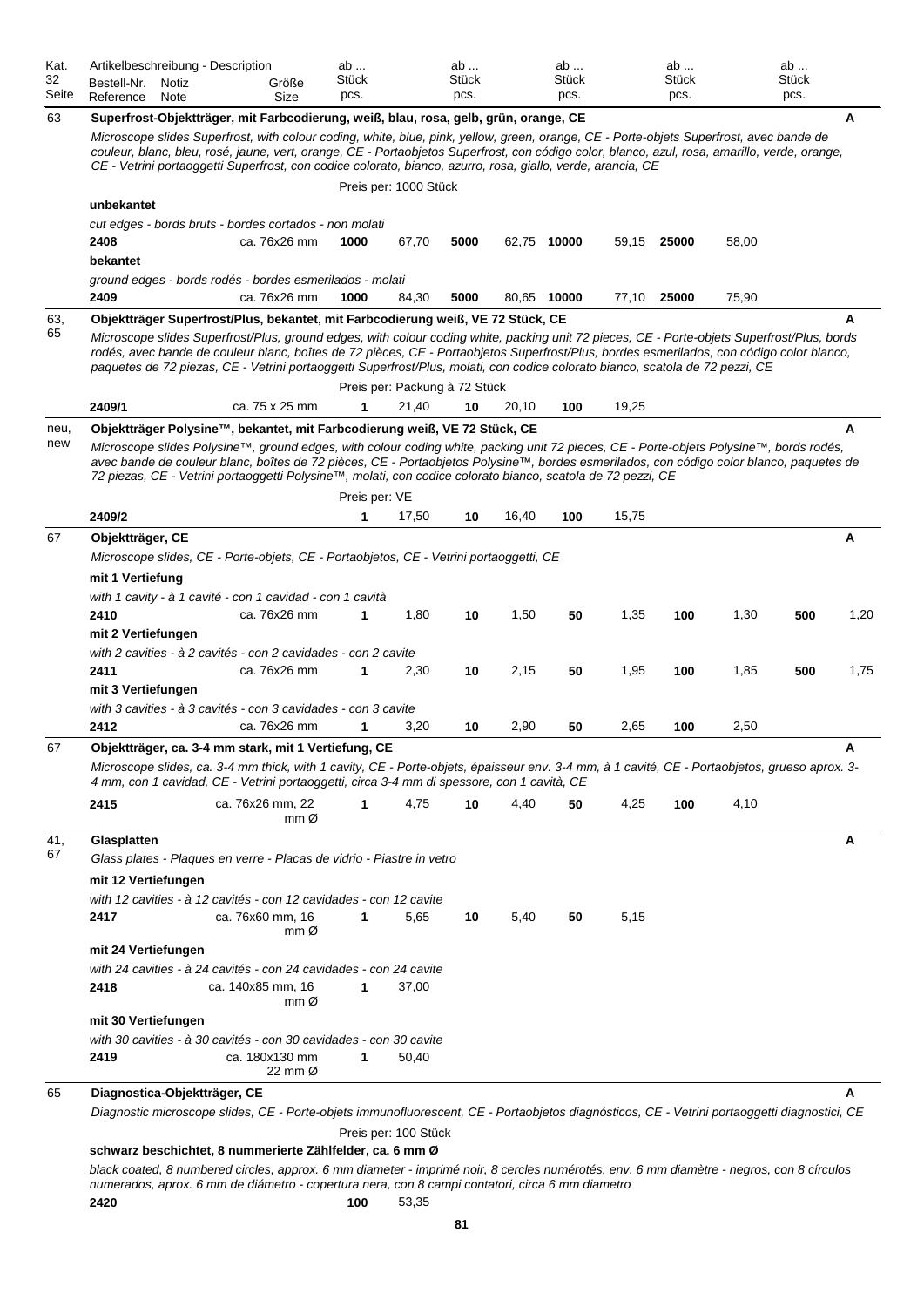| Kat. 32 Seite | Artikelbeschreibung - Description<br>Bestell-Nr. Reference | Notiz Note | Größe Size | ab ... Stück pcs. | | ab ... Stück pcs. | | ab ... Stück pcs. | | ab ... Stück pcs. | | ab ... Stück pcs. | | |
|---|---|---|---|---|---|---|---|---|---|---|---|---|---|---|
| 63 | **Superfrost-Objektträger, mit Farbcodierung, weiß, blau, rosa, gelb, grün, orange, CE** | | | | | | | | | | | | | **A** |
| | *Microscope slides Superfrost, with colour coding, white, blue, pink, yellow, green, orange, CE - Porte-objets Superfrost, avec bande de couleur, blanc, bleu, rosé, jaune, vert, orange, CE - Portaobjetos Superfrost, con código color, blanco, azul, rosa, amarillo, verde, orange, CE - Vetrini portaoggetti Superfrost, con codice colorato, bianco, azzurro, rosa, giallo, verde, arancia, CE* | | | | | | | | | | | | | |
| | | | | Preis per: 1000 Stück | | | | | | | | | | |
| | **unbekantet** | | | | | | | | | | | | | |
| | *cut edges - bords bruts - bordes cortados - non molati* | | | | | | | | | | | | | |
| | **2408** | | ca. 76x26 mm | **1000** | 67,70 | **5000** | 62,75 | **10000** | 59,15 | **25000** | 58,00 | | | |
| | **bekantet** | | | | | | | | | | | | | |
| | *ground edges - bords rodés - bordes esmerilados - molati* | | | | | | | | | | | | | |
| | **2409** | | ca. 76x26 mm | **1000** | 84,30 | **5000** | 80,65 | **10000** | 77,10 | **25000** | 75,90 | | | |
| 63, 65 | **Objektträger Superfrost/Plus, bekantet, mit Farbcodierung weiß, VE 72 Stück, CE** | | | | | | | | | | | | | **A** |
| | *Microscope slides Superfrost/Plus, ground edges, with colour coding white, packing unit 72 pieces, CE - Porte-objets Superfrost/Plus, bords rodés, avec bande de couleur blanc, boîtes de 72 pièces, CE - Portaobjetos Superfrost/Plus, bordes esmerilados, con código color blanco, paquetes de 72 piezas, CE - Vetrini portaoggetti Superfrost/Plus, molati, con codice colorato bianco, scatola de 72 pezzi, CE* | | | | | | | | | | | | | |
| | | | | Preis per: Packung à 72 Stück | | | | | | | | | | |
| | **2409/1** | | ca. 75 x 25 mm | **1** | 21,40 | **10** | 20,10 | **100** | 19,25 | | | | | |
| neu, new | **Objektträger Polysine™, bekantet, mit Farbcodierung weiß, VE 72 Stück, CE** | | | | | | | | | | | | | **A** |
| | *Microscope slides Polysine™, ground edges, with colour coding white, packing unit 72 pieces, CE - Porte-objets Polysine™, bords rodés, avec bande de couleur blanc, boîtes de 72 pièces, CE - Portaobjetos Polysine™, bordes esmerilados, con código color blanco, paquetes de 72 piezas, CE - Vetrini portaoggetti Polysine™, molati, con codice colorato bianco, scatola de 72 pezzi, CE* | | | | | | | | | | | | | |
| | | | | Preis per: VE | | | | | | | | | | |
| | **2409/2** | | | **1** | 17,50 | **10** | 16,40 | **100** | 15,75 | | | | | |
| 67 | **Objektträger, CE** | | | | | | | | | | | | | **A** |
| | *Microscope slides, CE - Porte-objets, CE - Portaobjetos, CE - Vetrini portaoggetti, CE* | | | | | | | | | | | | | |
| | **mit 1 Vertiefung** | | | | | | | | | | | | | |
| | *with 1 cavity - à 1 cavité - con 1 cavidad - con 1 cavità* | | | | | | | | | | | | | |
| | **2410** | | ca. 76x26 mm | **1** | 1,80 | **10** | 1,50 | **50** | 1,35 | **100** | 1,30 | **500** | 1,20 | |
| | **mit 2 Vertiefungen** | | | | | | | | | | | | | |
| | *with 2 cavities - à 2 cavités - con 2 cavidades - con 2 cavite* | | | | | | | | | | | | | |
| | **2411** | | ca. 76x26 mm | **1** | 2,30 | **10** | 2,15 | **50** | 1,95 | **100** | 1,85 | **500** | 1,75 | |
| | **mit 3 Vertiefungen** | | | | | | | | | | | | | |
| | *with 3 cavities - à 3 cavités - con 3 cavidades - con 3 cavite* | | | | | | | | | | | | | |
| | **2412** | | ca. 76x26 mm | **1** | 3,20 | **10** | 2,90 | **50** | 2,65 | **100** | 2,50 | | | |
| 67 | **Objektträger, ca. 3-4 mm stark, mit 1 Vertiefung, CE** | | | | | | | | | | | | | **A** |
| | *Microscope slides, ca. 3-4 mm thick, with 1 cavity, CE - Porte-objets, épaisseur env. 3-4 mm, à 1 cavité, CE - Portaobjetos, grueso aprox. 3-4 mm, con 1 cavidad, CE - Vetrini portaoggetti, circa 3-4 mm di spessore, con 1 cavità, CE* | | | | | | | | | | | | | |
| | **2415** | | ca. 76x26 mm, 22 mm Ø | **1** | 4,75 | **10** | 4,40 | **50** | 4,25 | **100** | 4,10 | | | |
| 41, 67 | **Glasplatten** | | | | | | | | | | | | | **A** |
| | *Glass plates - Plaques en verre - Placas de vidrio - Piastre in vetro* | | | | | | | | | | | | | |
| | **mit 12 Vertiefungen** | | | | | | | | | | | | | |
| | *with 12 cavities - à 12 cavités - con 12 cavidades - con 12 cavite* | | | | | | | | | | | | | |
| | **2417** | | ca. 76x60 mm, 16 mm Ø | **1** | 5,65 | **10** | 5,40 | **50** | 5,15 | | | | | |
| | **mit 24 Vertiefungen** | | | | | | | | | | | | | |
| | *with 24 cavities - à 24 cavités - con 24 cavidades - con 24 cavite* | | | | | | | | | | | | | |
| | **2418** | | ca. 140x85 mm, 16 mm Ø | **1** | 37,00 | | | | | | | | | |
| | **mit 30 Vertiefungen** | | | | | | | | | | | | | |
| | *with 30 cavities - à 30 cavités - con 30 cavidades - con 30 cavite* | | | | | | | | | | | | | |
| | **2419** | | ca. 180x130 mm 22 mm Ø | **1** | 50,40 | | | | | | | | | |
| 65 | **Diagnostica-Objektträger, CE** | | | | | | | | | | | | | **A** |
| | *Diagnostic microscope slides, CE - Porte-objets immunofluorescent, CE - Portaobjetos diagnósticos, CE - Vetrini portaoggetti diagnostici, CE* | | | | | | | | | | | | | |
| | | | | Preis per: 100 Stück | | | | | | | | | | |
| | **schwarz beschichtet, 8 nummerierte Zählfelder, ca. 6 mm Ø** | | | | | | | | | | | | | |
| | *black coated, 8 numbered circles, approx. 6 mm diameter - imprimé noir, 8 cercles numérotés, env. 6 mm diamètre - negros, con 8 círculos numerados, aprox. 6 mm de diámetro - copertura nera, con 8 campi contatori, circa 6 mm diametro* | | | | | | | | | | | | | |
| | **2420** | | | **100** | 53,35 | | | | | | | | | |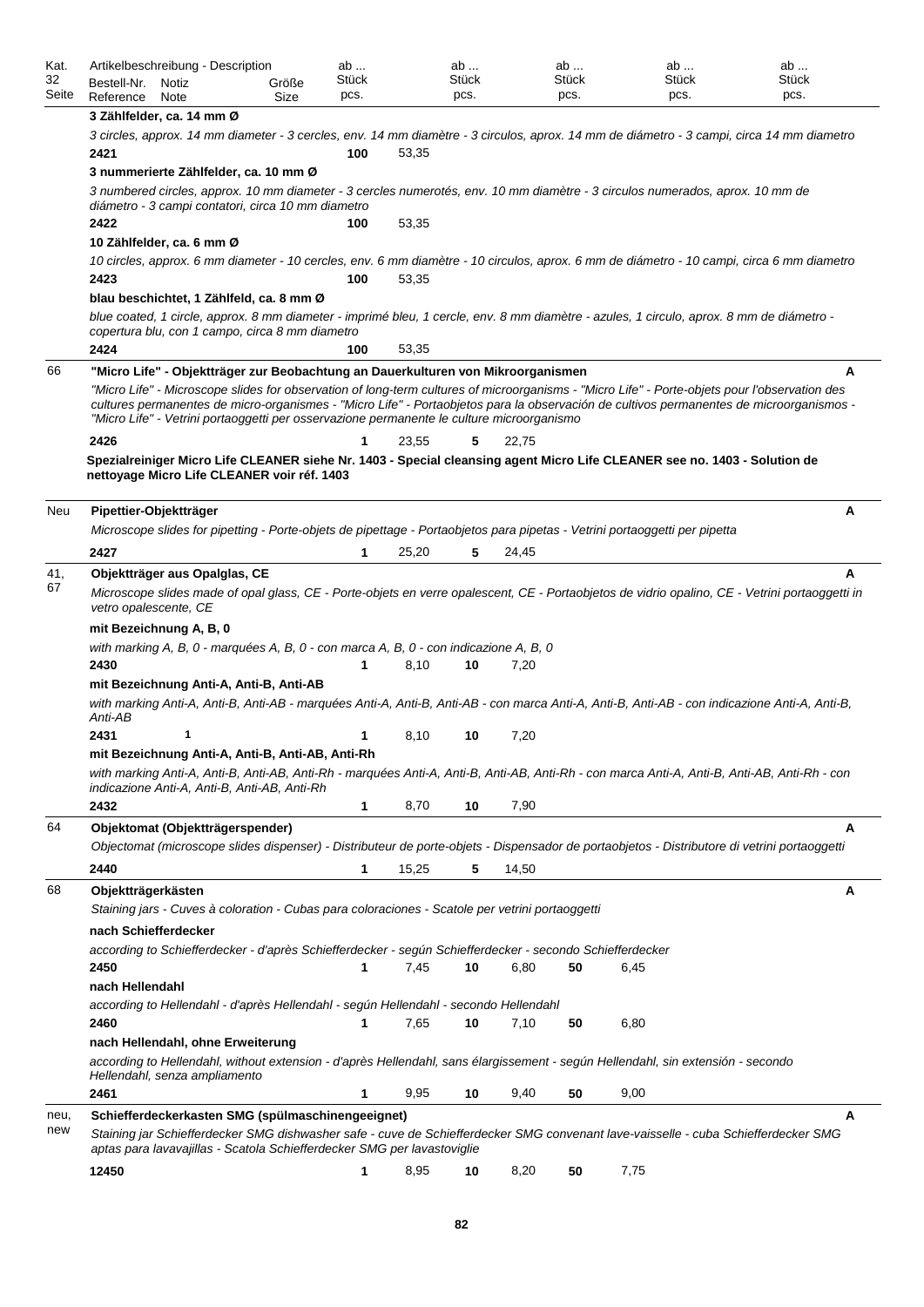| Kat. 32 Seite | Artikelbeschreibung - Description<br>Bestell-Nr. Reference | Notiz Note | Größe Size | ab ... Stück pcs. | | ab ... Stück pcs. | | ab ... Stück pcs. | | ab ... Stück pcs. | ab ... Stück pcs. | |
|---|---|---|---|---|---|---|---|---|---|---|---|---|
| | **3 Zählfelder, ca. 14 mm Ø** | | | | | | | | | | | |
| | *3 circles, approx. 14 mm diameter - 3 cercles, env. 14 mm diamètre - 3 circulos, aprox. 14 mm de diámetro - 3 campi, circa 14 mm diametro* | | | | | | | | | | | |
| | **2421** | | | **100** | 53,35 | | | | | | | |
| | **3 nummerierte Zählfelder, ca. 10 mm Ø** | | | | | | | | | | | |
| | *3 numbered circles, approx. 10 mm diameter - 3 cercles numerotés, env. 10 mm diamètre - 3 circulos numerados, aprox. 10 mm de diámetro - 3 campi contatori, circa 10 mm diametro* | | | | | | | | | | | |
| | **2422** | | | **100** | 53,35 | | | | | | | |
| | **10 Zählfelder, ca. 6 mm Ø** | | | | | | | | | | | |
| | *10 circles, approx. 6 mm diameter - 10 cercles, env. 6 mm diamètre - 10 circulos, aprox. 6 mm de diámetro - 10 campi, circa 6 mm diametro* | | | | | | | | | | | |
| | **2423** | | | **100** | 53,35 | | | | | | | |
| | **blau beschichtet, 1 Zählfeld, ca. 8 mm Ø** | | | | | | | | | | | |
| | *blue coated, 1 circle, approx. 8 mm diameter - imprimé bleu, 1 cercle, env. 8 mm diamètre - azules, 1 circulo, aprox. 8 mm de diámetro - copertura blu, con 1 campo, circa 8 mm diametro* | | | | | | | | | | | |
| | **2424** | | | **100** | 53,35 | | | | | | | |
| 66 | **"Micro Life" - Objektträger zur Beobachtung an Dauerkulturen von Mikroorganismen** | | | | | | | | | | | **A** |
| | *"Micro Life" - Microscope slides for observation of long-term cultures of microorganisms - "Micro Life" - Porte-objets pour l'observation des cultures permanentes de micro-organismes - "Micro Life" - Portaobjetos para la observación de cultivos permanentes de microorganismos - "Micro Life" - Vetrini portaoggetti per osservazione permanente le culture microorganismo* | | | | | | | | | | | |
| | **2426** | | | **1** | 23,55 | **5** | 22,75 | | | | | |
| | **Spezialreiniger Micro Life CLEANER siehe Nr. 1403 - Special cleansing agent Micro Life CLEANER see no. 1403 - Solution de nettoyage Micro Life CLEANER voir réf. 1403** | | | | | | | | | | | |
| Neu | **Pipettier-Objektträger** | | | | | | | | | | | **A** |
| | *Microscope slides for pipetting - Porte-objets de pipettage - Portaobjetos para pipetas - Vetrini portaoggetti per pipetta* | | | | | | | | | | | |
| | **2427** | | | **1** | 25,20 | **5** | 24,45 | | | | | |
| 41, 67 | **Objektträger aus Opalglas, CE** | | | | | | | | | | | **A** |
| | *Microscope slides made of opal glass, CE - Porte-objets en verre opalescent, CE - Portaobjetos de vidrio opalino, CE - Vetrini portaoggetti in vetro opalescente, CE* | | | | | | | | | | | |
| | **mit Bezeichnung A, B, 0** | | | | | | | | | | | |
| | *with marking A, B, 0 - marquées A, B, 0 - con marca A, B, 0 - con indicazione A, B, 0* | | | | | | | | | | | |
| | **2430** | | | **1** | 8,10 | **10** | 7,20 | | | | | |
| | **mit Bezeichnung Anti-A, Anti-B, Anti-AB** | | | | | | | | | | | |
| | *with marking Anti-A, Anti-B, Anti-AB - marquées Anti-A, Anti-B, Anti-AB - con marca Anti-A, Anti-B, Anti-AB - con indicazione Anti-A, Anti-B, Anti-AB* | | | | | | | | | | | |
| | **2431** | **1** | | **1** | 8,10 | **10** | 7,20 | | | | | |
| | **mit Bezeichnung Anti-A, Anti-B, Anti-AB, Anti-Rh** | | | | | | | | | | | |
| | *with marking Anti-A, Anti-B, Anti-AB, Anti-Rh - marquées Anti-A, Anti-B, Anti-AB, Anti-Rh - con marca Anti-A, Anti-B, Anti-AB, Anti-Rh - con indicazione Anti-A, Anti-B, Anti-AB, Anti-Rh* | | | | | | | | | | | |
| | **2432** | | | **1** | 8,70 | **10** | 7,90 | | | | | |
| 64 | **Objektomat (Objektträgerspender)** | | | | | | | | | | | **A** |
| | *Objectomat (microscope slides dispenser) - Distributeur de porte-objets - Dispensador de portaobjetos - Distributore di vetrini portaoggetti* | | | | | | | | | | | |
| | **2440** | | | **1** | 15,25 | **5** | 14,50 | | | | | |
| 68 | **Objektträgerkästen** | | | | | | | | | | | **A** |
| | *Staining jars - Cuves à coloration - Cubas para coloraciones - Scatole per vetrini portaoggetti* | | | | | | | | | | | |
| | **nach Schiefferdecker** | | | | | | | | | | | |
| | *according to Schiefferdecker - d'après Schiefferdecker - según Schiefferdecker - secondo Schiefferdecker* | | | | | | | | | | | |
| | **2450** | | | **1** | 7,45 | **10** | 6,80 | **50** | 6,45 | | | |
| | **nach Hellendahl** | | | | | | | | | | | |
| | *according to Hellendahl - d'après Hellendahl - según Hellendahl - secondo Hellendahl* | | | | | | | | | | | |
| | **2460** | | | **1** | 7,65 | **10** | 7,10 | **50** | 6,80 | | | |
| | **nach Hellendahl, ohne Erweiterung** | | | | | | | | | | | |
| | *according to Hellendahl, without extension - d'après Hellendahl, sans élargissement - según Hellendahl, sin extensión - secondo Hellendahl, senza ampliamento* | | | | | | | | | | | |
| | **2461** | | | **1** | 9,95 | **10** | 9,40 | **50** | 9,00 | | | |
| neu, new | **Schiefferdeckerkasten SMG (spülmaschinengeeignet)** | | | | | | | | | | | **A** |
| | *Staining jar Schiefferdecker SMG dishwasher safe - cuve de Schiefferdecker SMG convenant lave-vaisselle - cuba Schiefferdecker SMG aptas para lavavajillas - Scatola Schiefferdecker SMG per lavastoviglie* | | | | | | | | | | | |
| | **12450** | | | **1** | 8,95 | **10** | 8,20 | **50** | 7,75 | | | |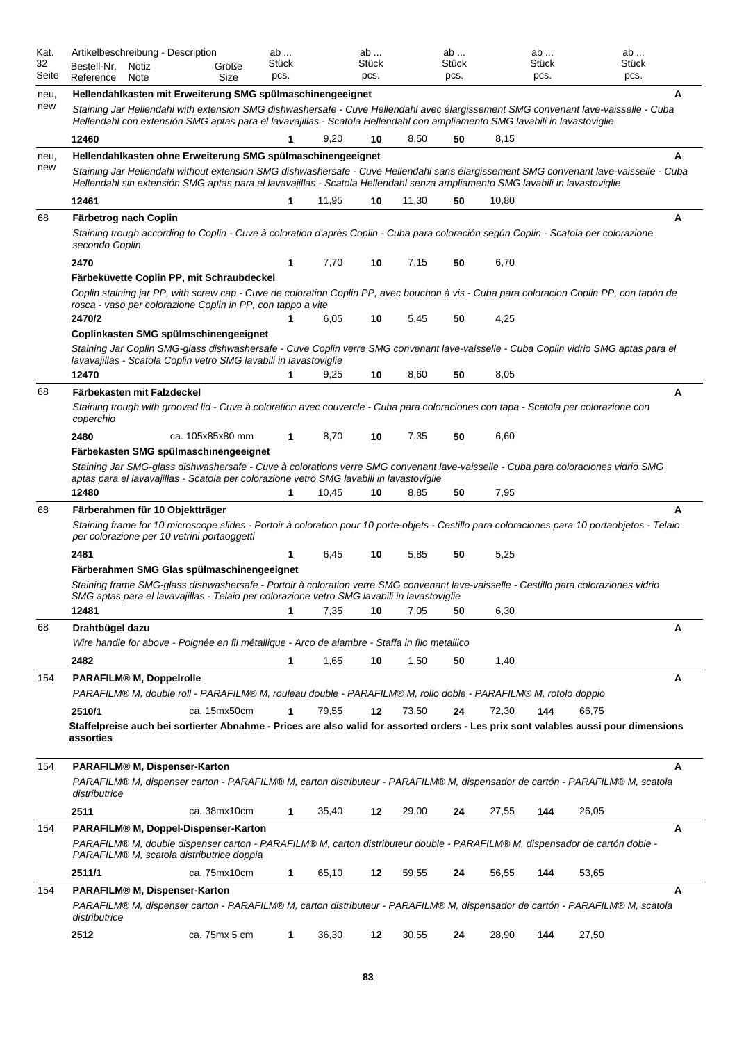| Kat. 32 Seite | Artikelbeschreibung - Description<br>Bestell-Nr. Reference | Notiz Note | Größe Size | ab ... Stück pcs. | | ab ... Stück pcs. | | ab ... Stück pcs. | | ab ... Stück pcs. | | ab ... Stück pcs. | |
|---|---|---|---|---|---|---|---|---|---|---|---|---|---|
| neu, new | **Hellendahlkasten mit Erweiterung SMG spülmaschinengeeignet**<br>*Staining Jar Hellendahl with extension SMG dishwashersafe - Cuve Hellendahl avec élargissement SMG convenant lave-vaisselle - Cuba Hellendahl con extensión SMG aptas para el lavavajillas - Scatola Hellendahl con ampliamento SMG lavabili in lavastoviglie* | | | | | | | | | | | | A |
| | **12460** | | | **1** | 9,20 | **10** | 8,50 | **50** | 8,15 | | | | |
| neu, new | **Hellendahlkasten ohne Erweiterung SMG spülmaschinengeeignet**<br>*Staining Jar Hellendahl without extension SMG dishwashersafe - Cuve Hellendahl sans élargissement SMG convenant lave-vaisselle - Cuba Hellendahl sin extensión SMG aptas para el lavavajillas - Scatola Hellendahl senza ampliamento SMG lavabili in lavastoviglie* | | | | | | | | | | | | A |
| | **12461** | | | **1** | 11,95 | **10** | 11,30 | **50** | 10,80 | | | | |
| 68 | **Färbetrog nach Coplin**<br>*Staining trough according to Coplin - Cuve à coloration d'après Coplin - Cuba para coloración según Coplin - Scatola per colorazione secondo Coplin* | | | | | | | | | | | | A |
| | **2470** | | | **1** | 7,70 | **10** | 7,15 | **50** | 6,70 | | | | |
| | **Färbeküvette Coplin PP, mit Schraubdeckel**<br>*Coplin staining jar PP, with screw cap - Cuve de coloration Coplin PP, avec bouchon à vis - Cuba para coloracion Coplin PP, con tapón de rosca - vaso per colorazione Coplin in PP, con tappo a vite* | | | | | | | | | | | | |
| | **2470/2** | | | **1** | 6,05 | **10** | 5,45 | **50** | 4,25 | | | | |
| | **Coplinkasten SMG spülmschinengeeignet**<br>*Staining Jar Coplin SMG-glass dishwashersafe - Cuve Coplin verre SMG convenant lave-vaisselle - Cuba Coplin vidrio SMG aptas para el lavavajillas - Scatola Coplin vetro SMG lavabili in lavastoviglie* | | | | | | | | | | | | |
| | **12470** | | | **1** | 9,25 | **10** | 8,60 | **50** | 8,05 | | | | |
| 68 | **Färbekasten mit Falzdeckel**<br>*Staining trough with grooved lid - Cuve à coloration avec couvercle - Cuba para coloraciones con tapa - Scatola per colorazione con coperchio* | | | | | | | | | | | | A |
| | **2480** | | ca. 105x85x80 mm | **1** | 8,70 | **10** | 7,35 | **50** | 6,60 | | | | |
| | **Färbekasten SMG spülmaschinengeeignet**<br>*Staining Jar SMG-glass dishwashersafe - Cuve à colorations verre SMG convenant lave-vaisselle - Cuba para coloraciones vidrio SMG aptas para el lavavajillas - Scatola per colorazione vetro SMG lavabili in lavastoviglie* | | | | | | | | | | | | |
| | **12480** | | | **1** | 10,45 | **10** | 8,85 | **50** | 7,95 | | | | |
| 68 | **Färberahmen für 10 Objektträger**<br>*Staining frame for 10 microscope slides - Portoir à coloration pour 10 porte-objets - Cestillo para coloraciones para 10 portaobjetos - Telaio per colorazione per 10 vetrini portaoggetti* | | | | | | | | | | | | A |
| | **2481** | | | **1** | 6,45 | **10** | 5,85 | **50** | 5,25 | | | | |
| | **Färberahmen SMG Glas spülmaschinengeeignet**<br>*Staining frame SMG-glass dishwashersafe - Portoir à coloration verre SMG convenant lave-vaisselle - Cestillo para coloraziones vidrio SMG aptas para el lavavajillas - Telaio per colorazione vetro SMG lavabili in lavastoviglie* | | | | | | | | | | | | |
| | **12481** | | | **1** | 7,35 | **10** | 7,05 | **50** | 6,30 | | | | |
| 68 | **Drahtbügel dazu**<br>*Wire handle for above - Poignée en fil métallique - Arco de alambre - Staffa in filo metallico* | | | | | | | | | | | | A |
| | **2482** | | | **1** | 1,65 | **10** | 1,50 | **50** | 1,40 | | | | |
| 154 | **PARAFILM® M, Doppelrolle**<br>*PARAFILM® M, double roll - PARAFILM® M, rouleau double - PARAFILM® M, rollo doble - PARAFILM® M, rotolo doppio* | | | | | | | | | | | | A |
| | **2510/1** | | ca. 15mx50cm | **1** | 79,55 | **12** | 73,50 | **24** | 72,30 | **144** | 66,75 | | |
| | **Staffelpreise auch bei sortierter Abnahme - Prices are also valid for assorted orders - Les prix sont valables aussi pour dimensions assorties** | | | | | | | | | | | | |
| 154 | **PARAFILM® M, Dispenser-Karton**<br>*PARAFILM® M, dispenser carton - PARAFILM® M, carton distributeur - PARAFILM® M, dispensador de cartón - PARAFILM® M, scatola distributrice* | | | | | | | | | | | | A |
| | **2511** | | ca. 38mx10cm | **1** | 35,40 | **12** | 29,00 | **24** | 27,55 | **144** | 26,05 | | |
| 154 | **PARAFILM® M, Doppel-Dispenser-Karton**<br>*PARAFILM® M, double dispenser carton - PARAFILM® M, carton distributeur double - PARAFILM® M, dispensador de cartón doble - PARAFILM® M, scatola distributrice doppia* | | | | | | | | | | | | A |
| | **2511/1** | | ca. 75mx10cm | **1** | 65,10 | **12** | 59,55 | **24** | 56,55 | **144** | 53,65 | | |
| 154 | **PARAFILM® M, Dispenser-Karton**<br>*PARAFILM® M, dispenser carton - PARAFILM® M, carton distributeur - PARAFILM® M, dispensador de cartón - PARAFILM® M, scatola distributrice* | | | | | | | | | | | | A |
| | **2512** | | ca. 75mx 5 cm | **1** | 36,30 | **12** | 30,55 | **24** | 28,90 | **144** | 27,50 | | |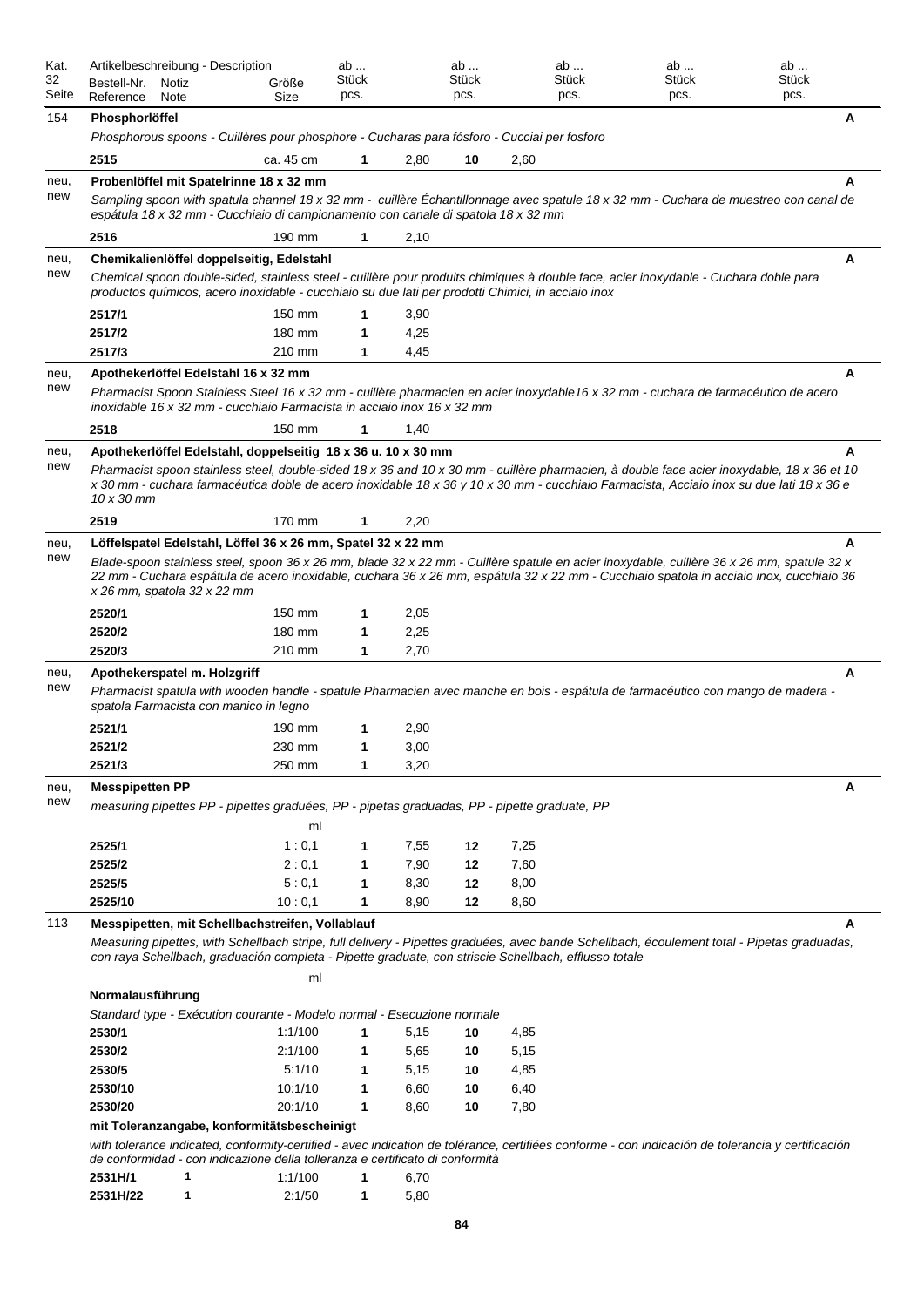| Kat. 32 Seite | Artikelbeschreibung - Description Bestell-Nr. Reference | Notiz Note | Größe Size | ab ... Stück pcs. | | ab ... Stück pcs. | | ab ... Stück pcs. | ab ... Stück pcs. | ab ... Stück pcs. |
|---|---|---|---|---|---|---|---|---|---|---|
| 154 | **Phosphorlöffel** | | | | | | | | | **A** |
| | *Phosphorous spoons - Cuillères pour phosphore - Cucharas para fósforo - Cucciai per fosforo* | | | | | | | | | |
| | **2515** | | ca. 45 cm | **1** | 2,80 | **10** | 2,60 | | | |
| neu, new | **Probenlöffel mit Spatelrinne 18 x 32 mm** | | | | | | | | | **A** |
| | *Sampling spoon with spatula channel 18 x 32 mm - cuillère Échantillonnage avec spatule 18 x 32 mm - Cuchara de muestreo con canal de espátula 18 x 32 mm - Cucchiaio di campionamento con canale di spatola 18 x 32 mm* | | | | | | | | | |
| | **2516** | | 190 mm | **1** | 2,10 | | | | | |
| neu, new | **Chemikalienlöffel doppelseitig, Edelstahl** | | | | | | | | | **A** |
| | *Chemical spoon double-sided, stainless steel - cuillère pour produits chimiques à double face, acier inoxydable - Cuchara doble para productos químicos, acero inoxidable - cucchiaio su due lati per prodotti Chimici, in acciaio inox* | | | | | | | | | |
| | **2517/1** | | 150 mm | **1** | 3,90 | | | | | |
| | **2517/2** | | 180 mm | **1** | 4,25 | | | | | |
| | **2517/3** | | 210 mm | **1** | 4,45 | | | | | |
| neu, new | **Apothekerlöffel Edelstahl 16 x 32 mm** | | | | | | | | | **A** |
| | *Pharmacist Spoon Stainless Steel 16 x 32 mm - cuillère pharmacien en acier inoxydable16 x 32 mm - cuchara de farmacéutico de acero inoxidable 16 x 32 mm - cucchiaio Farmacista in acciaio inox 16 x 32 mm* | | | | | | | | | |
| | **2518** | | 150 mm | **1** | 1,40 | | | | | |
| neu, new | **Apothekerlöffel Edelstahl, doppelseitig 18 x 36 u. 10 x 30 mm** | | | | | | | | | **A** |
| | *Pharmacist spoon stainless steel, double-sided 18 x 36 and 10 x 30 mm - cuillère pharmacien, à double face acier inoxydable, 18 x 36 et 10 x 30 mm - cuchara farmacéutica doble de acero inoxidable 18 x 36 y 10 x 30 mm - cucchiaio Farmacista, Acciaio inox su due lati 18 x 36 e 10 x 30 mm* | | | | | | | | | |
| | **2519** | | 170 mm | **1** | 2,20 | | | | | |
| neu, new | **Löffelspatel Edelstahl, Löffel 36 x 26 mm, Spatel 32 x 22 mm** | | | | | | | | | **A** |
| | *Blade-spoon stainless steel, spoon 36 x 26 mm, blade 32 x 22 mm - Cuillère spatule en acier inoxydable, cuillère 36 x 26 mm, spatule 32 x 22 mm - Cuchara espátula de acero inoxidable, cuchara 36 x 26 mm, espátula 32 x 22 mm - Cucchiaio spatola in acciaio inox, cucchiaio 36 x 26 mm, spatola 32 x 22 mm* | | | | | | | | | |
| | **2520/1** | | 150 mm | **1** | 2,05 | | | | | |
| | **2520/2** | | 180 mm | **1** | 2,25 | | | | | |
| | **2520/3** | | 210 mm | **1** | 2,70 | | | | | |
| neu, new | **Apothekerspatel m. Holzgriff** | | | | | | | | | **A** |
| | *Pharmacist spatula with wooden handle - spatule Pharmacien avec manche en bois - espátula de farmacéutico con mango de madera - spatola Farmacista con manico in legno* | | | | | | | | | |
| | **2521/1** | | 190 mm | **1** | 2,90 | | | | | |
| | **2521/2** | | 230 mm | **1** | 3,00 | | | | | |
| | **2521/3** | | 250 mm | **1** | 3,20 | | | | | |
| neu, new | **Messpipetten PP** | | | | | | | | | **A** |
| | *measuring pipettes PP - pipettes graduées, PP - pipetas graduadas, PP - pipette graduate, PP* | | | | | | | | | |
| | | | ml | | | | | | | |
| | **2525/1** | | 1 : 0,1 | **1** | 7,55 | **12** | 7,25 | | | |
| | **2525/2** | | 2 : 0,1 | **1** | 7,90 | **12** | 7,60 | | | |
| | **2525/5** | | 5 : 0,1 | **1** | 8,30 | **12** | 8,00 | | | |
| | **2525/10** | | 10 : 0,1 | **1** | 8,90 | **12** | 8,60 | | | |
| 113 | **Messpipetten, mit Schellbachstreifen, Vollablauf** | | | | | | | | | **A** |
| | *Measuring pipettes, with Schellbach stripe, full delivery - Pipettes graduées, avec bande Schellbach, écoulement total - Pipetas graduadas, con raya Schellbach, graduación completa - Pipette graduate, con striscie Schellbach, efflusso totale* | | | | | | | | | |
| | | | ml | | | | | | | |
| | **Normalausführung** | | | | | | | | | |
| | *Standard type - Exécution courante - Modelo normal - Esecuzione normale* | | | | | | | | | |
| | **2530/1** | | 1:1/100 | **1** | 5,15 | **10** | 4,85 | | | |
| | **2530/2** | | 2:1/100 | **1** | 5,65 | **10** | 5,15 | | | |
| | **2530/5** | | 5:1/10 | **1** | 5,15 | **10** | 4,85 | | | |
| | **2530/10** | | 10:1/10 | **1** | 6,60 | **10** | 6,40 | | | |
| | **2530/20** | | 20:1/10 | **1** | 8,60 | **10** | 7,80 | | | |
| | **mit Toleranzangabe, konformitätsbescheinigt** | | | | | | | | | |
| | *with tolerance indicated, conformity-certified - avec indication de tolérance, certifiées conforme - con indicación de tolerancia y certificación de conformidad - con indicazione della tolleranza e certificato di conformità* | | | | | | | | | |
| | **2531H/1** | **1** | 1:1/100 | **1** | 6,70 | | | | | |
| | **2531H/22** | **1** | 2:1/50 | **1** | 5,80 | | | | | |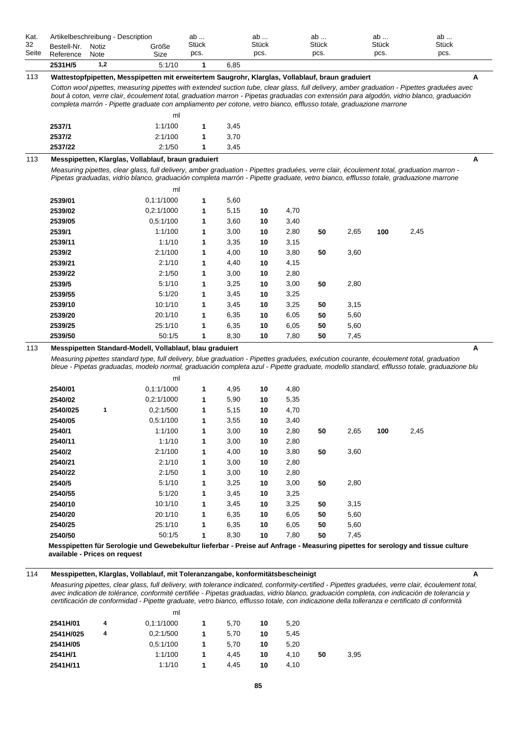| Kat. 32 Seite | Artikelbeschreibung - Description Bestell-Nr. Reference | Notiz Note | Größe Size | ab ... Stück pcs. | | ab ... Stück pcs. | | ab ... Stück pcs. | | ab ... Stück pcs. | | ab ... Stück pcs. |
|---|---|---|---|---|---|---|---|---|---|---|---|---|
| | **2531H/5** | **1,2** | 5:1/10 | **1** | 6,85 | | | | | | | |

113 **Wattestopfpipetten, Messpipetten mit erweitertem Saugrohr, Klarglas, Vollablauf, braun graduiert** **A**

*Cotton wool pipettes, measuring pipettes with extended suction tube, clear glass, full delivery, amber graduation - Pipettes graduées avec bout à coton, verre clair, écoulement total, graduation marron - Pipetas graduadas con extensión para algodón, vidrio blanco, graduación completa marrón - Pipette graduate con ampliamento per cotone, vetro bianco, efflusso totale, graduazione marrone*

| Bestell-Nr. | Notiz | ml | ab | | ab | | ab | | ab | |
|---|---|---|---|---|---|---|---|---|---|---|
| **2537/1** | | 1:1/100 | **1** | 3,45 | | | | | | |
| **2537/2** | | 2:1/100 | **1** | 3,70 | | | | | | |
| **2537/22** | | 2:1/50 | **1** | 3,45 | | | | | | |

113 **Messpipetten, Klarglas, Vollablauf, braun graduiert** **A**

*Measuring pipettes, clear glass, full delivery, amber graduation - Pipettes graduées, verre clair, écoulement total, graduation marron - Pipetas graduadas, vidrio blanco, graduación completa marrón - Pipette graduate, vetro bianco, efflusso totale, graduazione marrone*

| Bestell-Nr. | Notiz | ml | ab | | ab | | ab | | ab | |
|---|---|---|---|---|---|---|---|---|---|---|
| **2539/01** | | 0,1:1/1000 | **1** | 5,60 | | | | | | |
| **2539/02** | | 0,2:1/1000 | **1** | 5,15 | **10** | 4,70 | | | | |
| **2539/05** | | 0,5:1/100 | **1** | 3,60 | **10** | 3,40 | | | | |
| **2539/1** | | 1:1/100 | **1** | 3,00 | **10** | 2,80 | **50** | 2,65 | **100** | 2,45 |
| **2539/11** | | 1:1/10 | **1** | 3,35 | **10** | 3,15 | | | | |
| **2539/2** | | 2:1/100 | **1** | 4,00 | **10** | 3,80 | **50** | 3,60 | | |
| **2539/21** | | 2:1/10 | **1** | 4,40 | **10** | 4,15 | | | | |
| **2539/22** | | 2:1/50 | **1** | 3,00 | **10** | 2,80 | | | | |
| **2539/5** | | 5:1/10 | **1** | 3,25 | **10** | 3,00 | **50** | 2,80 | | |
| **2539/55** | | 5:1/20 | **1** | 3,45 | **10** | 3,25 | | | | |
| **2539/10** | | 10:1/10 | **1** | 3,45 | **10** | 3,25 | **50** | 3,15 | | |
| **2539/20** | | 20:1/10 | **1** | 6,35 | **10** | 6,05 | **50** | 5,60 | | |
| **2539/25** | | 25:1/10 | **1** | 6,35 | **10** | 6,05 | **50** | 5,60 | | |
| **2539/50** | | 50:1/5 | **1** | 8,30 | **10** | 7,80 | **50** | 7,45 | | |

113 **Messpipetten Standard-Modell, Vollablauf, blau graduiert** **A**

*Measuring pipettes standard type, full delivery, blue graduation - Pipettes graduées, exécution courante, écoulement total, graduation bleue - Pipetas graduadas, modelo normal, graduación completa azul - Pipette graduate, modello standard, efflusso totale, graduazione blu*

| Bestell-Nr. | Notiz | ml | ab | | ab | | ab | | ab | |
|---|---|---|---|---|---|---|---|---|---|---|
| **2540/01** | | 0,1:1/1000 | **1** | 4,95 | **10** | 4,80 | | | | |
| **2540/02** | | 0,2:1/1000 | **1** | 5,90 | **10** | 5,35 | | | | |
| **2540/025** | **1** | 0,2:1/500 | **1** | 5,15 | **10** | 4,70 | | | | |
| **2540/05** | | 0,5:1/100 | **1** | 3,55 | **10** | 3,40 | | | | |
| **2540/1** | | 1:1/100 | **1** | 3,00 | **10** | 2,80 | **50** | 2,65 | **100** | 2,45 |
| **2540/11** | | 1:1/10 | **1** | 3,00 | **10** | 2,80 | | | | |
| **2540/2** | | 2:1/100 | **1** | 4,00 | **10** | 3,80 | **50** | 3,60 | | |
| **2540/21** | | 2:1/10 | **1** | 3,00 | **10** | 2,80 | | | | |
| **2540/22** | | 2:1/50 | **1** | 3,00 | **10** | 2,80 | | | | |
| **2540/5** | | 5:1/10 | **1** | 3,25 | **10** | 3,00 | **50** | 2,80 | | |
| **2540/55** | | 5:1/20 | **1** | 3,45 | **10** | 3,25 | | | | |
| **2540/10** | | 10:1/10 | **1** | 3,45 | **10** | 3,25 | **50** | 3,15 | | |
| **2540/20** | | 20:1/10 | **1** | 6,35 | **10** | 6,05 | **50** | 5,60 | | |
| **2540/25** | | 25:1/10 | **1** | 6,35 | **10** | 6,05 | **50** | 5,60 | | |
| **2540/50** | | 50:1/5 | **1** | 8,30 | **10** | 7,80 | **50** | 7,45 | | |

**Messpipetten für Serologie und Gewebekultur lieferbar - Preise auf Anfrage - Measuring pipettes for serology and tissue culture available - Prices on request**

114 **Messpipetten, Klarglas, Vollablauf, mit Toleranzangabe, konformitätsbescheinigt** **A**

*Measuring pipettes, clear glass, full delivery, with tolerance indicated, conformity-certified - Pipettes graduées, verre clair, écoulement total, avec indication de tolérance, conformité certifiée - Pipetas graduadas, vidrio blanco, graduación completa, con indicación de tolerancia y certificación de conformidad - Pipette graduate, vetro bianco, efflusso totale, con indicazione della tolleranza e certificato di conformità*

| Bestell-Nr. | Notiz | ml | ab | | ab | | ab | | ab | |
|---|---|---|---|---|---|---|---|---|---|---|
| **2541H/01** | **4** | 0,1:1/1000 | **1** | 5,70 | **10** | 5,20 | | | | |
| **2541H/025** | **4** | 0,2:1/500 | **1** | 5,70 | **10** | 5,45 | | | | |
| **2541H/05** | | 0,5:1/100 | **1** | 5,70 | **10** | 5,20 | | | | |
| **2541H/1** | | 1:1/100 | **1** | 4,45 | **10** | 4,10 | **50** | 3,95 | | |
| **2541H/11** | | 1:1/10 | **1** | 4,45 | **10** | 4,10 | | | | |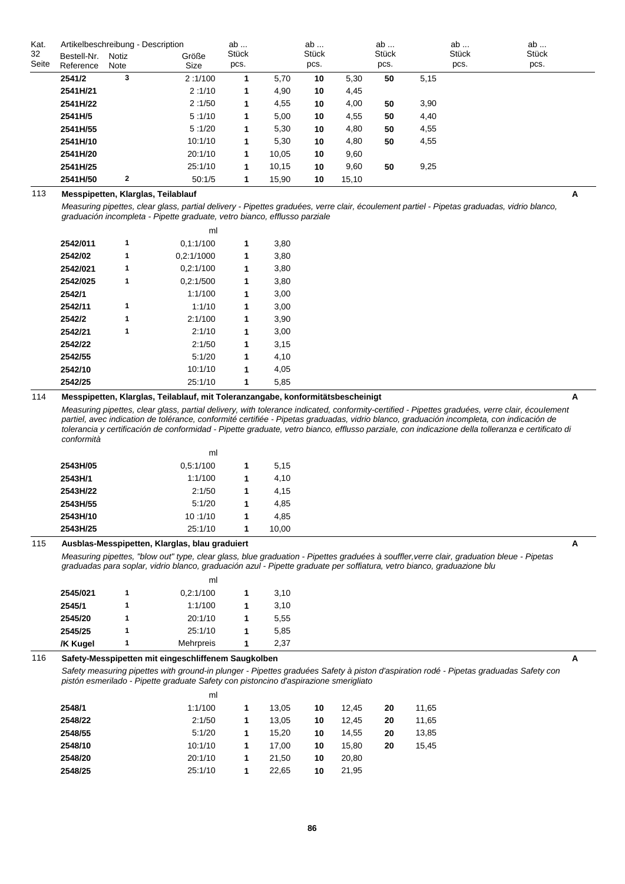| Kat. 32 Seite | Artikelbeschreibung - Description Bestell-Nr. Reference | Notiz Note | Größe Size | ab ... Stück pcs. | | ab ... Stück pcs. | | ab ... Stück pcs. | | ab ... Stück pcs. | | ab ... Stück pcs. | |
|---|---|---|---|---|---|---|---|---|---|---|---|---|---|
| | **2541/2** | 3 | 2 :1/100 | **1** | 5,70 | **10** | 5,30 | **50** | 5,15 | | | | |
| | **2541H/21** | | 2 :1/10 | **1** | 4,90 | **10** | 4,45 | | | | | | |
| | **2541H/22** | | 2 :1/50 | **1** | 4,55 | **10** | 4,00 | **50** | 3,90 | | | | |
| | **2541H/5** | | 5 :1/10 | **1** | 5,00 | **10** | 4,55 | **50** | 4,40 | | | | |
| | **2541H/55** | | 5 :1/20 | **1** | 5,30 | **10** | 4,80 | **50** | 4,55 | | | | |
| | **2541H/10** | | 10:1/10 | **1** | 5,30 | **10** | 4,80 | **50** | 4,55 | | | | |
| | **2541H/20** | | 20:1/10 | **1** | 10,05 | **10** | 9,60 | | | | | | |
| | **2541H/25** | | 25:1/10 | **1** | 10,15 | **10** | 9,60 | **50** | 9,25 | | | | |
| | **2541H/50** | 2 | 50:1/5 | **1** | 15,90 | **10** | 15,10 | | | | | | |

113 **Messpipetten, Klarglas, Teilablauf** **A**

*Measuring pipettes, clear glass, partial delivery - Pipettes graduées, verre clair, écoulement partiel - Pipetas graduadas, vidrio blanco, graduación incompleta - Pipette graduate, vetro bianco, efflusso parziale*

| Bestell-Nr. | Notiz | ml | ab Stück | |
|---|---|---|---|---|
| **2542/011** | 1 | 0,1:1/100 | **1** | 3,80 |
| **2542/02** | 1 | 0,2:1/1000 | **1** | 3,80 |
| **2542/021** | 1 | 0,2:1/100 | **1** | 3,80 |
| **2542/025** | 1 | 0,2:1/500 | **1** | 3,80 |
| **2542/1** | | 1:1/100 | **1** | 3,00 |
| **2542/11** | 1 | 1:1/10 | **1** | 3,00 |
| **2542/2** | 1 | 2:1/100 | **1** | 3,90 |
| **2542/21** | 1 | 2:1/10 | **1** | 3,00 |
| **2542/22** | | 2:1/50 | **1** | 3,15 |
| **2542/55** | | 5:1/20 | **1** | 4,10 |
| **2542/10** | | 10:1/10 | **1** | 4,05 |
| **2542/25** | | 25:1/10 | **1** | 5,85 |

114 **Messpipetten, Klarglas, Teilablauf, mit Toleranzangabe, konformitätsbescheinigt** **A**

*Measuring pipettes, clear glass, partial delivery, with tolerance indicated, conformity-certified - Pipettes graduées, verre clair, écoulement partiel, avec indication de tolérance, conformité certifiée - Pipetas graduadas, vidrio blanco, graduación incompleta, con indicación de tolerancia y certificación de conformidad - Pipette graduate, vetro bianco, efflusso parziale, con indicazione della tolleranza e certificato di conformità*

| Bestell-Nr. | Notiz | ml | ab Stück | |
|---|---|---|---|---|
| **2543H/05** | | 0,5:1/100 | **1** | 5,15 |
| **2543H/1** | | 1:1/100 | **1** | 4,10 |
| **2543H/22** | | 2:1/50 | **1** | 4,15 |
| **2543H/55** | | 5:1/20 | **1** | 4,85 |
| **2543H/10** | | 10 :1/10 | **1** | 4,85 |
| **2543H/25** | | 25:1/10 | **1** | 10,00 |

115 **Ausblas-Messpipetten, Klarglas, blau graduiert** **A**

*Measuring pipettes, "blow out" type, clear glass, blue graduation - Pipettes graduées à souffler,verre clair, graduation bleue - Pipetas graduadas para soplar, vidrio blanco, graduación azul - Pipette graduate per soffiatura, vetro bianco, graduazione blu*

| Bestell-Nr. | Notiz | ml | ab Stück | |
|---|---|---|---|---|
| **2545/021** | 1 | 0,2:1/100 | **1** | 3,10 |
| **2545/1** | 1 | 1:1/100 | **1** | 3,10 |
| **2545/20** | 1 | 20:1/10 | **1** | 5,55 |
| **2545/25** | 1 | 25:1/10 | **1** | 5,85 |
| **/K Kugel** | 1 | Mehrpreis | **1** | 2,37 |

116 **Safety-Messpipetten mit eingeschliffenem Saugkolben** **A**

*Safety measuring pipettes with ground-in plunger - Pipettes graduées Safety à piston d'aspiration rodé - Pipetas graduadas Safety con pistón esmerilado - Pipette graduate Safety con pistoncino d'aspirazione smerigliato*

| Bestell-Nr. | Notiz | ml | ab Stück | | ab Stück | | ab Stück | |
|---|---|---|---|---|---|---|---|---|
| **2548/1** | | 1:1/100 | **1** | 13,05 | **10** | 12,45 | **20** | 11,65 |
| **2548/22** | | 2:1/50 | **1** | 13,05 | **10** | 12,45 | **20** | 11,65 |
| **2548/55** | | 5:1/20 | **1** | 15,20 | **10** | 14,55 | **20** | 13,85 |
| **2548/10** | | 10:1/10 | **1** | 17,00 | **10** | 15,80 | **20** | 15,45 |
| **2548/20** | | 20:1/10 | **1** | 21,50 | **10** | 20,80 | | |
| **2548/25** | | 25:1/10 | **1** | 22,65 | **10** | 21,95 | | |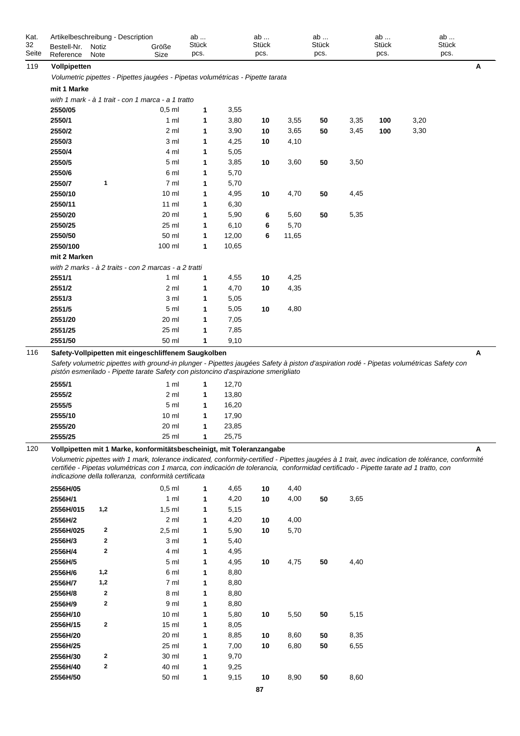| Kat. 32 Seite | Bestell-Nr. Reference | Notiz Note | Größe Size | ab ... Stück pcs. | | ab ... Stück pcs. | | ab ... Stück pcs. | | ab ... Stück pcs. | | ab ... Stück pcs. | |
|---|---|---|---|---|---|---|---|---|---|---|---|---|---|
| 119 | **Vollpipetten** | | | | | | | | | | | | **A** |
| | *Volumetric pipettes - Pipettes jaugées - Pipetas volumétricas - Pipette tarata* | | | | | | | | | | | | |
| | **mit 1 Marke** | | | | | | | | | | | | |
| | *with 1 mark - à 1 trait - con 1 marca - a 1 tratto* | | | | | | | | | | | | |
| | **2550/05** | | 0,5 ml | **1** | 3,55 | | | | | | | | |
| | **2550/1** | | 1 ml | **1** | 3,80 | **10** | 3,55 | **50** | 3,35 | **100** | 3,20 | | |
| | **2550/2** | | 2 ml | **1** | 3,90 | **10** | 3,65 | **50** | 3,45 | **100** | 3,30 | | |
| | **2550/3** | | 3 ml | **1** | 4,25 | **10** | 4,10 | | | | | | |
| | **2550/4** | | 4 ml | **1** | 5,05 | | | | | | | | |
| | **2550/5** | | 5 ml | **1** | 3,85 | **10** | 3,60 | **50** | 3,50 | | | | |
| | **2550/6** | | 6 ml | **1** | 5,70 | | | | | | | | |
| | **2550/7** | **1** | 7 ml | **1** | 5,70 | | | | | | | | |
| | **2550/10** | | 10 ml | **1** | 4,95 | **10** | 4,70 | **50** | 4,45 | | | | |
| | **2550/11** | | 11 ml | **1** | 6,30 | | | | | | | | |
| | **2550/20** | | 20 ml | **1** | 5,90 | **6** | 5,60 | **50** | 5,35 | | | | |
| | **2550/25** | | 25 ml | **1** | 6,10 | **6** | 5,70 | | | | | | |
| | **2550/50** | | 50 ml | **1** | 12,00 | **6** | 11,65 | | | | | | |
| | **2550/100** | | 100 ml | **1** | 10,65 | | | | | | | | |
| | **mit 2 Marken** | | | | | | | | | | | | |
| | *with 2 marks - à 2 traits - con 2 marcas - a 2 tratti* | | | | | | | | | | | | |
| | **2551/1** | | 1 ml | **1** | 4,55 | **10** | 4,25 | | | | | | |
| | **2551/2** | | 2 ml | **1** | 4,70 | **10** | 4,35 | | | | | | |
| | **2551/3** | | 3 ml | **1** | 5,05 | | | | | | | | |
| | **2551/5** | | 5 ml | **1** | 5,05 | **10** | 4,80 | | | | | | |
| | **2551/20** | | 20 ml | **1** | 7,05 | | | | | | | | |
| | **2551/25** | | 25 ml | **1** | 7,85 | | | | | | | | |
| | **2551/50** | | 50 ml | **1** | 9,10 | | | | | | | | |
| 116 | **Safety-Vollpipetten mit eingeschliffenem Saugkolben** | | | | | | | | | | | | **A** |
| | *Safety volumetric pipettes with ground-in plunger - Pipettes jaugées Safety à piston d'aspiration rodé - Pipetas volumétricas Safety con pistón esmerilado - Pipette tarate Safety con pistoncino d'aspirazione smerigliato* | | | | | | | | | | | | |
| | **2555/1** | | 1 ml | **1** | 12,70 | | | | | | | | |
| | **2555/2** | | 2 ml | **1** | 13,80 | | | | | | | | |
| | **2555/5** | | 5 ml | **1** | 16,20 | | | | | | | | |
| | **2555/10** | | 10 ml | **1** | 17,90 | | | | | | | | |
| | **2555/20** | | 20 ml | **1** | 23,85 | | | | | | | | |
| | **2555/25** | | 25 ml | **1** | 25,75 | | | | | | | | |
| 120 | **Vollpipetten mit 1 Marke, konformitätsbescheinigt, mit Toleranzangabe** | | | | | | | | | | | | **A** |
| | *Volumetric pipettes with 1 mark, tolerance indicated, conformity-certified - Pipettes jaugées à 1 trait, avec indication de tolérance, conformité certifiée - Pipetas volumétricas con 1 marca, con indicación de tolerancia, conformidad certificado - Pipette tarate ad 1 tratto, con indicazione della tolleranza, conformità certificata* | | | | | | | | | | | | |
| | **2556H/05** | | 0,5 ml | **1** | 4,65 | **10** | 4,40 | | | | | | |
| | **2556H/1** | | 1 ml | **1** | 4,20 | **10** | 4,00 | **50** | 3,65 | | | | |
| | **2556H/015** | **1,2** | 1,5 ml | **1** | 5,15 | | | | | | | | |
| | **2556H/2** | | 2 ml | **1** | 4,20 | **10** | 4,00 | | | | | | |
| | **2556H/025** | **2** | 2,5 ml | **1** | 5,90 | **10** | 5,70 | | | | | | |
| | **2556H/3** | **2** | 3 ml | **1** | 5,40 | | | | | | | | |
| | **2556H/4** | **2** | 4 ml | **1** | 4,95 | | | | | | | | |
| | **2556H/5** | | 5 ml | **1** | 4,95 | **10** | 4,75 | **50** | 4,40 | | | | |
| | **2556H/6** | **1,2** | 6 ml | **1** | 8,80 | | | | | | | | |
| | **2556H/7** | **1,2** | 7 ml | **1** | 8,80 | | | | | | | | |
| | **2556H/8** | **2** | 8 ml | **1** | 8,80 | | | | | | | | |
| | **2556H/9** | **2** | 9 ml | **1** | 8,80 | | | | | | | | |
| | **2556H/10** | | 10 ml | **1** | 5,80 | **10** | 5,50 | **50** | 5,15 | | | | |
| | **2556H/15** | **2** | 15 ml | **1** | 8,05 | | | | | | | | |
| | **2556H/20** | | 20 ml | **1** | 8,85 | **10** | 8,60 | **50** | 8,35 | | | | |
| | **2556H/25** | | 25 ml | **1** | 7,00 | **10** | 6,80 | **50** | 6,55 | | | | |
| | **2556H/30** | **2** | 30 ml | **1** | 9,70 | | | | | | | | |
| | **2556H/40** | **2** | 40 ml | **1** | 9,25 | | | | | | | | |
| | **2556H/50** | | 50 ml | **1** | 9,15 | **10** | 8,90 | **50** | 8,60 | | | | |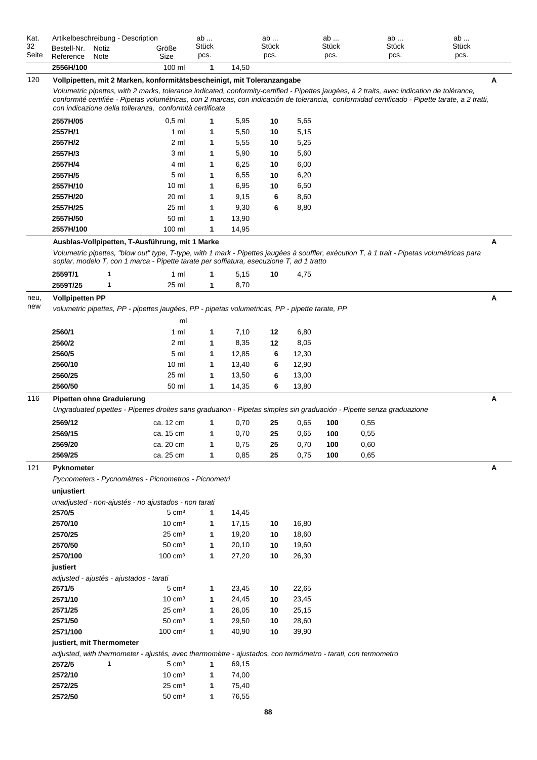| Kat. 32 Seite | Bestell-Nr. Reference | Notiz Note | Größe Size | ab ... Stück pcs. | | ab ... Stück pcs. | | ab ... Stück pcs. | | ab ... Stück pcs. | | ab ... Stück pcs. | |
|---|---|---|---|---|---|---|---|---|---|---|---|---|---|---|---|
| | 2556H/100 | | 100 ml | 1 | 14,50 | | | | | | | | | | |

| 120 | **Vollpipetten, mit 2 Marken, konformitätsbescheinigt, mit Toleranzangabe** | | | | | | | A |
|---|---|---|---|---|---|---|---|---|
| | *Volumetric pipettes, with 2 marks, tolerance indicated, conformity-certified - Pipettes jaugées, à 2 traits, avec indication de tolérance, conformité certifiée - Pipetas volumétricas, con 2 marcas, con indicación de tolerancia, conformidad certificado - Pipette tarate, a 2 tratti, con indicazione della tolleranza, conformità certificata* | | | | | | | |
| | 2557H/05 | | 0,5 ml | 1 | 5,95 | 10 | 5,65 | |
| | 2557H/1 | | 1 ml | 1 | 5,50 | 10 | 5,15 | |
| | 2557H/2 | | 2 ml | 1 | 5,55 | 10 | 5,25 | |
| | 2557H/3 | | 3 ml | 1 | 5,90 | 10 | 5,60 | |
| | 2557H/4 | | 4 ml | 1 | 6,25 | 10 | 6,00 | |
| | 2557H/5 | | 5 ml | 1 | 6,55 | 10 | 6,20 | |
| | 2557H/10 | | 10 ml | 1 | 6,95 | 10 | 6,50 | |
| | 2557H/20 | | 20 ml | 1 | 9,15 | 6 | 8,60 | |
| | 2557H/25 | | 25 ml | 1 | 9,30 | 6 | 8,80 | |
| | 2557H/50 | | 50 ml | 1 | 13,90 | | | |
| | 2557H/100 | | 100 ml | 1 | 14,95 | | | |

| | **Ausblas-Vollpipetten, T-Ausführung, mit 1 Marke** | | | | | | | A |
|---|---|---|---|---|---|---|---|---|
| | *Volumetric pipettes, "blow out" type, T-type, with 1 mark - Pipettes jaugées à souffler, exécution T, à 1 trait - Pipetas volumétricas para soplar, modelo T, con 1 marca - Pipette tarate per soffiatura, esecuzione T, ad 1 tratto* | | | | | | | |
| | 2559T/1 | 1 | 1 ml | 1 | 5,15 | 10 | 4,75 | |
| | 2559T/25 | 1 | 25 ml | 1 | 8,70 | | | |

| neu, new | **Vollpipetten PP** | | | | | | | A |
|---|---|---|---|---|---|---|---|---|
| | *volumetric pipettes, PP - pipettes jaugées, PP - pipetas volumetricas, PP - pipette tarate, PP* | | | | | | | |
| | | | ml | | | | | |
| | 2560/1 | | 1 ml | 1 | 7,10 | 12 | 6,80 | |
| | 2560/2 | | 2 ml | 1 | 8,35 | 12 | 8,05 | |
| | 2560/5 | | 5 ml | 1 | 12,85 | 6 | 12,30 | |
| | 2560/10 | | 10 ml | 1 | 13,40 | 6 | 12,90 | |
| | 2560/25 | | 25 ml | 1 | 13,50 | 6 | 13,00 | |
| | 2560/50 | | 50 ml | 1 | 14,35 | 6 | 13,80 | |

| 116 | **Pipetten ohne Graduierung** | | | | | | | | | A |
|---|---|---|---|---|---|---|---|---|---|---|
| | *Ungraduated pipettes - Pipettes droites sans graduation - Pipetas simples sin graduación - Pipette senza graduazione* | | | | | | | | | |
| | 2569/12 | | ca. 12 cm | 1 | 0,70 | 25 | 0,65 | 100 | 0,55 | |
| | 2569/15 | | ca. 15 cm | 1 | 0,70 | 25 | 0,65 | 100 | 0,55 | |
| | 2569/20 | | ca. 20 cm | 1 | 0,75 | 25 | 0,70 | 100 | 0,60 | |
| | 2569/25 | | ca. 25 cm | 1 | 0,85 | 25 | 0,75 | 100 | 0,65 | |

| 121 | **Pyknometer** | | | | | | | A |
|---|---|---|---|---|---|---|---|---|
| | *Pycnometers - Pycnomètres - Picnometros - Picnometri* | | | | | | | |
| | **unjustiert** | | | | | | | |
| | *unadjusted - non-ajustés - no ajustados - non tarati* | | | | | | | |
| | 2570/5 | | 5 cm³ | 1 | 14,45 | | | |
| | 2570/10 | | 10 cm³ | 1 | 17,15 | 10 | 16,80 | |
| | 2570/25 | | 25 cm³ | 1 | 19,20 | 10 | 18,60 | |
| | 2570/50 | | 50 cm³ | 1 | 20,10 | 10 | 19,60 | |
| | 2570/100 | | 100 cm³ | 1 | 27,20 | 10 | 26,30 | |
| | **justiert** | | | | | | | |
| | *adjusted - ajustés - ajustados - tarati* | | | | | | | |
| | 2571/5 | | 5 cm³ | 1 | 23,45 | 10 | 22,65 | |
| | 2571/10 | | 10 cm³ | 1 | 24,45 | 10 | 23,45 | |
| | 2571/25 | | 25 cm³ | 1 | 26,05 | 10 | 25,15 | |
| | 2571/50 | | 50 cm³ | 1 | 29,50 | 10 | 28,60 | |
| | 2571/100 | | 100 cm³ | 1 | 40,90 | 10 | 39,90 | |
| | **justiert, mit Thermometer** | | | | | | | |
| | *adjusted, with thermometer - ajustés, avec thermomètre - ajustados, con termómetro - tarati, con termometro* | | | | | | | |
| | 2572/5 | 1 | 5 cm³ | 1 | 69,15 | | | |
| | 2572/10 | | 10 cm³ | 1 | 74,00 | | | |
| | 2572/25 | | 25 cm³ | 1 | 75,40 | | | |
| | 2572/50 | | 50 cm³ | 1 | 76,55 | | | |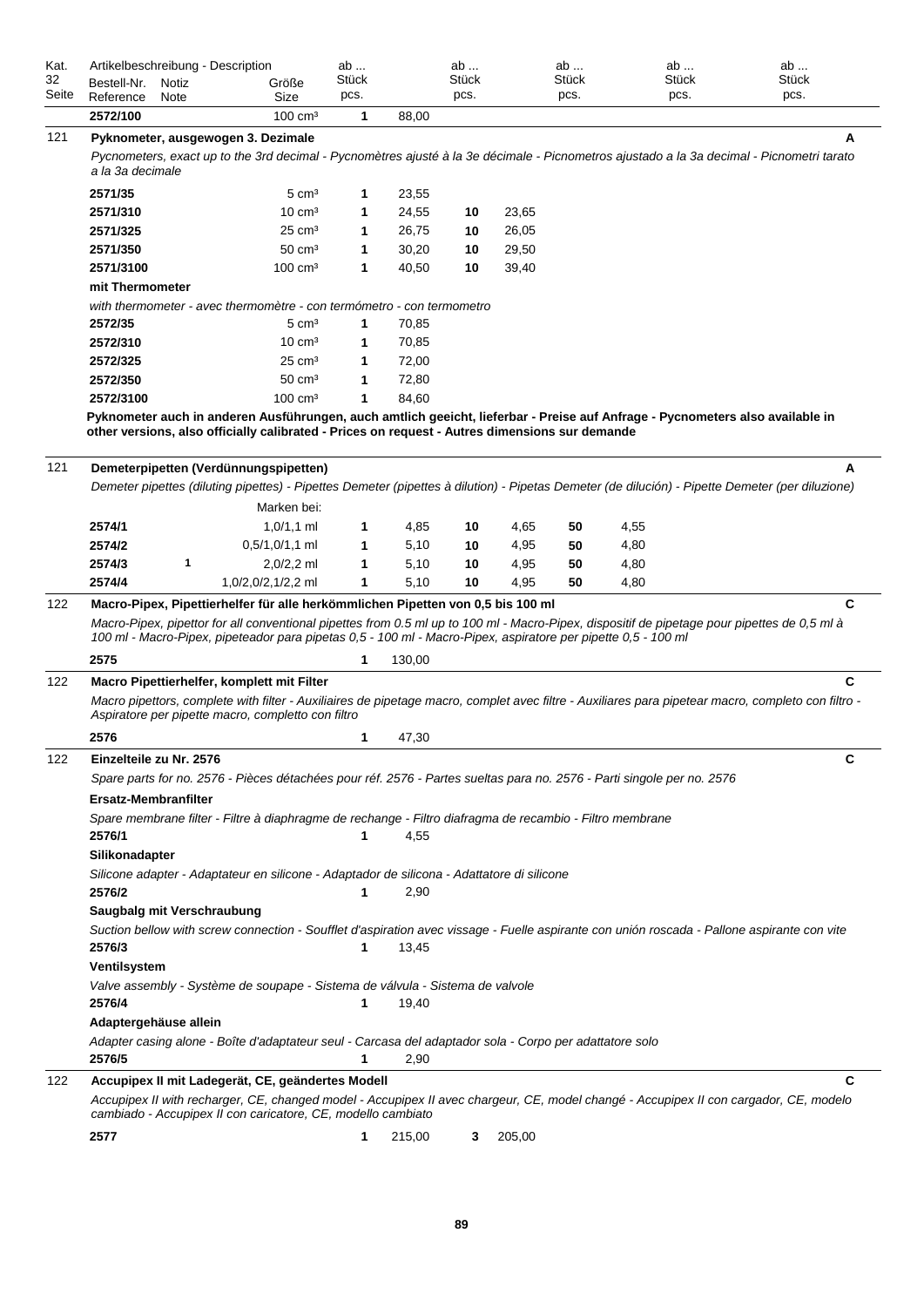| Kat. 32 Seite | Artikelbeschreibung - Description Bestell-Nr. Reference | Notiz Note | Größe Size | ab ... Stück pcs. | | ab ... Stück pcs. | | ab ... Stück pcs. | | ab ... Stück pcs. | | ab ... Stück pcs. | | |
|---|---|---|---|---|---|---|---|---|---|---|---|---|---|---|
| | **2572/100** | | 100 cm³ | **1** | 88,00 | | | | | | | | | |
| 121 | **Pyknometer, ausgewogen 3. Dezimale** | | | | | | | | | | | | | **A** |
| | *Pycnometers, exact up to the 3rd decimal - Pycnomètres ajusté à la 3e décimale - Picnometros ajustado a la 3a decimal - Picnometri tarato a la 3a decimale* | | | | | | | | | | | | | |
| | **2571/35** | | 5 cm³ | **1** | 23,55 | | | | | | | | | |
| | **2571/310** | | 10 cm³ | **1** | 24,55 | **10** | 23,65 | | | | | | | |
| | **2571/325** | | 25 cm³ | **1** | 26,75 | **10** | 26,05 | | | | | | | |
| | **2571/350** | | 50 cm³ | **1** | 30,20 | **10** | 29,50 | | | | | | | |
| | **2571/3100** | | 100 cm³ | **1** | 40,50 | **10** | 39,40 | | | | | | | |
| | **mit Thermometer** | | | | | | | | | | | | | |
| | *with thermometer - avec thermomètre - con termómetro - con termometro* | | | | | | | | | | | | | |
| | **2572/35** | | 5 cm³ | **1** | 70,85 | | | | | | | | | |
| | **2572/310** | | 10 cm³ | **1** | 70,85 | | | | | | | | | |
| | **2572/325** | | 25 cm³ | **1** | 72,00 | | | | | | | | | |
| | **2572/350** | | 50 cm³ | **1** | 72,80 | | | | | | | | | |
| | **2572/3100** | | 100 cm³ | **1** | 84,60 | | | | | | | | | |
| | **Pyknometer auch in anderen Ausführungen, auch amtlich geeicht, lieferbar - Preise auf Anfrage - Pycnometers also available in other versions, also officially calibrated - Prices on request - Autres dimensions sur demande** | | | | | | | | | | | | | |
| 121 | **Demeterpipetten (Verdünnungspipetten)** | | | | | | | | | | | | | **A** |
| | *Demeter pipettes (diluting pipettes) - Pipettes Demeter (pipettes à dilution) - Pipetas Demeter (de dilución) - Pipette Demeter (per diluzione)* | | | | | | | | | | | | | |
| | | | Marken bei: | | | | | | | | | | | |
| | **2574/1** | | 1,0/1,1 ml | **1** | 4,85 | **10** | 4,65 | **50** | 4,55 | | | | | |
| | **2574/2** | | 0,5/1,0/1,1 ml | **1** | 5,10 | **10** | 4,95 | **50** | 4,80 | | | | | |
| | **2574/3** | **1** | 2,0/2,2 ml | **1** | 5,10 | **10** | 4,95 | **50** | 4,80 | | | | | |
| | **2574/4** | | 1,0/2,0/2,1/2,2 ml | **1** | 5,10 | **10** | 4,95 | **50** | 4,80 | | | | | |
| 122 | **Macro-Pipex, Pipettierhelfer für alle herkömmlichen Pipetten von 0,5 bis 100 ml** | | | | | | | | | | | | | **C** |
| | *Macro-Pipex, pipettor for all conventional pipettes from 0.5 ml up to 100 ml - Macro-Pipex, dispositif de pipetage pour pipettes de 0,5 ml à 100 ml - Macro-Pipex, pipeteador para pipetas 0,5 - 100 ml - Macro-Pipex, aspiratore per pipette 0,5 - 100 ml* | | | | | | | | | | | | | |
| | **2575** | | | **1** | 130,00 | | | | | | | | | |
| 122 | **Macro Pipettierhelfer, komplett mit Filter** | | | | | | | | | | | | | **C** |
| | *Macro pipettors, complete with filter - Auxiliaires de pipetage macro, complet avec filtre - Auxiliares para pipetear macro, completo con filtro - Aspiratore per pipette macro, completto con filtro* | | | | | | | | | | | | | |
| | **2576** | | | **1** | 47,30 | | | | | | | | | |
| 122 | **Einzelteile zu Nr. 2576** | | | | | | | | | | | | | **C** |
| | *Spare parts for no. 2576 - Pièces détachées pour réf. 2576 - Partes sueltas para no. 2576 - Parti singole per no. 2576* | | | | | | | | | | | | | |
| | **Ersatz-Membranfilter** | | | | | | | | | | | | | |
| | *Spare membrane filter - Filtre à diaphragme de rechange - Filtro diafragma de recambio - Filtro membrane* | | | | | | | | | | | | | |
| | **2576/1** | | | **1** | 4,55 | | | | | | | | | |
| | **Silikonadapter** | | | | | | | | | | | | | |
| | *Silicone adapter - Adaptateur en silicone - Adaptador de silicona - Adattatore di silicone* | | | | | | | | | | | | | |
| | **2576/2** | | | **1** | 2,90 | | | | | | | | | |
| | **Saugbalg mit Verschraubung** | | | | | | | | | | | | | |
| | *Suction bellow with screw connection - Soufflet d'aspiration avec vissage - Fuelle aspirante con unión roscada - Pallone aspirante con vite* | | | | | | | | | | | | | |
| | **2576/3** | | | **1** | 13,45 | | | | | | | | | |
| | **Ventilsystem** | | | | | | | | | | | | | |
| | *Valve assembly - Système de soupape - Sistema de válvula - Sistema de valvole* | | | | | | | | | | | | | |
| | **2576/4** | | | **1** | 19,40 | | | | | | | | | |
| | **Adaptergehäuse allein** | | | | | | | | | | | | | |
| | *Adapter casing alone - Boîte d'adaptateur seul - Carcasa del adaptador sola - Corpo per adattatore solo* | | | | | | | | | | | | | |
| | **2576/5** | | | **1** | 2,90 | | | | | | | | | |
| 122 | **Accupipex II mit Ladegerät, CE, geändertes Modell** | | | | | | | | | | | | | **C** |
| | *Accupipex II with recharger, CE, changed model - Accupipex II avec chargeur, CE, model changé - Accupipex II con cargador, CE, modelo cambiado - Accupipex II con caricatore, CE, modello cambiato* | | | | | | | | | | | | | |
| | **2577** | | | **1** | 215,00 | **3** | 205,00 | | | | | | | |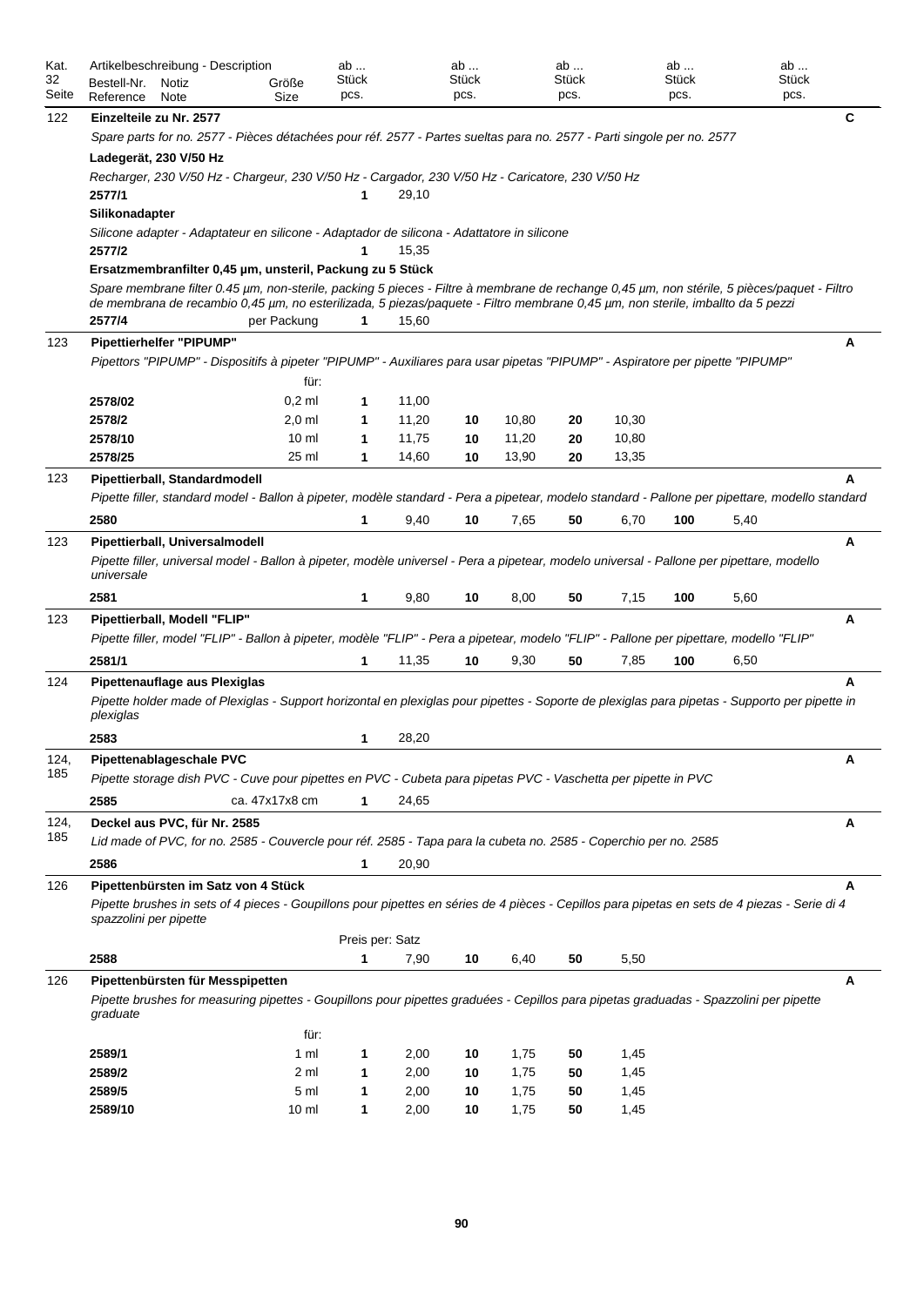| Kat. 32 Seite | Artikelbeschreibung - Description<br>Bestell-Nr. Reference | Notiz Note | Größe Size | ab ... Stück pcs. | | ab ... Stück pcs. | | ab ... Stück pcs. | | ab ... Stück pcs. | | ab ... Stück pcs. | |
|---|---|---|---|---|---|---|---|---|---|---|---|---|---|
| 122 | **Einzelteile zu Nr. 2577** | | | | | | | | | | | | **C** |
| | *Spare parts for no. 2577 - Pièces détachées pour réf. 2577 - Partes sueltas para no. 2577 - Parti singole per no. 2577* | | | | | | | | | | | | |
| | **Ladegerät, 230 V/50 Hz** | | | | | | | | | | | | |
| | *Recharger, 230 V/50 Hz - Chargeur, 230 V/50 Hz - Cargador, 230 V/50 Hz - Caricatore, 230 V/50 Hz* | | | | | | | | | | | | |
| | **2577/1** | | | **1** | 29,10 | | | | | | | | |
| | **Silikonadapter** | | | | | | | | | | | | |
| | *Silicone adapter - Adaptateur en silicone - Adaptador de silicona - Adattatore in silicone* | | | | | | | | | | | | |
| | **2577/2** | | | **1** | 15,35 | | | | | | | | |
| | **Ersatzmembranfilter 0,45 µm, unsteril, Packung zu 5 Stück** | | | | | | | | | | | | |
| | *Spare membrane filter 0.45 µm, non-sterile, packing 5 pieces - Filtre à membrane de rechange 0,45 µm, non stérile, 5 pièces/paquet - Filtro de membrana de recambio 0,45 µm, no esterilizada, 5 piezas/paquete - Filtro membrane 0,45 µm, non sterile, imballto da 5 pezzi* | | | | | | | | | | | | |
| | **2577/4** | | per Packung | **1** | 15,60 | | | | | | | | |
| 123 | **Pipettierhelfer "PIPUMP"** | | | | | | | | | | | | **A** |
| | *Pipettors "PIPUMP" - Dispositifs à pipeter "PIPUMP" - Auxiliares para usar pipetas "PIPUMP" - Aspiratore per pipette "PIPUMP"* | | | | | | | | | | | | |
| | | | für: | | | | | | | | | | |
| | **2578/02** | | 0,2 ml | **1** | 11,00 | | | | | | | | |
| | **2578/2** | | 2,0 ml | **1** | 11,20 | **10** | 10,80 | **20** | 10,30 | | | | |
| | **2578/10** | | 10 ml | **1** | 11,75 | **10** | 11,20 | **20** | 10,80 | | | | |
| | **2578/25** | | 25 ml | **1** | 14,60 | **10** | 13,90 | **20** | 13,35 | | | | |
| 123 | **Pipettierball, Standardmodell** | | | | | | | | | | | | **A** |
| | *Pipette filler, standard model - Ballon à pipeter, modèle standard - Pera a pipetear, modelo standard - Pallone per pipettare, modello standard* | | | | | | | | | | | | |
| | **2580** | | | **1** | 9,40 | **10** | 7,65 | **50** | 6,70 | **100** | 5,40 | | |
| 123 | **Pipettierball, Universalmodell** | | | | | | | | | | | | **A** |
| | *Pipette filler, universal model - Ballon à pipeter, modèle universel - Pera a pipetear, modelo universal - Pallone per pipettare, modello universale* | | | | | | | | | | | | |
| | **2581** | | | **1** | 9,80 | **10** | 8,00 | **50** | 7,15 | **100** | 5,60 | | |
| 123 | **Pipettierball, Modell "FLIP"** | | | | | | | | | | | | **A** |
| | *Pipette filler, model "FLIP" - Ballon à pipeter, modèle "FLIP" - Pera a pipetear, modelo "FLIP" - Pallone per pipettare, modello "FLIP"* | | | | | | | | | | | | |
| | **2581/1** | | | **1** | 11,35 | **10** | 9,30 | **50** | 7,85 | **100** | 6,50 | | |
| 124 | **Pipettenauflage aus Plexiglas** | | | | | | | | | | | | **A** |
| | *Pipette holder made of Plexiglas - Support horizontal en plexiglas pour pipettes - Soporte de plexiglas para pipetas - Supporto per pipette in plexiglas* | | | | | | | | | | | | |
| | **2583** | | | **1** | 28,20 | | | | | | | | |
| 124, 185 | **Pipettenablageschale PVC** | | | | | | | | | | | | **A** |
| | *Pipette storage dish PVC - Cuve pour pipettes en PVC - Cubeta para pipetas PVC - Vaschetta per pipette in PVC* | | | | | | | | | | | | |
| | **2585** | | ca. 47x17x8 cm | **1** | 24,65 | | | | | | | | |
| 124, 185 | **Deckel aus PVC, für Nr. 2585** | | | | | | | | | | | | **A** |
| | *Lid made of PVC, for no. 2585 - Couvercle pour réf. 2585 - Tapa para la cubeta no. 2585 - Coperchio per no. 2585* | | | | | | | | | | | | |
| | **2586** | | | **1** | 20,90 | | | | | | | | |
| 126 | **Pipettenbürsten im Satz von 4 Stück** | | | | | | | | | | | | **A** |
| | *Pipette brushes in sets of 4 pieces - Goupillons pour pipettes en séries de 4 pièces - Cepillos para pipetas en sets de 4 piezas - Serie di 4 spazzolini per pipette* | | | | | | | | | | | | |
| | | | | Preis per: Satz | | | | | | | | | |
| | **2588** | | | **1** | 7,90 | **10** | 6,40 | **50** | 5,50 | | | | |
| 126 | **Pipettenbürsten für Messpipetten** | | | | | | | | | | | | **A** |
| | *Pipette brushes for measuring pipettes - Goupillons pour pipettes graduées - Cepillos para pipetas graduadas - Spazzolini per pipette graduate* | | | | | | | | | | | | |
| | | | für: | | | | | | | | | | |
| | **2589/1** | | 1 ml | **1** | 2,00 | **10** | 1,75 | **50** | 1,45 | | | | |
| | **2589/2** | | 2 ml | **1** | 2,00 | **10** | 1,75 | **50** | 1,45 | | | | |
| | **2589/5** | | 5 ml | **1** | 2,00 | **10** | 1,75 | **50** | 1,45 | | | | |
| | **2589/10** | | 10 ml | **1** | 2,00 | **10** | 1,75 | **50** | 1,45 | | | | |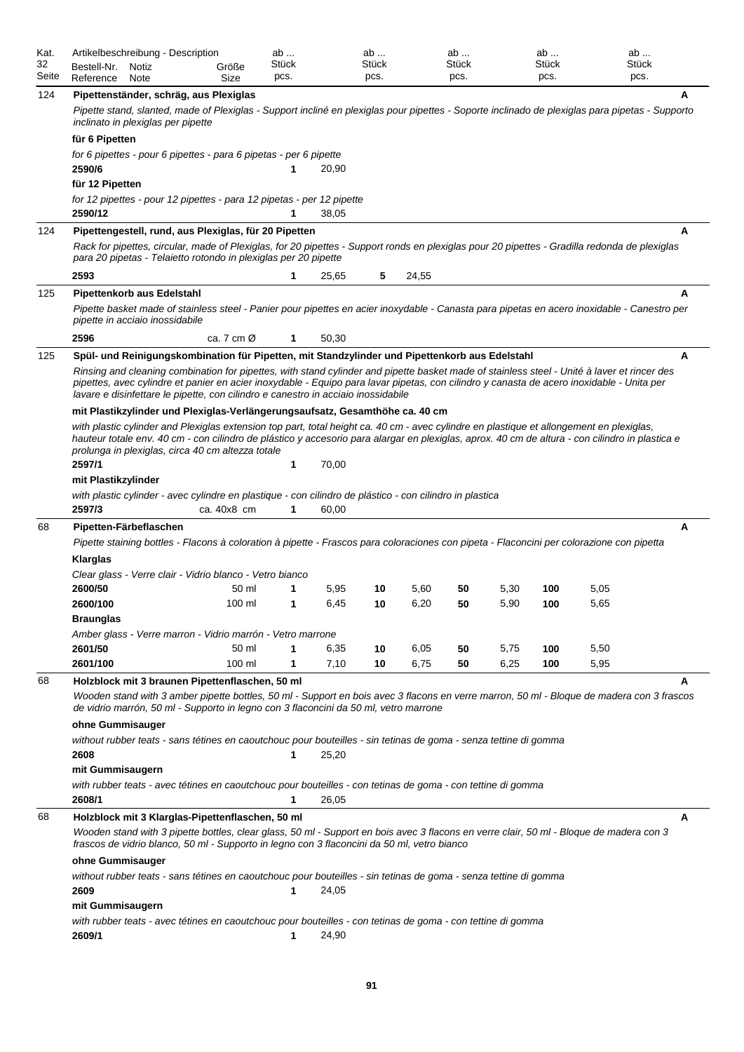| Kat. 32 Seite | Artikelbeschreibung - Description<br>Bestell-Nr. Reference | Notiz Note | Größe Size | ab ... Stück pcs. | | ab ... Stück pcs. | | ab ... Stück pcs. | | ab ... Stück pcs. | | ab ... Stück pcs. | |
|---|---|---|---|---|---|---|---|---|---|---|---|---|---|
| 124 | **Pipettenständer, schräg, aus Plexiglas** | | | | | | | | | | | | **A** |
| | *Pipette stand, slanted, made of Plexiglas - Support incliné en plexiglas pour pipettes - Soporte inclinado de plexiglas para pipetas - Supporto inclinato in plexiglas per pipette* | | | | | | | | | | | | |
| | **für 6 Pipetten** | | | | | | | | | | | | |
| | *for 6 pipettes - pour 6 pipettes - para 6 pipetas - per 6 pipette* | | | | | | | | | | | | |
| | **2590/6** | | | **1** | 20,90 | | | | | | | | |
| | **für 12 Pipetten** | | | | | | | | | | | | |
| | *for 12 pipettes - pour 12 pipettes - para 12 pipetas - per 12 pipette* | | | | | | | | | | | | |
| | **2590/12** | | | **1** | 38,05 | | | | | | | | |
| 124 | **Pipettengestell, rund, aus Plexiglas, für 20 Pipetten** | | | | | | | | | | | | **A** |
| | *Rack for pipettes, circular, made of Plexiglas, for 20 pipettes - Support ronds en plexiglas pour 20 pipettes - Gradilla redonda de plexiglas para 20 pipetas - Telaietto rotondo in plexiglas per 20 pipette* | | | | | | | | | | | | |
| | **2593** | | | **1** | 25,65 | **5** | 24,55 | | | | | | |
| 125 | **Pipettenkorb aus Edelstahl** | | | | | | | | | | | | **A** |
| | *Pipette basket made of stainless steel - Panier pour pipettes en acier inoxydable - Canasta para pipetas en acero inoxidable - Canestro per pipette in acciaio inossidabile* | | | | | | | | | | | | |
| | **2596** | | ca. 7 cm Ø | **1** | 50,30 | | | | | | | | |
| 125 | **Spül- und Reinigungskombination für Pipetten, mit Standzylinder und Pipettenkorb aus Edelstahl** | | | | | | | | | | | | **A** |
| | *Rinsing and cleaning combination for pipettes, with stand cylinder and pipette basket made of stainless steel - Unité à laver et rincer des pipettes, avec cylindre et panier en acier inoxydable - Equipo para lavar pipetas, con cilindro y canasta de acero inoxidable - Unita per lavare e disinfettare le pipette, con cilindro e canestro in acciaio inossidabile* | | | | | | | | | | | | |
| | **mit Plastikzylinder und Plexiglas-Verlängerungsaufsatz, Gesamthöhe ca. 40 cm** | | | | | | | | | | | | |
| | *with plastic cylinder and Plexiglas extension top part, total height ca. 40 cm - avec cylindre en plastique et allongement en plexiglas, hauteur totale env. 40 cm - con cilindro de plástico y accesorio para alargar en plexiglas, aprox. 40 cm de altura - con cilindro in plastica e prolunga in plexiglas, circa 40 cm altezza totale* | | | | | | | | | | | | |
| | **2597/1** | | | **1** | 70,00 | | | | | | | | |
| | **mit Plastikzylinder** | | | | | | | | | | | | |
| | *with plastic cylinder - avec cylindre en plastique - con cilindro de plástico - con cilindro in plastica* | | | | | | | | | | | | |
| | **2597/3** | | ca. 40x8 cm | **1** | 60,00 | | | | | | | | |
| 68 | **Pipetten-Färbeflaschen** | | | | | | | | | | | | **A** |
| | *Pipette staining bottles - Flacons à coloration à pipette - Frascos para coloraciones con pipeta - Flaconcini per colorazione con pipetta* | | | | | | | | | | | | |
| | **Klarglas** | | | | | | | | | | | | |
| | *Clear glass - Verre clair - Vidrio blanco - Vetro bianco* | | | | | | | | | | | | |
| | **2600/50** | | 50 ml | **1** | 5,95 | **10** | 5,60 | **50** | 5,30 | **100** | 5,05 | | |
| | **2600/100** | | 100 ml | **1** | 6,45 | **10** | 6,20 | **50** | 5,90 | **100** | 5,65 | | |
| | **Braunglas** | | | | | | | | | | | | |
| | *Amber glass - Verre marron - Vidrio marrón - Vetro marrone* | | | | | | | | | | | | |
| | **2601/50** | | 50 ml | **1** | 6,35 | **10** | 6,05 | **50** | 5,75 | **100** | 5,50 | | |
| | **2601/100** | | 100 ml | **1** | 7,10 | **10** | 6,75 | **50** | 6,25 | **100** | 5,95 | | |
| 68 | **Holzblock mit 3 braunen Pipettenflaschen, 50 ml** | | | | | | | | | | | | **A** |
| | *Wooden stand with 3 amber pipette bottles, 50 ml - Support en bois avec 3 flacons en verre marron, 50 ml - Bloque de madera con 3 frascos de vidrio marrón, 50 ml - Supporto in legno con 3 flaconcini da 50 ml, vetro marrone* | | | | | | | | | | | | |
| | **ohne Gummisauger** | | | | | | | | | | | | |
| | *without rubber teats - sans tétines en caoutchouc pour bouteilles - sin tetinas de goma - senza tettine di gomma* | | | | | | | | | | | | |
| | **2608** | | | **1** | 25,20 | | | | | | | | |
| | **mit Gummisaugern** | | | | | | | | | | | | |
| | *with rubber teats - avec tétines en caoutchouc pour bouteilles - con tetinas de goma - con tettine di gomma* | | | | | | | | | | | | |
| | **2608/1** | | | **1** | 26,05 | | | | | | | | |
| 68 | **Holzblock mit 3 Klarglas-Pipettenflaschen, 50 ml** | | | | | | | | | | | | **A** |
| | *Wooden stand with 3 pipette bottles, clear glass, 50 ml - Support en bois avec 3 flacons en verre clair, 50 ml - Bloque de madera con 3 frascos de vidrio blanco, 50 ml - Supporto in legno con 3 flaconcini da 50 ml, vetro bianco* | | | | | | | | | | | | |
| | **ohne Gummisauger** | | | | | | | | | | | | |
| | *without rubber teats - sans tétines en caoutchouc pour bouteilles - sin tetinas de goma - senza tettine di gomma* | | | | | | | | | | | | |
| | **2609** | | | **1** | 24,05 | | | | | | | | |
| | **mit Gummisaugern** | | | | | | | | | | | | |
| | *with rubber teats - avec tétines en caoutchouc pour bouteilles - con tetinas de goma - con tettine di gomma* | | | | | | | | | | | | |
| | **2609/1** | | | **1** | 24,90 | | | | | | | | |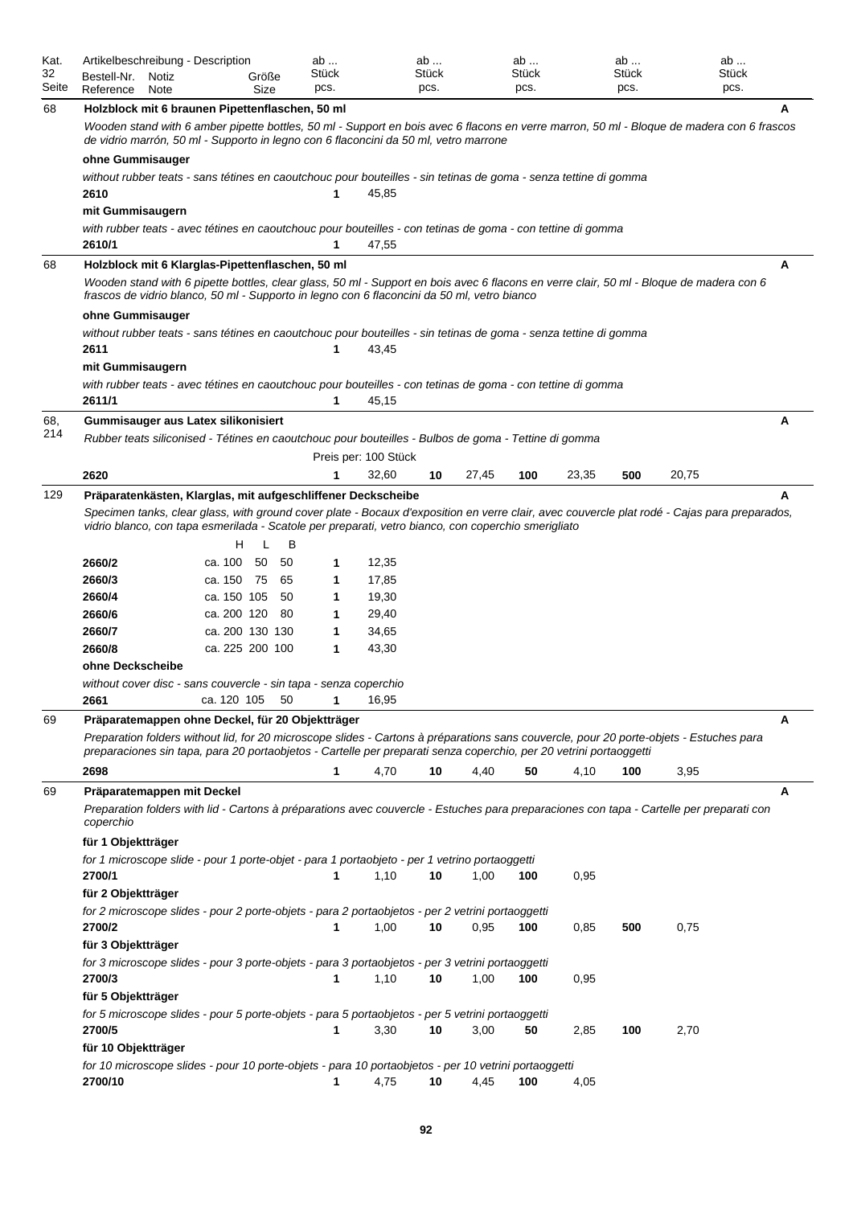| Kat. 32 Seite | Artikelbeschreibung - Description<br>Bestell-Nr. Reference | Notiz Note | Größe Size | ab ... Stück pcs. | | ab ... Stück pcs. | | ab ... Stück pcs. | | ab ... Stück pcs. | | ab ... Stück pcs. | | |
|---|---|---|---|---|---|---|---|---|---|---|---|---|---|---|
| 68 | **Holzblock mit 6 braunen Pipettenflaschen, 50 ml** | | | | | | | | | | | | | A |
| | *Wooden stand with 6 amber pipette bottles, 50 ml - Support en bois avec 6 flacons en verre marron, 50 ml - Bloque de madera con 6 frascos de vidrio marrón, 50 ml - Supporto in legno con 6 flaconcini da 50 ml, vetro marrone* | | | | | | | | | | | | | |
| | **ohne Gummisauger** | | | | | | | | | | | | | |
| | *without rubber teats - sans tétines en caoutchouc pour bouteilles - sin tetinas de goma - senza tettine di gomma* | | | | | | | | | | | | | |
| | **2610** | | | 1 | 45,85 | | | | | | | | | |
| | **mit Gummisaugern** | | | | | | | | | | | | | |
| | *with rubber teats - avec tétines en caoutchouc pour bouteilles - con tetinas de goma - con tettine di gomma* | | | | | | | | | | | | | |
| | **2610/1** | | | 1 | 47,55 | | | | | | | | | |
| 68 | **Holzblock mit 6 Klarglas-Pipettenflaschen, 50 ml** | | | | | | | | | | | | | A |
| | *Wooden stand with 6 pipette bottles, clear glass, 50 ml - Support en bois avec 6 flacons en verre clair, 50 ml - Bloque de madera con 6 frascos de vidrio blanco, 50 ml - Supporto in legno con 6 flaconcini da 50 ml, vetro bianco* | | | | | | | | | | | | | |
| | **ohne Gummisauger** | | | | | | | | | | | | | |
| | *without rubber teats - sans tétines en caoutchouc pour bouteilles - sin tetinas de goma - senza tettine di gomma* | | | | | | | | | | | | | |
| | **2611** | | | 1 | 43,45 | | | | | | | | | |
| | **mit Gummisaugern** | | | | | | | | | | | | | |
| | *with rubber teats - avec tétines en caoutchouc pour bouteilles - con tetinas de goma - con tettine di gomma* | | | | | | | | | | | | | |
| | **2611/1** | | | 1 | 45,15 | | | | | | | | | |
| 68, 214 | **Gummisauger aus Latex silikonisiert** | | | | | | | | | | | | | A |
| | *Rubber teats siliconised - Tétines en caoutchouc pour bouteilles - Bulbos de goma - Tettine di gomma* | | | | | | | | | | | | | |
| | | | | Preis per: 100 Stück | | | | | | | | | | |
| | **2620** | | | 1 | 32,60 | 10 | 27,45 | 100 | 23,35 | 500 | 20,75 | | | |
| 129 | **Präparatenkästen, Klarglas, mit aufgeschliffener Deckscheibe** | | | | | | | | | | | | | A |
| | *Specimen tanks, clear glass, with ground cover plate - Bocaux d'exposition en verre clair, avec couvercle plat rodé - Cajas para preparados, vidrio blanco, con tapa esmerilada - Scatole per preparati, vetro bianco, con coperchio smerigliato* | | | | | | | | | | | | | |
| | | | H L B | | | | | | | | | | | |
| | **2660/2** | | ca. 100 50 50 | 1 | 12,35 | | | | | | | | | |
| | **2660/3** | | ca. 150 75 65 | 1 | 17,85 | | | | | | | | | |
| | **2660/4** | | ca. 150 105 50 | 1 | 19,30 | | | | | | | | | |
| | **2660/6** | | ca. 200 120 80 | 1 | 29,40 | | | | | | | | | |
| | **2660/7** | | ca. 200 130 130 | 1 | 34,65 | | | | | | | | | |
| | **2660/8** | | ca. 225 200 100 | 1 | 43,30 | | | | | | | | | |
| | **ohne Deckscheibe** | | | | | | | | | | | | | |
| | *without cover disc - sans couvercle - sin tapa - senza coperchio* | | | | | | | | | | | | | |
| | **2661** | | ca. 120 105 50 | 1 | 16,95 | | | | | | | | | |
| 69 | **Präparatemappen ohne Deckel, für 20 Objektträger** | | | | | | | | | | | | | A |
| | *Preparation folders without lid, for 20 microscope slides - Cartons à préparations sans couvercle, pour 20 porte-objets - Estuches para preparaciones sin tapa, para 20 portaobjetos - Cartelle per preparati senza coperchio, per 20 vetrini portaoggetti* | | | | | | | | | | | | | |
| | **2698** | | | 1 | 4,70 | 10 | 4,40 | 50 | 4,10 | 100 | 3,95 | | | |
| 69 | **Präparatemappen mit Deckel** | | | | | | | | | | | | | A |
| | *Preparation folders with lid - Cartons à préparations avec couvercle - Estuches para preparaciones con tapa - Cartelle per preparati con coperchio* | | | | | | | | | | | | | |
| | **für 1 Objektträger** | | | | | | | | | | | | | |
| | *for 1 microscope slide - pour 1 porte-objet - para 1 portaobjeto - per 1 vetrino portaoggetti* | | | | | | | | | | | | | |
| | **2700/1** | | | 1 | 1,10 | 10 | 1,00 | 100 | 0,95 | | | | | |
| | **für 2 Objektträger** | | | | | | | | | | | | | |
| | *for 2 microscope slides - pour 2 porte-objets - para 2 portaobjetos - per 2 vetrini portaoggetti* | | | | | | | | | | | | | |
| | **2700/2** | | | 1 | 1,00 | 10 | 0,95 | 100 | 0,85 | 500 | 0,75 | | | |
| | **für 3 Objektträger** | | | | | | | | | | | | | |
| | *for 3 microscope slides - pour 3 porte-objets - para 3 portaobjetos - per 3 vetrini portaoggetti* | | | | | | | | | | | | | |
| | **2700/3** | | | 1 | 1,10 | 10 | 1,00 | 100 | 0,95 | | | | | |
| | **für 5 Objektträger** | | | | | | | | | | | | | |
| | *for 5 microscope slides - pour 5 porte-objets - para 5 portaobjetos - per 5 vetrini portaoggetti* | | | | | | | | | | | | | |
| | **2700/5** | | | 1 | 3,30 | 10 | 3,00 | 50 | 2,85 | 100 | 2,70 | | | |
| | **für 10 Objektträger** | | | | | | | | | | | | | |
| | *for 10 microscope slides - pour 10 porte-objets - para 10 portaobjetos - per 10 vetrini portaoggetti* | | | | | | | | | | | | | |
| | **2700/10** | | | 1 | 4,75 | 10 | 4,45 | 100 | 4,05 | | | | | |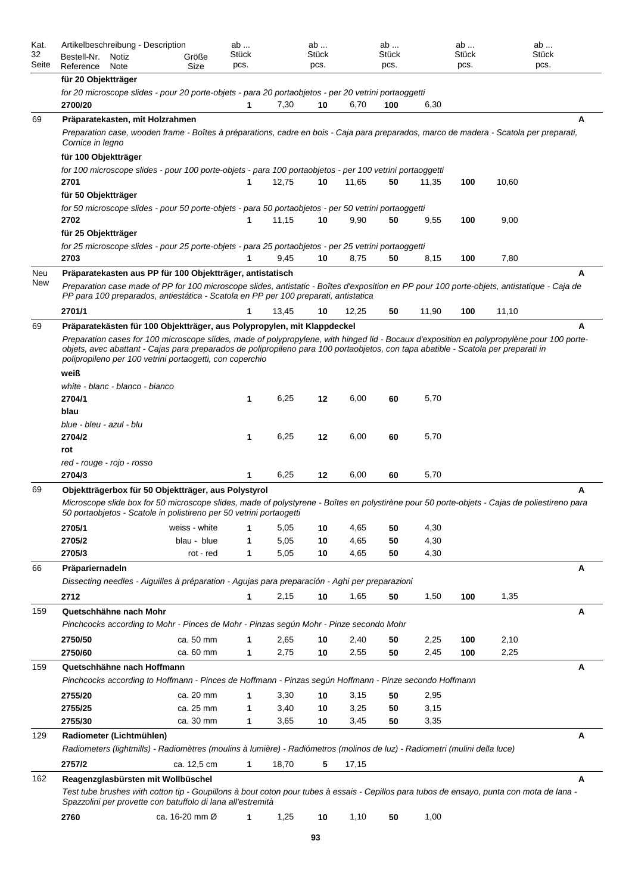| Kat. 32 Seite | Artikelbeschreibung - Description<br>Bestell-Nr. Reference | Notiz Note | Größe Size | ab ... Stück pcs. | | ab ... Stück pcs. | | ab ... Stück pcs. | | ab ... Stück pcs. | | ab ... Stück pcs. | | |
|---|---|---|---|---|---|---|---|---|---|---|---|---|---|---|
| | **für 20 Objektträger**<br>*for 20 microscope slides - pour 20 porte-objets - para 20 portaobjetos - per 20 vetrini portaoggetti* | | | | | | | | | | | | | |
| | **2700/20** | | | **1** | 7,30 | **10** | 6,70 | **100** | 6,30 | | | | | |
| 69 | **Präparatekasten, mit Holzrahmen**<br>*Preparation case, wooden frame - Boîtes à préparations, cadre en bois - Caja para preparados, marco de madera - Scatola per preparati, Cornice in legno* | | | | | | | | | | | | | **A** |
| | **für 100 Objektträger**<br>*for 100 microscope slides - pour 100 porte-objets - para 100 portaobjetos - per 100 vetrini portaoggetti* | | | | | | | | | | | | | |
| | **2701** | | | **1** | 12,75 | **10** | 11,65 | **50** | 11,35 | **100** | 10,60 | | | |
| | **für 50 Objektträger**<br>*for 50 microscope slides - pour 50 porte-objets - para 50 portaobjetos - per 50 vetrini portaoggetti* | | | | | | | | | | | | | |
| | **2702** | | | **1** | 11,15 | **10** | 9,90 | **50** | 9,55 | **100** | 9,00 | | | |
| | **für 25 Objektträger**<br>*for 25 microscope slides - pour 25 porte-objets - para 25 portaobjetos - per 25 vetrini portaoggetti* | | | | | | | | | | | | | |
| | **2703** | | | **1** | 9,45 | **10** | 8,75 | **50** | 8,15 | **100** | 7,80 | | | |
| Neu New | **Präparatekasten aus PP für 100 Objektträger, antistatisch**<br>*Preparation case made of PP for 100 microscope slides, antistatic - Boîtes d'exposition en PP pour 100 porte-objets, antistatique - Caja de PP para 100 preparados, antiestática - Scatola in PP per 100 preparati, antistatica* | | | | | | | | | | | | | **A** |
| | **2701/1** | | | **1** | 13,45 | **10** | 12,25 | **50** | 11,90 | **100** | 11,10 | | | |
| 69 | **Präparatekästen für 100 Objektträger, aus Polypropylen, mit Klappdeckel**<br>*Preparation cases for 100 microscope slides, made of polypropylene, with hinged lid - Bocaux d'exposition en polypropylène pour 100 porte-objets, avec abattant - Cajas para preparados de polipropileno para 100 portaobjetos, con tapa abatible - Scatola per preparati in polipropileno per 100 vetrini portaoggetti, con coperchio* | | | | | | | | | | | | | **A** |
| | **weiß**<br>*white - blanc - blanco - bianco* | | | | | | | | | | | | | |
| | **2704/1** | | | **1** | 6,25 | **12** | 6,00 | **60** | 5,70 | | | | | |
| | **blau**<br>*blue - bleu - azul - blu* | | | | | | | | | | | | | |
| | **2704/2** | | | **1** | 6,25 | **12** | 6,00 | **60** | 5,70 | | | | | |
| | **rot**<br>*red - rouge - rojo - rosso* | | | | | | | | | | | | | |
| | **2704/3** | | | **1** | 6,25 | **12** | 6,00 | **60** | 5,70 | | | | | |
| 69 | **Objektträgerbox für 50 Objektträger, aus Polystyrol**<br>*Microscope slide box for 50 microscope slides, made of polystyrene - Boîtes en polystirène pour 50 porte-objets - Cajas de poliestireno para 50 portaobjetos - Scatole in polistireno per 50 vetrini portaoggetti* | | | | | | | | | | | | | **A** |
| | **2705/1** | | weiss - white | **1** | 5,05 | **10** | 4,65 | **50** | 4,30 | | | | | |
| | **2705/2** | | blau - blue | **1** | 5,05 | **10** | 4,65 | **50** | 4,30 | | | | | |
| | **2705/3** | | rot - red | **1** | 5,05 | **10** | 4,65 | **50** | 4,30 | | | | | |
| 66 | **Präpariernadeln**<br>*Dissecting needles - Aiguilles à préparation - Agujas para preparación - Aghi per preparazioni* | | | | | | | | | | | | | **A** |
| | **2712** | | | **1** | 2,15 | **10** | 1,65 | **50** | 1,50 | **100** | 1,35 | | | |
| 159 | **Quetschhähne nach Mohr**<br>*Pinchcocks according to Mohr - Pinces de Mohr - Pinzas según Mohr - Pinze secondo Mohr* | | | | | | | | | | | | | **A** |
| | **2750/50** | | ca. 50 mm | **1** | 2,65 | **10** | 2,40 | **50** | 2,25 | **100** | 2,10 | | | |
| | **2750/60** | | ca. 60 mm | **1** | 2,75 | **10** | 2,55 | **50** | 2,45 | **100** | 2,25 | | | |
| 159 | **Quetschhähne nach Hoffmann**<br>*Pinchcocks according to Hoffmann - Pinces de Hoffmann - Pinzas según Hoffmann - Pinze secondo Hoffmann* | | | | | | | | | | | | | **A** |
| | **2755/20** | | ca. 20 mm | **1** | 3,30 | **10** | 3,15 | **50** | 2,95 | | | | | |
| | **2755/25** | | ca. 25 mm | **1** | 3,40 | **10** | 3,25 | **50** | 3,15 | | | | | |
| | **2755/30** | | ca. 30 mm | **1** | 3,65 | **10** | 3,45 | **50** | 3,35 | | | | | |
| 129 | **Radiometer (Lichtmühlen)**<br>*Radiometers (lightmills) - Radiomètres (moulins à lumière) - Radiómetros (molinos de luz) - Radiometri (mulini della luce)* | | | | | | | | | | | | | **A** |
| | **2757/2** | | ca. 12,5 cm | **1** | 18,70 | **5** | 17,15 | | | | | | | |
| 162 | **Reagenzglasbürsten mit Wollbüschel**<br>*Test tube brushes with cotton tip - Goupillons à bout coton pour tubes à essais - Cepillos para tubos de ensayo, punta con mota de lana - Spazzolini per provette con batuffolo di lana all'estremità* | | | | | | | | | | | | | **A** |
| | **2760** | | ca. 16-20 mm Ø | **1** | 1,25 | **10** | 1,10 | **50** | 1,00 | | | | | |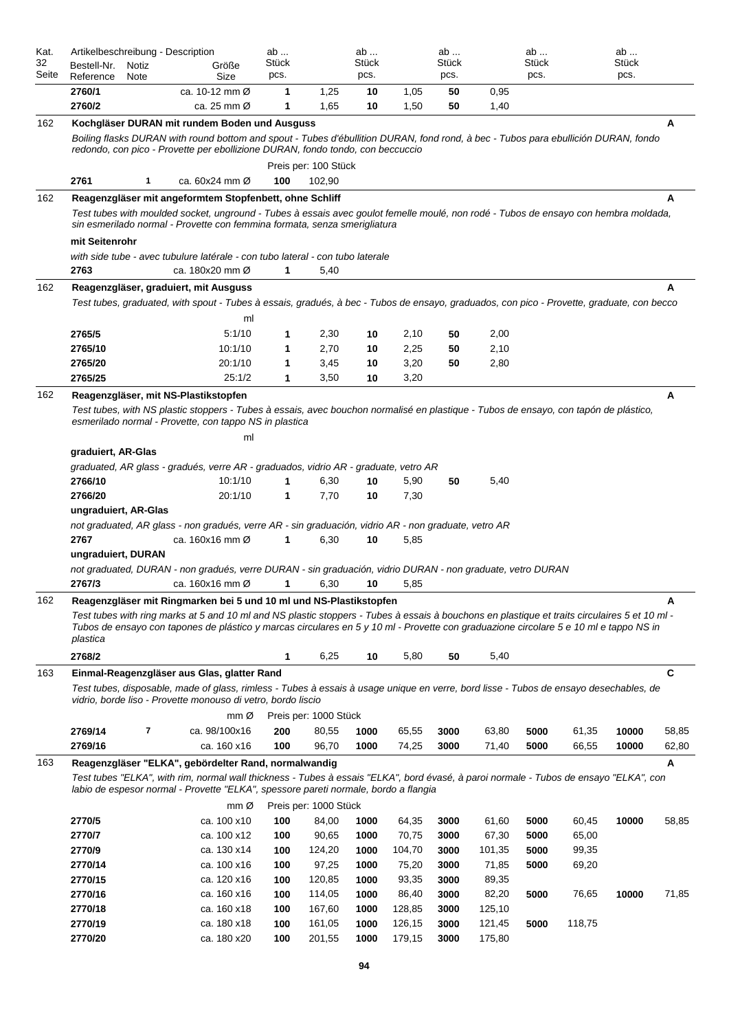| Kat. 32 Seite | Bestell-Nr. Reference | Notiz Note | Größe Size | ab ... Stück pcs. | | ab ... Stück pcs. | | ab ... Stück pcs. | | ab ... Stück pcs. | | ab ... Stück pcs. | | |
|---|---|---|---|---|---|---|---|---|---|---|---|---|---|---|
| | **2760/1** | | ca. 10-12 mm Ø | **1** | 1,25 | **10** | 1,05 | **50** | 0,95 | | | | | |
| | **2760/2** | | ca. 25 mm Ø | **1** | 1,65 | **10** | 1,50 | **50** | 1,40 | | | | | |
| 162 | **Kochgläser DURAN mit rundem Boden und Ausguss** | | | | | | | | | | | | | **A** |
| | *Boiling flasks DURAN with round bottom and spout - Tubes d'ébullition DURAN, fond rond, à bec - Tubos para ebullición DURAN, fondo redondo, con pico - Provette per ebollizione DURAN, fondo tondo, con beccuccio* | | | | | | | | | | | | | |
| | | | | Preis per: 100 Stück | | | | | | | | | | |
| | **2761** | **1** | ca. 60x24 mm Ø | **100** | 102,90 | | | | | | | | | |
| 162 | **Reagenzgläser mit angeformtem Stopfenbett, ohne Schliff** | | | | | | | | | | | | | **A** |
| | *Test tubes with moulded socket, unground - Tubes à essais avec goulot femelle moulé, non rodé - Tubos de ensayo con hembra moldada, sin esmerilado normal - Provette con femmina formata, senza smerigliatura* | | | | | | | | | | | | | |
| | **mit Seitenrohr** | | | | | | | | | | | | | |
| | *with side tube - avec tubulure latérale - con tubo lateral - con tubo laterale* | | | | | | | | | | | | | |
| | **2763** | | ca. 180x20 mm Ø | **1** | 5,40 | | | | | | | | | |
| 162 | **Reagenzgläser, graduiert, mit Ausguss** | | | | | | | | | | | | | **A** |
| | *Test tubes, graduated, with spout - Tubes à essais, gradués, à bec - Tubos de ensayo, graduados, con pico - Provette, graduate, con becco* | | | | | | | | | | | | | |
| | | | ml | | | | | | | | | | | |
| | **2765/5** | | 5:1/10 | **1** | 2,30 | **10** | 2,10 | **50** | 2,00 | | | | | |
| | **2765/10** | | 10:1/10 | **1** | 2,70 | **10** | 2,25 | **50** | 2,10 | | | | | |
| | **2765/20** | | 20:1/10 | **1** | 3,45 | **10** | 3,20 | **50** | 2,80 | | | | | |
| | **2765/25** | | 25:1/2 | **1** | 3,50 | **10** | 3,20 | | | | | | | |
| 162 | **Reagenzgläser, mit NS-Plastikstopfen** | | | | | | | | | | | | | **A** |
| | *Test tubes, with NS plastic stoppers - Tubes à essais, avec bouchon normalisé en plastique - Tubos de ensayo, con tapón de plástico, esmerilado normal - Provette, con tappo NS in plastica* | | | | | | | | | | | | | |
| | | | ml | | | | | | | | | | | |
| | **graduiert, AR-Glas** | | | | | | | | | | | | | |
| | *graduated, AR glass - gradués, verre AR - graduados, vidrio AR - graduate, vetro AR* | | | | | | | | | | | | | |
| | **2766/10** | | 10:1/10 | **1** | 6,30 | **10** | 5,90 | **50** | 5,40 | | | | | |
| | **2766/20** | | 20:1/10 | **1** | 7,70 | **10** | 7,30 | | | | | | | |
| | **ungraduiert, AR-Glas** | | | | | | | | | | | | | |
| | *not graduated, AR glass - non gradués, verre AR - sin graduación, vidrio AR - non graduate, vetro AR* | | | | | | | | | | | | | |
| | **2767** | | ca. 160x16 mm Ø | **1** | 6,30 | **10** | 5,85 | | | | | | | |
| | **ungraduiert, DURAN** | | | | | | | | | | | | | |
| | *not graduated, DURAN - non gradués, verre DURAN - sin graduación, vidrio DURAN - non graduate, vetro DURAN* | | | | | | | | | | | | | |
| | **2767/3** | | ca. 160x16 mm Ø | **1** | 6,30 | **10** | 5,85 | | | | | | | |
| 162 | **Reagenzgläser mit Ringmarken bei 5 und 10 ml und NS-Plastikstopfen** | | | | | | | | | | | | | **A** |
| | *Test tubes with ring marks at 5 and 10 ml and NS plastic stoppers - Tubes à essais à bouchons en plastique et traits circulaires 5 et 10 ml - Tubos de ensayo con tapones de plástico y marcas circulares en 5 y 10 ml - Provette con graduazione circolare 5 e 10 ml e tappo NS in plastica* | | | | | | | | | | | | | |
| | **2768/2** | | | **1** | 6,25 | **10** | 5,80 | **50** | 5,40 | | | | | |
| 163 | **Einmal-Reagenzgläser aus Glas, glatter Rand** | | | | | | | | | | | | | **C** |
| | *Test tubes, disposable, made of glass, rimless - Tubes à essais à usage unique en verre, bord lisse - Tubos de ensayo desechables, de vidrio, borde liso - Provette monouso di vetro, bordo liscio* | | | | | | | | | | | | | |
| | | | mm Ø | Preis per: 1000 Stück | | | | | | | | | | |
| | **2769/14** | **7** | ca. 98/100x16 | **200** | 80,55 | **1000** | 65,55 | **3000** | 63,80 | **5000** | 61,35 | **10000** | 58,85 | |
| | **2769/16** | | ca. 160 x16 | **100** | 96,70 | **1000** | 74,25 | **3000** | 71,40 | **5000** | 66,55 | **10000** | 62,80 | |
| 163 | **Reagenzgläser "ELKA", gebördelter Rand, normalwandig** | | | | | | | | | | | | | **A** |
| | *Test tubes "ELKA", with rim, normal wall thickness - Tubes à essais "ELKA", bord évasé, à paroi normale - Tubos de ensayo "ELKA", con labio de espesor normal - Provette "ELKA", spessore pareti normale, bordo a flangia* | | | | | | | | | | | | | |
| | | | mm Ø | Preis per: 1000 Stück | | | | | | | | | | |
| | **2770/5** | | ca. 100 x10 | **100** | 84,00 | **1000** | 64,35 | **3000** | 61,60 | **5000** | 60,45 | **10000** | 58,85 | |
| | **2770/7** | | ca. 100 x12 | **100** | 90,65 | **1000** | 70,75 | **3000** | 67,30 | **5000** | 65,00 | | | |
| | **2770/9** | | ca. 130 x14 | **100** | 124,20 | **1000** | 104,70 | **3000** | 101,35 | **5000** | 99,35 | | | |
| | **2770/14** | | ca. 100 x16 | **100** | 97,25 | **1000** | 75,20 | **3000** | 71,85 | **5000** | 69,20 | | | |
| | **2770/15** | | ca. 120 x16 | **100** | 120,85 | **1000** | 93,35 | **3000** | 89,35 | | | | | |
| | **2770/16** | | ca. 160 x16 | **100** | 114,05 | **1000** | 86,40 | **3000** | 82,20 | **5000** | 76,65 | **10000** | 71,85 | |
| | **2770/18** | | ca. 160 x18 | **100** | 167,60 | **1000** | 128,85 | **3000** | 125,10 | | | | | |
| | **2770/19** | | ca. 180 x18 | **100** | 161,05 | **1000** | 126,15 | **3000** | 121,45 | **5000** | 118,75 | | | |
| | **2770/20** | | ca. 180 x20 | **100** | 201,55 | **1000** | 179,15 | **3000** | 175,80 | | | | | |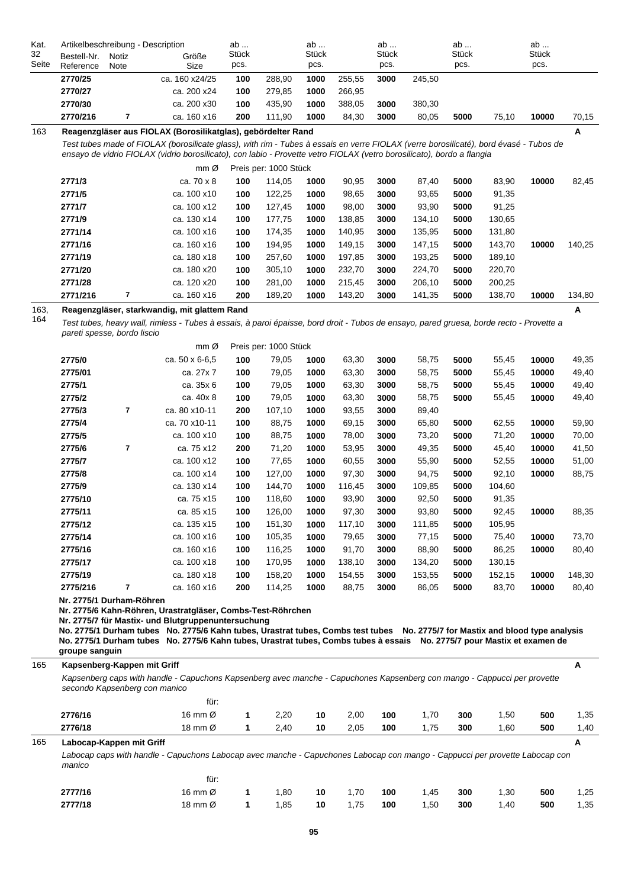| Kat. 32 Seite | Bestell-Nr. Reference | Notiz Note | Größe Size | ab ... Stück pcs. | | ab ... Stück pcs. | | ab ... Stück pcs. | | ab ... Stück pcs. | | ab ... Stück pcs. | |
|---|---|---|---|---|---|---|---|---|---|---|---|---|---|
| | **2770/25** | | ca. 160 x24/25 | **100** | 288,90 | **1000** | 255,55 | **3000** | 245,50 | | | | |
| | **2770/27** | | ca. 200 x24 | **100** | 279,85 | **1000** | 266,95 | | | | | | |
| | **2770/30** | | ca. 200 x30 | **100** | 435,90 | **1000** | 388,05 | **3000** | 380,30 | | | | |
| | **2770/216** | **7** | ca. 160 x16 | **200** | 111,90 | **1000** | 84,30 | **3000** | 80,05 | **5000** | 75,10 | **10000** | 70,15 |

163 — **Reagenzgläser aus FIOLAX (Borosilikatglas), gebördelter Rand** — **A**

*Test tubes made of FIOLAX (borosilicate glass), with rim - Tubes à essais en verre FIOLAX (verre borosilicaté), bord évasé - Tubos de ensayo de vidrio FIOLAX (vidrio borosilicato), con labio - Provette vetro FIOLAX (vetro borosilicato), bordo a flangia*

| Bestell-Nr. | Notiz | mm Ø | Preis per: 1000 Stück | | | | | | | | | |
|---|---|---|---|---|---|---|---|---|---|---|---|---|
| **2771/3** | | ca. 70 x 8 | **100** | 114,05 | **1000** | 90,95 | **3000** | 87,40 | **5000** | 83,90 | **10000** | 82,45 |
| **2771/5** | | ca. 100 x10 | **100** | 122,25 | **1000** | 98,65 | **3000** | 93,65 | **5000** | 91,35 | | |
| **2771/7** | | ca. 100 x12 | **100** | 127,45 | **1000** | 98,00 | **3000** | 93,90 | **5000** | 91,25 | | |
| **2771/9** | | ca. 130 x14 | **100** | 177,75 | **1000** | 138,85 | **3000** | 134,10 | **5000** | 130,65 | | |
| **2771/14** | | ca. 100 x16 | **100** | 174,35 | **1000** | 140,95 | **3000** | 135,95 | **5000** | 131,80 | | |
| **2771/16** | | ca. 160 x16 | **100** | 194,95 | **1000** | 149,15 | **3000** | 147,15 | **5000** | 143,70 | **10000** | 140,25 |
| **2771/19** | | ca. 180 x18 | **100** | 257,60 | **1000** | 197,85 | **3000** | 193,25 | **5000** | 189,10 | | |
| **2771/20** | | ca. 180 x20 | **100** | 305,10 | **1000** | 232,70 | **3000** | 224,70 | **5000** | 220,70 | | |
| **2771/28** | | ca. 120 x20 | **100** | 281,00 | **1000** | 215,45 | **3000** | 206,10 | **5000** | 200,25 | | |
| **2771/216** | **7** | ca. 160 x16 | **200** | 189,20 | **1000** | 143,20 | **3000** | 141,35 | **5000** | 138,70 | **10000** | 134,80 |

163, 164 — **Reagenzgläser, starkwandig, mit glattem Rand** — **A**

*Test tubes, heavy wall, rimless - Tubes à essais, à paroi épaisse, bord droit - Tubos de ensayo, pared gruesa, borde recto - Provette a pareti spesse, bordo liscio*

| Bestell-Nr. | Notiz | mm Ø | Preis per: 1000 Stück | | | | | | | | | |
|---|---|---|---|---|---|---|---|---|---|---|---|---|
| **2775/0** | | ca. 50 x 6-6,5 | **100** | 79,05 | **1000** | 63,30 | **3000** | 58,75 | **5000** | 55,45 | **10000** | 49,35 |
| **2775/01** | | ca. 27x 7 | **100** | 79,05 | **1000** | 63,30 | **3000** | 58,75 | **5000** | 55,45 | **10000** | 49,40 |
| **2775/1** | | ca. 35x 6 | **100** | 79,05 | **1000** | 63,30 | **3000** | 58,75 | **5000** | 55,45 | **10000** | 49,40 |
| **2775/2** | | ca. 40x 8 | **100** | 79,05 | **1000** | 63,30 | **3000** | 58,75 | **5000** | 55,45 | **10000** | 49,40 |
| **2775/3** | **7** | ca. 80 x10-11 | **200** | 107,10 | **1000** | 93,55 | **3000** | 89,40 | | | | |
| **2775/4** | | ca. 70 x10-11 | **100** | 88,75 | **1000** | 69,15 | **3000** | 65,80 | **5000** | 62,55 | **10000** | 59,90 |
| **2775/5** | | ca. 100 x10 | **100** | 88,75 | **1000** | 78,00 | **3000** | 73,20 | **5000** | 71,20 | **10000** | 70,00 |
| **2775/6** | **7** | ca. 75 x12 | **200** | 71,20 | **1000** | 53,95 | **3000** | 49,35 | **5000** | 45,40 | **10000** | 41,50 |
| **2775/7** | | ca. 100 x12 | **100** | 77,65 | **1000** | 60,55 | **3000** | 55,90 | **5000** | 52,55 | **10000** | 51,00 |
| **2775/8** | | ca. 100 x14 | **100** | 127,00 | **1000** | 97,30 | **3000** | 94,75 | **5000** | 92,10 | **10000** | 88,75 |
| **2775/9** | | ca. 130 x14 | **100** | 144,70 | **1000** | 116,45 | **3000** | 109,85 | **5000** | 104,60 | | |
| **2775/10** | | ca. 75 x15 | **100** | 118,60 | **1000** | 93,90 | **3000** | 92,50 | **5000** | 91,35 | | |
| **2775/11** | | ca. 85 x15 | **100** | 126,00 | **1000** | 97,30 | **3000** | 93,80 | **5000** | 92,45 | **10000** | 88,35 |
| **2775/12** | | ca. 135 x15 | **100** | 151,30 | **1000** | 117,10 | **3000** | 111,85 | **5000** | 105,95 | | |
| **2775/14** | | ca. 100 x16 | **100** | 105,35 | **1000** | 79,65 | **3000** | 77,15 | **5000** | 75,40 | **10000** | 73,70 |
| **2775/16** | | ca. 160 x16 | **100** | 116,25 | **1000** | 91,70 | **3000** | 88,90 | **5000** | 86,25 | **10000** | 80,40 |
| **2775/17** | | ca. 100 x18 | **100** | 170,95 | **1000** | 138,10 | **3000** | 134,20 | **5000** | 130,15 | | |
| **2775/19** | | ca. 180 x18 | **100** | 158,20 | **1000** | 154,55 | **3000** | 153,55 | **5000** | 152,15 | **10000** | 148,30 |
| **2775/216** | **7** | ca. 160 x16 | **200** | 114,25 | **1000** | 88,75 | **3000** | 86,05 | **5000** | 83,70 | **10000** | 80,40 |

**Nr. 2775/1 Durham-Röhren**
**Nr. 2775/6 Kahn-Röhren, Urastratgläser, Combs-Test-Röhrchen**
**Nr. 2775/7 für Mastix- und Blutgruppenuntersuchung**
**No. 2775/1 Durham tubes No. 2775/6 Kahn tubes, Urastrat tubes, Combs test tubes No. 2775/7 for Mastix and blood type analysis**
**No. 2775/1 Durham tubes No. 2775/6 Kahn tubes, Urastrat tubes, Combs tubes à essais No. 2775/7 pour Mastix et examen de groupe sanguin**

165 — **Kapsenberg-Kappen mit Griff** — **A**

*Kapsenberg caps with handle - Capuchons Kapsenberg avec manche - Capuchones Kapsenberg con mango - Cappucci per provette secondo Kapsenberg con manico*

| Bestell-Nr. | für: | | | | | | | | | | |
|---|---|---|---|---|---|---|---|---|---|---|---|
| **2776/16** | 16 mm Ø | **1** | 2,20 | **10** | 2,00 | **100** | 1,70 | **300** | 1,50 | **500** | 1,35 |
| **2776/18** | 18 mm Ø | **1** | 2,40 | **10** | 2,05 | **100** | 1,75 | **300** | 1,60 | **500** | 1,40 |

165 — **Labocap-Kappen mit Griff** — **A**

*Labocap caps with handle - Capuchons Labocap avec manche - Capuchones Labocap con mango - Cappucci per provette Labocap con manico*

| Bestell-Nr. | für: | | | | | | | | | | |
|---|---|---|---|---|---|---|---|---|---|---|---|
| **2777/16** | 16 mm Ø | **1** | 1,80 | **10** | 1,70 | **100** | 1,45 | **300** | 1,30 | **500** | 1,25 |
| **2777/18** | 18 mm Ø | **1** | 1,85 | **10** | 1,75 | **100** | 1,50 | **300** | 1,40 | **500** | 1,35 |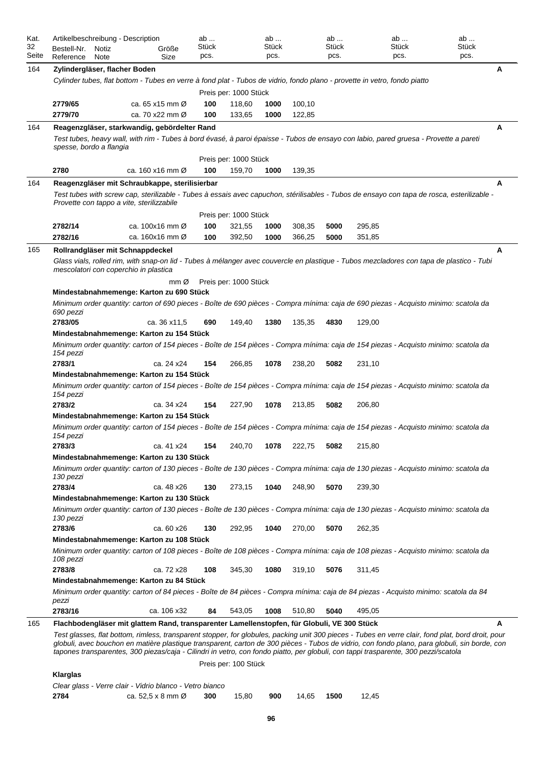| Kat. 32 Seite | Artikelbeschreibung - Description Bestell-Nr. Reference | Notiz Note | Größe Size | ab ... Stück pcs. | | ab ... Stück pcs. | | ab ... Stück pcs. | | ab ... Stück pcs. | ab ... Stück pcs. | |
|---|---|---|---|---|---|---|---|---|---|---|---|---|

## 164 Zylindergläser, flacher Boden (A)

*Cylinder tubes, flat bottom - Tubes en verre à fond plat - Tubos de vidrio, fondo plano - provette in vetro, fondo piatto*

Preis per: 1000 Stück

| Bestell-Nr. | Größe | ab Stück | Preis | ab Stück | Preis |
|---|---|---|---|---|---|
| **2779/65** | ca. 65 x15 mm Ø | **100** | 118,60 | **1000** | 100,10 |
| **2779/70** | ca. 70 x22 mm Ø | **100** | 133,65 | **1000** | 122,85 |

## 164 Reagenzgläser, starkwandig, gebördelter Rand (A)

*Test tubes, heavy wall, with rim - Tubes à bord évasé, à paroi épaisse - Tubos de ensayo con labio, pared gruesa - Provette a pareti spesse, bordo a flangia*

Preis per: 1000 Stück

| Bestell-Nr. | Größe | ab Stück | Preis | ab Stück | Preis |
|---|---|---|---|---|---|
| **2780** | ca. 160 x16 mm Ø | **100** | 159,70 | **1000** | 139,35 |

## 164 Reagenzgläser mit Schraubkappe, sterilisierbar (A)

*Test tubes with screw cap, sterilizable - Tubes à essais avec capuchon, stérilisables - Tubos de ensayo con tapa de rosca, esterilizable - Provette con tappo a vite, sterilizzabile*

Preis per: 1000 Stück

| Bestell-Nr. | Größe | ab Stück | Preis | ab Stück | Preis | ab Stück | Preis |
|---|---|---|---|---|---|---|---|
| **2782/14** | ca. 100x16 mm Ø | **100** | 321,55 | **1000** | 308,35 | **5000** | 295,85 |
| **2782/16** | ca. 160x16 mm Ø | **100** | 392,50 | **1000** | 366,25 | **5000** | 351,85 |

## 165 Rollrandgläser mit Schnappdeckel (A)

*Glass vials, rolled rim, with snap-on lid - Tubes à mélanger avec couvercle en plastique - Tubos mezcladores con tapa de plastico - Tubi mescolatori con coperchio in plastica*

mm Ø Preis per: 1000 Stück

**Mindestabnahmemenge: Karton zu 690 Stück**

*Minimum order quantity: carton of 690 pieces - Boîte de 690 pièces - Compra mínima: caja de 690 piezas - Acquisto minimo: scatola da 690 pezzi*

| Bestell-Nr. | Größe | ab Stück | Preis | ab Stück | Preis | ab Stück | Preis |
|---|---|---|---|---|---|---|---|
| **2783/05** | ca. 36 x11,5 | **690** | 149,40 | **1380** | 135,35 | **4830** | 129,00 |

**Mindestabnahmemenge: Karton zu 154 Stück**

*Minimum order quantity: carton of 154 pieces - Boîte de 154 pièces - Compra mínima: caja de 154 piezas - Acquisto minimo: scatola da 154 pezzi*

| Bestell-Nr. | Größe | ab Stück | Preis | ab Stück | Preis | ab Stück | Preis |
|---|---|---|---|---|---|---|---|
| **2783/1** | ca. 24 x24 | **154** | 266,85 | **1078** | 238,20 | **5082** | 231,10 |

**Mindestabnahmemenge: Karton zu 154 Stück**

*Minimum order quantity: carton of 154 pieces - Boîte de 154 pièces - Compra mínima: caja de 154 piezas - Acquisto minimo: scatola da 154 pezzi*

| Bestell-Nr. | Größe | ab Stück | Preis | ab Stück | Preis | ab Stück | Preis |
|---|---|---|---|---|---|---|---|
| **2783/2** | ca. 34 x24 | **154** | 227,90 | **1078** | 213,85 | **5082** | 206,80 |

**Mindestabnahmemenge: Karton zu 154 Stück**

*Minimum order quantity: carton of 154 pieces - Boîte de 154 pièces - Compra mínima: caja de 154 piezas - Acquisto minimo: scatola da 154 pezzi*

| Bestell-Nr. | Größe | ab Stück | Preis | ab Stück | Preis | ab Stück | Preis |
|---|---|---|---|---|---|---|---|
| **2783/3** | ca. 41 x24 | **154** | 240,70 | **1078** | 222,75 | **5082** | 215,80 |

**Mindestabnahmemenge: Karton zu 130 Stück**

*Minimum order quantity: carton of 130 pieces - Boîte de 130 pièces - Compra mínima: caja de 130 piezas - Acquisto minimo: scatola da 130 pezzi*

| Bestell-Nr. | Größe | ab Stück | Preis | ab Stück | Preis | ab Stück | Preis |
|---|---|---|---|---|---|---|---|
| **2783/4** | ca. 48 x26 | **130** | 273,15 | **1040** | 248,90 | **5070** | 239,30 |

**Mindestabnahmemenge: Karton zu 130 Stück**

*Minimum order quantity: carton of 130 pieces - Boîte de 130 pièces - Compra mínima: caja de 130 piezas - Acquisto minimo: scatola da 130 pezzi*

| Bestell-Nr. | Größe | ab Stück | Preis | ab Stück | Preis | ab Stück | Preis |
|---|---|---|---|---|---|---|---|
| **2783/6** | ca. 60 x26 | **130** | 292,95 | **1040** | 270,00 | **5070** | 262,35 |

**Mindestabnahmemenge: Karton zu 108 Stück**

*Minimum order quantity: carton of 108 pieces - Boîte de 108 pièces - Compra mínima: caja de 108 piezas - Acquisto minimo: scatola da 108 pezzi*

| Bestell-Nr. | Größe | ab Stück | Preis | ab Stück | Preis | ab Stück | Preis |
|---|---|---|---|---|---|---|---|
| **2783/8** | ca. 72 x28 | **108** | 345,30 | **1080** | 319,10 | **5076** | 311,45 |

**Mindestabnahmemenge: Karton zu 84 Stück**

*Minimum order quantity: carton of 84 pieces - Boîte de 84 pièces - Compra mínima: caja de 84 piezas - Acquisto minimo: scatola da 84 pezzi*

| Bestell-Nr. | Größe | ab Stück | Preis | ab Stück | Preis | ab Stück | Preis |
|---|---|---|---|---|---|---|---|
| **2783/16** | ca. 106 x32 | **84** | 543,05 | **1008** | 510,80 | **5040** | 495,05 |

## 165 Flachbodengläser mit glattem Rand, transparenter Lamellenstopfen, für Globuli, VE 300 Stück (A)

*Test glasses, flat bottom, rimless, transparent stopper, for globules, packing unit 300 pieces - Tubes en verre clair, fond plat, bord droit, pour globuli, avec bouchon en matière plastique transparent, carton de 300 pièces - Tubos de vidrio, con fondo plano, para globuli, sin borde, con tapones transparentes, 300 piezas/caja - Cilindri in vetro, con fondo piatto, per globuli, con tappi trasparente, 300 pezzi/scatola*

Preis per: 100 Stück

**Klarglas**

*Clear glass - Verre clair - Vidrio blanco - Vetro bianco*

| Bestell-Nr. | Größe | ab Stück | Preis | ab Stück | Preis | ab Stück | Preis |
|---|---|---|---|---|---|---|---|
| **2784** | ca. 52,5 x 8 mm Ø | **300** | 15,80 | **900** | 14,65 | **1500** | 12,45 |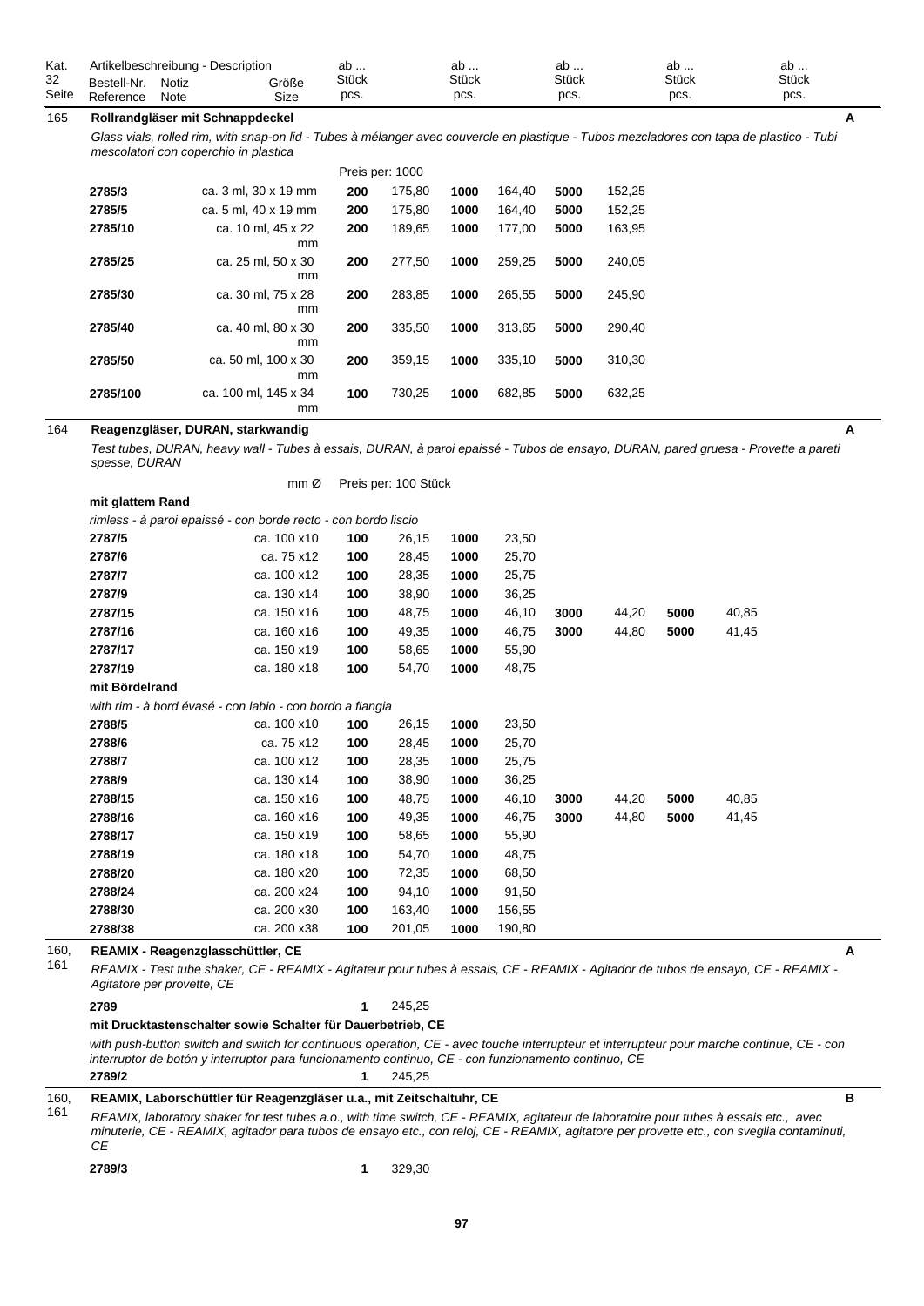| Kat. 32 Seite | Artikelbeschreibung - Description | | | ab ... Stück pcs. | | ab ... Stück pcs. | | ab ... Stück pcs. | | ab ... Stück pcs. | | ab ... Stück pcs. | |
|---|---|---|---|---|---|---|---|---|---|---|---|---|---|
| | Bestell-Nr. Reference | Notiz Note | Größe Size | | | | | | | | | | |

## 165 Rollrandgläser mit Schnappdeckel — A

*Glass vials, rolled rim, with snap-on lid - Tubes à mélanger avec couvercle en plastique - Tubos mezcladores con tapa de plastico - Tubi mescolatori con coperchio in plastica*

Preis per: 1000

| Bestell-Nr. | Größe | ab | Preis | ab | Preis | ab | Preis |
|---|---|---|---|---|---|---|---|
| **2785/3** | ca. 3 ml, 30 x 19 mm | **200** | 175,80 | **1000** | 164,40 | **5000** | 152,25 |
| **2785/5** | ca. 5 ml, 40 x 19 mm | **200** | 175,80 | **1000** | 164,40 | **5000** | 152,25 |
| **2785/10** | ca. 10 ml, 45 x 22 mm | **200** | 189,65 | **1000** | 177,00 | **5000** | 163,95 |
| **2785/25** | ca. 25 ml, 50 x 30 mm | **200** | 277,50 | **1000** | 259,25 | **5000** | 240,05 |
| **2785/30** | ca. 30 ml, 75 x 28 mm | **200** | 283,85 | **1000** | 265,55 | **5000** | 245,90 |
| **2785/40** | ca. 40 ml, 80 x 30 mm | **200** | 335,50 | **1000** | 313,65 | **5000** | 290,40 |
| **2785/50** | ca. 50 ml, 100 x 30 mm | **200** | 359,15 | **1000** | 335,10 | **5000** | 310,30 |
| **2785/100** | ca. 100 ml, 145 x 34 mm | **100** | 730,25 | **1000** | 682,85 | **5000** | 632,25 |

## 164 Reagenzgläser, DURAN, starkwandig — A

*Test tubes, DURAN, heavy wall - Tubes à essais, DURAN, à paroi epaissé - Tubos de ensayo, DURAN, pared gruesa - Provette a pareti spesse, DURAN*

mm Ø — Preis per: 100 Stück

**mit glattem Rand**

*rimless - à paroi epaissé - con borde recto - con bordo liscio*

| Bestell-Nr. | mm Ø | ab | Preis | ab | Preis | ab | Preis | ab | Preis |
|---|---|---|---|---|---|---|---|---|---|
| **2787/5** | ca. 100 x10 | **100** | 26,15 | **1000** | 23,50 | | | | |
| **2787/6** | ca. 75 x12 | **100** | 28,45 | **1000** | 25,70 | | | | |
| **2787/7** | ca. 100 x12 | **100** | 28,35 | **1000** | 25,75 | | | | |
| **2787/9** | ca. 130 x14 | **100** | 38,90 | **1000** | 36,25 | | | | |
| **2787/15** | ca. 150 x16 | **100** | 48,75 | **1000** | 46,10 | **3000** | 44,20 | **5000** | 40,85 |
| **2787/16** | ca. 160 x16 | **100** | 49,35 | **1000** | 46,75 | **3000** | 44,80 | **5000** | 41,45 |
| **2787/17** | ca. 150 x19 | **100** | 58,65 | **1000** | 55,90 | | | | |
| **2787/19** | ca. 180 x18 | **100** | 54,70 | **1000** | 48,75 | | | | |

**mit Bördelrand**

*with rim - à bord évasé - con labio - con bordo a flangia*

| Bestell-Nr. | mm Ø | ab | Preis | ab | Preis | ab | Preis | ab | Preis |
|---|---|---|---|---|---|---|---|---|---|
| **2788/5** | ca. 100 x10 | **100** | 26,15 | **1000** | 23,50 | | | | |
| **2788/6** | ca. 75 x12 | **100** | 28,45 | **1000** | 25,70 | | | | |
| **2788/7** | ca. 100 x12 | **100** | 28,35 | **1000** | 25,75 | | | | |
| **2788/9** | ca. 130 x14 | **100** | 38,90 | **1000** | 36,25 | | | | |
| **2788/15** | ca. 150 x16 | **100** | 48,75 | **1000** | 46,10 | **3000** | 44,20 | **5000** | 40,85 |
| **2788/16** | ca. 160 x16 | **100** | 49,35 | **1000** | 46,75 | **3000** | 44,80 | **5000** | 41,45 |
| **2788/17** | ca. 150 x19 | **100** | 58,65 | **1000** | 55,90 | | | | |
| **2788/19** | ca. 180 x18 | **100** | 54,70 | **1000** | 48,75 | | | | |
| **2788/20** | ca. 180 x20 | **100** | 72,35 | **1000** | 68,50 | | | | |
| **2788/24** | ca. 200 x24 | **100** | 94,10 | **1000** | 91,50 | | | | |
| **2788/30** | ca. 200 x30 | **100** | 163,40 | **1000** | 156,55 | | | | |
| **2788/38** | ca. 200 x38 | **100** | 201,05 | **1000** | 190,80 | | | | |

## 160, 161 REAMIX - Reagenzglasschüttler, CE — A

*REAMIX - Test tube shaker, CE - REAMIX - Agitateur pour tubes à essais, CE - REAMIX - Agitador de tubos de ensayo, CE - REAMIX - Agitatore per provette, CE*

| Bestell-Nr. | ab | Preis |
|---|---|---|
| **2789** | **1** | 245,25 |

**mit Drucktastenschalter sowie Schalter für Dauerbetrieb, CE**

*with push-button switch and switch for continuous operation, CE - avec touche interrupteur et interrupteur pour marche continue, CE - con interruptor de botón y interruptor para funcionamento continuo, CE - con funzionamento continuo, CE*

| Bestell-Nr. | ab | Preis |
|---|---|---|
| **2789/2** | **1** | 245,25 |

## 160, 161 REAMIX, Laborschüttler für Reagenzgläser u.a., mit Zeitschaltuhr, CE — B

*REAMIX, laboratory shaker for test tubes a.o., with time switch, CE - REAMIX, agitateur de laboratoire pour tubes à essais etc., avec minuterie, CE - REAMIX, agitador para tubos de ensayo etc., con reloj, CE - REAMIX, agitatore per provette etc., con sveglia contaminuti, CE*

| Bestell-Nr. | ab | Preis |
|---|---|---|
| **2789/3** | **1** | 329,30 |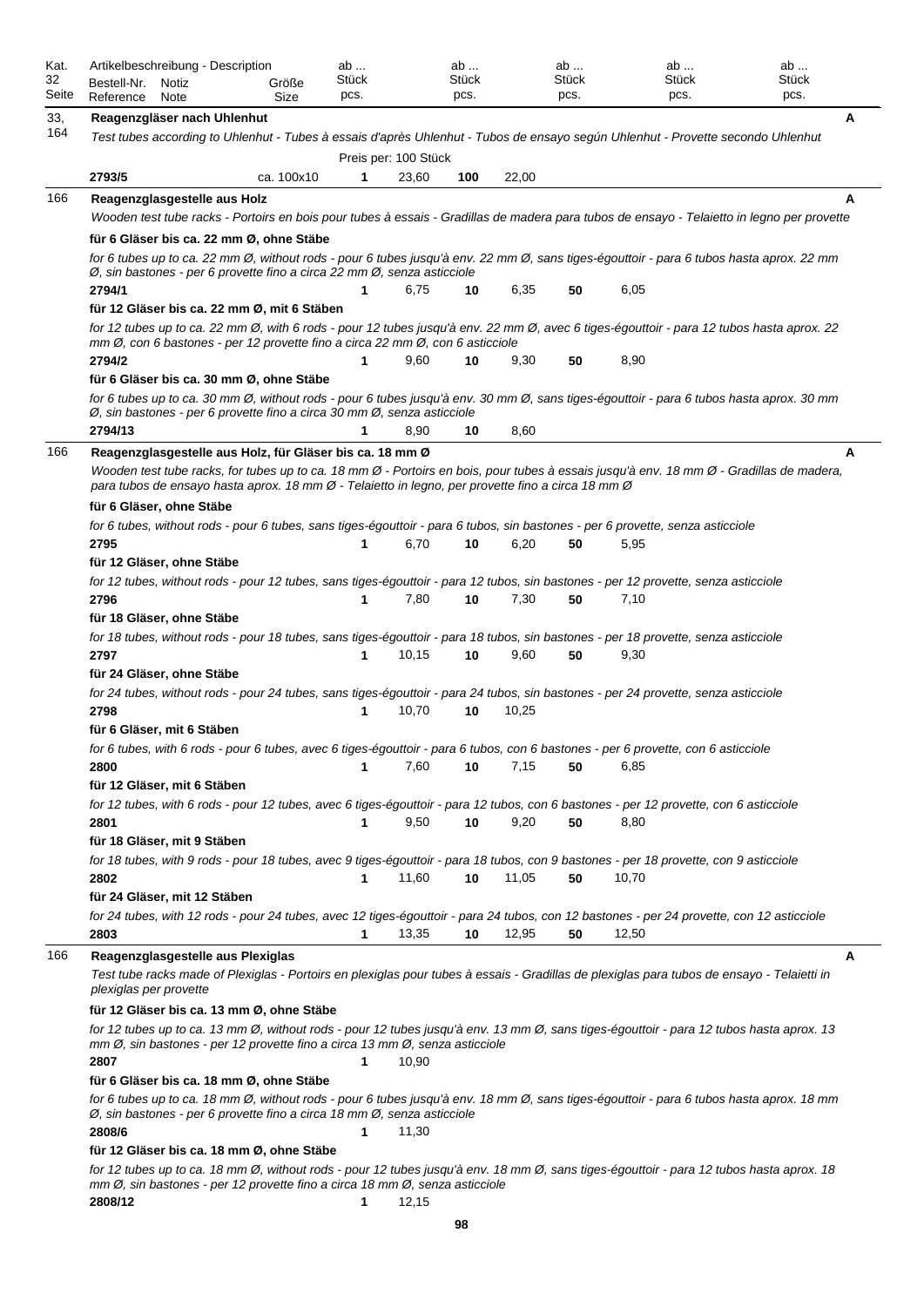| Kat. Seite | Artikelbeschreibung - Description<br>Bestell-Nr. Reference | Notiz Note | Größe Size | ab ... Stück pcs. | | ab ... Stück pcs. | | ab ... Stück pcs. | | ab ... Stück pcs. | | ab ... Stück pcs. |
|---|---|---|---|---|---|---|---|---|---|---|---|---|
| 33, 164 | **Reagenzgläser nach Uhlenhut** | | | | | | | | | | | **A** |
| | *Test tubes according to Uhlenhut - Tubes à essais d'après Uhlenhut - Tubos de ensayo según Uhlenhut - Provette secondo Uhlenhut* | | | | | | | | | | | |
| | | | | Preis per: 100 Stück | | | | | | | | |
| | **2793/5** | | ca. 100x10 | **1** | 23,60 | **100** | 22,00 | | | | | |
| 166 | **Reagenzglasgestelle aus Holz** | | | | | | | | | | | **A** |
| | *Wooden test tube racks - Portoirs en bois pour tubes à essais - Gradillas de madera para tubos de ensayo - Telaietto in legno per provette* | | | | | | | | | | | |
| | **für 6 Gläser bis ca. 22 mm Ø, ohne Stäbe** | | | | | | | | | | | |
| | *for 6 tubes up to ca. 22 mm Ø, without rods - pour 6 tubes jusqu'à env. 22 mm Ø, sans tiges-égouttoir - para 6 tubos hasta aprox. 22 mm Ø, sin bastones - per 6 provette fino a circa 22 mm Ø, senza asticciole* | | | | | | | | | | | |
| | **2794/1** | | | **1** | 6,75 | **10** | 6,35 | **50** | 6,05 | | | |
| | **für 12 Gläser bis ca. 22 mm Ø, mit 6 Stäben** | | | | | | | | | | | |
| | *for 12 tubes up to ca. 22 mm Ø, with 6 rods - pour 12 tubes jusqu'à env. 22 mm Ø, avec 6 tiges-égouttoir - para 12 tubos hasta aprox. 22 mm Ø, con 6 bastones - per 12 provette fino a circa 22 mm Ø, con 6 asticciole* | | | | | | | | | | | |
| | **2794/2** | | | **1** | 9,60 | **10** | 9,30 | **50** | 8,90 | | | |
| | **für 6 Gläser bis ca. 30 mm Ø, ohne Stäbe** | | | | | | | | | | | |
| | *for 6 tubes up to ca. 30 mm Ø, without rods - pour 6 tubes jusqu'à env. 30 mm Ø, sans tiges-égouttoir - para 6 tubos hasta aprox. 30 mm Ø, sin bastones - per 6 provette fino a circa 30 mm Ø, senza asticciole* | | | | | | | | | | | |
| | **2794/13** | | | **1** | 8,90 | **10** | 8,60 | | | | | |
| 166 | **Reagenzglasgestelle aus Holz, für Gläser bis ca. 18 mm Ø** | | | | | | | | | | | **A** |
| | *Wooden test tube racks, for tubes up to ca. 18 mm Ø - Portoirs en bois, pour tubes à essais jusqu'à env. 18 mm Ø - Gradillas de madera, para tubos de ensayo hasta aprox. 18 mm Ø - Telaietto in legno, per provette fino a circa 18 mm Ø* | | | | | | | | | | | |
| | **für 6 Gläser, ohne Stäbe** | | | | | | | | | | | |
| | *for 6 tubes, without rods - pour 6 tubes, sans tiges-égouttoir - para 6 tubos, sin bastones - per 6 provette, senza asticciole* | | | | | | | | | | | |
| | **2795** | | | **1** | 6,70 | **10** | 6,20 | **50** | 5,95 | | | |
| | **für 12 Gläser, ohne Stäbe** | | | | | | | | | | | |
| | *for 12 tubes, without rods - pour 12 tubes, sans tiges-égouttoir - para 12 tubos, sin bastones - per 12 provette, senza asticciole* | | | | | | | | | | | |
| | **2796** | | | **1** | 7,80 | **10** | 7,30 | **50** | 7,10 | | | |
| | **für 18 Gläser, ohne Stäbe** | | | | | | | | | | | |
| | *for 18 tubes, without rods - pour 18 tubes, sans tiges-égouttoir - para 18 tubos, sin bastones - per 18 provette, senza asticciole* | | | | | | | | | | | |
| | **2797** | | | **1** | 10,15 | **10** | 9,60 | **50** | 9,30 | | | |
| | **für 24 Gläser, ohne Stäbe** | | | | | | | | | | | |
| | *for 24 tubes, without rods - pour 24 tubes, sans tiges-égouttoir - para 24 tubos, sin bastones - per 24 provette, senza asticciole* | | | | | | | | | | | |
| | **2798** | | | **1** | 10,70 | **10** | 10,25 | | | | | |
| | **für 6 Gläser, mit 6 Stäben** | | | | | | | | | | | |
| | *for 6 tubes, with 6 rods - pour 6 tubes, avec 6 tiges-égouttoir - para 6 tubos, con 6 bastones - per 6 provette, con 6 asticciole* | | | | | | | | | | | |
| | **2800** | | | **1** | 7,60 | **10** | 7,15 | **50** | 6,85 | | | |
| | **für 12 Gläser, mit 6 Stäben** | | | | | | | | | | | |
| | *for 12 tubes, with 6 rods - pour 12 tubes, avec 6 tiges-égouttoir - para 12 tubos, con 6 bastones - per 12 provette, con 6 asticciole* | | | | | | | | | | | |
| | **2801** | | | **1** | 9,50 | **10** | 9,20 | **50** | 8,80 | | | |
| | **für 18 Gläser, mit 9 Stäben** | | | | | | | | | | | |
| | *for 18 tubes, with 9 rods - pour 18 tubes, avec 9 tiges-égouttoir - para 18 tubos, con 9 bastones - per 18 provette, con 9 asticciole* | | | | | | | | | | | |
| | **2802** | | | **1** | 11,60 | **10** | 11,05 | **50** | 10,70 | | | |
| | **für 24 Gläser, mit 12 Stäben** | | | | | | | | | | | |
| | *for 24 tubes, with 12 rods - pour 24 tubes, avec 12 tiges-égouttoir - para 24 tubos, con 12 bastones - per 24 provette, con 12 asticciole* | | | | | | | | | | | |
| | **2803** | | | **1** | 13,35 | **10** | 12,95 | **50** | 12,50 | | | |
| 166 | **Reagenzglasgestelle aus Plexiglas** | | | | | | | | | | | **A** |
| | *Test tube racks made of Plexiglas - Portoirs en plexiglas pour tubes à essais - Gradillas de plexiglas para tubos de ensayo - Telaietti in plexiglas per provette* | | | | | | | | | | | |
| | **für 12 Gläser bis ca. 13 mm Ø, ohne Stäbe** | | | | | | | | | | | |
| | *for 12 tubes up to ca. 13 mm Ø, without rods - pour 12 tubes jusqu'à env. 13 mm Ø, sans tiges-égouttoir - para 12 tubos hasta aprox. 13 mm Ø, sin bastones - per 12 provette fino a circa 13 mm Ø, senza asticciole* | | | | | | | | | | | |
| | **2807** | | | **1** | 10,90 | | | | | | | |
| | **für 6 Gläser bis ca. 18 mm Ø, ohne Stäbe** | | | | | | | | | | | |
| | *for 6 tubes up to ca. 18 mm Ø, without rods - pour 6 tubes jusqu'à env. 18 mm Ø, sans tiges-égouttoir - para 6 tubos hasta aprox. 18 mm Ø, sin bastones - per 6 provette fino a circa 18 mm Ø, senza asticciole* | | | | | | | | | | | |
| | **2808/6** | | | **1** | 11,30 | | | | | | | |
| | **für 12 Gläser bis ca. 18 mm Ø, ohne Stäbe** | | | | | | | | | | | |
| | *for 12 tubes up to ca. 18 mm Ø, without rods - pour 12 tubes jusqu'à env. 18 mm Ø, sans tiges-égouttoir - para 12 tubos hasta aprox. 18 mm Ø, sin bastones - per 12 provette fino a circa 18 mm Ø, senza asticciole* | | | | | | | | | | | |
| | **2808/12** | | | **1** | 12,15 | | | | | | | |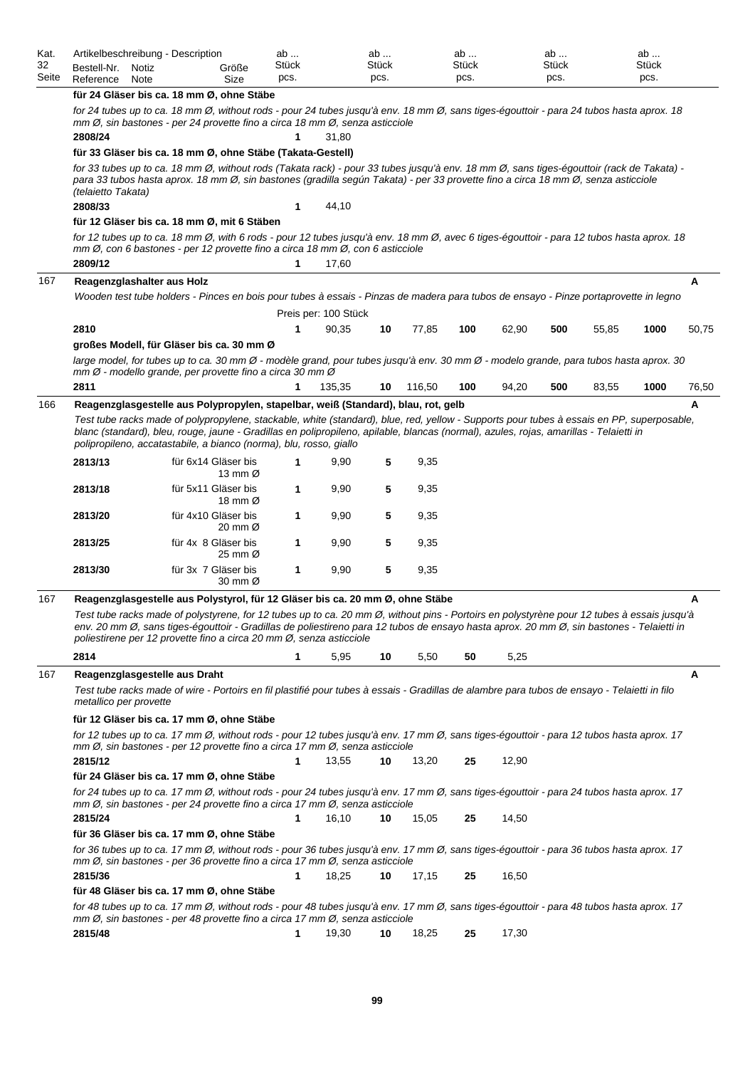| Kat. 32 Seite | Artikelbeschreibung - Description<br>Bestell-Nr. Reference | Notiz Note | Größe Size | ab ... Stück pcs. | | ab ... Stück pcs. | | ab ... Stück pcs. | | ab ... Stück pcs. | | ab ... Stück pcs. | | |
|---|---|---|---|---|---|---|---|---|---|---|---|---|---|---|
| | **für 24 Gläser bis ca. 18 mm Ø, ohne Stäbe** | | | | | | | | | | | | | |
| | *for 24 tubes up to ca. 18 mm Ø, without rods - pour 24 tubes jusqu'à env. 18 mm Ø, sans tiges-égouttoir - para 24 tubos hasta aprox. 18 mm Ø, sin bastones - per 24 provette fino a circa 18 mm Ø, senza asticciole* | | | | | | | | | | | | | |
| | **2808/24** | | | **1** | 31,80 | | | | | | | | | |
| | **für 33 Gläser bis ca. 18 mm Ø, ohne Stäbe (Takata-Gestell)** | | | | | | | | | | | | | |
| | *for 33 tubes up to ca. 18 mm Ø, without rods (Takata rack) - pour 33 tubes jusqu'à env. 18 mm Ø, sans tiges-égouttoir (rack de Takata) - para 33 tubos hasta aprox. 18 mm Ø, sin bastones (gradilla según Takata) - per 33 provette fino a circa 18 mm Ø, senza asticciole (telaietto Takata)* | | | | | | | | | | | | | |
| | **2808/33** | | | **1** | 44,10 | | | | | | | | | |
| | **für 12 Gläser bis ca. 18 mm Ø, mit 6 Stäben** | | | | | | | | | | | | | |
| | *for 12 tubes up to ca. 18 mm Ø, with 6 rods - pour 12 tubes jusqu'à env. 18 mm Ø, avec 6 tiges-égouttoir - para 12 tubos hasta aprox. 18 mm Ø, con 6 bastones - per 12 provette fino a circa 18 mm Ø, con 6 asticciole* | | | | | | | | | | | | | |
| | **2809/12** | | | **1** | 17,60 | | | | | | | | | |
| 167 | **Reagenzglashalter aus Holz** | | | | | | | | | | | | | **A** |
| | *Wooden test tube holders - Pinces en bois pour tubes à essais - Pinzas de madera para tubos de ensayo - Pinze portaprovette in legno* | | | | | | | | | | | | | |
| | | | | Preis per: 100 Stück | | | | | | | | | | |
| | **2810** | | | **1** | 90,35 | **10** | 77,85 | **100** | 62,90 | **500** | 55,85 | **1000** | 50,75 | |
| | **großes Modell, für Gläser bis ca. 30 mm Ø** | | | | | | | | | | | | | |
| | *large model, for tubes up to ca. 30 mm Ø - modèle grand, pour tubes jusqu'à env. 30 mm Ø - modelo grande, para tubos hasta aprox. 30 mm Ø - modello grande, per provette fino a circa 30 mm Ø* | | | | | | | | | | | | | |
| | **2811** | | | **1** | 135,35 | **10** | 116,50 | **100** | 94,20 | **500** | 83,55 | **1000** | 76,50 | |
| 166 | **Reagenzglasgestelle aus Polypropylen, stapelbar, weiß (Standard), blau, rot, gelb** | | | | | | | | | | | | | **A** |
| | *Test tube racks made of polypropylene, stackable, white (standard), blue, red, yellow - Supports pour tubes à essais en PP, superposable, blanc (standard), bleu, rouge, jaune - Gradillas en polipropileno, apilable, blancas (normal), azules, rojas, amarillas - Telaietti in polipropileno, accatastabile, a bianco (norma), blu, rosso, giallo* | | | | | | | | | | | | | |
| | **2813/13** | | für 6x14 Gläser bis 13 mm Ø | **1** | 9,90 | **5** | 9,35 | | | | | | | |
| | **2813/18** | | für 5x11 Gläser bis 18 mm Ø | **1** | 9,90 | **5** | 9,35 | | | | | | | |
| | **2813/20** | | für 4x10 Gläser bis 20 mm Ø | **1** | 9,90 | **5** | 9,35 | | | | | | | |
| | **2813/25** | | für 4x 8 Gläser bis 25 mm Ø | **1** | 9,90 | **5** | 9,35 | | | | | | | |
| | **2813/30** | | für 3x 7 Gläser bis 30 mm Ø | **1** | 9,90 | **5** | 9,35 | | | | | | | |
| 167 | **Reagenzglasgestelle aus Polystyrol, für 12 Gläser bis ca. 20 mm Ø, ohne Stäbe** | | | | | | | | | | | | | **A** |
| | *Test tube racks made of polystyrene, for 12 tubes up to ca. 20 mm Ø, without pins - Portoirs en polystyrène pour 12 tubes à essais jusqu'à env. 20 mm Ø, sans tiges-égouttoir - Gradillas de poliestireno para 12 tubos de ensayo hasta aprox. 20 mm Ø, sin bastones - Telaietti in poliestirene per 12 provette fino a circa 20 mm Ø, senza asticciole* | | | | | | | | | | | | | |
| | **2814** | | | **1** | 5,95 | **10** | 5,50 | **50** | 5,25 | | | | | |
| 167 | **Reagenzglasgestelle aus Draht** | | | | | | | | | | | | | **A** |
| | *Test tube racks made of wire - Portoirs en fil plastifié pour tubes à essais - Gradillas de alambre para tubos de ensayo - Telaietti in filo metallico per provette* | | | | | | | | | | | | | |
| | **für 12 Gläser bis ca. 17 mm Ø, ohne Stäbe** | | | | | | | | | | | | | |
| | *for 12 tubes up to ca. 17 mm Ø, without rods - pour 12 tubes jusqu'à env. 17 mm Ø, sans tiges-égouttoir - para 12 tubos hasta aprox. 17 mm Ø, sin bastones - per 12 provette fino a circa 17 mm Ø, senza asticciole* | | | | | | | | | | | | | |
| | **2815/12** | | | **1** | 13,55 | **10** | 13,20 | **25** | 12,90 | | | | | |
| | **für 24 Gläser bis ca. 17 mm Ø, ohne Stäbe** | | | | | | | | | | | | | |
| | *for 24 tubes up to ca. 17 mm Ø, without rods - pour 24 tubes jusqu'à env. 17 mm Ø, sans tiges-égouttoir - para 24 tubos hasta aprox. 17 mm Ø, sin bastones - per 24 provette fino a circa 17 mm Ø, senza asticciole* | | | | | | | | | | | | | |
| | **2815/24** | | | **1** | 16,10 | **10** | 15,05 | **25** | 14,50 | | | | | |
| | **für 36 Gläser bis ca. 17 mm Ø, ohne Stäbe** | | | | | | | | | | | | | |
| | *for 36 tubes up to ca. 17 mm Ø, without rods - pour 36 tubes jusqu'à env. 17 mm Ø, sans tiges-égouttoir - para 36 tubos hasta aprox. 17 mm Ø, sin bastones - per 36 provette fino a circa 17 mm Ø, senza asticciole* | | | | | | | | | | | | | |
| | **2815/36** | | | **1** | 18,25 | **10** | 17,15 | **25** | 16,50 | | | | | |
| | **für 48 Gläser bis ca. 17 mm Ø, ohne Stäbe** | | | | | | | | | | | | | |
| | *for 48 tubes up to ca. 17 mm Ø, without rods - pour 48 tubes jusqu'à env. 17 mm Ø, sans tiges-égouttoir - para 48 tubos hasta aprox. 17 mm Ø, sin bastones - per 48 provette fino a circa 17 mm Ø, senza asticciole* | | | | | | | | | | | | | |
| | **2815/48** | | | **1** | 19,30 | **10** | 18,25 | **25** | 17,30 | | | | | |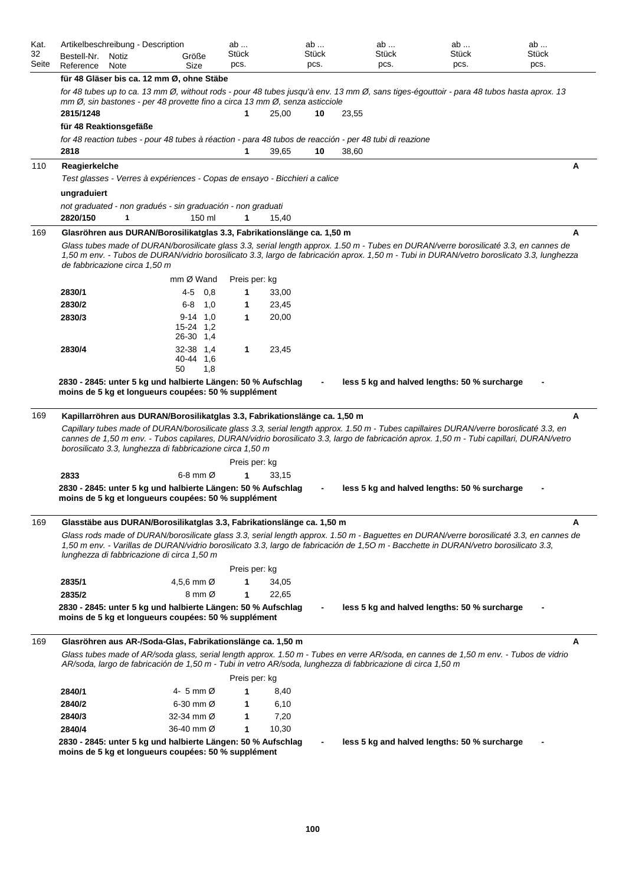| Kat. 32 Seite | Artikelbeschreibung - Description<br>Bestell-Nr. Reference | Notiz Note | Größe Size | ab ... Stück pcs. | | ab ... Stück pcs. | | ab ... Stück pcs. | ab ... Stück pcs. | ab ... Stück pcs. | |
|---|---|---|---|---|---|---|---|---|---|---|---|
| | **für 48 Gläser bis ca. 12 mm Ø, ohne Stäbe** | | | | | | | | | | |
| | *for 48 tubes up to ca. 13 mm Ø, without rods - pour 48 tubes jusqu'à env. 13 mm Ø, sans tiges-égouttoir - para 48 tubos hasta aprox. 13 mm Ø, sin bastones - per 48 provette fino a circa 13 mm Ø, senza asticciole* | | | | | | | | | | |
| | **2815/1248** | | | **1** | 25,00 | **10** | 23,55 | | | | |
| | **für 48 Reaktionsgefäße** | | | | | | | | | | |
| | *for 48 reaction tubes - pour 48 tubes à réaction - para 48 tubos de reacción - per 48 tubi di reazione* | | | | | | | | | | |
| | **2818** | | | **1** | 39,65 | **10** | 38,60 | | | | |
| 110 | **Reagierkelche** | | | | | | | | | | **A** |
| | *Test glasses - Verres à expériences - Copas de ensayo - Bicchieri a calice* | | | | | | | | | | |
| | **ungraduiert** | | | | | | | | | | |
| | *not graduated - non gradués - sin graduación - non graduati* | | | | | | | | | | |
| | **2820/150** | **1** | 150 ml | **1** | 15,40 | | | | | | |

169 **Glasröhren aus DURAN/Borosilikatglas 3.3, Fabrikationslänge ca. 1,50 m** — **A**

*Glass tubes made of DURAN/borosilicate glass 3.3, serial length approx. 1.50 m - Tubes en DURAN/verre borosilicaté 3.3, en cannes de 1,50 m env. - Tubos de DURAN/vidrio borosilicato 3.3, largo de fabricación aprox. 1,50 m - Tubi in DURAN/vetro boroslicato 3.3, lunghezza de fabbricazione circa 1,50 m*

| Bestell-Nr. | mm Ø Wand | Preis per: kg | |
|---|---|---|---|
| **2830/1** | 4-5 0,8 | **1** | 33,00 |
| **2830/2** | 6-8 1,0 | **1** | 23,45 |
| **2830/3** | 9-14 1,0<br>15-24 1,2<br>26-30 1,4 | **1** | 20,00 |
| **2830/4** | 32-38 1,4<br>40-44 1,6<br>50 1,8 | **1** | 23,45 |

**2830 - 2845: unter 5 kg und halbierte Längen: 50 % Aufschlag - less 5 kg and halved lengths: 50 % surcharge - moins de 5 kg et longueurs coupées: 50 % supplément**

169 **Kapillarröhren aus DURAN/Borosilikatglas 3.3, Fabrikationslänge ca. 1,50 m** — **A**

*Capillary tubes made of DURAN/borosilicate glass 3.3, serial length approx. 1.50 m - Tubes capillaires DURAN/verre boroslicaté 3.3, en cannes de 1,50 m env. - Tubos capilares, DURAN/vidrio borosilicato 3.3, largo de fabricación aprox. 1,50 m - Tubi capillari, DURAN/vetro borosilicato 3.3, lunghezza di fabbricazione circa 1,50 m*

| Bestell-Nr. | Größe | Preis per: kg | |
|---|---|---|---|
| **2833** | 6-8 mm Ø | **1** | 33,15 |

**2830 - 2845: unter 5 kg und halbierte Längen: 50 % Aufschlag - less 5 kg and halved lengths: 50 % surcharge - moins de 5 kg et longueurs coupées: 50 % supplément**

169 **Glasstäbe aus DURAN/Borosilikatglas 3.3, Fabrikationslänge ca. 1,50 m** — **A**

*Glass rods made of DURAN/borosilicate glass 3.3, serial length approx. 1.50 m - Baguettes en DURAN/verre borosilicaté 3.3, en cannes de 1,50 m env. - Varillas de DURAN/vidrio borosilicato 3.3, largo de fabricación de 1,5O m - Bacchette in DURAN/vetro borosilicato 3.3, lunghezza di fabbricazione di circa 1,50 m*

| Bestell-Nr. | Größe | Preis per: kg | |
|---|---|---|---|
| **2835/1** | 4,5,6 mm Ø | **1** | 34,05 |
| **2835/2** | 8 mm Ø | **1** | 22,65 |

**2830 - 2845: unter 5 kg und halbierte Längen: 50 % Aufschlag - less 5 kg and halved lengths: 50 % surcharge - moins de 5 kg et longueurs coupées: 50 % supplément**

169 **Glasröhren aus AR-/Soda-Glas, Fabrikationslänge ca. 1,50 m** — **A**

*Glass tubes made of AR/soda glass, serial length approx. 1.50 m - Tubes en verre AR/soda, en cannes de 1,50 m env. - Tubos de vidrio AR/soda, largo de fabricación de 1,50 m - Tubi in vetro AR/soda, lunghezza di fabbricazione di circa 1,50 m*

| Bestell-Nr. | Größe | Preis per: kg | |
|---|---|---|---|
| **2840/1** | 4- 5 mm Ø | **1** | 8,40 |
| **2840/2** | 6-30 mm Ø | **1** | 6,10 |
| **2840/3** | 32-34 mm Ø | **1** | 7,20 |
| **2840/4** | 36-40 mm Ø | **1** | 10,30 |

**2830 - 2845: unter 5 kg und halbierte Längen: 50 % Aufschlag - less 5 kg and halved lengths: 50 % surcharge - moins de 5 kg et longueurs coupées: 50 % supplément**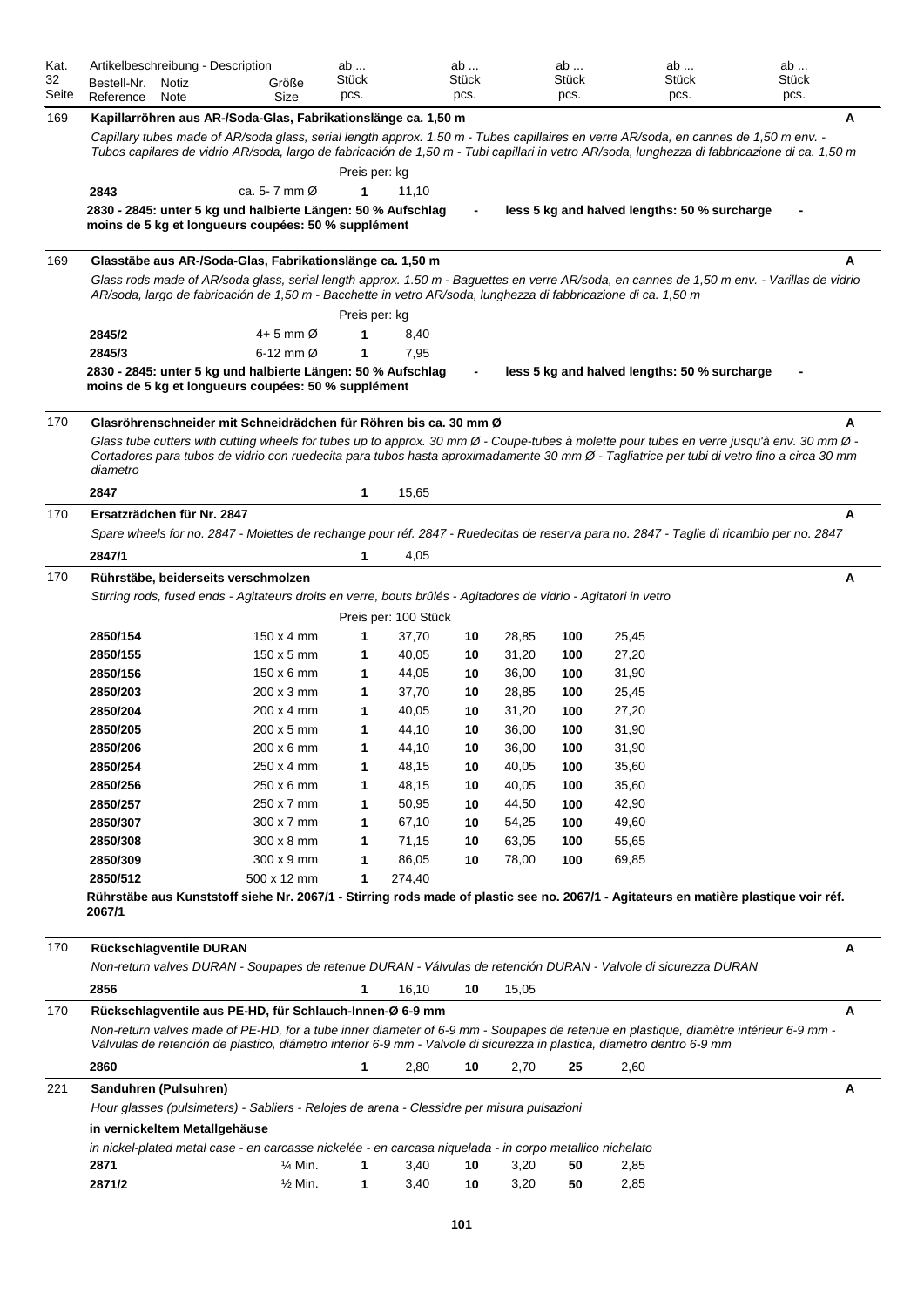| Kat. 32 Seite | Artikelbeschreibung - Description Bestell-Nr. Reference | Notiz Note | Größe Size | ab ... Stück pcs. | | ab ... Stück pcs. | | ab ... Stück pcs. | | ab ... Stück pcs. | | ab ... Stück pcs. | |
|---|---|---|---|---|---|---|---|---|---|---|---|---|---|
| 169 | **Kapillarröhren aus AR-/Soda-Glas, Fabrikationslänge ca. 1,50 m** | | | | | | | | | | | | **A** |

*Capillary tubes made of AR/soda glass, serial length approx. 1.50 m - Tubes capillaires en verre AR/soda, en cannes de 1,50 m env. - Tubos capilares de vidrio AR/soda, largo de fabricación de 1,50 m - Tubi capillari in vetro AR/soda, lunghezza di fabbricazione di ca. 1,50 m*

Preis per: kg

| Bestell-Nr. | Größe | ab | Preis |
|---|---|---|---|
| **2843** | ca. 5- 7 mm Ø | **1** | 11,10 |

**2830 - 2845: unter 5 kg und halbierte Längen: 50 % Aufschlag - less 5 kg and halved lengths: 50 % surcharge - moins de 5 kg et longueurs coupées: 50 % supplément**

---

**169 — Glasstäbe aus AR-/Soda-Glas, Fabrikationslänge ca. 1,50 m** — **A**

*Glass rods made of AR/soda glass, serial length approx. 1.50 m - Baguettes en verre AR/soda, en cannes de 1,50 m env. - Varillas de vidrio AR/soda, largo de fabricación de 1,50 m - Bacchette in vetro AR/soda, lunghezza di fabbricazione di ca. 1,50 m*

Preis per: kg

| Bestell-Nr. | Größe | ab | Preis |
|---|---|---|---|
| **2845/2** | 4+ 5 mm Ø | **1** | 8,40 |
| **2845/3** | 6-12 mm Ø | **1** | 7,95 |

**2830 - 2845: unter 5 kg und halbierte Längen: 50 % Aufschlag - less 5 kg and halved lengths: 50 % surcharge - moins de 5 kg et longueurs coupées: 50 % supplément**

---

**170 — Glasröhrenschneider mit Schneidrädchen für Röhren bis ca. 30 mm Ø** — **A**

*Glass tube cutters with cutting wheels for tubes up to approx. 30 mm Ø - Coupe-tubes à molette pour tubes en verre jusqu'à env. 30 mm Ø - Cortadores para tubos de vidrio con ruedecita para tubos hasta aproximadamente 30 mm Ø - Tagliatrice per tubi di vetro fino a circa 30 mm diametro*

| Bestell-Nr. | ab | Preis |
|---|---|---|
| **2847** | **1** | 15,65 |

---

**170 — Ersatzrädchen für Nr. 2847** — **A**

*Spare wheels for no. 2847 - Molettes de rechange pour réf. 2847 - Ruedecitas de reserva para no. 2847 - Taglie di ricambio per no. 2847*

| Bestell-Nr. | ab | Preis |
|---|---|---|
| **2847/1** | **1** | 4,05 |

---

**170 — Rührstäbe, beiderseits verschmolzen** — **A**

*Stirring rods, fused ends - Agitateurs droits en verre, bouts brûlés - Agitadores de vidrio - Agitatori in vetro*

Preis per: 100 Stück

| Bestell-Nr. | Größe | ab | Preis | ab | Preis | ab | Preis |
|---|---|---|---|---|---|---|---|
| **2850/154** | 150 x 4 mm | **1** | 37,70 | **10** | 28,85 | **100** | 25,45 |
| **2850/155** | 150 x 5 mm | **1** | 40,05 | **10** | 31,20 | **100** | 27,20 |
| **2850/156** | 150 x 6 mm | **1** | 44,05 | **10** | 36,00 | **100** | 31,90 |
| **2850/203** | 200 x 3 mm | **1** | 37,70 | **10** | 28,85 | **100** | 25,45 |
| **2850/204** | 200 x 4 mm | **1** | 40,05 | **10** | 31,20 | **100** | 27,20 |
| **2850/205** | 200 x 5 mm | **1** | 44,10 | **10** | 36,00 | **100** | 31,90 |
| **2850/206** | 200 x 6 mm | **1** | 44,10 | **10** | 36,00 | **100** | 31,90 |
| **2850/254** | 250 x 4 mm | **1** | 48,15 | **10** | 40,05 | **100** | 35,60 |
| **2850/256** | 250 x 6 mm | **1** | 48,15 | **10** | 40,05 | **100** | 35,60 |
| **2850/257** | 250 x 7 mm | **1** | 50,95 | **10** | 44,50 | **100** | 42,90 |
| **2850/307** | 300 x 7 mm | **1** | 67,10 | **10** | 54,25 | **100** | 49,60 |
| **2850/308** | 300 x 8 mm | **1** | 71,15 | **10** | 63,05 | **100** | 55,65 |
| **2850/309** | 300 x 9 mm | **1** | 86,05 | **10** | 78,00 | **100** | 69,85 |
| **2850/512** | 500 x 12 mm | **1** | 274,40 | | | | |

**Rührstäbe aus Kunststoff siehe Nr. 2067/1 - Stirring rods made of plastic see no. 2067/1 - Agitateurs en matière plastique voir réf. 2067/1**

---

**170 — Rückschlagventile DURAN** — **A**

*Non-return valves DURAN - Soupapes de retenue DURAN - Válvulas de retención DURAN - Valvole di sicurezza DURAN*

| Bestell-Nr. | ab | Preis | ab | Preis |
|---|---|---|---|---|
| **2856** | **1** | 16,10 | **10** | 15,05 |

---

**170 — Rückschlagventile aus PE-HD, für Schlauch-Innen-Ø 6-9 mm** — **A**

*Non-return valves made of PE-HD, for a tube inner diameter of 6-9 mm - Soupapes de retenue en plastique, diamètre intérieur 6-9 mm - Válvulas de retención de plastico, diámetro interior 6-9 mm - Valvole di sicurezza in plastica, diametro dentro 6-9 mm*

| Bestell-Nr. | ab | Preis | ab | Preis | ab | Preis |
|---|---|---|---|---|---|---|
| **2860** | **1** | 2,80 | **10** | 2,70 | **25** | 2,60 |

---

**221 — Sanduhren (Pulsuhren)** — **A**

*Hour glasses (pulsimeters) - Sabliers - Relojes de arena - Clessidre per misura pulsazioni*

**in vernickeltem Metallgehäuse**

*in nickel-plated metal case - en carcasse nickelée - en carcasa niquelada - in corpo metallico nichelato*

| Bestell-Nr. | Größe | ab | Preis | ab | Preis | ab | Preis |
|---|---|---|---|---|---|---|---|
| **2871** | ¼ Min. | **1** | 3,40 | **10** | 3,20 | **50** | 2,85 |
| **2871/2** | ½ Min. | **1** | 3,40 | **10** | 3,20 | **50** | 2,85 |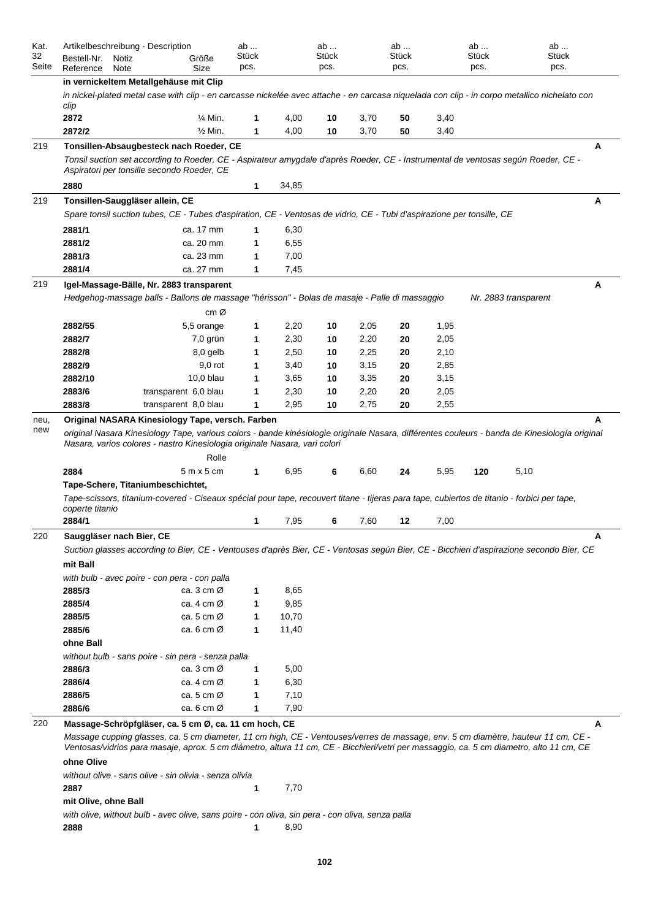| Kat. Seite | Artikelbeschreibung - Description<br>Bestell-Nr. Reference | Notiz Note | Größe Size | ab ... Stück pcs. | | ab ... Stück pcs. | | ab ... Stück pcs. | | ab ... Stück pcs. | | ab ... Stück pcs. | | |
|---|---|---|---|---|---|---|---|---|---|---|---|---|---|---|
| | **in vernickeltem Metallgehäuse mit Clip** | | | | | | | | | | | | | |
| | *in nickel-plated metal case with clip - en carcasse nickelée avec attache - en carcasa niquelada con clip - in corpo metallico nichelato con clip* | | | | | | | | | | | | | |
| | **2872** | | ¼ Min. | **1** | 4,00 | **10** | 3,70 | **50** | 3,40 | | | | | |
| | **2872/2** | | ½ Min. | **1** | 4,00 | **10** | 3,70 | **50** | 3,40 | | | | | |
| 219 | **Tonsillen-Absaugbesteck nach Roeder, CE** | | | | | | | | | | | | | A |
| | *Tonsil suction set according to Roeder, CE - Aspirateur amygdale d'après Roeder, CE - Instrumental de ventosas según Roeder, CE - Aspiratori per tonsille secondo Roeder, CE* | | | | | | | | | | | | | |
| | **2880** | | | **1** | 34,85 | | | | | | | | | |
| 219 | **Tonsillen-Sauggläser allein, CE** | | | | | | | | | | | | | A |
| | *Spare tonsil suction tubes, CE - Tubes d'aspiration, CE - Ventosas de vidrio, CE - Tubi d'aspirazione per tonsille, CE* | | | | | | | | | | | | | |
| | **2881/1** | | ca. 17 mm | **1** | 6,30 | | | | | | | | | |
| | **2881/2** | | ca. 20 mm | **1** | 6,55 | | | | | | | | | |
| | **2881/3** | | ca. 23 mm | **1** | 7,00 | | | | | | | | | |
| | **2881/4** | | ca. 27 mm | **1** | 7,45 | | | | | | | | | |
| 219 | **Igel-Massage-Bälle, Nr. 2883 transparent** | | | | | | | | | | | | | A |
| | *Hedgehog-massage balls - Ballons de massage "hérisson" - Bolas de masaje - Palle di massaggio* | | | | | | | | | | *Nr. 2883 transparent* | | | |
| | | | cm Ø | | | | | | | | | | | |
| | **2882/55** | | 5,5 orange | **1** | 2,20 | **10** | 2,05 | **20** | 1,95 | | | | | |
| | **2882/7** | | 7,0 grün | **1** | 2,30 | **10** | 2,20 | **20** | 2,05 | | | | | |
| | **2882/8** | | 8,0 gelb | **1** | 2,50 | **10** | 2,25 | **20** | 2,10 | | | | | |
| | **2882/9** | | 9,0 rot | **1** | 3,40 | **10** | 3,15 | **20** | 2,85 | | | | | |
| | **2882/10** | | 10,0 blau | **1** | 3,65 | **10** | 3,35 | **20** | 3,15 | | | | | |
| | **2883/6** | | transparent 6,0 blau | **1** | 2,30 | **10** | 2,20 | **20** | 2,05 | | | | | |
| | **2883/8** | | transparent 8,0 blau | **1** | 2,95 | **10** | 2,75 | **20** | 2,55 | | | | | |
| neu, new | **Original NASARA Kinesiology Tape, versch. Farben** | | | | | | | | | | | | | A |
| | *original Nasara Kinesiology Tape, various colors - bande kinésiologie originale Nasara, différentes couleurs - banda de Kinesiología original Nasara, varios colores - nastro Kinesiologia originale Nasara, vari colori* | | | | | | | | | | | | | |
| | | | Rolle | | | | | | | | | | | |
| | **2884** | | 5 m x 5 cm | **1** | 6,95 | **6** | 6,60 | **24** | 5,95 | **120** | 5,10 | | | |
| | **Tape-Schere, Titaniumbeschichtet,** | | | | | | | | | | | | | |
| | *Tape-scissors, titanium-covered - Ciseaux spécial pour tape, recouvert titane - tijeras para tape, cubiertos de titanio - forbici per tape, coperte titanio* | | | | | | | | | | | | | |
| | **2884/1** | | | **1** | 7,95 | **6** | 7,60 | **12** | 7,00 | | | | | |
| 220 | **Sauggläser nach Bier, CE** | | | | | | | | | | | | | A |
| | *Suction glasses according to Bier, CE - Ventouses d'après Bier, CE - Ventosas según Bier, CE - Bicchieri d'aspirazione secondo Bier, CE* | | | | | | | | | | | | | |
| | **mit Ball** | | | | | | | | | | | | | |
| | *with bulb - avec poire - con pera - con palla* | | | | | | | | | | | | | |
| | **2885/3** | | ca. 3 cm Ø | **1** | 8,65 | | | | | | | | | |
| | **2885/4** | | ca. 4 cm Ø | **1** | 9,85 | | | | | | | | | |
| | **2885/5** | | ca. 5 cm Ø | **1** | 10,70 | | | | | | | | | |
| | **2885/6** | | ca. 6 cm Ø | **1** | 11,40 | | | | | | | | | |
| | **ohne Ball** | | | | | | | | | | | | | |
| | *without bulb - sans poire - sin pera - senza palla* | | | | | | | | | | | | | |
| | **2886/3** | | ca. 3 cm Ø | **1** | 5,00 | | | | | | | | | |
| | **2886/4** | | ca. 4 cm Ø | **1** | 6,30 | | | | | | | | | |
| | **2886/5** | | ca. 5 cm Ø | **1** | 7,10 | | | | | | | | | |
| | **2886/6** | | ca. 6 cm Ø | **1** | 7,90 | | | | | | | | | |
| 220 | **Massage-Schröpfgläser, ca. 5 cm Ø, ca. 11 cm hoch, CE** | | | | | | | | | | | | | A |
| | *Massage cupping glasses, ca. 5 cm diameter, 11 cm high, CE - Ventouses/verres de massage, env. 5 cm diamètre, hauteur 11 cm, CE - Ventosas/vidrios para masaje, aprox. 5 cm diámetro, altura 11 cm, CE - Bicchieri/vetri per massaggio, ca. 5 cm diametro, alto 11 cm, CE* | | | | | | | | | | | | | |
| | **ohne Olive** | | | | | | | | | | | | | |
| | *without olive - sans olive - sin olivia - senza olivia* | | | | | | | | | | | | | |
| | **2887** | | | **1** | 7,70 | | | | | | | | | |
| | **mit Olive, ohne Ball** | | | | | | | | | | | | | |
| | *with olive, without bulb - avec olive, sans poire - con oliva, sin pera - con oliva, senza palla* | | | | | | | | | | | | | |
| | **2888** | | | **1** | 8,90 | | | | | | | | | |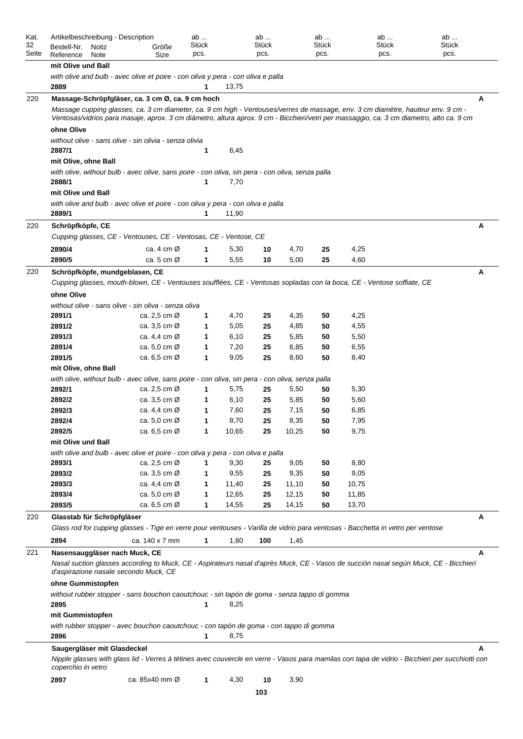| Kat. 32 Seite | Artikelbeschreibung - Description<br>Bestell-Nr. Reference | Notiz Note | Größe Size | ab ... Stück pcs. | | ab ... Stück pcs. | | ab ... Stück pcs. | | ab ... Stück pcs. | | ab ... Stück pcs. | | |
|---|---|---|---|---|---|---|---|---|---|---|---|---|---|---|
| | **mit Olive und Ball** | | | | | | | | | | | | | |
| | *with olive and bulb - avec olive et poire - con oliva y pera - con oliva e palla* | | | | | | | | | | | | | |
| | **2889** | | | **1** | 13,75 | | | | | | | | | |
| 220 | **Massage-Schröpfgläser, ca. 3 cm Ø, ca. 9 cm hoch** | | | | | | | | | | | | | **A** |
| | *Massage cupping glasses, ca. 3 cm diameter, ca. 9 cm high - Ventouses/verres de massage, env. 3 cm diamètre, hauteur env. 9 cm - Ventosas/vidrios para masaje, aprox. 3 cm diámetro, altura aprox. 9 cm - Bicchieri/vetri per massaggio, ca. 3 cm diametro, alto ca. 9 cm* | | | | | | | | | | | | | |
| | **ohne Olive** | | | | | | | | | | | | | |
| | *without olive - sans olive - sin olivia - senza olivia* | | | | | | | | | | | | | |
| | **2887/1** | | | **1** | 6,45 | | | | | | | | | |
| | **mit Olive, ohne Ball** | | | | | | | | | | | | | |
| | *with olive, without bulb - avec olive, sans poire - con oliva, sin pera - con oliva, senza palla* | | | | | | | | | | | | | |
| | **2888/1** | | | **1** | 7,70 | | | | | | | | | |
| | **mit Olive und Ball** | | | | | | | | | | | | | |
| | *with olive and bulb - avec olive et poire - con oliva y pera - con oliva e palla* | | | | | | | | | | | | | |
| | **2889/1** | | | **1** | 11,90 | | | | | | | | | |
| 220 | **Schröpfköpfe, CE** | | | | | | | | | | | | | **A** |
| | *Cupping glasses, CE - Ventouses, CE - Ventosas, CE - Ventose, CE* | | | | | | | | | | | | | |
| | **2890/4** | | ca. 4 cm Ø | **1** | 5,30 | **10** | 4,70 | **25** | 4,25 | | | | | |
| | **2890/5** | | ca. 5 cm Ø | **1** | 5,55 | **10** | 5,00 | **25** | 4,60 | | | | | |
| 220 | **Schröpfköpfe, mundgeblasen, CE** | | | | | | | | | | | | | **A** |
| | *Cupping glasses, mouth-blown, CE - Ventouses soufflées, CE - Ventosas sopladas con la boca, CE - Ventose soffiate, CE* | | | | | | | | | | | | | |
| | **ohne Olive** | | | | | | | | | | | | | |
| | *without olive - sans olive - sin oliva - senza oliva* | | | | | | | | | | | | | |
| | **2891/1** | | ca. 2,5 cm Ø | **1** | 4,70 | **25** | 4,35 | **50** | 4,25 | | | | | |
| | **2891/2** | | ca. 3,5 cm Ø | **1** | 5,05 | **25** | 4,85 | **50** | 4,55 | | | | | |
| | **2891/3** | | ca. 4,4 cm Ø | **1** | 6,10 | **25** | 5,85 | **50** | 5,50 | | | | | |
| | **2891/4** | | ca. 5,0 cm Ø | **1** | 7,20 | **25** | 6,85 | **50** | 6,55 | | | | | |
| | **2891/5** | | ca. 6,5 cm Ø | **1** | 9,05 | **25** | 8,60 | **50** | 8,40 | | | | | |
| | **mit Olive, ohne Ball** | | | | | | | | | | | | | |
| | *with olive, without bulb - avec olive, sans poire - con oliva, sin pera - con oliva, senza palla* | | | | | | | | | | | | | |
| | **2892/1** | | ca. 2,5 cm Ø | **1** | 5,75 | **25** | 5,50 | **50** | 5,30 | | | | | |
| | **2892/2** | | ca. 3,5 cm Ø | **1** | 6,10 | **25** | 5,85 | **50** | 5,60 | | | | | |
| | **2892/3** | | ca. 4,4 cm Ø | **1** | 7,60 | **25** | 7,15 | **50** | 6,85 | | | | | |
| | **2892/4** | | ca. 5,0 cm Ø | **1** | 8,70 | **25** | 8,35 | **50** | 7,95 | | | | | |
| | **2892/5** | | ca. 6,5 cm Ø | **1** | 10,65 | **25** | 10,25 | **50** | 9,75 | | | | | |
| | **mit Olive und Ball** | | | | | | | | | | | | | |
| | *with olive and bulb - avec olive et poire - con oliva y pera - con oliva e palla* | | | | | | | | | | | | | |
| | **2893/1** | | ca. 2,5 cm Ø | **1** | 9,30 | **25** | 9,05 | **50** | 8,80 | | | | | |
| | **2893/2** | | ca. 3,5 cm Ø | **1** | 9,55 | **25** | 9,35 | **50** | 9,05 | | | | | |
| | **2893/3** | | ca. 4,4 cm Ø | **1** | 11,40 | **25** | 11,10 | **50** | 10,75 | | | | | |
| | **2893/4** | | ca. 5,0 cm Ø | **1** | 12,65 | **25** | 12,15 | **50** | 11,85 | | | | | |
| | **2893/5** | | ca. 6,5 cm Ø | **1** | 14,55 | **25** | 14,15 | **50** | 13,70 | | | | | |
| 220 | **Glasstab für Schröpfgläser** | | | | | | | | | | | | | **A** |
| | *Glass rod for cupping glasses - Tige en verre pour ventouses - Varilla de vidrio para ventosas - Bacchetta in vetro per ventose* | | | | | | | | | | | | | |
| | **2894** | | ca. 140 x 7 mm | **1** | 1,80 | **100** | 1,45 | | | | | | | |
| 221 | **Nasensauggläser nach Muck, CE** | | | | | | | | | | | | | **A** |
| | *Nasal suction glasses according to Muck, CE - Aspirateurs nasal d'après Muck, CE - Vasos de succión nasal según Muck, CE - Bicchieri d'aspirazione nasale secondo Muck, CE* | | | | | | | | | | | | | |
| | **ohne Gummistopfen** | | | | | | | | | | | | | |
| | *without rubber stopper - sans bouchon caoutchouc - sin tapón de goma - senza tappo di gomma* | | | | | | | | | | | | | |
| | **2895** | | | **1** | 8,25 | | | | | | | | | |
| | **mit Gummistopfen** | | | | | | | | | | | | | |
| | *with rubber stopper - avec bouchon caoutchouc - con tapón de goma - con tappo di gomma* | | | | | | | | | | | | | |
| | **2896** | | | **1** | 8,75 | | | | | | | | | |
| | **Saugergläser mit Glasdeckel** | | | | | | | | | | | | | **A** |
| | *Nipple glasses with glass lid - Verres à tétines avec couvercle en verre - Vasos para mamilas con tapa de vidrio - Bicchieri per succhiotti con coperchio in vetro* | | | | | | | | | | | | | |
| | **2897** | | ca. 85x40 mm Ø | **1** | 4,30 | **10** | 3,90 | | | | | | | |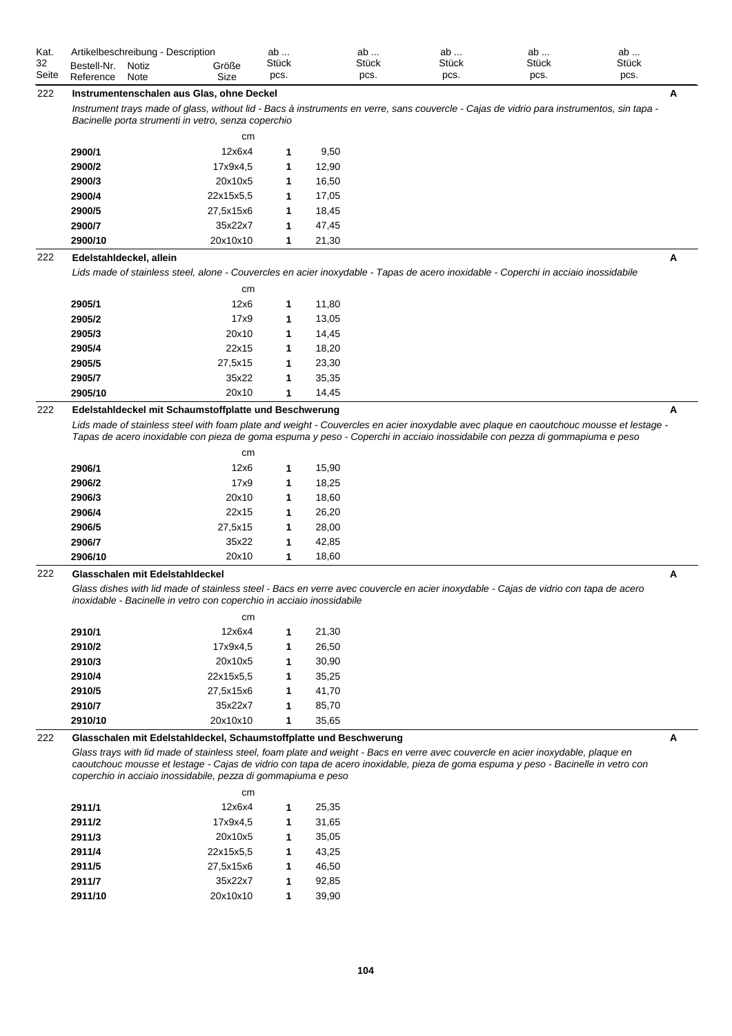| Kat. 32 Seite | Artikelbeschreibung - Description Bestell-Nr. Reference | Notiz Note | Größe Size | ab ... Stück pcs. | | ab ... Stück pcs. | ab ... Stück pcs. | ab ... Stück pcs. | ab ... Stück pcs. | |
|---|---|---|---|---|---|---|---|---|---|---|

## 222 Instrumentenschalen aus Glas, ohne Deckel — A

*Instrument trays made of glass, without lid - Bacs à instruments en verre, sans couvercle - Cajas de vidrio para instrumentos, sin tapa - Bacinelle porta strumenti in vetro, senza coperchio*

| Bestell-Nr. | Größe (cm) | ab Stück | Preis |
|---|---|---|---|
| **2900/1** | 12x6x4 | **1** | 9,50 |
| **2900/2** | 17x9x4,5 | **1** | 12,90 |
| **2900/3** | 20x10x5 | **1** | 16,50 |
| **2900/4** | 22x15x5,5 | **1** | 17,05 |
| **2900/5** | 27,5x15x6 | **1** | 18,45 |
| **2900/7** | 35x22x7 | **1** | 47,45 |
| **2900/10** | 20x10x10 | **1** | 21,30 |

## 222 Edelstahldeckel, allein — A

*Lids made of stainless steel, alone - Couvercles en acier inoxydable - Tapas de acero inoxidable - Coperchi in acciaio inossidabile*

| Bestell-Nr. | Größe (cm) | ab Stück | Preis |
|---|---|---|---|
| **2905/1** | 12x6 | **1** | 11,80 |
| **2905/2** | 17x9 | **1** | 13,05 |
| **2905/3** | 20x10 | **1** | 14,45 |
| **2905/4** | 22x15 | **1** | 18,20 |
| **2905/5** | 27,5x15 | **1** | 23,30 |
| **2905/7** | 35x22 | **1** | 35,35 |
| **2905/10** | 20x10 | **1** | 14,45 |

## 222 Edelstahldeckel mit Schaumstoffplatte und Beschwerung — A

*Lids made of stainless steel with foam plate and weight - Couvercles en acier inoxydable avec plaque en caoutchouc mousse et lestage - Tapas de acero inoxidable con pieza de goma espuma y peso - Coperchi in acciaio inossidabile con pezza di gommapiuma e peso*

| Bestell-Nr. | Größe (cm) | ab Stück | Preis |
|---|---|---|---|
| **2906/1** | 12x6 | **1** | 15,90 |
| **2906/2** | 17x9 | **1** | 18,25 |
| **2906/3** | 20x10 | **1** | 18,60 |
| **2906/4** | 22x15 | **1** | 26,20 |
| **2906/5** | 27,5x15 | **1** | 28,00 |
| **2906/7** | 35x22 | **1** | 42,85 |
| **2906/10** | 20x10 | **1** | 18,60 |

## 222 Glasschalen mit Edelstahldeckel — A

*Glass dishes with lid made of stainless steel - Bacs en verre avec couvercle en acier inoxydable - Cajas de vidrio con tapa de acero inoxidable - Bacinelle in vetro con coperchio in acciaio inossidabile*

| Bestell-Nr. | Größe (cm) | ab Stück | Preis |
|---|---|---|---|
| **2910/1** | 12x6x4 | **1** | 21,30 |
| **2910/2** | 17x9x4,5 | **1** | 26,50 |
| **2910/3** | 20x10x5 | **1** | 30,90 |
| **2910/4** | 22x15x5,5 | **1** | 35,25 |
| **2910/5** | 27,5x15x6 | **1** | 41,70 |
| **2910/7** | 35x22x7 | **1** | 85,70 |
| **2910/10** | 20x10x10 | **1** | 35,65 |

## 222 Glasschalen mit Edelstahldeckel, Schaumstoffplatte und Beschwerung — A

*Glass trays with lid made of stainless steel, foam plate and weight - Bacs en verre avec couvercle en acier inoxydable, plaque en caoutchouc mousse et lestage - Cajas de vidrio con tapa de acero inoxidable, pieza de goma espuma y peso - Bacinelle in vetro con coperchio in acciaio inossidabile, pezza di gommapiuma e peso*

| Bestell-Nr. | Größe (cm) | ab Stück | Preis |
|---|---|---|---|
| **2911/1** | 12x6x4 | **1** | 25,35 |
| **2911/2** | 17x9x4,5 | **1** | 31,65 |
| **2911/3** | 20x10x5 | **1** | 35,05 |
| **2911/4** | 22x15x5,5 | **1** | 43,25 |
| **2911/5** | 27,5x15x6 | **1** | 46,50 |
| **2911/7** | 35x22x7 | **1** | 92,85 |
| **2911/10** | 20x10x10 | **1** | 39,90 |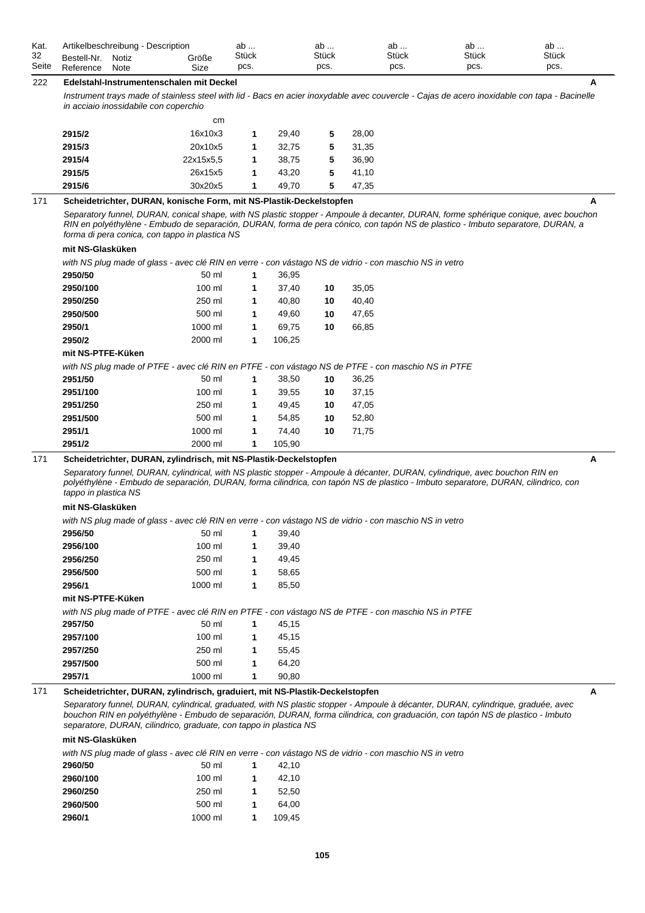| Kat. 32 Seite | Artikelbeschreibung - Description Bestell-Nr. Reference | Notiz Note | Größe Size | ab ... Stück pcs. | | ab ... Stück pcs. | | ab ... Stück pcs. | ab ... Stück pcs. | ab ... Stück pcs. |
|---|---|---|---|---|---|---|---|---|---|---|
| 222 | **Edelstahl-Instrumentenschalen mit Deckel** | | | | | | | | | **A** |

*Instrument trays made of stainless steel with lid - Bacs en acier inoxydable avec couvercle - Cajas de acero inoxidable con tapa - Bacinelle in acciaio inossidabile con coperchio*

| Bestell-Nr. | Größe (cm) | ab Stück | Preis | ab Stück | Preis |
|---|---|---|---|---|---|
| **2915/2** | 16x10x3 | **1** | 29,40 | **5** | 28,00 |
| **2915/3** | 20x10x5 | **1** | 32,75 | **5** | 31,35 |
| **2915/4** | 22x15x5,5 | **1** | 38,75 | **5** | 36,90 |
| **2915/5** | 26x15x5 | **1** | 43,20 | **5** | 41,10 |
| **2915/6** | 30x20x5 | **1** | 49,70 | **5** | 47,35 |

**171 — Scheidetrichter, DURAN, konische Form, mit NS-Plastik-Deckelstopfen** **A**

*Separatory funnel, DURAN, conical shape, with NS plastic stopper - Ampoule à decanter, DURAN, forme sphérique conique, avec bouchon RIN en polyéthylène - Embudo de separación, DURAN, forma de pera cónico, con tapón NS de plastico - Imbuto separatore, DURAN, a forma di pera conica, con tappo in plastica NS*

**mit NS-Glasküken**

*with NS plug made of glass - avec clé RIN en verre - con vástago NS de vidrio - con maschio NS in vetro*

| Bestell-Nr. | Größe | ab Stück | Preis | ab Stück | Preis |
|---|---|---|---|---|---|
| **2950/50** | 50 ml | **1** | 36,95 | | |
| **2950/100** | 100 ml | **1** | 37,40 | **10** | 35,05 |
| **2950/250** | 250 ml | **1** | 40,80 | **10** | 40,40 |
| **2950/500** | 500 ml | **1** | 49,60 | **10** | 47,65 |
| **2950/1** | 1000 ml | **1** | 69,75 | **10** | 66,85 |
| **2950/2** | 2000 ml | **1** | 106,25 | | |

**mit NS-PTFE-Küken**

*with NS plug made of PTFE - avec clé RIN en PTFE - con vástago NS de PTFE - con maschio NS in PTFE*

| Bestell-Nr. | Größe | ab Stück | Preis | ab Stück | Preis |
|---|---|---|---|---|---|
| **2951/50** | 50 ml | **1** | 38,50 | **10** | 36,25 |
| **2951/100** | 100 ml | **1** | 39,55 | **10** | 37,15 |
| **2951/250** | 250 ml | **1** | 49,45 | **10** | 47,05 |
| **2951/500** | 500 ml | **1** | 54,85 | **10** | 52,80 |
| **2951/1** | 1000 ml | **1** | 74,40 | **10** | 71,75 |
| **2951/2** | 2000 ml | **1** | 105,90 | | |

**171 — Scheidetrichter, DURAN, zylindrisch, mit NS-Plastik-Deckelstopfen** **A**

*Separatory funnel, DURAN, cylindrical, with NS plastic stopper - Ampoule à décanter, DURAN, cylindrique, avec bouchon RIN en polyéthylène - Embudo de separación, DURAN, forma cilindrica, con tapón NS de plastico - Imbuto separatore, DURAN, cilindrico, con tappo in plastica NS*

**mit NS-Glasküken**

*with NS plug made of glass - avec clé RIN en verre - con vástago NS de vidrio - con maschio NS in vetro*

| Bestell-Nr. | Größe | ab Stück | Preis |
|---|---|---|---|
| **2956/50** | 50 ml | **1** | 39,40 |
| **2956/100** | 100 ml | **1** | 39,40 |
| **2956/250** | 250 ml | **1** | 49,45 |
| **2956/500** | 500 ml | **1** | 58,65 |
| **2956/1** | 1000 ml | **1** | 85,50 |

**mit NS-PTFE-Küken**

*with NS plug made of PTFE - avec clé RIN en PTFE - con vástago NS de PTFE - con maschio NS in PTFE*

| Bestell-Nr. | Größe | ab Stück | Preis |
|---|---|---|---|
| **2957/50** | 50 ml | **1** | 45,15 |
| **2957/100** | 100 ml | **1** | 45,15 |
| **2957/250** | 250 ml | **1** | 55,45 |
| **2957/500** | 500 ml | **1** | 64,20 |
| **2957/1** | 1000 ml | **1** | 90,80 |

**171 — Scheidetrichter, DURAN, zylindrisch, graduiert, mit NS-Plastik-Deckelstopfen** **A**

*Separatory funnel, DURAN, cylindrical, graduated, with NS plastic stopper - Ampoule à décanter, DURAN, cylindrique, graduée, avec bouchon RIN en polyéthylène - Embudo de separación, DURAN, forma cilindrica, con graduación, con tapón NS de plastico - Imbuto separatore, DURAN, cilindrico, graduate, con tappo in plastica NS*

**mit NS-Glasküken**

*with NS plug made of glass - avec clé RIN en verre - con vástago NS de vidrio - con maschio NS in vetro*

| Bestell-Nr. | Größe | ab Stück | Preis |
|---|---|---|---|
| **2960/50** | 50 ml | **1** | 42,10 |
| **2960/100** | 100 ml | **1** | 42,10 |
| **2960/250** | 250 ml | **1** | 52,50 |
| **2960/500** | 500 ml | **1** | 64,00 |
| **2960/1** | 1000 ml | **1** | 109,45 |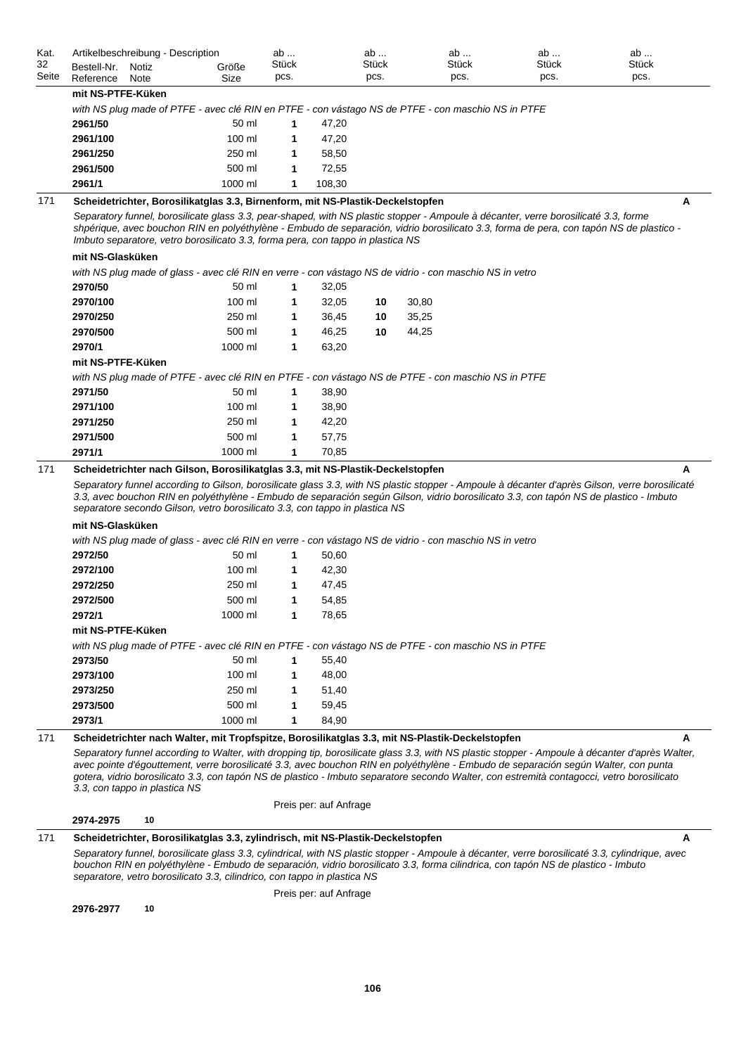| Kat. 32 Seite | Artikelbeschreibung - Description Bestell-Nr. Reference | Notiz Note | Größe Size | ab ... Stück pcs. | | ab ... Stück pcs. | | ab ... Stück pcs. | ab ... Stück pcs. | ab ... Stück pcs. |
|---|---|---|---|---|---|---|---|---|---|---|

**mit NS-PTFE-Küken**

*with NS plug made of PTFE - avec clé RIN en PTFE - con vástago NS de PTFE - con maschio NS in PTFE*

| Bestell-Nr. | Notiz | Größe | ab ... Stück | Preis | ab ... Stück | Preis |
|---|---|---|---|---|---|---|
| **2961/50** | | 50 ml | **1** | 47,20 | | |
| **2961/100** | | 100 ml | **1** | 47,20 | | |
| **2961/250** | | 250 ml | **1** | 58,50 | | |
| **2961/500** | | 500 ml | **1** | 72,55 | | |
| **2961/1** | | 1000 ml | **1** | 108,30 | | |

171 — **Scheidetrichter, Borosilikatglas 3.3, Birnenform, mit NS-Plastik-Deckelstopfen** — **A**

*Separatory funnel, borosilicate glass 3.3, pear-shaped, with NS plastic stopper - Ampoule à décanter, verre borosilicaté 3.3, forme shpérique, avec bouchon RIN en polyéthylène - Embudo de separación, vidrio borosilicato 3.3, forma de pera, con tapón NS de plastico - Imbuto separatore, vetro borosilicato 3.3, forma pera, con tappo in plastica NS*

**mit NS-Glasküken**

*with NS plug made of glass - avec clé RIN en verre - con vástago NS de vidrio - con maschio NS in vetro*

| Bestell-Nr. | Notiz | Größe | ab ... Stück | Preis | ab ... Stück | Preis |
|---|---|---|---|---|---|---|
| **2970/50** | | 50 ml | **1** | 32,05 | | |
| **2970/100** | | 100 ml | **1** | 32,05 | **10** | 30,80 |
| **2970/250** | | 250 ml | **1** | 36,45 | **10** | 35,25 |
| **2970/500** | | 500 ml | **1** | 46,25 | **10** | 44,25 |
| **2970/1** | | 1000 ml | **1** | 63,20 | | |

**mit NS-PTFE-Küken**

*with NS plug made of PTFE - avec clé RIN en PTFE - con vástago NS de PTFE - con maschio NS in PTFE*

| Bestell-Nr. | Notiz | Größe | ab ... Stück | Preis |
|---|---|---|---|---|
| **2971/50** | | 50 ml | **1** | 38,90 |
| **2971/100** | | 100 ml | **1** | 38,90 |
| **2971/250** | | 250 ml | **1** | 42,20 |
| **2971/500** | | 500 ml | **1** | 57,75 |
| **2971/1** | | 1000 ml | **1** | 70,85 |

171 — **Scheidetrichter nach Gilson, Borosilikatglas 3.3, mit NS-Plastik-Deckelstopfen** — **A**

*Separatory funnel according to Gilson, borosilicate glass 3.3, with NS plastic stopper - Ampoule à décanter d'après Gilson, verre borosilicaté 3.3, avec bouchon RIN en polyéthylène - Embudo de separación según Gilson, vidrio borosilicato 3.3, con tapón NS de plastico - Imbuto separatore secondo Gilson, vetro borosilicato 3.3, con tappo in plastica NS*

**mit NS-Glasküken**

*with NS plug made of glass - avec clé RIN en verre - con vástago NS de vidrio - con maschio NS in vetro*

| Bestell-Nr. | Notiz | Größe | ab ... Stück | Preis |
|---|---|---|---|---|
| **2972/50** | | 50 ml | **1** | 50,60 |
| **2972/100** | | 100 ml | **1** | 42,30 |
| **2972/250** | | 250 ml | **1** | 47,45 |
| **2972/500** | | 500 ml | **1** | 54,85 |
| **2972/1** | | 1000 ml | **1** | 78,65 |

**mit NS-PTFE-Küken**

*with NS plug made of PTFE - avec clé RIN en PTFE - con vástago NS de PTFE - con maschio NS in PTFE*

| Bestell-Nr. | Notiz | Größe | ab ... Stück | Preis |
|---|---|---|---|---|
| **2973/50** | | 50 ml | **1** | 55,40 |
| **2973/100** | | 100 ml | **1** | 48,00 |
| **2973/250** | | 250 ml | **1** | 51,40 |
| **2973/500** | | 500 ml | **1** | 59,45 |
| **2973/1** | | 1000 ml | **1** | 84,90 |

171 — **Scheidetrichter nach Walter, mit Tropfspitze, Borosilikatglas 3.3, mit NS-Plastik-Deckelstopfen** — **A**

*Separatory funnel according to Walter, with dropping tip, borosilicate glass 3.3, with NS plastic stopper - Ampoule à décanter d'après Walter, avec pointe d'égouttement, verre borosilicaté 3.3, avec bouchon RIN en polyéthylène - Embudo de separación según Walter, con punta gotera, vidrio borosilicato 3.3, con tapón NS de plastico - Imbuto separatore secondo Walter, con estremità contagocci, vetro borosilicato 3.3, con tappo in plastica NS*

Preis per: auf Anfrage

**2974-2975** — **10**

171 — **Scheidetrichter, Borosilikatglas 3.3, zylindrisch, mit NS-Plastik-Deckelstopfen** — **A**

*Separatory funnel, borosilicate glass 3.3, cylindrical, with NS plastic stopper - Ampoule à décanter, verre borosilicaté 3.3, cylindrique, avec bouchon RIN en polyéthylène - Embudo de separación, vidrio borosilicato 3.3, forma cilindrica, con tapón NS de plastico - Imbuto separatore, vetro borosilicato 3.3, cilindrico, con tappo in plastica NS*

Preis per: auf Anfrage

**2976-2977** — **10**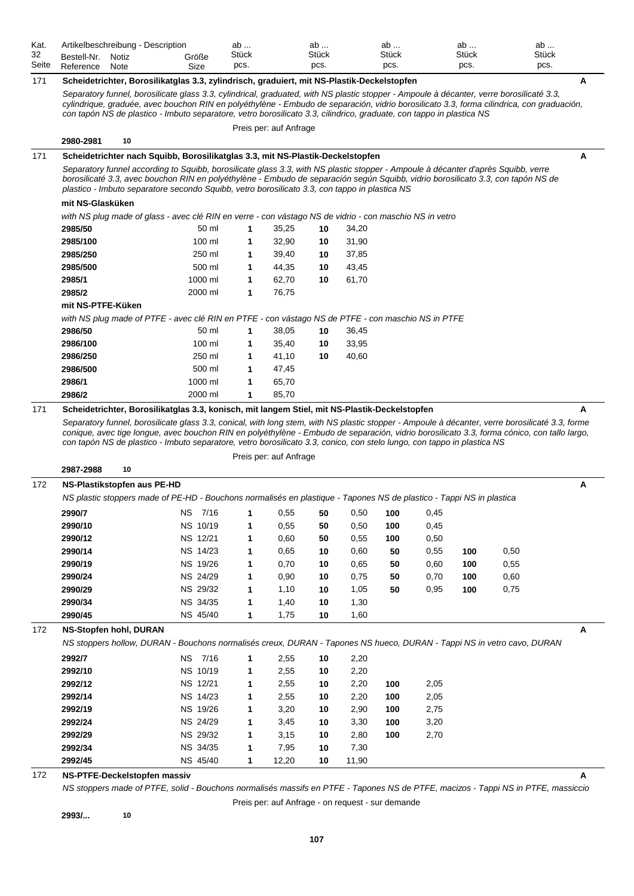| Kat. 32 Seite | Artikelbeschreibung - Description Bestell-Nr. Reference | Notiz Note | Größe Size | ab ... Stück pcs. | | ab ... Stück pcs. | | ab ... Stück pcs. | | ab ... Stück pcs. | | ab ... Stück pcs. |
|---|---|---|---|---|---|---|---|---|---|---|---|---|

**171 Scheidetrichter, Borosilikatglas 3.3, zylindrisch, graduiert, mit NS-Plastik-Deckelstopfen** — **A**

*Separatory funnel, borosilicate glass 3.3, cylindrical, graduated, with NS plastic stopper - Ampoule à décanter, verre borosilicaté 3.3, cylindrique, graduée, avec bouchon RIN en polyéthylène - Embudo de separación, vidrio borosilicato 3.3, forma cilindrica, con graduación, con tapón NS de plastico - Imbuto separatore, vetro borosilicato 3.3, cilindrico, graduate, con tappo in plastica NS*

Preis per: auf Anfrage

**2980-2981** 10

**171 Scheidetrichter nach Squibb, Borosilikatglas 3.3, mit NS-Plastik-Deckelstopfen** — **A**

*Separatory funnel according to Squibb, borosilicate glass 3.3, with NS plastic stopper - Ampoule à décanter d'après Squibb, verre borosilicaté 3.3, avec bouchon RIN en polyéthylène - Embudo de separación según Squibb, vidrio borosilicato 3.3, con tapón NS de plastico - Imbuto separatore secondo Squibb, vetro borosilicato 3.3, con tappo in plastica NS*

**mit NS-Glasküken**

*with NS plug made of glass - avec clé RIN en verre - con vástago NS de vidrio - con maschio NS in vetro*

| Bestell-Nr. | Größe | ab | | ab | |
|---|---|---|---|---|---|
| **2985/50** | 50 ml | **1** | 35,25 | **10** | 34,20 |
| **2985/100** | 100 ml | **1** | 32,90 | **10** | 31,90 |
| **2985/250** | 250 ml | **1** | 39,40 | **10** | 37,85 |
| **2985/500** | 500 ml | **1** | 44,35 | **10** | 43,45 |
| **2985/1** | 1000 ml | **1** | 62,70 | **10** | 61,70 |
| **2985/2** | 2000 ml | **1** | 76,75 | | |

**mit NS-PTFE-Küken**

*with NS plug made of PTFE - avec clé RIN en PTFE - con vástago NS de PTFE - con maschio NS in PTFE*

| Bestell-Nr. | Größe | ab | | ab | |
|---|---|---|---|---|---|
| **2986/50** | 50 ml | **1** | 38,05 | **10** | 36,45 |
| **2986/100** | 100 ml | **1** | 35,40 | **10** | 33,95 |
| **2986/250** | 250 ml | **1** | 41,10 | **10** | 40,60 |
| **2986/500** | 500 ml | **1** | 47,45 | | |
| **2986/1** | 1000 ml | **1** | 65,70 | | |
| **2986/2** | 2000 ml | **1** | 85,70 | | |

**171 Scheidetrichter, Borosilikatglas 3.3, konisch, mit langem Stiel, mit NS-Plastik-Deckelstopfen** — **A**

*Separatory funnel, borosilicate glass 3.3, conical, with long stem, with NS plastic stopper - Ampoule à décanter, verre borosilicaté 3.3, forme conique, avec tige longue, avec bouchon RIN en polyéthylène - Embudo de separación, vidrio borosilicato 3.3, forma cónico, con tallo largo, con tapón NS de plastico - Imbuto separatore, vetro borosilicato 3.3, conico, con stelo lungo, con tappo in plastica NS*

Preis per: auf Anfrage

**2987-2988** 10

**172 NS-Plastikstopfen aus PE-HD** — **A**

*NS plastic stoppers made of PE-HD - Bouchons normalisés en plastique - Tapones NS de plastico - Tappi NS in plastica*

| Bestell-Nr. | Größe | ab | | ab | | ab | | ab | |
|---|---|---|---|---|---|---|---|---|---|
| **2990/7** | NS 7/16 | **1** | 0,55 | **50** | 0,50 | **100** | 0,45 | | |
| **2990/10** | NS 10/19 | **1** | 0,55 | **50** | 0,50 | **100** | 0,45 | | |
| **2990/12** | NS 12/21 | **1** | 0,60 | **50** | 0,55 | **100** | 0,50 | | |
| **2990/14** | NS 14/23 | **1** | 0,65 | **10** | 0,60 | **50** | 0,55 | **100** | 0,50 |
| **2990/19** | NS 19/26 | **1** | 0,70 | **10** | 0,65 | **50** | 0,60 | **100** | 0,55 |
| **2990/24** | NS 24/29 | **1** | 0,90 | **10** | 0,75 | **50** | 0,70 | **100** | 0,60 |
| **2990/29** | NS 29/32 | **1** | 1,10 | **10** | 1,05 | **50** | 0,95 | **100** | 0,75 |
| **2990/34** | NS 34/35 | **1** | 1,40 | **10** | 1,30 | | | | |
| **2990/45** | NS 45/40 | **1** | 1,75 | **10** | 1,60 | | | | |

**172 NS-Stopfen hohl, DURAN** — **A**

*NS stoppers hollow, DURAN - Bouchons normalisés creux, DURAN - Tapones NS hueco, DURAN - Tappi NS in vetro cavo, DURAN*

| Bestell-Nr. | Größe | ab | | ab | | ab | |
|---|---|---|---|---|---|---|---|
| **2992/7** | NS 7/16 | **1** | 2,55 | **10** | 2,20 | | |
| **2992/10** | NS 10/19 | **1** | 2,55 | **10** | 2,20 | | |
| **2992/12** | NS 12/21 | **1** | 2,55 | **10** | 2,20 | **100** | 2,05 |
| **2992/14** | NS 14/23 | **1** | 2,55 | **10** | 2,20 | **100** | 2,05 |
| **2992/19** | NS 19/26 | **1** | 3,20 | **10** | 2,90 | **100** | 2,75 |
| **2992/24** | NS 24/29 | **1** | 3,45 | **10** | 3,30 | **100** | 3,20 |
| **2992/29** | NS 29/32 | **1** | 3,15 | **10** | 2,80 | **100** | 2,70 |
| **2992/34** | NS 34/35 | **1** | 7,95 | **10** | 7,30 | | |
| **2992/45** | NS 45/40 | **1** | 12,20 | **10** | 11,90 | | |

**172 NS-PTFE-Deckelstopfen massiv** — **A**

*NS stoppers made of PTFE, solid - Bouchons normalisés massifs en PTFE - Tapones NS de PTFE, macizos - Tappi NS in PTFE, massiccio*

Preis per: auf Anfrage - on request - sur demande

**2993/...** 10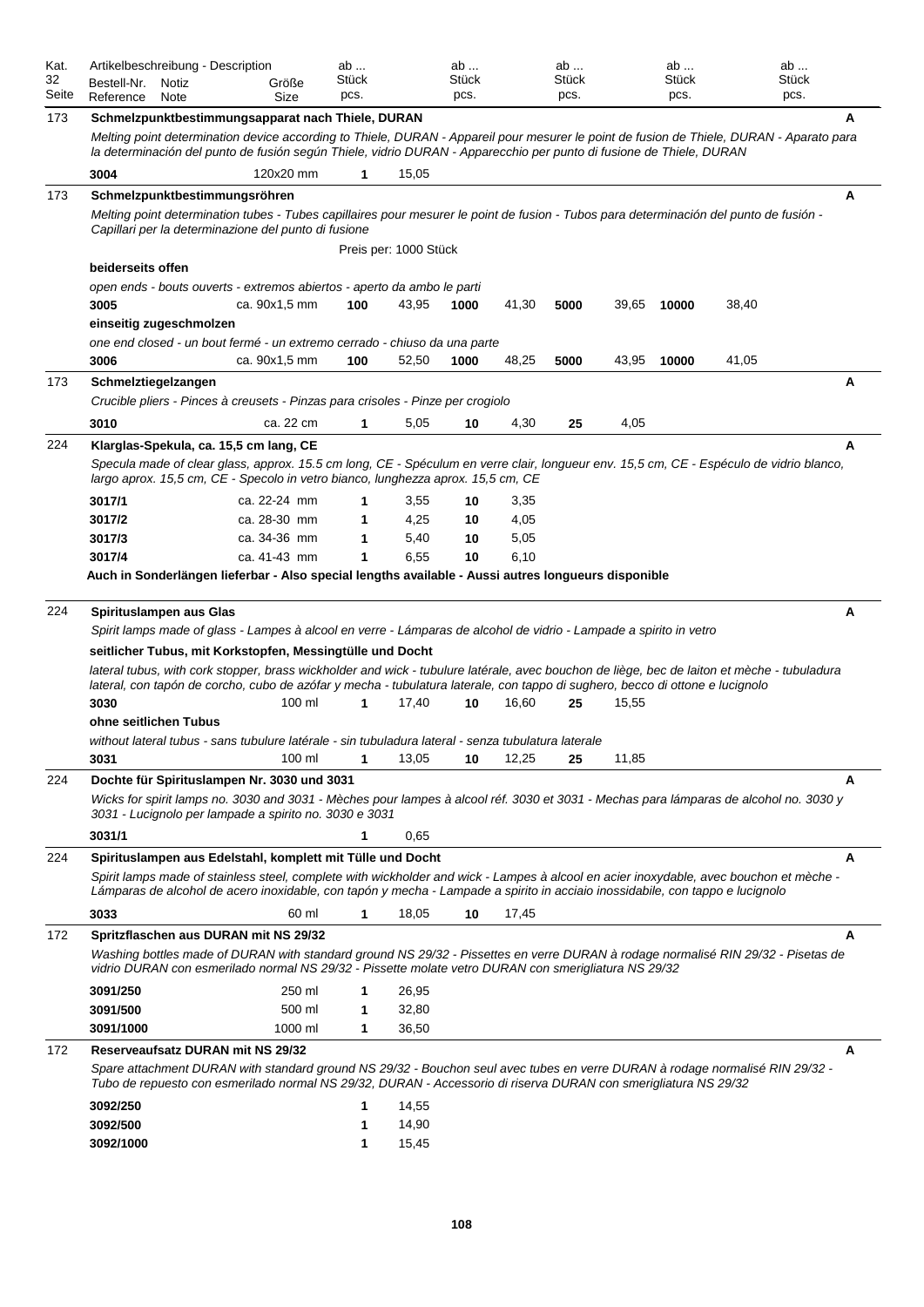| Kat. 32 Seite | Artikelbeschreibung - Description<br>Bestell-Nr. Reference | Notiz Note | Größe Size | ab ... Stück pcs. | | ab ... Stück pcs. | | ab ... Stück pcs. | | ab ... Stück pcs. | | ab ... Stück pcs. | | |
|---|---|---|---|---|---|---|---|---|---|---|---|---|---|---|
| 173 | **Schmelzpunktbestimmungsapparat nach Thiele, DURAN** | | | | | | | | | | | | | A |
| | *Melting point determination device according to Thiele, DURAN - Appareil pour mesurer le point de fusion de Thiele, DURAN - Aparato para la determinación del punto de fusión según Thiele, vidrio DURAN - Apparecchio per punto di fusione de Thiele, DURAN* | | | | | | | | | | | | | |
| | **3004** | | 120x20 mm | **1** | 15,05 | | | | | | | | | |
| 173 | **Schmelzpunktbestimmungsröhren** | | | | | | | | | | | | | A |
| | *Melting point determination tubes - Tubes capillaires pour mesurer le point de fusion - Tubos para determinación del punto de fusión - Capillari per la determinazione del punto di fusione* | | | | | | | | | | | | | |
| | | | | Preis per: 1000 Stück | | | | | | | | | | |
| | **beiderseits offen** | | | | | | | | | | | | | |
| | *open ends - bouts ouverts - extremos abiertos - aperto da ambo le parti* | | | | | | | | | | | | | |
| | **3005** | | ca. 90x1,5 mm | **100** | 43,95 | **1000** | 41,30 | **5000** | 39,65 | **10000** | 38,40 | | | |
| | **einseitig zugeschmolzen** | | | | | | | | | | | | | |
| | *one end closed - un bout fermé - un extremo cerrado - chiuso da una parte* | | | | | | | | | | | | | |
| | **3006** | | ca. 90x1,5 mm | **100** | 52,50 | **1000** | 48,25 | **5000** | 43,95 | **10000** | 41,05 | | | |
| 173 | **Schmelztiegelzangen** | | | | | | | | | | | | | A |
| | *Crucible pliers - Pinces à creusets - Pinzas para crisoles - Pinze per crogiolo* | | | | | | | | | | | | | |
| | **3010** | | ca. 22 cm | **1** | 5,05 | **10** | 4,30 | **25** | 4,05 | | | | | |
| 224 | **Klarglas-Spekula, ca. 15,5 cm lang, CE** | | | | | | | | | | | | | A |
| | *Specula made of clear glass, approx. 15.5 cm long, CE - Spéculum en verre clair, longueur env. 15,5 cm, CE - Espéculo de vidrio blanco, largo aprox. 15,5 cm, CE - Specolo in vetro bianco, lunghezza aprox. 15,5 cm, CE* | | | | | | | | | | | | | |
| | **3017/1** | | ca. 22-24 mm | **1** | 3,55 | **10** | 3,35 | | | | | | | |
| | **3017/2** | | ca. 28-30 mm | **1** | 4,25 | **10** | 4,05 | | | | | | | |
| | **3017/3** | | ca. 34-36 mm | **1** | 5,40 | **10** | 5,05 | | | | | | | |
| | **3017/4** | | ca. 41-43 mm | **1** | 6,55 | **10** | 6,10 | | | | | | | |
| | **Auch in Sonderlängen lieferbar - Also special lengths available - Aussi autres longueurs disponible** | | | | | | | | | | | | | |
| 224 | **Spirituslampen aus Glas** | | | | | | | | | | | | | A |
| | *Spirit lamps made of glass - Lampes à alcool en verre - Lámparas de alcohol de vidrio - Lampade a spirito in vetro* | | | | | | | | | | | | | |
| | **seitlicher Tubus, mit Korkstopfen, Messingtülle und Docht** | | | | | | | | | | | | | |
| | *lateral tubus, with cork stopper, brass wickholder and wick - tubulure latérale, avec bouchon de liège, bec de laiton et mèche - tubuladura lateral, con tapón de corcho, cubo de azófar y mecha - tubulatura laterale, con tappo di sughero, becco di ottone e lucignolo* | | | | | | | | | | | | | |
| | **3030** | | 100 ml | **1** | 17,40 | **10** | 16,60 | **25** | 15,55 | | | | | |
| | **ohne seitlichen Tubus** | | | | | | | | | | | | | |
| | *without lateral tubus - sans tubulure latérale - sin tubuladura lateral - senza tubulatura laterale* | | | | | | | | | | | | | |
| | **3031** | | 100 ml | **1** | 13,05 | **10** | 12,25 | **25** | 11,85 | | | | | |
| 224 | **Dochte für Spirituslampen Nr. 3030 und 3031** | | | | | | | | | | | | | A |
| | *Wicks for spirit lamps no. 3030 and 3031 - Mèches pour lampes à alcool réf. 3030 et 3031 - Mechas para lámparas de alcohol no. 3030 y 3031 - Lucignolo per lampade a spirito no. 3030 e 3031* | | | | | | | | | | | | | |
| | **3031/1** | | | **1** | 0,65 | | | | | | | | | |
| 224 | **Spirituslampen aus Edelstahl, komplett mit Tülle und Docht** | | | | | | | | | | | | | A |
| | *Spirit lamps made of stainless steel, complete with wickholder and wick - Lampes à alcool en acier inoxydable, avec bouchon et mèche - Lámparas de alcohol de acero inoxidable, con tapón y mecha - Lampade a spirito in acciaio inossidabile, con tappo e lucignolo* | | | | | | | | | | | | | |
| | **3033** | | 60 ml | **1** | 18,05 | **10** | 17,45 | | | | | | | |
| 172 | **Spritzflaschen aus DURAN mit NS 29/32** | | | | | | | | | | | | | A |
| | *Washing bottles made of DURAN with standard ground NS 29/32 - Pissettes en verre DURAN à rodage normalisé RIN 29/32 - Pisetas de vidrio DURAN con esmerilado normal NS 29/32 - Pissette molate vetro DURAN con smerigliatura NS 29/32* | | | | | | | | | | | | | |
| | **3091/250** | | 250 ml | **1** | 26,95 | | | | | | | | | |
| | **3091/500** | | 500 ml | **1** | 32,80 | | | | | | | | | |
| | **3091/1000** | | 1000 ml | **1** | 36,50 | | | | | | | | | |
| 172 | **Reserveaufsatz DURAN mit NS 29/32** | | | | | | | | | | | | | A |
| | *Spare attachment DURAN with standard ground NS 29/32 - Bouchon seul avec tubes en verre DURAN à rodage normalisé RIN 29/32 - Tubo de repuesto con esmerilado normal NS 29/32, DURAN - Accessorio di riserva DURAN con smerigliatura NS 29/32* | | | | | | | | | | | | | |
| | **3092/250** | | | **1** | 14,55 | | | | | | | | | |
| | **3092/500** | | | **1** | 14,90 | | | | | | | | | |
| | **3092/1000** | | | **1** | 15,45 | | | | | | | | | |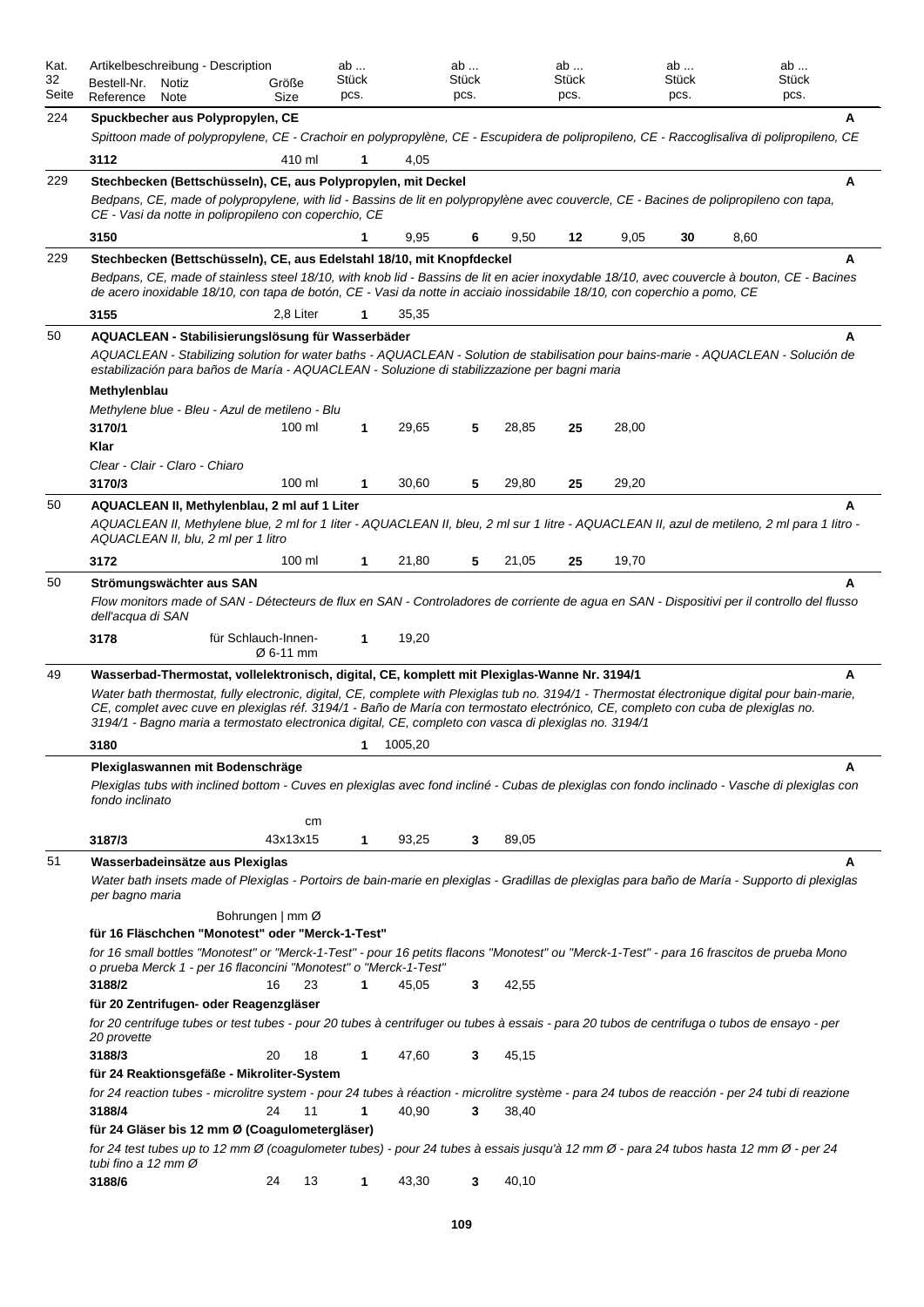| Kat. 32 Seite | Artikelbeschreibung - Description<br>Bestell-Nr. Reference | Notiz Note | Größe Size | ab ... Stück pcs. | | ab ... Stück pcs. | | ab ... Stück pcs. | | ab ... Stück pcs. | | ab ... Stück pcs. | |
|---|---|---|---|---|---|---|---|---|---|---|---|---|---|
| 224 | **Spuckbecher aus Polypropylen, CE** | | | | | | | | | | | | A |
| | *Spittoon made of polypropylene, CE - Crachoir en polypropylène, CE - Escupidera de polipropileno, CE - Raccoglisaliva di polipropileno, CE* | | | | | | | | | | | | |
| | **3112** | | 410 ml | **1** | 4,05 | | | | | | | | |
| 229 | **Stechbecken (Bettschüsseln), CE, aus Polypropylen, mit Deckel** | | | | | | | | | | | | A |
| | *Bedpans, CE, made of polypropylene, with lid - Bassins de lit en polypropylène avec couvercle, CE - Bacines de polipropileno con tapa, CE - Vasi da notte in polipropileno con coperchio, CE* | | | | | | | | | | | | |
| | **3150** | | | **1** | 9,95 | **6** | 9,50 | **12** | 9,05 | **30** | 8,60 | | |
| 229 | **Stechbecken (Bettschüsseln), CE, aus Edelstahl 18/10, mit Knopfdeckel** | | | | | | | | | | | | A |
| | *Bedpans, CE, made of stainless steel 18/10, with knob lid - Bassins de lit en acier inoxydable 18/10, avec couvercle à bouton, CE - Bacines de acero inoxidable 18/10, con tapa de botón, CE - Vasi da notte in acciaio inossidabile 18/10, con coperchio a pomo, CE* | | | | | | | | | | | | |
| | **3155** | | 2,8 Liter | **1** | 35,35 | | | | | | | | |
| 50 | **AQUACLEAN - Stabilisierungslösung für Wasserbäder** | | | | | | | | | | | | A |
| | *AQUACLEAN - Stabilizing solution for water baths - AQUACLEAN - Solution de stabilisation pour bains-marie - AQUACLEAN - Solución de estabilización para baños de María - AQUACLEAN - Soluzione di stabilizzazione per bagni maria* | | | | | | | | | | | | |
| | **Methylenblau** | | | | | | | | | | | | |
| | *Methylene blue - Bleu - Azul de metileno - Blu* | | | | | | | | | | | | |
| | **3170/1** | | 100 ml | **1** | 29,65 | **5** | 28,85 | **25** | 28,00 | | | | |
| | **Klar** | | | | | | | | | | | | |
| | *Clear - Clair - Claro - Chiaro* | | | | | | | | | | | | |
| | **3170/3** | | 100 ml | **1** | 30,60 | **5** | 29,80 | **25** | 29,20 | | | | |
| 50 | **AQUACLEAN II, Methylenblau, 2 ml auf 1 Liter** | | | | | | | | | | | | A |
| | *AQUACLEAN II, Methylene blue, 2 ml for 1 liter - AQUACLEAN II, bleu, 2 ml sur 1 litre - AQUACLEAN II, azul de metileno, 2 ml para 1 litro - AQUACLEAN II, blu, 2 ml per 1 litro* | | | | | | | | | | | | |
| | **3172** | | 100 ml | **1** | 21,80 | **5** | 21,05 | **25** | 19,70 | | | | |
| 50 | **Strömungswächter aus SAN** | | | | | | | | | | | | A |
| | *Flow monitors made of SAN - Détecteurs de flux en SAN - Controladores de corriente de agua en SAN - Dispositivi per il controllo del flusso dell'acqua di SAN* | | | | | | | | | | | | |
| | **3178** | | für Schlauch-Innen-Ø 6-11 mm | **1** | 19,20 | | | | | | | | |
| 49 | **Wasserbad-Thermostat, vollelektronisch, digital, CE, komplett mit Plexiglas-Wanne Nr. 3194/1** | | | | | | | | | | | | A |
| | *Water bath thermostat, fully electronic, digital, CE, complete with Plexiglas tub no. 3194/1 - Thermostat électronique digital pour bain-marie, CE, complet avec cuve en plexiglas réf. 3194/1 - Baño de María con termostato electrónico, CE, completo con cuba de plexiglas no. 3194/1 - Bagno maria a termostato electronica digital, CE, completo con vasca di plexiglas no. 3194/1* | | | | | | | | | | | | |
| | **3180** | | | **1** | 1005,20 | | | | | | | | |
| | **Plexiglaswannen mit Bodenschräge** | | | | | | | | | | | | A |
| | *Plexiglas tubs with inclined bottom - Cuves en plexiglas avec fond incliné - Cubas de plexiglas con fondo inclinado - Vasche di plexiglas con fondo inclinato* | | | | | | | | | | | | |
| | | | cm | | | | | | | | | | |
| | **3187/3** | | 43x13x15 | **1** | 93,25 | **3** | 89,05 | | | | | | |
| 51 | **Wasserbadeinsätze aus Plexiglas** | | | | | | | | | | | | A |
| | *Water bath insets made of Plexiglas - Portoirs de bain-marie en plexiglas - Gradillas de plexiglas para baño de María - Supporto di plexiglas per bagno maria* | | | | | | | | | | | | |
| | | | Bohrungen \| mm Ø | | | | | | | | | | |
| | **für 16 Fläschchen "Monotest" oder "Merck-1-Test"** | | | | | | | | | | | | |
| | *for 16 small bottles "Monotest" or "Merck-1-Test" - pour 16 petits flacons "Monotest" ou "Merck-1-Test" - para 16 frascitos de prueba Mono o prueba Merck 1 - per 16 flaconcini "Monotest" o "Merck-1-Test"* | | | | | | | | | | | | |
| | **3188/2** | | 16 \| 23 | **1** | 45,05 | **3** | 42,55 | | | | | | |
| | **für 20 Zentrifugen- oder Reagenzgläser** | | | | | | | | | | | | |
| | *for 20 centrifuge tubes or test tubes - pour 20 tubes à centrifuger ou tubes à essais - para 20 tubos de centrifuga o tubos de ensayo - per 20 provette* | | | | | | | | | | | | |
| | **3188/3** | | 20 \| 18 | **1** | 47,60 | **3** | 45,15 | | | | | | |
| | **für 24 Reaktionsgefäße - Mikroliter-System** | | | | | | | | | | | | |
| | *for 24 reaction tubes - microlitre system - pour 24 tubes à réaction - microlitre système - para 24 tubos de reacción - per 24 tubi di reazione* | | | | | | | | | | | | |
| | **3188/4** | | 24 \| 11 | **1** | 40,90 | **3** | 38,40 | | | | | | |
| | **für 24 Gläser bis 12 mm Ø (Coagulometergläser)** | | | | | | | | | | | | |
| | *for 24 test tubes up to 12 mm Ø (coagulometer tubes) - pour 24 tubes à essais jusqu'à 12 mm Ø - para 24 tubos hasta 12 mm Ø - per 24 tubi fino a 12 mm Ø* | | | | | | | | | | | | |
| | **3188/6** | | 24 \| 13 | **1** | 43,30 | **3** | 40,10 | | | | | | |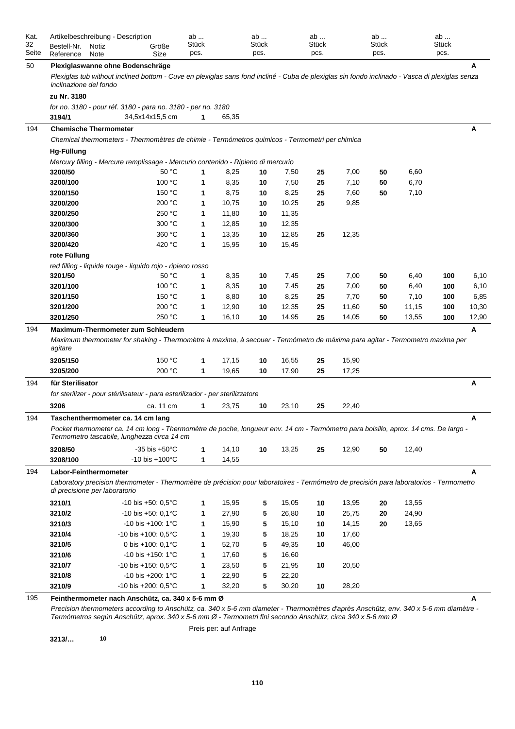| Kat. 32 Seite | Bestell-Nr. Reference | Notiz Note | Größe Size | ab ... Stück pcs. | | ab ... Stück pcs. | | ab ... Stück pcs. | | ab ... Stück pcs. | | ab ... Stück pcs. | | |
|---|---|---|---|---|---|---|---|---|---|---|---|---|---|---|
| 50 | **Plexiglaswanne ohne Bodenschräge** | | | | | | | | | | | | | **A** |
| | *Plexiglas tub without inclined bottom - Cuve en plexiglas sans fond incliné - Cuba de plexiglas sin fondo inclinado - Vasca di plexiglas senza inclinazione del fondo* | | | | | | | | | | | | | |
| | **zu Nr. 3180** | | | | | | | | | | | | | |
| | *for no. 3180 - pour réf. 3180 - para no. 3180 - per no. 3180* | | | | | | | | | | | | | |
| | **3194/1** | | 34,5x14x15,5 cm | **1** | 65,35 | | | | | | | | | |
| 194 | **Chemische Thermometer** | | | | | | | | | | | | | **A** |
| | *Chemical thermometers - Thermomètres de chimie - Termómetros quimicos - Termometri per chimica* | | | | | | | | | | | | | |
| | **Hg-Füllung** | | | | | | | | | | | | | |
| | *Mercury filling - Mercure remplissage - Mercurio contenido - Ripieno di mercurio* | | | | | | | | | | | | | |
| | **3200/50** | | 50 °C | **1** | 8,25 | **10** | 7,50 | **25** | 7,00 | **50** | 6,60 | | | |
| | **3200/100** | | 100 °C | **1** | 8,35 | **10** | 7,50 | **25** | 7,10 | **50** | 6,70 | | | |
| | **3200/150** | | 150 °C | **1** | 8,75 | **10** | 8,25 | **25** | 7,60 | **50** | 7,10 | | | |
| | **3200/200** | | 200 °C | **1** | 10,75 | **10** | 10,25 | **25** | 9,85 | | | | | |
| | **3200/250** | | 250 °C | **1** | 11,80 | **10** | 11,35 | | | | | | | |
| | **3200/300** | | 300 °C | **1** | 12,85 | **10** | 12,35 | | | | | | | |
| | **3200/360** | | 360 °C | **1** | 13,35 | **10** | 12,85 | **25** | 12,35 | | | | | |
| | **3200/420** | | 420 °C | **1** | 15,95 | **10** | 15,45 | | | | | | | |
| | **rote Füllung** | | | | | | | | | | | | | |
| | *red filling - liquide rouge - liquido rojo - ripieno rosso* | | | | | | | | | | | | | |
| | **3201/50** | | 50 °C | **1** | 8,35 | **10** | 7,45 | **25** | 7,00 | **50** | 6,40 | **100** | 6,10 | |
| | **3201/100** | | 100 °C | **1** | 8,35 | **10** | 7,45 | **25** | 7,00 | **50** | 6,40 | **100** | 6,10 | |
| | **3201/150** | | 150 °C | **1** | 8,80 | **10** | 8,25 | **25** | 7,70 | **50** | 7,10 | **100** | 6,85 | |
| | **3201/200** | | 200 °C | **1** | 12,90 | **10** | 12,35 | **25** | 11,60 | **50** | 11,15 | **100** | 10,30 | |
| | **3201/250** | | 250 °C | **1** | 16,10 | **10** | 14,95 | **25** | 14,05 | **50** | 13,55 | **100** | 12,90 | |
| 194 | **Maximum-Thermometer zum Schleudern** | | | | | | | | | | | | | **A** |
| | *Maximum thermometer for shaking - Thermomètre à maxima, à secouer - Termómetro de máxima para agitar - Termometro maxima per agitare* | | | | | | | | | | | | | |
| | **3205/150** | | 150 °C | **1** | 17,15 | **10** | 16,55 | **25** | 15,90 | | | | | |
| | **3205/200** | | 200 °C | **1** | 19,65 | **10** | 17,90 | **25** | 17,25 | | | | | |
| 194 | **für Sterilisator** | | | | | | | | | | | | | **A** |
| | *for sterilizer - pour stérilisateur - para esterilizador - per sterilizzatore* | | | | | | | | | | | | | |
| | **3206** | | ca. 11 cm | **1** | 23,75 | **10** | 23,10 | **25** | 22,40 | | | | | |
| 194 | **Taschenthermometer ca. 14 cm lang** | | | | | | | | | | | | | **A** |
| | *Pocket thermometer ca. 14 cm long - Thermomètre de poche, longueur env. 14 cm - Termómetro para bolsillo, aprox. 14 cms. De largo - Termometro tascabile, lunghezza circa 14 cm* | | | | | | | | | | | | | |
| | **3208/50** | | -35 bis +50°C | **1** | 14,10 | **10** | 13,25 | **25** | 12,90 | **50** | 12,40 | | | |
| | **3208/100** | | -10 bis +100°C | **1** | 14,55 | | | | | | | | | |
| 194 | **Labor-Feinthermometer** | | | | | | | | | | | | | **A** |
| | *Laboratory precision thermometer - Thermomètre de précision pour laboratoires - Termómetro de precisión para laboratorios - Termometro di precisione per laboratorio* | | | | | | | | | | | | | |
| | **3210/1** | | -10 bis +50: 0,5°C | **1** | 15,95 | **5** | 15,05 | **10** | 13,95 | **20** | 13,55 | | | |
| | **3210/2** | | -10 bis +50: 0,1°C | **1** | 27,90 | **5** | 26,80 | **10** | 25,75 | **20** | 24,90 | | | |
| | **3210/3** | | -10 bis +100: 1°C | **1** | 15,90 | **5** | 15,10 | **10** | 14,15 | **20** | 13,65 | | | |
| | **3210/4** | | -10 bis +100: 0,5°C | **1** | 19,30 | **5** | 18,25 | **10** | 17,60 | | | | | |
| | **3210/5** | | 0 bis +100: 0,1°C | **1** | 52,70 | **5** | 49,35 | **10** | 46,00 | | | | | |
| | **3210/6** | | -10 bis +150: 1°C | **1** | 17,60 | **5** | 16,60 | | | | | | | |
| | **3210/7** | | -10 bis +150: 0,5°C | **1** | 23,50 | **5** | 21,95 | **10** | 20,50 | | | | | |
| | **3210/8** | | -10 bis +200: 1°C | **1** | 22,90 | **5** | 22,20 | | | | | | | |
| | **3210/9** | | -10 bis +200: 0,5°C | **1** | 32,20 | **5** | 30,20 | **10** | 28,20 | | | | | |
| 195 | **Feinthermometer nach Anschütz, ca. 340 x 5-6 mm Ø** | | | | | | | | | | | | | **A** |
| | *Precision thermometers according to Anschütz, ca. 340 x 5-6 mm diameter - Thermomètres d'après Anschütz, env. 340 x 5-6 mm diamètre - Termómetros según Anschütz, aprox. 340 x 5-6 mm Ø - Termometri fini secondo Anschütz, circa 340 x 5-6 mm Ø* | | | | | | | | | | | | | |
| | | | | Preis per: auf Anfrage | | | | | | | | | | |
| | **3213/…** | **10** | | | | | | | | | | | | |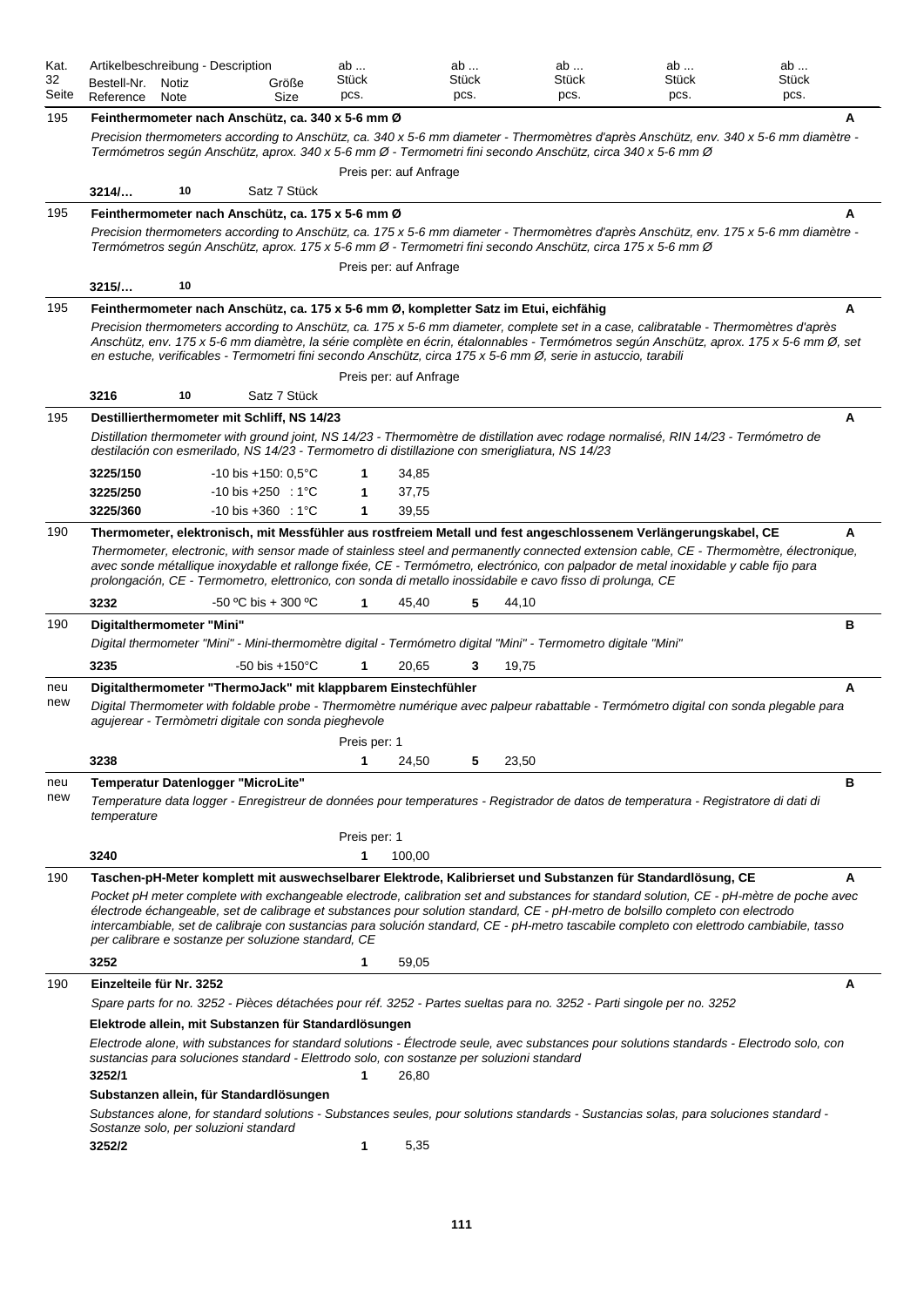| Kat. 32 Seite | Artikelbeschreibung - Description<br>Bestell-Nr. Reference | Notiz Note | Größe Size | ab ... Stück pcs. | | ab ... Stück pcs. | | ab ... Stück pcs. | ab ... Stück pcs. | ab ... Stück pcs. | |
|---|---|---|---|---|---|---|---|---|---|---|---|
| 195 | **Feinthermometer nach Anschütz, ca. 340 x 5-6 mm Ø** | | | | | | | | | | A |
| | *Precision thermometers according to Anschütz, ca. 340 x 5-6 mm diameter - Thermomètres d'après Anschütz, env. 340 x 5-6 mm diamètre - Termómetros según Anschütz, aprox. 340 x 5-6 mm Ø - Termometri fini secondo Anschütz, circa 340 x 5-6 mm Ø* | | | | | | | | | | |
| | | | | Preis per: auf Anfrage | | | | | | | |
| | **3214/…** | **10** | Satz 7 Stück | | | | | | | | |
| 195 | **Feinthermometer nach Anschütz, ca. 175 x 5-6 mm Ø** | | | | | | | | | | A |
| | *Precision thermometers according to Anschütz, ca. 175 x 5-6 mm diameter - Thermomètres d'après Anschütz, env. 175 x 5-6 mm diamètre - Termómetros según Anschütz, aprox. 175 x 5-6 mm Ø - Termometri fini secondo Anschütz, circa 175 x 5-6 mm Ø* | | | | | | | | | | |
| | | | | Preis per: auf Anfrage | | | | | | | |
| | **3215/…** | **10** | | | | | | | | | |
| 195 | **Feinthermometer nach Anschütz, ca. 175 x 5-6 mm Ø, kompletter Satz im Etui, eichfähig** | | | | | | | | | | A |
| | *Precision thermometers according to Anschütz, ca. 175 x 5-6 mm diameter, complete set in a case, calibratable - Thermomètres d'après Anschütz, env. 175 x 5-6 mm diamètre, la série complète en écrin, étalonnables - Termómetros según Anschütz, aprox. 175 x 5-6 mm Ø, set en estuche, verificables - Termometri fini secondo Anschütz, circa 175 x 5-6 mm Ø, serie in astuccio, tarabili* | | | | | | | | | | |
| | | | | Preis per: auf Anfrage | | | | | | | |
| | **3216** | **10** | Satz 7 Stück | | | | | | | | |
| 195 | **Destillierthermometer mit Schliff, NS 14/23** | | | | | | | | | | A |
| | *Distillation thermometer with ground joint, NS 14/23 - Thermomètre de distillation avec rodage normalisé, RIN 14/23 - Termómetro de destilación con esmerilado, NS 14/23 - Termometro di distillazione con smerigliatura, NS 14/23* | | | | | | | | | | |
| | **3225/150** | | -10 bis +150: 0,5°C | **1** | 34,85 | | | | | | |
| | **3225/250** | | -10 bis +250 : 1°C | **1** | 37,75 | | | | | | |
| | **3225/360** | | -10 bis +360 : 1°C | **1** | 39,55 | | | | | | |
| 190 | **Thermometer, elektronisch, mit Messfühler aus rostfreiem Metall und fest angeschlossenem Verlängerungskabel, CE** | | | | | | | | | | A |
| | *Thermometer, electronic, with sensor made of stainless steel and permanently connected extension cable, CE - Thermomètre, électronique, avec sonde métallique inoxydable et rallonge fixée, CE - Termómetro, electrónico, con palpador de metal inoxidable y cable fijo para prolongación, CE - Termometro, elettronico, con sonda di metallo inossidabile e cavo fisso di prolunga, CE* | | | | | | | | | | |
| | **3232** | | -50 ºC bis + 300 ºC | **1** | 45,40 | **5** | 44,10 | | | | |
| 190 | **Digitalthermometer "Mini"** | | | | | | | | | | B |
| | *Digital thermometer "Mini" - Mini-thermomètre digital - Termómetro digital "Mini" - Termometro digitale "Mini"* | | | | | | | | | | |
| | **3235** | | -50 bis +150°C | **1** | 20,65 | **3** | 19,75 | | | | |
| neu new | **Digitalthermometer "ThermoJack" mit klappbarem Einstechfühler** | | | | | | | | | | A |
| | *Digital Thermometer with foldable probe - Thermomètre numérique avec palpeur rabattable - Termómetro digital con sonda plegable para agujerear - Termòmetri digitale con sonda pieghevole* | | | | | | | | | | |
| | | | | Preis per: 1 | | | | | | | |
| | **3238** | | | **1** | 24,50 | **5** | 23,50 | | | | |
| neu new | **Temperatur Datenlogger "MicroLite"** | | | | | | | | | | B |
| | *Temperature data logger - Enregistreur de données pour temperatures - Registrador de datos de temperatura - Registratore di dati di temperature* | | | | | | | | | | |
| | | | | Preis per: 1 | | | | | | | |
| | **3240** | | | **1** | 100,00 | | | | | | |
| 190 | **Taschen-pH-Meter komplett mit auswechselbarer Elektrode, Kalibrierset und Substanzen für Standardlösung, CE** | | | | | | | | | | A |
| | *Pocket pH meter complete with exchangeable electrode, calibration set and substances for standard solution, CE - pH-mètre de poche avec électrode échangeable, set de calibrage et substances pour solution standard, CE - pH-metro de bolsillo completo con electrodo intercambiable, set de calibraje con sustancias para solución standard, CE - pH-metro tascabile completo con elettrodo cambiabile, tasso per calibrare e sostanze per soluzione standard, CE* | | | | | | | | | | |
| | **3252** | | | **1** | 59,05 | | | | | | |
| 190 | **Einzelteile für Nr. 3252** | | | | | | | | | | A |
| | *Spare parts for no. 3252 - Pièces détachées pour réf. 3252 - Partes sueltas para no. 3252 - Parti singole per no. 3252* | | | | | | | | | | |
| | **Elektrode allein, mit Substanzen für Standardlösungen** | | | | | | | | | | |
| | *Electrode alone, with substances for standard solutions - Électrode seule, avec substances pour solutions standards - Electrodo solo, con sustancias para soluciones standard - Elettrodo solo, con sostanze per soluzioni standard* | | | | | | | | | | |
| | **3252/1** | | | **1** | 26,80 | | | | | | |
| | **Substanzen allein, für Standardlösungen** | | | | | | | | | | |
| | *Substances alone, for standard solutions - Substances seules, pour solutions standards - Sustancias solas, para soluciones standard - Sostanze solo, per soluzioni standard* | | | | | | | | | | |
| | **3252/2** | | | **1** | 5,35 | | | | | | |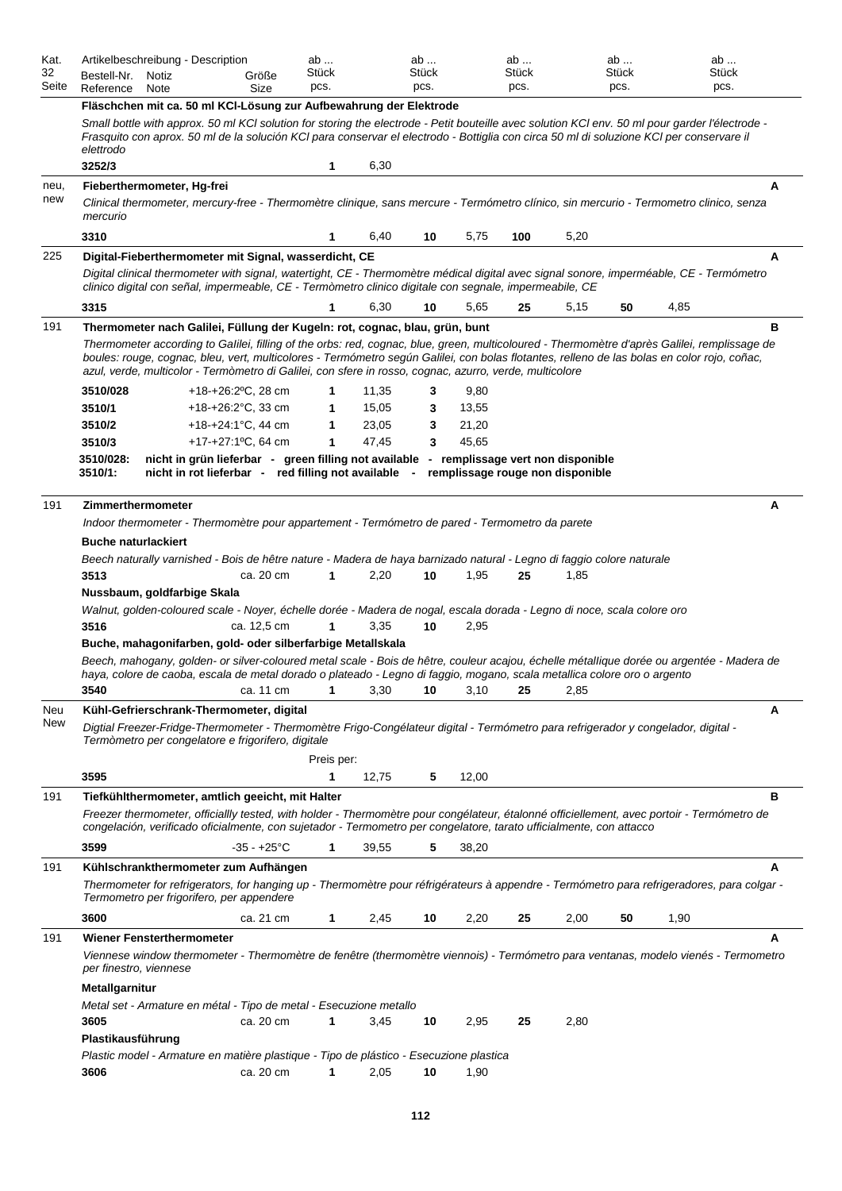| Kat. 32 Seite | Artikelbeschreibung - Description<br>Bestell-Nr. Reference | Notiz Note | Größe Size | ab ... Stück pcs. | | ab ... Stück pcs. | | ab ... Stück pcs. | | ab ... Stück pcs. | | ab ... Stück pcs. | | |
|---|---|---|---|---|---|---|---|---|---|---|---|---|---|---|
| | **Fläschchen mit ca. 50 ml KCl-Lösung zur Aufbewahrung der Elektrode** | | | | | | | | | | | | | |
| | *Small bottle with approx. 50 ml KCl solution for storing the electrode - Petit bouteille avec solution KCl env. 50 ml pour garder l'électrode - Frasquito con aprox. 50 ml de la solución KCl para conservar el electrodo - Bottiglia con circa 50 ml di soluzione KCl per conservare il elettrodo* | | | | | | | | | | | | | |
| | **3252/3** | | | **1** | 6,30 | | | | | | | | | |
| neu, new | **Fieberthermometer, Hg-frei** | | | | | | | | | | | | | **A** |
| | *Clinical thermometer, mercury-free - Thermomètre clinique, sans mercure - Termómetro clínico, sin mercurio - Termometro clinico, senza mercurio* | | | | | | | | | | | | | |
| | **3310** | | | **1** | 6,40 | **10** | 5,75 | **100** | 5,20 | | | | | |
| 225 | **Digital-Fieberthermometer mit Signal, wasserdicht, CE** | | | | | | | | | | | | | **A** |
| | *Digital clinical thermometer with signal, watertight, CE - Thermomètre médical digital avec signal sonore, imperméable, CE - Termómetro clinico digital con señal, impermeable, CE - Termòmetro clinico digitale con segnale, impermeabile, CE* | | | | | | | | | | | | | |
| | **3315** | | | **1** | 6,30 | **10** | 5,65 | **25** | 5,15 | **50** | 4,85 | | | |
| 191 | **Thermometer nach Galilei, Füllung der Kugeln: rot, cognac, blau, grün, bunt** | | | | | | | | | | | | | **B** |
| | *Thermometer according to Galilei, filling of the orbs: red, cognac, blue, green, multicoloured - Thermomètre d'après Galilei, remplissage de boules: rouge, cognac, bleu, vert, multicolores - Termómetro según Galilei, con bolas flotantes, relleno de las bolas en color rojo, coñac, azul, verde, multicolor - Termòmetro di Galilei, con sfere in rosso, cognac, azurro, verde, multicolore* | | | | | | | | | | | | | |
| | **3510/028** | | +18-+26:2ºC, 28 cm | **1** | 11,35 | **3** | 9,80 | | | | | | | |
| | **3510/1** | | +18-+26:2°C, 33 cm | **1** | 15,05 | **3** | 13,55 | | | | | | | |
| | **3510/2** | | +18-+24:1°C, 44 cm | **1** | 23,05 | **3** | 21,20 | | | | | | | |
| | **3510/3** | | +17-+27:1ºC, 64 cm | **1** | 47,45 | **3** | 45,65 | | | | | | | |
| | **3510/028:** | **nicht in grün lieferbar - green filling not available - remplissage vert non disponible** | | | | | | | | | | | | |
| | **3510/1:** | **nicht in rot lieferbar - red filling not available - remplissage rouge non disponible** | | | | | | | | | | | | |
| 191 | **Zimmerthermometer** | | | | | | | | | | | | | **A** |
| | *Indoor thermometer - Thermomètre pour appartement - Termómetro de pared - Termometro da parete* | | | | | | | | | | | | | |
| | **Buche naturlackiert** | | | | | | | | | | | | | |
| | *Beech naturally varnished - Bois de hêtre nature - Madera de haya barnizado natural - Legno di faggio colore naturale* | | | | | | | | | | | | | |
| | **3513** | | ca. 20 cm | **1** | 2,20 | **10** | 1,95 | **25** | 1,85 | | | | | |
| | **Nussbaum, goldfarbige Skala** | | | | | | | | | | | | | |
| | *Walnut, golden-coloured scale - Noyer, échelle dorée - Madera de nogal, escala dorada - Legno di noce, scala colore oro* | | | | | | | | | | | | | |
| | **3516** | | ca. 12,5 cm | **1** | 3,35 | **10** | 2,95 | | | | | | | |
| | **Buche, mahagonifarben, gold- oder silberfarbige Metallskala** | | | | | | | | | | | | | |
| | *Beech, mahogany, golden- or silver-coloured metal scale - Bois de hêtre, couleur acajou, échelle métallique dorée ou argentée - Madera de haya, colore de caoba, escala de metal dorado o plateado - Legno di faggio, mogano, scala metallica colore oro o argento* | | | | | | | | | | | | | |
| | **3540** | | ca. 11 cm | **1** | 3,30 | **10** | 3,10 | **25** | 2,85 | | | | | |
| Neu New | **Kühl-Gefrierschrank-Thermometer, digital** | | | | | | | | | | | | | **A** |
| | *Digtial Freezer-Fridge-Thermometer - Thermomètre Frigo-Congélateur digital - Termómetro para refrigerador y congelador, digital - Termòmetro per congelatore e frigorifero, digitale* | | | | | | | | | | | | | |
| | | | | Preis per: | | | | | | | | | | |
| | **3595** | | | **1** | 12,75 | **5** | 12,00 | | | | | | | |
| 191 | **Tiefkühlthermometer, amtlich geeicht, mit Halter** | | | | | | | | | | | | | **B** |
| | *Freezer thermometer, officiallly tested, with holder - Thermomètre pour congélateur, étalonné officiellement, avec portoir - Termómetro de congelación, verificado oficialmente, con sujetador - Termometro per congelatore, tarato ufficialmente, con attacco* | | | | | | | | | | | | | |
| | **3599** | | -35 - +25°C | **1** | 39,55 | **5** | 38,20 | | | | | | | |
| 191 | **Kühlschrankthermometer zum Aufhängen** | | | | | | | | | | | | | **A** |
| | *Thermometer for refrigerators, for hanging up - Thermomètre pour réfrigérateurs à appendre - Termómetro para refrigeradores, para colgar - Termometro per frigorifero, per appendere* | | | | | | | | | | | | | |
| | **3600** | | ca. 21 cm | **1** | 2,45 | **10** | 2,20 | **25** | 2,00 | **50** | 1,90 | | | |
| 191 | **Wiener Fensterthermometer** | | | | | | | | | | | | | **A** |
| | *Viennese window thermometer - Thermomètre de fenêtre (thermomètre viennois) - Termómetro para ventanas, modelo vienés - Termometro per finestro, viennese* | | | | | | | | | | | | | |
| | **Metallgarnitur** | | | | | | | | | | | | | |
| | *Metal set - Armature en métal - Tipo de metal - Esecuzione metallo* | | | | | | | | | | | | | |
| | **3605** | | ca. 20 cm | **1** | 3,45 | **10** | 2,95 | **25** | 2,80 | | | | | |
| | **Plastikausführung** | | | | | | | | | | | | | |
| | *Plastic model - Armature en matière plastique - Tipo de plástico - Esecuzione plastica* | | | | | | | | | | | | | |
| | **3606** | | ca. 20 cm | **1** | 2,05 | **10** | 1,90 | | | | | | | |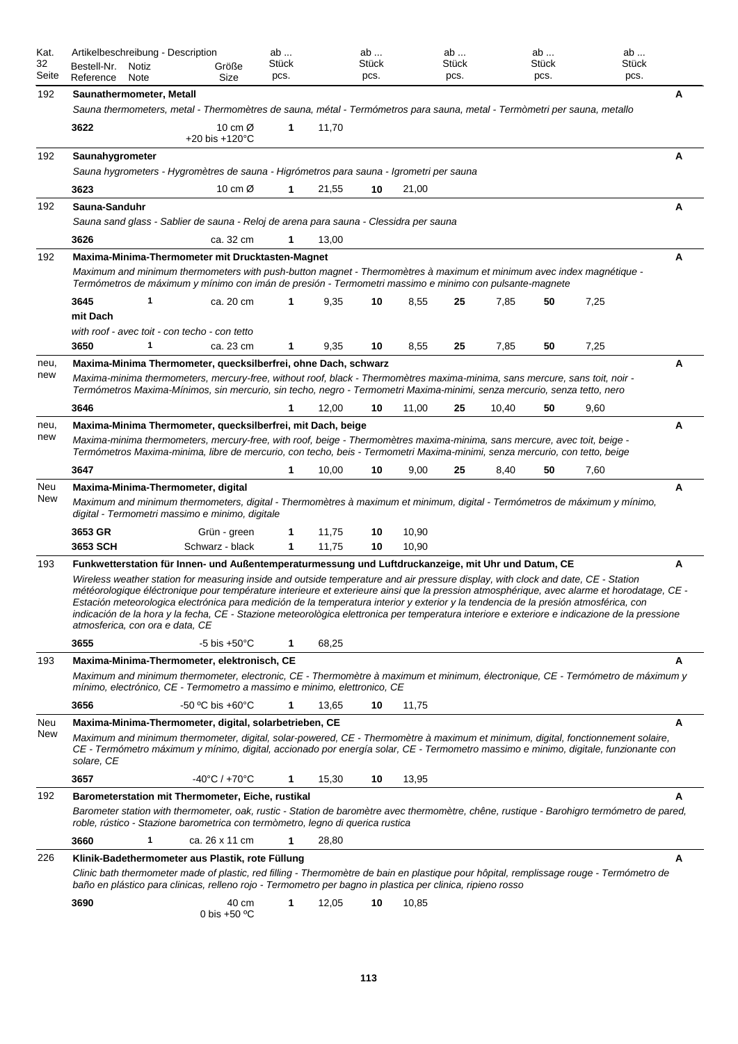| Kat. 32 Seite | Artikelbeschreibung - Description<br>Bestell-Nr. Reference | Notiz Note | Größe Size | ab ... Stück pcs. | | ab ... Stück pcs. | | ab ... Stück pcs. | | ab ... Stück pcs. | | ab ... Stück pcs. | |
|---|---|---|---|---|---|---|---|---|---|---|---|---|---|
| 192 | **Saunathermometer, Metall**<br>*Sauna thermometers, metal - Thermomètres de sauna, métal - Termómetros para sauna, metal - Termòmetri per sauna, metallo* | | | | | | | | | | | | A |
| | **3622** | | 10 cm Ø<br>+20 bis +120°C | **1** | 11,70 | | | | | | | | |
| 192 | **Saunahygrometer**<br>*Sauna hygrometers - Hygromètres de sauna - Higrómetros para sauna - Igrometri per sauna* | | | | | | | | | | | | A |
| | **3623** | | 10 cm Ø | **1** | 21,55 | **10** | 21,00 | | | | | | |
| 192 | **Sauna-Sanduhr**<br>*Sauna sand glass - Sablier de sauna - Reloj de arena para sauna - Clessidra per sauna* | | | | | | | | | | | | A |
| | **3626** | | ca. 32 cm | **1** | 13,00 | | | | | | | | |
| 192 | **Maxima-Minima-Thermometer mit Drucktasten-Magnet**<br>*Maximum and minimum thermometers with push-button magnet - Thermomètres à maximum et minimum avec index magnétique - Termómetros de máximum y mínimo con imán de presión - Termometri massimo e minimo con pulsante-magnete* | | | | | | | | | | | | A |
| | **3645** | 1 | ca. 20 cm | **1** | 9,35 | **10** | 8,55 | **25** | 7,85 | **50** | 7,25 | | |
| | **mit Dach**<br>*with roof - avec toit - con techo - con tetto* | | | | | | | | | | | | |
| | **3650** | 1 | ca. 23 cm | **1** | 9,35 | **10** | 8,55 | **25** | 7,85 | **50** | 7,25 | | |
| neu, new | **Maxima-Minima Thermometer, quecksilberfrei, ohne Dach, schwarz**<br>*Maxima-minima thermometers, mercury-free, without roof, black - Thermomètres maxima-minima, sans mercure, sans toit, noir - Termómetros Maxima-Mínimos, sin mercurio, sin techo, negro - Termometri Maxima-minimi, senza mercurio, senza tetto, nero* | | | | | | | | | | | | A |
| | **3646** | | | **1** | 12,00 | **10** | 11,00 | **25** | 10,40 | **50** | 9,60 | | |
| neu, new | **Maxima-Minima Thermometer, quecksilberfrei, mit Dach, beige**<br>*Maxima-minima thermometers, mercury-free, with roof, beige - Thermomètres maxima-minima, sans mercure, avec toit, beige - Termómetros Maxima-minima, libre de mercurio, con techo, beis - Termometri Maxima-minimi, senza mercurio, con tetto, beige* | | | | | | | | | | | | A |
| | **3647** | | | **1** | 10,00 | **10** | 9,00 | **25** | 8,40 | **50** | 7,60 | | |
| Neu New | **Maxima-Minima-Thermometer, digital**<br>*Maximum and minimum thermometers, digital - Thermomètres à maximum et minimum, digital - Termómetros de máximum y mínimo, digital - Termometri massimo e minimo, digitale* | | | | | | | | | | | | A |
| | **3653 GR** | | Grün - green | **1** | 11,75 | **10** | 10,90 | | | | | | |
| | **3653 SCH** | | Schwarz - black | **1** | 11,75 | **10** | 10,90 | | | | | | |
| 193 | **Funkwetterstation für Innen- und Außentemperaturmessung und Luftdruckanzeige, mit Uhr und Datum, CE**<br>*Wireless weather station for measuring inside and outside temperature and air pressure display, with clock and date, CE - Station météorologique éléctronique pour température interieure et exterieure ainsi que la pression atmosphérique, avec alarme et horodatage, CE - Estación meteorologica electrónica para medición de la temperatura interior y exterior y la tendencia de la presión atmosférica, con indicación de la hora y la fecha, CE - Stazione meteorològica elettronica per temperatura interiore e exteriore e indicazione de la pressione atmosferica, con ora e data, CE* | | | | | | | | | | | | A |
| | **3655** | | -5 bis +50°C | **1** | 68,25 | | | | | | | | |
| 193 | **Maxima-Minima-Thermometer, elektronisch, CE**<br>*Maximum and minimum thermometer, electronic, CE - Thermomètre à maximum et minimum, électronique, CE - Termómetro de máximum y mínimo, electrónico, CE - Termometro a massimo e minimo, elettronico, CE* | | | | | | | | | | | | A |
| | **3656** | | -50 ºC bis +60°C | **1** | 13,65 | **10** | 11,75 | | | | | | |
| Neu New | **Maxima-Minima-Thermometer, digital, solarbetrieben, CE**<br>*Maximum and minimum thermometer, digital, solar-powered, CE - Thermomètre à maximum et minimum, digital, fonctionnement solaire, CE - Termómetro máximum y mínimo, digital, accionado por energía solar, CE - Termometro massimo e minimo, digitale, funzionante con solare, CE* | | | | | | | | | | | | A |
| | **3657** | | -40°C / +70°C | **1** | 15,30 | **10** | 13,95 | | | | | | |
| 192 | **Barometerstation mit Thermometer, Eiche, rustikal**<br>*Barometer station with thermometer, oak, rustic - Station de baromètre avec thermomètre, chêne, rustique - Barohigro termómetro de pared, roble, rústico - Stazione barometrica con termòmetro, legno di querica rustica* | | | | | | | | | | | | A |
| | **3660** | 1 | ca. 26 x 11 cm | **1** | 28,80 | | | | | | | | |
| 226 | **Klinik-Badethermometer aus Plastik, rote Füllung**<br>*Clinic bath thermometer made of plastic, red filling - Thermomètre de bain en plastique pour hôpital, remplissage rouge - Termómetro de baño en plástico para clinicas, relleno rojo - Termometro per bagno in plastica per clinica, ripieno rosso* | | | | | | | | | | | | A |
| | **3690** | | 40 cm<br>0 bis +50 ºC | **1** | 12,05 | **10** | 10,85 | | | | | | |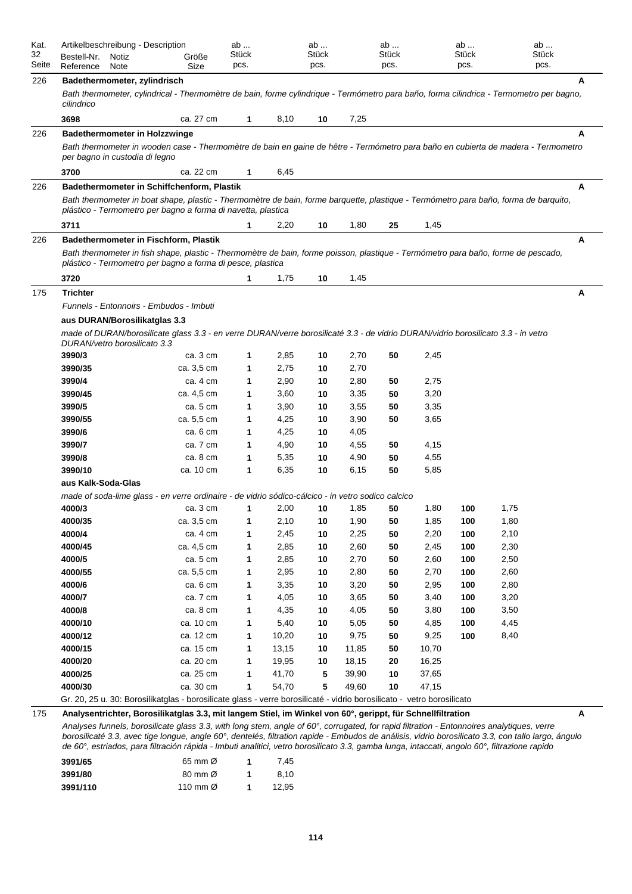| Kat. 32 Seite | Bestell-Nr. Reference | Notiz Note | Größe Size | ab ... Stück pcs. | | ab ... Stück pcs. | | ab ... Stück pcs. | | ab ... Stück pcs. | | ab ... Stück pcs. | |
|---|---|---|---|---|---|---|---|---|---|---|---|---|---|---|---|
| 226 | **Badethermometer, zylindrisch** | | | | | | | | | | | | | | A |
| | *Bath thermometer, cylindrical - Thermomètre de bain, forme cylindrique - Termómetro para baño, forma cilindrica - Termometro per bagno, cilindrico* | | | | | | | | | | | | | | |
| | **3698** | | ca. 27 cm | **1** | 8,10 | **10** | 7,25 | | | | | | | | |
| 226 | **Badethermometer in Holzzwinge** | | | | | | | | | | | | | | A |
| | *Bath thermometer in wooden case - Thermomètre de bain en gaine de hêtre - Termómetro para baño en cubierta de madera - Termometro per bagno in custodia di legno* | | | | | | | | | | | | | | |
| | **3700** | | ca. 22 cm | **1** | 6,45 | | | | | | | | | | |
| 226 | **Badethermometer in Schiffchenform, Plastik** | | | | | | | | | | | | | | A |
| | *Bath thermometer in boat shape, plastic - Thermomètre de bain, forme barquette, plastique - Termómetro para baño, forma de barquito, plástico - Termometro per bagno a forma di navetta, plastica* | | | | | | | | | | | | | | |
| | **3711** | | | **1** | 2,20 | **10** | 1,80 | **25** | 1,45 | | | | | | |
| 226 | **Badethermometer in Fischform, Plastik** | | | | | | | | | | | | | | A |
| | *Bath thermometer in fish shape, plastic - Thermomètre de bain, forme poisson, plastique - Termómetro para baño, forme de pescado, plástico - Termometro per bagno a forma di pesce, plastica* | | | | | | | | | | | | | | |
| | **3720** | | | **1** | 1,75 | **10** | 1,45 | | | | | | | | |
| 175 | **Trichter** | | | | | | | | | | | | | | A |
| | *Funnels - Entonnoirs - Embudos - Imbuti* | | | | | | | | | | | | | | |
| | **aus DURAN/Borosilikatglas 3.3** | | | | | | | | | | | | | | |
| | *made of DURAN/borosilicate glass 3.3 - en verre DURAN/verre borosilicaté 3.3 - de vidrio DURAN/vidrio borosilicato 3.3 - in vetro DURAN/vetro borosilicato 3.3* | | | | | | | | | | | | | | |
| | **3990/3** | | ca. 3 cm | **1** | 2,85 | **10** | 2,70 | **50** | 2,45 | | | | | | |
| | **3990/35** | | ca. 3,5 cm | **1** | 2,75 | **10** | 2,70 | | | | | | | | |
| | **3990/4** | | ca. 4 cm | **1** | 2,90 | **10** | 2,80 | **50** | 2,75 | | | | | | |
| | **3990/45** | | ca. 4,5 cm | **1** | 3,60 | **10** | 3,35 | **50** | 3,20 | | | | | | |
| | **3990/5** | | ca. 5 cm | **1** | 3,90 | **10** | 3,55 | **50** | 3,35 | | | | | | |
| | **3990/55** | | ca. 5,5 cm | **1** | 4,25 | **10** | 3,90 | **50** | 3,65 | | | | | | |
| | **3990/6** | | ca. 6 cm | **1** | 4,25 | **10** | 4,05 | | | | | | | | |
| | **3990/7** | | ca. 7 cm | **1** | 4,90 | **10** | 4,55 | **50** | 4,15 | | | | | | |
| | **3990/8** | | ca. 8 cm | **1** | 5,35 | **10** | 4,90 | **50** | 4,55 | | | | | | |
| | **3990/10** | | ca. 10 cm | **1** | 6,35 | **10** | 6,15 | **50** | 5,85 | | | | | | |
| | **aus Kalk-Soda-Glas** | | | | | | | | | | | | | | |
| | *made of soda-lime glass - en verre ordinaire - de vidrio sódico-cálcico - in vetro sodico calcico* | | | | | | | | | | | | | | |
| | **4000/3** | | ca. 3 cm | **1** | 2,00 | **10** | 1,85 | **50** | 1,80 | **100** | 1,75 | | | | |
| | **4000/35** | | ca. 3,5 cm | **1** | 2,10 | **10** | 1,90 | **50** | 1,85 | **100** | 1,80 | | | | |
| | **4000/4** | | ca. 4 cm | **1** | 2,45 | **10** | 2,25 | **50** | 2,20 | **100** | 2,10 | | | | |
| | **4000/45** | | ca. 4,5 cm | **1** | 2,85 | **10** | 2,60 | **50** | 2,45 | **100** | 2,30 | | | | |
| | **4000/5** | | ca. 5 cm | **1** | 2,85 | **10** | 2,70 | **50** | 2,60 | **100** | 2,50 | | | | |
| | **4000/55** | | ca. 5,5 cm | **1** | 2,95 | **10** | 2,80 | **50** | 2,70 | **100** | 2,60 | | | | |
| | **4000/6** | | ca. 6 cm | **1** | 3,35 | **10** | 3,20 | **50** | 2,95 | **100** | 2,80 | | | | |
| | **4000/7** | | ca. 7 cm | **1** | 4,05 | **10** | 3,65 | **50** | 3,40 | **100** | 3,20 | | | | |
| | **4000/8** | | ca. 8 cm | **1** | 4,35 | **10** | 4,05 | **50** | 3,80 | **100** | 3,50 | | | | |
| | **4000/10** | | ca. 10 cm | **1** | 5,40 | **10** | 5,05 | **50** | 4,85 | **100** | 4,45 | | | | |
| | **4000/12** | | ca. 12 cm | **1** | 10,20 | **10** | 9,75 | **50** | 9,25 | **100** | 8,40 | | | | |
| | **4000/15** | | ca. 15 cm | **1** | 13,15 | **10** | 11,85 | **50** | 10,70 | | | | | | |
| | **4000/20** | | ca. 20 cm | **1** | 19,95 | **10** | 18,15 | **20** | 16,25 | | | | | | |
| | **4000/25** | | ca. 25 cm | **1** | 41,70 | **5** | 39,90 | **10** | 37,65 | | | | | | |
| | **4000/30** | | ca. 30 cm | **1** | 54,70 | **5** | 49,60 | **10** | 47,15 | | | | | | |
| | Gr. 20, 25 u. 30: Borosilikatglas - borosilicate glass - verre borosilicaté - vidrio borosilicato - vetro borosilicato | | | | | | | | | | | | | | |
| 175 | **Analysentrichter, Borosilikatglas 3.3, mit langem Stiel, im Winkel von 60°, gerippt, für Schnellfiltration** | | | | | | | | | | | | | | A |
| | *Analyses funnels, borosilicate glass 3.3, with long stem, angle of 60°, corrugated, for rapid filtration - Entonnoires analytiques, verre borosilicaté 3.3, avec tige longue, angle 60°, dentelés, filtration rapide - Embudos de análisis, vidrio borosilicato 3.3, con tallo largo, ángulo de 60°, estriados, para filtración rápida - Imbuti analitici, vetro borosilicato 3.3, gamba lunga, intaccati, angolo 60°, filtrazione rapido* | | | | | | | | | | | | | | |
| | **3991/65** | | 65 mm Ø | **1** | 7,45 | | | | | | | | | | |
| | **3991/80** | | 80 mm Ø | **1** | 8,10 | | | | | | | | | | |
| | **3991/110** | | 110 mm Ø | **1** | 12,95 | | | | | | | | | | |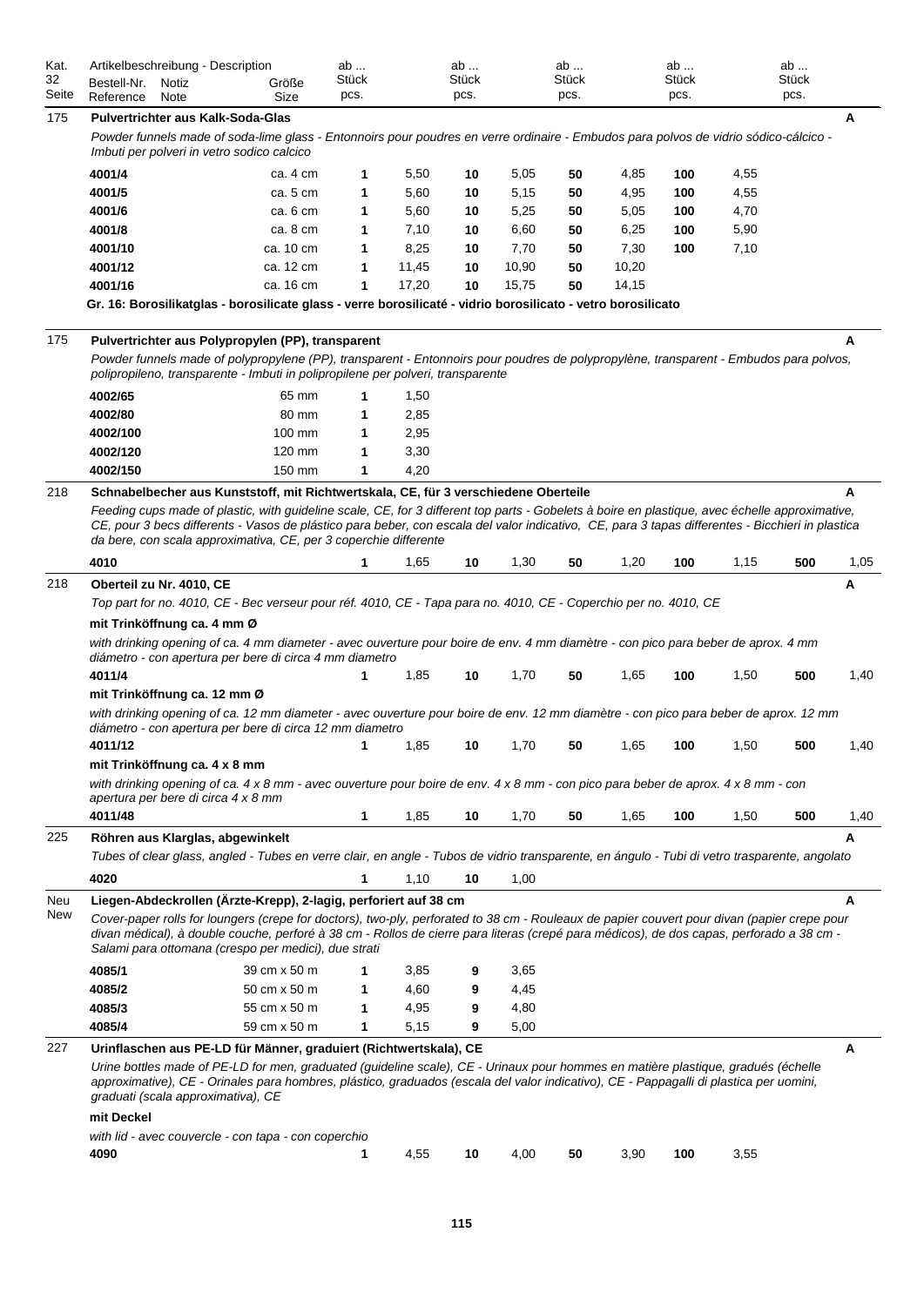| Kat. 32 Seite | Artikelbeschreibung - Description Bestell-Nr. Reference | Notiz Note | Größe Size | ab ... Stück pcs. | | ab ... Stück pcs. | | ab ... Stück pcs. | | ab ... Stück pcs. | | ab ... Stück pcs. | |
|---|---|---|---|---|---|---|---|---|---|---|---|---|---|
| 175 | **Pulvertrichter aus Kalk-Soda-Glas** | | | | | | | | | | | | **A** |
| | *Powder funnels made of soda-lime glass - Entonnoirs pour poudres en verre ordinaire - Embudos para polvos de vidrio sódico-cálcico - Imbuti per polveri in vetro sodico calcico* | | | | | | | | | | | | |
| | **4001/4** | | ca. 4 cm | **1** | 5,50 | **10** | 5,05 | **50** | 4,85 | **100** | 4,55 | | |
| | **4001/5** | | ca. 5 cm | **1** | 5,60 | **10** | 5,15 | **50** | 4,95 | **100** | 4,55 | | |
| | **4001/6** | | ca. 6 cm | **1** | 5,60 | **10** | 5,25 | **50** | 5,05 | **100** | 4,70 | | |
| | **4001/8** | | ca. 8 cm | **1** | 7,10 | **10** | 6,60 | **50** | 6,25 | **100** | 5,90 | | |
| | **4001/10** | | ca. 10 cm | **1** | 8,25 | **10** | 7,70 | **50** | 7,30 | **100** | 7,10 | | |
| | **4001/12** | | ca. 12 cm | **1** | 11,45 | **10** | 10,90 | **50** | 10,20 | | | | |
| | **4001/16** | | ca. 16 cm | **1** | 17,20 | **10** | 15,75 | **50** | 14,15 | | | | |
| | **Gr. 16: Borosilikatglas - borosilicate glass - verre borosilicaté - vidrio borosilicato - vetro borosilicato** | | | | | | | | | | | | |
| 175 | **Pulvertrichter aus Polypropylen (PP), transparent** | | | | | | | | | | | | **A** |
| | *Powder funnels made of polypropylene (PP), transparent - Entonnoirs pour poudres de polypropylène, transparent - Embudos para polvos, polipropileno, transparente - Imbuti in polipropilene per polveri, transparente* | | | | | | | | | | | | |
| | **4002/65** | | 65 mm | **1** | 1,50 | | | | | | | | |
| | **4002/80** | | 80 mm | **1** | 2,85 | | | | | | | | |
| | **4002/100** | | 100 mm | **1** | 2,95 | | | | | | | | |
| | **4002/120** | | 120 mm | **1** | 3,30 | | | | | | | | |
| | **4002/150** | | 150 mm | **1** | 4,20 | | | | | | | | |
| 218 | **Schnabelbecher aus Kunststoff, mit Richtwertskala, CE, für 3 verschiedene Oberteile** | | | | | | | | | | | | **A** |
| | *Feeding cups made of plastic, with guideline scale, CE, for 3 different top parts - Gobelets à boire en plastique, avec échelle approximative, CE, pour 3 becs differents - Vasos de plástico para beber, con escala del valor indicativo, CE, para 3 tapas diferentes - Bicchieri in plastica da bere, con scala approximativa, CE, per 3 coperchie differente* | | | | | | | | | | | | |
| | **4010** | | | **1** | 1,65 | **10** | 1,30 | **50** | 1,20 | **100** | 1,15 | **500** | 1,05 |
| 218 | **Oberteil zu Nr. 4010, CE** | | | | | | | | | | | | **A** |
| | *Top part for no. 4010, CE - Bec verseur pour réf. 4010, CE - Tapa para no. 4010, CE - Coperchio per no. 4010, CE* | | | | | | | | | | | | |
| | **mit Trinköffnung ca. 4 mm Ø** | | | | | | | | | | | | |
| | *with drinking opening of ca. 4 mm diameter - avec ouverture pour boire de env. 4 mm diamètre - con pico para beber de aprox. 4 mm diámetro - con apertura per bere di circa 4 mm diametro* | | | | | | | | | | | | |
| | **4011/4** | | | **1** | 1,85 | **10** | 1,70 | **50** | 1,65 | **100** | 1,50 | **500** | 1,40 |
| | **mit Trinköffnung ca. 12 mm Ø** | | | | | | | | | | | | |
| | *with drinking opening of ca. 12 mm diameter - avec ouverture pour boire de env. 12 mm diamètre - con pico para beber de aprox. 12 mm diámetro - con apertura per bere di circa 12 mm diametro* | | | | | | | | | | | | |
| | **4011/12** | | | **1** | 1,85 | **10** | 1,70 | **50** | 1,65 | **100** | 1,50 | **500** | 1,40 |
| | **mit Trinköffnung ca. 4 x 8 mm** | | | | | | | | | | | | |
| | *with drinking opening of ca. 4 x 8 mm - avec ouverture pour boire de env. 4 x 8 mm - con pico para beber de aprox. 4 x 8 mm - con apertura per bere di circa 4 x 8 mm* | | | | | | | | | | | | |
| | **4011/48** | | | **1** | 1,85 | **10** | 1,70 | **50** | 1,65 | **100** | 1,50 | **500** | 1,40 |
| 225 | **Röhren aus Klarglas, abgewinkelt** | | | | | | | | | | | | **A** |
| | *Tubes of clear glass, angled - Tubes en verre clair, en angle - Tubos de vidrio transparente, en ángulo - Tubi di vetro trasparente, angolato* | | | | | | | | | | | | |
| | **4020** | | | **1** | 1,10 | **10** | 1,00 | | | | | | |
| Neu New | **Liegen-Abdeckrollen (Ärzte-Krepp), 2-lagig, perforiert auf 38 cm** | | | | | | | | | | | | **A** |
| | *Cover-paper rolls for loungers (crepe for doctors), two-ply, perforated to 38 cm - Rouleaux de papier couvert pour divan (papier crepe pour divan médical), à double couche, perforé à 38 cm - Rollos de cierre para literas (crepé para médicos), de dos capas, perforado a 38 cm - Salami para ottomana (crespo per medici), due strati* | | | | | | | | | | | | |
| | **4085/1** | | 39 cm x 50 m | **1** | 3,85 | **9** | 3,65 | | | | | | |
| | **4085/2** | | 50 cm x 50 m | **1** | 4,60 | **9** | 4,45 | | | | | | |
| | **4085/3** | | 55 cm x 50 m | **1** | 4,95 | **9** | 4,80 | | | | | | |
| | **4085/4** | | 59 cm x 50 m | **1** | 5,15 | **9** | 5,00 | | | | | | |
| 227 | **Urinflaschen aus PE-LD für Männer, graduiert (Richtwertskala), CE** | | | | | | | | | | | | **A** |
| | *Urine bottles made of PE-LD for men, graduated (guideline scale), CE - Urinaux pour hommes en matière plastique, gradués (échelle approximative), CE - Orinales para hombres, plástico, graduados (escala del valor indicativo), CE - Pappagalli di plastica per uomini, graduati (scala approximativa), CE* | | | | | | | | | | | | |
| | **mit Deckel** | | | | | | | | | | | | |
| | *with lid - avec couvercle - con tapa - con coperchio* | | | | | | | | | | | | |
| | **4090** | | | **1** | 4,55 | **10** | 4,00 | **50** | 3,90 | **100** | 3,55 | | |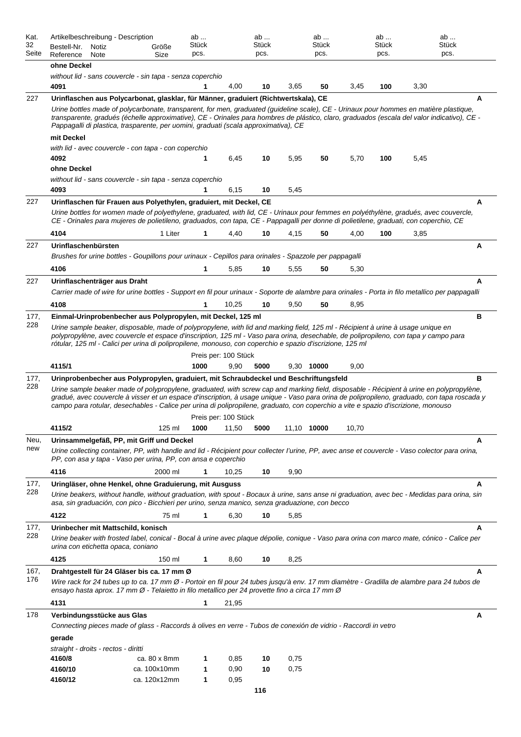| Kat. 32 Seite | Artikelbeschreibung - Description<br>Bestell-Nr. Reference | Notiz Note | Größe Size | ab ... Stück pcs. | | ab ... Stück pcs. | | ab ... Stück pcs. | | ab ... Stück pcs. | | ab ... Stück pcs. | | |
|---|---|---|---|---|---|---|---|---|---|---|---|---|---|---|
| | **ohne Deckel** | | | | | | | | | | | | | |
| | *without lid - sans couvercle - sin tapa - senza coperchio* | | | | | | | | | | | | | |
| | **4091** | | | **1** | 4,00 | **10** | 3,65 | **50** | 3,45 | **100** | 3,30 | | | |
| 227 | **Urinflaschen aus Polycarbonat, glasklar, für Männer, graduiert (Richtwertskala), CE** | | | | | | | | | | | | | **A** |
| | *Urine bottles made of polycarbonate, transparent, for men, graduated (guideline scale), CE - Urinaux pour hommes en matière plastique, transparente, gradués (échelle approximative), CE - Orinales para hombres de plástico, claro, graduados (escala del valor indicativo), CE - Pappagalli di plastica, trasparente, per uomini, graduati (scala approximativa), CE* | | | | | | | | | | | | | |
| | **mit Deckel** | | | | | | | | | | | | | |
| | *with lid - avec couvercle - con tapa - con coperchio* | | | | | | | | | | | | | |
| | **4092** | | | **1** | 6,45 | **10** | 5,95 | **50** | 5,70 | **100** | 5,45 | | | |
| | **ohne Deckel** | | | | | | | | | | | | | |
| | *without lid - sans couvercle - sin tapa - senza coperchio* | | | | | | | | | | | | | |
| | **4093** | | | **1** | 6,15 | **10** | 5,45 | | | | | | | |
| 227 | **Urinflaschen für Frauen aus Polyethylen, graduiert, mit Deckel, CE** | | | | | | | | | | | | | **A** |
| | *Urine bottles for women made of polyethylene, graduated, with lid, CE - Urinaux pour femmes en polyéthylène, gradués, avec couvercle, CE - Orinales para mujeres de polietileno, graduados, con tapa, CE - Pappagalli per donne di polietilene, graduati, con coperchio, CE* | | | | | | | | | | | | | |
| | **4104** | | 1 Liter | **1** | 4,40 | **10** | 4,15 | **50** | 4,00 | **100** | 3,85 | | | |
| 227 | **Urinflaschenbürsten** | | | | | | | | | | | | | **A** |
| | *Brushes for urine bottles - Goupillons pour urinaux - Cepillos para orinales - Spazzole per pappagalli* | | | | | | | | | | | | | |
| | **4106** | | | **1** | 5,85 | **10** | 5,55 | **50** | 5,30 | | | | | |
| 227 | **Urinflaschenträger aus Draht** | | | | | | | | | | | | | **A** |
| | *Carrier made of wire for urine bottles - Support en fil pour urinaux - Soporte de alambre para orinales - Porta in filo metallico per pappagalli* | | | | | | | | | | | | | |
| | **4108** | | | **1** | 10,25 | **10** | 9,50 | **50** | 8,95 | | | | | |
| 177, 228 | **Einmal-Urinprobenbecher aus Polypropylen, mit Deckel, 125 ml** | | | | | | | | | | | | | **B** |
| | *Urine sample beaker, disposable, made of polypropylene, with lid and marking field, 125 ml - Récipient à urine à usage unique en polypropylène, avec couvercle et espace d'inscription, 125 ml - Vaso para orina, desechable, de polipropileno, con tapa y campo para rótular, 125 ml - Calici per urina di polipropilene, monouso, con coperchio e spazio d'iscrizione, 125 ml* | | | | | | | | | | | | | |
| | | | | Preis per: 100 Stück | | | | | | | | | | |
| | **4115/1** | | | **1000** | 9,90 | **5000** | 9,30 | **10000** | 9,00 | | | | | |
| 177, 228 | **Urinprobenbecher aus Polypropylen, graduiert, mit Schraubdeckel und Beschriftungsfeld** | | | | | | | | | | | | | **B** |
| | *Urine sample beaker made of polypropylene, graduated, with screw cap and marking field, disposable - Récipient à urine en polypropylène, gradué, avec couvercle à visser et un espace d'inscription, à usage unique - Vaso para orina de polipropileno, graduado, con tapa roscada y campo para rotular, desechables - Calice per urina di polipropilene, graduato, con coperchio a vite e spazio d'iscrizione, monouso* | | | | | | | | | | | | | |
| | | | | Preis per: 100 Stück | | | | | | | | | | |
| | **4115/2** | | 125 ml | **1000** | 11,50 | **5000** | 11,10 | **10000** | 10,70 | | | | | |
| Neu, new | **Urinsammelgefäß, PP, mit Griff und Deckel** | | | | | | | | | | | | | **A** |
| | *Urine collecting container, PP, with handle and lid - Récipient pour collecter l'urine, PP, avec anse et couvercle - Vaso colector para orina, PP, con asa y tapa - Vaso per urina, PP, con ansa e coperchio* | | | | | | | | | | | | | |
| | **4116** | | 2000 ml | **1** | 10,25 | **10** | 9,90 | | | | | | | |
| 177, 228 | **Uringläser, ohne Henkel, ohne Graduierung, mit Ausguss** | | | | | | | | | | | | | **A** |
| | *Urine beakers, without handle, without graduation, with spout - Bocaux à urine, sans anse ni graduation, avec bec - Medidas para orina, sin asa, sin graduación, con pico - Bicchieri per urino, senza manico, senza graduazione, con becco* | | | | | | | | | | | | | |
| | **4122** | | 75 ml | **1** | 6,30 | **10** | 5,85 | | | | | | | |
| 177, 228 | **Urinbecher mit Mattschild, konisch** | | | | | | | | | | | | | **A** |
| | *Urine beaker with frosted label, conical - Bocal à urine avec plaque dépolie, conique - Vaso para orina con marco mate, cónico - Calice per urina con etichetta opaca, coniano* | | | | | | | | | | | | | |
| | **4125** | | 150 ml | **1** | 8,60 | **10** | 8,25 | | | | | | | |
| 167, 176 | **Drahtgestell für 24 Gläser bis ca. 17 mm Ø** | | | | | | | | | | | | | **A** |
| | *Wire rack for 24 tubes up to ca. 17 mm Ø - Portoir en fil pour 24 tubes jusqu'à env. 17 mm diamètre - Gradilla de alambre para 24 tubos de ensayo hasta aprox. 17 mm Ø - Telaietto in filo metallico per 24 provette fino a circa 17 mm Ø* | | | | | | | | | | | | | |
| | **4131** | | | **1** | 21,95 | | | | | | | | | |
| 178 | **Verbindungsstücke aus Glas** | | | | | | | | | | | | | **A** |
| | *Connecting pieces made of glass - Raccords à olives en verre - Tubos de conexión de vidrio - Raccordi in vetro* | | | | | | | | | | | | | |
| | **gerade** | | | | | | | | | | | | | |
| | *straight - droits - rectos - diritti* | | | | | | | | | | | | | |
| | **4160/8** | | ca. 80 x 8mm | **1** | 0,85 | **10** | 0,75 | | | | | | | |
| | **4160/10** | | ca. 100x10mm | **1** | 0,90 | **10** | 0,75 | | | | | | | |
| | **4160/12** | | ca. 120x12mm | **1** | 0,95 | | | | | | | | | |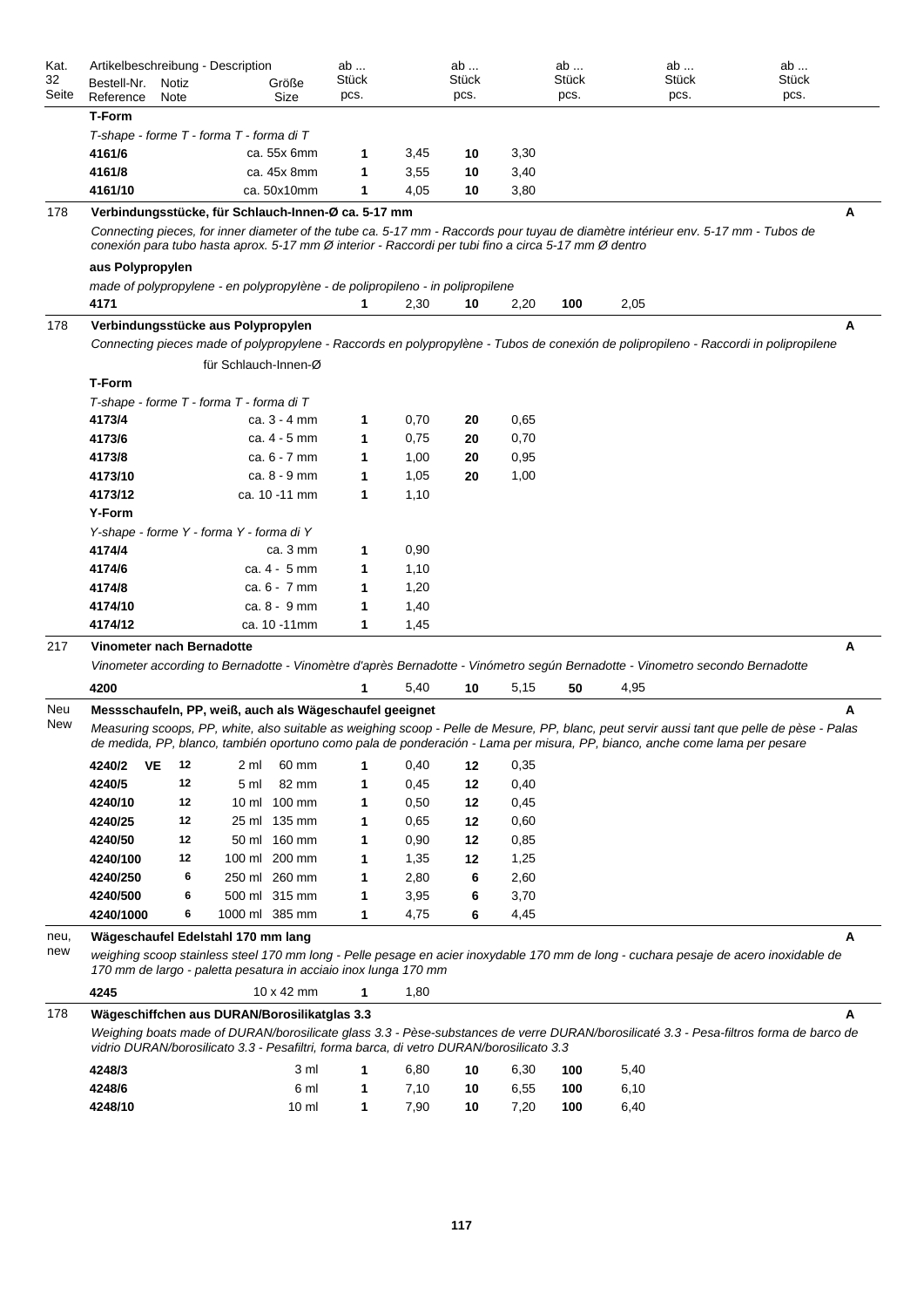| Kat. 32 Seite | Artikelbeschreibung - Description<br>Bestell-Nr. Reference | Notiz Note | Größe Size | ab ... Stück pcs. | | ab ... Stück pcs. | | ab ... Stück pcs. | | ab ... Stück pcs. | | ab ... Stück pcs. | | |
|---|---|---|---|---|---|---|---|---|---|---|---|---|---|---|
| | **T-Form** | | | | | | | | | | | | | |
| | *T-shape - forme T - forma T - forma di T* | | | | | | | | | | | | | |
| | **4161/6** | | ca. 55x 6mm | **1** | 3,45 | **10** | 3,30 | | | | | | | |
| | **4161/8** | | ca. 45x 8mm | **1** | 3,55 | **10** | 3,40 | | | | | | | |
| | **4161/10** | | ca. 50x10mm | **1** | 4,05 | **10** | 3,80 | | | | | | | |
| 178 | **Verbindungsstücke, für Schlauch-Innen-Ø ca. 5-17 mm** | | | | | | | | | | | | | **A** |
| | *Connecting pieces, for inner diameter of the tube ca. 5-17 mm - Raccords pour tuyau de diamètre intérieur env. 5-17 mm - Tubos de conexión para tubo hasta aprox. 5-17 mm Ø interior - Raccordi per tubi fino a circa 5-17 mm Ø dentro* | | | | | | | | | | | | | |
| | **aus Polypropylen** | | | | | | | | | | | | | |
| | *made of polypropylene - en polypropylène - de polipropileno - in polipropilene* | | | | | | | | | | | | | |
| | **4171** | | | **1** | 2,30 | **10** | 2,20 | **100** | 2,05 | | | | | |
| 178 | **Verbindungsstücke aus Polypropylen** | | | | | | | | | | | | | **A** |
| | *Connecting pieces made of polypropylene - Raccords en polypropylène - Tubos de conexión de polipropileno - Raccordi in polipropilene* | | | | | | | | | | | | | |
| | | | für Schlauch-Innen-Ø | | | | | | | | | | | |
| | **T-Form** | | | | | | | | | | | | | |
| | *T-shape - forme T - forma T - forma di T* | | | | | | | | | | | | | |
| | **4173/4** | | ca. 3 - 4 mm | **1** | 0,70 | **20** | 0,65 | | | | | | | |
| | **4173/6** | | ca. 4 - 5 mm | **1** | 0,75 | **20** | 0,70 | | | | | | | |
| | **4173/8** | | ca. 6 - 7 mm | **1** | 1,00 | **20** | 0,95 | | | | | | | |
| | **4173/10** | | ca. 8 - 9 mm | **1** | 1,05 | **20** | 1,00 | | | | | | | |
| | **4173/12** | | ca. 10 -11 mm | **1** | 1,10 | | | | | | | | | |
| | **Y-Form** | | | | | | | | | | | | | |
| | *Y-shape - forme Y - forma Y - forma di Y* | | | | | | | | | | | | | |
| | **4174/4** | | ca. 3 mm | **1** | 0,90 | | | | | | | | | |
| | **4174/6** | | ca. 4 - 5 mm | **1** | 1,10 | | | | | | | | | |
| | **4174/8** | | ca. 6 - 7 mm | **1** | 1,20 | | | | | | | | | |
| | **4174/10** | | ca. 8 - 9 mm | **1** | 1,40 | | | | | | | | | |
| | **4174/12** | | ca. 10 -11mm | **1** | 1,45 | | | | | | | | | |
| 217 | **Vinometer nach Bernadotte** | | | | | | | | | | | | | **A** |
| | *Vinometer according to Bernadotte - Vinomètre d'après Bernadotte - Vinómetro según Bernadotte - Vinometro secondo Bernadotte* | | | | | | | | | | | | | |
| | **4200** | | | **1** | 5,40 | **10** | 5,15 | **50** | 4,95 | | | | | |
| Neu New | **Messschaufeln, PP, weiß, auch als Wägeschaufel geeignet** | | | | | | | | | | | | | **A** |
| | *Measuring scoops, PP, white, also suitable as weighing scoop - Pelle de Mesure, PP, blanc, peut servir aussi tant que pelle de pèse - Palas de medida, PP, blanco, también oportuno como pala de ponderación - Lama per misura, PP, bianco, anche come lama per pesare* | | | | | | | | | | | | | |
| | **4240/2** | **VE 12** | 2 ml 60 mm | **1** | 0,40 | **12** | 0,35 | | | | | | | |
| | **4240/5** | **12** | 5 ml 82 mm | **1** | 0,45 | **12** | 0,40 | | | | | | | |
| | **4240/10** | **12** | 10 ml 100 mm | **1** | 0,50 | **12** | 0,45 | | | | | | | |
| | **4240/25** | **12** | 25 ml 135 mm | **1** | 0,65 | **12** | 0,60 | | | | | | | |
| | **4240/50** | **12** | 50 ml 160 mm | **1** | 0,90 | **12** | 0,85 | | | | | | | |
| | **4240/100** | **12** | 100 ml 200 mm | **1** | 1,35 | **12** | 1,25 | | | | | | | |
| | **4240/250** | **6** | 250 ml 260 mm | **1** | 2,80 | **6** | 2,60 | | | | | | | |
| | **4240/500** | **6** | 500 ml 315 mm | **1** | 3,95 | **6** | 3,70 | | | | | | | |
| | **4240/1000** | **6** | 1000 ml 385 mm | **1** | 4,75 | **6** | 4,45 | | | | | | | |
| neu, new | **Wägeschaufel Edelstahl 170 mm lang** | | | | | | | | | | | | | **A** |
| | *weighing scoop stainless steel 170 mm long - Pelle pesage en acier inoxydable 170 mm de long - cuchara pesaje de acero inoxidable de 170 mm de largo - paletta pesatura in acciaio inox lunga 170 mm* | | | | | | | | | | | | | |
| | **4245** | | 10 x 42 mm | **1** | 1,80 | | | | | | | | | |
| 178 | **Wägeschiffchen aus DURAN/Borosilikatglas 3.3** | | | | | | | | | | | | | **A** |
| | *Weighing boats made of DURAN/borosilicate glass 3.3 - Pèse-substances de verre DURAN/borosilicaté 3.3 - Pesa-filtros forma de barco de vidrio DURAN/borosilicato 3.3 - Pesafiltri, forma barca, di vetro DURAN/borosilicato 3.3* | | | | | | | | | | | | | |
| | **4248/3** | | 3 ml | **1** | 6,80 | **10** | 6,30 | **100** | 5,40 | | | | | |
| | **4248/6** | | 6 ml | **1** | 7,10 | **10** | 6,55 | **100** | 6,10 | | | | | |
| | **4248/10** | | 10 ml | **1** | 7,90 | **10** | 7,20 | **100** | 6,40 | | | | | |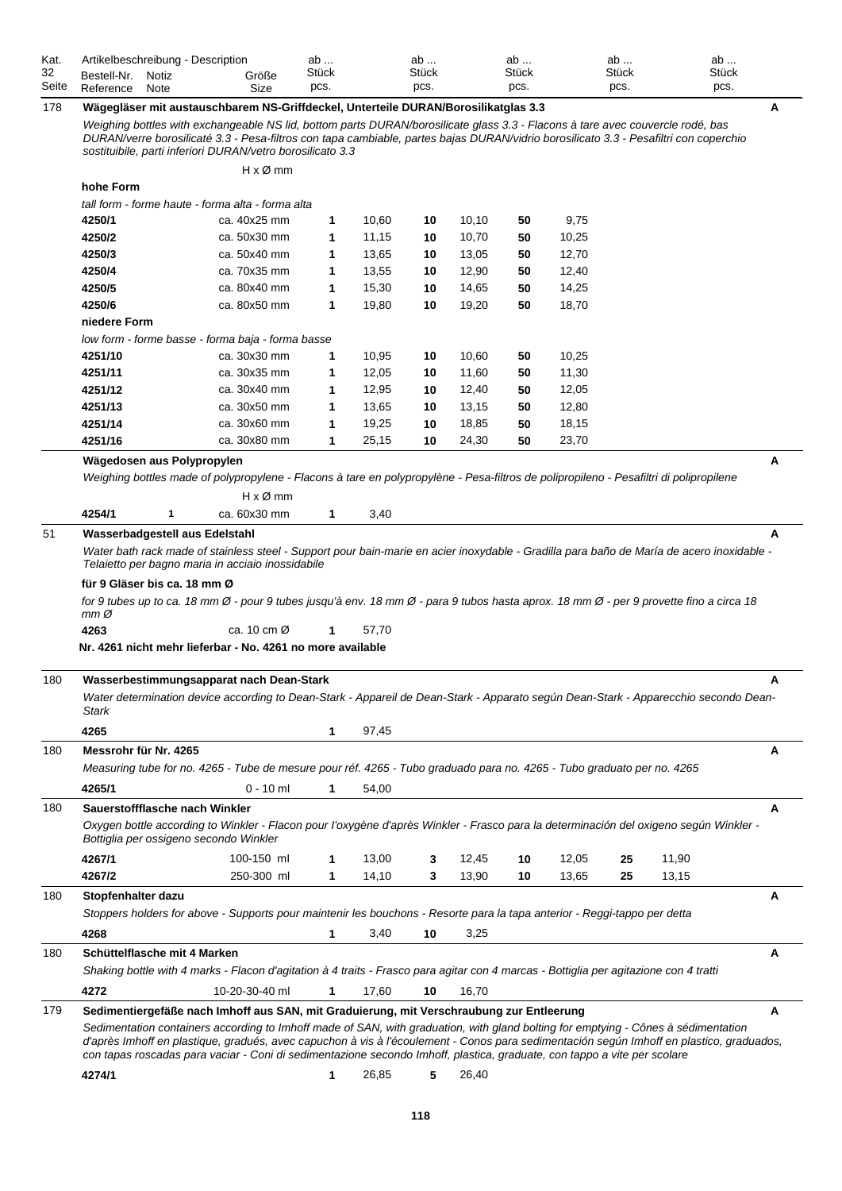| Kat. 32 Seite | Artikelbeschreibung - Description Bestell-Nr. Reference | Notiz Note | Größe Size | ab ... Stück pcs. | | ab ... Stück pcs. | | ab ... Stück pcs. | | ab ... Stück pcs. | | ab ... Stück pcs. | | |
|---|---|---|---|---|---|---|---|---|---|---|---|---|---|---|
| 178 | **Wägegläser mit austauschbarem NS-Griffdeckel, Unterteile DURAN/Borosilikatglas 3.3** | | | | | | | | | | | | | **A** |
| | *Weighing bottles with exchangeable NS lid, bottom parts DURAN/borosilicate glass 3.3 - Flacons à tare avec couvercle rodé, bas DURAN/verre borosilicaté 3.3 - Pesa-filtros con tapa cambiable, partes bajas DURAN/vidrio borosilicato 3.3 - Pesafiltri con coperchio sostituibile, parti inferiori DURAN/vetro borosilicato 3.3* | | | | | | | | | | | | | |
| | | | H x Ø mm | | | | | | | | | | | |
| | **hohe Form** | | | | | | | | | | | | | |
| | *tall form - forme haute - forma alta - forma alta* | | | | | | | | | | | | | |
| | **4250/1** | | ca. 40x25 mm | **1** | 10,60 | **10** | 10,10 | **50** | 9,75 | | | | | |
| | **4250/2** | | ca. 50x30 mm | **1** | 11,15 | **10** | 10,70 | **50** | 10,25 | | | | | |
| | **4250/3** | | ca. 50x40 mm | **1** | 13,65 | **10** | 13,05 | **50** | 12,70 | | | | | |
| | **4250/4** | | ca. 70x35 mm | **1** | 13,55 | **10** | 12,90 | **50** | 12,40 | | | | | |
| | **4250/5** | | ca. 80x40 mm | **1** | 15,30 | **10** | 14,65 | **50** | 14,25 | | | | | |
| | **4250/6** | | ca. 80x50 mm | **1** | 19,80 | **10** | 19,20 | **50** | 18,70 | | | | | |
| | **niedere Form** | | | | | | | | | | | | | |
| | *low form - forme basse - forma baja - forma basse* | | | | | | | | | | | | | |
| | **4251/10** | | ca. 30x30 mm | **1** | 10,95 | **10** | 10,60 | **50** | 10,25 | | | | | |
| | **4251/11** | | ca. 30x35 mm | **1** | 12,05 | **10** | 11,60 | **50** | 11,30 | | | | | |
| | **4251/12** | | ca. 30x40 mm | **1** | 12,95 | **10** | 12,40 | **50** | 12,05 | | | | | |
| | **4251/13** | | ca. 30x50 mm | **1** | 13,65 | **10** | 13,15 | **50** | 12,80 | | | | | |
| | **4251/14** | | ca. 30x60 mm | **1** | 19,25 | **10** | 18,85 | **50** | 18,15 | | | | | |
| | **4251/16** | | ca. 30x80 mm | **1** | 25,15 | **10** | 24,30 | **50** | 23,70 | | | | | |
| | **Wägedosen aus Polypropylen** | | | | | | | | | | | | | **A** |
| | *Weighing bottles made of polypropylene - Flacons à tare en polypropylène - Pesa-filtros de polipropileno - Pesafiltri di polipropilene* | | | | | | | | | | | | | |
| | | | H x Ø mm | | | | | | | | | | | |
| | **4254/1** | 1 | ca. 60x30 mm | **1** | 3,40 | | | | | | | | | |
| 51 | **Wasserbadgestell aus Edelstahl** | | | | | | | | | | | | | **A** |
| | *Water bath rack made of stainless steel - Support pour bain-marie en acier inoxydable - Gradilla para baño de María de acero inoxidable - Telaietto per bagno maria in acciaio inossidabile* | | | | | | | | | | | | | |
| | **für 9 Gläser bis ca. 18 mm Ø** | | | | | | | | | | | | | |
| | *for 9 tubes up to ca. 18 mm Ø - pour 9 tubes jusqu'à env. 18 mm Ø - para 9 tubos hasta aprox. 18 mm Ø - per 9 provette fino a circa 18 mm Ø* | | | | | | | | | | | | | |
| | **4263** | | ca. 10 cm Ø | **1** | 57,70 | | | | | | | | | |
| | **Nr. 4261 nicht mehr lieferbar - No. 4261 no more available** | | | | | | | | | | | | | |
| 180 | **Wasserbestimmungsapparat nach Dean-Stark** | | | | | | | | | | | | | **A** |
| | *Water determination device according to Dean-Stark - Appareil de Dean-Stark - Apparato según Dean-Stark - Apparecchio secondo Dean-Stark* | | | | | | | | | | | | | |
| | **4265** | | | **1** | 97,45 | | | | | | | | | |
| 180 | **Messrohr für Nr. 4265** | | | | | | | | | | | | | **A** |
| | *Measuring tube for no. 4265 - Tube de mesure pour réf. 4265 - Tubo graduado para no. 4265 - Tubo graduato per no. 4265* | | | | | | | | | | | | | |
| | **4265/1** | | 0 - 10 ml | **1** | 54,00 | | | | | | | | | |
| 180 | **Sauerstoffflasche nach Winkler** | | | | | | | | | | | | | **A** |
| | *Oxygen bottle according to Winkler - Flacon pour l'oxygène d'après Winkler - Frasco para la determinación del oxigeno según Winkler - Bottiglia per ossigeno secondo Winkler* | | | | | | | | | | | | | |
| | **4267/1** | | 100-150 ml | **1** | 13,00 | **3** | 12,45 | **10** | 12,05 | **25** | 11,90 | | | |
| | **4267/2** | | 250-300 ml | **1** | 14,10 | **3** | 13,90 | **10** | 13,65 | **25** | 13,15 | | | |
| 180 | **Stopfenhalter dazu** | | | | | | | | | | | | | **A** |
| | *Stoppers holders for above - Supports pour maintenir les bouchons - Resorte para la tapa anterior - Reggi-tappo per detta* | | | | | | | | | | | | | |
| | **4268** | | | **1** | 3,40 | **10** | 3,25 | | | | | | | |
| 180 | **Schüttelflasche mit 4 Marken** | | | | | | | | | | | | | **A** |
| | *Shaking bottle with 4 marks - Flacon d'agitation à 4 traits - Frasco para agitar con 4 marcas - Bottiglia per agitazione con 4 tratti* | | | | | | | | | | | | | |
| | **4272** | | 10-20-30-40 ml | **1** | 17,60 | **10** | 16,70 | | | | | | | |
| 179 | **Sedimentiergefäße nach Imhoff aus SAN, mit Graduierung, mit Verschraubung zur Entleerung** | | | | | | | | | | | | | **A** |
| | *Sedimentation containers according to Imhoff made of SAN, with graduation, with gland bolting for emptying - Cônes à sédimentation d'après Imhoff en plastique, gradués, avec capuchon à vis à l'écoulement - Conos para sedimentación según Imhoff en plastico, graduados, con tapas roscadas para vaciar - Coni di sedimentazione secondo Imhoff, plastica, graduate, con tappo a vite per scolare* | | | | | | | | | | | | | |
| | **4274/1** | | | **1** | 26,85 | **5** | 26,40 | | | | | | | |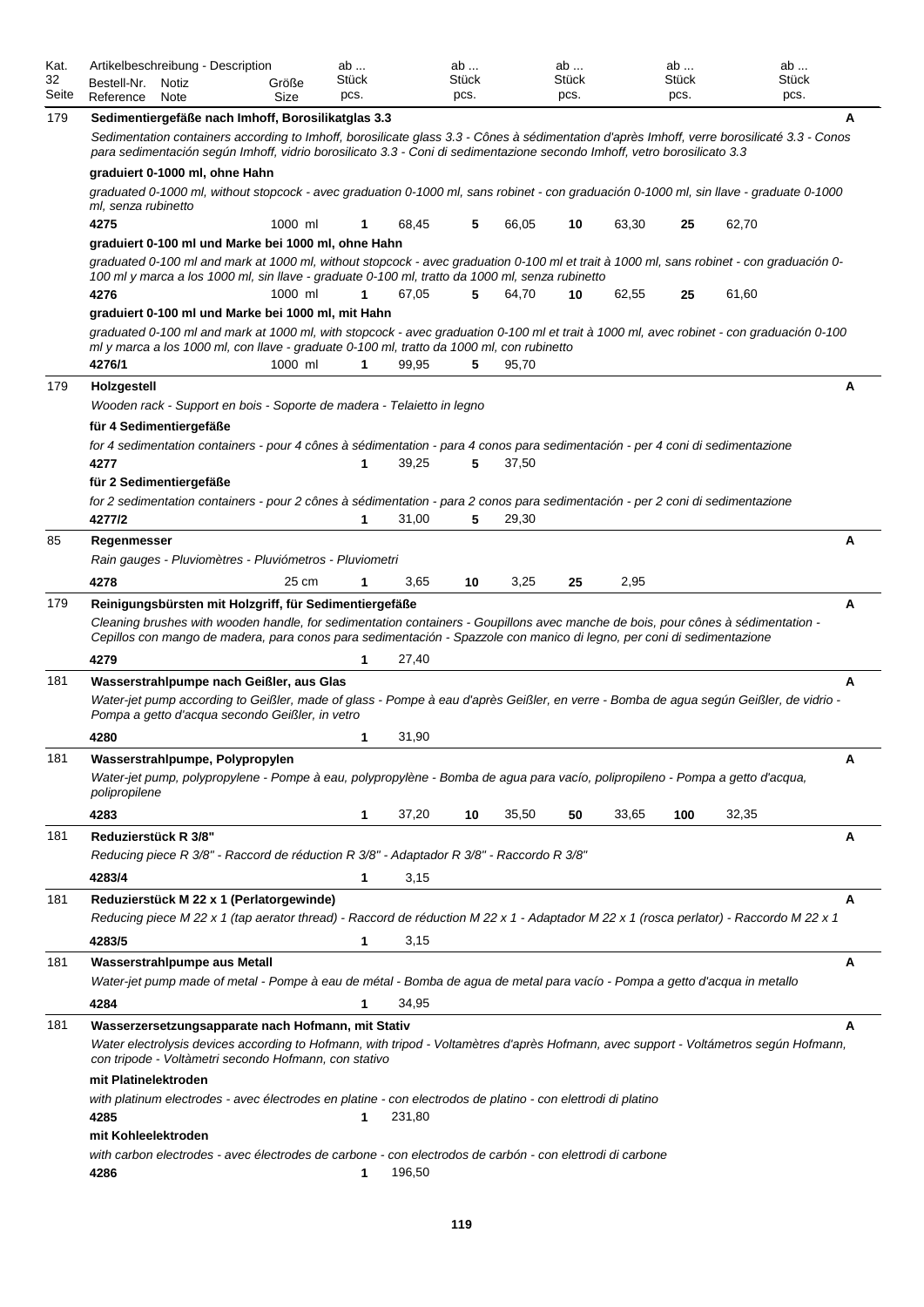| Kat. 32 Seite | Artikelbeschreibung - Description<br>Bestell-Nr. Reference | Notiz Note | Größe Size | ab ... Stück pcs. | | ab ... Stück pcs. | | ab ... Stück pcs. | | ab ... Stück pcs. | | ab ... Stück pcs. | | |
|---|---|---|---|---|---|---|---|---|---|---|---|---|---|---|
| 179 | **Sedimentiergefäße nach Imhoff, Borosilikatglas 3.3** | | | | | | | | | | | | | A |
| | *Sedimentation containers according to Imhoff, borosilicate glass 3.3 - Cônes à sédimentation d'après Imhoff, verre borosilicaté 3.3 - Conos para sedimentación según Imhoff, vidrio borosilicato 3.3 - Coni di sedimentazione secondo Imhoff, vetro borosilicato 3.3* | | | | | | | | | | | | | |
| | **graduiert 0-1000 ml, ohne Hahn** | | | | | | | | | | | | | |
| | *graduated 0-1000 ml, without stopcock - avec graduation 0-1000 ml, sans robinet - con graduación 0-1000 ml, sin llave - graduate 0-1000 ml, senza rubinetto* | | | | | | | | | | | | | |
| | **4275** | | 1000 ml | **1** | 68,45 | **5** | 66,05 | **10** | 63,30 | **25** | 62,70 | | | |
| | **graduiert 0-100 ml und Marke bei 1000 ml, ohne Hahn** | | | | | | | | | | | | | |
| | *graduated 0-100 ml and mark at 1000 ml, without stopcock - avec graduation 0-100 ml et trait à 1000 ml, sans robinet - con graduación 0-100 ml y marca a los 1000 ml, sin llave - graduate 0-100 ml, tratto da 1000 ml, senza rubinetto* | | | | | | | | | | | | | |
| | **4276** | | 1000 ml | **1** | 67,05 | **5** | 64,70 | **10** | 62,55 | **25** | 61,60 | | | |
| | **graduiert 0-100 ml und Marke bei 1000 ml, mit Hahn** | | | | | | | | | | | | | |
| | *graduated 0-100 ml and mark at 1000 ml, with stopcock - avec graduation 0-100 ml et trait à 1000 ml, avec robinet - con graduación 0-100 ml y marca a los 1000 ml, con llave - graduate 0-100 ml, tratto da 1000 ml, con rubinetto* | | | | | | | | | | | | | |
| | **4276/1** | | 1000 ml | **1** | 99,95 | **5** | 95,70 | | | | | | | |
| 179 | **Holzgestell** | | | | | | | | | | | | | A |
| | *Wooden rack - Support en bois - Soporte de madera - Telaietto in legno* | | | | | | | | | | | | | |
| | **für 4 Sedimentiergefäße** | | | | | | | | | | | | | |
| | *for 4 sedimentation containers - pour 4 cônes à sédimentation - para 4 conos para sedimentación - per 4 coni di sedimentazione* | | | | | | | | | | | | | |
| | **4277** | | | **1** | 39,25 | **5** | 37,50 | | | | | | | |
| | **für 2 Sedimentiergefäße** | | | | | | | | | | | | | |
| | *for 2 sedimentation containers - pour 2 cônes à sédimentation - para 2 conos para sedimentación - per 2 coni di sedimentazione* | | | | | | | | | | | | | |
| | **4277/2** | | | **1** | 31,00 | **5** | 29,30 | | | | | | | |
| 85 | **Regenmesser** | | | | | | | | | | | | | A |
| | *Rain gauges - Pluviomètres - Pluviómetros - Pluviometri* | | | | | | | | | | | | | |
| | **4278** | | 25 cm | **1** | 3,65 | **10** | 3,25 | **25** | 2,95 | | | | | |
| 179 | **Reinigungsbürsten mit Holzgriff, für Sedimentiergefäße** | | | | | | | | | | | | | A |
| | *Cleaning brushes with wooden handle, for sedimentation containers - Goupillons avec manche de bois, pour cônes à sédimentation - Cepillos con mango de madera, para conos para sedimentación - Spazzole con manico di legno, per coni di sedimentazione* | | | | | | | | | | | | | |
| | **4279** | | | **1** | 27,40 | | | | | | | | | |
| 181 | **Wasserstrahlpumpe nach Geißler, aus Glas** | | | | | | | | | | | | | A |
| | *Water-jet pump according to Geißler, made of glass - Pompe à eau d'après Geißler, en verre - Bomba de agua según Geißler, de vidrio - Pompa a getto d'acqua secondo Geißler, in vetro* | | | | | | | | | | | | | |
| | **4280** | | | **1** | 31,90 | | | | | | | | | |
| 181 | **Wasserstrahlpumpe, Polypropylen** | | | | | | | | | | | | | A |
| | *Water-jet pump, polypropylene - Pompe à eau, polypropylène - Bomba de agua para vacío, polipropileno - Pompa a getto d'acqua, polipropilene* | | | | | | | | | | | | | |
| | **4283** | | | **1** | 37,20 | **10** | 35,50 | **50** | 33,65 | **100** | 32,35 | | | |
| 181 | **Reduzierstück R 3/8"** | | | | | | | | | | | | | A |
| | *Reducing piece R 3/8" - Raccord de réduction R 3/8" - Adaptador R 3/8" - Raccordo R 3/8"* | | | | | | | | | | | | | |
| | **4283/4** | | | **1** | 3,15 | | | | | | | | | |
| 181 | **Reduzierstück M 22 x 1 (Perlatorgewinde)** | | | | | | | | | | | | | A |
| | *Reducing piece M 22 x 1 (tap aerator thread) - Raccord de réduction M 22 x 1 - Adaptador M 22 x 1 (rosca perlator) - Raccordo M 22 x 1* | | | | | | | | | | | | | |
| | **4283/5** | | | **1** | 3,15 | | | | | | | | | |
| 181 | **Wasserstrahlpumpe aus Metall** | | | | | | | | | | | | | A |
| | *Water-jet pump made of metal - Pompe à eau de métal - Bomba de agua de metal para vacío - Pompa a getto d'acqua in metallo* | | | | | | | | | | | | | |
| | **4284** | | | **1** | 34,95 | | | | | | | | | |
| 181 | **Wasserzersetzungsapparate nach Hofmann, mit Stativ** | | | | | | | | | | | | | A |
| | *Water electrolysis devices according to Hofmann, with tripod - Voltamètres d'après Hofmann, avec support - Voltámetros según Hofmann, con tripode - Voltàmetri secondo Hofmann, con stativo* | | | | | | | | | | | | | |
| | **mit Platinelektroden** | | | | | | | | | | | | | |
| | *with platinum electrodes - avec électrodes en platine - con electrodos de platino - con elettrodi di platino* | | | | | | | | | | | | | |
| | **4285** | | | **1** | 231,80 | | | | | | | | | |
| | **mit Kohleelektroden** | | | | | | | | | | | | | |
| | *with carbon electrodes - avec électrodes de carbone - con electrodos de carbón - con elettrodi di carbone* | | | | | | | | | | | | | |
| | **4286** | | | **1** | 196,50 | | | | | | | | | |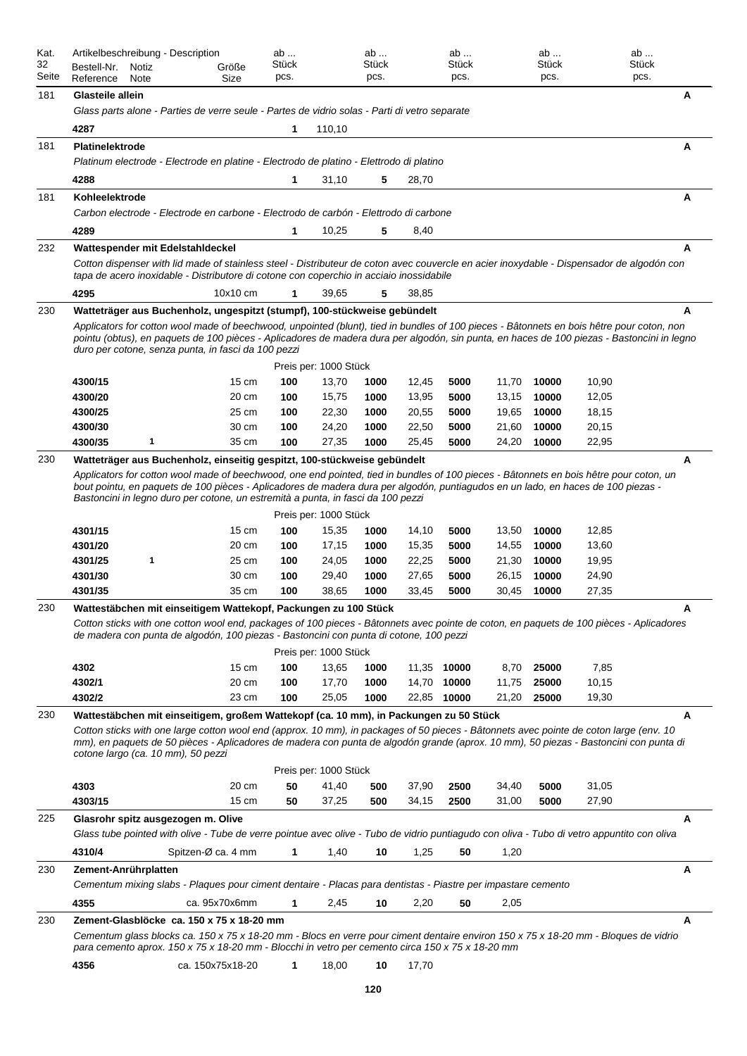| Kat. 32 Seite | Artikelbeschreibung - Description Bestell-Nr. Reference | Notiz Note | Größe Size | ab ... Stück pcs. | | ab ... Stück pcs. | | ab ... Stück pcs. | | ab ... Stück pcs. | | ab ... Stück pcs. | |
|---|---|---|---|---|---|---|---|---|---|---|---|---|---|
| 181 | **Glasteile allein** | | | | | | | | | | | | **A** |
| | *Glass parts alone - Parties de verre seule - Partes de vidrio solas - Parti di vetro separate* | | | | | | | | | | | | |
| | **4287** | | | **1** | 110,10 | | | | | | | | |
| 181 | **Platinelektrode** | | | | | | | | | | | | **A** |
| | *Platinum electrode - Electrode en platine - Electrodo de platino - Elettrodo di platino* | | | | | | | | | | | | |
| | **4288** | | | **1** | 31,10 | **5** | 28,70 | | | | | | |
| 181 | **Kohleelektrode** | | | | | | | | | | | | **A** |
| | *Carbon electrode - Electrode en carbone - Electrodo de carbón - Elettrodo di carbone* | | | | | | | | | | | | |
| | **4289** | | | **1** | 10,25 | **5** | 8,40 | | | | | | |
| 232 | **Wattespender mit Edelstahldeckel** | | | | | | | | | | | | **A** |
| | *Cotton dispenser with lid made of stainless steel - Distributeur de coton avec couvercle en acier inoxydable - Dispensador de algodón con tapa de acero inoxidable - Distributore di cotone con coperchio in acciaio inossidabile* | | | | | | | | | | | | |
| | **4295** | | 10x10 cm | **1** | 39,65 | **5** | 38,85 | | | | | | |
| 230 | **Watteträger aus Buchenholz, ungespitzt (stumpf), 100-stückweise gebündelt** | | | | | | | | | | | | **A** |
| | *Applicators for cotton wool made of beechwood, unpointed (blunt), tied in bundles of 100 pieces - Bâtonnets en bois hêtre pour coton, non pointu (obtus), en paquets de 100 pièces - Aplicadores de madera dura para algodón, sin punta, en haces de 100 piezas - Bastoncini in legno duro per cotone, senza punta, in fasci da 100 pezzi* | | | | | | | | | | | | |
| | | | | Preis per: 1000 Stück | | | | | | | | | |
| | **4300/15** | | 15 cm | **100** | 13,70 | **1000** | 12,45 | **5000** | 11,70 | **10000** | 10,90 | | |
| | **4300/20** | | 20 cm | **100** | 15,75 | **1000** | 13,95 | **5000** | 13,15 | **10000** | 12,05 | | |
| | **4300/25** | | 25 cm | **100** | 22,30 | **1000** | 20,55 | **5000** | 19,65 | **10000** | 18,15 | | |
| | **4300/30** | | 30 cm | **100** | 24,20 | **1000** | 22,50 | **5000** | 21,60 | **10000** | 20,15 | | |
| | **4300/35** | **1** | 35 cm | **100** | 27,35 | **1000** | 25,45 | **5000** | 24,20 | **10000** | 22,95 | | |
| 230 | **Watteträger aus Buchenholz, einseitig gespitzt, 100-stückweise gebündelt** | | | | | | | | | | | | **A** |
| | *Applicators for cotton wool made of beechwood, one end pointed, tied in bundles of 100 pieces - Bâtonnets en bois hêtre pour coton, un bout pointu, en paquets de 100 pièces - Aplicadores de madera dura para algodón, puntiagudos en un lado, en haces de 100 piezas - Bastoncini in legno duro per cotone, un estremità a punta, in fasci da 100 pezzi* | | | | | | | | | | | | |
| | | | | Preis per: 1000 Stück | | | | | | | | | |
| | **4301/15** | | 15 cm | **100** | 15,35 | **1000** | 14,10 | **5000** | 13,50 | **10000** | 12,85 | | |
| | **4301/20** | | 20 cm | **100** | 17,15 | **1000** | 15,35 | **5000** | 14,55 | **10000** | 13,60 | | |
| | **4301/25** | **1** | 25 cm | **100** | 24,05 | **1000** | 22,25 | **5000** | 21,30 | **10000** | 19,95 | | |
| | **4301/30** | | 30 cm | **100** | 29,40 | **1000** | 27,65 | **5000** | 26,15 | **10000** | 24,90 | | |
| | **4301/35** | | 35 cm | **100** | 38,65 | **1000** | 33,45 | **5000** | 30,45 | **10000** | 27,35 | | |
| 230 | **Wattestäbchen mit einseitigem Wattekopf, Packungen zu 100 Stück** | | | | | | | | | | | | **A** |
| | *Cotton sticks with one cotton wool end, packages of 100 pieces - Bâtonnets avec pointe de coton, en paquets de 100 pièces - Aplicadores de madera con punta de algodón, 100 piezas - Bastoncini con punta di cotone, 100 pezzi* | | | | | | | | | | | | |
| | | | | Preis per: 1000 Stück | | | | | | | | | |
| | **4302** | | 15 cm | **100** | 13,65 | **1000** | 11,35 | **10000** | 8,70 | **25000** | 7,85 | | |
| | **4302/1** | | 20 cm | **100** | 17,70 | **1000** | 14,70 | **10000** | 11,75 | **25000** | 10,15 | | |
| | **4302/2** | | 23 cm | **100** | 25,05 | **1000** | 22,85 | **10000** | 21,20 | **25000** | 19,30 | | |
| 230 | **Wattestäbchen mit einseitigem, großem Wattekopf (ca. 10 mm), in Packungen zu 50 Stück** | | | | | | | | | | | | **A** |
| | *Cotton sticks with one large cotton wool end (approx. 10 mm), in packages of 50 pieces - Bâtonnets avec pointe de coton large (env. 10 mm), en paquets de 50 pièces - Aplicadores de madera con punta de algodón grande (aprox. 10 mm), 50 piezas - Bastoncini con punta di cotone largo (ca. 10 mm), 50 pezzi* | | | | | | | | | | | | |
| | | | | Preis per: 1000 Stück | | | | | | | | | |
| | **4303** | | 20 cm | **50** | 41,40 | **500** | 37,90 | **2500** | 34,40 | **5000** | 31,05 | | |
| | **4303/15** | | 15 cm | **50** | 37,25 | **500** | 34,15 | **2500** | 31,00 | **5000** | 27,90 | | |
| 225 | **Glasrohr spitz ausgezogen m. Olive** | | | | | | | | | | | | **A** |
| | *Glass tube pointed with olive - Tube de verre pointue avec olive - Tubo de vidrio puntiagudo con oliva - Tubo di vetro appuntito con oliva* | | | | | | | | | | | | |
| | **4310/4** | | Spitzen-Ø ca. 4 mm | **1** | 1,40 | **10** | 1,25 | **50** | 1,20 | | | | |
| 230 | **Zement-Anrührplatten** | | | | | | | | | | | | **A** |
| | *Cementum mixing slabs - Plaques pour ciment dentaire - Placas para dentistas - Piastre per impastare cemento* | | | | | | | | | | | | |
| | **4355** | | ca. 95x70x6mm | **1** | 2,45 | **10** | 2,20 | **50** | 2,05 | | | | |
| 230 | **Zement-Glasblöcke ca. 150 x 75 x 18-20 mm** | | | | | | | | | | | | **A** |
| | *Cementum glass blocks ca. 150 x 75 x 18-20 mm - Blocs en verre pour ciment dentaire environ 150 x 75 x 18-20 mm - Bloques de vidrio para cemento aprox. 150 x 75 x 18-20 mm - Blocchi in vetro per cemento circa 150 x 75 x 18-20 mm* | | | | | | | | | | | | |
| | **4356** | | ca. 150x75x18-20 | **1** | 18,00 | **10** | 17,70 | | | | | | |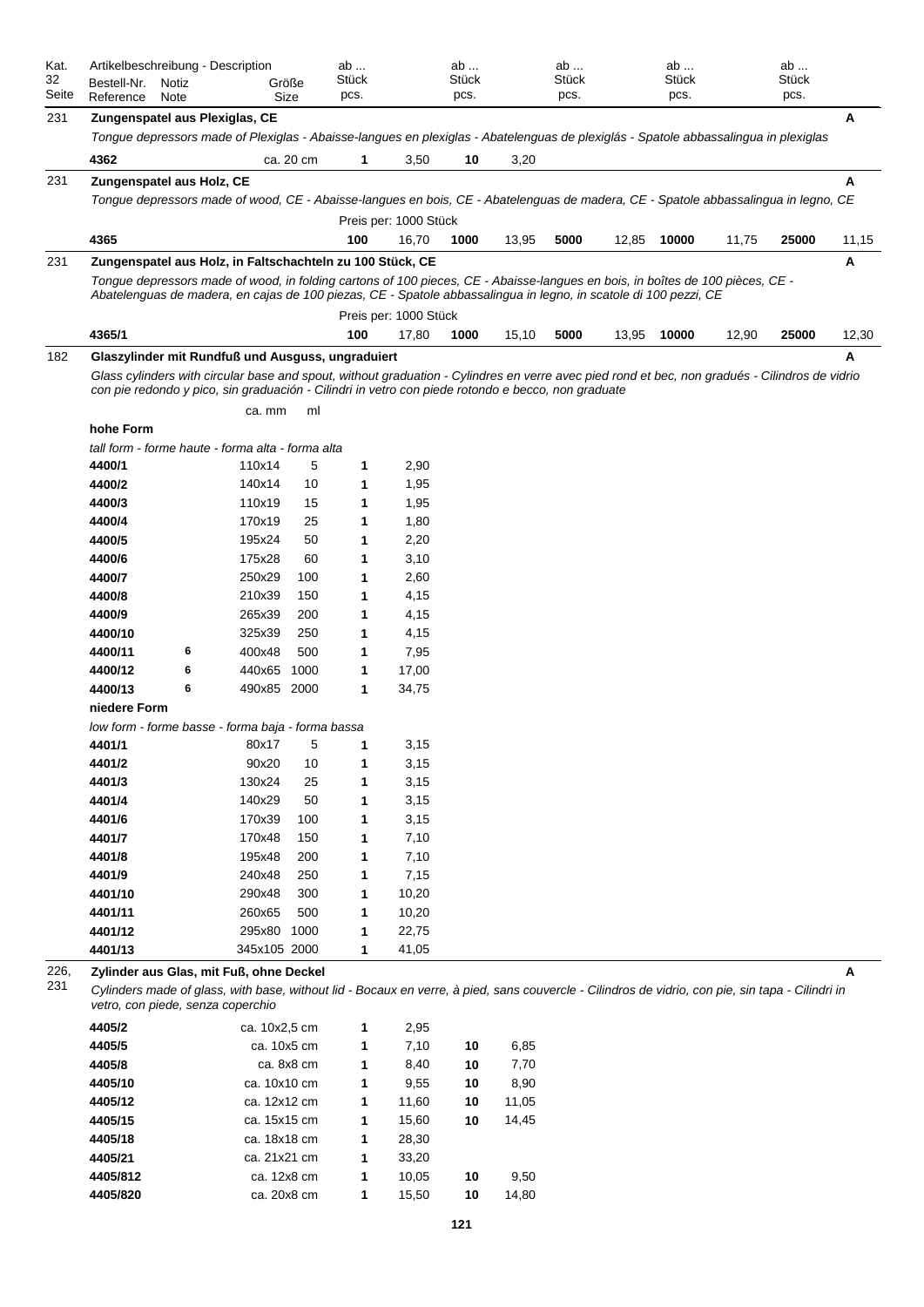| Kat. 32 Seite | Artikelbeschreibung - Description Bestell-Nr. Reference | Notiz Note | Größe Size | ab ... Stück pcs. | | ab ... Stück pcs. | | ab ... Stück pcs. | | ab ... Stück pcs. | | ab ... Stück pcs. | | |
|---|---|---|---|---|---|---|---|---|---|---|---|---|---|---|
| 231 | **Zungenspatel aus Plexiglas, CE** | | | | | | | | | | | | | **A** |
| | *Tongue depressors made of Plexiglas - Abaisse-langues en plexiglas - Abatelenguas de plexiglás - Spatole abbassalingua in plexiglas* | | | | | | | | | | | | | |
| | **4362** | | ca. 20 cm | **1** | 3,50 | **10** | 3,20 | | | | | | | |
| 231 | **Zungenspatel aus Holz, CE** | | | | | | | | | | | | | **A** |
| | *Tongue depressors made of wood, CE - Abaisse-langues en bois, CE - Abatelenguas de madera, CE - Spatole abbassalingua in legno, CE* | | | | | | | | | | | | | |
| | | | | Preis per: 1000 Stück | | | | | | | | | | |
| | **4365** | | | **100** | 16,70 | **1000** | 13,95 | **5000** | 12,85 | **10000** | 11,75 | **25000** | 11,15 | |
| 231 | **Zungenspatel aus Holz, in Faltschachteln zu 100 Stück, CE** | | | | | | | | | | | | | **A** |
| | *Tongue depressors made of wood, in folding cartons of 100 pieces, CE - Abaisse-langues en bois, in boîtes de 100 pièces, CE - Abatelenguas de madera, en cajas de 100 piezas, CE - Spatole abbassalingua in legno, in scatole di 100 pezzi, CE* | | | | | | | | | | | | | |
| | | | | Preis per: 1000 Stück | | | | | | | | | | |
| | **4365/1** | | | **100** | 17,80 | **1000** | 15,10 | **5000** | 13,95 | **10000** | 12,90 | **25000** | 12,30 | |
| 182 | **Glaszylinder mit Rundfuß und Ausguss, ungraduiert** | | | | | | | | | | | | | **A** |
| | *Glass cylinders with circular base and spout, without graduation - Cylindres en verre avec pied rond et bec, non gradués - Cilindros de vidrio con pie redondo y pico, sin graduación - Cilindri in vetro con piede rotondo e becco, non graduate* | | | | | | | | | | | | | |
| | | | ca. mm / ml | | | | | | | | | | | |
| | **hohe Form** | | | | | | | | | | | | | |
| | *tall form - forme haute - forma alta - forma alta* | | | | | | | | | | | | | |
| | **4400/1** | | 110x14 / 5 | **1** | 2,90 | | | | | | | | | |
| | **4400/2** | | 140x14 / 10 | **1** | 1,95 | | | | | | | | | |
| | **4400/3** | | 110x19 / 15 | **1** | 1,95 | | | | | | | | | |
| | **4400/4** | | 170x19 / 25 | **1** | 1,80 | | | | | | | | | |
| | **4400/5** | | 195x24 / 50 | **1** | 2,20 | | | | | | | | | |
| | **4400/6** | | 175x28 / 60 | **1** | 3,10 | | | | | | | | | |
| | **4400/7** | | 250x29 / 100 | **1** | 2,60 | | | | | | | | | |
| | **4400/8** | | 210x39 / 150 | **1** | 4,15 | | | | | | | | | |
| | **4400/9** | | 265x39 / 200 | **1** | 4,15 | | | | | | | | | |
| | **4400/10** | | 325x39 / 250 | **1** | 4,15 | | | | | | | | | |
| | **4400/11** | 6 | 400x48 / 500 | **1** | 7,95 | | | | | | | | | |
| | **4400/12** | 6 | 440x65 / 1000 | **1** | 17,00 | | | | | | | | | |
| | **4400/13** | 6 | 490x85 / 2000 | **1** | 34,75 | | | | | | | | | |
| | **niedere Form** | | | | | | | | | | | | | |
| | *low form - forme basse - forma baja - forma bassa* | | | | | | | | | | | | | |
| | **4401/1** | | 80x17 / 5 | **1** | 3,15 | | | | | | | | | |
| | **4401/2** | | 90x20 / 10 | **1** | 3,15 | | | | | | | | | |
| | **4401/3** | | 130x24 / 25 | **1** | 3,15 | | | | | | | | | |
| | **4401/4** | | 140x29 / 50 | **1** | 3,15 | | | | | | | | | |
| | **4401/6** | | 170x39 / 100 | **1** | 3,15 | | | | | | | | | |
| | **4401/7** | | 170x48 / 150 | **1** | 7,10 | | | | | | | | | |
| | **4401/8** | | 195x48 / 200 | **1** | 7,10 | | | | | | | | | |
| | **4401/9** | | 240x48 / 250 | **1** | 7,15 | | | | | | | | | |
| | **4401/10** | | 290x48 / 300 | **1** | 10,20 | | | | | | | | | |
| | **4401/11** | | 260x65 / 500 | **1** | 10,20 | | | | | | | | | |
| | **4401/12** | | 295x80 / 1000 | **1** | 22,75 | | | | | | | | | |
| | **4401/13** | | 345x105 / 2000 | **1** | 41,05 | | | | | | | | | |
| 226, 231 | **Zylinder aus Glas, mit Fuß, ohne Deckel** | | | | | | | | | | | | | **A** |
| | *Cylinders made of glass, with base, without lid - Bocaux en verre, à pied, sans couvercle - Cilindros de vidrio, con pie, sin tapa - Cilindri in vetro, con piede, senza coperchio* | | | | | | | | | | | | | |
| | **4405/2** | | ca. 10x2,5 cm | **1** | 2,95 | | | | | | | | | |
| | **4405/5** | | ca. 10x5 cm | **1** | 7,10 | **10** | 6,85 | | | | | | | |
| | **4405/8** | | ca. 8x8 cm | **1** | 8,40 | **10** | 7,70 | | | | | | | |
| | **4405/10** | | ca. 10x10 cm | **1** | 9,55 | **10** | 8,90 | | | | | | | |
| | **4405/12** | | ca. 12x12 cm | **1** | 11,60 | **10** | 11,05 | | | | | | | |
| | **4405/15** | | ca. 15x15 cm | **1** | 15,60 | **10** | 14,45 | | | | | | | |
| | **4405/18** | | ca. 18x18 cm | **1** | 28,30 | | | | | | | | | |
| | **4405/21** | | ca. 21x21 cm | **1** | 33,20 | | | | | | | | | |
| | **4405/812** | | ca. 12x8 cm | **1** | 10,05 | **10** | 9,50 | | | | | | | |
| | **4405/820** | | ca. 20x8 cm | **1** | 15,50 | **10** | 14,80 | | | | | | | |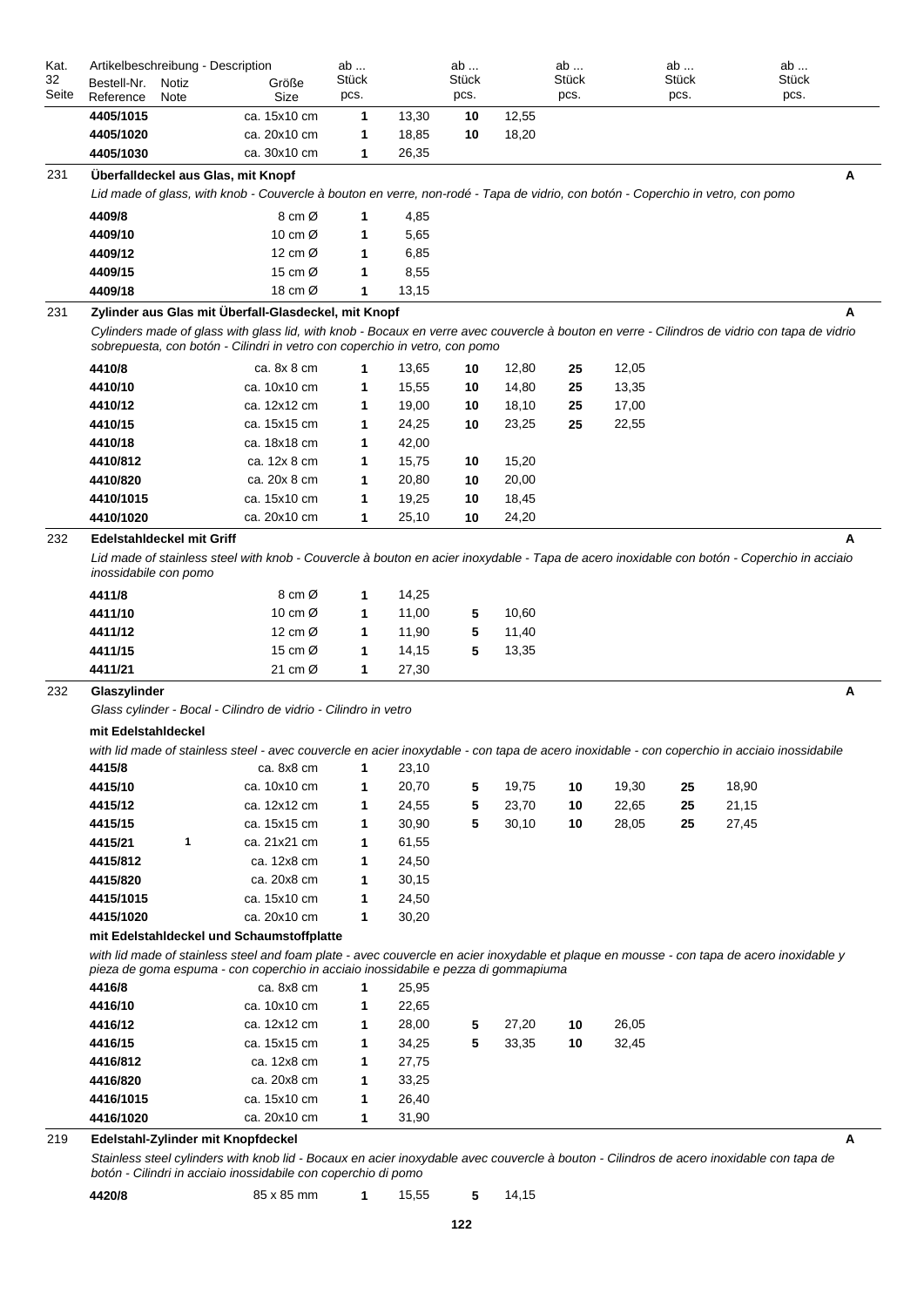| Kat. 32 Seite | Bestell-Nr. Reference | Notiz Note | Größe Size | ab ... Stück pcs. | | ab ... Stück pcs. | | ab ... Stück pcs. | | ab ... Stück pcs. | | ab ... Stück pcs. | |
|---|---|---|---|---|---|---|---|---|---|---|---|---|---|---|
| | 4405/1015 | | ca. 15x10 cm | 1 | 13,30 | 10 | 12,55 | | | | | | |
| | 4405/1020 | | ca. 20x10 cm | 1 | 18,85 | 10 | 18,20 | | | | | | |
| | 4405/1030 | | ca. 30x10 cm | 1 | 26,35 | | | | | | | | |

**231 Überfalldeckel aus Glas, mit Knopf** — A

*Lid made of glass, with knob - Couvercle à bouton en verre, non-rodé - Tapa de vidrio, con botón - Coperchio in vetro, con pomo*

| Bestell-Nr. | Notiz | Größe | ab ... | | ab ... | |
|---|---|---|---|---|---|---|
| 4409/8 | | 8 cm Ø | 1 | 4,85 | | |
| 4409/10 | | 10 cm Ø | 1 | 5,65 | | |
| 4409/12 | | 12 cm Ø | 1 | 6,85 | | |
| 4409/15 | | 15 cm Ø | 1 | 8,55 | | |
| 4409/18 | | 18 cm Ø | 1 | 13,15 | | |

**231 Zylinder aus Glas mit Überfall-Glasdeckel, mit Knopf** — A

*Cylinders made of glass with glass lid, with knob - Bocaux en verre avec couvercle à bouton en verre - Cilindros de vidrio con tapa de vidrio sobrepuesta, con botón - Cilindri in vetro con coperchio in vetro, con pomo*

| Bestell-Nr. | Notiz | Größe | ab ... | | ab ... | | ab ... | |
|---|---|---|---|---|---|---|---|---|
| 4410/8 | | ca. 8x 8 cm | 1 | 13,65 | 10 | 12,80 | 25 | 12,05 |
| 4410/10 | | ca. 10x10 cm | 1 | 15,55 | 10 | 14,80 | 25 | 13,35 |
| 4410/12 | | ca. 12x12 cm | 1 | 19,00 | 10 | 18,10 | 25 | 17,00 |
| 4410/15 | | ca. 15x15 cm | 1 | 24,25 | 10 | 23,25 | 25 | 22,55 |
| 4410/18 | | ca. 18x18 cm | 1 | 42,00 | | | | |
| 4410/812 | | ca. 12x 8 cm | 1 | 15,75 | 10 | 15,20 | | |
| 4410/820 | | ca. 20x 8 cm | 1 | 20,80 | 10 | 20,00 | | |
| 4410/1015 | | ca. 15x10 cm | 1 | 19,25 | 10 | 18,45 | | |
| 4410/1020 | | ca. 20x10 cm | 1 | 25,10 | 10 | 24,20 | | |

**232 Edelstahldeckel mit Griff** — A

*Lid made of stainless steel with knob - Couvercle à bouton en acier inoxydable - Tapa de acero inoxidable con botón - Coperchio in acciaio inossidabile con pomo*

| Bestell-Nr. | Notiz | Größe | ab ... | | ab ... | |
|---|---|---|---|---|---|---|
| 4411/8 | | 8 cm Ø | 1 | 14,25 | | |
| 4411/10 | | 10 cm Ø | 1 | 11,00 | 5 | 10,60 |
| 4411/12 | | 12 cm Ø | 1 | 11,90 | 5 | 11,40 |
| 4411/15 | | 15 cm Ø | 1 | 14,15 | 5 | 13,35 |
| 4411/21 | | 21 cm Ø | 1 | 27,30 | | |

**232 Glaszylinder** — A

*Glass cylinder - Bocal - Cilindro de vidrio - Cilindro in vetro*

**mit Edelstahldeckel**

*with lid made of stainless steel - avec couvercle en acier inoxydable - con tapa de acero inoxidable - con coperchio in acciaio inossidabile*

| Bestell-Nr. | Notiz | Größe | ab ... | | ab ... | | ab ... | | ab ... | |
|---|---|---|---|---|---|---|---|---|---|---|
| 4415/8 | | ca. 8x8 cm | 1 | 23,10 | | | | | | |
| 4415/10 | | ca. 10x10 cm | 1 | 20,70 | 5 | 19,75 | 10 | 19,30 | 25 | 18,90 |
| 4415/12 | | ca. 12x12 cm | 1 | 24,55 | 5 | 23,70 | 10 | 22,65 | 25 | 21,15 |
| 4415/15 | | ca. 15x15 cm | 1 | 30,90 | 5 | 30,10 | 10 | 28,05 | 25 | 27,45 |
| 4415/21 | 1 | ca. 21x21 cm | 1 | 61,55 | | | | | | |
| 4415/812 | | ca. 12x8 cm | 1 | 24,50 | | | | | | |
| 4415/820 | | ca. 20x8 cm | 1 | 30,15 | | | | | | |
| 4415/1015 | | ca. 15x10 cm | 1 | 24,50 | | | | | | |
| 4415/1020 | | ca. 20x10 cm | 1 | 30,20 | | | | | | |

**mit Edelstahldeckel und Schaumstoffplatte**

*with lid made of stainless steel and foam plate - avec couvercle en acier inoxydable et plaque en mousse - con tapa de acero inoxidable y pieza de goma espuma - con coperchio in acciaio inossidabile e pezza di gommapiuma*

| Bestell-Nr. | Notiz | Größe | ab ... | | ab ... | | ab ... | |
|---|---|---|---|---|---|---|---|---|
| 4416/8 | | ca. 8x8 cm | 1 | 25,95 | | | | |
| 4416/10 | | ca. 10x10 cm | 1 | 22,65 | | | | |
| 4416/12 | | ca. 12x12 cm | 1 | 28,00 | 5 | 27,20 | 10 | 26,05 |
| 4416/15 | | ca. 15x15 cm | 1 | 34,25 | 5 | 33,35 | 10 | 32,45 |
| 4416/812 | | ca. 12x8 cm | 1 | 27,75 | | | | |
| 4416/820 | | ca. 20x8 cm | 1 | 33,25 | | | | |
| 4416/1015 | | ca. 15x10 cm | 1 | 26,40 | | | | |
| 4416/1020 | | ca. 20x10 cm | 1 | 31,90 | | | | |

**219 Edelstahl-Zylinder mit Knopfdeckel** — A

*Stainless steel cylinders with knob lid - Bocaux en acier inoxydable avec couvercle à bouton - Cilindros de acero inoxidable con tapa de botón - Cilindri in acciaio inossidabile con coperchio di pomo*

| Bestell-Nr. | Notiz | Größe | ab ... | | ab ... | |
|---|---|---|---|---|---|---|
| 4420/8 | | 85 x 85 mm | 1 | 15,55 | 5 | 14,15 |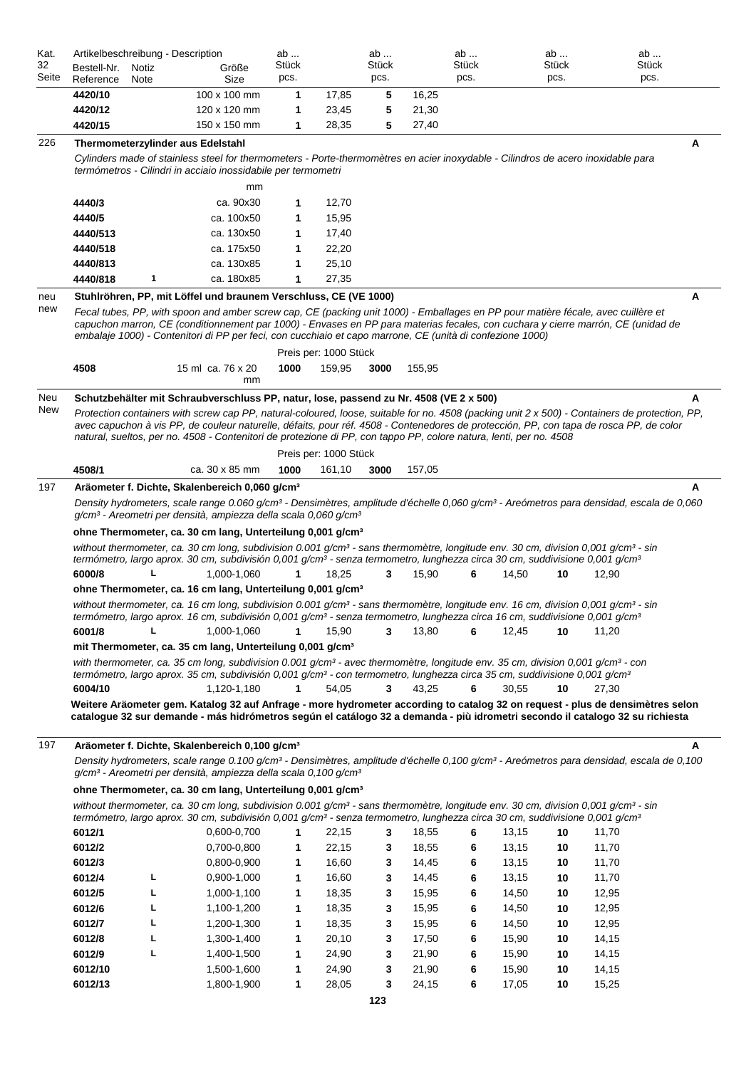| Kat. 32 Seite | Bestell-Nr. Reference | Notiz Note | Größe Size | ab ... Stück pcs. | | ab ... Stück pcs. | | ab ... Stück pcs. | | ab ... Stück pcs. | |
|---|---|---|---|---|---|---|---|---|---|---|---|
| | **4420/10** | | 100 x 100 mm | **1** | 17,85 | **5** | 16,25 | | | | |
| | **4420/12** | | 120 x 120 mm | **1** | 23,45 | **5** | 21,30 | | | | |
| | **4420/15** | | 150 x 150 mm | **1** | 28,35 | **5** | 27,40 | | | | |

226 **Thermometerzylinder aus Edelstahl** **A**

*Cylinders made of stainless steel for thermometers - Porte-thermomètres en acier inoxydable - Cilindros de acero inoxidable para termómetros - Cilindri in acciaio inossidabile per termometri*

| Bestell-Nr. | Notiz | mm | ab ... Stück | |
|---|---|---|---|---|
| **4440/3** | | ca. 90x30 | **1** | 12,70 |
| **4440/5** | | ca. 100x50 | **1** | 15,95 |
| **4440/513** | | ca. 130x50 | **1** | 17,40 |
| **4440/518** | | ca. 175x50 | **1** | 22,20 |
| **4440/813** | | ca. 130x85 | **1** | 25,10 |
| **4440/818** | **1** | ca. 180x85 | **1** | 27,35 |

neu new **Stuhlröhren, PP, mit Löffel und braunem Verschluss, CE (VE 1000)** **A**

*Fecal tubes, PP, with spoon and amber screw cap, CE (packing unit 1000) - Emballages en PP pour matière fécale, avec cuillère et capuchon marron, CE (conditionnement par 1000) - Envases en PP para materias fecales, con cuchara y cierre marrón, CE (unidad de embalaje 1000) - Contenitori di PP per feci, con cucchiaio et capo marrone, CE (unità di confezione 1000)*

Preis per: 1000 Stück

| Bestell-Nr. | Größe | ab ... Stück | | ab ... Stück | |
|---|---|---|---|---|---|
| **4508** | 15 ml ca. 76 x 20 mm | **1000** | 159,95 | **3000** | 155,95 |

Neu New **Schutzbehälter mit Schraubverschluss PP, natur, lose, passend zu Nr. 4508 (VE 2 x 500)** **A**

*Protection containers with screw cap PP, natural-coloured, loose, suitable for no. 4508 (packing unit 2 x 500) - Containers de protection, PP, avec capuchon à vis PP, de couleur naturelle, défaits, pour réf. 4508 - Contenedores de protección, PP, con tapa de rosca PP, de color natural, sueltos, per no. 4508 - Contenitori di protezione di PP, con tappo PP, colore natura, lenti, per no. 4508*

Preis per: 1000 Stück

| Bestell-Nr. | Größe | ab ... Stück | | ab ... Stück | |
|---|---|---|---|---|---|
| **4508/1** | ca. 30 x 85 mm | **1000** | 161,10 | **3000** | 157,05 |

197 **Aräometer f. Dichte, Skalenbereich 0,060 g/cm³** **A**

*Density hydrometers, scale range 0.060 g/cm³ - Densimètres, amplitude d'échelle 0,060 g/cm³ - Areómetros para densidad, escala de 0,060 g/cm³ - Areometri per densità, ampiezza della scala 0,060 g/cm³*

**ohne Thermometer, ca. 30 cm lang, Unterteilung 0,001 g/cm³**

*without thermometer, ca. 30 cm long, subdivision 0.001 g/cm³ - sans thermomètre, longitude env. 30 cm, division 0,001 g/cm³ - sin termómetro, largo aprox. 30 cm, subdivisión 0,001 g/cm³ - senza termometro, lunghezza circa 30 cm, suddivisione 0,001 g/cm³*

| Bestell-Nr. | Notiz | Größe | ab ... Stück | | ab ... Stück | | ab ... Stück | | ab ... Stück | |
|---|---|---|---|---|---|---|---|---|---|---|
| **6000/8** | **L** | 1,000-1,060 | **1** | 18,25 | **3** | 15,90 | **6** | 14,50 | **10** | 12,90 |

**ohne Thermometer, ca. 16 cm lang, Unterteilung 0,001 g/cm³**

*without thermometer, ca. 16 cm long, subdivision 0.001 g/cm³ - sans thermomètre, longitude env. 16 cm, division 0,001 g/cm³ - sin termómetro, largo aprox. 16 cm, subdivisión 0,001 g/cm³ - senza termometro, lunghezza circa 16 cm, suddivisione 0,001 g/cm³*

| Bestell-Nr. | Notiz | Größe | ab ... Stück | | ab ... Stück | | ab ... Stück | | ab ... Stück | |
|---|---|---|---|---|---|---|---|---|---|---|
| **6001/8** | **L** | 1,000-1,060 | **1** | 15,90 | **3** | 13,80 | **6** | 12,45 | **10** | 11,20 |

**mit Thermometer, ca. 35 cm lang, Unterteilung 0,001 g/cm³**

*with thermometer, ca. 35 cm long, subdivision 0.001 g/cm³ - avec thermomètre, longitude env. 35 cm, division 0,001 g/cm³ - con termómetro, largo aprox. 35 cm, subdivisión 0,001 g/cm³ - con termometro, lunghezza circa 35 cm, suddivisione 0,001 g/cm³*

| Bestell-Nr. | Notiz | Größe | ab ... Stück | | ab ... Stück | | ab ... Stück | | ab ... Stück | |
|---|---|---|---|---|---|---|---|---|---|---|
| **6004/10** | | 1,120-1,180 | **1** | 54,05 | **3** | 43,25 | **6** | 30,55 | **10** | 27,30 |

**Weitere Aräometer gem. Katalog 32 auf Anfrage - more hydrometer according to catalog 32 on request - plus de densimètres selon catalogue 32 sur demande - más hidrómetros según el catálogo 32 a demanda - più idrometri secondo il catalogo 32 su richiesta**

197 **Aräometer f. Dichte, Skalenbereich 0,100 g/cm³** **A**

*Density hydrometers, scale range 0.100 g/cm³ - Densimètres, amplitude d'échelle 0,100 g/cm³ - Areómetros para densidad, escala de 0,100 g/cm³ - Areometri per densità, ampiezza della scala 0,100 g/cm³*

**ohne Thermometer, ca. 30 cm lang, Unterteilung 0,001 g/cm³**

*without thermometer, ca. 30 cm long, subdivision 0.001 g/cm³ - sans thermomètre, longitude env. 30 cm, division 0,001 g/cm³ - sin termómetro, largo aprox. 30 cm, subdivisión 0,001 g/cm³ - senza termometro, lunghezza circa 30 cm, suddivisione 0,001 g/cm³*

| Bestell-Nr. | Notiz | Größe | ab ... Stück | | ab ... Stück | | ab ... Stück | | ab ... Stück | |
|---|---|---|---|---|---|---|---|---|---|---|
| **6012/1** | | 0,600-0,700 | **1** | 22,15 | **3** | 18,55 | **6** | 13,15 | **10** | 11,70 |
| **6012/2** | | 0,700-0,800 | **1** | 22,15 | **3** | 18,55 | **6** | 13,15 | **10** | 11,70 |
| **6012/3** | | 0,800-0,900 | **1** | 16,60 | **3** | 14,45 | **6** | 13,15 | **10** | 11,70 |
| **6012/4** | **L** | 0,900-1,000 | **1** | 16,60 | **3** | 14,45 | **6** | 13,15 | **10** | 11,70 |
| **6012/5** | **L** | 1,000-1,100 | **1** | 18,35 | **3** | 15,95 | **6** | 14,50 | **10** | 12,95 |
| **6012/6** | **L** | 1,100-1,200 | **1** | 18,35 | **3** | 15,95 | **6** | 14,50 | **10** | 12,95 |
| **6012/7** | **L** | 1,200-1,300 | **1** | 18,35 | **3** | 15,95 | **6** | 14,50 | **10** | 12,95 |
| **6012/8** | **L** | 1,300-1,400 | **1** | 20,10 | **3** | 17,50 | **6** | 15,90 | **10** | 14,15 |
| **6012/9** | **L** | 1,400-1,500 | **1** | 24,90 | **3** | 21,90 | **6** | 15,90 | **10** | 14,15 |
| **6012/10** | | 1,500-1,600 | **1** | 24,90 | **3** | 21,90 | **6** | 15,90 | **10** | 14,15 |
| **6012/13** | | 1,800-1,900 | **1** | 28,05 | **3** | 24,15 | **6** | 17,05 | **10** | 15,25 |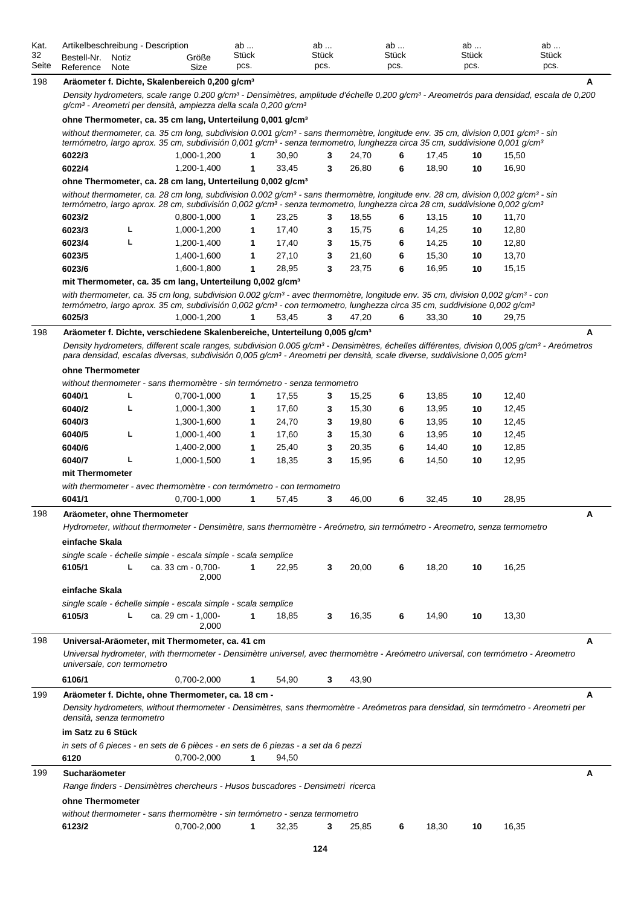| Kat. 32 Seite | Artikelbeschreibung - Description Bestell-Nr. Reference | Notiz Note | Größe Size | ab ... Stück pcs. | | ab ... Stück pcs. | | ab ... Stück pcs. | | ab ... Stück pcs. | | ab ... Stück pcs. |
|---|---|---|---|---|---|---|---|---|---|---|---|---|
| 198 | **Aräometer f. Dichte, Skalenbereich 0,200 g/cm³** | | | | | | | | | | | **A** |
| | *Density hydrometers, scale range 0.200 g/cm³ - Densimètres, amplitude d'échelle 0,200 g/cm³ - Areometrós para densidad, escala de 0,200 g/cm³ - Areometri per densità, ampiezza della scala 0,200 g/cm³* | | | | | | | | | | | |
| | **ohne Thermometer, ca. 35 cm lang, Unterteilung 0,001 g/cm³** | | | | | | | | | | | |
| | *without thermometer, ca. 35 cm long, subdivision 0.001 g/cm³ - sans thermomètre, longitude env. 35 cm, division 0,001 g/cm³ - sin termómetro, largo aprox. 35 cm, subdivisión 0,001 g/cm³ - senza termometro, lunghezza circa 35 cm, suddivisione 0,001 g/cm³* | | | | | | | | | | | |
| | **6022/3** | | 1,000-1,200 | **1** | 30,90 | **3** | 24,70 | **6** | 17,45 | **10** | 15,50 | |
| | **6022/4** | | 1,200-1,400 | **1** | 33,45 | **3** | 26,80 | **6** | 18,90 | **10** | 16,90 | |
| | **ohne Thermometer, ca. 28 cm lang, Unterteilung 0,002 g/cm³** | | | | | | | | | | | |
| | *without thermometer, ca. 28 cm long, subdivision 0.002 g/cm³ - sans thermomètre, longitude env. 28 cm, division 0,002 g/cm³ - sin termómetro, largo aprox. 28 cm, subdivisión 0,002 g/cm³ - senza termometro, lunghezza circa 28 cm, suddivisione 0,002 g/cm³* | | | | | | | | | | | |
| | **6023/2** | | 0,800-1,000 | **1** | 23,25 | **3** | 18,55 | **6** | 13,15 | **10** | 11,70 | |
| | **6023/3** | **L** | 1,000-1,200 | **1** | 17,40 | **3** | 15,75 | **6** | 14,25 | **10** | 12,80 | |
| | **6023/4** | **L** | 1,200-1,400 | **1** | 17,40 | **3** | 15,75 | **6** | 14,25 | **10** | 12,80 | |
| | **6023/5** | | 1,400-1,600 | **1** | 27,10 | **3** | 21,60 | **6** | 15,30 | **10** | 13,70 | |
| | **6023/6** | | 1,600-1,800 | **1** | 28,95 | **3** | 23,75 | **6** | 16,95 | **10** | 15,15 | |
| | **mit Thermometer, ca. 35 cm lang, Unterteilung 0,002 g/cm³** | | | | | | | | | | | |
| | *with thermometer, ca. 35 cm long, subdivision 0.002 g/cm³ - avec thermomètre, longitude env. 35 cm, division 0,002 g/cm³ - con termómetro, largo aprox. 35 cm, subdivisión 0,002 g/cm³ - con termometro, lunghezza circa 35 cm, suddivisione 0,002 g/cm³* | | | | | | | | | | | |
| | **6025/3** | | 1,000-1,200 | **1** | 53,45 | **3** | 47,20 | **6** | 33,30 | **10** | 29,75 | |
| 198 | **Aräometer f. Dichte, verschiedene Skalenbereiche, Unterteilung 0,005 g/cm³** | | | | | | | | | | | **A** |
| | *Density hydrometers, different scale ranges, subdivision 0.005 g/cm³ - Densimètres, échelles différentes, division 0,005 g/cm³ - Areómetros para densidad, escalas diversas, subdivisión 0,005 g/cm³ - Areometri per densità, scale diverse, suddivisione 0,005 g/cm³* | | | | | | | | | | | |
| | **ohne Thermometer** | | | | | | | | | | | |
| | *without thermometer - sans thermomètre - sin termómetro - senza termometro* | | | | | | | | | | | |
| | **6040/1** | **L** | 0,700-1,000 | **1** | 17,55 | **3** | 15,25 | **6** | 13,85 | **10** | 12,40 | |
| | **6040/2** | **L** | 1,000-1,300 | **1** | 17,60 | **3** | 15,30 | **6** | 13,95 | **10** | 12,45 | |
| | **6040/3** | | 1,300-1,600 | **1** | 24,70 | **3** | 19,80 | **6** | 13,95 | **10** | 12,45 | |
| | **6040/5** | **L** | 1,000-1,400 | **1** | 17,60 | **3** | 15,30 | **6** | 13,95 | **10** | 12,45 | |
| | **6040/6** | | 1,400-2,000 | **1** | 25,40 | **3** | 20,35 | **6** | 14,40 | **10** | 12,85 | |
| | **6040/7** | **L** | 1,000-1,500 | **1** | 18,35 | **3** | 15,95 | **6** | 14,50 | **10** | 12,95 | |
| | **mit Thermometer** | | | | | | | | | | | |
| | *with thermometer - avec thermomètre - con termómetro - con termometro* | | | | | | | | | | | |
| | **6041/1** | | 0,700-1,000 | **1** | 57,45 | **3** | 46,00 | **6** | 32,45 | **10** | 28,95 | |
| 198 | **Aräometer, ohne Thermometer** | | | | | | | | | | | **A** |
| | *Hydrometer, without thermometer - Densimètre, sans thermomètre - Areómetro, sin termómetro - Areometro, senza termometro* | | | | | | | | | | | |
| | **einfache Skala** | | | | | | | | | | | |
| | *single scale - échelle simple - escala simple - scala semplice* | | | | | | | | | | | |
| | **6105/1** | **L** | ca. 33 cm - 0,700-2,000 | **1** | 22,95 | **3** | 20,00 | **6** | 18,20 | **10** | 16,25 | |
| | **einfache Skala** | | | | | | | | | | | |
| | *single scale - échelle simple - escala simple - scala semplice* | | | | | | | | | | | |
| | **6105/3** | **L** | ca. 29 cm - 1,000-2,000 | **1** | 18,85 | **3** | 16,35 | **6** | 14,90 | **10** | 13,30 | |
| 198 | **Universal-Aräometer, mit Thermometer, ca. 41 cm** | | | | | | | | | | | **A** |
| | *Universal hydrometer, with thermometer - Densimètre universel, avec thermomètre - Areómetro universal, con termómetro - Areometro universale, con termometro* | | | | | | | | | | | |
| | **6106/1** | | 0,700-2,000 | **1** | 54,90 | **3** | 43,90 | | | | | |
| 199 | **Aräometer f. Dichte, ohne Thermometer, ca. 18 cm -** | | | | | | | | | | | **A** |
| | *Density hydrometers, without thermometer - Densimètres, sans thermomètre - Areómetros para densidad, sin termómetro - Areometri per densità, senza termometro* | | | | | | | | | | | |
| | **im Satz zu 6 Stück** | | | | | | | | | | | |
| | *in sets of 6 pieces - en sets de 6 pièces - en sets de 6 piezas - a set da 6 pezzi* | | | | | | | | | | | |
| | **6120** | | 0,700-2,000 | **1** | 94,50 | | | | | | | |
| 199 | **Sucharäometer** | | | | | | | | | | | **A** |
| | *Range finders - Densimètres chercheurs - Husos buscadores - Densimetri ricerca* | | | | | | | | | | | |
| | **ohne Thermometer** | | | | | | | | | | | |
| | *without thermometer - sans thermomètre - sin termómetro - senza termometro* | | | | | | | | | | | |
| | **6123/2** | | 0,700-2,000 | **1** | 32,35 | **3** | 25,85 | **6** | 18,30 | **10** | 16,35 | |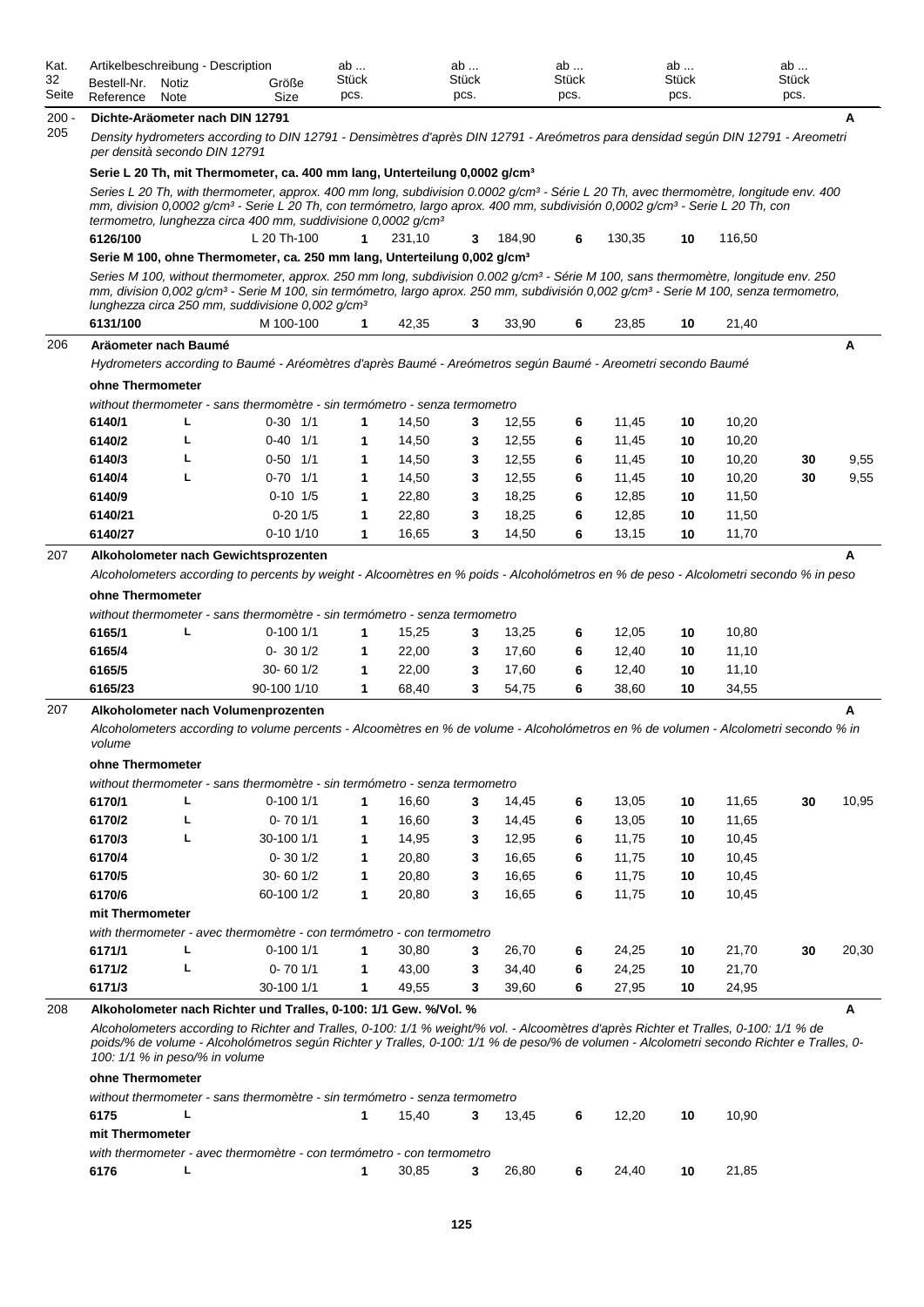| Kat. Seite | Bestell-Nr. Reference | Notiz Note | Größe Size | ab ... Stück pcs. | | ab ... Stück pcs. | | ab ... Stück pcs. | | ab ... Stück pcs. | | ab ... Stück pcs. | |
|---|---|---|---|---|---|---|---|---|---|---|---|---|---|
| 200 - 205 | **Dichte-Aräometer nach DIN 12791** | | | | | | | | | | | | **A** |
| | *Density hydrometers according to DIN 12791 - Densimètres d'après DIN 12791 - Areómetros para densidad según DIN 12791 - Areometri per densità secondo DIN 12791* | | | | | | | | | | | | |
| | **Serie L 20 Th, mit Thermometer, ca. 400 mm lang, Unterteilung 0,0002 g/cm³** | | | | | | | | | | | | |
| | *Series L 20 Th, with thermometer, approx. 400 mm long, subdivision 0.0002 g/cm³ - Série L 20 Th, avec thermomètre, longitude env. 400 mm, division 0,0002 g/cm³ - Serie L 20 Th, con termómetro, largo aprox. 400 mm, subdivisión 0,0002 g/cm³ - Serie L 20 Th, con termometro, lunghezza circa 400 mm, suddivisione 0,0002 g/cm³* | | | | | | | | | | | | |
| | **6126/100** | | L 20 Th-100 | **1** | 231,10 | **3** | 184,90 | **6** | 130,35 | **10** | 116,50 | | |
| | **Serie M 100, ohne Thermometer, ca. 250 mm lang, Unterteilung 0,002 g/cm³** | | | | | | | | | | | | |
| | *Series M 100, without thermometer, approx. 250 mm long, subdivision 0.002 g/cm³ - Série M 100, sans thermomètre, longitude env. 250 mm, division 0,002 g/cm³ - Serie M 100, sin termómetro, largo aprox. 250 mm, subdivisión 0,002 g/cm³ - Serie M 100, senza termometro, lunghezza circa 250 mm, suddivisione 0,002 g/cm³* | | | | | | | | | | | | |
| | **6131/100** | | M 100-100 | **1** | 42,35 | **3** | 33,90 | **6** | 23,85 | **10** | 21,40 | | |
| 206 | **Aräometer nach Baumé** | | | | | | | | | | | | **A** |
| | *Hydrometers according to Baumé - Aréomètres d'après Baumé - Areómetros según Baumé - Areometri secondo Baumé* | | | | | | | | | | | | |
| | **ohne Thermometer** | | | | | | | | | | | | |
| | *without thermometer - sans thermomètre - sin termómetro - senza termometro* | | | | | | | | | | | | |
| | **6140/1** | L | 0-30 1/1 | **1** | 14,50 | **3** | 12,55 | **6** | 11,45 | **10** | 10,20 | | |
| | **6140/2** | L | 0-40 1/1 | **1** | 14,50 | **3** | 12,55 | **6** | 11,45 | **10** | 10,20 | | |
| | **6140/3** | L | 0-50 1/1 | **1** | 14,50 | **3** | 12,55 | **6** | 11,45 | **10** | 10,20 | **30** | 9,55 |
| | **6140/4** | L | 0-70 1/1 | **1** | 14,50 | **3** | 12,55 | **6** | 11,45 | **10** | 10,20 | **30** | 9,55 |
| | **6140/9** | | 0-10 1/5 | **1** | 22,80 | **3** | 18,25 | **6** | 12,85 | **10** | 11,50 | | |
| | **6140/21** | | 0-20 1/5 | **1** | 22,80 | **3** | 18,25 | **6** | 12,85 | **10** | 11,50 | | |
| | **6140/27** | | 0-10 1/10 | **1** | 16,65 | **3** | 14,50 | **6** | 13,15 | **10** | 11,70 | | |
| 207 | **Alkoholometer nach Gewichtsprozenten** | | | | | | | | | | | | **A** |
| | *Alcoholometers according to percents by weight - Alcoomètres en % poids - Alcohólometros en % de peso - Alcolometri secondo % in peso* | | | | | | | | | | | | |
| | **ohne Thermometer** | | | | | | | | | | | | |
| | *without thermometer - sans thermomètre - sin termómetro - senza termometro* | | | | | | | | | | | | |
| | **6165/1** | L | 0-100 1/1 | **1** | 15,25 | **3** | 13,25 | **6** | 12,05 | **10** | 10,80 | | |
| | **6165/4** | | 0- 30 1/2 | **1** | 22,00 | **3** | 17,60 | **6** | 12,40 | **10** | 11,10 | | |
| | **6165/5** | | 30- 60 1/2 | **1** | 22,00 | **3** | 17,60 | **6** | 12,40 | **10** | 11,10 | | |
| | **6165/23** | | 90-100 1/10 | **1** | 68,40 | **3** | 54,75 | **6** | 38,60 | **10** | 34,55 | | |
| 207 | **Alkoholometer nach Volumenprozenten** | | | | | | | | | | | | **A** |
| | *Alcoholometers according to volume percents - Alcoomètres en % de volume - Alcohólometros en % de volumen - Alcolometri secondo % in volume* | | | | | | | | | | | | |
| | **ohne Thermometer** | | | | | | | | | | | | |
| | *without thermometer - sans thermomètre - sin termómetro - senza termometro* | | | | | | | | | | | | |
| | **6170/1** | L | 0-100 1/1 | **1** | 16,60 | **3** | 14,45 | **6** | 13,05 | **10** | 11,65 | **30** | 10,95 |
| | **6170/2** | L | 0- 70 1/1 | **1** | 16,60 | **3** | 14,45 | **6** | 13,05 | **10** | 11,65 | | |
| | **6170/3** | L | 30-100 1/1 | **1** | 14,95 | **3** | 12,95 | **6** | 11,75 | **10** | 10,45 | | |
| | **6170/4** | | 0- 30 1/2 | **1** | 20,80 | **3** | 16,65 | **6** | 11,75 | **10** | 10,45 | | |
| | **6170/5** | | 30- 60 1/2 | **1** | 20,80 | **3** | 16,65 | **6** | 11,75 | **10** | 10,45 | | |
| | **6170/6** | | 60-100 1/2 | **1** | 20,80 | **3** | 16,65 | **6** | 11,75 | **10** | 10,45 | | |
| | **mit Thermometer** | | | | | | | | | | | | |
| | *with thermometer - avec thermomètre - con termómetro - con termometro* | | | | | | | | | | | | |
| | **6171/1** | L | 0-100 1/1 | **1** | 30,80 | **3** | 26,70 | **6** | 24,25 | **10** | 21,70 | **30** | 20,30 |
| | **6171/2** | L | 0- 70 1/1 | **1** | 43,00 | **3** | 34,40 | **6** | 24,25 | **10** | 21,70 | | |
| | **6171/3** | | 30-100 1/1 | **1** | 49,55 | **3** | 39,60 | **6** | 27,95 | **10** | 24,95 | | |
| 208 | **Alkoholometer nach Richter und Tralles, 0-100: 1/1 Gew. %/Vol. %** | | | | | | | | | | | | **A** |
| | *Alcoholometers according to Richter and Tralles, 0-100: 1/1 % weight/% vol. - Alcoomètres d'après Richter et Tralles, 0-100: 1/1 % de poids/% de volume - Alcohólometros según Richter y Tralles, 0-100: 1/1 % de peso/% de volumen - Alcolometri secondo Richter e Tralles, 0-100: 1/1 % in peso/% in volume* | | | | | | | | | | | | |
| | **ohne Thermometer** | | | | | | | | | | | | |
| | *without thermometer - sans thermomètre - sin termómetro - senza termometro* | | | | | | | | | | | | |
| | **6175** | L | | **1** | 15,40 | **3** | 13,45 | **6** | 12,20 | **10** | 10,90 | | |
| | **mit Thermometer** | | | | | | | | | | | | |
| | *with thermometer - avec thermomètre - con termómetro - con termometro* | | | | | | | | | | | | |
| | **6176** | L | | **1** | 30,85 | **3** | 26,80 | **6** | 24,40 | **10** | 21,85 | | |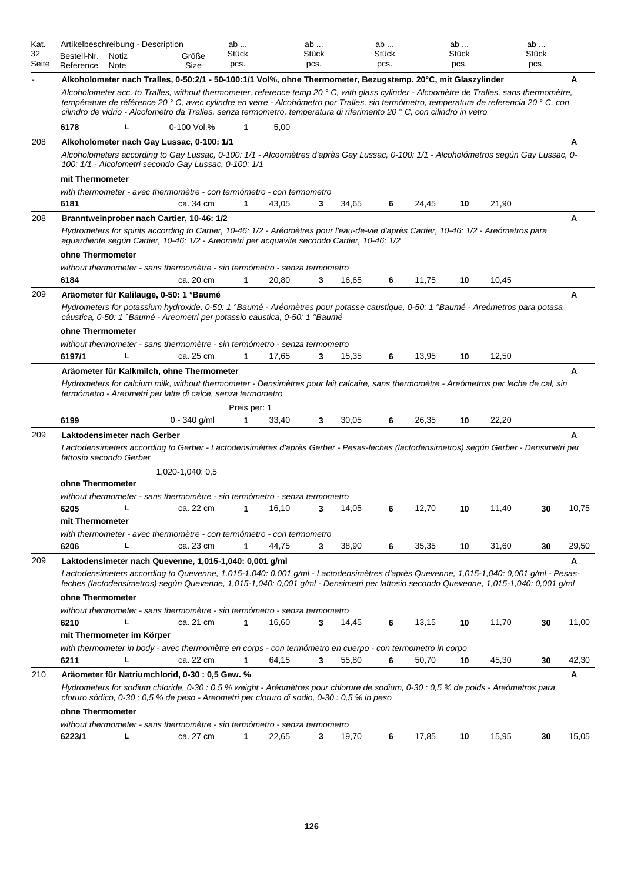| Kat. 32 Seite | Artikelbeschreibung - Description Bestell-Nr. Reference | Notiz Note | Größe Size | ab ... Stück pcs. | | ab ... Stück pcs. | | ab ... Stück pcs. | | ab ... Stück pcs. | | ab ... Stück pcs. | | |
|---|---|---|---|---|---|---|---|---|---|---|---|---|---|---|
| - | **Alkoholometer nach Tralles, 0-50:2/1 - 50-100:1/1 Vol%, ohne Thermometer, Bezugstemp. 20°C, mit Glaszylinder** | | | | | | | | | | | | | **A** |
| | *Alcoholometer acc. to Tralles, without thermometer, reference temp 20 ° C, with glass cylinder - Alcoomètre de Tralles, sans thermomètre, température de référence 20 ° C, avec cylindre en verre - Alcohómetro por Tralles, sin termómetro, temperatura de referencia 20 ° C, con cilindro de vidrio - Alcolometro da Tralles, senza termometro, temperatura di riferimento 20 ° C, con cilindro in vetro* | | | | | | | | | | | | | |
| | **6178** | L | 0-100 Vol.% | **1** | 5,00 | | | | | | | | | |
| 208 | **Alkoholometer nach Gay Lussac, 0-100: 1/1** | | | | | | | | | | | | | **A** |
| | *Alcoholometers according to Gay Lussac, 0-100: 1/1 - Alcoomètres d'après Gay Lussac, 0-100: 1/1 - Alcoholómetros según Gay Lussac, 0-100: 1/1 - Alcolometri secondo Gay Lussac, 0-100: 1/1* | | | | | | | | | | | | | |
| | **mit Thermometer** | | | | | | | | | | | | | |
| | *with thermometer - avec thermomètre - con termómetro - con termometro* | | | | | | | | | | | | | |
| | **6181** | | ca. 34 cm | **1** | 43,05 | **3** | 34,65 | **6** | 24,45 | **10** | 21,90 | | | |
| 208 | **Branntweinprober nach Cartier, 10-46: 1/2** | | | | | | | | | | | | | **A** |
| | *Hydrometers for spirits according to Cartier, 10-46: 1/2 - Aréomètres pour l'eau-de-vie d'après Cartier, 10-46: 1/2 - Areómetros para aguardiente según Cartier, 10-46: 1/2 - Areometri per acquavite secondo Cartier, 10-46: 1/2* | | | | | | | | | | | | | |
| | **ohne Thermometer** | | | | | | | | | | | | | |
| | *without thermometer - sans thermomètre - sin termómetro - senza termometro* | | | | | | | | | | | | | |
| | **6184** | | ca. 20 cm | **1** | 20,80 | **3** | 16,65 | **6** | 11,75 | **10** | 10,45 | | | |
| 209 | **Aräometer für Kalilauge, 0-50: 1 °Baumé** | | | | | | | | | | | | | **A** |
| | *Hydrometers for potassium hydroxide, 0-50: 1 °Baumé - Aréomètres pour potasse caustique, 0-50: 1 °Baumé - Areómetros para potasa cáustica, 0-50: 1 °Baumé - Areometri per potassio caustica, 0-50: 1 °Baumé* | | | | | | | | | | | | | |
| | **ohne Thermometer** | | | | | | | | | | | | | |
| | *without thermometer - sans thermomètre - sin termómetro - senza termometro* | | | | | | | | | | | | | |
| | **6197/1** | L | ca. 25 cm | **1** | 17,65 | **3** | 15,35 | **6** | 13,95 | **10** | 12,50 | | | |
| | **Aräometer für Kalkmilch, ohne Thermometer** | | | | | | | | | | | | | **A** |
| | *Hydrometers for calcium milk, without thermometer - Densimètres pour lait calcaire, sans thermomètre - Areómetros per leche de cal, sin termómetro - Areometri per latte di calce, senza termometro* | | | | | | | | | | | | | |
| | | | | Preis per: 1 | | | | | | | | | | |
| | **6199** | | 0 - 340 g/ml | **1** | 33,40 | **3** | 30,05 | **6** | 26,35 | **10** | 22,20 | | | |
| 209 | **Laktodensimeter nach Gerber** | | | | | | | | | | | | | **A** |
| | *Lactodensimeters according to Gerber - Lactodensimètres d'après Gerber - Pesas-leches (lactodensimetros) según Gerber - Densimetri per lattosio secondo Gerber* | | | | | | | | | | | | | |
| | | | 1,020-1,040: 0,5 | | | | | | | | | | | |
| | **ohne Thermometer** | | | | | | | | | | | | | |
| | *without thermometer - sans thermomètre - sin termómetro - senza termometro* | | | | | | | | | | | | | |
| | **6205** | L | ca. 22 cm | **1** | 16,10 | **3** | 14,05 | **6** | 12,70 | **10** | 11,40 | **30** | 10,75 | |
| | **mit Thermometer** | | | | | | | | | | | | | |
| | *with thermometer - avec thermomètre - con termómetro - con termometro* | | | | | | | | | | | | | |
| | **6206** | L | ca. 23 cm | **1** | 44,75 | **3** | 38,90 | **6** | 35,35 | **10** | 31,60 | **30** | 29,50 | |
| 209 | **Laktodensimeter nach Quevenne, 1,015-1,040: 0,001 g/ml** | | | | | | | | | | | | | **A** |
| | *Lactodensimeters according to Quevenne, 1.015-1.040: 0.001 g/ml - Lactodensimètres d'après Quevenne, 1,015-1,040: 0,001 g/ml - Pesas-leches (lactodensimetros) según Quevenne, 1,015-1,040: 0,001 g/ml - Densimetri per lattosio secondo Quevenne, 1,015-1,040: 0,001 g/ml* | | | | | | | | | | | | | |
| | **ohne Thermometer** | | | | | | | | | | | | | |
| | *without thermometer - sans thermomètre - sin termómetro - senza termometro* | | | | | | | | | | | | | |
| | **6210** | L | ca. 21 cm | **1** | 16,60 | **3** | 14,45 | **6** | 13,15 | **10** | 11,70 | **30** | 11,00 | |
| | **mit Thermometer im Körper** | | | | | | | | | | | | | |
| | *with thermometer in body - avec thermomètre en corps - con termómetro en cuerpo - con termometro in corpo* | | | | | | | | | | | | | |
| | **6211** | L | ca. 22 cm | **1** | 64,15 | **3** | 55,80 | **6** | 50,70 | **10** | 45,30 | **30** | 42,30 | |
| 210 | **Aräometer für Natriumchlorid, 0-30 : 0,5 Gew. %** | | | | | | | | | | | | | **A** |
| | *Hydrometers for sodium chloride, 0-30 : 0.5 % weight - Aréomètres pour chlorure de sodium, 0-30 : 0,5 % de poids - Areómetros para cloruro sódico, 0-30 : 0,5 % de peso - Areometri per cloruro di sodio, 0-30 : 0,5 % in peso* | | | | | | | | | | | | | |
| | **ohne Thermometer** | | | | | | | | | | | | | |
| | *without thermometer - sans thermomètre - sin termómetro - senza termometro* | | | | | | | | | | | | | |
| | **6223/1** | L | ca. 27 cm | **1** | 22,65 | **3** | 19,70 | **6** | 17,85 | **10** | 15,95 | **30** | 15,05 | |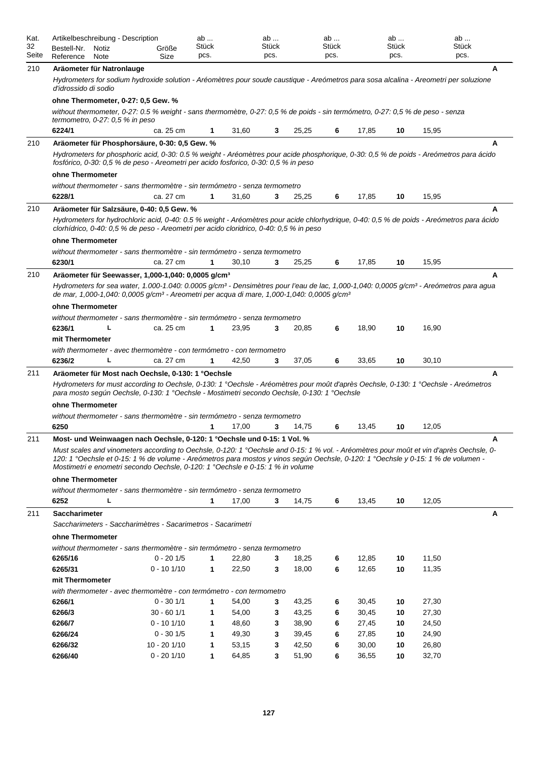| Kat. 32 Seite | Artikelbeschreibung - Description Bestell-Nr. Reference | Notiz Note | Größe Size | ab ... Stück pcs. | | ab ... Stück pcs. | | ab ... Stück pcs. | | ab ... Stück pcs. | | ab ... Stück pcs. |
|---|---|---|---|---|---|---|---|---|---|---|---|---|
| 210 | **Aräometer für Natronlauge** | | | | | | | | | | | **A** |
| | *Hydrometers for sodium hydroxide solution - Aréomètres pour soude caustique - Areómetros para sosa alcalina - Areometri per soluzione d'idrossido di sodio* | | | | | | | | | | | |
| | **ohne Thermometer, 0-27: 0,5 Gew. %** | | | | | | | | | | | |
| | *without thermometer, 0-27: 0.5 % weight - sans thermomètre, 0-27: 0,5 % de poids - sin termómetro, 0-27: 0,5 % de peso - senza termometro, 0-27: 0,5 % in peso* | | | | | | | | | | | |
| | **6224/1** | | ca. 25 cm | **1** | 31,60 | **3** | 25,25 | **6** | 17,85 | **10** | 15,95 | |
| 210 | **Aräometer für Phosphorsäure, 0-30: 0,5 Gew. %** | | | | | | | | | | | **A** |
| | *Hydrometers for phosphoric acid, 0-30: 0.5 % weight - Aréomètres pour acide phosphorique, 0-30: 0,5 % de poids - Areómetros para ácido fosfórico, 0-30: 0,5 % de peso - Areometri per acido fosforico, 0-30: 0,5 % in peso* | | | | | | | | | | | |
| | **ohne Thermometer** | | | | | | | | | | | |
| | *without thermometer - sans thermomètre - sin termómetro - senza termometro* | | | | | | | | | | | |
| | **6228/1** | | ca. 27 cm | **1** | 31,60 | **3** | 25,25 | **6** | 17,85 | **10** | 15,95 | |
| 210 | **Aräometer für Salzsäure, 0-40: 0,5 Gew. %** | | | | | | | | | | | **A** |
| | *Hydrometers for hydrochloric acid, 0-40: 0.5 % weight - Aréomètres pour acide chlorhydrique, 0-40: 0,5 % de poids - Areómetros para ácido clorhídrico, 0-40: 0,5 % de peso - Areometri per acido cloridrico, 0-40: 0,5 % in peso* | | | | | | | | | | | |
| | **ohne Thermometer** | | | | | | | | | | | |
| | *without thermometer - sans thermomètre - sin termómetro - senza termometro* | | | | | | | | | | | |
| | **6230/1** | | ca. 27 cm | **1** | 30,10 | **3** | 25,25 | **6** | 17,85 | **10** | 15,95 | |
| 210 | **Aräometer für Seewasser, 1,000-1,040: 0,0005 g/cm³** | | | | | | | | | | | **A** |
| | *Hydrometers for sea water, 1.000-1.040: 0.0005 g/cm³ - Densimètres pour l'eau de lac, 1,000-1,040: 0,0005 g/cm³ - Areómetros para agua de mar, 1,000-1,040: 0,0005 g/cm³ - Areometri per acqua di mare, 1,000-1,040: 0,0005 g/cm³* | | | | | | | | | | | |
| | **ohne Thermometer** | | | | | | | | | | | |
| | *without thermometer - sans thermomètre - sin termómetro - senza termometro* | | | | | | | | | | | |
| | **6236/1** | **L** | ca. 25 cm | **1** | 23,95 | **3** | 20,85 | **6** | 18,90 | **10** | 16,90 | |
| | **mit Thermometer** | | | | | | | | | | | |
| | *with thermometer - avec thermomètre - con termómetro - con termometro* | | | | | | | | | | | |
| | **6236/2** | **L** | ca. 27 cm | **1** | 42,50 | **3** | 37,05 | **6** | 33,65 | **10** | 30,10 | |
| 211 | **Aräometer für Most nach Oechsle, 0-130: 1 °Oechsle** | | | | | | | | | | | **A** |
| | *Hydrometers for must according to Oechsle, 0-130: 1 °Oechsle - Aréomètres pour moût d'après Oechsle, 0-130: 1 °Oechsle - Areómetros para mosto según Oechsle, 0-130: 1 °Oechsle - Mostimetri secondo Oechsle, 0-130: 1 °Oechsle* | | | | | | | | | | | |
| | **ohne Thermometer** | | | | | | | | | | | |
| | *without thermometer - sans thermomètre - sin termómetro - senza termometro* | | | | | | | | | | | |
| | **6250** | | | **1** | 17,00 | **3** | 14,75 | **6** | 13,45 | **10** | 12,05 | |
| 211 | **Most- und Weinwaagen nach Oechsle, 0-120: 1 °Oechsle und 0-15: 1 Vol. %** | | | | | | | | | | | **A** |
| | *Must scales and vinometers according to Oechsle, 0-120: 1 °Oechsle and 0-15: 1 % vol. - Aréomètres pour moût et vin d'après Oechsle, 0-120: 1 °Oechsle et 0-15: 1 % de volume - Areómetros para mostos y vinos según Oechsle, 0-120: 1 °Oechsle y 0-15: 1 % de volumen - Mostimetri e enometri secondo Oechsle, 0-120: 1 °Oechsle e 0-15: 1 % in volume* | | | | | | | | | | | |
| | **ohne Thermometer** | | | | | | | | | | | |
| | *without thermometer - sans thermomètre - sin termómetro - senza termometro* | | | | | | | | | | | |
| | **6252** | **L** | | **1** | 17,00 | **3** | 14,75 | **6** | 13,45 | **10** | 12,05 | |
| 211 | **Saccharimeter** | | | | | | | | | | | **A** |
| | *Saccharimeters - Saccharimètres - Sacarimetros - Sacarimetri* | | | | | | | | | | | |
| | **ohne Thermometer** | | | | | | | | | | | |
| | *without thermometer - sans thermomètre - sin termómetro - senza termometro* | | | | | | | | | | | |
| | **6265/16** | | 0 - 20 1/5 | **1** | 22,80 | **3** | 18,25 | **6** | 12,85 | **10** | 11,50 | |
| | **6265/31** | | 0 - 10 1/10 | **1** | 22,50 | **3** | 18,00 | **6** | 12,65 | **10** | 11,35 | |
| | **mit Thermometer** | | | | | | | | | | | |
| | *with thermometer - avec thermomètre - con termómetro - con termometro* | | | | | | | | | | | |
| | **6266/1** | | 0 - 30 1/1 | **1** | 54,00 | **3** | 43,25 | **6** | 30,45 | **10** | 27,30 | |
| | **6266/3** | | 30 - 60 1/1 | **1** | 54,00 | **3** | 43,25 | **6** | 30,45 | **10** | 27,30 | |
| | **6266/7** | | 0 - 10 1/10 | **1** | 48,60 | **3** | 38,90 | **6** | 27,45 | **10** | 24,50 | |
| | **6266/24** | | 0 - 30 1/5 | **1** | 49,30 | **3** | 39,45 | **6** | 27,85 | **10** | 24,90 | |
| | **6266/32** | | 10 - 20 1/10 | **1** | 53,15 | **3** | 42,50 | **6** | 30,00 | **10** | 26,80 | |
| | **6266/40** | | 0 - 20 1/10 | **1** | 64,85 | **3** | 51,90 | **6** | 36,55 | **10** | 32,70 | |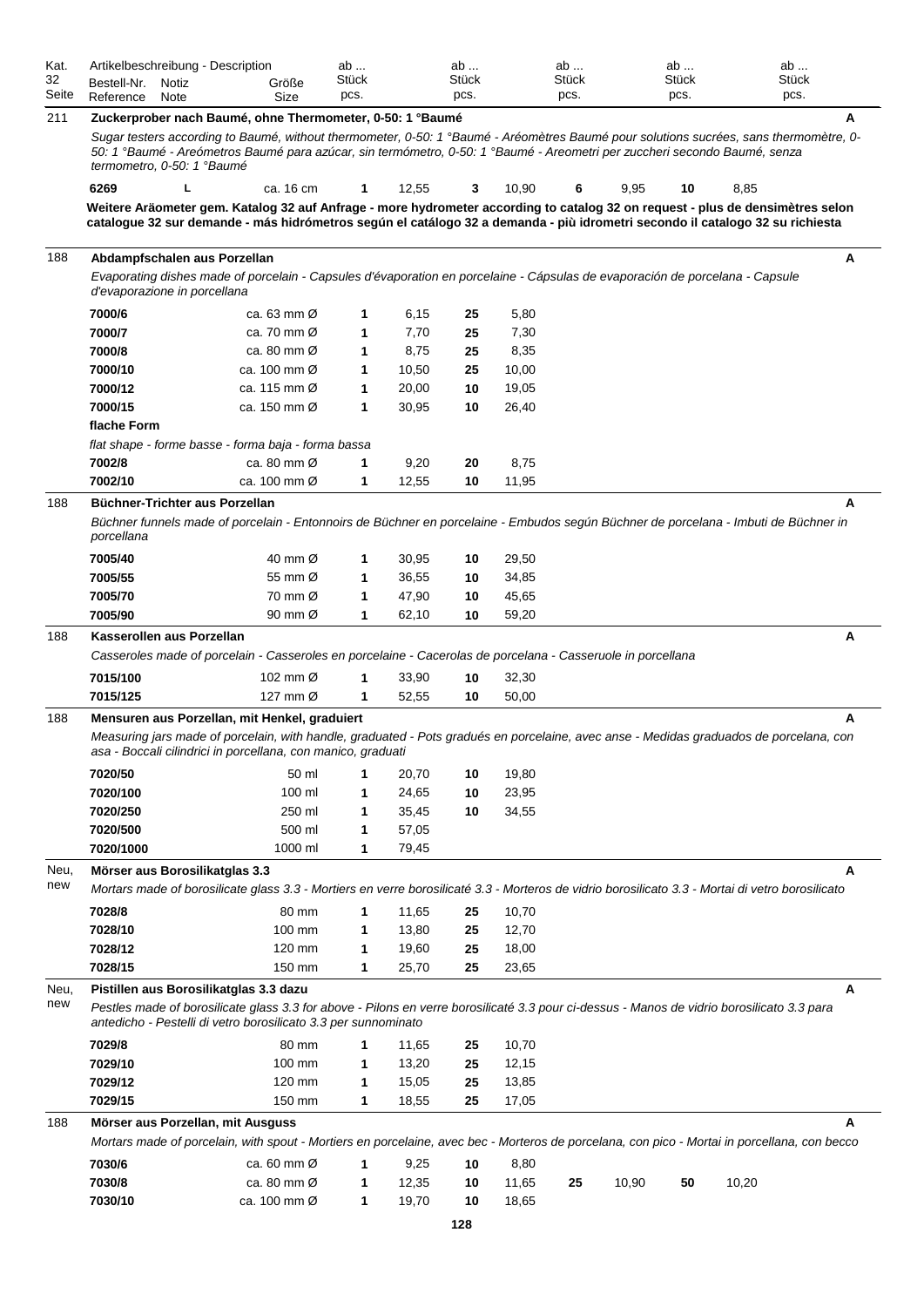| Kat. 32 Seite | Artikelbeschreibung - Description Bestell-Nr. Reference | Notiz Note | Größe Size | ab ... Stück pcs. | | ab ... Stück pcs. | | ab ... Stück pcs. | | ab ... Stück pcs. | | ab ... Stück pcs. |
|---|---|---|---|---|---|---|---|---|---|---|---|---|
| 211 | **Zuckerprober nach Baumé, ohne Thermometer, 0-50: 1 °Baumé** | | | | | | | | | | | A |
| | *Sugar testers according to Baumé, without thermometer, 0-50: 1 °Baumé - Aréomètres Baumé pour solutions sucrées, sans thermomètre, 0-50: 1 °Baumé - Areómetros Baumé para azúcar, sin termómetro, 0-50: 1 °Baumé - Areometri per zuccheri secondo Baumé, senza termometro, 0-50: 1 °Baumé* | | | | | | | | | | | |
| | **6269** | L | ca. 16 cm | **1** | 12,55 | **3** | 10,90 | **6** | 9,95 | **10** | 8,85 | |
| | **Weitere Aräometer gem. Katalog 32 auf Anfrage - more hydrometer according to catalog 32 on request - plus de densimètres selon catalogue 32 sur demande - más hidrómetros según el catálogo 32 a demanda - più idrometri secondo il catalogo 32 su richiesta** | | | | | | | | | | | |
| 188 | **Abdampfschalen aus Porzellan** | | | | | | | | | | | A |
| | *Evaporating dishes made of porcelain - Capsules d'évaporation en porcelaine - Cápsulas de evaporación de porcelana - Capsule d'evaporazione in porcellana* | | | | | | | | | | | |
| | **7000/6** | | ca. 63 mm Ø | **1** | 6,15 | **25** | 5,80 | | | | | |
| | **7000/7** | | ca. 70 mm Ø | **1** | 7,70 | **25** | 7,30 | | | | | |
| | **7000/8** | | ca. 80 mm Ø | **1** | 8,75 | **25** | 8,35 | | | | | |
| | **7000/10** | | ca. 100 mm Ø | **1** | 10,50 | **25** | 10,00 | | | | | |
| | **7000/12** | | ca. 115 mm Ø | **1** | 20,00 | **10** | 19,05 | | | | | |
| | **7000/15** | | ca. 150 mm Ø | **1** | 30,95 | **10** | 26,40 | | | | | |
| | **flache Form** | | | | | | | | | | | |
| | *flat shape - forme basse - forma baja - forma bassa* | | | | | | | | | | | |
| | **7002/8** | | ca. 80 mm Ø | **1** | 9,20 | **20** | 8,75 | | | | | |
| | **7002/10** | | ca. 100 mm Ø | **1** | 12,55 | **10** | 11,95 | | | | | |
| 188 | **Büchner-Trichter aus Porzellan** | | | | | | | | | | | A |
| | *Büchner funnels made of porcelain - Entonnoirs de Büchner en porcelaine - Embudos según Büchner de porcelana - Imbuti de Büchner in porcellana* | | | | | | | | | | | |
| | **7005/40** | | 40 mm Ø | **1** | 30,95 | **10** | 29,50 | | | | | |
| | **7005/55** | | 55 mm Ø | **1** | 36,55 | **10** | 34,85 | | | | | |
| | **7005/70** | | 70 mm Ø | **1** | 47,90 | **10** | 45,65 | | | | | |
| | **7005/90** | | 90 mm Ø | **1** | 62,10 | **10** | 59,20 | | | | | |
| 188 | **Kasserollen aus Porzellan** | | | | | | | | | | | A |
| | *Casseroles made of porcelain - Casseroles en porcelaine - Cacerolas de porcelana - Casseruole in porcellana* | | | | | | | | | | | |
| | **7015/100** | | 102 mm Ø | **1** | 33,90 | **10** | 32,30 | | | | | |
| | **7015/125** | | 127 mm Ø | **1** | 52,55 | **10** | 50,00 | | | | | |
| 188 | **Mensuren aus Porzellan, mit Henkel, graduiert** | | | | | | | | | | | A |
| | *Measuring jars made of porcelain, with handle, graduated - Pots gradués en porcelaine, avec anse - Medidas graduados de porcelana, con asa - Boccali cilindrici in porcellana, con manico, graduati* | | | | | | | | | | | |
| | **7020/50** | | 50 ml | **1** | 20,70 | **10** | 19,80 | | | | | |
| | **7020/100** | | 100 ml | **1** | 24,65 | **10** | 23,95 | | | | | |
| | **7020/250** | | 250 ml | **1** | 35,45 | **10** | 34,55 | | | | | |
| | **7020/500** | | 500 ml | **1** | 57,05 | | | | | | | |
| | **7020/1000** | | 1000 ml | **1** | 79,45 | | | | | | | |
| Neu, new | **Mörser aus Borosilikatglas 3.3** | | | | | | | | | | | A |
| | *Mortars made of borosilicate glass 3.3 - Mortiers en verre borosilicaté 3.3 - Morteros de vidrio borosilicato 3.3 - Mortai di vetro borosilicato* | | | | | | | | | | | |
| | **7028/8** | | 80 mm | **1** | 11,65 | **25** | 10,70 | | | | | |
| | **7028/10** | | 100 mm | **1** | 13,80 | **25** | 12,70 | | | | | |
| | **7028/12** | | 120 mm | **1** | 19,60 | **25** | 18,00 | | | | | |
| | **7028/15** | | 150 mm | **1** | 25,70 | **25** | 23,65 | | | | | |
| Neu, new | **Pistillen aus Borosilikatglas 3.3 dazu** | | | | | | | | | | | A |
| | *Pestles made of borosilicate glass 3.3 for above - Pilons en verre borosilicaté 3.3 pour ci-dessus - Manos de vidrio borosilicato 3.3 para antedicho - Pestelli di vetro borosilicato 3.3 per sunnominato* | | | | | | | | | | | |
| | **7029/8** | | 80 mm | **1** | 11,65 | **25** | 10,70 | | | | | |
| | **7029/10** | | 100 mm | **1** | 13,20 | **25** | 12,15 | | | | | |
| | **7029/12** | | 120 mm | **1** | 15,05 | **25** | 13,85 | | | | | |
| | **7029/15** | | 150 mm | **1** | 18,55 | **25** | 17,05 | | | | | |
| 188 | **Mörser aus Porzellan, mit Ausguss** | | | | | | | | | | | A |
| | *Mortars made of porcelain, with spout - Mortiers en porcelaine, avec bec - Morteros de porcelana, con pico - Mortai in porcellana, con becco* | | | | | | | | | | | |
| | **7030/6** | | ca. 60 mm Ø | **1** | 9,25 | **10** | 8,80 | | | | | |
| | **7030/8** | | ca. 80 mm Ø | **1** | 12,35 | **10** | 11,65 | **25** | 10,90 | **50** | 10,20 | |
| | **7030/10** | | ca. 100 mm Ø | **1** | 19,70 | **10** | 18,65 | | | | | |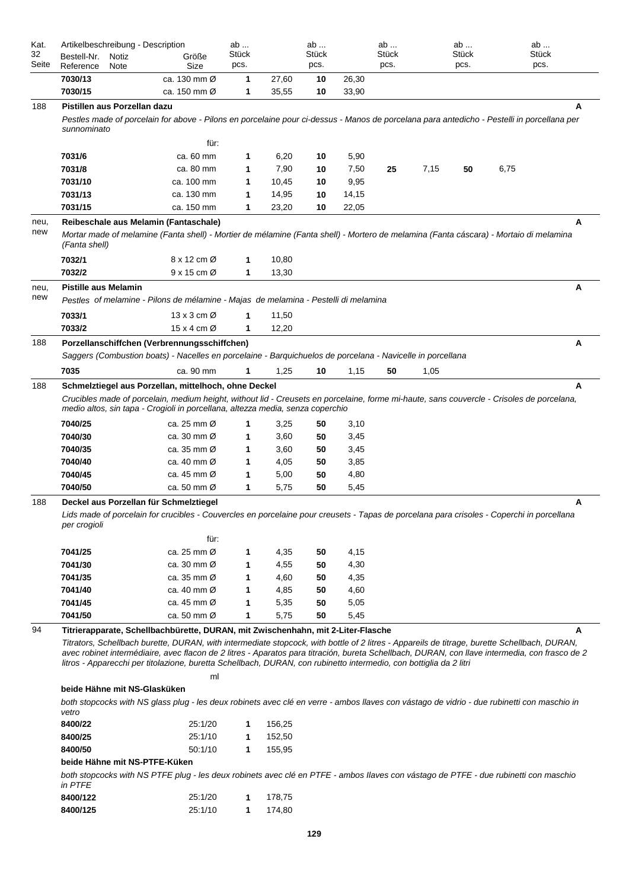| Kat. 32 Seite | Artikelbeschreibung - Description Bestell-Nr. Reference | Notiz Note | Größe Size | ab ... Stück pcs. | | ab ... Stück pcs. | | ab ... Stück pcs. | | ab ... Stück pcs. | | ab ... Stück pcs. | |
|---|---|---|---|---|---|---|---|---|---|---|---|---|---|
| | **7030/13** | | ca. 130 mm Ø | **1** | 27,60 | **10** | 26,30 | | | | | | |
| | **7030/15** | | ca. 150 mm Ø | **1** | 35,55 | **10** | 33,90 | | | | | | |

**188** — **Pistillen aus Porzellan dazu** — A

*Pestles made of porcelain for above - Pilons en porcelaine pour ci-dessus - Manos de porcelana para antedicho - Pestelli in porcellana per sunnominato*

| Bestell-Nr. | für: | ab | | ab | | ab | | ab | |
|---|---|---|---|---|---|---|---|---|---|
| **7031/6** | ca. 60 mm | **1** | 6,20 | **10** | 5,90 | | | | |
| **7031/8** | ca. 80 mm | **1** | 7,90 | **10** | 7,50 | **25** | 7,15 | **50** | 6,75 |
| **7031/10** | ca. 100 mm | **1** | 10,45 | **10** | 9,95 | | | | |
| **7031/13** | ca. 130 mm | **1** | 14,95 | **10** | 14,15 | | | | |
| **7031/15** | ca. 150 mm | **1** | 23,20 | **10** | 22,05 | | | | |

**neu, new** — **Reibeschale aus Melamin (Fantaschale)** — A

*Mortar made of melamine (Fanta shell) - Mortier de mélamine (Fanta shell) - Mortero de melamina (Fanta cáscara) - Mortaio di melamina (Fanta shell)*

| Bestell-Nr. | Größe | ab | |
|---|---|---|---|
| **7032/1** | 8 x 12 cm Ø | **1** | 10,80 |
| **7032/2** | 9 x 15 cm Ø | **1** | 13,30 |

**neu, new** — **Pistille aus Melamin** — A

*Pestles of melamine - Pilons de mélamine - Majas de melamina - Pestelli di melamina*

| Bestell-Nr. | Größe | ab | |
|---|---|---|---|
| **7033/1** | 13 x 3 cm Ø | **1** | 11,50 |
| **7033/2** | 15 x 4 cm Ø | **1** | 12,20 |

**188** — **Porzellanschiffchen (Verbrennungsschiffchen)** — A

*Saggers (Combustion boats) - Nacelles en porcelaine - Barquichuelos de porcelana - Navicelle in porcellana*

| Bestell-Nr. | Größe | ab | | ab | | ab | |
|---|---|---|---|---|---|---|---|
| **7035** | ca. 90 mm | **1** | 1,25 | **10** | 1,15 | **50** | 1,05 |

**188** — **Schmelztiegel aus Porzellan, mittelhoch, ohne Deckel** — A

*Crucibles made of porcelain, medium height, without lid - Creusets en porcelaine, forme mi-haute, sans couvercle - Crisoles de porcelana, medio altos, sin tapa - Crogioli in porcellana, altezza media, senza coperchio*

| Bestell-Nr. | Größe | ab | | ab | |
|---|---|---|---|---|---|
| **7040/25** | ca. 25 mm Ø | **1** | 3,25 | **50** | 3,10 |
| **7040/30** | ca. 30 mm Ø | **1** | 3,60 | **50** | 3,45 |
| **7040/35** | ca. 35 mm Ø | **1** | 3,60 | **50** | 3,45 |
| **7040/40** | ca. 40 mm Ø | **1** | 4,05 | **50** | 3,85 |
| **7040/45** | ca. 45 mm Ø | **1** | 5,00 | **50** | 4,80 |
| **7040/50** | ca. 50 mm Ø | **1** | 5,75 | **50** | 5,45 |

**188** — **Deckel aus Porzellan für Schmelztiegel** — A

*Lids made of porcelain for crucibles - Couvercles en porcelaine pour creusets - Tapas de porcelana para crisoles - Coperchi in porcellana per crogioli*

| Bestell-Nr. | für: | ab | | ab | |
|---|---|---|---|---|---|
| **7041/25** | ca. 25 mm Ø | **1** | 4,35 | **50** | 4,15 |
| **7041/30** | ca. 30 mm Ø | **1** | 4,55 | **50** | 4,30 |
| **7041/35** | ca. 35 mm Ø | **1** | 4,60 | **50** | 4,35 |
| **7041/40** | ca. 40 mm Ø | **1** | 4,85 | **50** | 4,60 |
| **7041/45** | ca. 45 mm Ø | **1** | 5,35 | **50** | 5,05 |
| **7041/50** | ca. 50 mm Ø | **1** | 5,75 | **50** | 5,45 |

**94** — **Titrierapparate, Schellbachbürette, DURAN, mit Zwischenhahn, mit 2-Liter-Flasche** — A

*Titrators, Schellbach burette, DURAN, with intermediate stopcock, with bottle of 2 litres - Appareils de titrage, burette Schellbach, DURAN, avec robinet intermédiaire, avec flacon de 2 litres - Aparatos para titración, bureta Schellbach, DURAN, con llave intermedia, con frasco de 2 litros - Apparecchi per titolazione, buretta Schellbach, DURAN, con rubinetto intermedio, con bottiglia da 2 litri*

**beide Hähne mit NS-Glasküken**

*both stopcocks with NS glass plug - les deux robinets avec clé en verre - ambos llaves con vástago de vidrio - due rubinetti con maschio in vetro*

| Bestell-Nr. | ml | ab | |
|---|---|---|---|
| **8400/22** | 25:1/20 | **1** | 156,25 |
| **8400/25** | 25:1/10 | **1** | 152,50 |
| **8400/50** | 50:1/10 | **1** | 155,95 |

**beide Hähne mit NS-PTFE-Küken**

*both stopcocks with NS PTFE plug - les deux robinets avec clé en PTFE - ambos llaves con vástago de PTFE - due rubinetti con maschio in PTFE*

| Bestell-Nr. | ml | ab | |
|---|---|---|---|
| **8400/122** | 25:1/20 | **1** | 178,75 |
| **8400/125** | 25:1/10 | **1** | 174,80 |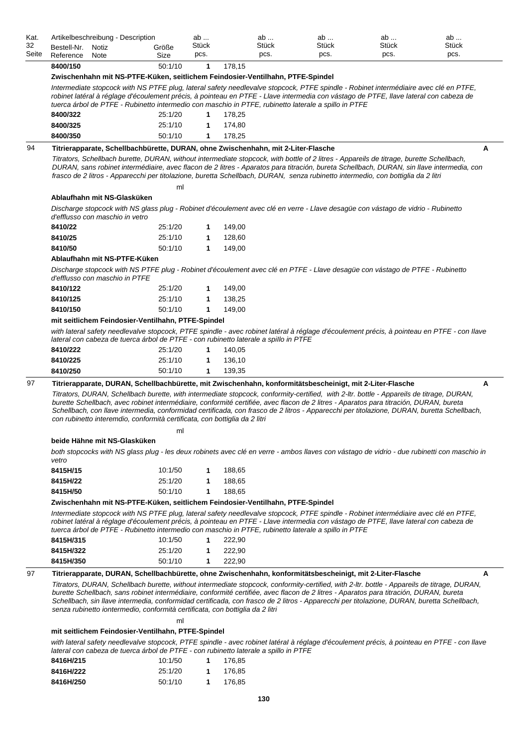| Kat. 32 Seite | Artikelbeschreibung - Description Bestell-Nr. Reference | Notiz Note | Größe Size | ab ... Stück pcs. | | ab ... Stück pcs. | ab ... Stück pcs. | ab ... Stück pcs. | ab ... Stück pcs. |
|---|---|---|---|---|---|---|---|---|---|
| | **8400/150** | | 50:1/10 | **1** | 178,15 | | | | |

**Zwischenhahn mit NS-PTFE-Küken, seitlichem Feindosier-Ventilhahn, PTFE-Spindel**

*Intermediate stopcock with NS PTFE plug, lateral safety needlevalve stopcock, PTFE spindle - Robinet intermédiaire avec clé en PTFE, robinet latéral à réglage d'écoulement précis, à pointeau en PTFE - Llave intermedia con vástago de PTFE, llave lateral con cabeza de tuerca árbol de PTFE - Rubinetto intermedio con maschio in PTFE, rubinetto laterale a spillo in PTFE*

| Bestell-Nr. | Größe | ab Stück | Preis |
|---|---|---|---|
| **8400/322** | 25:1/20 | **1** | 178,25 |
| **8400/325** | 25:1/10 | **1** | 174,80 |
| **8400/350** | 50:1/10 | **1** | 178,25 |

## 94 Titrierapparate, Schellbachbürette, DURAN, ohne Zwischenhahn, mit 2-Liter-Flasche — A

*Titrators, Schellbach burette, DURAN, without intermediate stopcock, with bottle of 2 litres - Appareils de titrage, burette Schellbach, DURAN, sans robinet intermédiaire, avec flacon de 2 litres - Aparatos para titración, bureta Schellbach, DURAN, sin llave intermedia, con frasco de 2 litros - Apparecchi per titolazione, buretta Schellbach, DURAN, senza rubinetto intermedio, con bottiglia da 2 litri*

ml

**Ablaufhahn mit NS-Glasküken**

*Discharge stopcock with NS glass plug - Robinet d'écoulement avec clé en verre - Llave desagüe con vástago de vidrio - Rubinetto d'efflusso con maschio in vetro*

| Bestell-Nr. | Größe | ab Stück | Preis |
|---|---|---|---|
| **8410/22** | 25:1/20 | **1** | 149,00 |
| **8410/25** | 25:1/10 | **1** | 128,60 |
| **8410/50** | 50:1/10 | **1** | 149,00 |

**Ablaufhahn mit NS-PTFE-Küken**

*Discharge stopcock with NS PTFE plug - Robinet d'écoulement avec clé en PTFE - Llave desagüe con vástago de PTFE - Rubinetto d'efflusso con maschio in PTFE*

| Bestell-Nr. | Größe | ab Stück | Preis |
|---|---|---|---|
| **8410/122** | 25:1/20 | **1** | 149,00 |
| **8410/125** | 25:1/10 | **1** | 138,25 |
| **8410/150** | 50:1/10 | **1** | 149,00 |

**mit seitlichem Feindosier-Ventilhahn, PTFE-Spindel**

*with lateral safety needlevalve stopcock, PTFE spindle - avec robinet latéral à réglage d'écoulement précis, à pointeau en PTFE - con llave lateral con cabeza de tuerca árbol de PTFE - con rubinetto laterale a spillo in PTFE*

| Bestell-Nr. | Größe | ab Stück | Preis |
|---|---|---|---|
| **8410/222** | 25:1/20 | **1** | 140,05 |
| **8410/225** | 25:1/10 | **1** | 136,10 |
| **8410/250** | 50:1/10 | **1** | 139,35 |

## 97 Titrierapparate, DURAN, Schellbachbürette, mit Zwischenhahn, konformitätsbescheinigt, mit 2-Liter-Flasche — A

*Titrators, DURAN, Schellbach burette, with intermediate stopcock, conformity-certified, with 2-ltr. bottle - Appareils de titrage, DURAN, burette Schellbach, avec robinet intermédiaire, conformité certifiée, avec flacon de 2 litres - Aparatos para titración, DURAN, bureta Schellbach, con llave intermedia, conformidad certificada, con frasco de 2 litros - Apparecchi per titolazione, DURAN, buretta Schellbach, con rubinetto interemdio, conformità certificata, con bottiglia da 2 litri*

ml

**beide Hähne mit NS-Glasküken**

*both stopcocks with NS glass plug - les deux robinets avec clé en verre - ambos llaves con vástago de vidrio - due rubinetti con maschio in vetro*

| Bestell-Nr. | Größe | ab Stück | Preis |
|---|---|---|---|
| **8415H/15** | 10:1/50 | **1** | 188,65 |
| **8415H/22** | 25:1/20 | **1** | 188,65 |
| **8415H/50** | 50:1/10 | **1** | 188,65 |

**Zwischenhahn mit NS-PTFE-Küken, seitlichem Feindosier-Ventilhahn, PTFE-Spindel**

*Intermediate stopcock with NS PTFE plug, lateral safety needlevalve stopcock, PTFE spindle - Robinet intermédiaire avec clé en PTFE, robinet latéral à réglage d'écoulement précis, à pointeau en PTFE - Llave intermedia con vástago de PTFE, llave lateral con cabeza de tuerca árbol de PTFE - Rubinetto intermedio con maschio in PTFE, rubinetto laterale a spillo in PTFE*

| Bestell-Nr. | Größe | ab Stück | Preis |
|---|---|---|---|
| **8415H/315** | 10:1/50 | **1** | 222,90 |
| **8415H/322** | 25:1/20 | **1** | 222,90 |
| **8415H/350** | 50:1/10 | **1** | 222,90 |

## 97 Titrierapparate, DURAN, Schellbachbürette, ohne Zwischenhahn, konformitätsbescheinigt, mit 2-Liter-Flasche — A

*Titrators, DURAN, Schellbach burette, without intermediate stopcock, conformity-certified, with 2-ltr. bottle - Appareils de titrage, DURAN, burette Schellbach, sans robinet intermédiaire, conformité certifiée, avec flacon de 2 litres - Aparatos para titración, DURAN, bureta Schellbach, sin llave intermedia, conformidad certificada, con frasco de 2 litros - Apparecchi per titolazione, DURAN, buretta Schellbach, senza rubinetto iontermedio, conformità certificata, con bottiglia da 2 litri*

ml

**mit seitlichem Feindosier-Ventilhahn, PTFE-Spindel**

*with lateral safety needlevalve stopcock, PTFE spindle - avec robinet latéral à réglage d'écoulement précis, à pointeau en PTFE - con llave lateral con cabeza de tuerca árbol de PTFE - con rubinetto laterale a spillo in PTFE*

| Bestell-Nr. | Größe | ab Stück | Preis |
|---|---|---|---|
| **8416H/215** | 10:1/50 | **1** | 176,85 |
| **8416H/222** | 25:1/20 | **1** | 176,85 |
| **8416H/250** | 50:1/10 | **1** | 176,85 |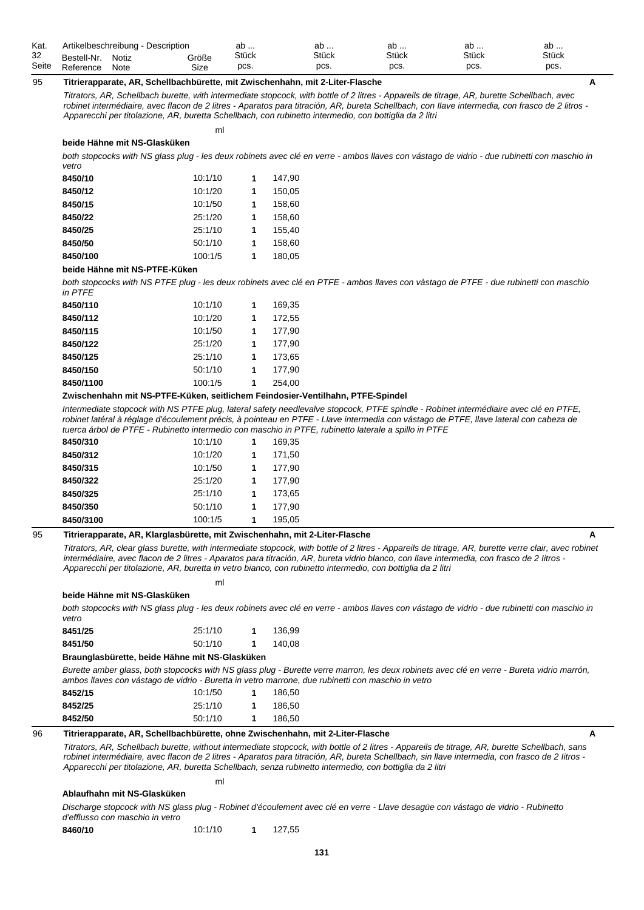| Kat. 32 Seite | Artikelbeschreibung - Description Bestell-Nr. Reference | Notiz Note | Größe Size | ab ... Stück pcs. | | ab ... Stück pcs. | ab ... Stück pcs. | ab ... Stück pcs. | ab ... Stück pcs. |
|---|---|---|---|---|---|---|---|---|---|

## 95 Titrierapparate, AR, Schellbachbürette, mit Zwischenhahn, mit 2-Liter-Flasche — A

*Titrators, AR, Schellbach burette, with intermediate stopcock, with bottle of 2 litres - Appareils de titrage, AR, burette Schellbach, avec robinet intermédiaire, avec flacon de 2 litres - Aparatos para titración, AR, bureta Schellbach, con llave intermedia, con frasco de 2 litros - Apparecchi per titolazione, AR, buretta Schellbach, con rubinetto intermedio, con bottiglia da 2 litri*

ml

**beide Hähne mit NS-Glasküken**

*both stopcocks with NS glass plug - les deux robinets avec clé en verre - ambos llaves con vástago de vidrio - due rubinetti con maschio in vetro*

| Bestell-Nr. | Größe | ab Stück | Preis |
|---|---|---|---|
| **8450/10** | 10:1/10 | 1 | 147,90 |
| **8450/12** | 10:1/20 | 1 | 150,05 |
| **8450/15** | 10:1/50 | 1 | 158,60 |
| **8450/22** | 25:1/20 | 1 | 158,60 |
| **8450/25** | 25:1/10 | 1 | 155,40 |
| **8450/50** | 50:1/10 | 1 | 158,60 |
| **8450/100** | 100:1/5 | 1 | 180,05 |

**beide Hähne mit NS-PTFE-Küken**

*both stopcocks with NS PTFE plug - les deux robinets avec clé en PTFE - ambos llaves con vàstago de PTFE - due rubinetti con maschio in PTFE*

| Bestell-Nr. | Größe | ab Stück | Preis |
|---|---|---|---|
| **8450/110** | 10:1/10 | 1 | 169,35 |
| **8450/112** | 10:1/20 | 1 | 172,55 |
| **8450/115** | 10:1/50 | 1 | 177,90 |
| **8450/122** | 25:1/20 | 1 | 177,90 |
| **8450/125** | 25:1/10 | 1 | 173,65 |
| **8450/150** | 50:1/10 | 1 | 177,90 |
| **8450/1100** | 100:1/5 | 1 | 254,00 |

**Zwischenhahn mit NS-PTFE-Küken, seitlichem Feindosier-Ventilhahn, PTFE-Spindel**

*Intermediate stopcock with NS PTFE plug, lateral safety needlevalve stopcock, PTFE spindle - Robinet intermédiaire avec clé en PTFE, robinet latéral à réglage d'écoulement précis, à pointeau en PTFE - Llave intermedia con vástago de PTFE, llave lateral con cabeza de tuerca árbol de PTFE - Rubinetto intermedio con maschio in PTFE, rubinetto laterale a spillo in PTFE*

| Bestell-Nr. | Größe | ab Stück | Preis |
|---|---|---|---|
| **8450/310** | 10:1/10 | 1 | 169,35 |
| **8450/312** | 10:1/20 | 1 | 171,50 |
| **8450/315** | 10:1/50 | 1 | 177,90 |
| **8450/322** | 25:1/20 | 1 | 177,90 |
| **8450/325** | 25:1/10 | 1 | 173,65 |
| **8450/350** | 50:1/10 | 1 | 177,90 |
| **8450/3100** | 100:1/5 | 1 | 195,05 |

## 95 Titrierapparate, AR, Klarglasbürette, mit Zwischenhahn, mit 2-Liter-Flasche — A

*Titrators, AR, clear glass burette, with intermediate stopcock, with bottle of 2 litres - Appareils de titrage, AR, burette verre clair, avec robinet intermédiaire, avec flacon de 2 litres - Aparatos para titración, AR, bureta vidrio blanco, con llave intermedia, con frasco de 2 litros - Apparecchi per titolazione, AR, buretta in vetro bianco, con rubinetto intermedio, con bottiglia da 2 litri*

ml

**beide Hähne mit NS-Glasküken**

*both stopcocks with NS glass plug - les deux robinets avec clé en verre - ambos llaves con vástago de vidrio - due rubinetti con maschio in vetro*

| Bestell-Nr. | Größe | ab Stück | Preis |
|---|---|---|---|
| **8451/25** | 25:1/10 | 1 | 136,99 |
| **8451/50** | 50:1/10 | 1 | 140,08 |

**Braunglasbürette, beide Hähne mit NS-Glasküken**

*Burette amber glass, both stopcocks with NS glass plug - Burette verre marron, les deux robinets avec clé en verre - Bureta vidrio marrón, ambos llaves con vástago de vidrio - Buretta in vetro marrone, due rubinetti con maschio in vetro*

| Bestell-Nr. | Größe | ab Stück | Preis |
|---|---|---|---|
| **8452/15** | 10:1/50 | 1 | 186,50 |
| **8452/25** | 25:1/10 | 1 | 186,50 |
| **8452/50** | 50:1/10 | 1 | 186,50 |

## 96 Titrierapparate, AR, Schellbachbürette, ohne Zwischenhahn, mit 2-Liter-Flasche — A

*Titrators, AR, Schellbach burette, without intermediate stopcock, with bottle of 2 litres - Appareils de titrage, AR, burette Schellbach, sans robinet intermédiaire, avec flacon de 2 litres - Aparatos para titración, AR, bureta Schellbach, sin llave intermedia, con frasco de 2 litros - Apparecchi per titolazione, AR, buretta Schellbach, senza rubinetto intermedio, con bottiglia da 2 litri*

ml

**Ablaufhahn mit NS-Glasküken**

*Discharge stopcock with NS glass plug - Robinet d'écoulement avec clé en verre - Llave desagüe con vástago de vidrio - Rubinetto d'efflusso con maschio in vetro*

| Bestell-Nr. | Größe | ab Stück | Preis |
|---|---|---|---|
| **8460/10** | 10:1/10 | 1 | 127,55 |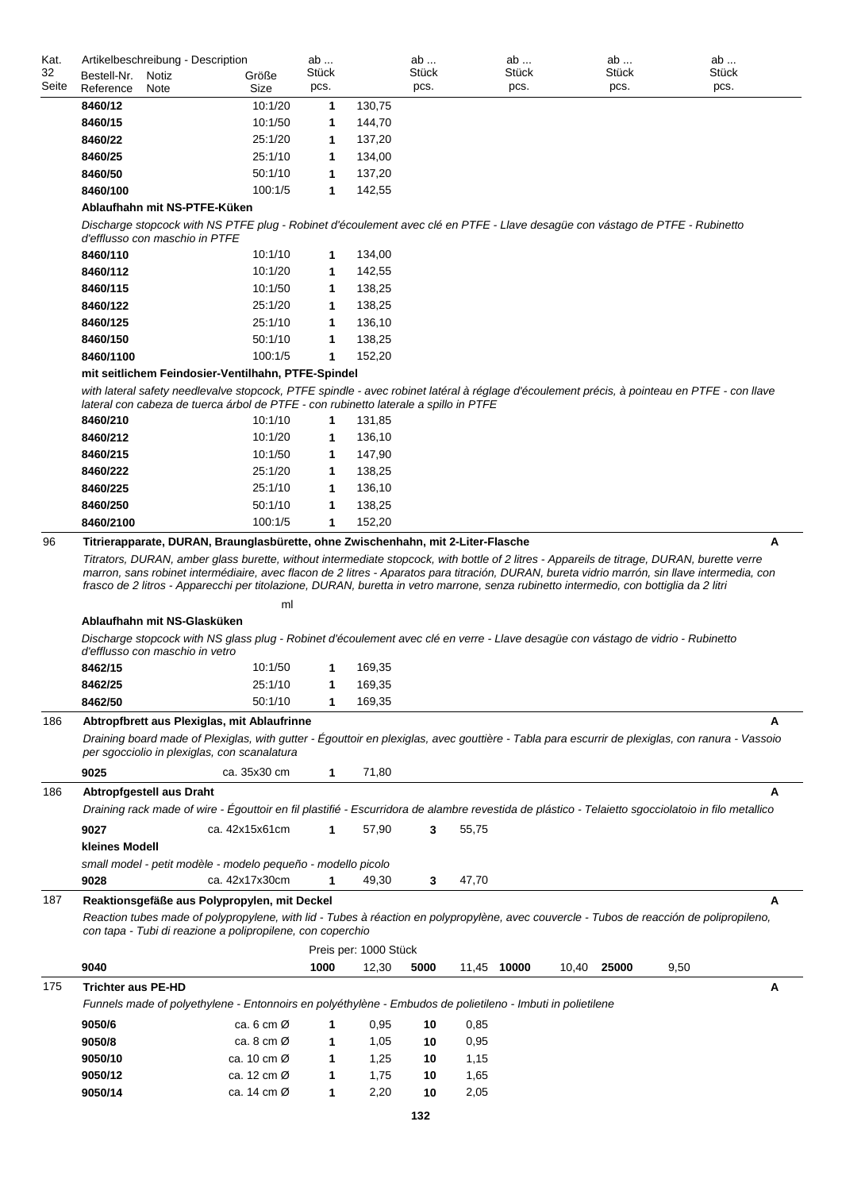| Kat. 32 Seite | Artikelbeschreibung - Description Bestell-Nr. Reference | Notiz Note | Größe Size | ab ... Stück pcs. | | ab ... Stück pcs. | | ab ... Stück pcs. | | ab ... Stück pcs. | | ab ... Stück pcs. | |
|---|---|---|---|---|---|---|---|---|---|---|---|---|---|
| | **8460/12** | | 10:1/20 | **1** | 130,75 | | | | | | | | |
| | **8460/15** | | 10:1/50 | **1** | 144,70 | | | | | | | | |
| | **8460/22** | | 25:1/20 | **1** | 137,20 | | | | | | | | |
| | **8460/25** | | 25:1/10 | **1** | 134,00 | | | | | | | | |
| | **8460/50** | | 50:1/10 | **1** | 137,20 | | | | | | | | |
| | **8460/100** | | 100:1/5 | **1** | 142,55 | | | | | | | | |

**Ablaufhahn mit NS-PTFE-Küken**

*Discharge stopcock with NS PTFE plug - Robinet d'écoulement avec clé en PTFE - Llave desagüe con vástago de PTFE - Rubinetto d'efflusso con maschio in PTFE*

| Bestell-Nr. | Größe | ab ... Stück | |
|---|---|---|---|
| **8460/110** | 10:1/10 | **1** | 134,00 |
| **8460/112** | 10:1/20 | **1** | 142,55 |
| **8460/115** | 10:1/50 | **1** | 138,25 |
| **8460/122** | 25:1/20 | **1** | 138,25 |
| **8460/125** | 25:1/10 | **1** | 136,10 |
| **8460/150** | 50:1/10 | **1** | 138,25 |
| **8460/1100** | 100:1/5 | **1** | 152,20 |

**mit seitlichem Feindosier-Ventilhahn, PTFE-Spindel**

*with lateral safety needlevalve stopcock, PTFE spindle - avec robinet latéral à réglage d'écoulement précis, à pointeau en PTFE - con llave lateral con cabeza de tuerca árbol de PTFE - con rubinetto laterale a spillo in PTFE*

| Bestell-Nr. | Größe | ab ... Stück | |
|---|---|---|---|
| **8460/210** | 10:1/10 | **1** | 131,85 |
| **8460/212** | 10:1/20 | **1** | 136,10 |
| **8460/215** | 10:1/50 | **1** | 147,90 |
| **8460/222** | 25:1/20 | **1** | 138,25 |
| **8460/225** | 25:1/10 | **1** | 136,10 |
| **8460/250** | 50:1/10 | **1** | 138,25 |
| **8460/2100** | 100:1/5 | **1** | 152,20 |

---

**96 — Titrierapparate, DURAN, Braunglasbürette, ohne Zwischenhahn, mit 2-Liter-Flasche** — A

*Titrators, DURAN, amber glass burette, without intermediate stopcock, with bottle of 2 litres - Appareils de titrage, DURAN, burette verre marron, sans robinet intermédiaire, avec flacon de 2 litres - Aparatos para titración, DURAN, bureta vidrio marrón, sin llave intermedia, con frasco de 2 litros - Apparecchi per titolazione, DURAN, buretta in vetro marrone, senza rubinetto intermedio, con bottiglia da 2 litri*

ml

**Ablaufhahn mit NS-Glasküken**

*Discharge stopcock with NS glass plug - Robinet d'écoulement avec clé en verre - Llave desagüe con vástago de vidrio - Rubinetto d'efflusso con maschio in vetro*

| Bestell-Nr. | Größe | ab ... Stück | |
|---|---|---|---|
| **8462/15** | 10:1/50 | **1** | 169,35 |
| **8462/25** | 25:1/10 | **1** | 169,35 |
| **8462/50** | 50:1/10 | **1** | 169,35 |

---

**186 — Abtropfbrett aus Plexiglas, mit Ablaufrinne** — A

*Draining board made of Plexiglas, with gutter - Égouttoir en plexiglas, avec gouttière - Tabla para escurrir de plexiglas, con ranura - Vassoio per sgocciolio in plexiglas, con scanalatura*

| Bestell-Nr. | Größe | ab ... Stück | |
|---|---|---|---|
| **9025** | ca. 35x30 cm | **1** | 71,80 |

---

**186 — Abtropfgestell aus Draht** — A

*Draining rack made of wire - Égouttoir en fil plastifié - Escurridora de alambre revestida de plástico - Telaietto sgocciolatoio in filo metallico*

| Bestell-Nr. | Größe | ab ... Stück | | ab ... Stück | |
|---|---|---|---|---|---|
| **9027** | ca. 42x15x61cm | **1** | 57,90 | **3** | 55,75 |

**kleines Modell**

*small model - petit modèle - modelo pequeño - modello picolo*

| Bestell-Nr. | Größe | ab ... Stück | | ab ... Stück | |
|---|---|---|---|---|---|
| **9028** | ca. 42x17x30cm | **1** | 49,30 | **3** | 47,70 |

---

**187 — Reaktionsgefäße aus Polypropylen, mit Deckel** — A

*Reaction tubes made of polypropylene, with lid - Tubes à réaction en polypropylène, avec couvercle - Tubos de reacción de polipropileno, con tapa - Tubi di reazione a polipropilene, con coperchio*

Preis per: 1000 Stück

| Bestell-Nr. | ab ... Stück | | ab ... Stück | | ab ... Stück | | ab ... Stück | |
|---|---|---|---|---|---|---|---|---|
| **9040** | **1000** | 12,30 | **5000** | 11,45 | **10000** | 10,40 | **25000** | 9,50 |

---

**175 — Trichter aus PE-HD** — A

*Funnels made of polyethylene - Entonnoirs en polyéthylène - Embudos de polietileno - Imbuti in polietilene*

| Bestell-Nr. | Größe | ab ... Stück | | ab ... Stück | |
|---|---|---|---|---|---|
| **9050/6** | ca. 6 cm Ø | **1** | 0,95 | **10** | 0,85 |
| **9050/8** | ca. 8 cm Ø | **1** | 1,05 | **10** | 0,95 |
| **9050/10** | ca. 10 cm Ø | **1** | 1,25 | **10** | 1,15 |
| **9050/12** | ca. 12 cm Ø | **1** | 1,75 | **10** | 1,65 |
| **9050/14** | ca. 14 cm Ø | **1** | 2,20 | **10** | 2,05 |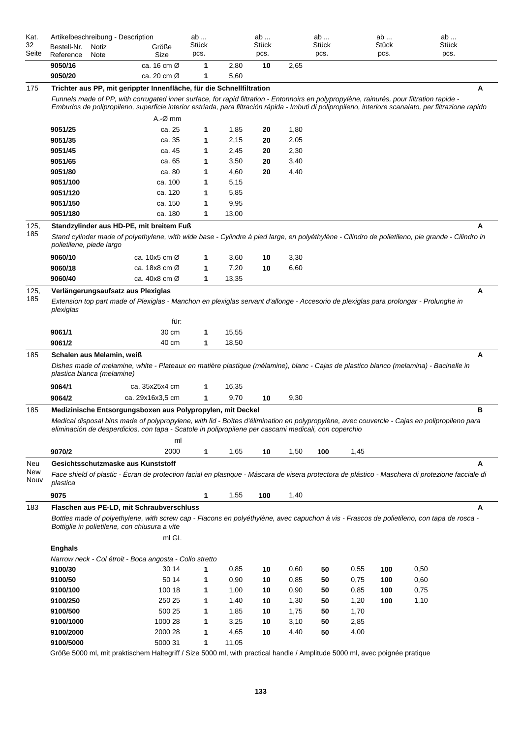| Kat. 32 Seite | Artikelbeschreibung - Description Bestell-Nr. Reference | Notiz Note | Größe Size | ab ... Stück pcs. | | ab ... Stück pcs. | | ab ... Stück pcs. | | ab ... Stück pcs. | | ab ... Stück pcs. | |
|---|---|---|---|---|---|---|---|---|---|---|---|---|---|
| | **9050/16** | | ca. 16 cm Ø | **1** | 2,80 | **10** | 2,65 | | | | | | |
| | **9050/20** | | ca. 20 cm Ø | **1** | 5,60 | | | | | | | | |

**175 — Trichter aus PP, mit gerippter Innenfläche, für die Schnellfiltration** — **A**

*Funnels made of PP, with corrugated inner surface, for rapid filtration - Entonnoirs en polypropylène, rainurés, pour filtration rapide - Embudos de polipropileno, superficie interior estriada, para filtración rápida - Imbuti di polipropileno, interiore scanalato, per filtrazione rapido*

| Bestell-Nr. | A.-Ø mm | ab Stück | | ab Stück | |
|---|---|---|---|---|---|
| **9051/25** | ca. 25 | **1** | 1,85 | **20** | 1,80 |
| **9051/35** | ca. 35 | **1** | 2,15 | **20** | 2,05 |
| **9051/45** | ca. 45 | **1** | 2,45 | **20** | 2,30 |
| **9051/65** | ca. 65 | **1** | 3,50 | **20** | 3,40 |
| **9051/80** | ca. 80 | **1** | 4,60 | **20** | 4,40 |
| **9051/100** | ca. 100 | **1** | 5,15 | | |
| **9051/120** | ca. 120 | **1** | 5,85 | | |
| **9051/150** | ca. 150 | **1** | 9,95 | | |
| **9051/180** | ca. 180 | **1** | 13,00 | | |

**125, 185 — Standzylinder aus HD-PE, mit breitem Fuß** — **A**

*Stand cylinder made of polyethylene, with wide base - Cylindre à pied large, en polyéthylène - Cilindro de polietileno, pie grande - Cilindro in polietilene, piede largo*

| Bestell-Nr. | Größe | ab Stück | | ab Stück | |
|---|---|---|---|---|---|
| **9060/10** | ca. 10x5 cm Ø | **1** | 3,60 | **10** | 3,30 |
| **9060/18** | ca. 18x8 cm Ø | **1** | 7,20 | **10** | 6,60 |
| **9060/40** | ca. 40x8 cm Ø | **1** | 13,35 | | |

**125, 185 — Verlängerungsaufsatz aus Plexiglas** — **A**

*Extension top part made of Plexiglas - Manchon en plexiglas servant d'allonge - Accesorio de plexiglas para prolongar - Prolunghe in plexiglas*

| Bestell-Nr. | für: | ab Stück | |
|---|---|---|---|
| **9061/1** | 30 cm | **1** | 15,55 |
| **9061/2** | 40 cm | **1** | 18,50 |

**185 — Schalen aus Melamin, weiß** — **A**

*Dishes made of melamine, white - Plateaux en matière plastique (mélamine), blanc - Cajas de plastico blanco (melamina) - Bacinelle in plastica bianca (melamine)*

| Bestell-Nr. | Größe | ab Stück | | ab Stück | |
|---|---|---|---|---|---|
| **9064/1** | ca. 35x25x4 cm | **1** | 16,35 | | |
| **9064/2** | ca. 29x16x3,5 cm | **1** | 9,70 | **10** | 9,30 |

**185 — Medizinische Entsorgungsboxen aus Polypropylen, mit Deckel** — **B**

*Medical disposal bins made of polypropylene, with lid - Boîtes d'élimination en polypropylène, avec couvercle - Cajas en polipropileno para eliminación de desperdicios, con tapa - Scatole in polipropilene per cascami medicali, con coperchio*

| Bestell-Nr. | ml | ab Stück | | ab Stück | | ab Stück | |
|---|---|---|---|---|---|---|---|
| **9070/2** | 2000 | **1** | 1,65 | **10** | 1,50 | **100** | 1,45 |

**Neu / New / Nouv — Gesichtsschutzmaske aus Kunststoff** — **A**

*Face shield of plastic - Écran de protection facial en plastique - Máscara de visera protectora de plástico - Maschera di protezione facciale di plastica*

| Bestell-Nr. | | ab Stück | | ab Stück | |
|---|---|---|---|---|---|
| **9075** | | **1** | 1,55 | **100** | 1,40 |

**183 — Flaschen aus PE-LD, mit Schraubverschluss** — **A**

*Bottles made of polyethylene, with screw cap - Flacons en polyéthylène, avec capuchon à vis - Frascos de polietileno, con tapa de rosca - Bottiglie in polietilene, con chiusura a vite*

**Enghals**

*Narrow neck - Col étroit - Boca angosta - Collo stretto*

| Bestell-Nr. | ml GL | ab Stück | | ab Stück | | ab Stück | | ab Stück | |
|---|---|---|---|---|---|---|---|---|---|
| **9100/30** | 30 14 | **1** | 0,85 | **10** | 0,60 | **50** | 0,55 | **100** | 0,50 |
| **9100/50** | 50 14 | **1** | 0,90 | **10** | 0,85 | **50** | 0,75 | **100** | 0,60 |
| **9100/100** | 100 18 | **1** | 1,00 | **10** | 0,90 | **50** | 0,85 | **100** | 0,75 |
| **9100/250** | 250 25 | **1** | 1,40 | **10** | 1,30 | **50** | 1,20 | **100** | 1,10 |
| **9100/500** | 500 25 | **1** | 1,85 | **10** | 1,75 | **50** | 1,70 | | |
| **9100/1000** | 1000 28 | **1** | 3,25 | **10** | 3,10 | **50** | 2,85 | | |
| **9100/2000** | 2000 28 | **1** | 4,65 | **10** | 4,40 | **50** | 4,00 | | |
| **9100/5000** | 5000 31 | **1** | 11,05 | | | | | | |

Größe 5000 ml, mit praktischem Haltegriff / Size 5000 ml, with practical handle / Amplitude 5000 ml, avec poignée pratique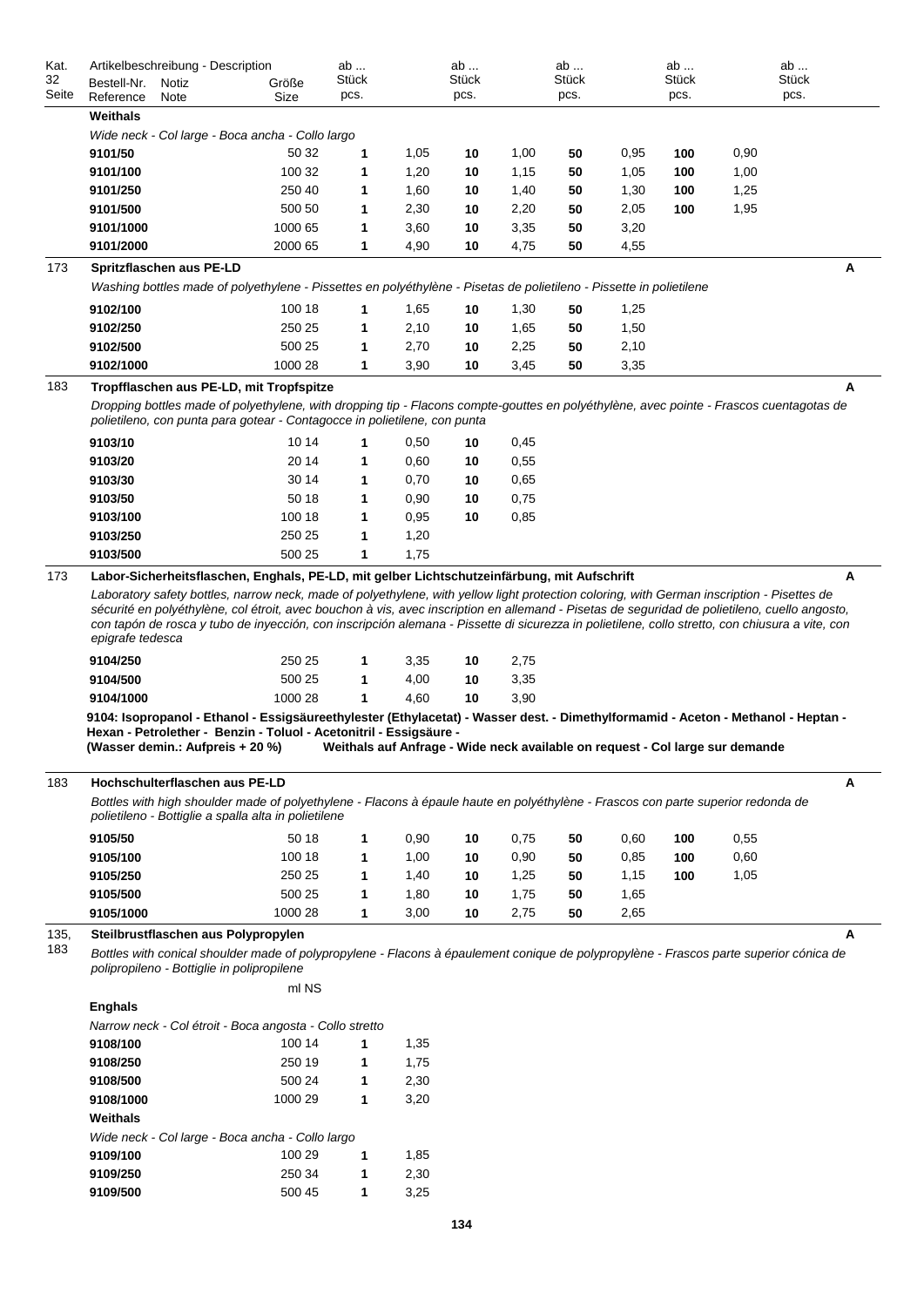| Kat. 32 Seite | Artikelbeschreibung - Description Bestell-Nr. Reference | Notiz Note | Größe Size | ab ... Stück pcs. | | ab ... Stück pcs. | | ab ... Stück pcs. | | ab ... Stück pcs. | | ab ... Stück pcs. | | |
|---|---|---|---|---|---|---|---|---|---|---|---|---|---|---|
| | **Weithals** | | | | | | | | | | | | | |
| | *Wide neck - Col large - Boca ancha - Collo largo* | | | | | | | | | | | | | |
| | **9101/50** | | 50 32 | **1** | 1,05 | **10** | 1,00 | **50** | 0,95 | **100** | 0,90 | | | |
| | **9101/100** | | 100 32 | **1** | 1,20 | **10** | 1,15 | **50** | 1,05 | **100** | 1,00 | | | |
| | **9101/250** | | 250 40 | **1** | 1,60 | **10** | 1,40 | **50** | 1,30 | **100** | 1,25 | | | |
| | **9101/500** | | 500 50 | **1** | 2,30 | **10** | 2,20 | **50** | 2,05 | **100** | 1,95 | | | |
| | **9101/1000** | | 1000 65 | **1** | 3,60 | **10** | 3,35 | **50** | 3,20 | | | | | |
| | **9101/2000** | | 2000 65 | **1** | 4,90 | **10** | 4,75 | **50** | 4,55 | | | | | |
| 173 | **Spritzflaschen aus PE-LD** | | | | | | | | | | | | | **A** |
| | *Washing bottles made of polyethylene - Pissettes en polyéthylène - Pisetas de polietileno - Pissette in polietilene* | | | | | | | | | | | | | |
| | **9102/100** | | 100 18 | **1** | 1,65 | **10** | 1,30 | **50** | 1,25 | | | | | |
| | **9102/250** | | 250 25 | **1** | 2,10 | **10** | 1,65 | **50** | 1,50 | | | | | |
| | **9102/500** | | 500 25 | **1** | 2,70 | **10** | 2,25 | **50** | 2,10 | | | | | |
| | **9102/1000** | | 1000 28 | **1** | 3,90 | **10** | 3,45 | **50** | 3,35 | | | | | |
| 183 | **Tropfflaschen aus PE-LD, mit Tropfspitze** | | | | | | | | | | | | | **A** |
| | *Dropping bottles made of polyethylene, with dropping tip - Flacons compte-gouttes en polyéthylène, avec pointe - Frascos cuentagotas de polietileno, con punta para gotear - Contagocce in polietilene, con punta* | | | | | | | | | | | | | |
| | **9103/10** | | 10 14 | **1** | 0,50 | **10** | 0,45 | | | | | | | |
| | **9103/20** | | 20 14 | **1** | 0,60 | **10** | 0,55 | | | | | | | |
| | **9103/30** | | 30 14 | **1** | 0,70 | **10** | 0,65 | | | | | | | |
| | **9103/50** | | 50 18 | **1** | 0,90 | **10** | 0,75 | | | | | | | |
| | **9103/100** | | 100 18 | **1** | 0,95 | **10** | 0,85 | | | | | | | |
| | **9103/250** | | 250 25 | **1** | 1,20 | | | | | | | | | |
| | **9103/500** | | 500 25 | **1** | 1,75 | | | | | | | | | |
| 173 | **Labor-Sicherheitsflaschen, Enghals, PE-LD, mit gelber Lichtschutzeinfärbung, mit Aufschrift** | | | | | | | | | | | | | **A** |
| | *Laboratory safety bottles, narrow neck, made of polyethylene, with yellow light protection coloring, with German inscription - Pisettes de sécurité en polyéthylène, col étroit, avec bouchon à vis, avec inscription en allemand - Pisetas de seguridad de polietileno, cuello angosto, con tapón de rosca y tubo de inyección, con inscripción alemana - Pissette di sicurezza in polietilene, collo stretto, con chiusura a vite, con epigrafe tedesca* | | | | | | | | | | | | | |
| | **9104/250** | | 250 25 | **1** | 3,35 | **10** | 2,75 | | | | | | | |
| | **9104/500** | | 500 25 | **1** | 4,00 | **10** | 3,35 | | | | | | | |
| | **9104/1000** | | 1000 28 | **1** | 4,60 | **10** | 3,90 | | | | | | | |
| | **9104: Isopropanol - Ethanol - Essigsäureethylester (Ethylacetat) - Wasser dest. - Dimethylformamid - Aceton - Methanol - Heptan - Hexan - Petrolether - Benzin - Toluol - Acetonitril - Essigsäure - (Wasser demin.: Aufpreis + 20 %) Weithals auf Anfrage - Wide neck available on request - Col large sur demande** | | | | | | | | | | | | | |
| 183 | **Hochschulterflaschen aus PE-LD** | | | | | | | | | | | | | **A** |
| | *Bottles with high shoulder made of polyethylene - Flacons à épaule haute en polyéthylène - Frascos con parte superior redonda de polietileno - Bottiglie a spalla alta in polietilene* | | | | | | | | | | | | | |
| | **9105/50** | | 50 18 | **1** | 0,90 | **10** | 0,75 | **50** | 0,60 | **100** | 0,55 | | | |
| | **9105/100** | | 100 18 | **1** | 1,00 | **10** | 0,90 | **50** | 0,85 | **100** | 0,60 | | | |
| | **9105/250** | | 250 25 | **1** | 1,40 | **10** | 1,25 | **50** | 1,15 | **100** | 1,05 | | | |
| | **9105/500** | | 500 25 | **1** | 1,80 | **10** | 1,75 | **50** | 1,65 | | | | | |
| | **9105/1000** | | 1000 28 | **1** | 3,00 | **10** | 2,75 | **50** | 2,65 | | | | | |
| 135, 183 | **Steilbrustflaschen aus Polypropylen** | | | | | | | | | | | | | **A** |
| | *Bottles with conical shoulder made of polypropylene - Flacons à épaulement conique de polypropylène - Frascos parte superior cónica de polipropileno - Bottiglie in polipropilene* | | | | | | | | | | | | | |
| | | | ml NS | | | | | | | | | | | |
| | **Enghals** | | | | | | | | | | | | | |
| | *Narrow neck - Col étroit - Boca angosta - Collo stretto* | | | | | | | | | | | | | |
| | **9108/100** | | 100 14 | **1** | 1,35 | | | | | | | | | |
| | **9108/250** | | 250 19 | **1** | 1,75 | | | | | | | | | |
| | **9108/500** | | 500 24 | **1** | 2,30 | | | | | | | | | |
| | **9108/1000** | | 1000 29 | **1** | 3,20 | | | | | | | | | |
| | **Weithals** | | | | | | | | | | | | | |
| | *Wide neck - Col large - Boca ancha - Collo largo* | | | | | | | | | | | | | |
| | **9109/100** | | 100 29 | **1** | 1,85 | | | | | | | | | |
| | **9109/250** | | 250 34 | **1** | 2,30 | | | | | | | | | |
| | **9109/500** | | 500 45 | **1** | 3,25 | | | | | | | | | |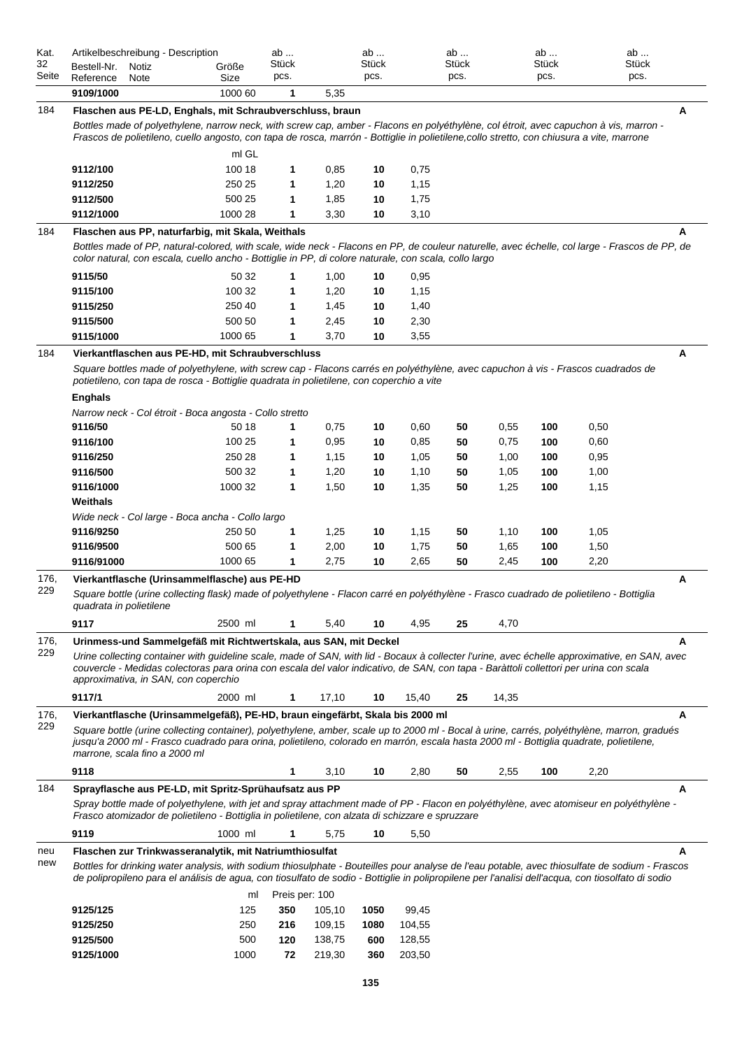| Kat. 32 Seite | Artikelbeschreibung - Description Bestell-Nr. Reference | Notiz Note | Größe Size | ab ... Stück pcs. | | ab ... Stück pcs. | | ab ... Stück pcs. | | ab ... Stück pcs. | | ab ... Stück pcs. | | |
|---|---|---|---|---|---|---|---|---|---|---|---|---|---|---|
| | **9109/1000** | | 1000 60 | **1** | 5,35 | | | | | | | | | |

---

**184** — **Flaschen aus PE-LD, Enghals, mit Schraubverschluss, braun** — **A**

*Bottles made of polyethylene, narrow neck, with screw cap, amber - Flacons en polyéthylène, col étroit, avec capuchon à vis, marron - Frascos de polietileno, cuello angosto, con tapa de rosca, marrón - Bottiglie in polietilene,collo stretto, con chiusura a vite, marrone*

| Bestell-Nr. | ml GL | ab Stück | | ab Stück | |
|---|---|---|---|---|---|
| **9112/100** | 100 18 | **1** | 0,85 | **10** | 0,75 |
| **9112/250** | 250 25 | **1** | 1,20 | **10** | 1,15 |
| **9112/500** | 500 25 | **1** | 1,85 | **10** | 1,75 |
| **9112/1000** | 1000 28 | **1** | 3,30 | **10** | 3,10 |

---

**184** — **Flaschen aus PP, naturfarbig, mit Skala, Weithals** — **A**

*Bottles made of PP, natural-colored, with scale, wide neck - Flacons en PP, de couleur naturelle, avec échelle, col large - Frascos de PP, de color natural, con escala, cuello ancho - Bottiglie in PP, di colore naturale, con scala, collo largo*

| Bestell-Nr. | Größe | ab Stück | | ab Stück | |
|---|---|---|---|---|---|
| **9115/50** | 50 32 | **1** | 1,00 | **10** | 0,95 |
| **9115/100** | 100 32 | **1** | 1,20 | **10** | 1,15 |
| **9115/250** | 250 40 | **1** | 1,45 | **10** | 1,40 |
| **9115/500** | 500 50 | **1** | 2,45 | **10** | 2,30 |
| **9115/1000** | 1000 65 | **1** | 3,70 | **10** | 3,55 |

---

**184** — **Vierkantflaschen aus PE-HD, mit Schraubverschluss** — **A**

*Square bottles made of polyethylene, with screw cap - Flacons carrés en polyéthylène, avec capuchon à vis - Frascos cuadrados de potietileno, con tapa de rosca - Bottiglie quadrata in polietilene, con coperchio a vite*

**Enghals**

*Narrow neck - Col étroit - Boca angosta - Collo stretto*

| Bestell-Nr. | Größe | ab Stück | | ab Stück | | ab Stück | | ab Stück | |
|---|---|---|---|---|---|---|---|---|---|
| **9116/50** | 50 18 | **1** | 0,75 | **10** | 0,60 | **50** | 0,55 | **100** | 0,50 |
| **9116/100** | 100 25 | **1** | 0,95 | **10** | 0,85 | **50** | 0,75 | **100** | 0,60 |
| **9116/250** | 250 28 | **1** | 1,15 | **10** | 1,05 | **50** | 1,00 | **100** | 0,95 |
| **9116/500** | 500 32 | **1** | 1,20 | **10** | 1,10 | **50** | 1,05 | **100** | 1,00 |
| **9116/1000** | 1000 32 | **1** | 1,50 | **10** | 1,35 | **50** | 1,25 | **100** | 1,15 |

**Weithals**

*Wide neck - Col large - Boca ancha - Collo largo*

| Bestell-Nr. | Größe | ab Stück | | ab Stück | | ab Stück | | ab Stück | |
|---|---|---|---|---|---|---|---|---|---|
| **9116/9250** | 250 50 | **1** | 1,25 | **10** | 1,15 | **50** | 1,10 | **100** | 1,05 |
| **9116/9500** | 500 65 | **1** | 2,00 | **10** | 1,75 | **50** | 1,65 | **100** | 1,50 |
| **9116/91000** | 1000 65 | **1** | 2,75 | **10** | 2,65 | **50** | 2,45 | **100** | 2,20 |

---

**176, 229** — **Vierkantflasche (Urinsammelflasche) aus PE-HD** — **A**

*Square bottle (urine collecting flask) made of polyethylene - Flacon carré en polyéthylène - Frasco cuadrado de polietileno - Bottiglia quadrata in polietilene*

| Bestell-Nr. | Größe | ab Stück | | ab Stück | | ab Stück | |
|---|---|---|---|---|---|---|---|
| **9117** | 2500 ml | **1** | 5,40 | **10** | 4,95 | **25** | 4,70 |

---

**176, 229** — **Urinmess-und Sammelgefäß mit Richtwertskala, aus SAN, mit Deckel** — **A**

*Urine collecting container with guideline scale, made of SAN, with lid - Bocaux à collecter l'urine, avec échelle approximative, en SAN, avec couvercle - Medidas colectoras para orina con escala del valor indicativo, de SAN, con tapa - Baràttoli collettori per urina con scala approximativa, in SAN, con coperchio*

| Bestell-Nr. | Größe | ab Stück | | ab Stück | | ab Stück | |
|---|---|---|---|---|---|---|---|
| **9117/1** | 2000 ml | **1** | 17,10 | **10** | 15,40 | **25** | 14,35 |

---

**176, 229** — **Vierkantflasche (Urinsammelgefäß), PE-HD, braun eingefärbt, Skala bis 2000 ml** — **A**

*Square bottle (urine collecting container), polyethylene, amber, scale up to 2000 ml - Bocal à urine, carrés, polyéthylène, marron, gradués jusqu'a 2000 ml - Frasco cuadrado para orina, polietileno, colorado en marrón, escala hasta 2000 ml - Bottiglia quadrate, polietilene, marrone, scala fino a 2000 ml*

| Bestell-Nr. | Größe | ab Stück | | ab Stück | | ab Stück | | ab Stück | |
|---|---|---|---|---|---|---|---|---|---|
| **9118** | | **1** | 3,10 | **10** | 2,80 | **50** | 2,55 | **100** | 2,20 |

---

**184** — **Sprayflasche aus PE-LD, mit Spritz-Sprühaufsatz aus PP** — **A**

*Spray bottle made of polyethylene, with jet and spray attachment made of PP - Flacon en polyéthylène, avec atomiseur en polyéthylène - Frasco atomizador de polietileno - Bottiglia in polietilene, con alzata di schizzare e spruzzare*

| Bestell-Nr. | Größe | ab Stück | | ab Stück | |
|---|---|---|---|---|---|
| **9119** | 1000 ml | **1** | 5,75 | **10** | 5,50 |

---

**neu new** — **Flaschen zur Trinkwasseranalytik, mit Natriumthiosulfat** — **A**

*Bottles for drinking water analysis, with sodium thiosulphate - Bouteilles pour analyse de l'eau potable, avec thiosulfate de sodium - Frascos de polipropileno para el análisis de agua, con tiosulfato de sodio - Bottiglie in polipropilene per l'analisi dell'acqua, con tiosolfato di sodio*

| Bestell-Nr. | ml | Preis per: 100 | | | |
|---|---|---|---|---|---|
| **9125/125** | 125 | **350** | 105,10 | **1050** | 99,45 |
| **9125/250** | 250 | **216** | 109,15 | **1080** | 104,55 |
| **9125/500** | 500 | **120** | 138,75 | **600** | 128,55 |
| **9125/1000** | 1000 | **72** | 219,30 | **360** | 203,50 |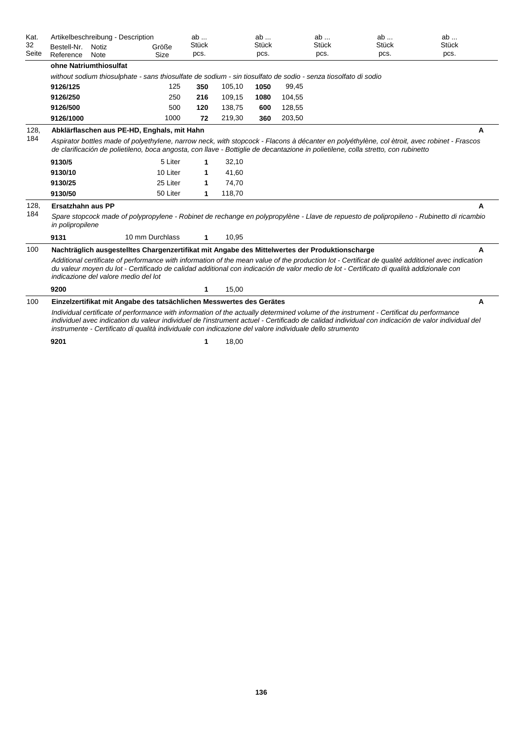| Kat. 32 Seite | Artikelbeschreibung - Description Bestell-Nr. Reference | Notiz Note | Größe Size | ab ... Stück pcs. | | ab ... Stück pcs. | | ab ... Stück pcs. | ab ... Stück pcs. | ab ... Stück pcs. | |
|---|---|---|---|---|---|---|---|---|---|---|---|
| | **ohne Natriumthiosulfat** | | | | | | | | | | |
| | *without sodium thiosulphate - sans thiosulfate de sodium - sin tiosulfato de sodio - senza tiosolfato di sodio* | | | | | | | | | | |
| | **9126/125** | | 125 | **350** | 105,10 | **1050** | 99,45 | | | | |
| | **9126/250** | | 250 | **216** | 109,15 | **1080** | 104,55 | | | | |
| | **9126/500** | | 500 | **120** | 138,75 | **600** | 128,55 | | | | |
| | **9126/1000** | | 1000 | **72** | 219,30 | **360** | 203,50 | | | | |
| 128, 184 | **Abklärflaschen aus PE-HD, Enghals, mit Hahn** | | | | | | | | | | **A** |
| | *Aspirator bottles made of polyethylene, narrow neck, with stopcock - Flacons à décanter en polyéthylène, col ètroit, avec robinet - Frascos de clarificación de polietileno, boca angosta, con llave - Bottiglie de decantazione in polietilene, colla stretto, con rubinetto* | | | | | | | | | | |
| | **9130/5** | | 5 Liter | **1** | 32,10 | | | | | | |
| | **9130/10** | | 10 Liter | **1** | 41,60 | | | | | | |
| | **9130/25** | | 25 Liter | **1** | 74,70 | | | | | | |
| | **9130/50** | | 50 Liter | **1** | 118,70 | | | | | | |
| 128, 184 | **Ersatzhahn aus PP** | | | | | | | | | | **A** |
| | *Spare stopcock made of polypropylene - Robinet de rechange en polypropylène - Llave de repuesto de polipropileno - Rubinetto di ricambio in polipropilene* | | | | | | | | | | |
| | **9131** | | 10 mm Durchlass | **1** | 10,95 | | | | | | |
| 100 | **Nachträglich ausgestelltes Chargenzertifikat mit Angabe des Mittelwertes der Produktionscharge** | | | | | | | | | | **A** |
| | *Additional certificate of performance with information of the mean value of the production lot - Certificat de qualité additionel avec indication du valeur moyen du lot - Certificado de calidad additional con indicación de valor medio de lot - Certificato di qualità addizionale con indicazione del valore medio del lot* | | | | | | | | | | |
| | **9200** | | | **1** | 15,00 | | | | | | |
| 100 | **Einzelzertifikat mit Angabe des tatsächlichen Messwertes des Gerätes** | | | | | | | | | | **A** |
| | *Individual certificate of performance with information of the actually determined volume of the instrument - Certificat du performance individuel avec indication du valeur individuel de l'instrument actuel - Certificado de calidad individual con indicación de valor individual del instrumente - Certificato di qualità individuale con indicazione del valore individuale dello strumento* | | | | | | | | | | |
| | **9201** | | | **1** | 18,00 | | | | | | |